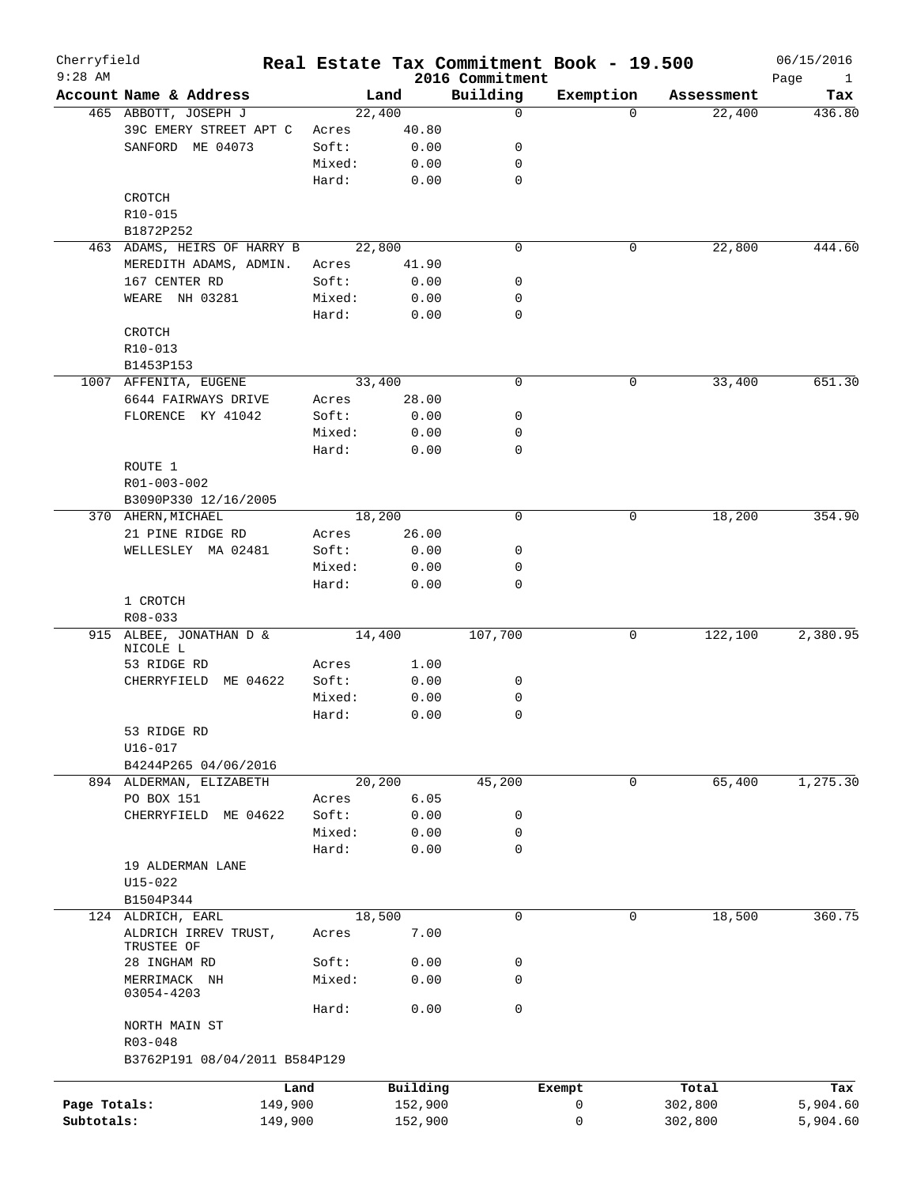Cherryfield
9:28 AM

# Real Estate Tax Commitment Book - 19.500

## 2016 Commitment

06/15/2016

| Account | Name & Address | | Land | Building | Exemption | Assessment | Tax |
|---|---|---|---|---|---|---|---|
| 465 | ABBOTT, JOSEPH J | | 22,400 | 0 | 0 | 22,400 | 436.80 |
| | 39C EMERY STREET APT C | Acres | 40.80 | | | | |
| | SANFORD ME 04073 | Soft: | 0.00 | 0 | | | |
| | | Mixed: | 0.00 | 0 | | | |
| | | Hard: | 0.00 | 0 | | | |
| | CROTCH | | | | | | |
| | R10-015 | | | | | | |
| | B1872P252 | | | | | | |
| 463 | ADAMS, HEIRS OF HARRY B | | 22,800 | 0 | 0 | 22,800 | 444.60 |
| | MEREDITH ADAMS, ADMIN. | Acres | 41.90 | | | | |
| | 167 CENTER RD | Soft: | 0.00 | 0 | | | |
| | WEARE NH 03281 | Mixed: | 0.00 | 0 | | | |
| | | Hard: | 0.00 | 0 | | | |
| | CROTCH | | | | | | |
| | R10-013 | | | | | | |
| | B1453P153 | | | | | | |
| 1007 | AFFENITA, EUGENE | | 33,400 | 0 | 0 | 33,400 | 651.30 |
| | 6644 FAIRWAYS DRIVE | Acres | 28.00 | | | | |
| | FLORENCE KY 41042 | Soft: | 0.00 | 0 | | | |
| | | Mixed: | 0.00 | 0 | | | |
| | | Hard: | 0.00 | 0 | | | |
| | ROUTE 1 | | | | | | |
| | R01-003-002 | | | | | | |
| | B3090P330 12/16/2005 | | | | | | |
| 370 | AHERN, MICHAEL | | 18,200 | 0 | 0 | 18,200 | 354.90 |
| | 21 PINE RIDGE RD | Acres | 26.00 | | | | |
| | WELLESLEY MA 02481 | Soft: | 0.00 | 0 | | | |
| | | Mixed: | 0.00 | 0 | | | |
| | | Hard: | 0.00 | 0 | | | |
| | 1 CROTCH | | | | | | |
| | R08-033 | | | | | | |
| 915 | ALBEE, JONATHAN D & NICOLE L | | 14,400 | 107,700 | 0 | 122,100 | 2,380.95 |
| | 53 RIDGE RD | Acres | 1.00 | | | | |
| | CHERRYFIELD ME 04622 | Soft: | 0.00 | 0 | | | |
| | | Mixed: | 0.00 | 0 | | | |
| | | Hard: | 0.00 | 0 | | | |
| | 53 RIDGE RD | | | | | | |
| | U16-017 | | | | | | |
| | B4244P265 04/06/2016 | | | | | | |
| 894 | ALDERMAN, ELIZABETH | | 20,200 | 45,200 | 0 | 65,400 | 1,275.30 |
| | PO BOX 151 | Acres | 6.05 | | | | |
| | CHERRYFIELD ME 04622 | Soft: | 0.00 | 0 | | | |
| | | Mixed: | 0.00 | 0 | | | |
| | | Hard: | 0.00 | 0 | | | |
| | 19 ALDERMAN LANE | | | | | | |
| | U15-022 | | | | | | |
| | B1504P344 | | | | | | |
| 124 | ALDRICH, EARL | | 18,500 | 0 | 0 | 18,500 | 360.75 |
| | ALDRICH IRREV TRUST, TRUSTEE OF | Acres | 7.00 | | | | |
| | 28 INGHAM RD | Soft: | 0.00 | 0 | | | |
| | MERRIMACK NH 03054-4203 | Mixed: | 0.00 | 0 | | | |
| | | Hard: | 0.00 | 0 | | | |
| | NORTH MAIN ST | | | | | | |
| | R03-048 | | | | | | |
| | B3762P191 08/04/2011 B584P129 | | | | | | |

| | Land | Building | Exempt | Total | Tax |
|---|---|---|---|---|---|
| Page Totals: | 149,900 | 152,900 | 0 | 302,800 | 5,904.60 |
| Subtotals: | 149,900 | 152,900 | 0 | 302,800 | 5,904.60 |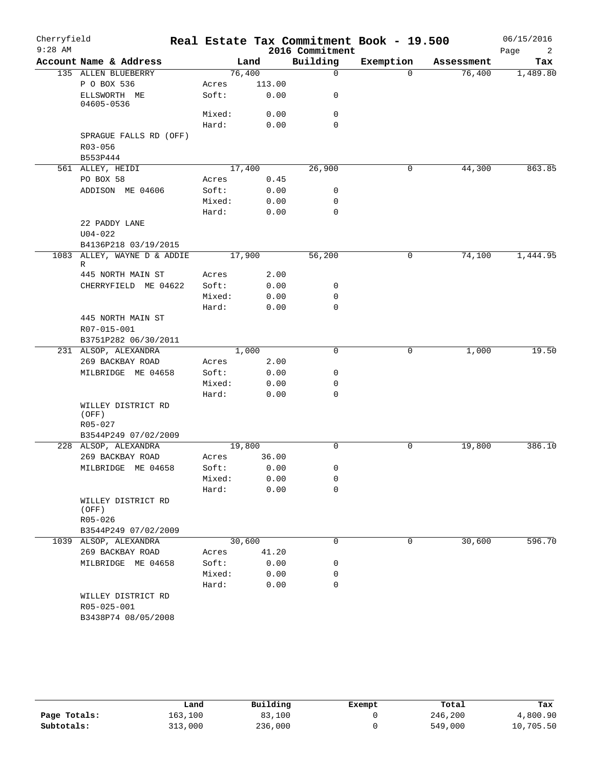# Real Estate Tax Commitment Book - 19.500

Cherryfield
9:28 AM

2016 Commitment

06/15/2016

| Account | Name & Address | | Land | Building | Exemption | Assessment | Tax |
|---|---|---|---|---|---|---|---|
| 135 | ALLEN BLUEBERRY | | 76,400 | 0 | 0 | 76,400 | 1,489.80 |
| | P O BOX 536 | Acres | 113.00 | | | | |
| | ELLSWORTH ME 04605-0536 | Soft: | 0.00 | 0 | | | |
| | | Mixed: | 0.00 | 0 | | | |
| | | Hard: | 0.00 | 0 | | | |
| | SPRAGUE FALLS RD (OFF) | | | | | | |
| | R03-056 | | | | | | |
| | B553P444 | | | | | | |
| 561 | ALLEY, HEIDI | | 17,400 | 26,900 | 0 | 44,300 | 863.85 |
| | PO BOX 58 | Acres | 0.45 | | | | |
| | ADDISON ME 04606 | Soft: | 0.00 | 0 | | | |
| | | Mixed: | 0.00 | 0 | | | |
| | | Hard: | 0.00 | 0 | | | |
| | 22 PADDY LANE | | | | | | |
| | U04-022 | | | | | | |
| | B4136P218 03/19/2015 | | | | | | |
| 1083 | ALLEY, WAYNE D & ADDIE R | | 17,900 | 56,200 | 0 | 74,100 | 1,444.95 |
| | 445 NORTH MAIN ST | Acres | 2.00 | | | | |
| | CHERRYFIELD ME 04622 | Soft: | 0.00 | 0 | | | |
| | | Mixed: | 0.00 | 0 | | | |
| | | Hard: | 0.00 | 0 | | | |
| | 445 NORTH MAIN ST | | | | | | |
| | R07-015-001 | | | | | | |
| | B3751P282 06/30/2011 | | | | | | |
| 231 | ALSOP, ALEXANDRA | | 1,000 | 0 | 0 | 1,000 | 19.50 |
| | 269 BACKBAY ROAD | Acres | 2.00 | | | | |
| | MILBRIDGE ME 04658 | Soft: | 0.00 | 0 | | | |
| | | Mixed: | 0.00 | 0 | | | |
| | | Hard: | 0.00 | 0 | | | |
| | WILLEY DISTRICT RD (OFF) | | | | | | |
| | R05-027 | | | | | | |
| | B3544P249 07/02/2009 | | | | | | |
| 228 | ALSOP, ALEXANDRA | | 19,800 | 0 | 0 | 19,800 | 386.10 |
| | 269 BACKBAY ROAD | Acres | 36.00 | | | | |
| | MILBRIDGE ME 04658 | Soft: | 0.00 | 0 | | | |
| | | Mixed: | 0.00 | 0 | | | |
| | | Hard: | 0.00 | 0 | | | |
| | WILLEY DISTRICT RD (OFF) | | | | | | |
| | R05-026 | | | | | | |
| | B3544P249 07/02/2009 | | | | | | |
| 1039 | ALSOP, ALEXANDRA | | 30,600 | 0 | 0 | 30,600 | 596.70 |
| | 269 BACKBAY ROAD | Acres | 41.20 | | | | |
| | MILBRIDGE ME 04658 | Soft: | 0.00 | 0 | | | |
| | | Mixed: | 0.00 | 0 | | | |
| | | Hard: | 0.00 | 0 | | | |
| | WILLEY DISTRICT RD | | | | | | |
| | R05-025-001 | | | | | | |
| | B3438P74 08/05/2008 | | | | | | |

| | Land | Building | Exempt | Total | Tax |
|---|---|---|---|---|---|
| Page Totals: | 163,100 | 83,100 | 0 | 246,200 | 4,800.90 |
| Subtotals: | 313,000 | 236,000 | 0 | 549,000 | 10,705.50 |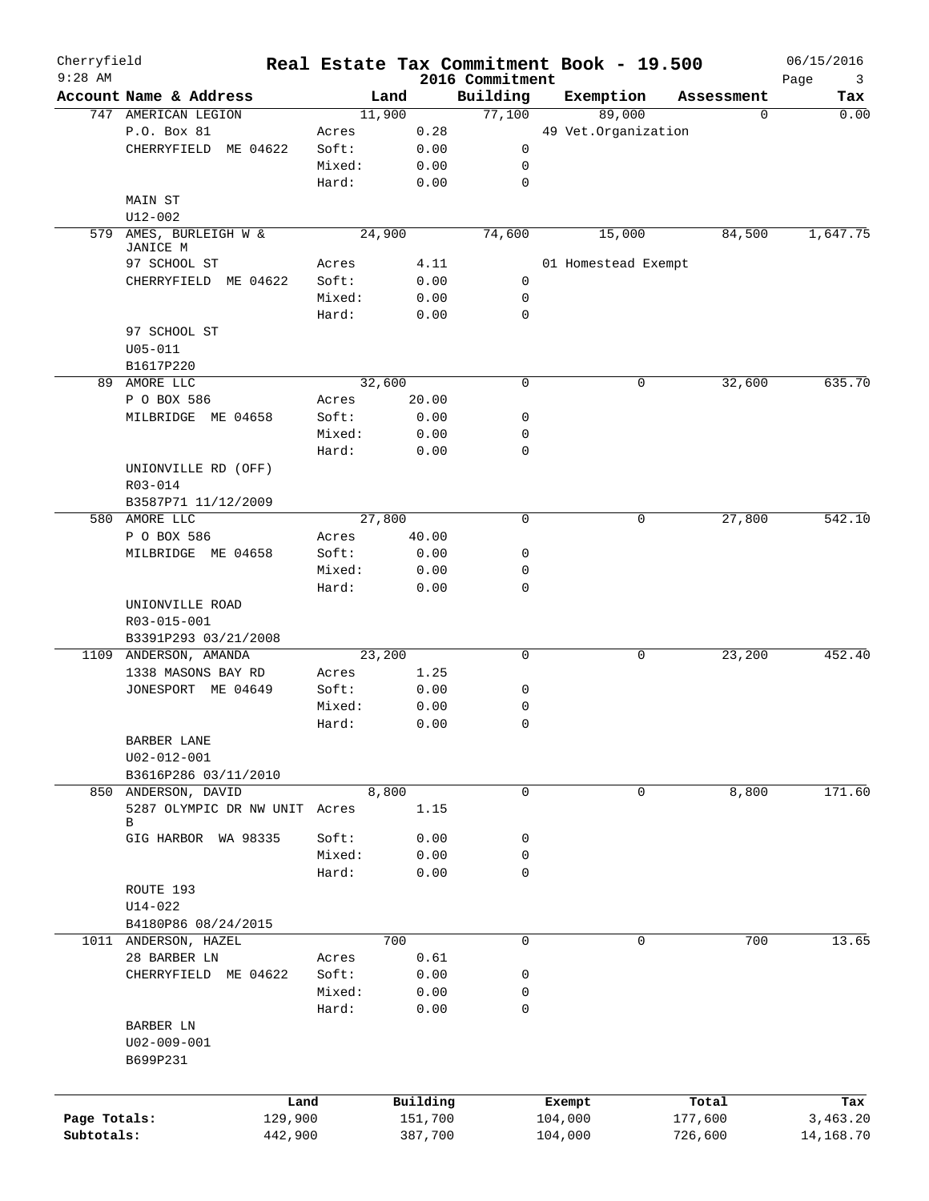Cherryfield 9:28 AM

# Real Estate Tax Commitment Book - 19.500

2016 Commitment

06/15/2016

| Account | Name & Address | | Land | Building | Exemption | Assessment | Tax |
|---|---|---|---|---|---|---|---|
| 747 | AMERICAN LEGION | | 11,900 | 77,100 | 89,000 | 0 | 0.00 |
| | P.O. Box 81 | Acres | 0.28 | | 49 Vet.Organization | | |
| | CHERRYFIELD ME 04622 | Soft: | 0.00 | 0 | | | |
| | | Mixed: | 0.00 | 0 | | | |
| | | Hard: | 0.00 | 0 | | | |
| | MAIN ST | | | | | | |
| | U12-002 | | | | | | |
| 579 | AMES, BURLEIGH W & JANICE M | | 24,900 | 74,600 | 15,000 | 84,500 | 1,647.75 |
| | 97 SCHOOL ST | Acres | 4.11 | | 01 Homestead Exempt | | |
| | CHERRYFIELD ME 04622 | Soft: | 0.00 | 0 | | | |
| | | Mixed: | 0.00 | 0 | | | |
| | | Hard: | 0.00 | 0 | | | |
| | 97 SCHOOL ST | | | | | | |
| | U05-011 | | | | | | |
| | B1617P220 | | | | | | |
| 89 | AMORE LLC | | 32,600 | 0 | 0 | 32,600 | 635.70 |
| | P O BOX 586 | Acres | 20.00 | | | | |
| | MILBRIDGE ME 04658 | Soft: | 0.00 | 0 | | | |
| | | Mixed: | 0.00 | 0 | | | |
| | | Hard: | 0.00 | 0 | | | |
| | UNIONVILLE RD (OFF) | | | | | | |
| | R03-014 | | | | | | |
| | B3587P71 11/12/2009 | | | | | | |
| 580 | AMORE LLC | | 27,800 | 0 | 0 | 27,800 | 542.10 |
| | P O BOX 586 | Acres | 40.00 | | | | |
| | MILBRIDGE ME 04658 | Soft: | 0.00 | 0 | | | |
| | | Mixed: | 0.00 | 0 | | | |
| | | Hard: | 0.00 | 0 | | | |
| | UNIONVILLE ROAD | | | | | | |
| | R03-015-001 | | | | | | |
| | B3391P293 03/21/2008 | | | | | | |
| 1109 | ANDERSON, AMANDA | | 23,200 | 0 | 0 | 23,200 | 452.40 |
| | 1338 MASONS BAY RD | Acres | 1.25 | | | | |
| | JONESPORT ME 04649 | Soft: | 0.00 | 0 | | | |
| | | Mixed: | 0.00 | 0 | | | |
| | | Hard: | 0.00 | 0 | | | |
| | BARBER LANE | | | | | | |
| | U02-012-001 | | | | | | |
| | B3616P286 03/11/2010 | | | | | | |
| 850 | ANDERSON, DAVID | | 8,800 | 0 | 0 | 8,800 | 171.60 |
| | 5287 OLYMPIC DR NW UNIT B | Acres | 1.15 | | | | |
| | GIG HARBOR WA 98335 | Soft: | 0.00 | 0 | | | |
| | | Mixed: | 0.00 | 0 | | | |
| | | Hard: | 0.00 | 0 | | | |
| | ROUTE 193 | | | | | | |
| | U14-022 | | | | | | |
| | B4180P86 08/24/2015 | | | | | | |
| 1011 | ANDERSON, HAZEL | | 700 | 0 | 0 | 700 | 13.65 |
| | 28 BARBER LN | Acres | 0.61 | | | | |
| | CHERRYFIELD ME 04622 | Soft: | 0.00 | 0 | | | |
| | | Mixed: | 0.00 | 0 | | | |
| | | Hard: | 0.00 | 0 | | | |
| | BARBER LN | | | | | | |
| | U02-009-001 | | | | | | |
| | B699P231 | | | | | | |

| | Land | Building | Exempt | Total | Tax |
|---|---|---|---|---|---|
| Page Totals: | 129,900 | 151,700 | 104,000 | 177,600 | 3,463.20 |
| Subtotals: | 442,900 | 387,700 | 104,000 | 726,600 | 14,168.70 |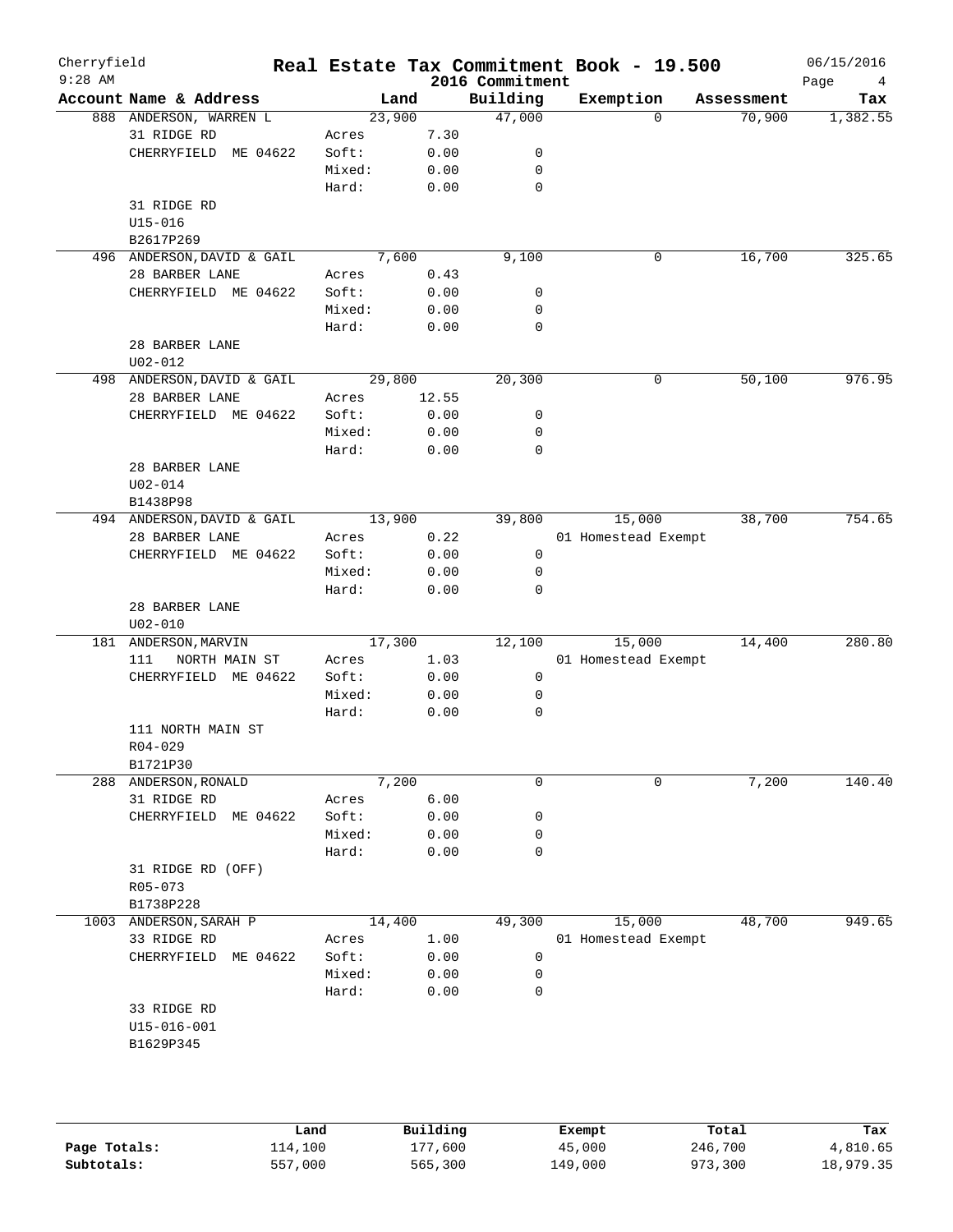# Real Estate Tax Commitment Book - 19.500

Cherryfield 9:28 AM — 2016 Commitment — 06/15/2016

| Account Name & Address | Land | | Building | Exemption | Assessment | Tax |
|---|---|---|---|---|---|---|
| 888 ANDERSON, WARREN L | 23,900 | | 47,000 | 0 | 70,900 | 1,382.55 |
| 31 RIDGE RD | Acres | 7.30 | | | | |
| CHERRYFIELD ME 04622 | Soft: | 0.00 | 0 | | | |
| | Mixed: | 0.00 | 0 | | | |
| | Hard: | 0.00 | 0 | | | |
| 31 RIDGE RD | | | | | | |
| U15-016 | | | | | | |
| B2617P269 | | | | | | |
| 496 ANDERSON, DAVID & GAIL | 7,600 | | 9,100 | 0 | 16,700 | 325.65 |
| 28 BARBER LANE | Acres | 0.43 | | | | |
| CHERRYFIELD ME 04622 | Soft: | 0.00 | 0 | | | |
| | Mixed: | 0.00 | 0 | | | |
| | Hard: | 0.00 | 0 | | | |
| 28 BARBER LANE | | | | | | |
| U02-012 | | | | | | |
| 498 ANDERSON, DAVID & GAIL | 29,800 | | 20,300 | 0 | 50,100 | 976.95 |
| 28 BARBER LANE | Acres | 12.55 | | | | |
| CHERRYFIELD ME 04622 | Soft: | 0.00 | 0 | | | |
| | Mixed: | 0.00 | 0 | | | |
| | Hard: | 0.00 | 0 | | | |
| 28 BARBER LANE | | | | | | |
| U02-014 | | | | | | |
| B1438P98 | | | | | | |
| 494 ANDERSON, DAVID & GAIL | 13,900 | | 39,800 | 15,000 | 38,700 | 754.65 |
| 28 BARBER LANE | Acres | 0.22 | | 01 Homestead Exempt | | |
| CHERRYFIELD ME 04622 | Soft: | 0.00 | 0 | | | |
| | Mixed: | 0.00 | 0 | | | |
| | Hard: | 0.00 | 0 | | | |
| 28 BARBER LANE | | | | | | |
| U02-010 | | | | | | |
| 181 ANDERSON, MARVIN | 17,300 | | 12,100 | 15,000 | 14,400 | 280.80 |
| 111 NORTH MAIN ST | Acres | 1.03 | | 01 Homestead Exempt | | |
| CHERRYFIELD ME 04622 | Soft: | 0.00 | 0 | | | |
| | Mixed: | 0.00 | 0 | | | |
| | Hard: | 0.00 | 0 | | | |
| 111 NORTH MAIN ST | | | | | | |
| R04-029 | | | | | | |
| B1721P30 | | | | | | |
| 288 ANDERSON, RONALD | 7,200 | | 0 | 0 | 7,200 | 140.40 |
| 31 RIDGE RD | Acres | 6.00 | | | | |
| CHERRYFIELD ME 04622 | Soft: | 0.00 | 0 | | | |
| | Mixed: | 0.00 | 0 | | | |
| | Hard: | 0.00 | 0 | | | |
| 31 RIDGE RD (OFF) | | | | | | |
| R05-073 | | | | | | |
| B1738P228 | | | | | | |
| 1003 ANDERSON, SARAH P | 14,400 | | 49,300 | 15,000 | 48,700 | 949.65 |
| 33 RIDGE RD | Acres | 1.00 | | 01 Homestead Exempt | | |
| CHERRYFIELD ME 04622 | Soft: | 0.00 | 0 | | | |
| | Mixed: | 0.00 | 0 | | | |
| | Hard: | 0.00 | 0 | | | |
| 33 RIDGE RD | | | | | | |
| U15-016-001 | | | | | | |
| B1629P345 | | | | | | |

| | Land | Building | Exempt | Total | Tax |
|---|---|---|---|---|---|
| **Page Totals:** | 114,100 | 177,600 | 45,000 | 246,700 | 4,810.65 |
| **Subtotals:** | 557,000 | 565,300 | 149,000 | 973,300 | 18,979.35 |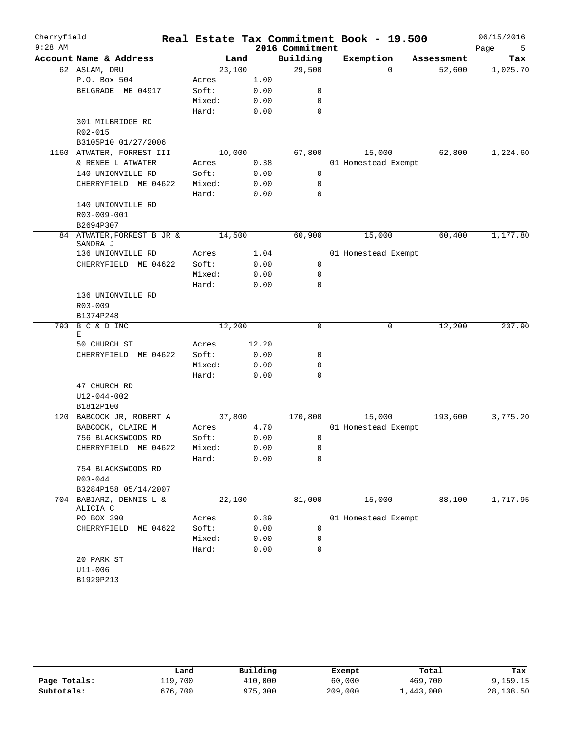Cherryfield 9:28 AM

# Real Estate Tax Commitment Book - 19.500

## 2016 Commitment

06/15/2016

| Account Name & Address | | Land | Building | Exemption | Assessment | Tax |
|---|---|---|---|---|---|---|
| 62 ASLAM, DRU | | 23,100 | 29,500 | 0 | 52,600 | 1,025.70 |
| P.O. Box 504 | Acres | 1.00 | | | | |
| BELGRADE ME 04917 | Soft: | 0.00 | 0 | | | |
| | Mixed: | 0.00 | 0 | | | |
| | Hard: | 0.00 | 0 | | | |
| 301 MILBRIDGE RD | | | | | | |
| R02-015 | | | | | | |
| B3105P10 01/27/2006 | | | | | | |
| 1160 ATWATER, FORREST III | | 10,000 | 67,800 | 15,000 | 62,800 | 1,224.60 |
| & RENEE L ATWATER | Acres | 0.38 | | 01 Homestead Exempt | | |
| 140 UNIONVILLE RD | Soft: | 0.00 | 0 | | | |
| CHERRYFIELD ME 04622 | Mixed: | 0.00 | 0 | | | |
| | Hard: | 0.00 | 0 | | | |
| 140 UNIONVILLE RD | | | | | | |
| R03-009-001 | | | | | | |
| B2694P307 | | | | | | |
| 84 ATWATER, FORREST B JR & SANDRA J | | 14,500 | 60,900 | 15,000 | 60,400 | 1,177.80 |
| 136 UNIONVILLE RD | Acres | 1.04 | | 01 Homestead Exempt | | |
| CHERRYFIELD ME 04622 | Soft: | 0.00 | 0 | | | |
| | Mixed: | 0.00 | 0 | | | |
| | Hard: | 0.00 | 0 | | | |
| 136 UNIONVILLE RD | | | | | | |
| R03-009 | | | | | | |
| B1374P248 | | | | | | |
| 793 B C & D INC E | | 12,200 | 0 | 0 | 12,200 | 237.90 |
| 50 CHURCH ST | Acres | 12.20 | | | | |
| CHERRYFIELD ME 04622 | Soft: | 0.00 | 0 | | | |
| | Mixed: | 0.00 | 0 | | | |
| | Hard: | 0.00 | 0 | | | |
| 47 CHURCH RD | | | | | | |
| U12-044-002 | | | | | | |
| B1812P100 | | | | | | |
| 120 BABCOCK JR, ROBERT A | | 37,800 | 170,800 | 15,000 | 193,600 | 3,775.20 |
| BABCOCK, CLAIRE M | Acres | 4.70 | | 01 Homestead Exempt | | |
| 756 BLACKSWOODS RD | Soft: | 0.00 | 0 | | | |
| CHERRYFIELD ME 04622 | Mixed: | 0.00 | 0 | | | |
| | Hard: | 0.00 | 0 | | | |
| 754 BLACKSWOODS RD | | | | | | |
| R03-044 | | | | | | |
| B3284P158 05/14/2007 | | | | | | |
| 704 BABIARZ, DENNIS L & ALICIA C | | 22,100 | 81,000 | 15,000 | 88,100 | 1,717.95 |
| PO BOX 390 | Acres | 0.89 | | 01 Homestead Exempt | | |
| CHERRYFIELD ME 04622 | Soft: | 0.00 | 0 | | | |
| | Mixed: | 0.00 | 0 | | | |
| | Hard: | 0.00 | 0 | | | |
| 20 PARK ST | | | | | | |
| U11-006 | | | | | | |
| B1929P213 | | | | | | |

| | Land | Building | Exempt | Total | Tax |
|---|---|---|---|---|---|
| Page Totals: | 119,700 | 410,000 | 60,000 | 469,700 | 9,159.15 |
| Subtotals: | 676,700 | 975,300 | 209,000 | 1,443,000 | 28,138.50 |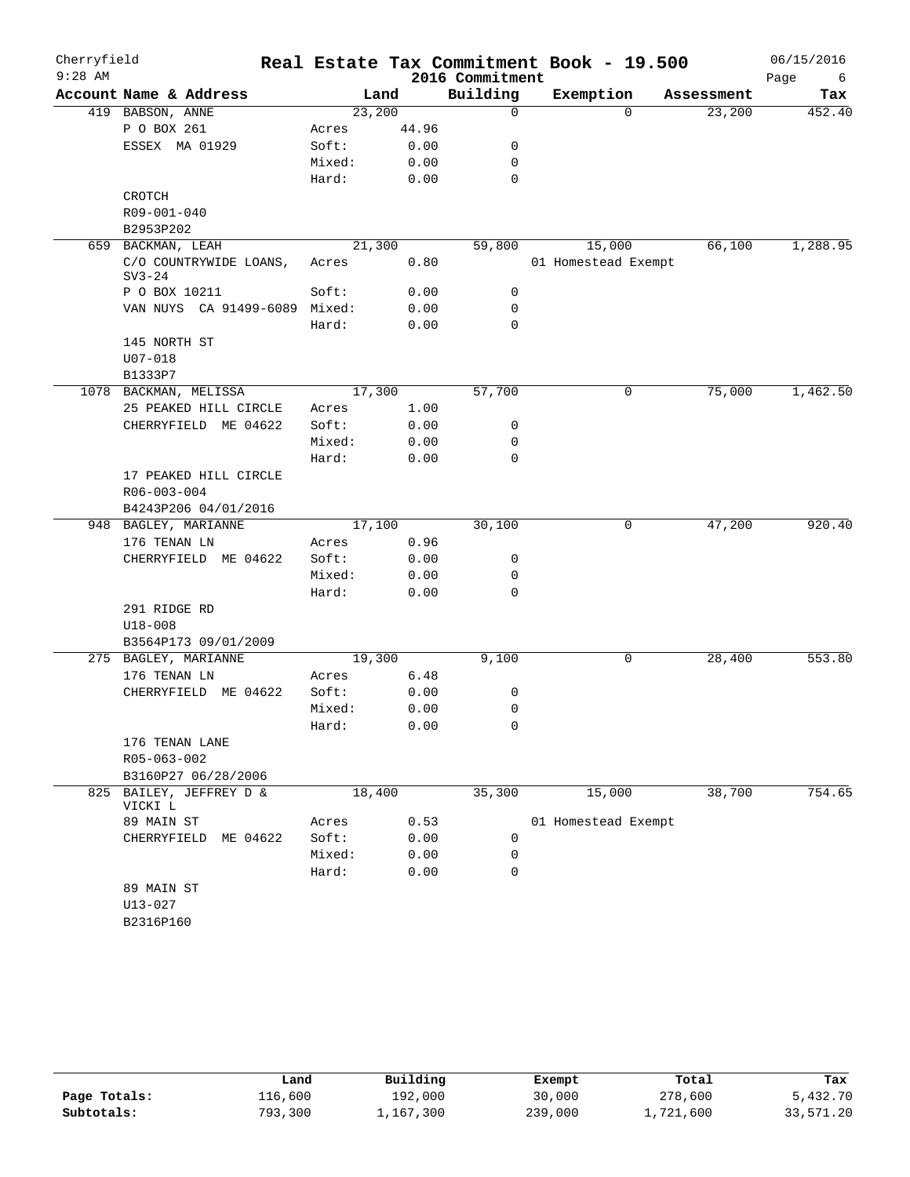Cherryfield
9:28 AM

# Real Estate Tax Commitment Book - 19.500

2016 Commitment

06/15/2016

| Account Name & Address | | Land | Building | Exemption | Assessment | Tax |
|---|---|---|---|---|---|---|
| 419 BABSON, ANNE | | 23,200 | 0 | 0 | 23,200 | 452.40 |
| P O BOX 261 | Acres | 44.96 | | | | |
| ESSEX MA 01929 | Soft: | 0.00 | 0 | | | |
| | Mixed: | 0.00 | 0 | | | |
| | Hard: | 0.00 | 0 | | | |
| CROTCH | | | | | | |
| R09-001-040 | | | | | | |
| B2953P202 | | | | | | |
| 659 BACKMAN, LEAH | | 21,300 | 59,800 | 15,000 | 66,100 | 1,288.95 |
| C/O COUNTRYWIDE LOANS, SV3-24 | Acres | 0.80 | | 01 Homestead Exempt | | |
| P O BOX 10211 | Soft: | 0.00 | 0 | | | |
| VAN NUYS CA 91499-6089 | Mixed: | 0.00 | 0 | | | |
| | Hard: | 0.00 | 0 | | | |
| 145 NORTH ST | | | | | | |
| U07-018 | | | | | | |
| B1333P7 | | | | | | |
| 1078 BACKMAN, MELISSA | | 17,300 | 57,700 | 0 | 75,000 | 1,462.50 |
| 25 PEAKED HILL CIRCLE | Acres | 1.00 | | | | |
| CHERRYFIELD ME 04622 | Soft: | 0.00 | 0 | | | |
| | Mixed: | 0.00 | 0 | | | |
| | Hard: | 0.00 | 0 | | | |
| 17 PEAKED HILL CIRCLE | | | | | | |
| R06-003-004 | | | | | | |
| B4243P206 04/01/2016 | | | | | | |
| 948 BAGLEY, MARIANNE | | 17,100 | 30,100 | 0 | 47,200 | 920.40 |
| 176 TENAN LN | Acres | 0.96 | | | | |
| CHERRYFIELD ME 04622 | Soft: | 0.00 | 0 | | | |
| | Mixed: | 0.00 | 0 | | | |
| | Hard: | 0.00 | 0 | | | |
| 291 RIDGE RD | | | | | | |
| U18-008 | | | | | | |
| B3564P173 09/01/2009 | | | | | | |
| 275 BAGLEY, MARIANNE | | 19,300 | 9,100 | 0 | 28,400 | 553.80 |
| 176 TENAN LN | Acres | 6.48 | | | | |
| CHERRYFIELD ME 04622 | Soft: | 0.00 | 0 | | | |
| | Mixed: | 0.00 | 0 | | | |
| | Hard: | 0.00 | 0 | | | |
| 176 TENAN LANE | | | | | | |
| R05-063-002 | | | | | | |
| B3160P27 06/28/2006 | | | | | | |
| 825 BAILEY, JEFFREY D & VICKI L | | 18,400 | 35,300 | 15,000 | 38,700 | 754.65 |
| 89 MAIN ST | Acres | 0.53 | | 01 Homestead Exempt | | |
| CHERRYFIELD ME 04622 | Soft: | 0.00 | 0 | | | |
| | Mixed: | 0.00 | 0 | | | |
| | Hard: | 0.00 | 0 | | | |
| 89 MAIN ST | | | | | | |
| U13-027 | | | | | | |
| B2316P160 | | | | | | |

| | Land | Building | Exempt | Total | Tax |
|---|---|---|---|---|---|
| Page Totals: | 116,600 | 192,000 | 30,000 | 278,600 | 5,432.70 |
| Subtotals: | 793,300 | 1,167,300 | 239,000 | 1,721,600 | 33,571.20 |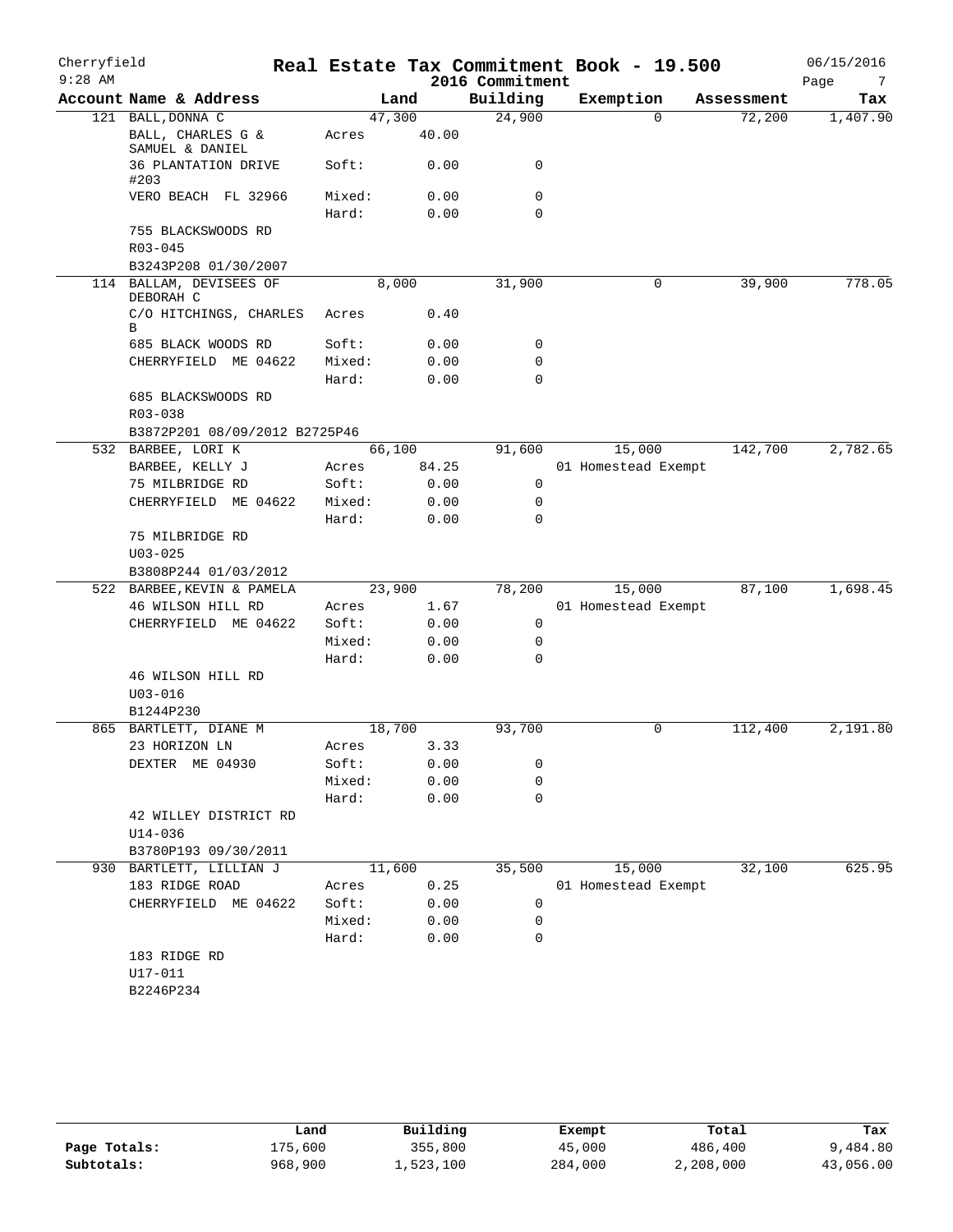# Cherryfield — Real Estate Tax Commitment Book - 19.500

9:28 AM — 2016 Commitment — 06/15/2016

| Account Name & Address | | Land | Building | Exemption | Assessment | Tax |
|---|---|---|---|---|---|---|
| 121 BALL,DONNA C | | 47,300 | 24,900 | 0 | 72,200 | 1,407.90 |
| BALL, CHARLES G & SAMUEL & DANIEL | Acres | 40.00 | | | | |
| 36 PLANTATION DRIVE #203 | Soft: | 0.00 | 0 | | | |
| VERO BEACH FL 32966 | Mixed: | 0.00 | 0 | | | |
| | Hard: | 0.00 | 0 | | | |
| 755 BLACKSWOODS RD | | | | | | |
| R03-045 | | | | | | |
| B3243P208 01/30/2007 | | | | | | |
| 114 BALLAM, DEVISEES OF DEBORAH C | | 8,000 | 31,900 | 0 | 39,900 | 778.05 |
| C/O HITCHINGS, CHARLES B | Acres | 0.40 | | | | |
| 685 BLACK WOODS RD | Soft: | 0.00 | 0 | | | |
| CHERRYFIELD ME 04622 | Mixed: | 0.00 | 0 | | | |
| | Hard: | 0.00 | 0 | | | |
| 685 BLACKSWOODS RD | | | | | | |
| R03-038 | | | | | | |
| B3872P201 08/09/2012 B2725P46 | | | | | | |
| 532 BARBEE, LORI K | | 66,100 | 91,600 | 15,000 | 142,700 | 2,782.65 |
| BARBEE, KELLY J | Acres | 84.25 | | 01 Homestead Exempt | | |
| 75 MILBRIDGE RD | Soft: | 0.00 | 0 | | | |
| CHERRYFIELD ME 04622 | Mixed: | 0.00 | 0 | | | |
| | Hard: | 0.00 | 0 | | | |
| 75 MILBRIDGE RD | | | | | | |
| U03-025 | | | | | | |
| B3808P244 01/03/2012 | | | | | | |
| 522 BARBEE,KEVIN & PAMELA | | 23,900 | 78,200 | 15,000 | 87,100 | 1,698.45 |
| 46 WILSON HILL RD | Acres | 1.67 | | 01 Homestead Exempt | | |
| CHERRYFIELD ME 04622 | Soft: | 0.00 | 0 | | | |
| | Mixed: | 0.00 | 0 | | | |
| | Hard: | 0.00 | 0 | | | |
| 46 WILSON HILL RD | | | | | | |
| U03-016 | | | | | | |
| B1244P230 | | | | | | |
| 865 BARTLETT, DIANE M | | 18,700 | 93,700 | 0 | 112,400 | 2,191.80 |
| 23 HORIZON LN | Acres | 3.33 | | | | |
| DEXTER ME 04930 | Soft: | 0.00 | 0 | | | |
| | Mixed: | 0.00 | 0 | | | |
| | Hard: | 0.00 | 0 | | | |
| 42 WILLEY DISTRICT RD | | | | | | |
| U14-036 | | | | | | |
| B3780P193 09/30/2011 | | | | | | |
| 930 BARTLETT, LILLIAN J | | 11,600 | 35,500 | 15,000 | 32,100 | 625.95 |
| 183 RIDGE ROAD | Acres | 0.25 | | 01 Homestead Exempt | | |
| CHERRYFIELD ME 04622 | Soft: | 0.00 | 0 | | | |
| | Mixed: | 0.00 | 0 | | | |
| | Hard: | 0.00 | 0 | | | |
| 183 RIDGE RD | | | | | | |
| U17-011 | | | | | | |
| B2246P234 | | | | | | |

| | Land | Building | Exempt | Total | Tax |
|---|---|---|---|---|---|
| Page Totals: | 175,600 | 355,800 | 45,000 | 486,400 | 9,484.80 |
| Subtotals: | 968,900 | 1,523,100 | 284,000 | 2,208,000 | 43,056.00 |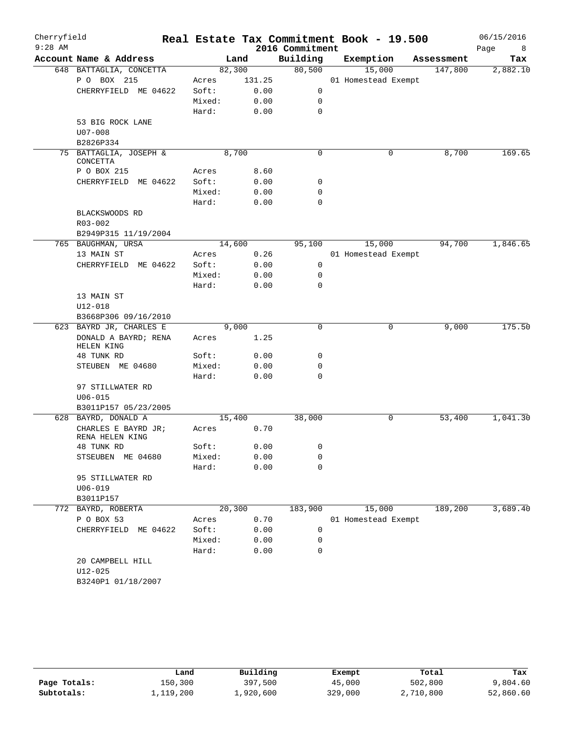Cherryfield
9:28 AM

# Real Estate Tax Commitment Book - 19.500
## 2016 Commitment

06/15/2016

| Account Name & Address | Land | | Building | Exemption | Assessment | Tax |
|---|---|---|---|---|---|---|
| 648 BATTAGLIA, CONCETTA | 82,300 | | 80,500 | 15,000 | 147,800 | 2,882.10 |
| P O BOX 215 | Acres | 131.25 | | 01 Homestead Exempt | | |
| CHERRYFIELD ME 04622 | Soft: | 0.00 | 0 | | | |
| | Mixed: | 0.00 | 0 | | | |
| | Hard: | 0.00 | 0 | | | |
| 53 BIG ROCK LANE | | | | | | |
| U07-008 | | | | | | |
| B2826P334 | | | | | | |
| 75 BATTAGLIA, JOSEPH & CONCETTA | 8,700 | | 0 | 0 | 8,700 | 169.65 |
| P O BOX 215 | Acres | 8.60 | | | | |
| CHERRYFIELD ME 04622 | Soft: | 0.00 | 0 | | | |
| | Mixed: | 0.00 | 0 | | | |
| | Hard: | 0.00 | 0 | | | |
| BLACKSWOODS RD | | | | | | |
| R03-002 | | | | | | |
| B2949P315 11/19/2004 | | | | | | |
| 765 BAUGHMAN, URSA | 14,600 | | 95,100 | 15,000 | 94,700 | 1,846.65 |
| 13 MAIN ST | Acres | 0.26 | | 01 Homestead Exempt | | |
| CHERRYFIELD ME 04622 | Soft: | 0.00 | 0 | | | |
| | Mixed: | 0.00 | 0 | | | |
| | Hard: | 0.00 | 0 | | | |
| 13 MAIN ST | | | | | | |
| U12-018 | | | | | | |
| B3668P306 09/16/2010 | | | | | | |
| 623 BAYRD JR, CHARLES E | 9,000 | | 0 | 0 | 9,000 | 175.50 |
| DONALD A BAYRD; RENA HELEN KING | Acres | 1.25 | | | | |
| 48 TUNK RD | Soft: | 0.00 | 0 | | | |
| STEUBEN ME 04680 | Mixed: | 0.00 | 0 | | | |
| | Hard: | 0.00 | 0 | | | |
| 97 STILLWATER RD | | | | | | |
| U06-015 | | | | | | |
| B3011P157 05/23/2005 | | | | | | |
| 628 BAYRD, DONALD A | 15,400 | | 38,000 | 0 | 53,400 | 1,041.30 |
| CHARLES E BAYRD JR; RENA HELEN KING | Acres | 0.70 | | | | |
| 48 TUNK RD | Soft: | 0.00 | 0 | | | |
| STSEUBEN ME 04680 | Mixed: | 0.00 | 0 | | | |
| | Hard: | 0.00 | 0 | | | |
| 95 STILLWATER RD | | | | | | |
| U06-019 | | | | | | |
| B3011P157 | | | | | | |
| 772 BAYRD, ROBERTA | 20,300 | | 183,900 | 15,000 | 189,200 | 3,689.40 |
| P O BOX 53 | Acres | 0.70 | | 01 Homestead Exempt | | |
| CHERRYFIELD ME 04622 | Soft: | 0.00 | 0 | | | |
| | Mixed: | 0.00 | 0 | | | |
| | Hard: | 0.00 | 0 | | | |
| 20 CAMPBELL HILL | | | | | | |
| U12-025 | | | | | | |
| B3240P1 01/18/2007 | | | | | | |

| | Land | Building | Exempt | Total | Tax |
|---|---|---|---|---|---|
| Page Totals: | 150,300 | 397,500 | 45,000 | 502,800 | 9,804.60 |
| Subtotals: | 1,119,200 | 1,920,600 | 329,000 | 2,710,800 | 52,860.60 |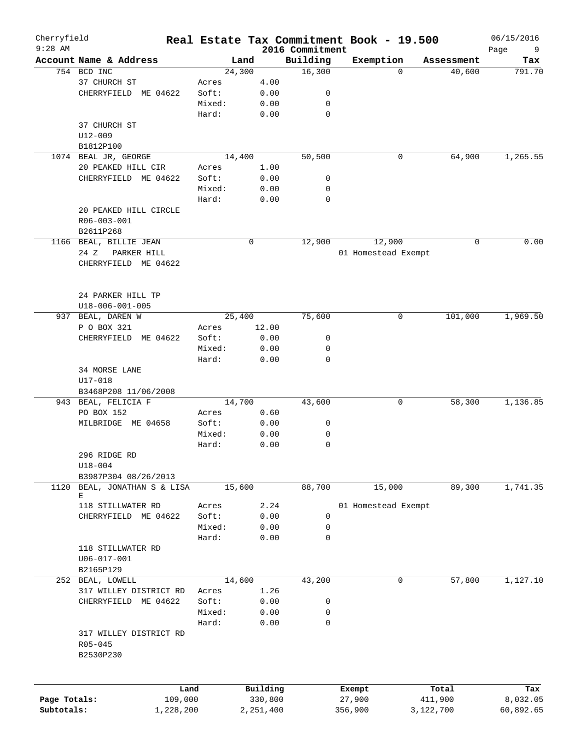Cherryfield 9:28 AM

# Real Estate Tax Commitment Book - 19.500
## 2016 Commitment

06/15/2016

| Account Name & Address | | Land | Building | Exemption | Assessment | Tax |
|---|---|---|---|---|---|---|
| 754 BCD INC | | 24,300 | 16,300 | 0 | 40,600 | 791.70 |
| 37 CHURCH ST | Acres | 4.00 | | | | |
| CHERRYFIELD ME 04622 | Soft: | 0.00 | 0 | | | |
| | Mixed: | 0.00 | 0 | | | |
| | Hard: | 0.00 | 0 | | | |
| 37 CHURCH ST | | | | | | |
| U12-009 | | | | | | |
| B1812P100 | | | | | | |
| 1074 BEAL JR, GEORGE | | 14,400 | 50,500 | 0 | 64,900 | 1,265.55 |
| 20 PEAKED HILL CIR | Acres | 1.00 | | | | |
| CHERRYFIELD ME 04622 | Soft: | 0.00 | 0 | | | |
| | Mixed: | 0.00 | 0 | | | |
| | Hard: | 0.00 | 0 | | | |
| 20 PEAKED HILL CIRCLE | | | | | | |
| R06-003-001 | | | | | | |
| B2611P268 | | | | | | |
| 1166 BEAL, BILLIE JEAN | | 0 | 12,900 | 12,900 | 0 | 0.00 |
| 24 Z PARKER HILL | | | | 01 Homestead Exempt | | |
| CHERRYFIELD ME 04622 | | | | | | |
| 24 PARKER HILL TP | | | | | | |
| U18-006-001-005 | | | | | | |
| 937 BEAL, DAREN W | | 25,400 | 75,600 | 0 | 101,000 | 1,969.50 |
| P O BOX 321 | Acres | 12.00 | | | | |
| CHERRYFIELD ME 04622 | Soft: | 0.00 | 0 | | | |
| | Mixed: | 0.00 | 0 | | | |
| | Hard: | 0.00 | 0 | | | |
| 34 MORSE LANE | | | | | | |
| U17-018 | | | | | | |
| B3468P208 11/06/2008 | | | | | | |
| 943 BEAL, FELICIA F | | 14,700 | 43,600 | 0 | 58,300 | 1,136.85 |
| PO BOX 152 | Acres | 0.60 | | | | |
| MILBRIDGE ME 04658 | Soft: | 0.00 | 0 | | | |
| | Mixed: | 0.00 | 0 | | | |
| | Hard: | 0.00 | 0 | | | |
| 296 RIDGE RD | | | | | | |
| U18-004 | | | | | | |
| B3987P304 08/26/2013 | | | | | | |
| 1120 BEAL, JONATHAN S & LISA E | | 15,600 | 88,700 | 15,000 | 89,300 | 1,741.35 |
| 118 STILLWATER RD | Acres | 2.24 | | 01 Homestead Exempt | | |
| CHERRYFIELD ME 04622 | Soft: | 0.00 | 0 | | | |
| | Mixed: | 0.00 | 0 | | | |
| | Hard: | 0.00 | 0 | | | |
| 118 STILLWATER RD | | | | | | |
| U06-017-001 | | | | | | |
| B2165P129 | | | | | | |
| 252 BEAL, LOWELL | | 14,600 | 43,200 | 0 | 57,800 | 1,127.10 |
| 317 WILLEY DISTRICT RD | Acres | 1.26 | | | | |
| CHERRYFIELD ME 04622 | Soft: | 0.00 | 0 | | | |
| | Mixed: | 0.00 | 0 | | | |
| | Hard: | 0.00 | 0 | | | |
| 317 WILLEY DISTRICT RD | | | | | | |
| R05-045 | | | | | | |
| B2530P230 | | | | | | |

| | Land | Building | Exempt | Total | Tax |
|---|---|---|---|---|---|
| Page Totals: | 109,000 | 330,800 | 27,900 | 411,900 | 8,032.05 |
| Subtotals: | 1,228,200 | 2,251,400 | 356,900 | 3,122,700 | 60,892.65 |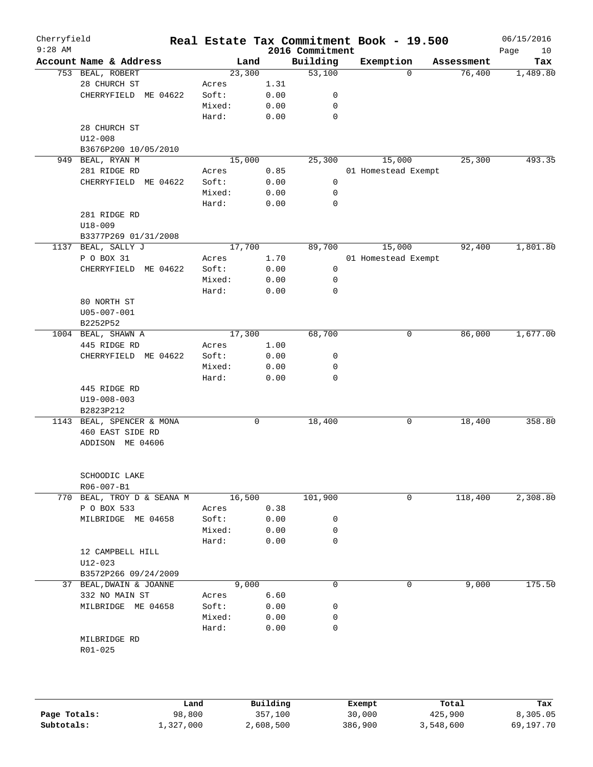Cherryfield
9:28 AM

# Real Estate Tax Commitment Book - 19.500
## 2016 Commitment

06/15/2016

| Account Name & Address | Land | | Building | Exemption | Assessment | Tax |
|---|---|---|---|---|---|---|
| 753 BEAL, ROBERT | 23,300 | | 53,100 | 0 | 76,400 | 1,489.80 |
| 28 CHURCH ST | Acres | 1.31 | | | | |
| CHERRYFIELD ME 04622 | Soft: | 0.00 | 0 | | | |
| | Mixed: | 0.00 | 0 | | | |
| | Hard: | 0.00 | 0 | | | |
| 28 CHURCH ST | | | | | | |
| U12-008 | | | | | | |
| B3676P200 10/05/2010 | | | | | | |
| 949 BEAL, RYAN M | 15,000 | | 25,300 | 15,000 | 25,300 | 493.35 |
| 281 RIDGE RD | Acres | 0.85 | | 01 Homestead Exempt | | |
| CHERRYFIELD ME 04622 | Soft: | 0.00 | 0 | | | |
| | Mixed: | 0.00 | 0 | | | |
| | Hard: | 0.00 | 0 | | | |
| 281 RIDGE RD | | | | | | |
| U18-009 | | | | | | |
| B3377P269 01/31/2008 | | | | | | |
| 1137 BEAL, SALLY J | 17,700 | | 89,700 | 15,000 | 92,400 | 1,801.80 |
| P O BOX 31 | Acres | 1.70 | | 01 Homestead Exempt | | |
| CHERRYFIELD ME 04622 | Soft: | 0.00 | 0 | | | |
| | Mixed: | 0.00 | 0 | | | |
| | Hard: | 0.00 | 0 | | | |
| 80 NORTH ST | | | | | | |
| U05-007-001 | | | | | | |
| B2252P52 | | | | | | |
| 1004 BEAL, SHAWN A | 17,300 | | 68,700 | 0 | 86,000 | 1,677.00 |
| 445 RIDGE RD | Acres | 1.00 | | | | |
| CHERRYFIELD ME 04622 | Soft: | 0.00 | 0 | | | |
| | Mixed: | 0.00 | 0 | | | |
| | Hard: | 0.00 | 0 | | | |
| 445 RIDGE RD | | | | | | |
| U19-008-003 | | | | | | |
| B2823P212 | | | | | | |
| 1143 BEAL, SPENCER & MONA | 0 | | 18,400 | 0 | 18,400 | 358.80 |
| 460 EAST SIDE RD | | | | | | |
| ADDISON ME 04606 | | | | | | |
| SCHOODIC LAKE | | | | | | |
| R06-007-B1 | | | | | | |
| 770 BEAL, TROY D & SEANA M | 16,500 | | 101,900 | 0 | 118,400 | 2,308.80 |
| P O BOX 533 | Acres | 0.38 | | | | |
| MILBRIDGE ME 04658 | Soft: | 0.00 | 0 | | | |
| | Mixed: | 0.00 | 0 | | | |
| | Hard: | 0.00 | 0 | | | |
| 12 CAMPBELL HILL | | | | | | |
| U12-023 | | | | | | |
| B3572P266 09/24/2009 | | | | | | |
| 37 BEAL, DWAIN & JOANNE | 9,000 | | 0 | 0 | 9,000 | 175.50 |
| 332 NO MAIN ST | Acres | 6.60 | | | | |
| MILBRIDGE ME 04658 | Soft: | 0.00 | 0 | | | |
| | Mixed: | 0.00 | 0 | | | |
| | Hard: | 0.00 | 0 | | | |
| MILBRIDGE RD | | | | | | |
| R01-025 | | | | | | |

| | Land | Building | Exempt | Total | Tax |
|---|---|---|---|---|---|
| Page Totals: | 98,800 | 357,100 | 30,000 | 425,900 | 8,305.05 |
| Subtotals: | 1,327,000 | 2,608,500 | 386,900 | 3,548,600 | 69,197.70 |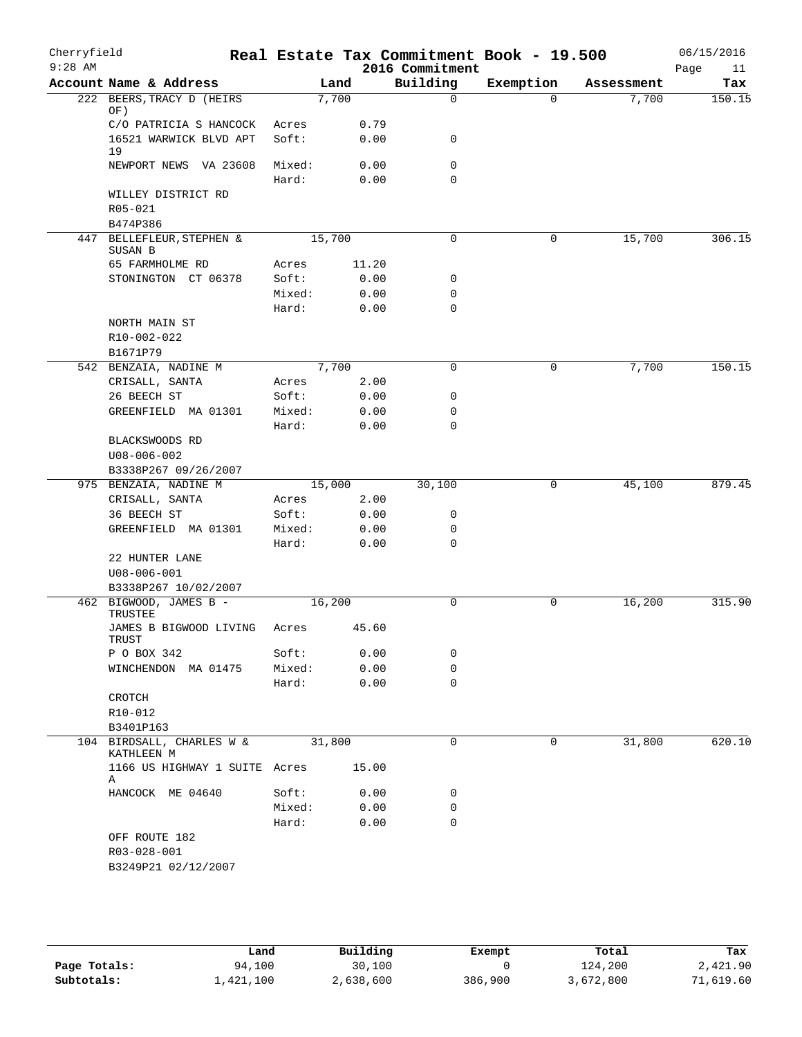# Real Estate Tax Commitment Book - 19.500

Cherryfield
9:28 AM
2016 Commitment
06/15/2016

| Account Name & Address | | Land | Building | Exemption | Assessment | Tax |
|---|---|---|---|---|---|---|
| 222 BEERS,TRACY D (HEIRS OF) | | 7,700 | 0 | 0 | 7,700 | 150.15 |
| C/O PATRICIA S HANCOCK | Acres | 0.79 | | | | |
| 16521 WARWICK BLVD APT 19 | Soft: | 0.00 | 0 | | | |
| NEWPORT NEWS VA 23608 | Mixed: | 0.00 | 0 | | | |
| | Hard: | 0.00 | 0 | | | |
| WILLEY DISTRICT RD | | | | | | |
| R05-021 | | | | | | |
| B474P386 | | | | | | |
| 447 BELLEFLEUR,STEPHEN & SUSAN B | | 15,700 | 0 | 0 | 15,700 | 306.15 |
| 65 FARMHOLME RD | Acres | 11.20 | | | | |
| STONINGTON CT 06378 | Soft: | 0.00 | 0 | | | |
| | Mixed: | 0.00 | 0 | | | |
| | Hard: | 0.00 | 0 | | | |
| NORTH MAIN ST | | | | | | |
| R10-002-022 | | | | | | |
| B1671P79 | | | | | | |
| 542 BENZAIA, NADINE M | | 7,700 | 0 | 0 | 7,700 | 150.15 |
| CRISALL, SANTA | Acres | 2.00 | | | | |
| 26 BEECH ST | Soft: | 0.00 | 0 | | | |
| GREENFIELD MA 01301 | Mixed: | 0.00 | 0 | | | |
| | Hard: | 0.00 | 0 | | | |
| BLACKSWOODS RD | | | | | | |
| U08-006-002 | | | | | | |
| B3338P267 09/26/2007 | | | | | | |
| 975 BENZAIA, NADINE M | | 15,000 | 30,100 | 0 | 45,100 | 879.45 |
| CRISALL, SANTA | Acres | 2.00 | | | | |
| 36 BEECH ST | Soft: | 0.00 | 0 | | | |
| GREENFIELD MA 01301 | Mixed: | 0.00 | 0 | | | |
| | Hard: | 0.00 | 0 | | | |
| 22 HUNTER LANE | | | | | | |
| U08-006-001 | | | | | | |
| B3338P267 10/02/2007 | | | | | | |
| 462 BIGWOOD, JAMES B - TRUSTEE | | 16,200 | 0 | 0 | 16,200 | 315.90 |
| JAMES B BIGWOOD LIVING TRUST | Acres | 45.60 | | | | |
| P O BOX 342 | Soft: | 0.00 | 0 | | | |
| WINCHENDON MA 01475 | Mixed: | 0.00 | 0 | | | |
| | Hard: | 0.00 | 0 | | | |
| CROTCH | | | | | | |
| R10-012 | | | | | | |
| B3401P163 | | | | | | |
| 104 BIRDSALL, CHARLES W & KATHLEEN M | | 31,800 | 0 | 0 | 31,800 | 620.10 |
| 1166 US HIGHWAY 1 SUITE A | Acres | 15.00 | | | | |
| HANCOCK ME 04640 | Soft: | 0.00 | 0 | | | |
| | Mixed: | 0.00 | 0 | | | |
| | Hard: | 0.00 | 0 | | | |
| OFF ROUTE 182 | | | | | | |
| R03-028-001 | | | | | | |
| B3249P21 02/12/2007 | | | | | | |

| | Land | Building | Exempt | Total | Tax |
|---|---|---|---|---|---|
| Page Totals: | 94,100 | 30,100 | 0 | 124,200 | 2,421.90 |
| Subtotals: | 1,421,100 | 2,638,600 | 386,900 | 3,672,800 | 71,619.60 |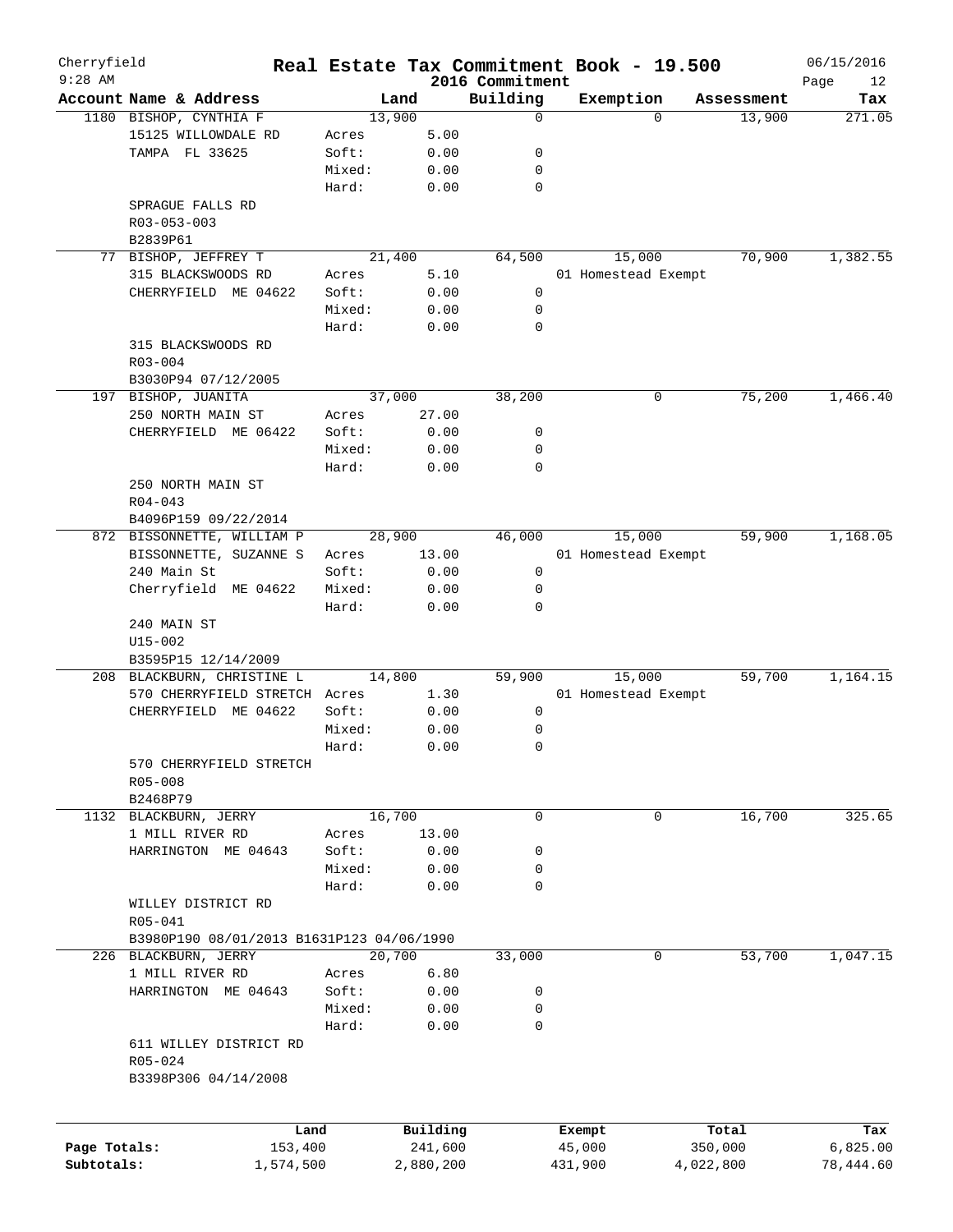# Cherryfield Real Estate Tax Commitment Book - 19.500

2016 Commitment

9:28 AM — 06/15/2016

| Account Name & Address | | Land | Building | Exemption | Assessment | Tax |
|---|---|---|---|---|---|---|
| 1180 BISHOP, CYNTHIA F | | 13,900 | 0 | 0 | 13,900 | 271.05 |
| 15125 WILLOWDALE RD | Acres | 5.00 | | | | |
| TAMPA FL 33625 | Soft: | 0.00 | 0 | | | |
| | Mixed: | 0.00 | 0 | | | |
| | Hard: | 0.00 | 0 | | | |
| SPRAGUE FALLS RD | | | | | | |
| R03-053-003 | | | | | | |
| B2839P61 | | | | | | |
| 77 BISHOP, JEFFREY T | | 21,400 | 64,500 | 15,000 | 70,900 | 1,382.55 |
| 315 BLACKSWOODS RD | Acres | 5.10 | | 01 Homestead Exempt | | |
| CHERRYFIELD ME 04622 | Soft: | 0.00 | 0 | | | |
| | Mixed: | 0.00 | 0 | | | |
| | Hard: | 0.00 | 0 | | | |
| 315 BLACKSWOODS RD | | | | | | |
| R03-004 | | | | | | |
| B3030P94 07/12/2005 | | | | | | |
| 197 BISHOP, JUANITA | | 37,000 | 38,200 | 0 | 75,200 | 1,466.40 |
| 250 NORTH MAIN ST | Acres | 27.00 | | | | |
| CHERRYFIELD ME 06422 | Soft: | 0.00 | 0 | | | |
| | Mixed: | 0.00 | 0 | | | |
| | Hard: | 0.00 | 0 | | | |
| 250 NORTH MAIN ST | | | | | | |
| R04-043 | | | | | | |
| B4096P159 09/22/2014 | | | | | | |
| 872 BISSONNETTE, WILLIAM P | | 28,900 | 46,000 | 15,000 | 59,900 | 1,168.05 |
| BISSONNETTE, SUZANNE S | Acres | 13.00 | | 01 Homestead Exempt | | |
| 240 Main St | Soft: | 0.00 | 0 | | | |
| Cherryfield ME 04622 | Mixed: | 0.00 | 0 | | | |
| | Hard: | 0.00 | 0 | | | |
| 240 MAIN ST | | | | | | |
| U15-002 | | | | | | |
| B3595P15 12/14/2009 | | | | | | |
| 208 BLACKBURN, CHRISTINE L | | 14,800 | 59,900 | 15,000 | 59,700 | 1,164.15 |
| 570 CHERRYFIELD STRETCH | Acres | 1.30 | | 01 Homestead Exempt | | |
| CHERRYFIELD ME 04622 | Soft: | 0.00 | 0 | | | |
| | Mixed: | 0.00 | 0 | | | |
| | Hard: | 0.00 | 0 | | | |
| 570 CHERRYFIELD STRETCH | | | | | | |
| R05-008 | | | | | | |
| B2468P79 | | | | | | |
| 1132 BLACKBURN, JERRY | | 16,700 | 0 | 0 | 16,700 | 325.65 |
| 1 MILL RIVER RD | Acres | 13.00 | | | | |
| HARRINGTON ME 04643 | Soft: | 0.00 | 0 | | | |
| | Mixed: | 0.00 | 0 | | | |
| | Hard: | 0.00 | 0 | | | |
| WILLEY DISTRICT RD | | | | | | |
| R05-041 | | | | | | |
| B3980P190 08/01/2013 B1631P123 04/06/1990 | | | | | | |
| 226 BLACKBURN, JERRY | | 20,700 | 33,000 | 0 | 53,700 | 1,047.15 |
| 1 MILL RIVER RD | Acres | 6.80 | | | | |
| HARRINGTON ME 04643 | Soft: | 0.00 | 0 | | | |
| | Mixed: | 0.00 | 0 | | | |
| | Hard: | 0.00 | 0 | | | |
| 611 WILLEY DISTRICT RD | | | | | | |
| R05-024 | | | | | | |
| B3398P306 04/14/2008 | | | | | | |

| | Land | Building | Exempt | Total | Tax |
|---|---|---|---|---|---|
| Page Totals: | 153,400 | 241,600 | 45,000 | 350,000 | 6,825.00 |
| Subtotals: | 1,574,500 | 2,880,200 | 431,900 | 4,022,800 | 78,444.60 |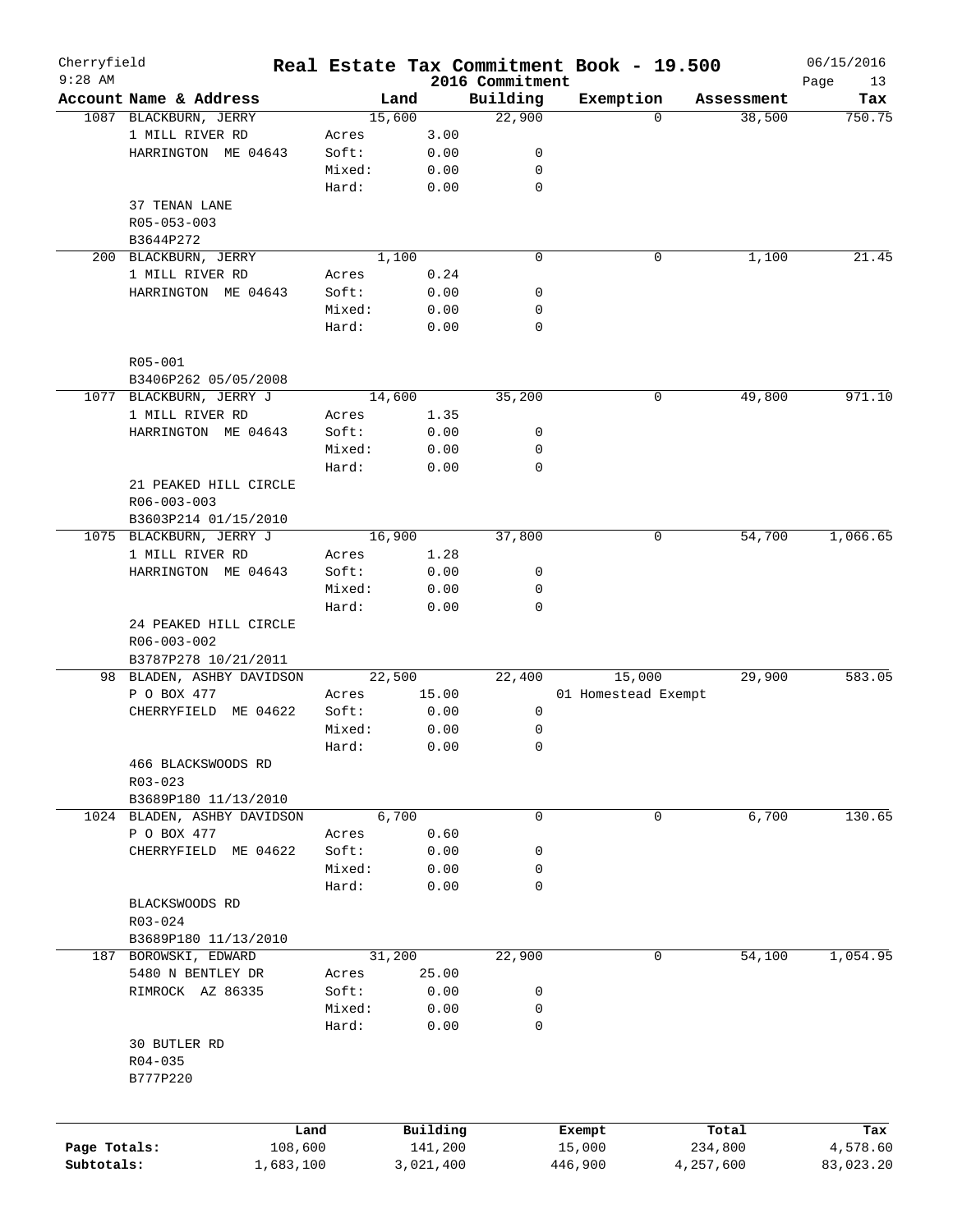Cherryfield 9:28 AM

# Real Estate Tax Commitment Book - 19.500

## 2016 Commitment

06/15/2016

| Account Name & Address | | Land | Building | Exemption | Assessment | Tax |
|---|---|---|---|---|---|---|
| 1087 BLACKBURN, JERRY | | 15,600 | 22,900 | 0 | 38,500 | 750.75 |
| 1 MILL RIVER RD | Acres | 3.00 | | | | |
| HARRINGTON ME 04643 | Soft: | 0.00 | 0 | | | |
| | Mixed: | 0.00 | 0 | | | |
| | Hard: | 0.00 | 0 | | | |
| 37 TENAN LANE | | | | | | |
| R05-053-003 | | | | | | |
| B3644P272 | | | | | | |
| 200 BLACKBURN, JERRY | | 1,100 | 0 | 0 | 1,100 | 21.45 |
| 1 MILL RIVER RD | Acres | 0.24 | | | | |
| HARRINGTON ME 04643 | Soft: | 0.00 | 0 | | | |
| | Mixed: | 0.00 | 0 | | | |
| | Hard: | 0.00 | 0 | | | |
| R05-001 | | | | | | |
| B3406P262 05/05/2008 | | | | | | |
| 1077 BLACKBURN, JERRY J | | 14,600 | 35,200 | 0 | 49,800 | 971.10 |
| 1 MILL RIVER RD | Acres | 1.35 | | | | |
| HARRINGTON ME 04643 | Soft: | 0.00 | 0 | | | |
| | Mixed: | 0.00 | 0 | | | |
| | Hard: | 0.00 | 0 | | | |
| 21 PEAKED HILL CIRCLE | | | | | | |
| R06-003-003 | | | | | | |
| B3603P214 01/15/2010 | | | | | | |
| 1075 BLACKBURN, JERRY J | | 16,900 | 37,800 | 0 | 54,700 | 1,066.65 |
| 1 MILL RIVER RD | Acres | 1.28 | | | | |
| HARRINGTON ME 04643 | Soft: | 0.00 | 0 | | | |
| | Mixed: | 0.00 | 0 | | | |
| | Hard: | 0.00 | 0 | | | |
| 24 PEAKED HILL CIRCLE | | | | | | |
| R06-003-002 | | | | | | |
| B3787P278 10/21/2011 | | | | | | |
| 98 BLADEN, ASHBY DAVIDSON | | 22,500 | 22,400 | 15,000 | 29,900 | 583.05 |
| P O BOX 477 | Acres | 15.00 | | 01 Homestead Exempt | | |
| CHERRYFIELD ME 04622 | Soft: | 0.00 | 0 | | | |
| | Mixed: | 0.00 | 0 | | | |
| | Hard: | 0.00 | 0 | | | |
| 466 BLACKSWOODS RD | | | | | | |
| R03-023 | | | | | | |
| B3689P180 11/13/2010 | | | | | | |
| 1024 BLADEN, ASHBY DAVIDSON | | 6,700 | 0 | 0 | 6,700 | 130.65 |
| P O BOX 477 | Acres | 0.60 | | | | |
| CHERRYFIELD ME 04622 | Soft: | 0.00 | 0 | | | |
| | Mixed: | 0.00 | 0 | | | |
| | Hard: | 0.00 | 0 | | | |
| BLACKSWOODS RD | | | | | | |
| R03-024 | | | | | | |
| B3689P180 11/13/2010 | | | | | | |
| 187 BOROWSKI, EDWARD | | 31,200 | 22,900 | 0 | 54,100 | 1,054.95 |
| 5480 N BENTLEY DR | Acres | 25.00 | | | | |
| RIMROCK AZ 86335 | Soft: | 0.00 | 0 | | | |
| | Mixed: | 0.00 | 0 | | | |
| | Hard: | 0.00 | 0 | | | |
| 30 BUTLER RD | | | | | | |
| R04-035 | | | | | | |
| B777P220 | | | | | | |

| | Land | Building | Exempt | Total | Tax |
|---|---|---|---|---|---|
| Page Totals: | 108,600 | 141,200 | 15,000 | 234,800 | 4,578.60 |
| Subtotals: | 1,683,100 | 3,021,400 | 446,900 | 4,257,600 | 83,023.20 |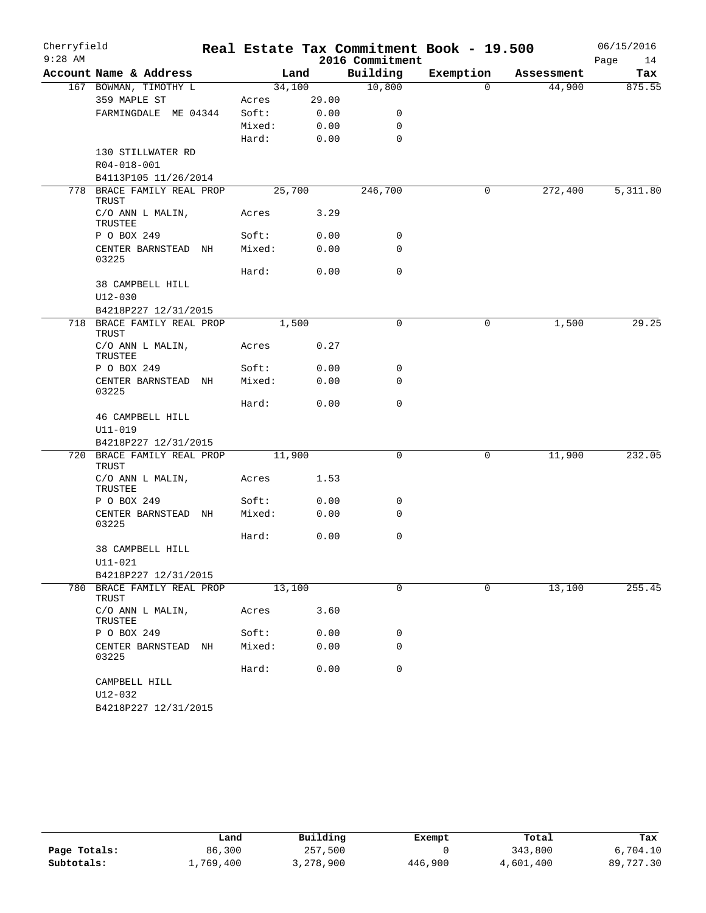Cherryfield  9:28 AM

# Real Estate Tax Commitment Book - 19.500

## 2016 Commitment

06/15/2016

| Account Name & Address | | Land | Building | Exemption | Assessment | Tax |
|---|---|---|---|---|---|---|
| 167 BOWMAN, TIMOTHY L | | 34,100 | 10,800 | 0 | 44,900 | 875.55 |
| 359 MAPLE ST | Acres | 29.00 | | | | |
| FARMINGDALE ME 04344 | Soft: | 0.00 | 0 | | | |
| | Mixed: | 0.00 | 0 | | | |
| | Hard: | 0.00 | 0 | | | |
| 130 STILLWATER RD | | | | | | |
| R04-018-001 | | | | | | |
| B4113P105 11/26/2014 | | | | | | |
| 778 BRACE FAMILY REAL PROP TRUST | | 25,700 | 246,700 | 0 | 272,400 | 5,311.80 |
| C/O ANN L MALIN, TRUSTEE | Acres | 3.29 | | | | |
| P O BOX 249 | Soft: | 0.00 | 0 | | | |
| CENTER BARNSTEAD NH 03225 | Mixed: | 0.00 | 0 | | | |
| | Hard: | 0.00 | 0 | | | |
| 38 CAMPBELL HILL | | | | | | |
| U12-030 | | | | | | |
| B4218P227 12/31/2015 | | | | | | |
| 718 BRACE FAMILY REAL PROP TRUST | | 1,500 | 0 | 0 | 1,500 | 29.25 |
| C/O ANN L MALIN, TRUSTEE | Acres | 0.27 | | | | |
| P O BOX 249 | Soft: | 0.00 | 0 | | | |
| CENTER BARNSTEAD NH 03225 | Mixed: | 0.00 | 0 | | | |
| | Hard: | 0.00 | 0 | | | |
| 46 CAMPBELL HILL | | | | | | |
| U11-019 | | | | | | |
| B4218P227 12/31/2015 | | | | | | |
| 720 BRACE FAMILY REAL PROP TRUST | | 11,900 | 0 | 0 | 11,900 | 232.05 |
| C/O ANN L MALIN, TRUSTEE | Acres | 1.53 | | | | |
| P O BOX 249 | Soft: | 0.00 | 0 | | | |
| CENTER BARNSTEAD NH 03225 | Mixed: | 0.00 | 0 | | | |
| | Hard: | 0.00 | 0 | | | |
| 38 CAMPBELL HILL | | | | | | |
| U11-021 | | | | | | |
| B4218P227 12/31/2015 | | | | | | |
| 780 BRACE FAMILY REAL PROP TRUST | | 13,100 | 0 | 0 | 13,100 | 255.45 |
| C/O ANN L MALIN, TRUSTEE | Acres | 3.60 | | | | |
| P O BOX 249 | Soft: | 0.00 | 0 | | | |
| CENTER BARNSTEAD NH 03225 | Mixed: | 0.00 | 0 | | | |
| | Hard: | 0.00 | 0 | | | |
| CAMPBELL HILL | | | | | | |
| U12-032 | | | | | | |
| B4218P227 12/31/2015 | | | | | | |

| | Land | Building | Exempt | Total | Tax |
|---|---|---|---|---|---|
| Page Totals: | 86,300 | 257,500 | 0 | 343,800 | 6,704.10 |
| Subtotals: | 1,769,400 | 3,278,900 | 446,900 | 4,601,400 | 89,727.30 |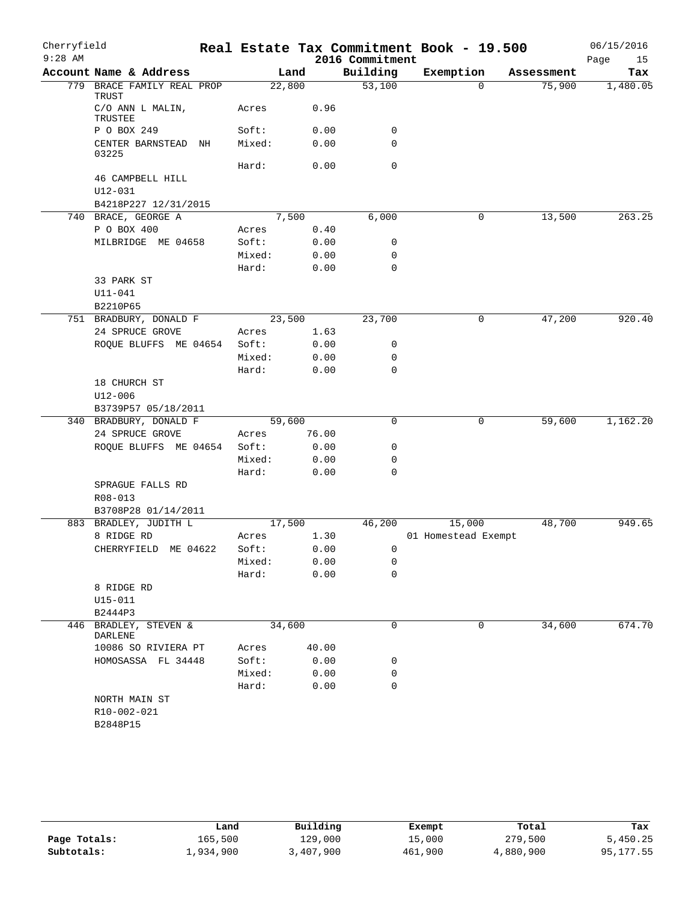# Cherryfield — Real Estate Tax Commitment Book - 19.500

9:28 AM — 2016 Commitment — 06/15/2016

| Account Name & Address | | Land | Building | Exemption | Assessment | Tax |
|---|---|---|---|---|---|---|
| 779 BRACE FAMILY REAL PROP TRUST | | 22,800 | 53,100 | 0 | 75,900 | 1,480.05 |
| C/O ANN L MALIN, TRUSTEE | Acres | 0.96 | | | | |
| P O BOX 249 | Soft: | 0.00 | 0 | | | |
| CENTER BARNSTEAD NH 03225 | Mixed: | 0.00 | 0 | | | |
| | Hard: | 0.00 | 0 | | | |
| 46 CAMPBELL HILL | | | | | | |
| U12-031 | | | | | | |
| B4218P227 12/31/2015 | | | | | | |
| 740 BRACE, GEORGE A | | 7,500 | 6,000 | 0 | 13,500 | 263.25 |
| P O BOX 400 | Acres | 0.40 | | | | |
| MILBRIDGE ME 04658 | Soft: | 0.00 | 0 | | | |
| | Mixed: | 0.00 | 0 | | | |
| | Hard: | 0.00 | 0 | | | |
| 33 PARK ST | | | | | | |
| U11-041 | | | | | | |
| B2210P65 | | | | | | |
| 751 BRADBURY, DONALD F | | 23,500 | 23,700 | 0 | 47,200 | 920.40 |
| 24 SPRUCE GROVE | Acres | 1.63 | | | | |
| ROQUE BLUFFS ME 04654 | Soft: | 0.00 | 0 | | | |
| | Mixed: | 0.00 | 0 | | | |
| | Hard: | 0.00 | 0 | | | |
| 18 CHURCH ST | | | | | | |
| U12-006 | | | | | | |
| B3739P57 05/18/2011 | | | | | | |
| 340 BRADBURY, DONALD F | | 59,600 | 0 | 0 | 59,600 | 1,162.20 |
| 24 SPRUCE GROVE | Acres | 76.00 | | | | |
| ROQUE BLUFFS ME 04654 | Soft: | 0.00 | 0 | | | |
| | Mixed: | 0.00 | 0 | | | |
| | Hard: | 0.00 | 0 | | | |
| SPRAGUE FALLS RD | | | | | | |
| R08-013 | | | | | | |
| B3708P28 01/14/2011 | | | | | | |
| 883 BRADLEY, JUDITH L | | 17,500 | 46,200 | 15,000 | 48,700 | 949.65 |
| 8 RIDGE RD | Acres | 1.30 | | 01 Homestead Exempt | | |
| CHERRYFIELD ME 04622 | Soft: | 0.00 | 0 | | | |
| | Mixed: | 0.00 | 0 | | | |
| | Hard: | 0.00 | 0 | | | |
| 8 RIDGE RD | | | | | | |
| U15-011 | | | | | | |
| B2444P3 | | | | | | |
| 446 BRADLEY, STEVEN & DARLENE | | 34,600 | 0 | 0 | 34,600 | 674.70 |
| 10086 SO RIVIERA PT | Acres | 40.00 | | | | |
| HOMOSASSA FL 34448 | Soft: | 0.00 | 0 | | | |
| | Mixed: | 0.00 | 0 | | | |
| | Hard: | 0.00 | 0 | | | |
| NORTH MAIN ST | | | | | | |
| R10-002-021 | | | | | | |
| B2848P15 | | | | | | |

| | Land | Building | Exempt | Total | Tax |
|---|---|---|---|---|---|
| Page Totals: | 165,500 | 129,000 | 15,000 | 279,500 | 5,450.25 |
| Subtotals: | 1,934,900 | 3,407,900 | 461,900 | 4,880,900 | 95,177.55 |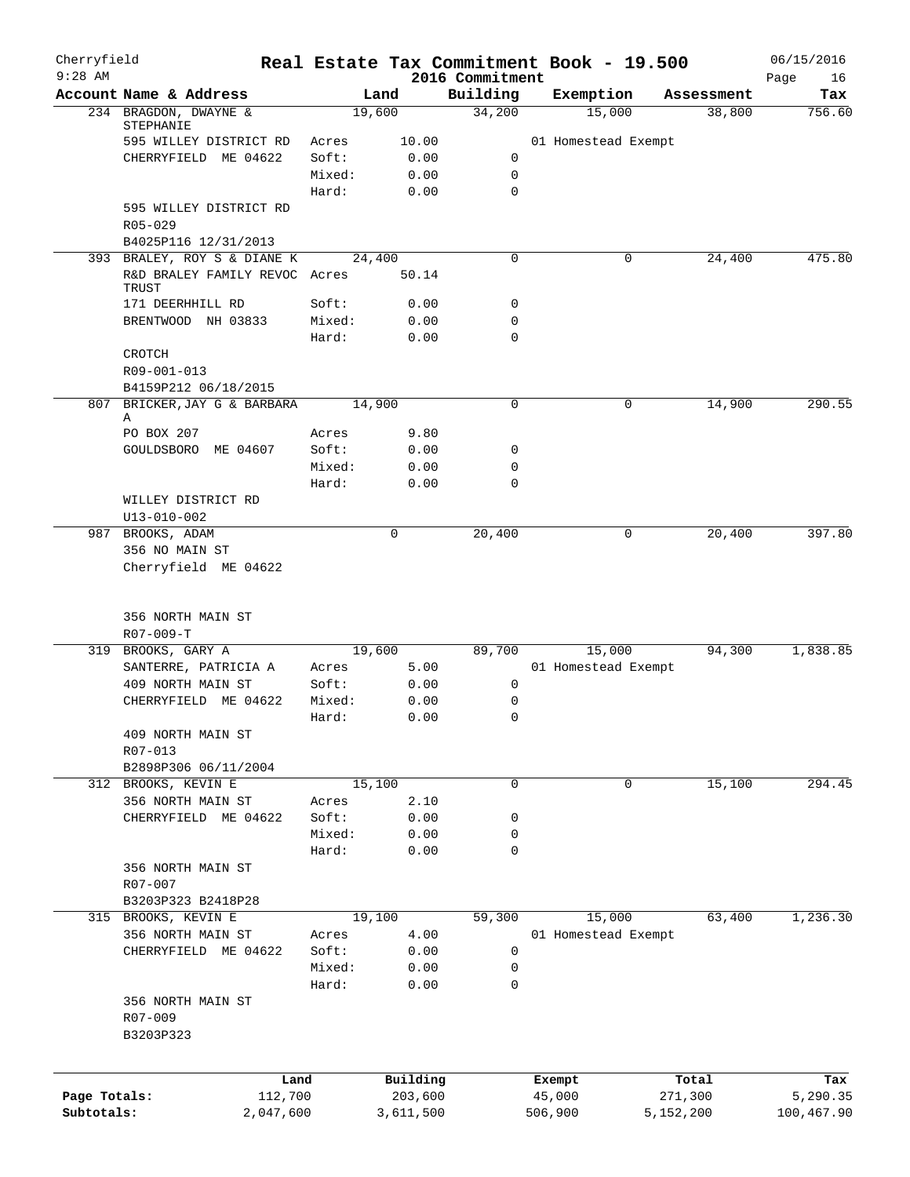# Real Estate Tax Commitment Book - 19.500

Cherryfield
9:28 AM

2016 Commitment

06/15/2016

| Account Name & Address | | Land | Building | Exemption | Assessment | Tax |
|---|---|---|---|---|---|---|
| 234 BRAGDON, DWAYNE & STEPHANIE | | 19,600 | 34,200 | 15,000 | 38,800 | 756.60 |
| 595 WILLEY DISTRICT RD | Acres | 10.00 | | 01 Homestead Exempt | | |
| CHERRYFIELD ME 04622 | Soft: | 0.00 | 0 | | | |
| | Mixed: | 0.00 | 0 | | | |
| | Hard: | 0.00 | 0 | | | |
| 595 WILLEY DISTRICT RD | | | | | | |
| R05-029 | | | | | | |
| B4025P116 12/31/2013 | | | | | | |
| 393 BRALEY, ROY S & DIANE K | | 24,400 | 0 | 0 | 24,400 | 475.80 |
| R&D BRALEY FAMILY REVOC TRUST | Acres | 50.14 | | | | |
| 171 DEERHHILL RD | Soft: | 0.00 | 0 | | | |
| BRENTWOOD NH 03833 | Mixed: | 0.00 | 0 | | | |
| | Hard: | 0.00 | 0 | | | |
| CROTCH | | | | | | |
| R09-001-013 | | | | | | |
| B4159P212 06/18/2015 | | | | | | |
| 807 BRICKER, JAY G & BARBARA A | | 14,900 | 0 | 0 | 14,900 | 290.55 |
| PO BOX 207 | Acres | 9.80 | | | | |
| GOULDSBORO ME 04607 | Soft: | 0.00 | 0 | | | |
| | Mixed: | 0.00 | 0 | | | |
| | Hard: | 0.00 | 0 | | | |
| WILLEY DISTRICT RD | | | | | | |
| U13-010-002 | | | | | | |
| 987 BROOKS, ADAM | | 0 | 20,400 | 0 | 20,400 | 397.80 |
| 356 NO MAIN ST | | | | | | |
| Cherryfield ME 04622 | | | | | | |
| 356 NORTH MAIN ST | | | | | | |
| R07-009-T | | | | | | |
| 319 BROOKS, GARY A | | 19,600 | 89,700 | 15,000 | 94,300 | 1,838.85 |
| SANTERRE, PATRICIA A | Acres | 5.00 | | 01 Homestead Exempt | | |
| 409 NORTH MAIN ST | Soft: | 0.00 | 0 | | | |
| CHERRYFIELD ME 04622 | Mixed: | 0.00 | 0 | | | |
| | Hard: | 0.00 | 0 | | | |
| 409 NORTH MAIN ST | | | | | | |
| R07-013 | | | | | | |
| B2898P306 06/11/2004 | | | | | | |
| 312 BROOKS, KEVIN E | | 15,100 | 0 | 0 | 15,100 | 294.45 |
| 356 NORTH MAIN ST | Acres | 2.10 | | | | |
| CHERRYFIELD ME 04622 | Soft: | 0.00 | 0 | | | |
| | Mixed: | 0.00 | 0 | | | |
| | Hard: | 0.00 | 0 | | | |
| 356 NORTH MAIN ST | | | | | | |
| R07-007 | | | | | | |
| B3203P323 B2418P28 | | | | | | |
| 315 BROOKS, KEVIN E | | 19,100 | 59,300 | 15,000 | 63,400 | 1,236.30 |
| 356 NORTH MAIN ST | Acres | 4.00 | | 01 Homestead Exempt | | |
| CHERRYFIELD ME 04622 | Soft: | 0.00 | 0 | | | |
| | Mixed: | 0.00 | 0 | | | |
| | Hard: | 0.00 | 0 | | | |
| 356 NORTH MAIN ST | | | | | | |
| R07-009 | | | | | | |
| B3203P323 | | | | | | |

| | Land | Building | Exempt | Total | Tax |
|---|---|---|---|---|---|
| Page Totals: | 112,700 | 203,600 | 45,000 | 271,300 | 5,290.35 |
| Subtotals: | 2,047,600 | 3,611,500 | 506,900 | 5,152,200 | 100,467.90 |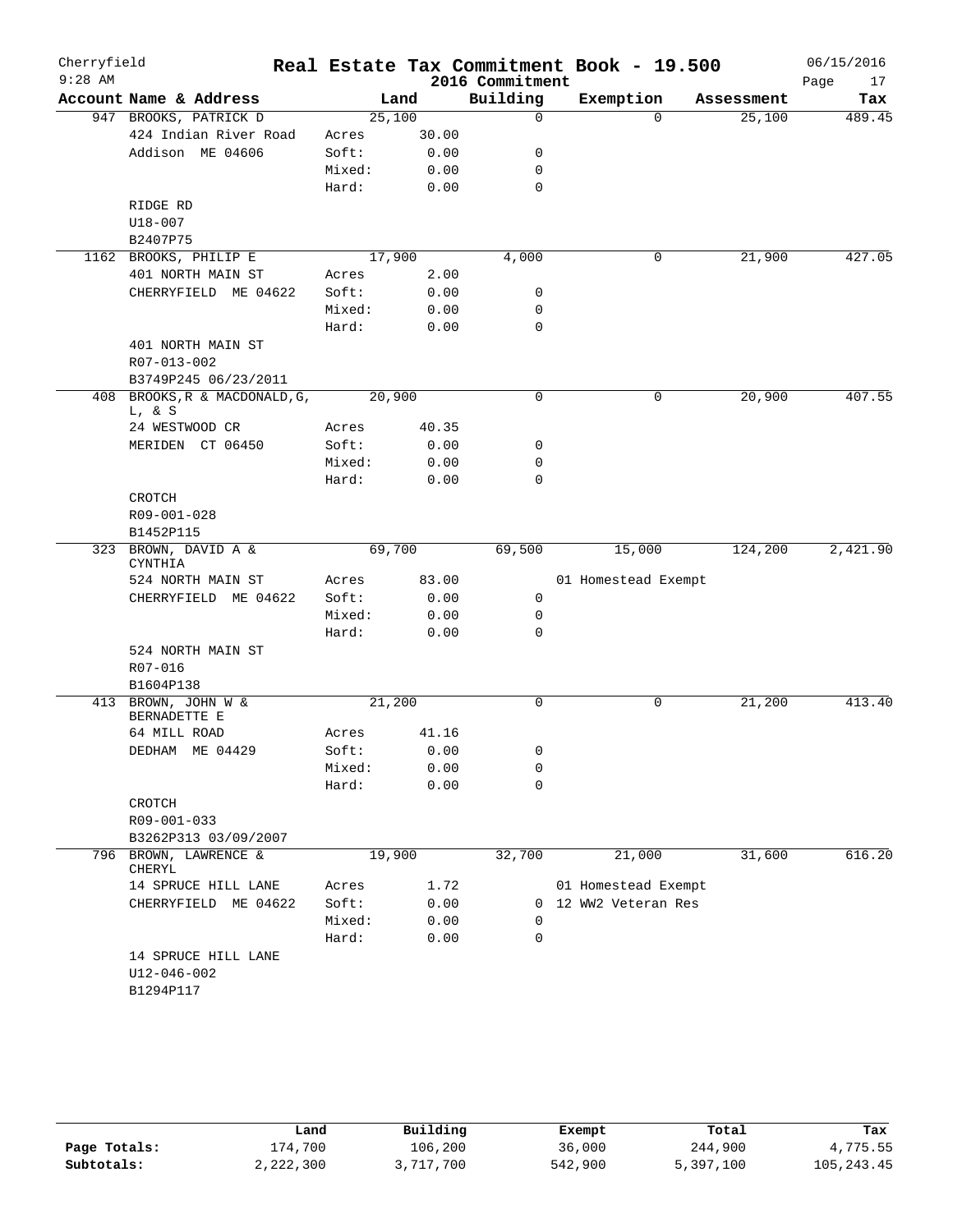# Real Estate Tax Commitment Book - 19.500

Cherryfield
9:28 AM

2016 Commitment

06/15/2016

| Account | Name & Address | | Land | Building | Exemption | Assessment | Tax |
|---|---|---|---|---|---|---|---|
| 947 | BROOKS, PATRICK D | | 25,100 | 0 | 0 | 25,100 | 489.45 |
| | 424 Indian River Road | Acres | 30.00 | | | | |
| | Addison ME 04606 | Soft: | 0.00 | 0 | | | |
| | | Mixed: | 0.00 | 0 | | | |
| | | Hard: | 0.00 | 0 | | | |
| | RIDGE RD | | | | | | |
| | U18-007 | | | | | | |
| | B2407P75 | | | | | | |
| 1162 | BROOKS, PHILIP E | | 17,900 | 4,000 | 0 | 21,900 | 427.05 |
| | 401 NORTH MAIN ST | Acres | 2.00 | | | | |
| | CHERRYFIELD ME 04622 | Soft: | 0.00 | 0 | | | |
| | | Mixed: | 0.00 | 0 | | | |
| | | Hard: | 0.00 | 0 | | | |
| | 401 NORTH MAIN ST | | | | | | |
| | R07-013-002 | | | | | | |
| | B3749P245 06/23/2011 | | | | | | |
| 408 | BROOKS,R & MACDONALD,G, L, & S | | 20,900 | 0 | 0 | 20,900 | 407.55 |
| | 24 WESTWOOD CR | Acres | 40.35 | | | | |
| | MERIDEN CT 06450 | Soft: | 0.00 | 0 | | | |
| | | Mixed: | 0.00 | 0 | | | |
| | | Hard: | 0.00 | 0 | | | |
| | CROTCH | | | | | | |
| | R09-001-028 | | | | | | |
| | B1452P115 | | | | | | |
| 323 | BROWN, DAVID A & CYNTHIA | | 69,700 | 69,500 | 15,000 | 124,200 | 2,421.90 |
| | 524 NORTH MAIN ST | Acres | 83.00 | | 01 Homestead Exempt | | |
| | CHERRYFIELD ME 04622 | Soft: | 0.00 | 0 | | | |
| | | Mixed: | 0.00 | 0 | | | |
| | | Hard: | 0.00 | 0 | | | |
| | 524 NORTH MAIN ST | | | | | | |
| | R07-016 | | | | | | |
| | B1604P138 | | | | | | |
| 413 | BROWN, JOHN W & BERNADETTE E | | 21,200 | 0 | 0 | 21,200 | 413.40 |
| | 64 MILL ROAD | Acres | 41.16 | | | | |
| | DEDHAM ME 04429 | Soft: | 0.00 | 0 | | | |
| | | Mixed: | 0.00 | 0 | | | |
| | | Hard: | 0.00 | 0 | | | |
| | CROTCH | | | | | | |
| | R09-001-033 | | | | | | |
| | B3262P313 03/09/2007 | | | | | | |
| 796 | BROWN, LAWRENCE & CHERYL | | 19,900 | 32,700 | 21,000 | 31,600 | 616.20 |
| | 14 SPRUCE HILL LANE | Acres | 1.72 | | 01 Homestead Exempt | | |
| | CHERRYFIELD ME 04622 | Soft: | 0.00 | 0 | 12 WW2 Veteran Res | | |
| | | Mixed: | 0.00 | 0 | | | |
| | | Hard: | 0.00 | 0 | | | |
| | 14 SPRUCE HILL LANE | | | | | | |
| | U12-046-002 | | | | | | |
| | B1294P117 | | | | | | |

| | Land | Building | Exempt | Total | Tax |
|---|---|---|---|---|---|
| Page Totals: | 174,700 | 106,200 | 36,000 | 244,900 | 4,775.55 |
| Subtotals: | 2,222,300 | 3,717,700 | 542,900 | 5,397,100 | 105,243.45 |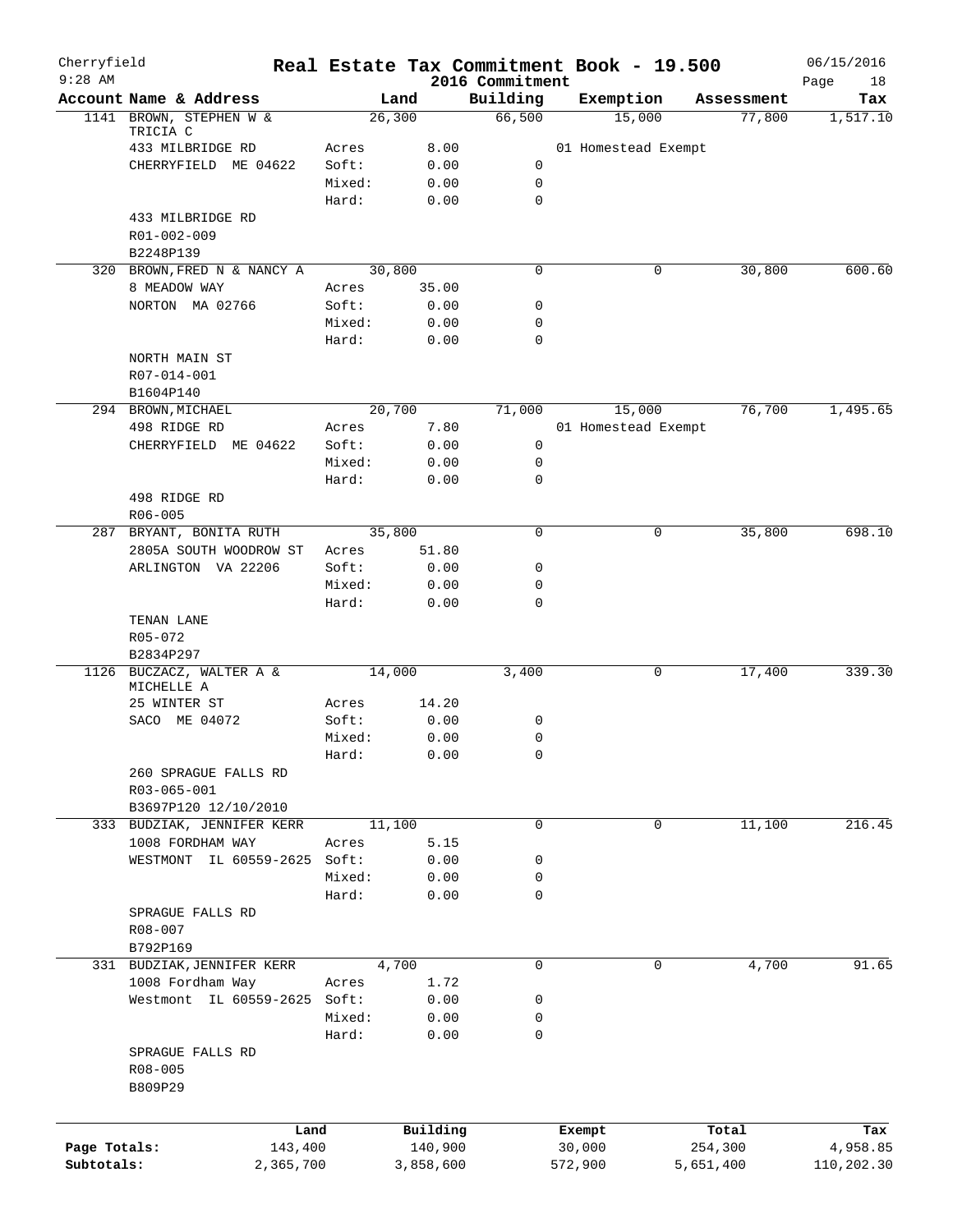Cherryfield 9:28 AM

# Real Estate Tax Commitment Book - 19.500

2016 Commitment

06/15/2016

| Account | Name & Address | | Land | Building | Exemption | Assessment | Tax |
|---|---|---|---|---|---|---|---|
| 1141 | BROWN, STEPHEN W & TRICIA C | | 26,300 | 66,500 | 15,000 | 77,800 | 1,517.10 |
| | 433 MILBRIDGE RD | Acres | 8.00 | | 01 Homestead Exempt | | |
| | CHERRYFIELD ME 04622 | Soft: | 0.00 | 0 | | | |
| | | Mixed: | 0.00 | 0 | | | |
| | | Hard: | 0.00 | 0 | | | |
| | 433 MILBRIDGE RD | | | | | | |
| | R01-002-009 | | | | | | |
| | B2248P139 | | | | | | |
| 320 | BROWN, FRED N & NANCY A | | 30,800 | 0 | 0 | 30,800 | 600.60 |
| | 8 MEADOW WAY | Acres | 35.00 | | | | |
| | NORTON MA 02766 | Soft: | 0.00 | 0 | | | |
| | | Mixed: | 0.00 | 0 | | | |
| | | Hard: | 0.00 | 0 | | | |
| | NORTH MAIN ST | | | | | | |
| | R07-014-001 | | | | | | |
| | B1604P140 | | | | | | |
| 294 | BROWN, MICHAEL | | 20,700 | 71,000 | 15,000 | 76,700 | 1,495.65 |
| | 498 RIDGE RD | Acres | 7.80 | | 01 Homestead Exempt | | |
| | CHERRYFIELD ME 04622 | Soft: | 0.00 | 0 | | | |
| | | Mixed: | 0.00 | 0 | | | |
| | | Hard: | 0.00 | 0 | | | |
| | 498 RIDGE RD | | | | | | |
| | R06-005 | | | | | | |
| 287 | BRYANT, BONITA RUTH | | 35,800 | 0 | 0 | 35,800 | 698.10 |
| | 2805A SOUTH WOODROW ST | Acres | 51.80 | | | | |
| | ARLINGTON VA 22206 | Soft: | 0.00 | 0 | | | |
| | | Mixed: | 0.00 | 0 | | | |
| | | Hard: | 0.00 | 0 | | | |
| | TENAN LANE | | | | | | |
| | R05-072 | | | | | | |
| | B2834P297 | | | | | | |
| 1126 | BUCZACZ, WALTER A & MICHELLE A | | 14,000 | 3,400 | 0 | 17,400 | 339.30 |
| | 25 WINTER ST | Acres | 14.20 | | | | |
| | SACO ME 04072 | Soft: | 0.00 | 0 | | | |
| | | Mixed: | 0.00 | 0 | | | |
| | | Hard: | 0.00 | 0 | | | |
| | 260 SPRAGUE FALLS RD | | | | | | |
| | R03-065-001 | | | | | | |
| | B3697P120 12/10/2010 | | | | | | |
| 333 | BUDZIAK, JENNIFER KERR | | 11,100 | 0 | 0 | 11,100 | 216.45 |
| | 1008 FORDHAM WAY | Acres | 5.15 | | | | |
| | WESTMONT IL 60559-2625 | Soft: | 0.00 | 0 | | | |
| | | Mixed: | 0.00 | 0 | | | |
| | | Hard: | 0.00 | 0 | | | |
| | SPRAGUE FALLS RD | | | | | | |
| | R08-007 | | | | | | |
| | B792P169 | | | | | | |
| 331 | BUDZIAK, JENNIFER KERR | | 4,700 | 0 | 0 | 4,700 | 91.65 |
| | 1008 Fordham Way | Acres | 1.72 | | | | |
| | Westmont IL 60559-2625 | Soft: | 0.00 | 0 | | | |
| | | Mixed: | 0.00 | 0 | | | |
| | | Hard: | 0.00 | 0 | | | |
| | SPRAGUE FALLS RD | | | | | | |
| | R08-005 | | | | | | |
| | B809P29 | | | | | | |

| | Land | Building | Exempt | Total | Tax |
|---|---|---|---|---|---|
| Page Totals: | 143,400 | 140,900 | 30,000 | 254,300 | 4,958.85 |
| Subtotals: | 2,365,700 | 3,858,600 | 572,900 | 5,651,400 | 110,202.30 |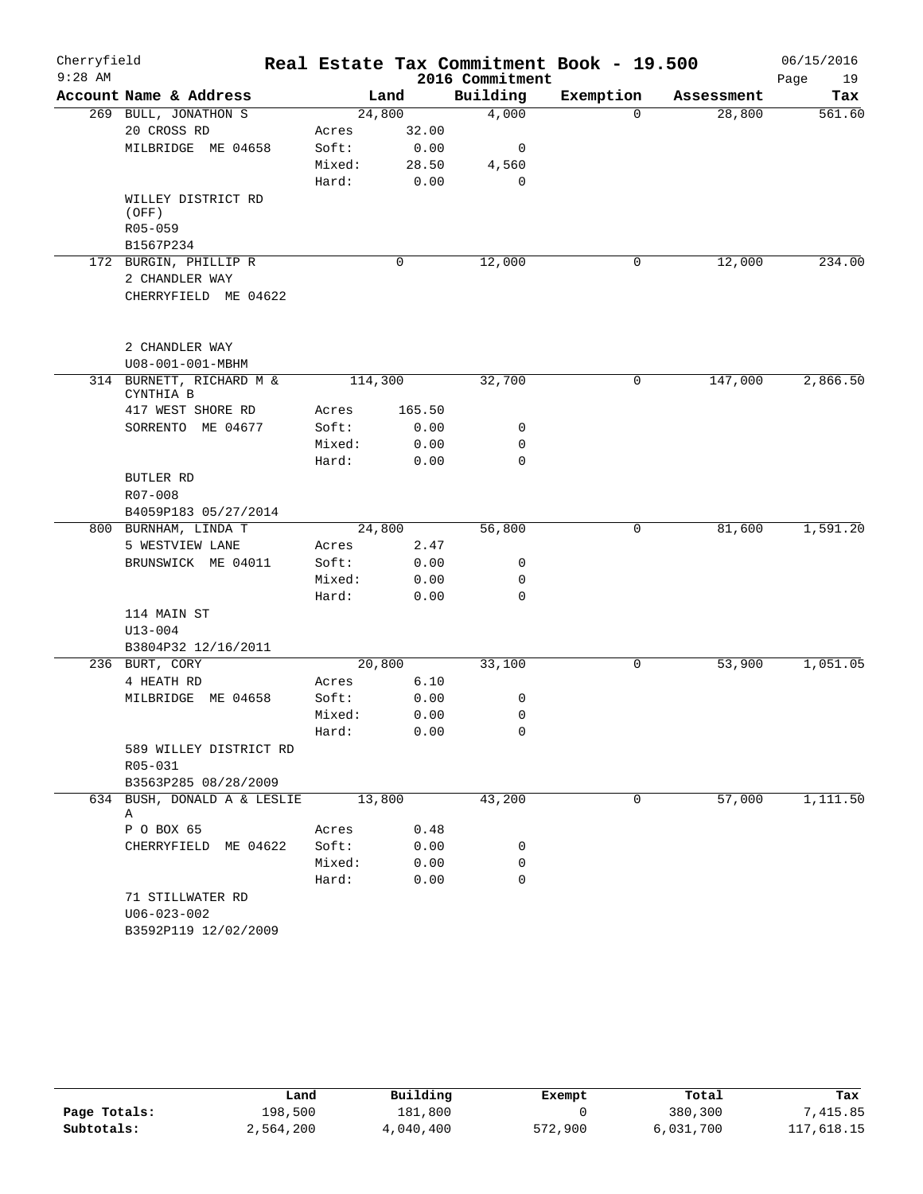Cherryfield — Real Estate Tax Commitment Book - 19.500 — 2016 Commitment — 9:28 AM — 06/15/2016

| Account Name & Address | | Land | Building | Exemption | Assessment | Tax |
|---|---|---|---|---|---|---|
| 269 BULL, JONATHON S | | 24,800 | 4,000 | 0 | 28,800 | 561.60 |
| 20 CROSS RD | Acres | 32.00 | | | | |
| MILBRIDGE ME 04658 | Soft: | 0.00 | 0 | | | |
| | Mixed: | 28.50 | 4,560 | | | |
| | Hard: | 0.00 | 0 | | | |
| WILLEY DISTRICT RD (OFF) | | | | | | |
| R05-059 | | | | | | |
| B1567P234 | | | | | | |
| 172 BURGIN, PHILLIP R | | 0 | 12,000 | 0 | 12,000 | 234.00 |
| 2 CHANDLER WAY | | | | | | |
| CHERRYFIELD ME 04622 | | | | | | |
| 2 CHANDLER WAY | | | | | | |
| U08-001-001-MBHM | | | | | | |
| 314 BURNETT, RICHARD M & CYNTHIA B | | 114,300 | 32,700 | 0 | 147,000 | 2,866.50 |
| 417 WEST SHORE RD | Acres | 165.50 | | | | |
| SORRENTO ME 04677 | Soft: | 0.00 | 0 | | | |
| | Mixed: | 0.00 | 0 | | | |
| | Hard: | 0.00 | 0 | | | |
| BUTLER RD | | | | | | |
| R07-008 | | | | | | |
| B4059P183 05/27/2014 | | | | | | |
| 800 BURNHAM, LINDA T | | 24,800 | 56,800 | 0 | 81,600 | 1,591.20 |
| 5 WESTVIEW LANE | Acres | 2.47 | | | | |
| BRUNSWICK ME 04011 | Soft: | 0.00 | 0 | | | |
| | Mixed: | 0.00 | 0 | | | |
| | Hard: | 0.00 | 0 | | | |
| 114 MAIN ST | | | | | | |
| U13-004 | | | | | | |
| B3804P32 12/16/2011 | | | | | | |
| 236 BURT, CORY | | 20,800 | 33,100 | 0 | 53,900 | 1,051.05 |
| 4 HEATH RD | Acres | 6.10 | | | | |
| MILBRIDGE ME 04658 | Soft: | 0.00 | 0 | | | |
| | Mixed: | 0.00 | 0 | | | |
| | Hard: | 0.00 | 0 | | | |
| 589 WILLEY DISTRICT RD | | | | | | |
| R05-031 | | | | | | |
| B3563P285 08/28/2009 | | | | | | |
| 634 BUSH, DONALD A & LESLIE A | | 13,800 | 43,200 | 0 | 57,000 | 1,111.50 |
| P O BOX 65 | Acres | 0.48 | | | | |
| CHERRYFIELD ME 04622 | Soft: | 0.00 | 0 | | | |
| | Mixed: | 0.00 | 0 | | | |
| | Hard: | 0.00 | 0 | | | |
| 71 STILLWATER RD | | | | | | |
| U06-023-002 | | | | | | |
| B3592P119 12/02/2009 | | | | | | |

| | Land | Building | Exempt | Total | Tax |
|---|---|---|---|---|---|
| Page Totals: | 198,500 | 181,800 | 0 | 380,300 | 7,415.85 |
| Subtotals: | 2,564,200 | 4,040,400 | 572,900 | 6,031,700 | 117,618.15 |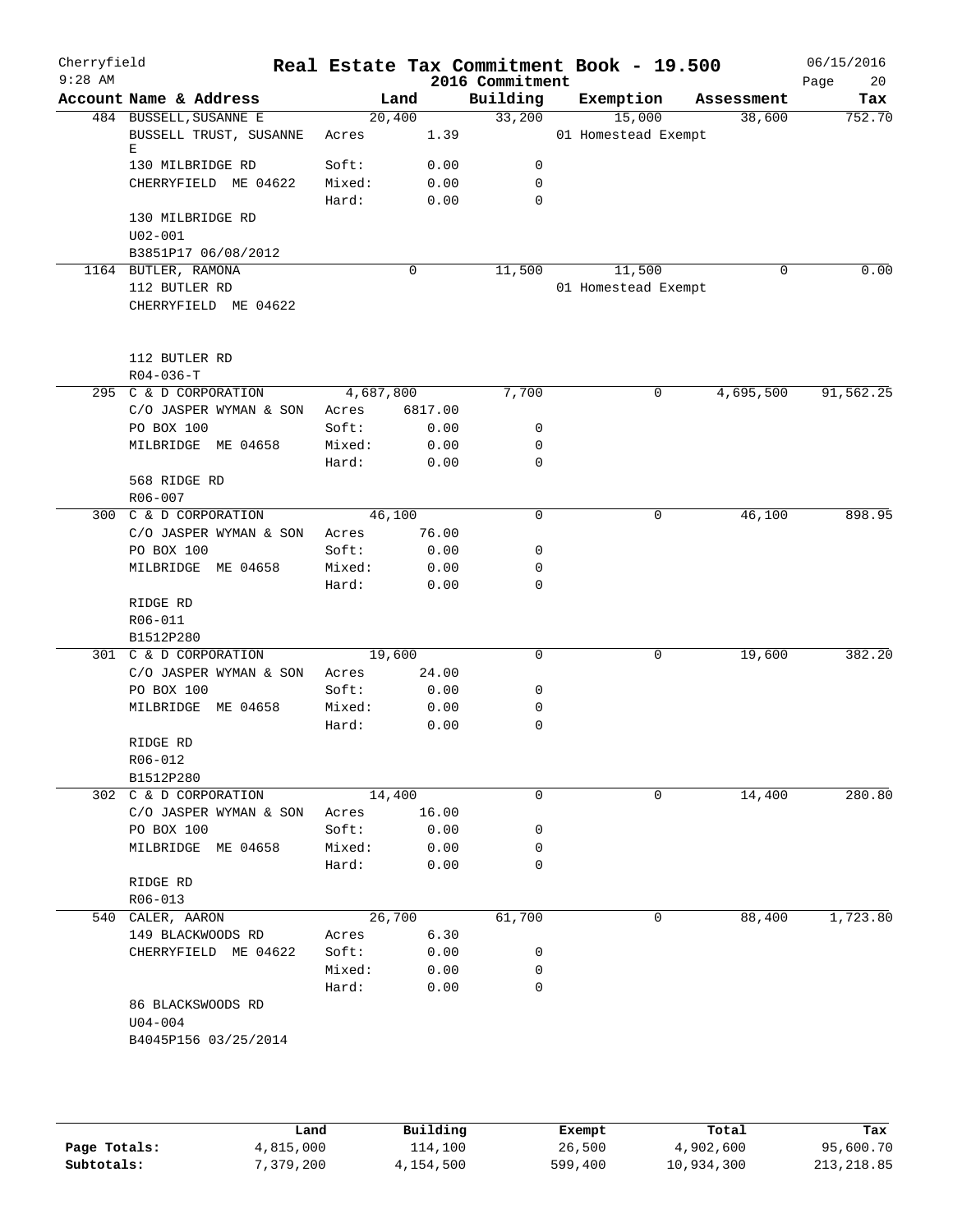Cherryfield
9:28 AM

# Real Estate Tax Commitment Book - 19.500
## 2016 Commitment

06/15/2016

| Account | Name & Address | Land | | Building | Exemption | Assessment | Tax |
|---|---|---|---|---|---|---|---|
| 484 | BUSSELL, SUSANNE E | | 20,400 | 33,200 | 15,000 | 38,600 | 752.70 |
| | BUSSELL TRUST, SUSANNE E | Acres | 1.39 | | 01 Homestead Exempt | | |
| | 130 MILBRIDGE RD | Soft: | 0.00 | 0 | | | |
| | CHERRYFIELD ME 04622 | Mixed: | 0.00 | 0 | | | |
| | | Hard: | 0.00 | 0 | | | |
| | 130 MILBRIDGE RD | | | | | | |
| | U02-001 | | | | | | |
| | B3851P17 06/08/2012 | | | | | | |
| 1164 | BUTLER, RAMONA | | 0 | 11,500 | 11,500 | 0 | 0.00 |
| | 112 BUTLER RD | | | | 01 Homestead Exempt | | |
| | CHERRYFIELD ME 04622 | | | | | | |
| | 112 BUTLER RD | | | | | | |
| | R04-036-T | | | | | | |
| 295 | C & D CORPORATION | | 4,687,800 | 7,700 | 0 | 4,695,500 | 91,562.25 |
| | C/O JASPER WYMAN & SON | Acres | 6817.00 | | | | |
| | PO BOX 100 | Soft: | 0.00 | 0 | | | |
| | MILBRIDGE ME 04658 | Mixed: | 0.00 | 0 | | | |
| | | Hard: | 0.00 | 0 | | | |
| | 568 RIDGE RD | | | | | | |
| | R06-007 | | | | | | |
| 300 | C & D CORPORATION | | 46,100 | 0 | 0 | 46,100 | 898.95 |
| | C/O JASPER WYMAN & SON | Acres | 76.00 | | | | |
| | PO BOX 100 | Soft: | 0.00 | 0 | | | |
| | MILBRIDGE ME 04658 | Mixed: | 0.00 | 0 | | | |
| | | Hard: | 0.00 | 0 | | | |
| | RIDGE RD | | | | | | |
| | R06-011 | | | | | | |
| | B1512P280 | | | | | | |
| 301 | C & D CORPORATION | | 19,600 | 0 | 0 | 19,600 | 382.20 |
| | C/O JASPER WYMAN & SON | Acres | 24.00 | | | | |
| | PO BOX 100 | Soft: | 0.00 | 0 | | | |
| | MILBRIDGE ME 04658 | Mixed: | 0.00 | 0 | | | |
| | | Hard: | 0.00 | 0 | | | |
| | RIDGE RD | | | | | | |
| | R06-012 | | | | | | |
| | B1512P280 | | | | | | |
| 302 | C & D CORPORATION | | 14,400 | 0 | 0 | 14,400 | 280.80 |
| | C/O JASPER WYMAN & SON | Acres | 16.00 | | | | |
| | PO BOX 100 | Soft: | 0.00 | 0 | | | |
| | MILBRIDGE ME 04658 | Mixed: | 0.00 | 0 | | | |
| | | Hard: | 0.00 | 0 | | | |
| | RIDGE RD | | | | | | |
| | R06-013 | | | | | | |
| 540 | CALER, AARON | | 26,700 | 61,700 | 0 | 88,400 | 1,723.80 |
| | 149 BLACKWOODS RD | Acres | 6.30 | | | | |
| | CHERRYFIELD ME 04622 | Soft: | 0.00 | 0 | | | |
| | | Mixed: | 0.00 | 0 | | | |
| | | Hard: | 0.00 | 0 | | | |
| | 86 BLACKSWOODS RD | | | | | | |
| | U04-004 | | | | | | |
| | B4045P156 03/25/2014 | | | | | | |

| | Land | Building | Exempt | Total | Tax |
|---|---|---|---|---|---|
| Page Totals: | 4,815,000 | 114,100 | 26,500 | 4,902,600 | 95,600.70 |
| Subtotals: | 7,379,200 | 4,154,500 | 599,400 | 10,934,300 | 213,218.85 |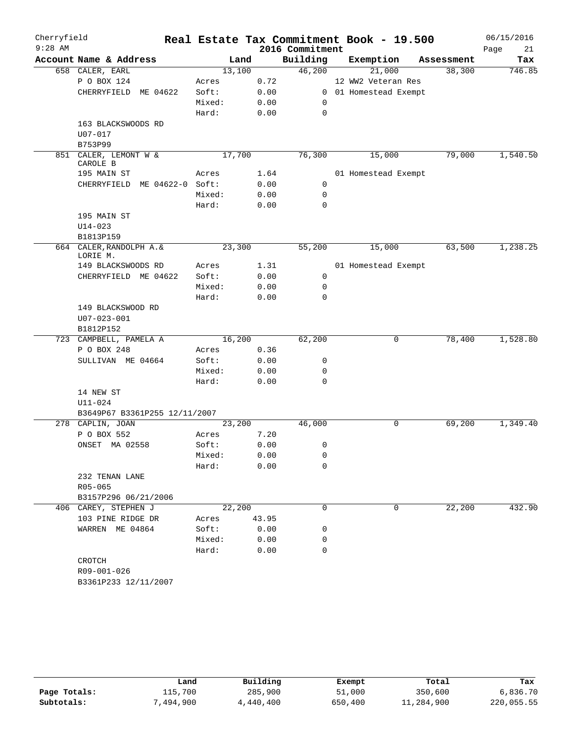# Real Estate Tax Commitment Book - 19.500

Cherryfield
9:28 AM
2016 Commitment
06/15/2016

| Account | Name & Address | | Land | | Building | Exemption | Assessment | Tax |
|---|---|---|---|---|---|---|---|---|
| 658 | CALER, EARL | | 13,100 | | 46,200 | 21,000 | 38,300 | 746.85 |
| | P O BOX 124 | Acres | | 0.72 | | 12 WW2 Veteran Res | | |
| | CHERRYFIELD ME 04622 | Soft: | | 0.00 | 0 | 01 Homestead Exempt | | |
| | | Mixed: | | 0.00 | 0 | | | |
| | | Hard: | | 0.00 | 0 | | | |
| | 163 BLACKSWOODS RD | | | | | | | |
| | U07-017 | | | | | | | |
| | B753P99 | | | | | | | |
| 851 | CALER, LEMONT W & CAROLE B | | 17,700 | | 76,300 | 15,000 | 79,000 | 1,540.50 |
| | 195 MAIN ST | Acres | | 1.64 | | 01 Homestead Exempt | | |
| | CHERRYFIELD ME 04622-0 | Soft: | | 0.00 | 0 | | | |
| | | Mixed: | | 0.00 | 0 | | | |
| | | Hard: | | 0.00 | 0 | | | |
| | 195 MAIN ST | | | | | | | |
| | U14-023 | | | | | | | |
| | B1813P159 | | | | | | | |
| 664 | CALER, RANDOLPH A.& LORIE M. | | 23,300 | | 55,200 | 15,000 | 63,500 | 1,238.25 |
| | 149 BLACKSWOODS RD | Acres | | 1.31 | | 01 Homestead Exempt | | |
| | CHERRYFIELD ME 04622 | Soft: | | 0.00 | 0 | | | |
| | | Mixed: | | 0.00 | 0 | | | |
| | | Hard: | | 0.00 | 0 | | | |
| | 149 BLACKSWOOD RD | | | | | | | |
| | U07-023-001 | | | | | | | |
| | B1812P152 | | | | | | | |
| 723 | CAMPBELL, PAMELA A | | 16,200 | | 62,200 | 0 | 78,400 | 1,528.80 |
| | P O BOX 248 | Acres | | 0.36 | | | | |
| | SULLIVAN ME 04664 | Soft: | | 0.00 | 0 | | | |
| | | Mixed: | | 0.00 | 0 | | | |
| | | Hard: | | 0.00 | 0 | | | |
| | 14 NEW ST | | | | | | | |
| | U11-024 | | | | | | | |
| | B3649P67 B3361P255 12/11/2007 | | | | | | | |
| 278 | CAPLIN, JOAN | | 23,200 | | 46,000 | 0 | 69,200 | 1,349.40 |
| | P O BOX 552 | Acres | | 7.20 | | | | |
| | ONSET MA 02558 | Soft: | | 0.00 | 0 | | | |
| | | Mixed: | | 0.00 | 0 | | | |
| | | Hard: | | 0.00 | 0 | | | |
| | 232 TENAN LANE | | | | | | | |
| | R05-065 | | | | | | | |
| | B3157P296 06/21/2006 | | | | | | | |
| 406 | CAREY, STEPHEN J | | 22,200 | | 0 | 0 | 22,200 | 432.90 |
| | 103 PINE RIDGE DR | Acres | | 43.95 | | | | |
| | WARREN ME 04864 | Soft: | | 0.00 | 0 | | | |
| | | Mixed: | | 0.00 | 0 | | | |
| | | Hard: | | 0.00 | 0 | | | |
| | CROTCH | | | | | | | |
| | R09-001-026 | | | | | | | |
| | B3361P233 12/11/2007 | | | | | | | |

| | Land | Building | Exempt | Total | Tax |
|---|---|---|---|---|---|
| Page Totals: | 115,700 | 285,900 | 51,000 | 350,600 | 6,836.70 |
| Subtotals: | 7,494,900 | 4,440,400 | 650,400 | 11,284,900 | 220,055.55 |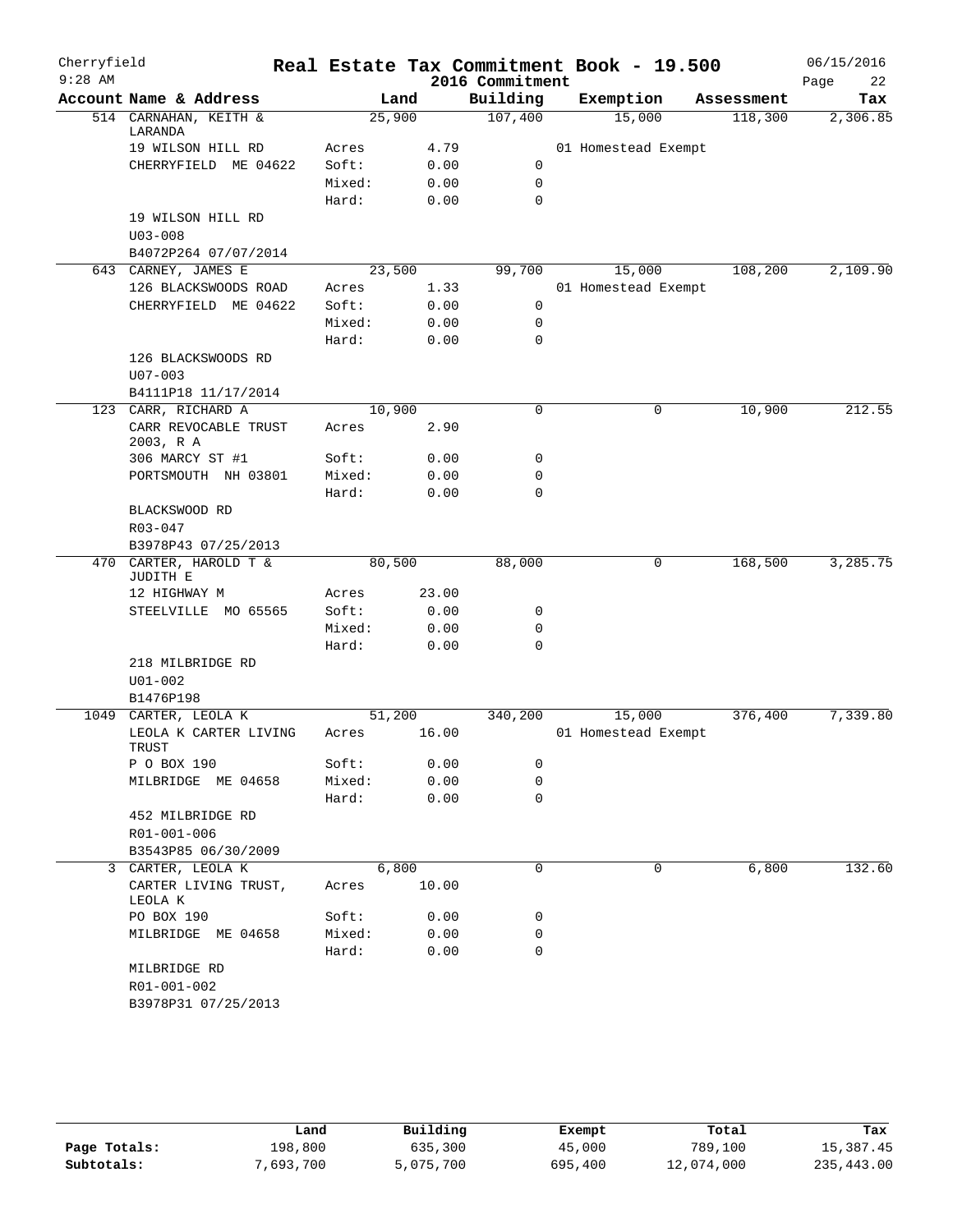# Cherryfield — Real Estate Tax Commitment Book - 19.500 — 2016 Commitment

06/15/2016 9:28 AM

| Account | Name & Address | Land | Building | Exemption | Assessment | Tax |
|---|---|---|---|---|---|---|
| 514 | CARNAHAN, KEITH & LARANDA | 25,900 | 107,400 | 15,000 | 118,300 | 2,306.85 |
| | 19 WILSON HILL RD | Acres 4.79 | | 01 Homestead Exempt | | |
| | CHERRYFIELD ME 04622 | Soft: 0.00 | 0 | | | |
| | | Mixed: 0.00 | 0 | | | |
| | | Hard: 0.00 | 0 | | | |
| | 19 WILSON HILL RD | | | | | |
| | U03-008 | | | | | |
| | B4072P264 07/07/2014 | | | | | |
| 643 | CARNEY, JAMES E | 23,500 | 99,700 | 15,000 | 108,200 | 2,109.90 |
| | 126 BLACKSWOODS ROAD | Acres 1.33 | | 01 Homestead Exempt | | |
| | CHERRYFIELD ME 04622 | Soft: 0.00 | 0 | | | |
| | | Mixed: 0.00 | 0 | | | |
| | | Hard: 0.00 | 0 | | | |
| | 126 BLACKSWOODS RD | | | | | |
| | U07-003 | | | | | |
| | B4111P18 11/17/2014 | | | | | |
| 123 | CARR, RICHARD A | 10,900 | 0 | 0 | 10,900 | 212.55 |
| | CARR REVOCABLE TRUST 2003, R A | Acres 2.90 | | | | |
| | 306 MARCY ST #1 | Soft: 0.00 | 0 | | | |
| | PORTSMOUTH NH 03801 | Mixed: 0.00 | 0 | | | |
| | | Hard: 0.00 | 0 | | | |
| | BLACKSWOOD RD | | | | | |
| | R03-047 | | | | | |
| | B3978P43 07/25/2013 | | | | | |
| 470 | CARTER, HAROLD T & JUDITH E | 80,500 | 88,000 | 0 | 168,500 | 3,285.75 |
| | 12 HIGHWAY M | Acres 23.00 | | | | |
| | STEELVILLE MO 65565 | Soft: 0.00 | 0 | | | |
| | | Mixed: 0.00 | 0 | | | |
| | | Hard: 0.00 | 0 | | | |
| | 218 MILBRIDGE RD | | | | | |
| | U01-002 | | | | | |
| | B1476P198 | | | | | |
| 1049 | CARTER, LEOLA K | 51,200 | 340,200 | 15,000 | 376,400 | 7,339.80 |
| | LEOLA K CARTER LIVING TRUST | Acres 16.00 | | 01 Homestead Exempt | | |
| | P O BOX 190 | Soft: 0.00 | 0 | | | |
| | MILBRIDGE ME 04658 | Mixed: 0.00 | 0 | | | |
| | | Hard: 0.00 | 0 | | | |
| | 452 MILBRIDGE RD | | | | | |
| | R01-001-006 | | | | | |
| | B3543P85 06/30/2009 | | | | | |
| 3 | CARTER, LEOLA K | 6,800 | 0 | 0 | 6,800 | 132.60 |
| | CARTER LIVING TRUST, LEOLA K | Acres 10.00 | | | | |
| | PO BOX 190 | Soft: 0.00 | 0 | | | |
| | MILBRIDGE ME 04658 | Mixed: 0.00 | 0 | | | |
| | | Hard: 0.00 | 0 | | | |
| | MILBRIDGE RD | | | | | |
| | R01-001-002 | | | | | |
| | B3978P31 07/25/2013 | | | | | |

| | Land | Building | Exempt | Total | Tax |
|---|---|---|---|---|---|
| Page Totals: | 198,800 | 635,300 | 45,000 | 789,100 | 15,387.45 |
| Subtotals: | 7,693,700 | 5,075,700 | 695,400 | 12,074,000 | 235,443.00 |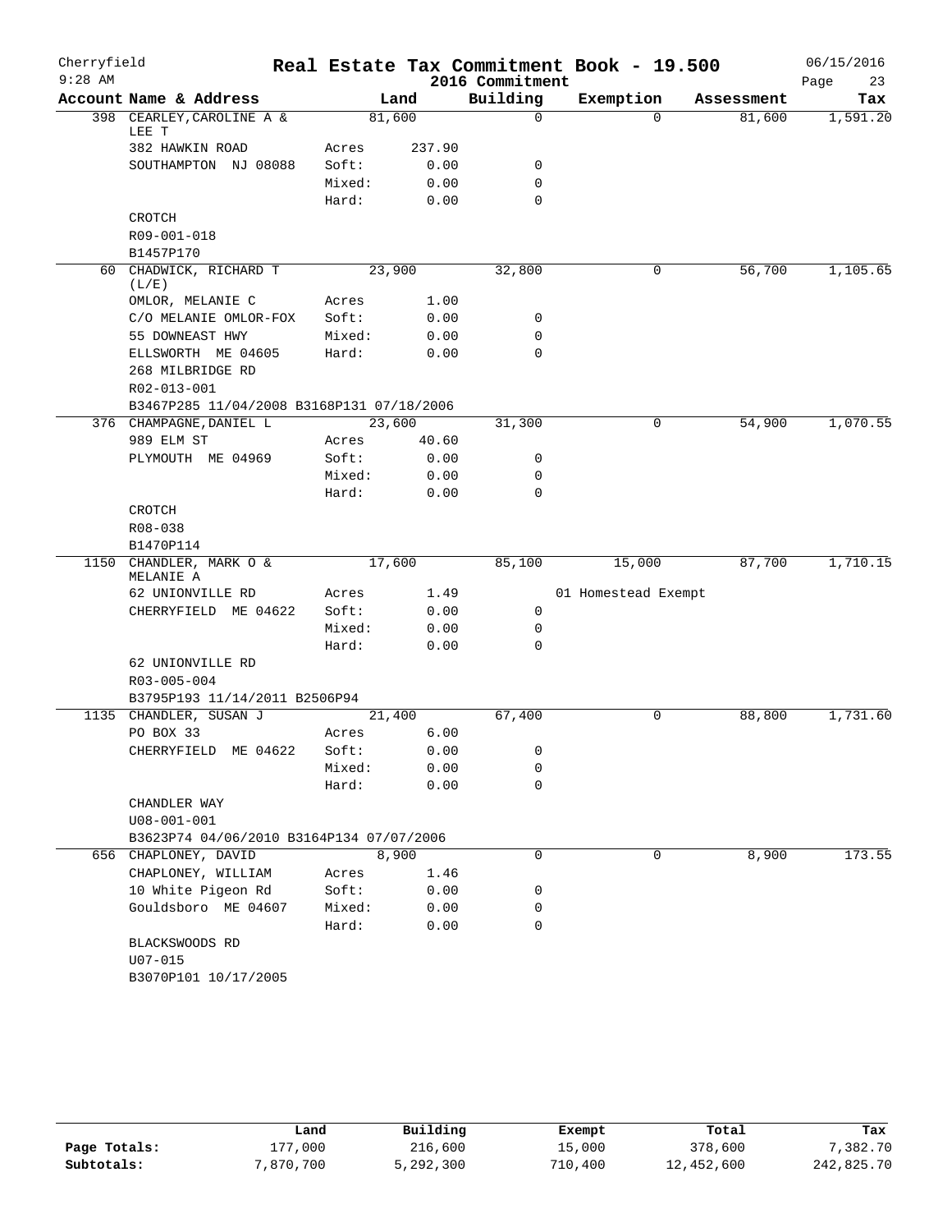# Cherryfield — Real Estate Tax Commitment Book - 19.500

2016 Commitment

9:28 AM — 06/15/2016

| Account Name & Address | | Land | Building | Exemption | Assessment | Tax |
|---|---|---|---|---|---|---|
| 398 CEARLEY, CAROLINE A & LEE T | | 81,600 | 0 | 0 | 81,600 | 1,591.20 |
| 382 HAWKIN ROAD | Acres | 237.90 | | | | |
| SOUTHAMPTON NJ 08088 | Soft: | 0.00 | 0 | | | |
| | Mixed: | 0.00 | 0 | | | |
| | Hard: | 0.00 | 0 | | | |
| CROTCH | | | | | | |
| R09-001-018 | | | | | | |
| B1457P170 | | | | | | |
| 60 CHADWICK, RICHARD T (L/E) | | 23,900 | 32,800 | 0 | 56,700 | 1,105.65 |
| OMLOR, MELANIE C | Acres | 1.00 | | | | |
| C/O MELANIE OMLOR-FOX | Soft: | 0.00 | 0 | | | |
| 55 DOWNEAST HWY | Mixed: | 0.00 | 0 | | | |
| ELLSWORTH ME 04605 | Hard: | 0.00 | 0 | | | |
| 268 MILBRIDGE RD | | | | | | |
| R02-013-001 | | | | | | |
| B3467P285 11/04/2008 B3168P131 07/18/2006 | | | | | | |
| 376 CHAMPAGNE, DANIEL L | | 23,600 | 31,300 | 0 | 54,900 | 1,070.55 |
| 989 ELM ST | Acres | 40.60 | | | | |
| PLYMOUTH ME 04969 | Soft: | 0.00 | 0 | | | |
| | Mixed: | 0.00 | 0 | | | |
| | Hard: | 0.00 | 0 | | | |
| CROTCH | | | | | | |
| R08-038 | | | | | | |
| B1470P114 | | | | | | |
| 1150 CHANDLER, MARK O & MELANIE A | | 17,600 | 85,100 | 15,000 | 87,700 | 1,710.15 |
| 62 UNIONVILLE RD | Acres | 1.49 | | 01 Homestead Exempt | | |
| CHERRYFIELD ME 04622 | Soft: | 0.00 | 0 | | | |
| | Mixed: | 0.00 | 0 | | | |
| | Hard: | 0.00 | 0 | | | |
| 62 UNIONVILLE RD | | | | | | |
| R03-005-004 | | | | | | |
| B3795P193 11/14/2011 B2506P94 | | | | | | |
| 1135 CHANDLER, SUSAN J | | 21,400 | 67,400 | 0 | 88,800 | 1,731.60 |
| PO BOX 33 | Acres | 6.00 | | | | |
| CHERRYFIELD ME 04622 | Soft: | 0.00 | 0 | | | |
| | Mixed: | 0.00 | 0 | | | |
| | Hard: | 0.00 | 0 | | | |
| CHANDLER WAY | | | | | | |
| U08-001-001 | | | | | | |
| B3623P74 04/06/2010 B3164P134 07/07/2006 | | | | | | |
| 656 CHAPLONEY, DAVID | | 8,900 | 0 | 0 | 8,900 | 173.55 |
| CHAPLONEY, WILLIAM | Acres | 1.46 | | | | |
| 10 White Pigeon Rd | Soft: | 0.00 | 0 | | | |
| Gouldsboro ME 04607 | Mixed: | 0.00 | 0 | | | |
| | Hard: | 0.00 | 0 | | | |
| BLACKSWOODS RD | | | | | | |
| U07-015 | | | | | | |
| B3070P101 10/17/2005 | | | | | | |

| | Land | Building | Exempt | Total | Tax |
|---|---|---|---|---|---|
| Page Totals: | 177,000 | 216,600 | 15,000 | 378,600 | 7,382.70 |
| Subtotals: | 7,870,700 | 5,292,300 | 710,400 | 12,452,600 | 242,825.70 |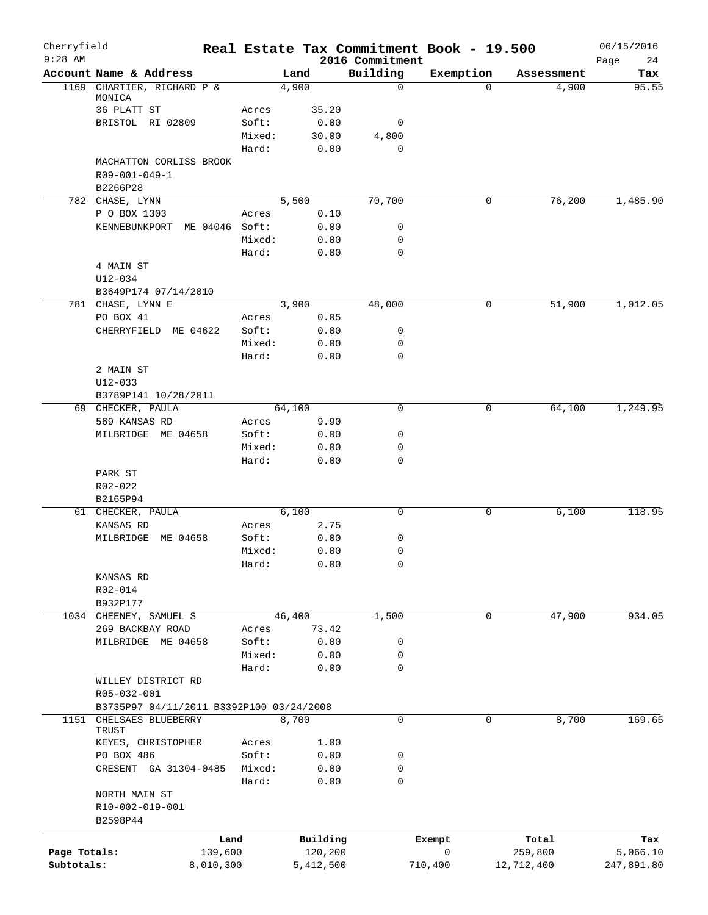# Real Estate Tax Commitment Book - 19.500

Cherryfield
9:28 AM

2016 Commitment

06/15/2016

| Account Name & Address | | Land | Building | Exemption | Assessment | Tax |
|---|---|---|---|---|---|---|
| 1169 CHARTIER, RICHARD P & MONICA | | 4,900 | 0 | 0 | 4,900 | 95.55 |
| 36 PLATT ST | Acres | 35.20 | | | | |
| BRISTOL RI 02809 | Soft: | 0.00 | 0 | | | |
| | Mixed: | 30.00 | 4,800 | | | |
| | Hard: | 0.00 | 0 | | | |
| MACHATTON CORLISS BROOK | | | | | | |
| R09-001-049-1 | | | | | | |
| B2266P28 | | | | | | |
| 782 CHASE, LYNN | | 5,500 | 70,700 | 0 | 76,200 | 1,485.90 |
| P O BOX 1303 | Acres | 0.10 | | | | |
| KENNEBUNKPORT ME 04046 | Soft: | 0.00 | 0 | | | |
| | Mixed: | 0.00 | 0 | | | |
| | Hard: | 0.00 | 0 | | | |
| 4 MAIN ST | | | | | | |
| U12-034 | | | | | | |
| B3649P174 07/14/2010 | | | | | | |
| 781 CHASE, LYNN E | | 3,900 | 48,000 | 0 | 51,900 | 1,012.05 |
| PO BOX 41 | Acres | 0.05 | | | | |
| CHERRYFIELD ME 04622 | Soft: | 0.00 | 0 | | | |
| | Mixed: | 0.00 | 0 | | | |
| | Hard: | 0.00 | 0 | | | |
| 2 MAIN ST | | | | | | |
| U12-033 | | | | | | |
| B3789P141 10/28/2011 | | | | | | |
| 69 CHECKER, PAULA | | 64,100 | 0 | 0 | 64,100 | 1,249.95 |
| 569 KANSAS RD | Acres | 9.90 | | | | |
| MILBRIDGE ME 04658 | Soft: | 0.00 | 0 | | | |
| | Mixed: | 0.00 | 0 | | | |
| | Hard: | 0.00 | 0 | | | |
| PARK ST | | | | | | |
| R02-022 | | | | | | |
| B2165P94 | | | | | | |
| 61 CHECKER, PAULA | | 6,100 | 0 | 0 | 6,100 | 118.95 |
| KANSAS RD | Acres | 2.75 | | | | |
| MILBRIDGE ME 04658 | Soft: | 0.00 | 0 | | | |
| | Mixed: | 0.00 | 0 | | | |
| | Hard: | 0.00 | 0 | | | |
| KANSAS RD | | | | | | |
| R02-014 | | | | | | |
| B932P177 | | | | | | |
| 1034 CHEENEY, SAMUEL S | | 46,400 | 1,500 | 0 | 47,900 | 934.05 |
| 269 BACKBAY ROAD | Acres | 73.42 | | | | |
| MILBRIDGE ME 04658 | Soft: | 0.00 | 0 | | | |
| | Mixed: | 0.00 | 0 | | | |
| | Hard: | 0.00 | 0 | | | |
| WILLEY DISTRICT RD | | | | | | |
| R05-032-001 | | | | | | |
| B3735P97 04/11/2011 B3392P100 03/24/2008 | | | | | | |
| 1151 CHELSAES BLUEBERRY TRUST | | 8,700 | 0 | 0 | 8,700 | 169.65 |
| KEYES, CHRISTOPHER | Acres | 1.00 | | | | |
| PO BOX 486 | Soft: | 0.00 | 0 | | | |
| CRESENT GA 31304-0485 | Mixed: | 0.00 | 0 | | | |
| | Hard: | 0.00 | 0 | | | |
| NORTH MAIN ST | | | | | | |
| R10-002-019-001 | | | | | | |
| B2598P44 | | | | | | |

| | Land | Building | Exempt | Total | Tax |
|---|---|---|---|---|---|
| Page Totals: | 139,600 | 120,200 | 0 | 259,800 | 5,066.10 |
| Subtotals: | 8,010,300 | 5,412,500 | 710,400 | 12,712,400 | 247,891.80 |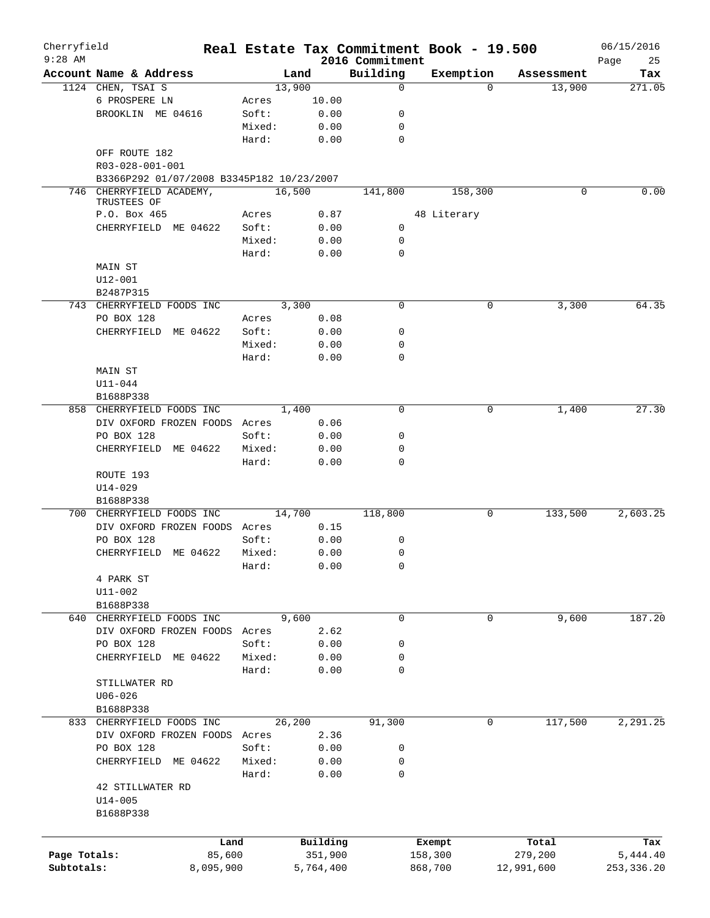Cherryfield 9:28 AM

# Real Estate Tax Commitment Book - 19.500

2016 Commitment

06/15/2016

| Account | Name & Address | | Land | Building | Exemption | Assessment | Tax |
|---|---|---|---|---|---|---|---|
| 1124 | CHEN, TSAI S | | 13,900 | 0 | 0 | 13,900 | 271.05 |
| | 6 PROSPERE LN | Acres | 10.00 | | | | |
| | BROOKLIN ME 04616 | Soft: | 0.00 | 0 | | | |
| | | Mixed: | 0.00 | 0 | | | |
| | | Hard: | 0.00 | 0 | | | |
| | OFF ROUTE 182 | | | | | | |
| | R03-028-001-001 | | | | | | |
| | B3366P292 01/07/2008 B3345P182 10/23/2007 | | | | | | |
| 746 | CHERRYFIELD ACADEMY, TRUSTEES OF | | 16,500 | 141,800 | 158,300 | 0 | 0.00 |
| | P.O. Box 465 | Acres | 0.87 | | 48 Literary | | |
| | CHERRYFIELD ME 04622 | Soft: | 0.00 | 0 | | | |
| | | Mixed: | 0.00 | 0 | | | |
| | | Hard: | 0.00 | 0 | | | |
| | MAIN ST | | | | | | |
| | U12-001 | | | | | | |
| | B2487P315 | | | | | | |
| 743 | CHERRYFIELD FOODS INC | | 3,300 | 0 | 0 | 3,300 | 64.35 |
| | PO BOX 128 | Acres | 0.08 | | | | |
| | CHERRYFIELD ME 04622 | Soft: | 0.00 | 0 | | | |
| | | Mixed: | 0.00 | 0 | | | |
| | | Hard: | 0.00 | 0 | | | |
| | MAIN ST | | | | | | |
| | U11-044 | | | | | | |
| | B1688P338 | | | | | | |
| 858 | CHERRYFIELD FOODS INC | | 1,400 | 0 | 0 | 1,400 | 27.30 |
| | DIV OXFORD FROZEN FOODS | Acres | 0.06 | | | | |
| | PO BOX 128 | Soft: | 0.00 | 0 | | | |
| | CHERRYFIELD ME 04622 | Mixed: | 0.00 | 0 | | | |
| | | Hard: | 0.00 | 0 | | | |
| | ROUTE 193 | | | | | | |
| | U14-029 | | | | | | |
| | B1688P338 | | | | | | |
| 700 | CHERRYFIELD FOODS INC | | 14,700 | 118,800 | 0 | 133,500 | 2,603.25 |
| | DIV OXFORD FROZEN FOODS | Acres | 0.15 | | | | |
| | PO BOX 128 | Soft: | 0.00 | 0 | | | |
| | CHERRYFIELD ME 04622 | Mixed: | 0.00 | 0 | | | |
| | | Hard: | 0.00 | 0 | | | |
| | 4 PARK ST | | | | | | |
| | U11-002 | | | | | | |
| | B1688P338 | | | | | | |
| 640 | CHERRYFIELD FOODS INC | | 9,600 | 0 | 0 | 9,600 | 187.20 |
| | DIV OXFORD FROZEN FOODS | Acres | 2.62 | | | | |
| | PO BOX 128 | Soft: | 0.00 | 0 | | | |
| | CHERRYFIELD ME 04622 | Mixed: | 0.00 | 0 | | | |
| | | Hard: | 0.00 | 0 | | | |
| | STILLWATER RD | | | | | | |
| | U06-026 | | | | | | |
| | B1688P338 | | | | | | |
| 833 | CHERRYFIELD FOODS INC | | 26,200 | 91,300 | 0 | 117,500 | 2,291.25 |
| | DIV OXFORD FROZEN FOODS | Acres | 2.36 | | | | |
| | PO BOX 128 | Soft: | 0.00 | 0 | | | |
| | CHERRYFIELD ME 04622 | Mixed: | 0.00 | 0 | | | |
| | | Hard: | 0.00 | 0 | | | |
| | 42 STILLWATER RD | | | | | | |
| | U14-005 | | | | | | |
| | B1688P338 | | | | | | |

| | Land | Building | Exempt | Total | Tax |
|---|---|---|---|---|---|
| Page Totals: | 85,600 | 351,900 | 158,300 | 279,200 | 5,444.40 |
| Subtotals: | 8,095,900 | 5,764,400 | 868,700 | 12,991,600 | 253,336.20 |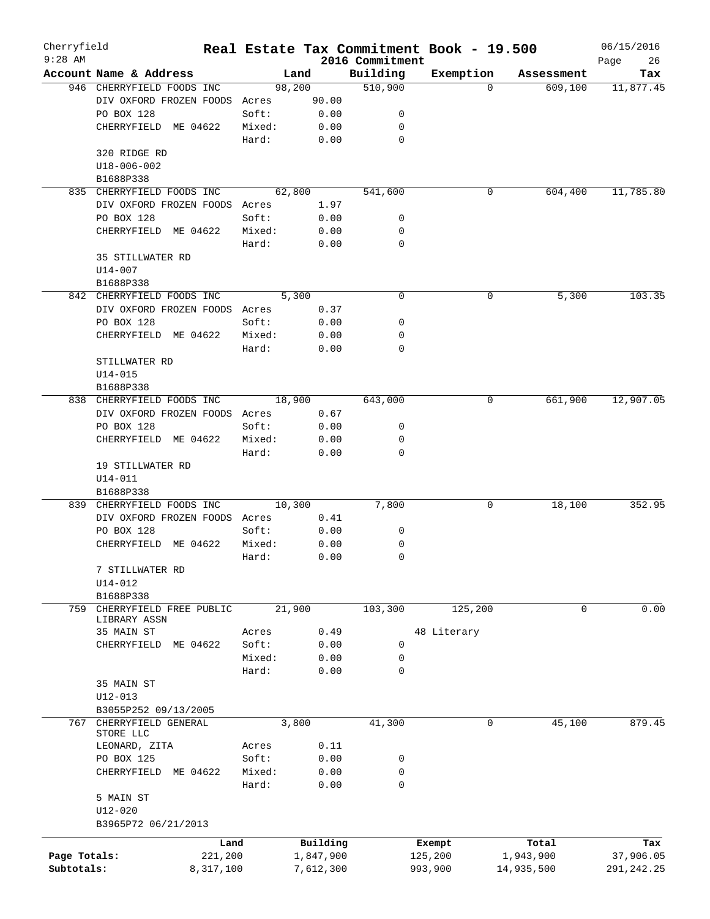Cherryfield 9:28 AM

# Real Estate Tax Commitment Book - 19.500

2016 Commitment

06/15/2016

| Account Name & Address | | Land | Building | Exemption | Assessment | Tax |
|---|---|---|---|---|---|---|
| 946 CHERRYFIELD FOODS INC | | 98,200 | 510,900 | 0 | 609,100 | 11,877.45 |
| DIV OXFORD FROZEN FOODS | Acres | 90.00 | | | | |
| PO BOX 128 | Soft: | 0.00 | 0 | | | |
| CHERRYFIELD ME 04622 | Mixed: | 0.00 | 0 | | | |
| | Hard: | 0.00 | 0 | | | |
| 320 RIDGE RD | | | | | | |
| U18-006-002 | | | | | | |
| B1688P338 | | | | | | |
| 835 CHERRYFIELD FOODS INC | | 62,800 | 541,600 | 0 | 604,400 | 11,785.80 |
| DIV OXFORD FROZEN FOODS | Acres | 1.97 | | | | |
| PO BOX 128 | Soft: | 0.00 | 0 | | | |
| CHERRYFIELD ME 04622 | Mixed: | 0.00 | 0 | | | |
| | Hard: | 0.00 | 0 | | | |
| 35 STILLWATER RD | | | | | | |
| U14-007 | | | | | | |
| B1688P338 | | | | | | |
| 842 CHERRYFIELD FOODS INC | | 5,300 | 0 | 0 | 5,300 | 103.35 |
| DIV OXFORD FROZEN FOODS | Acres | 0.37 | | | | |
| PO BOX 128 | Soft: | 0.00 | 0 | | | |
| CHERRYFIELD ME 04622 | Mixed: | 0.00 | 0 | | | |
| | Hard: | 0.00 | 0 | | | |
| STILLWATER RD | | | | | | |
| U14-015 | | | | | | |
| B1688P338 | | | | | | |
| 838 CHERRYFIELD FOODS INC | | 18,900 | 643,000 | 0 | 661,900 | 12,907.05 |
| DIV OXFORD FROZEN FOODS | Acres | 0.67 | | | | |
| PO BOX 128 | Soft: | 0.00 | 0 | | | |
| CHERRYFIELD ME 04622 | Mixed: | 0.00 | 0 | | | |
| | Hard: | 0.00 | 0 | | | |
| 19 STILLWATER RD | | | | | | |
| U14-011 | | | | | | |
| B1688P338 | | | | | | |
| 839 CHERRYFIELD FOODS INC | | 10,300 | 7,800 | 0 | 18,100 | 352.95 |
| DIV OXFORD FROZEN FOODS | Acres | 0.41 | | | | |
| PO BOX 128 | Soft: | 0.00 | 0 | | | |
| CHERRYFIELD ME 04622 | Mixed: | 0.00 | 0 | | | |
| | Hard: | 0.00 | 0 | | | |
| 7 STILLWATER RD | | | | | | |
| U14-012 | | | | | | |
| B1688P338 | | | | | | |
| 759 CHERRYFIELD FREE PUBLIC LIBRARY ASSN | | 21,900 | 103,300 | 125,200 | 0 | 0.00 |
| 35 MAIN ST | Acres | 0.49 | | 48 Literary | | |
| CHERRYFIELD ME 04622 | Soft: | 0.00 | 0 | | | |
| | Mixed: | 0.00 | 0 | | | |
| | Hard: | 0.00 | 0 | | | |
| 35 MAIN ST | | | | | | |
| U12-013 | | | | | | |
| B3055P252 09/13/2005 | | | | | | |
| 767 CHERRYFIELD GENERAL STORE LLC | | 3,800 | 41,300 | 0 | 45,100 | 879.45 |
| LEONARD, ZITA | Acres | 0.11 | | | | |
| PO BOX 125 | Soft: | 0.00 | 0 | | | |
| CHERRYFIELD ME 04622 | Mixed: | 0.00 | 0 | | | |
| | Hard: | 0.00 | 0 | | | |
| 5 MAIN ST | | | | | | |
| U12-020 | | | | | | |
| B3965P72 06/21/2013 | | | | | | |

| | Land | Building | Exempt | Total | Tax |
|---|---|---|---|---|---|
| Page Totals: | 221,200 | 1,847,900 | 125,200 | 1,943,900 | 37,906.05 |
| Subtotals: | 8,317,100 | 7,612,300 | 993,900 | 14,935,500 | 291,242.25 |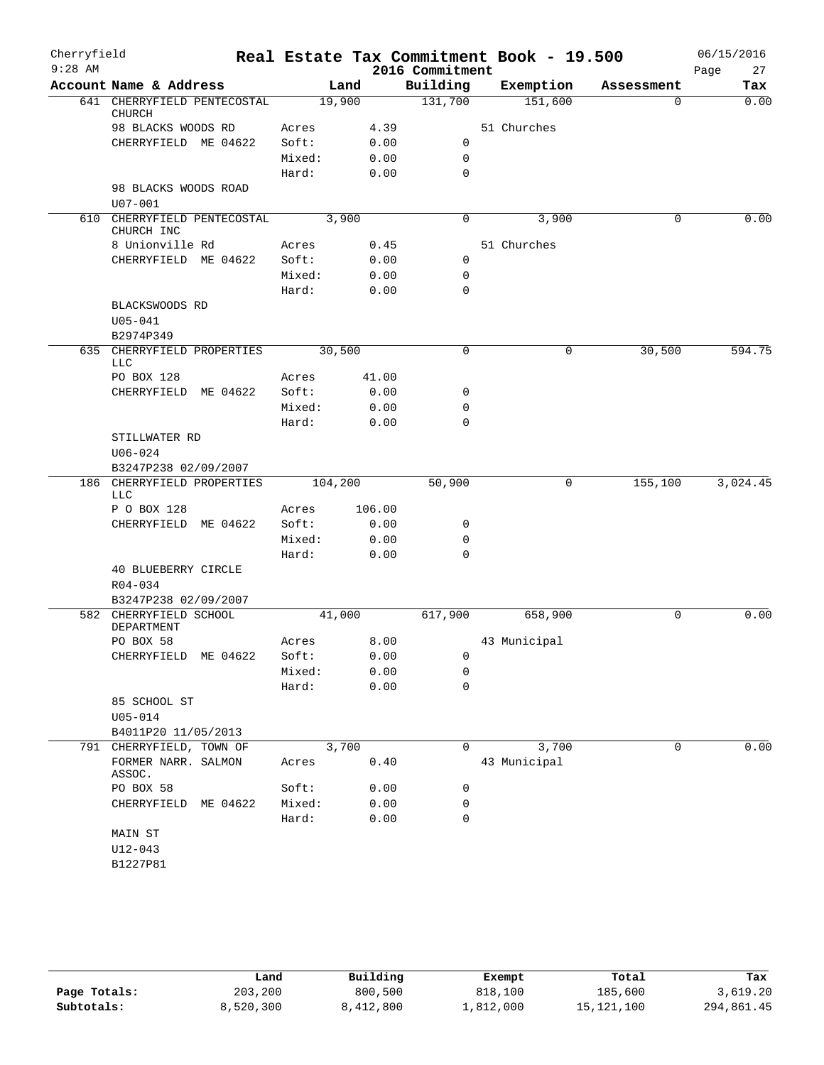# Cherryfield — Real Estate Tax Commitment Book - 19.500 — 2016 Commitment

9:28 AM — 06/15/2016

| Account Name & Address | Land | | Building | Exemption | Assessment | Tax |
|---|---|---|---|---|---|---|
| 641 CHERRYFIELD PENTECOSTAL CHURCH | 19,900 | | 131,700 | 151,600 | 0 | 0.00 |
| 98 BLACKS WOODS RD | Acres | 4.39 | | 51 Churches | | |
| CHERRYFIELD ME 04622 | Soft: | 0.00 | 0 | | | |
| | Mixed: | 0.00 | 0 | | | |
| | Hard: | 0.00 | 0 | | | |
| 98 BLACKS WOODS ROAD | | | | | | |
| U07-001 | | | | | | |
| 610 CHERRYFIELD PENTECOSTAL CHURCH INC | 3,900 | | 0 | 3,900 | 0 | 0.00 |
| 8 Unionville Rd | Acres | 0.45 | | 51 Churches | | |
| CHERRYFIELD ME 04622 | Soft: | 0.00 | 0 | | | |
| | Mixed: | 0.00 | 0 | | | |
| | Hard: | 0.00 | 0 | | | |
| BLACKSWOODS RD | | | | | | |
| U05-041 | | | | | | |
| B2974P349 | | | | | | |
| 635 CHERRYFIELD PROPERTIES LLC | 30,500 | | 0 | 0 | 30,500 | 594.75 |
| PO BOX 128 | Acres | 41.00 | | | | |
| CHERRYFIELD ME 04622 | Soft: | 0.00 | 0 | | | |
| | Mixed: | 0.00 | 0 | | | |
| | Hard: | 0.00 | 0 | | | |
| STILLWATER RD | | | | | | |
| U06-024 | | | | | | |
| B3247P238 02/09/2007 | | | | | | |
| 186 CHERRYFIELD PROPERTIES LLC | 104,200 | | 50,900 | 0 | 155,100 | 3,024.45 |
| P O BOX 128 | Acres | 106.00 | | | | |
| CHERRYFIELD ME 04622 | Soft: | 0.00 | 0 | | | |
| | Mixed: | 0.00 | 0 | | | |
| | Hard: | 0.00 | 0 | | | |
| 40 BLUEBERRY CIRCLE | | | | | | |
| R04-034 | | | | | | |
| B3247P238 02/09/2007 | | | | | | |
| 582 CHERRYFIELD SCHOOL DEPARTMENT | 41,000 | | 617,900 | 658,900 | 0 | 0.00 |
| PO BOX 58 | Acres | 8.00 | | 43 Municipal | | |
| CHERRYFIELD ME 04622 | Soft: | 0.00 | 0 | | | |
| | Mixed: | 0.00 | 0 | | | |
| | Hard: | 0.00 | 0 | | | |
| 85 SCHOOL ST | | | | | | |
| U05-014 | | | | | | |
| B4011P20 11/05/2013 | | | | | | |
| 791 CHERRYFIELD, TOWN OF | 3,700 | | 0 | 3,700 | 0 | 0.00 |
| FORMER NARR. SALMON ASSOC. | Acres | 0.40 | | 43 Municipal | | |
| PO BOX 58 | Soft: | 0.00 | 0 | | | |
| CHERRYFIELD ME 04622 | Mixed: | 0.00 | 0 | | | |
| | Hard: | 0.00 | 0 | | | |
| MAIN ST | | | | | | |
| U12-043 | | | | | | |
| B1227P81 | | | | | | |

| | Land | Building | Exempt | Total | Tax |
|---|---|---|---|---|---|
| Page Totals: | 203,200 | 800,500 | 818,100 | 185,600 | 3,619.20 |
| Subtotals: | 8,520,300 | 8,412,800 | 1,812,000 | 15,121,100 | 294,861.45 |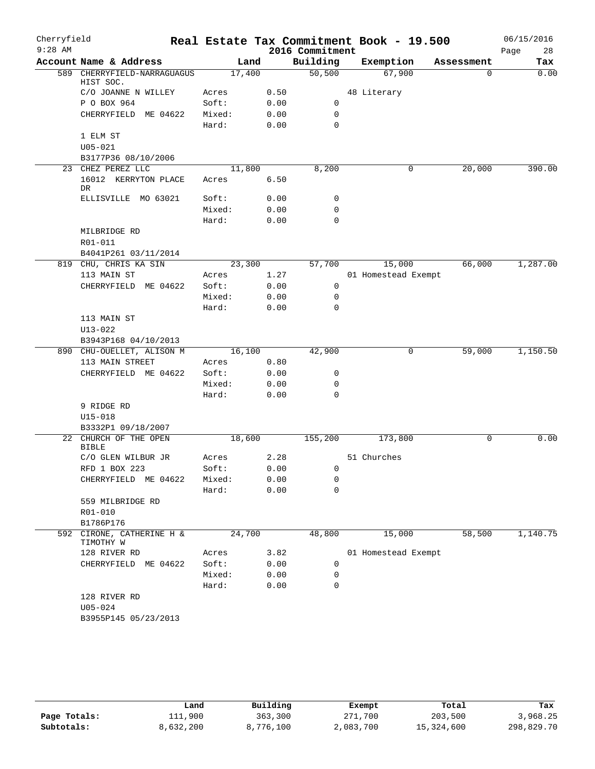Cherryfield 9:28 AM

# Real Estate Tax Commitment Book - 19.500

2016 Commitment

06/15/2016

| Account Name & Address | | Land | Building | Exemption | Assessment | Tax |
|---|---|---|---|---|---|---|
| 589 CHERRYFIELD-NARRAGUAGUS HIST SOC. | | 17,400 | 50,500 | 67,900 | 0 | 0.00 |
| C/O JOANNE N WILLEY | Acres | 0.50 | | 48 Literary | | |
| P O BOX 964 | Soft: | 0.00 | 0 | | | |
| CHERRYFIELD ME 04622 | Mixed: | 0.00 | 0 | | | |
| | Hard: | 0.00 | 0 | | | |
| 1 ELM ST | | | | | | |
| U05-021 | | | | | | |
| B3177P36 08/10/2006 | | | | | | |
| 23 CHEZ PEREZ LLC | | 11,800 | 8,200 | 0 | 20,000 | 390.00 |
| 16012 KERRYTON PLACE DR | Acres | 6.50 | | | | |
| ELLISVILLE MO 63021 | Soft: | 0.00 | 0 | | | |
| | Mixed: | 0.00 | 0 | | | |
| | Hard: | 0.00 | 0 | | | |
| MILBRIDGE RD | | | | | | |
| R01-011 | | | | | | |
| B4041P261 03/11/2014 | | | | | | |
| 819 CHU, CHRIS KA SIN | | 23,300 | 57,700 | 15,000 | 66,000 | 1,287.00 |
| 113 MAIN ST | Acres | 1.27 | | 01 Homestead Exempt | | |
| CHERRYFIELD ME 04622 | Soft: | 0.00 | 0 | | | |
| | Mixed: | 0.00 | 0 | | | |
| | Hard: | 0.00 | 0 | | | |
| 113 MAIN ST | | | | | | |
| U13-022 | | | | | | |
| B3943P168 04/10/2013 | | | | | | |
| 890 CHU-OUELLET, ALISON M | | 16,100 | 42,900 | 0 | 59,000 | 1,150.50 |
| 113 MAIN STREET | Acres | 0.80 | | | | |
| CHERRYFIELD ME 04622 | Soft: | 0.00 | 0 | | | |
| | Mixed: | 0.00 | 0 | | | |
| | Hard: | 0.00 | 0 | | | |
| 9 RIDGE RD | | | | | | |
| U15-018 | | | | | | |
| B3332P1 09/18/2007 | | | | | | |
| 22 CHURCH OF THE OPEN BIBLE | | 18,600 | 155,200 | 173,800 | 0 | 0.00 |
| C/O GLEN WILBUR JR | Acres | 2.28 | | 51 Churches | | |
| RFD 1 BOX 223 | Soft: | 0.00 | 0 | | | |
| CHERRYFIELD ME 04622 | Mixed: | 0.00 | 0 | | | |
| | Hard: | 0.00 | 0 | | | |
| 559 MILBRIDGE RD | | | | | | |
| R01-010 | | | | | | |
| B1786P176 | | | | | | |
| 592 CIRONE, CATHERINE H & TIMOTHY W | | 24,700 | 48,800 | 15,000 | 58,500 | 1,140.75 |
| 128 RIVER RD | Acres | 3.82 | | 01 Homestead Exempt | | |
| CHERRYFIELD ME 04622 | Soft: | 0.00 | 0 | | | |
| | Mixed: | 0.00 | 0 | | | |
| | Hard: | 0.00 | 0 | | | |
| 128 RIVER RD | | | | | | |
| U05-024 | | | | | | |
| B3955P145 05/23/2013 | | | | | | |

| | Land | Building | Exempt | Total | Tax |
|---|---|---|---|---|---|
| Page Totals: | 111,900 | 363,300 | 271,700 | 203,500 | 3,968.25 |
| Subtotals: | 8,632,200 | 8,776,100 | 2,083,700 | 15,324,600 | 298,829.70 |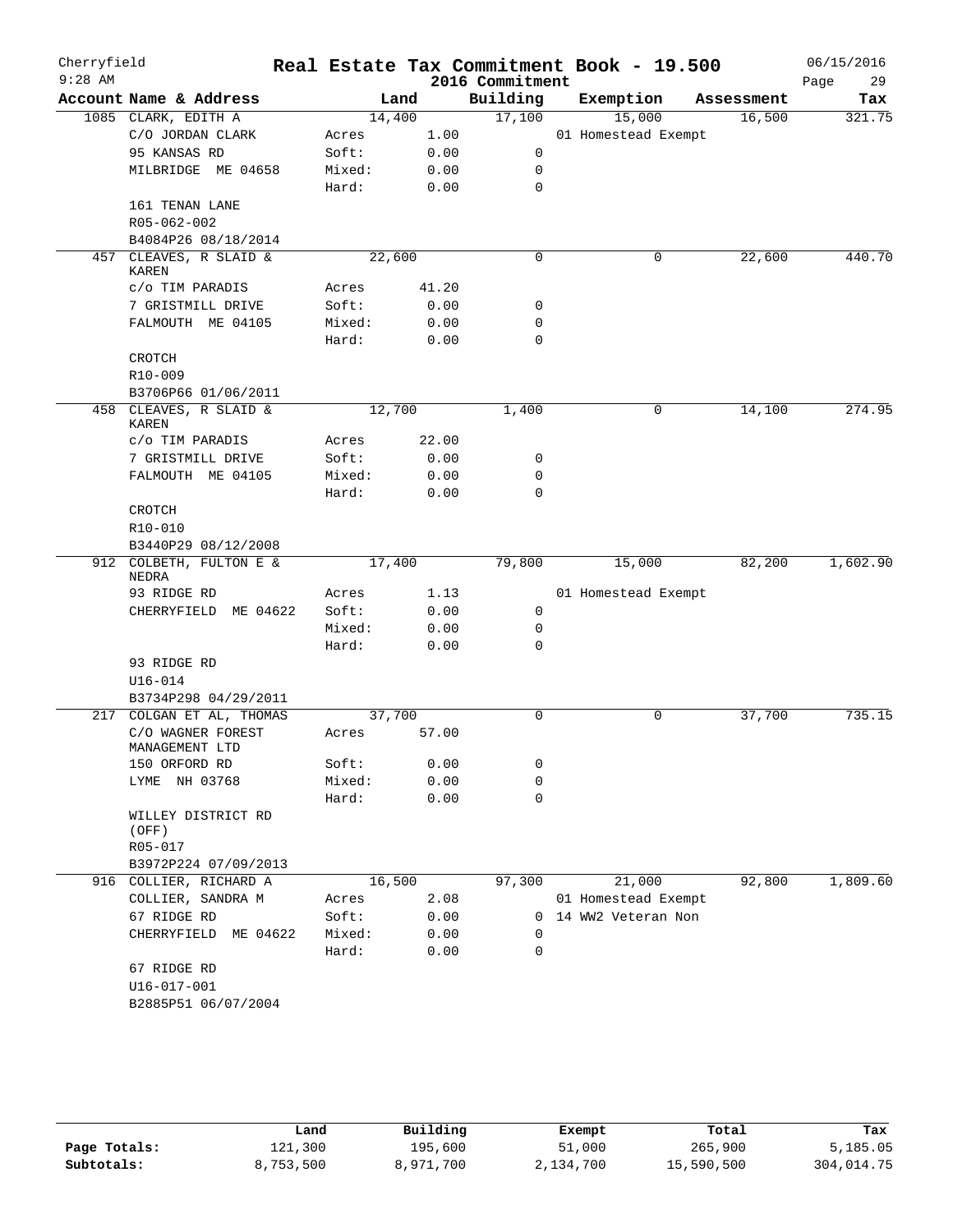# Real Estate Tax Commitment Book - 19.500

Cherryfield
9:28 AM

2016 Commitment

06/15/2016

| Account Name & Address | | Land | Building | Exemption | Assessment | Tax |
|---|---|---|---|---|---|---|
| 1085 CLARK, EDITH A | | 14,400 | 17,100 | 15,000 | 16,500 | 321.75 |
| C/O JORDAN CLARK | Acres | 1.00 | | 01 Homestead Exempt | | |
| 95 KANSAS RD | Soft: | 0.00 | 0 | | | |
| MILBRIDGE ME 04658 | Mixed: | 0.00 | 0 | | | |
| | Hard: | 0.00 | 0 | | | |
| 161 TENAN LANE | | | | | | |
| R05-062-002 | | | | | | |
| B4084P26 08/18/2014 | | | | | | |
| 457 CLEAVES, R SLAID & KAREN | | 22,600 | 0 | 0 | 22,600 | 440.70 |
| c/o TIM PARADIS | Acres | 41.20 | | | | |
| 7 GRISTMILL DRIVE | Soft: | 0.00 | 0 | | | |
| FALMOUTH ME 04105 | Mixed: | 0.00 | 0 | | | |
| | Hard: | 0.00 | 0 | | | |
| CROTCH | | | | | | |
| R10-009 | | | | | | |
| B3706P66 01/06/2011 | | | | | | |
| 458 CLEAVES, R SLAID & KAREN | | 12,700 | 1,400 | 0 | 14,100 | 274.95 |
| c/o TIM PARADIS | Acres | 22.00 | | | | |
| 7 GRISTMILL DRIVE | Soft: | 0.00 | 0 | | | |
| FALMOUTH ME 04105 | Mixed: | 0.00 | 0 | | | |
| | Hard: | 0.00 | 0 | | | |
| CROTCH | | | | | | |
| R10-010 | | | | | | |
| B3440P29 08/12/2008 | | | | | | |
| 912 COLBETH, FULTON E & NEDRA | | 17,400 | 79,800 | 15,000 | 82,200 | 1,602.90 |
| 93 RIDGE RD | Acres | 1.13 | | 01 Homestead Exempt | | |
| CHERRYFIELD ME 04622 | Soft: | 0.00 | 0 | | | |
| | Mixed: | 0.00 | 0 | | | |
| | Hard: | 0.00 | 0 | | | |
| 93 RIDGE RD | | | | | | |
| U16-014 | | | | | | |
| B3734P298 04/29/2011 | | | | | | |
| 217 COLGAN ET AL, THOMAS | | 37,700 | 0 | 0 | 37,700 | 735.15 |
| C/O WAGNER FOREST MANAGEMENT LTD | Acres | 57.00 | | | | |
| 150 ORFORD RD | Soft: | 0.00 | 0 | | | |
| LYME NH 03768 | Mixed: | 0.00 | 0 | | | |
| | Hard: | 0.00 | 0 | | | |
| WILLEY DISTRICT RD (OFF) | | | | | | |
| R05-017 | | | | | | |
| B3972P224 07/09/2013 | | | | | | |
| 916 COLLIER, RICHARD A | | 16,500 | 97,300 | 21,000 | 92,800 | 1,809.60 |
| COLLIER, SANDRA M | Acres | 2.08 | | 01 Homestead Exempt | | |
| 67 RIDGE RD | Soft: | 0.00 | 0 | 14 WW2 Veteran Non | | |
| CHERRYFIELD ME 04622 | Mixed: | 0.00 | 0 | | | |
| | Hard: | 0.00 | 0 | | | |
| 67 RIDGE RD | | | | | | |
| U16-017-001 | | | | | | |
| B2885P51 06/07/2004 | | | | | | |

| | Land | Building | Exempt | Total | Tax |
|---|---|---|---|---|---|
| Page Totals: | 121,300 | 195,600 | 51,000 | 265,900 | 5,185.05 |
| Subtotals: | 8,753,500 | 8,971,700 | 2,134,700 | 15,590,500 | 304,014.75 |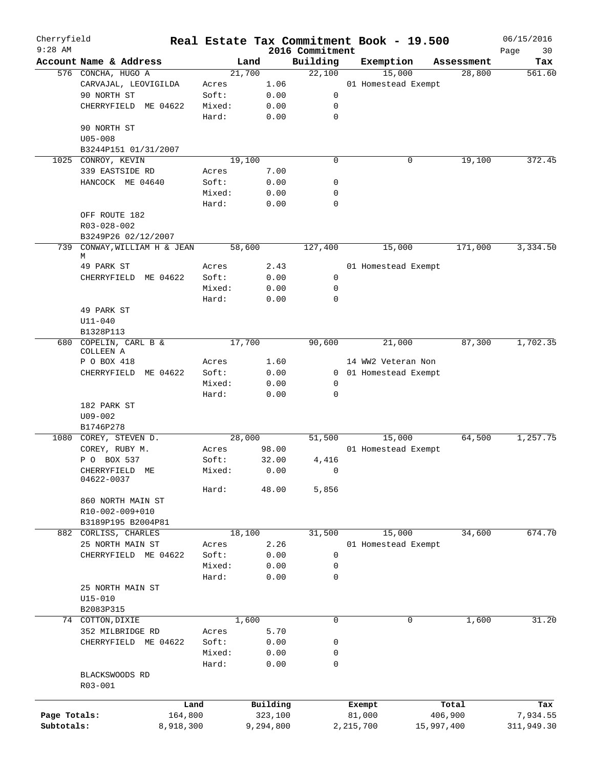# Real Estate Tax Commitment Book - 19.500

Cherryfield
9:28 AM
2016 Commitment
06/15/2016

| Account | Name & Address | Land | | Building | Exemption | Assessment | Tax |
|---|---|---|---|---|---|---|---|
| 576 | CONCHA, HUGO A | 21,700 | | 22,100 | 15,000 | 28,800 | 561.60 |
| | CARVAJAL, LEOVIGILDA | Acres | 1.06 | | 01 Homestead Exempt | | |
| | 90 NORTH ST | Soft: | 0.00 | 0 | | | |
| | CHERRYFIELD ME 04622 | Mixed: | 0.00 | 0 | | | |
| | | Hard: | 0.00 | 0 | | | |
| | 90 NORTH ST | | | | | | |
| | U05-008 | | | | | | |
| | B3244P151 01/31/2007 | | | | | | |
| 1025 | CONROY, KEVIN | 19,100 | | 0 | 0 | 19,100 | 372.45 |
| | 339 EASTSIDE RD | Acres | 7.00 | | | | |
| | HANCOCK ME 04640 | Soft: | 0.00 | 0 | | | |
| | | Mixed: | 0.00 | 0 | | | |
| | | Hard: | 0.00 | 0 | | | |
| | OFF ROUTE 182 | | | | | | |
| | R03-028-002 | | | | | | |
| | B3249P26 02/12/2007 | | | | | | |
| 739 | CONWAY,WILLIAM H & JEAN M | 58,600 | | 127,400 | 15,000 | 171,000 | 3,334.50 |
| | 49 PARK ST | Acres | 2.43 | | 01 Homestead Exempt | | |
| | CHERRYFIELD ME 04622 | Soft: | 0.00 | 0 | | | |
| | | Mixed: | 0.00 | 0 | | | |
| | | Hard: | 0.00 | 0 | | | |
| | 49 PARK ST | | | | | | |
| | U11-040 | | | | | | |
| | B1328P113 | | | | | | |
| 680 | COPELIN, CARL B & COLLEEN A | 17,700 | | 90,600 | 21,000 | 87,300 | 1,702.35 |
| | P O BOX 418 | Acres | 1.60 | | 14 WW2 Veteran Non | | |
| | CHERRYFIELD ME 04622 | Soft: | 0.00 | 0 | 01 Homestead Exempt | | |
| | | Mixed: | 0.00 | 0 | | | |
| | | Hard: | 0.00 | 0 | | | |
| | 182 PARK ST | | | | | | |
| | U09-002 | | | | | | |
| | B1746P278 | | | | | | |
| 1080 | COREY, STEVEN D. | 28,000 | | 51,500 | 15,000 | 64,500 | 1,257.75 |
| | COREY, RUBY M. | Acres | 98.00 | | 01 Homestead Exempt | | |
| | P O BOX 537 | Soft: | 32.00 | 4,416 | | | |
| | CHERRYFIELD ME 04622-0037 | Mixed: | 0.00 | 0 | | | |
| | | Hard: | 48.00 | 5,856 | | | |
| | 860 NORTH MAIN ST | | | | | | |
| | R10-002-009+010 | | | | | | |
| | B3189P195 B2004P81 | | | | | | |
| 882 | CORLISS, CHARLES | 18,100 | | 31,500 | 15,000 | 34,600 | 674.70 |
| | 25 NORTH MAIN ST | Acres | 2.26 | | 01 Homestead Exempt | | |
| | CHERRYFIELD ME 04622 | Soft: | 0.00 | 0 | | | |
| | | Mixed: | 0.00 | 0 | | | |
| | | Hard: | 0.00 | 0 | | | |
| | 25 NORTH MAIN ST | | | | | | |
| | U15-010 | | | | | | |
| | B2083P315 | | | | | | |
| 74 | COTTON,DIXIE | 1,600 | | 0 | 0 | 1,600 | 31.20 |
| | 352 MILBRIDGE RD | Acres | 5.70 | | | | |
| | CHERRYFIELD ME 04622 | Soft: | 0.00 | 0 | | | |
| | | Mixed: | 0.00 | 0 | | | |
| | | Hard: | 0.00 | 0 | | | |
| | BLACKSWOODS RD | | | | | | |
| | R03-001 | | | | | | |

| | Land | Building | Exempt | Total | Tax |
|---|---|---|---|---|---|
| Page Totals: | 164,800 | 323,100 | 81,000 | 406,900 | 7,934.55 |
| Subtotals: | 8,918,300 | 9,294,800 | 2,215,700 | 15,997,400 | 311,949.30 |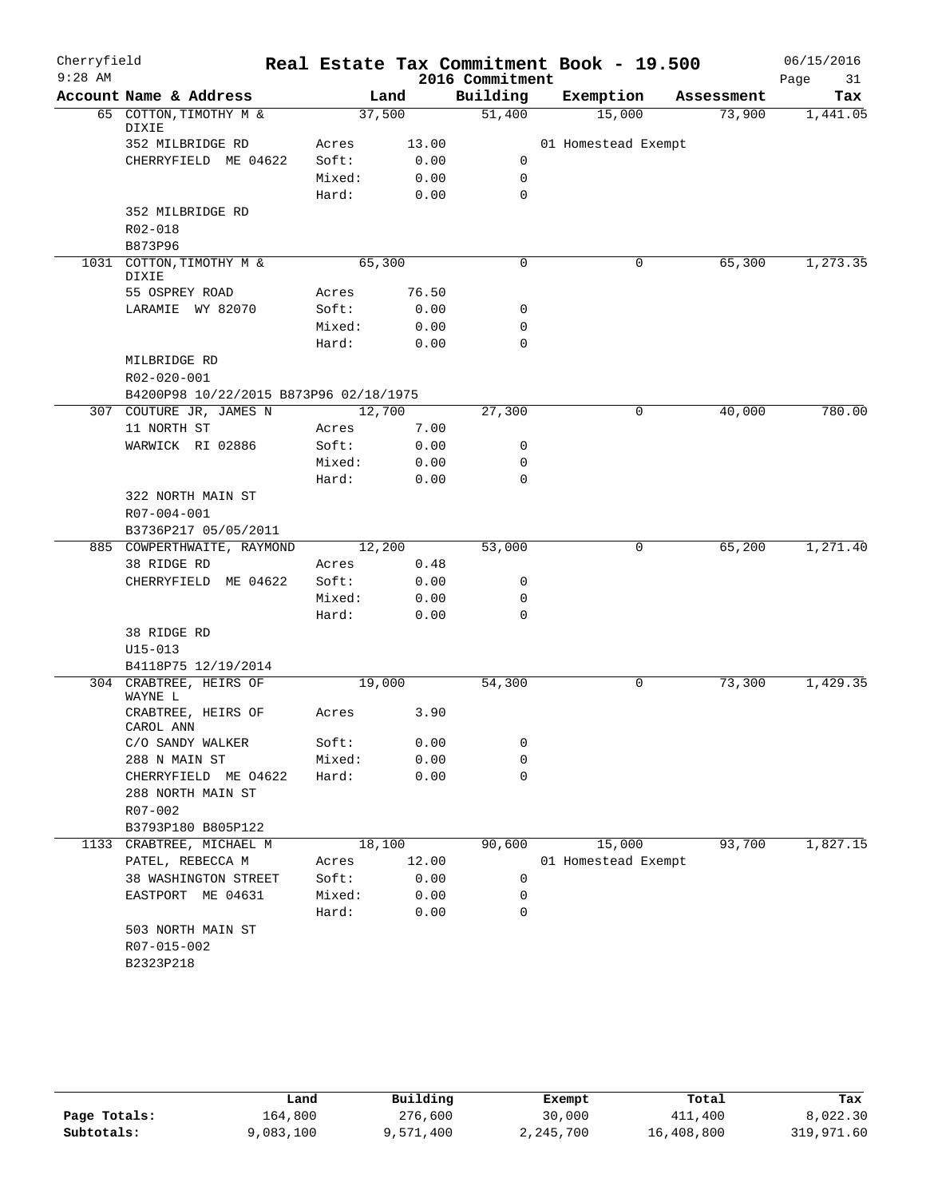Cherryfield — Real Estate Tax Commitment Book - 19.500 — 2016 Commitment — 06/15/2016 — 9:28 AM

| Account Name & Address | Land | | Building | Exemption | Assessment | Tax |
|---|---|---|---|---|---|---|
| 65 COTTON,TIMOTHY M & DIXIE | 37,500 | | 51,400 | 15,000 | 73,900 | 1,441.05 |
| 352 MILBRIDGE RD | Acres | 13.00 | | 01 Homestead Exempt | | |
| CHERRYFIELD ME 04622 | Soft: | 0.00 | 0 | | | |
| | Mixed: | 0.00 | 0 | | | |
| | Hard: | 0.00 | 0 | | | |
| 352 MILBRIDGE RD | | | | | | |
| R02-018 | | | | | | |
| B873P96 | | | | | | |
| 1031 COTTON,TIMOTHY M & DIXIE | 65,300 | | 0 | 0 | 65,300 | 1,273.35 |
| 55 OSPREY ROAD | Acres | 76.50 | | | | |
| LARAMIE WY 82070 | Soft: | 0.00 | 0 | | | |
| | Mixed: | 0.00 | 0 | | | |
| | Hard: | 0.00 | 0 | | | |
| MILBRIDGE RD | | | | | | |
| R02-020-001 | | | | | | |
| B4200P98 10/22/2015 B873P96 02/18/1975 | | | | | | |
| 307 COUTURE JR, JAMES N | 12,700 | | 27,300 | 0 | 40,000 | 780.00 |
| 11 NORTH ST | Acres | 7.00 | | | | |
| WARWICK RI 02886 | Soft: | 0.00 | 0 | | | |
| | Mixed: | 0.00 | 0 | | | |
| | Hard: | 0.00 | 0 | | | |
| 322 NORTH MAIN ST | | | | | | |
| R07-004-001 | | | | | | |
| B3736P217 05/05/2011 | | | | | | |
| 885 COWPERTHWAITE, RAYMOND | 12,200 | | 53,000 | 0 | 65,200 | 1,271.40 |
| 38 RIDGE RD | Acres | 0.48 | | | | |
| CHERRYFIELD ME 04622 | Soft: | 0.00 | 0 | | | |
| | Mixed: | 0.00 | 0 | | | |
| | Hard: | 0.00 | 0 | | | |
| 38 RIDGE RD | | | | | | |
| U15-013 | | | | | | |
| B4118P75 12/19/2014 | | | | | | |
| 304 CRABTREE, HEIRS OF WAYNE L | 19,000 | | 54,300 | 0 | 73,300 | 1,429.35 |
| CRABTREE, HEIRS OF CAROL ANN | Acres | 3.90 | | | | |
| C/O SANDY WALKER | Soft: | 0.00 | 0 | | | |
| 288 N MAIN ST | Mixed: | 0.00 | 0 | | | |
| CHERRYFIELD ME 04622 | Hard: | 0.00 | 0 | | | |
| 288 NORTH MAIN ST | | | | | | |
| R07-002 | | | | | | |
| B3793P180 B805P122 | | | | | | |
| 1133 CRABTREE, MICHAEL M | 18,100 | | 90,600 | 15,000 | 93,700 | 1,827.15 |
| PATEL, REBECCA M | Acres | 12.00 | | 01 Homestead Exempt | | |
| 38 WASHINGTON STREET | Soft: | 0.00 | 0 | | | |
| EASTPORT ME 04631 | Mixed: | 0.00 | 0 | | | |
| | Hard: | 0.00 | 0 | | | |
| 503 NORTH MAIN ST | | | | | | |
| R07-015-002 | | | | | | |
| B2323P218 | | | | | | |

| | Land | Building | Exempt | Total | Tax |
|---|---|---|---|---|---|
| Page Totals: | 164,800 | 276,600 | 30,000 | 411,400 | 8,022.30 |
| Subtotals: | 9,083,100 | 9,571,400 | 2,245,700 | 16,408,800 | 319,971.60 |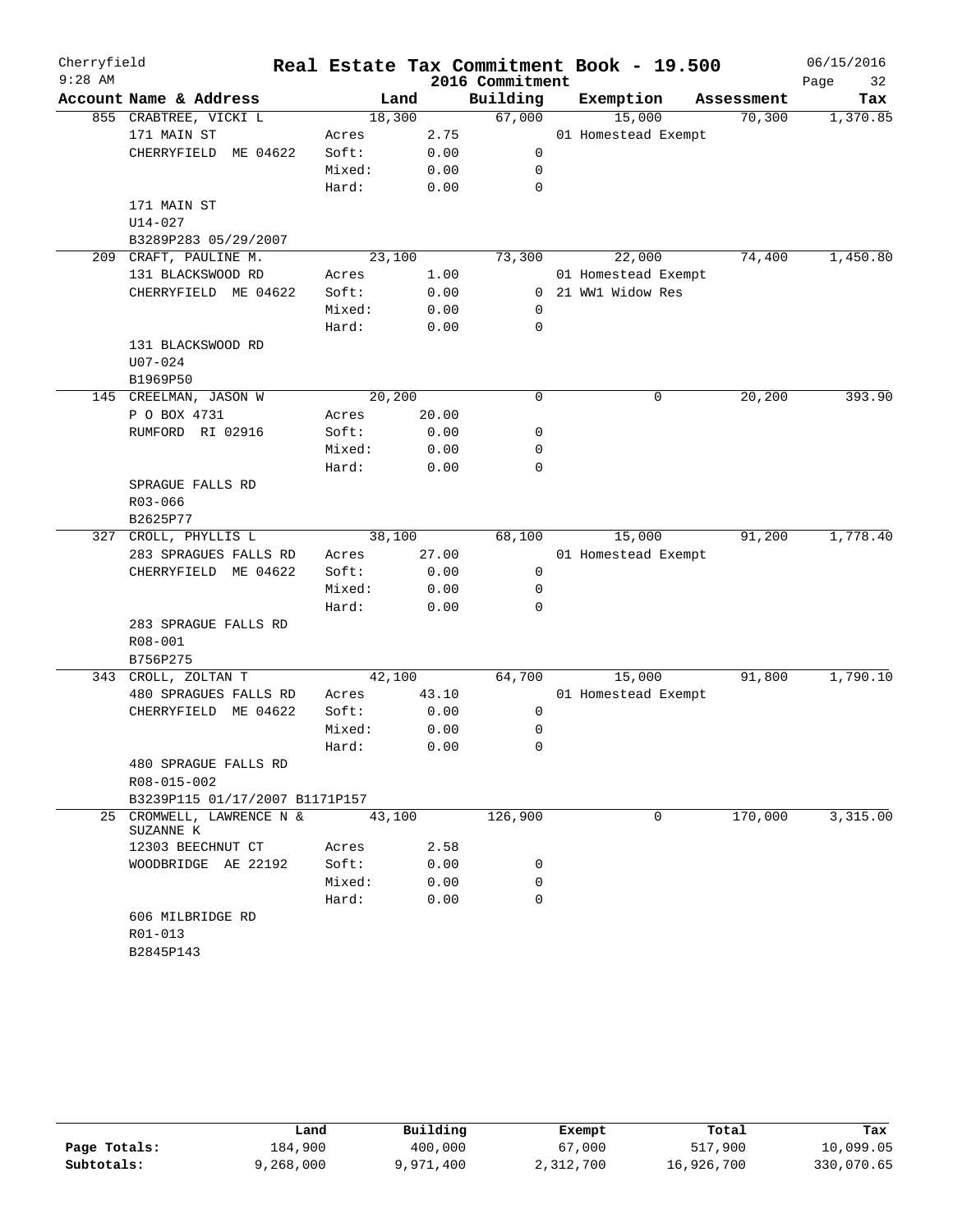# Real Estate Tax Commitment Book - 19.500

Cherryfield
9:28 AM

2016 Commitment

06/15/2016

| Account Name & Address | Land | | Building | Exemption | Assessment | Tax |
|---|---|---|---|---|---|---|
| 855 CRABTREE, VICKI L | 18,300 | | 67,000 | 15,000 | 70,300 | 1,370.85 |
| 171 MAIN ST | Acres | 2.75 | | 01 Homestead Exempt | | |
| CHERRYFIELD ME 04622 | Soft: | 0.00 | 0 | | | |
| | Mixed: | 0.00 | 0 | | | |
| | Hard: | 0.00 | 0 | | | |
| 171 MAIN ST | | | | | | |
| U14-027 | | | | | | |
| B3289P283 05/29/2007 | | | | | | |
| 209 CRAFT, PAULINE M. | 23,100 | | 73,300 | 22,000 | 74,400 | 1,450.80 |
| 131 BLACKSWOOD RD | Acres | 1.00 | | 01 Homestead Exempt | | |
| CHERRYFIELD ME 04622 | Soft: | 0.00 | 0 | 21 WW1 Widow Res | | |
| | Mixed: | 0.00 | 0 | | | |
| | Hard: | 0.00 | 0 | | | |
| 131 BLACKSWOOD RD | | | | | | |
| U07-024 | | | | | | |
| B1969P50 | | | | | | |
| 145 CREELMAN, JASON W | 20,200 | | 0 | 0 | 20,200 | 393.90 |
| P O BOX 4731 | Acres | 20.00 | | | | |
| RUMFORD RI 02916 | Soft: | 0.00 | 0 | | | |
| | Mixed: | 0.00 | 0 | | | |
| | Hard: | 0.00 | 0 | | | |
| SPRAGUE FALLS RD | | | | | | |
| R03-066 | | | | | | |
| B2625P77 | | | | | | |
| 327 CROLL, PHYLLIS L | 38,100 | | 68,100 | 15,000 | 91,200 | 1,778.40 |
| 283 SPRAGUES FALLS RD | Acres | 27.00 | | 01 Homestead Exempt | | |
| CHERRYFIELD ME 04622 | Soft: | 0.00 | 0 | | | |
| | Mixed: | 0.00 | 0 | | | |
| | Hard: | 0.00 | 0 | | | |
| 283 SPRAGUE FALLS RD | | | | | | |
| R08-001 | | | | | | |
| B756P275 | | | | | | |
| 343 CROLL, ZOLTAN T | 42,100 | | 64,700 | 15,000 | 91,800 | 1,790.10 |
| 480 SPRAGUES FALLS RD | Acres | 43.10 | | 01 Homestead Exempt | | |
| CHERRYFIELD ME 04622 | Soft: | 0.00 | 0 | | | |
| | Mixed: | 0.00 | 0 | | | |
| | Hard: | 0.00 | 0 | | | |
| 480 SPRAGUE FALLS RD | | | | | | |
| R08-015-002 | | | | | | |
| B3239P115 01/17/2007 B1171P157 | | | | | | |
| 25 CROMWELL, LAWRENCE N & SUZANNE K | 43,100 | | 126,900 | 0 | 170,000 | 3,315.00 |
| 12303 BEECHNUT CT | Acres | 2.58 | | | | |
| WOODBRIDGE AE 22192 | Soft: | 0.00 | 0 | | | |
| | Mixed: | 0.00 | 0 | | | |
| | Hard: | 0.00 | 0 | | | |
| 606 MILBRIDGE RD | | | | | | |
| R01-013 | | | | | | |
| B2845P143 | | | | | | |

| | Land | Building | Exempt | Total | Tax |
|---|---|---|---|---|---|
| Page Totals: | 184,900 | 400,000 | 67,000 | 517,900 | 10,099.05 |
| Subtotals: | 9,268,000 | 9,971,400 | 2,312,700 | 16,926,700 | 330,070.65 |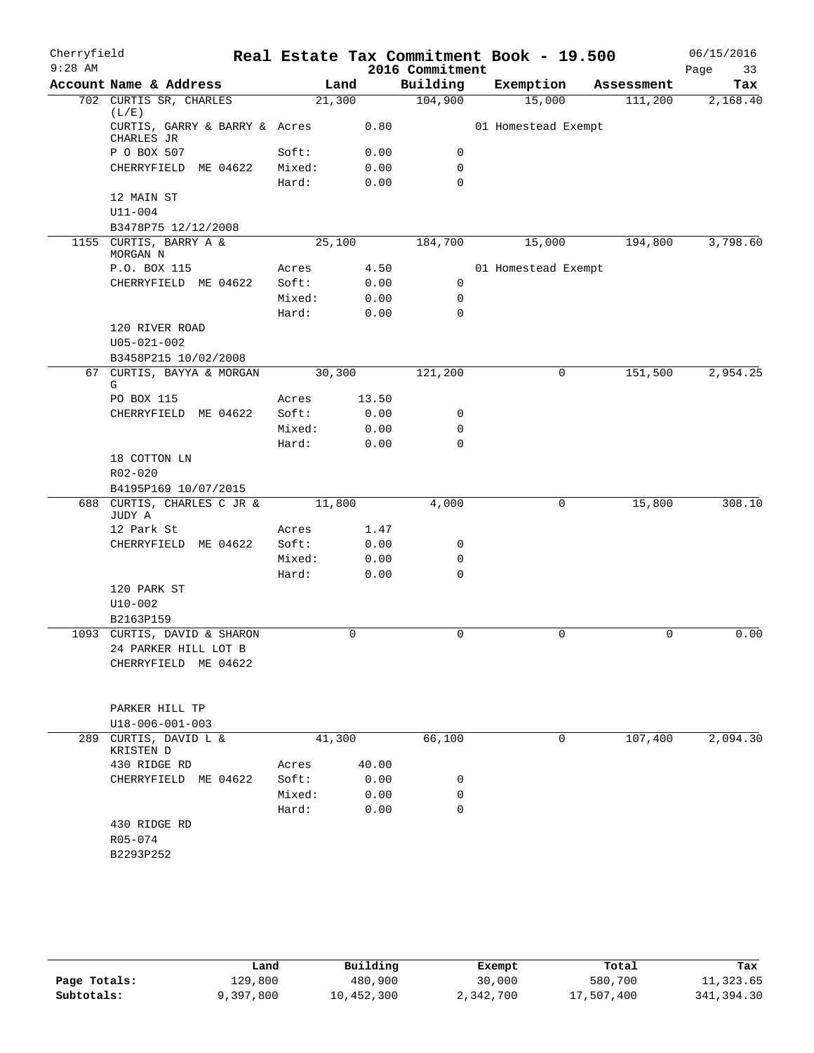# Real Estate Tax Commitment Book - 19.500

Cherryfield
9:28 AM

2016 Commitment

06/15/2016

| Account Name & Address | | Land | Building | Exemption | Assessment | Tax |
|---|---|---|---|---|---|---|
| 702 CURTIS SR, CHARLES (L/E) | | 21,300 | 104,900 | 15,000 | 111,200 | 2,168.40 |
| CURTIS, GARRY & BARRY & CHARLES JR | Acres | 0.80 | | 01 Homestead Exempt | | |
| P O BOX 507 | Soft: | 0.00 | 0 | | | |
| CHERRYFIELD ME 04622 | Mixed: | 0.00 | 0 | | | |
| | Hard: | 0.00 | 0 | | | |
| 12 MAIN ST | | | | | | |
| U11-004 | | | | | | |
| B3478P75 12/12/2008 | | | | | | |
| 1155 CURTIS, BARRY A & MORGAN N | | 25,100 | 184,700 | 15,000 | 194,800 | 3,798.60 |
| P.O. BOX 115 | Acres | 4.50 | | 01 Homestead Exempt | | |
| CHERRYFIELD ME 04622 | Soft: | 0.00 | 0 | | | |
| | Mixed: | 0.00 | 0 | | | |
| | Hard: | 0.00 | 0 | | | |
| 120 RIVER ROAD | | | | | | |
| U05-021-002 | | | | | | |
| B3458P215 10/02/2008 | | | | | | |
| 67 CURTIS, BAYYA & MORGAN G | | 30,300 | 121,200 | 0 | 151,500 | 2,954.25 |
| PO BOX 115 | Acres | 13.50 | | | | |
| CHERRYFIELD ME 04622 | Soft: | 0.00 | 0 | | | |
| | Mixed: | 0.00 | 0 | | | |
| | Hard: | 0.00 | 0 | | | |
| 18 COTTON LN | | | | | | |
| R02-020 | | | | | | |
| B4195P169 10/07/2015 | | | | | | |
| 688 CURTIS, CHARLES C JR & JUDY A | | 11,800 | 4,000 | 0 | 15,800 | 308.10 |
| 12 Park St | Acres | 1.47 | | | | |
| CHERRYFIELD ME 04622 | Soft: | 0.00 | 0 | | | |
| | Mixed: | 0.00 | 0 | | | |
| | Hard: | 0.00 | 0 | | | |
| 120 PARK ST | | | | | | |
| U10-002 | | | | | | |
| B2163P159 | | | | | | |
| 1093 CURTIS, DAVID & SHARON | | 0 | 0 | 0 | 0 | 0.00 |
| 24 PARKER HILL LOT B | | | | | | |
| CHERRYFIELD ME 04622 | | | | | | |
| PARKER HILL TP | | | | | | |
| U18-006-001-003 | | | | | | |
| 289 CURTIS, DAVID L & KRISTEN D | | 41,300 | 66,100 | 0 | 107,400 | 2,094.30 |
| 430 RIDGE RD | Acres | 40.00 | | | | |
| CHERRYFIELD ME 04622 | Soft: | 0.00 | 0 | | | |
| | Mixed: | 0.00 | 0 | | | |
| | Hard: | 0.00 | 0 | | | |
| 430 RIDGE RD | | | | | | |
| R05-074 | | | | | | |
| B2293P252 | | | | | | |

| | Land | Building | Exempt | Total | Tax |
|---|---|---|---|---|---|
| Page Totals: | 129,800 | 480,900 | 30,000 | 580,700 | 11,323.65 |
| Subtotals: | 9,397,800 | 10,452,300 | 2,342,700 | 17,507,400 | 341,394.30 |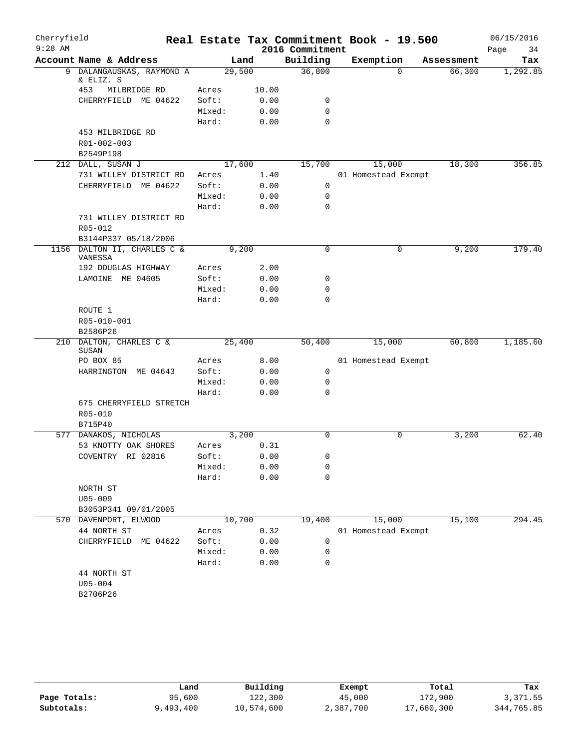Cherryfield

9:28 AM

# Real Estate Tax Commitment Book - 19.500

2016 Commitment

06/15/2016

| Account Name & Address | Land | | Building | Exemption | Assessment | Tax |
|---|---|---|---|---|---|---|
| 9 DALANGAUSKAS, RAYMOND A & ELIZ. S | 29,500 | | 36,800 | 0 | 66,300 | 1,292.85 |
| 453 MILBRIDGE RD | Acres | 10.00 | | | | |
| CHERRYFIELD ME 04622 | Soft: | 0.00 | 0 | | | |
| | Mixed: | 0.00 | 0 | | | |
| | Hard: | 0.00 | 0 | | | |
| 453 MILBRIDGE RD | | | | | | |
| R01-002-003 | | | | | | |
| B2549P198 | | | | | | |
| 212 DALL, SUSAN J | 17,600 | | 15,700 | 15,000 | 18,300 | 356.85 |
| 731 WILLEY DISTRICT RD | Acres | 1.40 | | 01 Homestead Exempt | | |
| CHERRYFIELD ME 04622 | Soft: | 0.00 | 0 | | | |
| | Mixed: | 0.00 | 0 | | | |
| | Hard: | 0.00 | 0 | | | |
| 731 WILLEY DISTRICT RD | | | | | | |
| R05-012 | | | | | | |
| B3144P337 05/18/2006 | | | | | | |
| 1156 DALTON II, CHARLES C & VANESSA | 9,200 | | 0 | 0 | 9,200 | 179.40 |
| 192 DOUGLAS HIGHWAY | Acres | 2.00 | | | | |
| LAMOINE ME 04605 | Soft: | 0.00 | 0 | | | |
| | Mixed: | 0.00 | 0 | | | |
| | Hard: | 0.00 | 0 | | | |
| ROUTE 1 | | | | | | |
| R05-010-001 | | | | | | |
| B2586P26 | | | | | | |
| 210 DALTON, CHARLES C & SUSAN | 25,400 | | 50,400 | 15,000 | 60,800 | 1,185.60 |
| PO BOX 85 | Acres | 8.00 | | 01 Homestead Exempt | | |
| HARRINGTON ME 04643 | Soft: | 0.00 | 0 | | | |
| | Mixed: | 0.00 | 0 | | | |
| | Hard: | 0.00 | 0 | | | |
| 675 CHERRYFIELD STRETCH | | | | | | |
| R05-010 | | | | | | |
| B715P40 | | | | | | |
| 577 DANAKOS, NICHOLAS | 3,200 | | 0 | 0 | 3,200 | 62.40 |
| 53 KNOTTY OAK SHORES | Acres | 0.31 | | | | |
| COVENTRY RI 02816 | Soft: | 0.00 | 0 | | | |
| | Mixed: | 0.00 | 0 | | | |
| | Hard: | 0.00 | 0 | | | |
| NORTH ST | | | | | | |
| U05-009 | | | | | | |
| B3053P341 09/01/2005 | | | | | | |
| 570 DAVENPORT, ELWOOD | 10,700 | | 19,400 | 15,000 | 15,100 | 294.45 |
| 44 NORTH ST | Acres | 0.32 | | 01 Homestead Exempt | | |
| CHERRYFIELD ME 04622 | Soft: | 0.00 | 0 | | | |
| | Mixed: | 0.00 | 0 | | | |
| | Hard: | 0.00 | 0 | | | |
| 44 NORTH ST | | | | | | |
| U05-004 | | | | | | |
| B2706P26 | | | | | | |

| | Land | Building | Exempt | Total | Tax |
|---|---|---|---|---|---|
| Page Totals: | 95,600 | 122,300 | 45,000 | 172,900 | 3,371.55 |
| Subtotals: | 9,493,400 | 10,574,600 | 2,387,700 | 17,680,300 | 344,765.85 |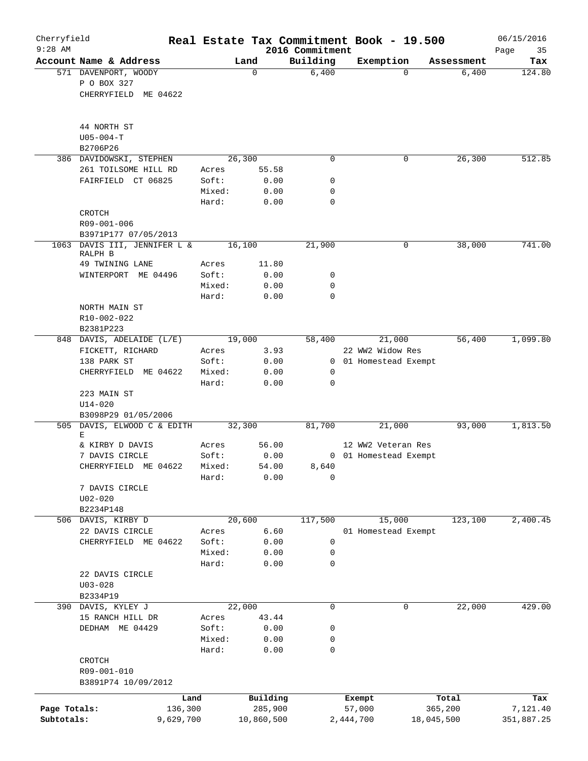Cherryfield 9:28 AM

# Real Estate Tax Commitment Book - 19.500

2016 Commitment

06/15/2016

| Account Name & Address | | Land | Building | Exemption | Assessment | Tax |
|---|---|---|---|---|---|---|
| 571 DAVENPORT, WOODY | | 0 | 6,400 | 0 | 6,400 | 124.80 |
| P O BOX 327 | | | | | | |
| CHERRYFIELD ME 04622 | | | | | | |
| 44 NORTH ST | | | | | | |
| U05-004-T | | | | | | |
| B2706P26 | | | | | | |
| 386 DAVIDOWSKI, STEPHEN | | 26,300 | 0 | 0 | 26,300 | 512.85 |
| 261 TOILSOME HILL RD | Acres | 55.58 | | | | |
| FAIRFIELD CT 06825 | Soft: | 0.00 | 0 | | | |
| | Mixed: | 0.00 | 0 | | | |
| | Hard: | 0.00 | 0 | | | |
| CROTCH | | | | | | |
| R09-001-006 | | | | | | |
| B3971P177 07/05/2013 | | | | | | |
| 1063 DAVIS III, JENNIFER L & RALPH B | | 16,100 | 21,900 | 0 | 38,000 | 741.00 |
| 49 TWINING LANE | Acres | 11.80 | | | | |
| WINTERPORT ME 04496 | Soft: | 0.00 | 0 | | | |
| | Mixed: | 0.00 | 0 | | | |
| | Hard: | 0.00 | 0 | | | |
| NORTH MAIN ST | | | | | | |
| R10-002-022 | | | | | | |
| B2381P223 | | | | | | |
| 848 DAVIS, ADELAIDE (L/E) | | 19,000 | 58,400 | 21,000 | 56,400 | 1,099.80 |
| FICKETT, RICHARD | Acres | 3.93 | | 22 WW2 Widow Res | | |
| 138 PARK ST | Soft: | 0.00 | 0 | 01 Homestead Exempt | | |
| CHERRYFIELD ME 04622 | Mixed: | 0.00 | 0 | | | |
| | Hard: | 0.00 | 0 | | | |
| 223 MAIN ST | | | | | | |
| U14-020 | | | | | | |
| B3098P29 01/05/2006 | | | | | | |
| 505 DAVIS, ELWOOD C & EDITH E | | 32,300 | 81,700 | 21,000 | 93,000 | 1,813.50 |
| & KIRBY D DAVIS | Acres | 56.00 | | 12 WW2 Veteran Res | | |
| 7 DAVIS CIRCLE | Soft: | 0.00 | 0 | 01 Homestead Exempt | | |
| CHERRYFIELD ME 04622 | Mixed: | 54.00 | 8,640 | | | |
| | Hard: | 0.00 | 0 | | | |
| 7 DAVIS CIRCLE | | | | | | |
| U02-020 | | | | | | |
| B2234P148 | | | | | | |
| 506 DAVIS, KIRBY D | | 20,600 | 117,500 | 15,000 | 123,100 | 2,400.45 |
| 22 DAVIS CIRCLE | Acres | 6.60 | | 01 Homestead Exempt | | |
| CHERRYFIELD ME 04622 | Soft: | 0.00 | 0 | | | |
| | Mixed: | 0.00 | 0 | | | |
| | Hard: | 0.00 | 0 | | | |
| 22 DAVIS CIRCLE | | | | | | |
| U03-028 | | | | | | |
| B2334P19 | | | | | | |
| 390 DAVIS, KYLEY J | | 22,000 | 0 | 0 | 22,000 | 429.00 |
| 15 RANCH HILL DR | Acres | 43.44 | | | | |
| DEDHAM ME 04429 | Soft: | 0.00 | 0 | | | |
| | Mixed: | 0.00 | 0 | | | |
| | Hard: | 0.00 | 0 | | | |
| CROTCH | | | | | | |
| R09-001-010 | | | | | | |
| B3891P74 10/09/2012 | | | | | | |

| | Land | Building | Exempt | Total | Tax |
|---|---|---|---|---|---|
| Page Totals: | 136,300 | 285,900 | 57,000 | 365,200 | 7,121.40 |
| Subtotals: | 9,629,700 | 10,860,500 | 2,444,700 | 18,045,500 | 351,887.25 |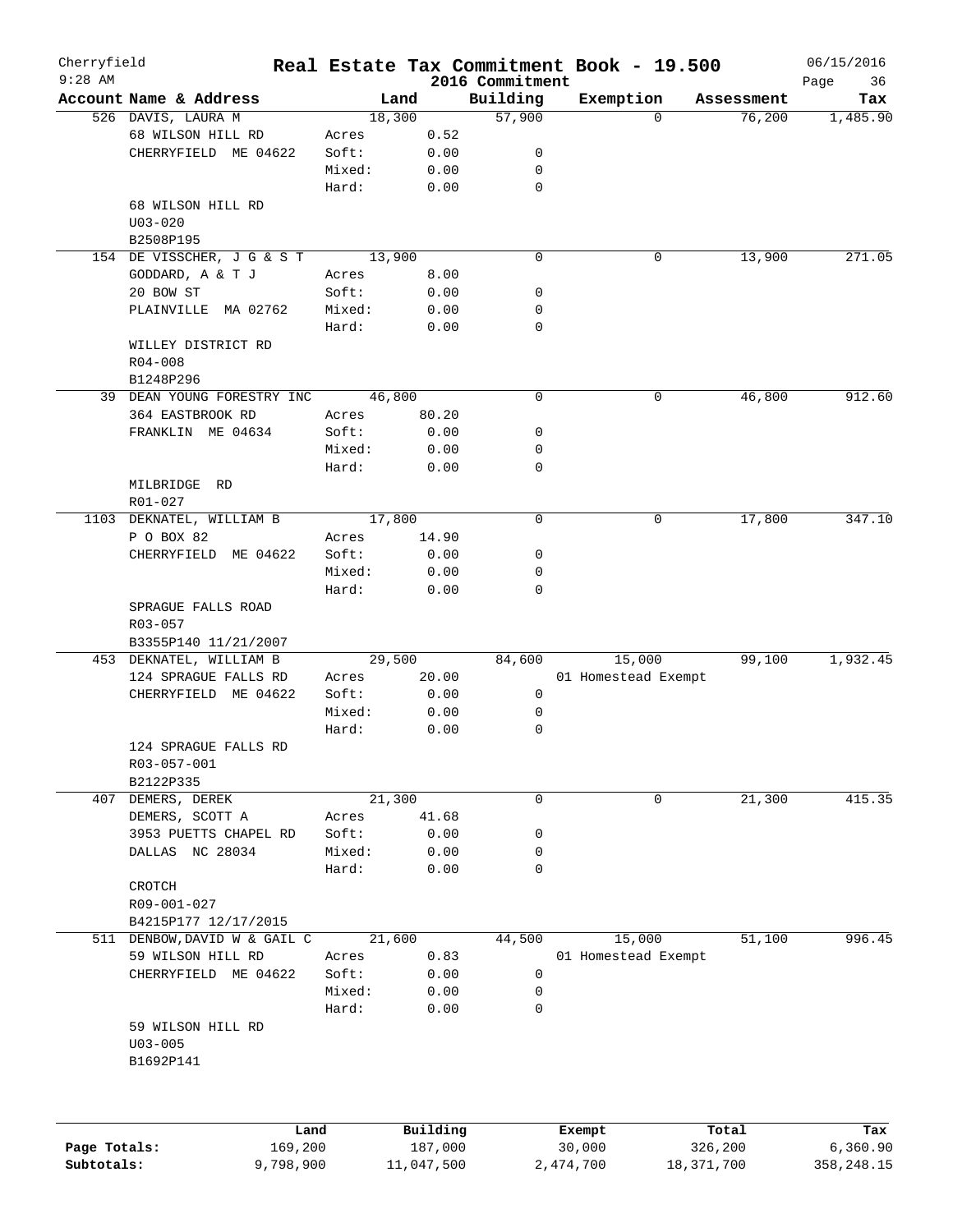# Real Estate Tax Commitment Book - 19.500

Cherryfield
9:28 AM

2016 Commitment

06/15/2016

| Account Name & Address | | Land | Building | Exemption | Assessment | Tax |
|---|---|---|---|---|---|---|
| 526 DAVIS, LAURA M | | 18,300 | 57,900 | 0 | 76,200 | 1,485.90 |
| 68 WILSON HILL RD | Acres | 0.52 | | | | |
| CHERRYFIELD ME 04622 | Soft: | 0.00 | 0 | | | |
| | Mixed: | 0.00 | 0 | | | |
| | Hard: | 0.00 | 0 | | | |
| 68 WILSON HILL RD | | | | | | |
| U03-020 | | | | | | |
| B2508P195 | | | | | | |
| 154 DE VISSCHER, J G & S T | | 13,900 | 0 | 0 | 13,900 | 271.05 |
| GODDARD, A & T J | Acres | 8.00 | | | | |
| 20 BOW ST | Soft: | 0.00 | 0 | | | |
| PLAINVILLE MA 02762 | Mixed: | 0.00 | 0 | | | |
| | Hard: | 0.00 | 0 | | | |
| WILLEY DISTRICT RD | | | | | | |
| R04-008 | | | | | | |
| B1248P296 | | | | | | |
| 39 DEAN YOUNG FORESTRY INC | | 46,800 | 0 | 0 | 46,800 | 912.60 |
| 364 EASTBROOK RD | Acres | 80.20 | | | | |
| FRANKLIN ME 04634 | Soft: | 0.00 | 0 | | | |
| | Mixed: | 0.00 | 0 | | | |
| | Hard: | 0.00 | 0 | | | |
| MILBRIDGE RD | | | | | | |
| R01-027 | | | | | | |
| 1103 DEKNATEL, WILLIAM B | | 17,800 | 0 | 0 | 17,800 | 347.10 |
| P O BOX 82 | Acres | 14.90 | | | | |
| CHERRYFIELD ME 04622 | Soft: | 0.00 | 0 | | | |
| | Mixed: | 0.00 | 0 | | | |
| | Hard: | 0.00 | 0 | | | |
| SPRAGUE FALLS ROAD | | | | | | |
| R03-057 | | | | | | |
| B3355P140 11/21/2007 | | | | | | |
| 453 DEKNATEL, WILLIAM B | | 29,500 | 84,600 | 15,000 | 99,100 | 1,932.45 |
| 124 SPRAGUE FALLS RD | Acres | 20.00 | | 01 Homestead Exempt | | |
| CHERRYFIELD ME 04622 | Soft: | 0.00 | 0 | | | |
| | Mixed: | 0.00 | 0 | | | |
| | Hard: | 0.00 | 0 | | | |
| 124 SPRAGUE FALLS RD | | | | | | |
| R03-057-001 | | | | | | |
| B2122P335 | | | | | | |
| 407 DEMERS, DEREK | | 21,300 | 0 | 0 | 21,300 | 415.35 |
| DEMERS, SCOTT A | Acres | 41.68 | | | | |
| 3953 PUETTS CHAPEL RD | Soft: | 0.00 | 0 | | | |
| DALLAS NC 28034 | Mixed: | 0.00 | 0 | | | |
| | Hard: | 0.00 | 0 | | | |
| CROTCH | | | | | | |
| R09-001-027 | | | | | | |
| B4215P177 12/17/2015 | | | | | | |
| 511 DENBOW, DAVID W & GAIL C | | 21,600 | 44,500 | 15,000 | 51,100 | 996.45 |
| 59 WILSON HILL RD | Acres | 0.83 | | 01 Homestead Exempt | | |
| CHERRYFIELD ME 04622 | Soft: | 0.00 | 0 | | | |
| | Mixed: | 0.00 | 0 | | | |
| | Hard: | 0.00 | 0 | | | |
| 59 WILSON HILL RD | | | | | | |
| U03-005 | | | | | | |
| B1692P141 | | | | | | |

| | Land | Building | Exempt | Total | Tax |
|---|---|---|---|---|---|
| Page Totals: | 169,200 | 187,000 | 30,000 | 326,200 | 6,360.90 |
| Subtotals: | 9,798,900 | 11,047,500 | 2,474,700 | 18,371,700 | 358,248.15 |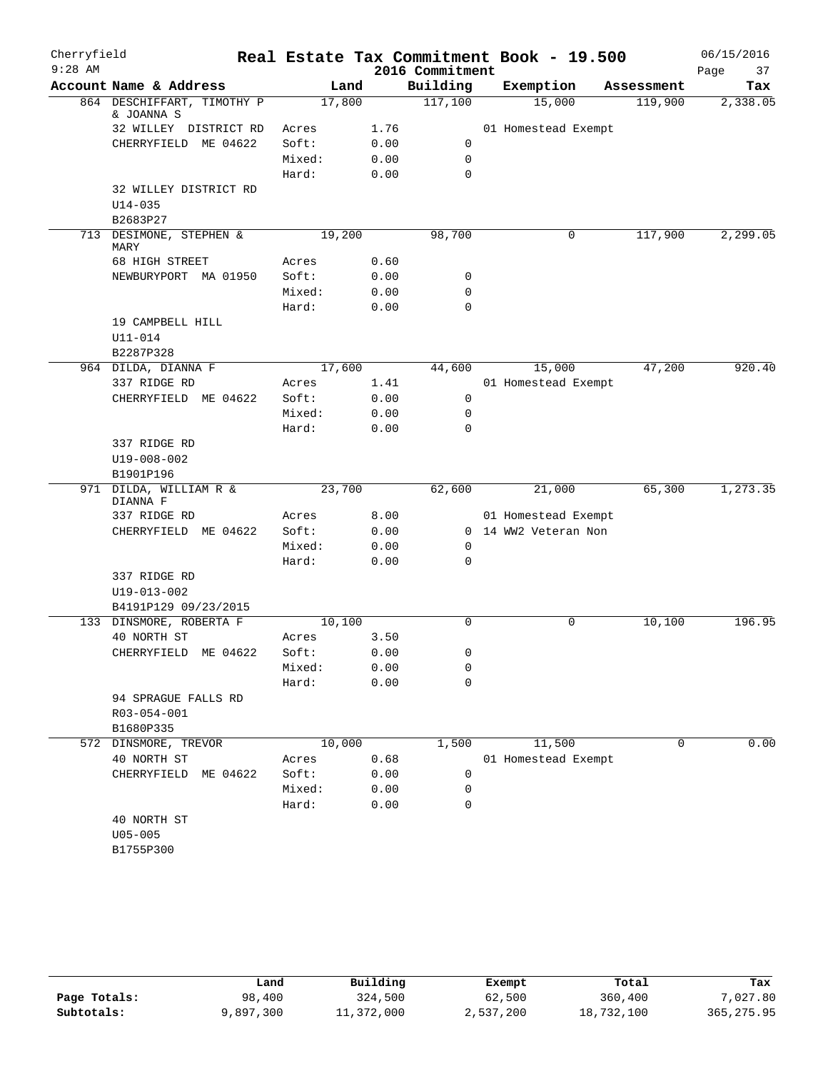# Cherryfield — Real Estate Tax Commitment Book - 19.500

9:28 AM — 2016 Commitment — 06/15/2016

| Account Name & Address | Land | | Building | Exemption | Assessment | Tax |
|---|---|---|---|---|---|---|
| 864 DESCHIFFART, TIMOTHY P & JOANNA S | 17,800 | | 117,100 | 15,000 | 119,900 | 2,338.05 |
| 32 WILLEY DISTRICT RD | Acres | 1.76 | | 01 Homestead Exempt | | |
| CHERRYFIELD ME 04622 | Soft: | 0.00 | 0 | | | |
| | Mixed: | 0.00 | 0 | | | |
| | Hard: | 0.00 | 0 | | | |
| 32 WILLEY DISTRICT RD | | | | | | |
| U14-035 | | | | | | |
| B2683P27 | | | | | | |
| 713 DESIMONE, STEPHEN & MARY | 19,200 | | 98,700 | 0 | 117,900 | 2,299.05 |
| 68 HIGH STREET | Acres | 0.60 | | | | |
| NEWBURYPORT MA 01950 | Soft: | 0.00 | 0 | | | |
| | Mixed: | 0.00 | 0 | | | |
| | Hard: | 0.00 | 0 | | | |
| 19 CAMPBELL HILL | | | | | | |
| U11-014 | | | | | | |
| B2287P328 | | | | | | |
| 964 DILDA, DIANNA F | 17,600 | | 44,600 | 15,000 | 47,200 | 920.40 |
| 337 RIDGE RD | Acres | 1.41 | | 01 Homestead Exempt | | |
| CHERRYFIELD ME 04622 | Soft: | 0.00 | 0 | | | |
| | Mixed: | 0.00 | 0 | | | |
| | Hard: | 0.00 | 0 | | | |
| 337 RIDGE RD | | | | | | |
| U19-008-002 | | | | | | |
| B1901P196 | | | | | | |
| 971 DILDA, WILLIAM R & DIANNA F | 23,700 | | 62,600 | 21,000 | 65,300 | 1,273.35 |
| 337 RIDGE RD | Acres | 8.00 | | 01 Homestead Exempt | | |
| CHERRYFIELD ME 04622 | Soft: | 0.00 | 0 | 14 WW2 Veteran Non | | |
| | Mixed: | 0.00 | 0 | | | |
| | Hard: | 0.00 | 0 | | | |
| 337 RIDGE RD | | | | | | |
| U19-013-002 | | | | | | |
| B4191P129 09/23/2015 | | | | | | |
| 133 DINSMORE, ROBERTA F | 10,100 | | 0 | 0 | 10,100 | 196.95 |
| 40 NORTH ST | Acres | 3.50 | | | | |
| CHERRYFIELD ME 04622 | Soft: | 0.00 | 0 | | | |
| | Mixed: | 0.00 | 0 | | | |
| | Hard: | 0.00 | 0 | | | |
| 94 SPRAGUE FALLS RD | | | | | | |
| R03-054-001 | | | | | | |
| B1680P335 | | | | | | |
| 572 DINSMORE, TREVOR | 10,000 | | 1,500 | 11,500 | 0 | 0.00 |
| 40 NORTH ST | Acres | 0.68 | | 01 Homestead Exempt | | |
| CHERRYFIELD ME 04622 | Soft: | 0.00 | 0 | | | |
| | Mixed: | 0.00 | 0 | | | |
| | Hard: | 0.00 | 0 | | | |
| 40 NORTH ST | | | | | | |
| U05-005 | | | | | | |
| B1755P300 | | | | | | |

| | Land | Building | Exempt | Total | Tax |
|---|---|---|---|---|---|
| Page Totals: | 98,400 | 324,500 | 62,500 | 360,400 | 7,027.80 |
| Subtotals: | 9,897,300 | 11,372,000 | 2,537,200 | 18,732,100 | 365,275.95 |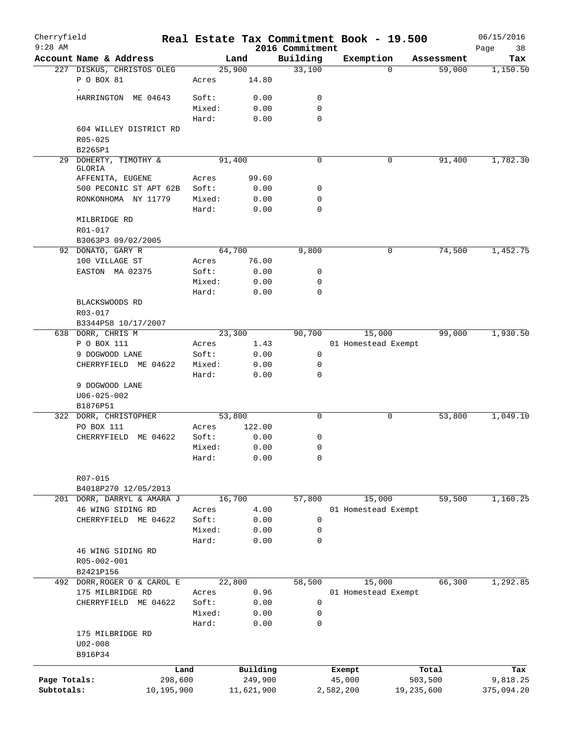Cherryfield 9:28 AM

# Real Estate Tax Commitment Book - 19.500
## 2016 Commitment

06/15/2016

| Account | Name & Address | Land | | Building | Exemption | Assessment | Tax |
|---|---|---|---|---|---|---|---|
| 227 | DISKUS, CHRISTOS OLEG | 25,900 | | 33,100 | 0 | 59,000 | 1,150.50 |
| | P O BOX 81 | Acres | 14.80 | | | | |
| | . | | | | | | |
| | HARRINGTON ME 04643 | Soft: | 0.00 | 0 | | | |
| | | Mixed: | 0.00 | 0 | | | |
| | | Hard: | 0.00 | 0 | | | |
| | 604 WILLEY DISTRICT RD | | | | | | |
| | R05-025 | | | | | | |
| | B2265P1 | | | | | | |
| 29 | DOHERTY, TIMOTHY & GLORIA | 91,400 | | 0 | 0 | 91,400 | 1,782.30 |
| | AFFENITA, EUGENE | Acres | 99.60 | | | | |
| | 500 PECONIC ST APT 62B | Soft: | 0.00 | 0 | | | |
| | RONKONHOMA NY 11779 | Mixed: | 0.00 | 0 | | | |
| | | Hard: | 0.00 | 0 | | | |
| | MILBRIDGE RD | | | | | | |
| | R01-017 | | | | | | |
| | B3063P3 09/02/2005 | | | | | | |
| 92 | DONATO, GARY R | 64,700 | | 9,800 | 0 | 74,500 | 1,452.75 |
| | 100 VILLAGE ST | Acres | 76.00 | | | | |
| | EASTON MA 02375 | Soft: | 0.00 | 0 | | | |
| | | Mixed: | 0.00 | 0 | | | |
| | | Hard: | 0.00 | 0 | | | |
| | BLACKSWOODS RD | | | | | | |
| | R03-017 | | | | | | |
| | B3344P58 10/17/2007 | | | | | | |
| 638 | DORR, CHRIS M | 23,300 | | 90,700 | 15,000 | 99,000 | 1,930.50 |
| | P O BOX 111 | Acres | 1.43 | | 01 Homestead Exempt | | |
| | 9 DOGWOOD LANE | Soft: | 0.00 | 0 | | | |
| | CHERRYFIELD ME 04622 | Mixed: | 0.00 | 0 | | | |
| | | Hard: | 0.00 | 0 | | | |
| | 9 DOGWOOD LANE | | | | | | |
| | U06-025-002 | | | | | | |
| | B1876P51 | | | | | | |
| 322 | DORR, CHRISTOPHER | 53,800 | | 0 | 0 | 53,800 | 1,049.10 |
| | PO BOX 111 | Acres | 122.00 | | | | |
| | CHERRYFIELD ME 04622 | Soft: | 0.00 | 0 | | | |
| | | Mixed: | 0.00 | 0 | | | |
| | | Hard: | 0.00 | 0 | | | |
| | R07-015 | | | | | | |
| | B4018P270 12/05/2013 | | | | | | |
| 201 | DORR, DARRYL & AMARA J | 16,700 | | 57,800 | 15,000 | 59,500 | 1,160.25 |
| | 46 WING SIDING RD | Acres | 4.00 | | 01 Homestead Exempt | | |
| | CHERRYFIELD ME 04622 | Soft: | 0.00 | 0 | | | |
| | | Mixed: | 0.00 | 0 | | | |
| | | Hard: | 0.00 | 0 | | | |
| | 46 WING SIDING RD | | | | | | |
| | R05-002-001 | | | | | | |
| | B2421P156 | | | | | | |
| 492 | DORR, ROGER O & CAROL E | 22,800 | | 58,500 | 15,000 | 66,300 | 1,292.85 |
| | 175 MILBRIDGE RD | Acres | 0.96 | | 01 Homestead Exempt | | |
| | CHERRYFIELD ME 04622 | Soft: | 0.00 | 0 | | | |
| | | Mixed: | 0.00 | 0 | | | |
| | | Hard: | 0.00 | 0 | | | |
| | 175 MILBRIDGE RD | | | | | | |
| | U02-008 | | | | | | |
| | B916P34 | | | | | | |

| | Land | Building | Exempt | Total | Tax |
|---|---|---|---|---|---|
| Page Totals: | 298,600 | 249,900 | 45,000 | 503,500 | 9,818.25 |
| Subtotals: | 10,195,900 | 11,621,900 | 2,582,200 | 19,235,600 | 375,094.20 |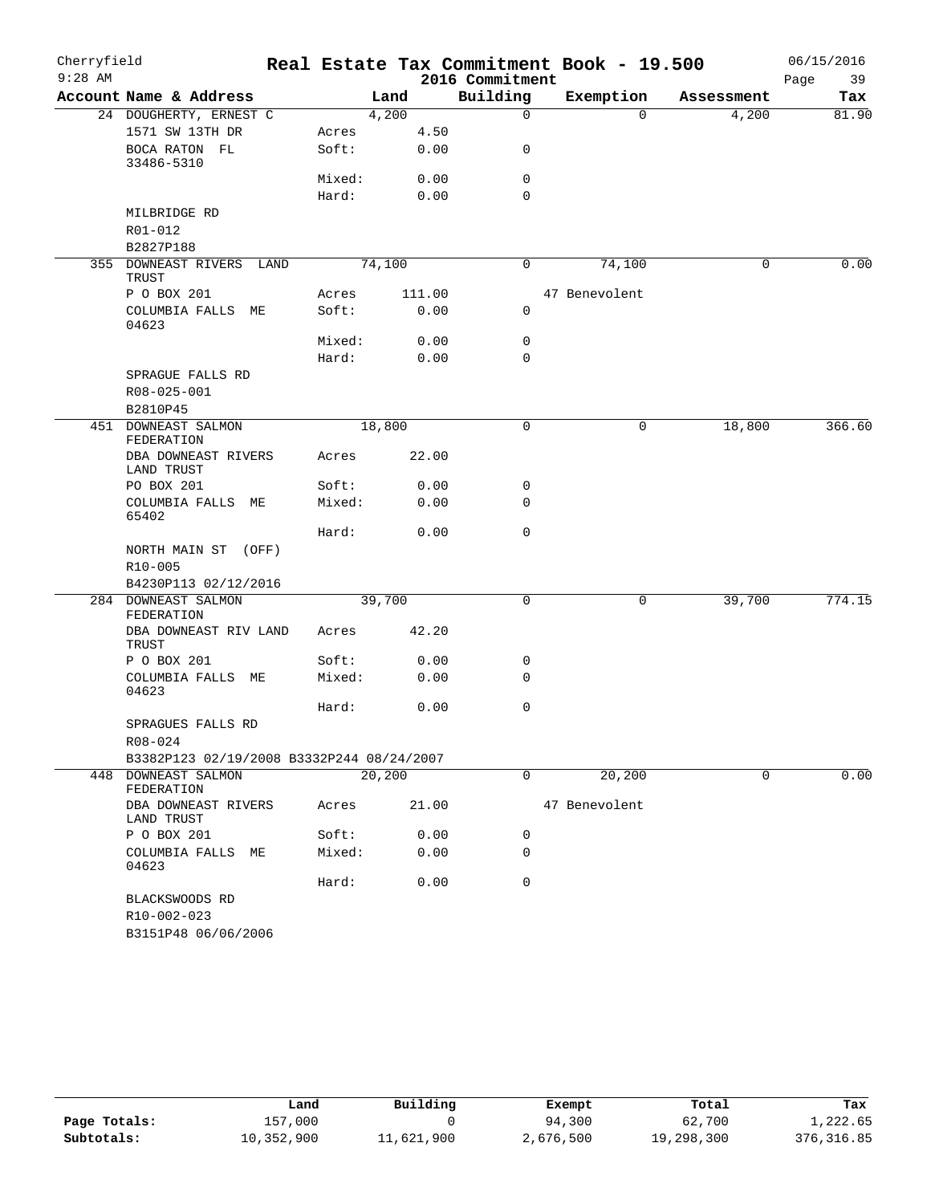# Cherryfield — Real Estate Tax Commitment Book - 19.500

9:28 AM — 2016 Commitment — 06/15/2016

| Account Name & Address | | Land | Building | Exemption | Assessment | Tax |
|---|---|---|---|---|---|---|
| 24 DOUGHERTY, ERNEST C | | 4,200 | 0 | 0 | 4,200 | 81.90 |
| 1571 SW 13TH DR | Acres | 4.50 | | | | |
| BOCA RATON FL 33486-5310 | Soft: | 0.00 | 0 | | | |
| | Mixed: | 0.00 | 0 | | | |
| | Hard: | 0.00 | 0 | | | |
| MILBRIDGE RD | | | | | | |
| R01-012 | | | | | | |
| B2827P188 | | | | | | |
| 355 DOWNEAST RIVERS LAND TRUST | | 74,100 | 0 | 74,100 | 0 | 0.00 |
| P O BOX 201 | Acres | 111.00 | | 47 Benevolent | | |
| COLUMBIA FALLS ME 04623 | Soft: | 0.00 | 0 | | | |
| | Mixed: | 0.00 | 0 | | | |
| | Hard: | 0.00 | 0 | | | |
| SPRAGUE FALLS RD | | | | | | |
| R08-025-001 | | | | | | |
| B2810P45 | | | | | | |
| 451 DOWNEAST SALMON FEDERATION | | 18,800 | 0 | 0 | 18,800 | 366.60 |
| DBA DOWNEAST RIVERS LAND TRUST | Acres | 22.00 | | | | |
| PO BOX 201 | Soft: | 0.00 | 0 | | | |
| COLUMBIA FALLS ME 65402 | Mixed: | 0.00 | 0 | | | |
| | Hard: | 0.00 | 0 | | | |
| NORTH MAIN ST (OFF) | | | | | | |
| R10-005 | | | | | | |
| B4230P113 02/12/2016 | | | | | | |
| 284 DOWNEAST SALMON FEDERATION | | 39,700 | 0 | 0 | 39,700 | 774.15 |
| DBA DOWNEAST RIV LAND TRUST | Acres | 42.20 | | | | |
| P O BOX 201 | Soft: | 0.00 | 0 | | | |
| COLUMBIA FALLS ME 04623 | Mixed: | 0.00 | 0 | | | |
| | Hard: | 0.00 | 0 | | | |
| SPRAGUES FALLS RD | | | | | | |
| R08-024 | | | | | | |
| B3382P123 02/19/2008 B3332P244 08/24/2007 | | | | | | |
| 448 DOWNEAST SALMON FEDERATION | | 20,200 | 0 | 20,200 | 0 | 0.00 |
| DBA DOWNEAST RIVERS LAND TRUST | Acres | 21.00 | | 47 Benevolent | | |
| P O BOX 201 | Soft: | 0.00 | 0 | | | |
| COLUMBIA FALLS ME 04623 | Mixed: | 0.00 | 0 | | | |
| | Hard: | 0.00 | 0 | | | |
| BLACKSWOODS RD | | | | | | |
| R10-002-023 | | | | | | |
| B3151P48 06/06/2006 | | | | | | |

| | Land | Building | Exempt | Total | Tax |
|---|---|---|---|---|---|
| Page Totals: | 157,000 | 0 | 94,300 | 62,700 | 1,222.65 |
| Subtotals: | 10,352,900 | 11,621,900 | 2,676,500 | 19,298,300 | 376,316.85 |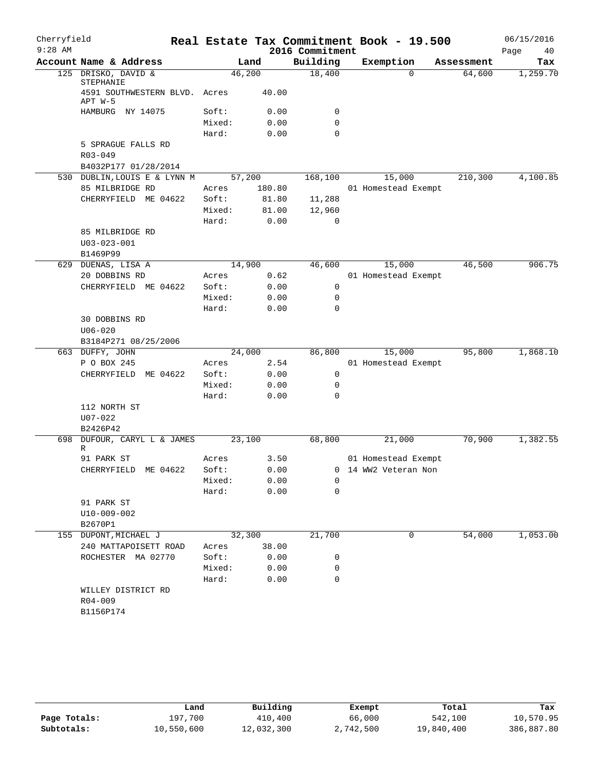# Real Estate Tax Commitment Book - 19.500

Cherryfield
9:28 AM

2016 Commitment

06/15/2016

| Account Name & Address | Land | | Building | Exemption | Assessment | Tax |
|---|---|---|---|---|---|---|
| 125 DRISKO, DAVID & STEPHANIE | 46,200 | | 18,400 | 0 | 64,600 | 1,259.70 |
| 4591 SOUTHWESTERN BLVD. APT W-5 | Acres | 40.00 | | | | |
| HAMBURG NY 14075 | Soft: | 0.00 | 0 | | | |
| | Mixed: | 0.00 | 0 | | | |
| | Hard: | 0.00 | 0 | | | |
| 5 SPRAGUE FALLS RD | | | | | | |
| R03-049 | | | | | | |
| B4032P177 01/28/2014 | | | | | | |
| 530 DUBLIN,LOUIS E & LYNN M | 57,200 | | 168,100 | 15,000 | 210,300 | 4,100.85 |
| 85 MILBRIDGE RD | Acres | 180.80 | | 01 Homestead Exempt | | |
| CHERRYFIELD ME 04622 | Soft: | 81.80 | 11,288 | | | |
| | Mixed: | 81.00 | 12,960 | | | |
| | Hard: | 0.00 | 0 | | | |
| 85 MILBRIDGE RD | | | | | | |
| U03-023-001 | | | | | | |
| B1469P99 | | | | | | |
| 629 DUENAS, LISA A | 14,900 | | 46,600 | 15,000 | 46,500 | 906.75 |
| 20 DOBBINS RD | Acres | 0.62 | | 01 Homestead Exempt | | |
| CHERRYFIELD ME 04622 | Soft: | 0.00 | 0 | | | |
| | Mixed: | 0.00 | 0 | | | |
| | Hard: | 0.00 | 0 | | | |
| 30 DOBBINS RD | | | | | | |
| U06-020 | | | | | | |
| B3184P271 08/25/2006 | | | | | | |
| 663 DUFFY, JOHN | 24,000 | | 86,800 | 15,000 | 95,800 | 1,868.10 |
| P O BOX 245 | Acres | 2.54 | | 01 Homestead Exempt | | |
| CHERRYFIELD ME 04622 | Soft: | 0.00 | 0 | | | |
| | Mixed: | 0.00 | 0 | | | |
| | Hard: | 0.00 | 0 | | | |
| 112 NORTH ST | | | | | | |
| U07-022 | | | | | | |
| B2426P42 | | | | | | |
| 698 DUFOUR, CARYL L & JAMES R | 23,100 | | 68,800 | 21,000 | 70,900 | 1,382.55 |
| 91 PARK ST | Acres | 3.50 | | 01 Homestead Exempt | | |
| CHERRYFIELD ME 04622 | Soft: | 0.00 | 0 | 14 WW2 Veteran Non | | |
| | Mixed: | 0.00 | 0 | | | |
| | Hard: | 0.00 | 0 | | | |
| 91 PARK ST | | | | | | |
| U10-009-002 | | | | | | |
| B2670P1 | | | | | | |
| 155 DUPONT,MICHAEL J | 32,300 | | 21,700 | 0 | 54,000 | 1,053.00 |
| 240 MATTAPOISETT ROAD | Acres | 38.00 | | | | |
| ROCHESTER MA 02770 | Soft: | 0.00 | 0 | | | |
| | Mixed: | 0.00 | 0 | | | |
| | Hard: | 0.00 | 0 | | | |
| WILLEY DISTRICT RD | | | | | | |
| R04-009 | | | | | | |
| B1156P174 | | | | | | |

| | Land | Building | Exempt | Total | Tax |
|---|---|---|---|---|---|
| Page Totals: | 197,700 | 410,400 | 66,000 | 542,100 | 10,570.95 |
| Subtotals: | 10,550,600 | 12,032,300 | 2,742,500 | 19,840,400 | 386,887.80 |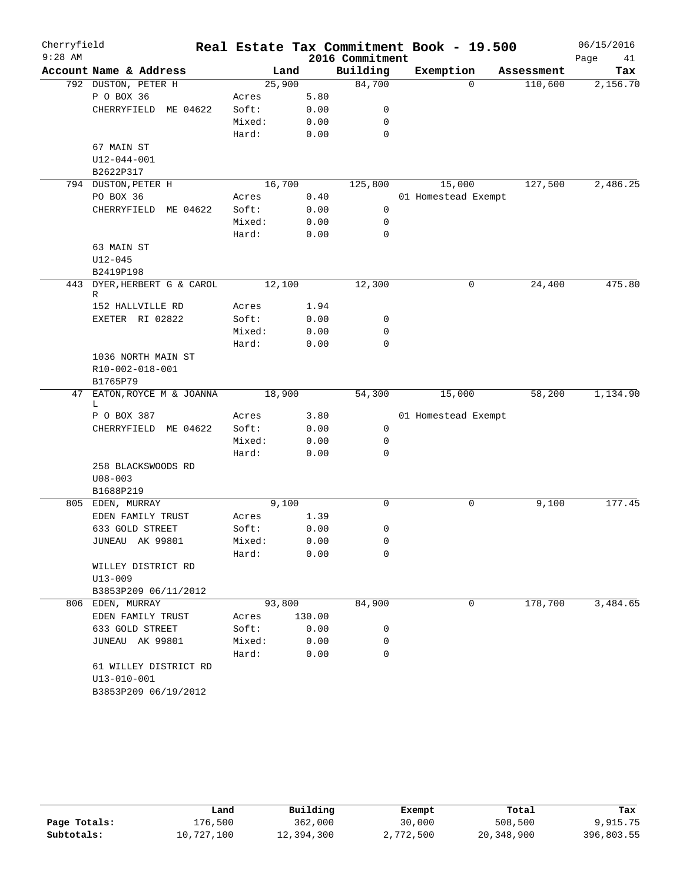# Real Estate Tax Commitment Book - 19.500

Cherryfield 9:28 AM — 2016 Commitment — 06/15/2016

| Account Name & Address | | Land | Building | Exemption | Assessment | Tax |
|---|---|---|---|---|---|---|
| 792 DUSTON, PETER H | | 25,900 | 84,700 | 0 | 110,600 | 2,156.70 |
| P O BOX 36 | Acres | 5.80 | | | | |
| CHERRYFIELD ME 04622 | Soft: | 0.00 | 0 | | | |
| | Mixed: | 0.00 | 0 | | | |
| | Hard: | 0.00 | 0 | | | |
| 67 MAIN ST | | | | | | |
| U12-044-001 | | | | | | |
| B2622P317 | | | | | | |
| 794 DUSTON, PETER H | | 16,700 | 125,800 | 15,000 | 127,500 | 2,486.25 |
| PO BOX 36 | Acres | 0.40 | | 01 Homestead Exempt | | |
| CHERRYFIELD ME 04622 | Soft: | 0.00 | 0 | | | |
| | Mixed: | 0.00 | 0 | | | |
| | Hard: | 0.00 | 0 | | | |
| 63 MAIN ST | | | | | | |
| U12-045 | | | | | | |
| B2419P198 | | | | | | |
| 443 DYER, HERBERT G & CAROL R | | 12,100 | 12,300 | 0 | 24,400 | 475.80 |
| 152 HALLVILLE RD | Acres | 1.94 | | | | |
| EXETER RI 02822 | Soft: | 0.00 | 0 | | | |
| | Mixed: | 0.00 | 0 | | | |
| | Hard: | 0.00 | 0 | | | |
| 1036 NORTH MAIN ST | | | | | | |
| R10-002-018-001 | | | | | | |
| B1765P79 | | | | | | |
| 47 EATON, ROYCE M & JOANNA L | | 18,900 | 54,300 | 15,000 | 58,200 | 1,134.90 |
| P O BOX 387 | Acres | 3.80 | | 01 Homestead Exempt | | |
| CHERRYFIELD ME 04622 | Soft: | 0.00 | 0 | | | |
| | Mixed: | 0.00 | 0 | | | |
| | Hard: | 0.00 | 0 | | | |
| 258 BLACKSWOODS RD | | | | | | |
| U08-003 | | | | | | |
| B1688P219 | | | | | | |
| 805 EDEN, MURRAY | | 9,100 | 0 | 0 | 9,100 | 177.45 |
| EDEN FAMILY TRUST | Acres | 1.39 | | | | |
| 633 GOLD STREET | Soft: | 0.00 | 0 | | | |
| JUNEAU AK 99801 | Mixed: | 0.00 | 0 | | | |
| | Hard: | 0.00 | 0 | | | |
| WILLEY DISTRICT RD | | | | | | |
| U13-009 | | | | | | |
| B3853P209 06/11/2012 | | | | | | |
| 806 EDEN, MURRAY | | 93,800 | 84,900 | 0 | 178,700 | 3,484.65 |
| EDEN FAMILY TRUST | Acres | 130.00 | | | | |
| 633 GOLD STREET | Soft: | 0.00 | 0 | | | |
| JUNEAU AK 99801 | Mixed: | 0.00 | 0 | | | |
| | Hard: | 0.00 | 0 | | | |
| 61 WILLEY DISTRICT RD | | | | | | |
| U13-010-001 | | | | | | |
| B3853P209 06/19/2012 | | | | | | |

| | Land | Building | Exempt | Total | Tax |
|---|---|---|---|---|---|
| Page Totals: | 176,500 | 362,000 | 30,000 | 508,500 | 9,915.75 |
| Subtotals: | 10,727,100 | 12,394,300 | 2,772,500 | 20,348,900 | 396,803.55 |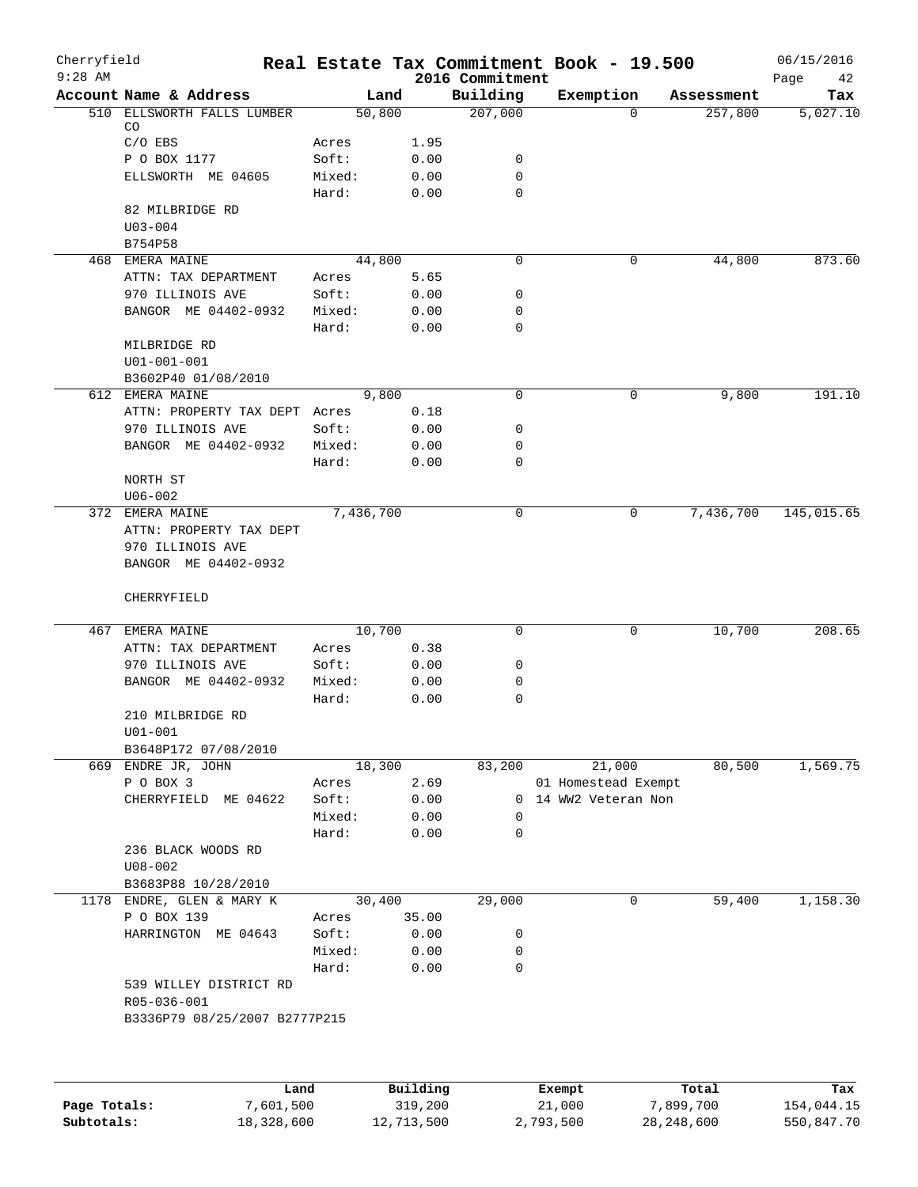# Real Estate Tax Commitment Book - 19.500

Cherryfield
9:28 AM

2016 Commitment

06/15/2016

| Account Name & Address | | Land | Building | Exemption | Assessment | Tax |
|---|---|---|---|---|---|---|
| 510 ELLSWORTH FALLS LUMBER CO | | 50,800 | 207,000 | 0 | 257,800 | 5,027.10 |
| C/O EBS | Acres | 1.95 | | | | |
| P O BOX 1177 | Soft: | 0.00 | 0 | | | |
| ELLSWORTH ME 04605 | Mixed: | 0.00 | 0 | | | |
| | Hard: | 0.00 | 0 | | | |
| 82 MILBRIDGE RD | | | | | | |
| U03-004 | | | | | | |
| B754P58 | | | | | | |
| 468 EMERA MAINE | | 44,800 | 0 | 0 | 44,800 | 873.60 |
| ATTN: TAX DEPARTMENT | Acres | 5.65 | | | | |
| 970 ILLINOIS AVE | Soft: | 0.00 | 0 | | | |
| BANGOR ME 04402-0932 | Mixed: | 0.00 | 0 | | | |
| | Hard: | 0.00 | 0 | | | |
| MILBRIDGE RD | | | | | | |
| U01-001-001 | | | | | | |
| B3602P40 01/08/2010 | | | | | | |
| 612 EMERA MAINE | | 9,800 | 0 | 0 | 9,800 | 191.10 |
| ATTN: PROPERTY TAX DEPT | Acres | 0.18 | | | | |
| 970 ILLINOIS AVE | Soft: | 0.00 | 0 | | | |
| BANGOR ME 04402-0932 | Mixed: | 0.00 | 0 | | | |
| | Hard: | 0.00 | 0 | | | |
| NORTH ST | | | | | | |
| U06-002 | | | | | | |
| 372 EMERA MAINE | | 7,436,700 | 0 | 0 | 7,436,700 | 145,015.65 |
| ATTN: PROPERTY TAX DEPT | | | | | | |
| 970 ILLINOIS AVE | | | | | | |
| BANGOR ME 04402-0932 | | | | | | |
| CHERRYFIELD | | | | | | |
| 467 EMERA MAINE | | 10,700 | 0 | 0 | 10,700 | 208.65 |
| ATTN: TAX DEPARTMENT | Acres | 0.38 | | | | |
| 970 ILLINOIS AVE | Soft: | 0.00 | 0 | | | |
| BANGOR ME 04402-0932 | Mixed: | 0.00 | 0 | | | |
| | Hard: | 0.00 | 0 | | | |
| 210 MILBRIDGE RD | | | | | | |
| U01-001 | | | | | | |
| B3648P172 07/08/2010 | | | | | | |
| 669 ENDRE JR, JOHN | | 18,300 | 83,200 | 21,000 | 80,500 | 1,569.75 |
| P O BOX 3 | Acres | 2.69 | | 01 Homestead Exempt | | |
| CHERRYFIELD ME 04622 | Soft: | 0.00 | 0 | 14 WW2 Veteran Non | | |
| | Mixed: | 0.00 | 0 | | | |
| | Hard: | 0.00 | 0 | | | |
| 236 BLACK WOODS RD | | | | | | |
| U08-002 | | | | | | |
| B3683P88 10/28/2010 | | | | | | |
| 1178 ENDRE, GLEN & MARY K | | 30,400 | 29,000 | 0 | 59,400 | 1,158.30 |
| P O BOX 139 | Acres | 35.00 | | | | |
| HARRINGTON ME 04643 | Soft: | 0.00 | 0 | | | |
| | Mixed: | 0.00 | 0 | | | |
| | Hard: | 0.00 | 0 | | | |
| 539 WILLEY DISTRICT RD | | | | | | |
| R05-036-001 | | | | | | |
| B3336P79 08/25/2007 B2777P215 | | | | | | |

| | Land | Building | Exempt | Total | Tax |
|---|---|---|---|---|---|
| Page Totals: | 7,601,500 | 319,200 | 21,000 | 7,899,700 | 154,044.15 |
| Subtotals: | 18,328,600 | 12,713,500 | 2,793,500 | 28,248,600 | 550,847.70 |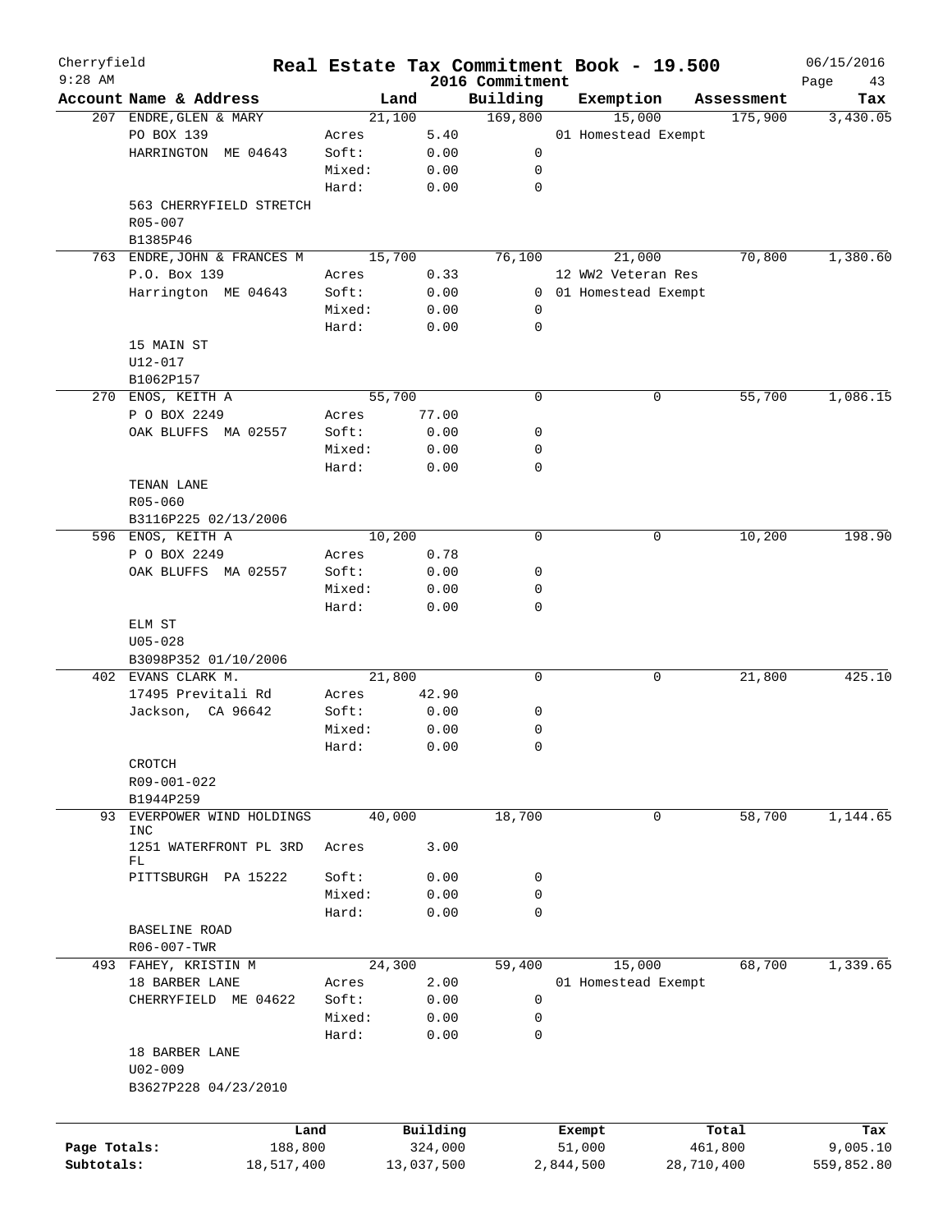# Real Estate Tax Commitment Book - 19.500

Cherryfield
9:28 AM

2016 Commitment

06/15/2016

| Account Name & Address | | Land | Building | Exemption | Assessment | Tax |
|---|---|---|---|---|---|---|
| 207 ENDRE, GLEN & MARY | | 21,100 | 169,800 | 15,000 | 175,900 | 3,430.05 |
| PO BOX 139 | Acres | 5.40 | | 01 Homestead Exempt | | |
| HARRINGTON ME 04643 | Soft: | 0.00 | 0 | | | |
| | Mixed: | 0.00 | 0 | | | |
| | Hard: | 0.00 | 0 | | | |
| 563 CHERRYFIELD STRETCH | | | | | | |
| R05-007 | | | | | | |
| B1385P46 | | | | | | |
| 763 ENDRE, JOHN & FRANCES M | | 15,700 | 76,100 | 21,000 | 70,800 | 1,380.60 |
| P.O. Box 139 | Acres | 0.33 | | 12 WW2 Veteran Res | | |
| Harrington ME 04643 | Soft: | 0.00 | 0 | 01 Homestead Exempt | | |
| | Mixed: | 0.00 | 0 | | | |
| | Hard: | 0.00 | 0 | | | |
| 15 MAIN ST | | | | | | |
| U12-017 | | | | | | |
| B1062P157 | | | | | | |
| 270 ENOS, KEITH A | | 55,700 | 0 | 0 | 55,700 | 1,086.15 |
| P O BOX 2249 | Acres | 77.00 | | | | |
| OAK BLUFFS MA 02557 | Soft: | 0.00 | 0 | | | |
| | Mixed: | 0.00 | 0 | | | |
| | Hard: | 0.00 | 0 | | | |
| TENAN LANE | | | | | | |
| R05-060 | | | | | | |
| B3116P225 02/13/2006 | | | | | | |
| 596 ENOS, KEITH A | | 10,200 | 0 | 0 | 10,200 | 198.90 |
| P O BOX 2249 | Acres | 0.78 | | | | |
| OAK BLUFFS MA 02557 | Soft: | 0.00 | 0 | | | |
| | Mixed: | 0.00 | 0 | | | |
| | Hard: | 0.00 | 0 | | | |
| ELM ST | | | | | | |
| U05-028 | | | | | | |
| B3098P352 01/10/2006 | | | | | | |
| 402 EVANS CLARK M. | | 21,800 | 0 | 0 | 21,800 | 425.10 |
| 17495 Previtali Rd | Acres | 42.90 | | | | |
| Jackson, CA 96642 | Soft: | 0.00 | 0 | | | |
| | Mixed: | 0.00 | 0 | | | |
| | Hard: | 0.00 | 0 | | | |
| CROTCH | | | | | | |
| R09-001-022 | | | | | | |
| B1944P259 | | | | | | |
| 93 EVERPOWER WIND HOLDINGS INC | | 40,000 | 18,700 | 0 | 58,700 | 1,144.65 |
| 1251 WATERFRONT PL 3RD FL | Acres | 3.00 | | | | |
| PITTSBURGH PA 15222 | Soft: | 0.00 | 0 | | | |
| | Mixed: | 0.00 | 0 | | | |
| | Hard: | 0.00 | 0 | | | |
| BASELINE ROAD | | | | | | |
| R06-007-TWR | | | | | | |
| 493 FAHEY, KRISTIN M | | 24,300 | 59,400 | 15,000 | 68,700 | 1,339.65 |
| 18 BARBER LANE | Acres | 2.00 | | 01 Homestead Exempt | | |
| CHERRYFIELD ME 04622 | Soft: | 0.00 | 0 | | | |
| | Mixed: | 0.00 | 0 | | | |
| | Hard: | 0.00 | 0 | | | |
| 18 BARBER LANE | | | | | | |
| U02-009 | | | | | | |
| B3627P228 04/23/2010 | | | | | | |

| | Land | Building | Exempt | Total | Tax |
|---|---|---|---|---|---|
| Page Totals: | 188,800 | 324,000 | 51,000 | 461,800 | 9,005.10 |
| Subtotals: | 18,517,400 | 13,037,500 | 2,844,500 | 28,710,400 | 559,852.80 |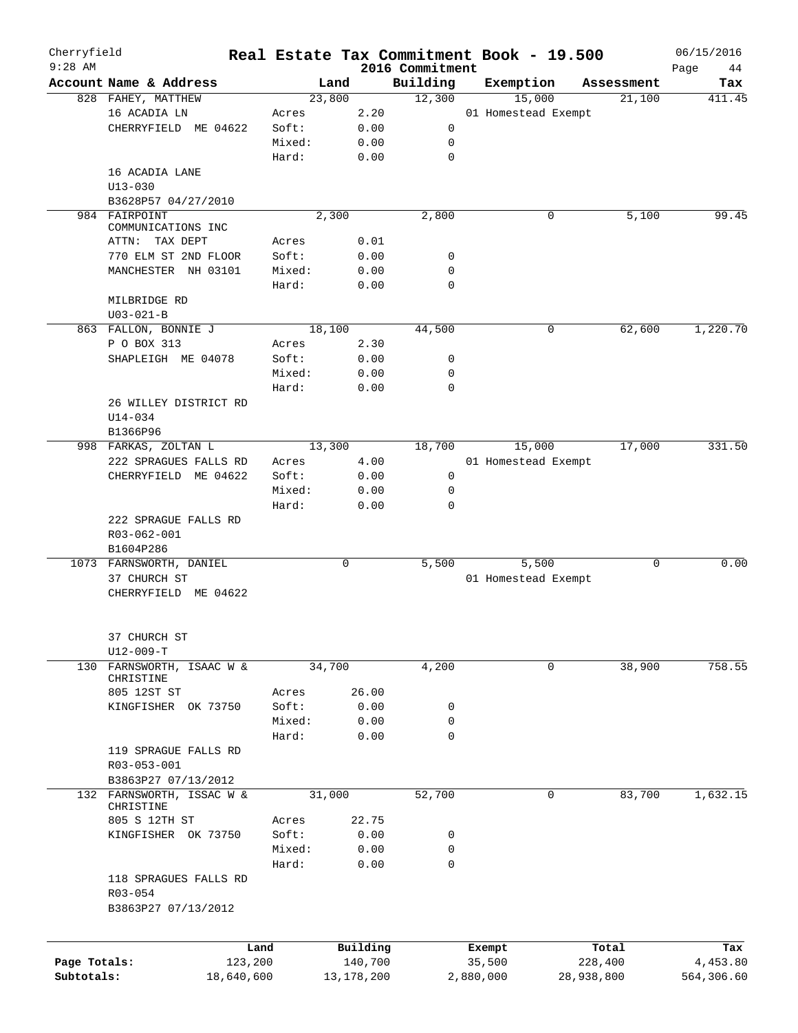Cherryfield — 9:28 AM

# Real Estate Tax Commitment Book - 19.500

2016 Commitment — 06/15/2016

| Account | Name & Address | | Land | Building | Exemption | Assessment | Tax |
|---|---|---|---|---|---|---|---|
| 828 | FAHEY, MATTHEW | | 23,800 | 12,300 | 15,000 | 21,100 | 411.45 |
| | 16 ACADIA LN | Acres | 2.20 | | 01 Homestead Exempt | | |
| | CHERRYFIELD ME 04622 | Soft: | 0.00 | 0 | | | |
| | | Mixed: | 0.00 | 0 | | | |
| | | Hard: | 0.00 | 0 | | | |
| | 16 ACADIA LANE | | | | | | |
| | U13-030 | | | | | | |
| | B3628P57 04/27/2010 | | | | | | |
| 984 | FAIRPOINT COMMUNICATIONS INC | | 2,300 | 2,800 | 0 | 5,100 | 99.45 |
| | ATTN: TAX DEPT | Acres | 0.01 | | | | |
| | 770 ELM ST 2ND FLOOR | Soft: | 0.00 | 0 | | | |
| | MANCHESTER NH 03101 | Mixed: | 0.00 | 0 | | | |
| | | Hard: | 0.00 | 0 | | | |
| | MILBRIDGE RD | | | | | | |
| | U03-021-B | | | | | | |
| 863 | FALLON, BONNIE J | | 18,100 | 44,500 | 0 | 62,600 | 1,220.70 |
| | P O BOX 313 | Acres | 2.30 | | | | |
| | SHAPLEIGH ME 04078 | Soft: | 0.00 | 0 | | | |
| | | Mixed: | 0.00 | 0 | | | |
| | | Hard: | 0.00 | 0 | | | |
| | 26 WILLEY DISTRICT RD | | | | | | |
| | U14-034 | | | | | | |
| | B1366P96 | | | | | | |
| 998 | FARKAS, ZOLTAN L | | 13,300 | 18,700 | 15,000 | 17,000 | 331.50 |
| | 222 SPRAGUES FALLS RD | Acres | 4.00 | | 01 Homestead Exempt | | |
| | CHERRYFIELD ME 04622 | Soft: | 0.00 | 0 | | | |
| | | Mixed: | 0.00 | 0 | | | |
| | | Hard: | 0.00 | 0 | | | |
| | 222 SPRAGUE FALLS RD | | | | | | |
| | R03-062-001 | | | | | | |
| | B1604P286 | | | | | | |
| 1073 | FARNSWORTH, DANIEL | | 0 | 5,500 | 5,500 | 0 | 0.00 |
| | 37 CHURCH ST | | | | 01 Homestead Exempt | | |
| | CHERRYFIELD ME 04622 | | | | | | |
| | 37 CHURCH ST | | | | | | |
| | U12-009-T | | | | | | |
| 130 | FARNSWORTH, ISAAC W & CHRISTINE | | 34,700 | 4,200 | 0 | 38,900 | 758.55 |
| | 805 12ST ST | Acres | 26.00 | | | | |
| | KINGFISHER OK 73750 | Soft: | 0.00 | 0 | | | |
| | | Mixed: | 0.00 | 0 | | | |
| | | Hard: | 0.00 | 0 | | | |
| | 119 SPRAGUE FALLS RD | | | | | | |
| | R03-053-001 | | | | | | |
| | B3863P27 07/13/2012 | | | | | | |
| 132 | FARNSWORTH, ISSAC W & CHRISTINE | | 31,000 | 52,700 | 0 | 83,700 | 1,632.15 |
| | 805 S 12TH ST | Acres | 22.75 | | | | |
| | KINGFISHER OK 73750 | Soft: | 0.00 | 0 | | | |
| | | Mixed: | 0.00 | 0 | | | |
| | | Hard: | 0.00 | 0 | | | |
| | 118 SPRAGUES FALLS RD | | | | | | |
| | R03-054 | | | | | | |
| | B3863P27 07/13/2012 | | | | | | |

| | Land | Building | Exempt | Total | Tax |
|---|---|---|---|---|---|
| Page Totals: | 123,200 | 140,700 | 35,500 | 228,400 | 4,453.80 |
| Subtotals: | 18,640,600 | 13,178,200 | 2,880,000 | 28,938,800 | 564,306.60 |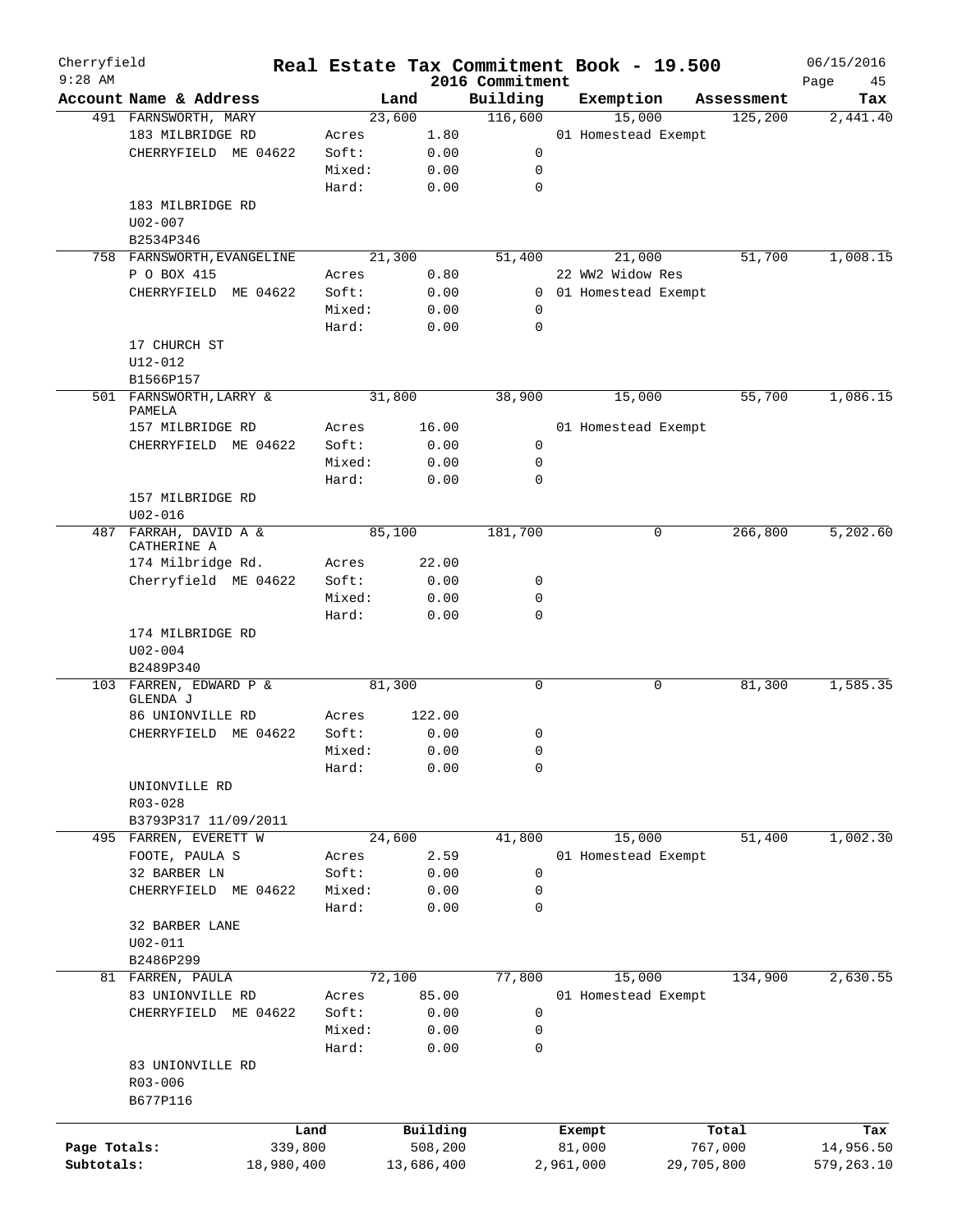Cherryfield 9:28 AM

# Real Estate Tax Commitment Book - 19.500

## 2016 Commitment

06/15/2016

| Account Name & Address | | Land | Building | Exemption | Assessment | Tax |
|---|---|---|---|---|---|---|
| 491 FARNSWORTH, MARY | | 23,600 | 116,600 | 15,000 | 125,200 | 2,441.40 |
| 183 MILBRIDGE RD | Acres | 1.80 | | 01 Homestead Exempt | | |
| CHERRYFIELD ME 04622 | Soft: | 0.00 | 0 | | | |
| | Mixed: | 0.00 | 0 | | | |
| | Hard: | 0.00 | 0 | | | |
| 183 MILBRIDGE RD | | | | | | |
| U02-007 | | | | | | |
| B2534P346 | | | | | | |
| 758 FARNSWORTH, EVANGELINE | | 21,300 | 51,400 | 21,000 | 51,700 | 1,008.15 |
| P O BOX 415 | Acres | 0.80 | | 22 WW2 Widow Res | | |
| CHERRYFIELD ME 04622 | Soft: | 0.00 | 0 | 01 Homestead Exempt | | |
| | Mixed: | 0.00 | 0 | | | |
| | Hard: | 0.00 | 0 | | | |
| 17 CHURCH ST | | | | | | |
| U12-012 | | | | | | |
| B1566P157 | | | | | | |
| 501 FARNSWORTH, LARRY & PAMELA | | 31,800 | 38,900 | 15,000 | 55,700 | 1,086.15 |
| 157 MILBRIDGE RD | Acres | 16.00 | | 01 Homestead Exempt | | |
| CHERRYFIELD ME 04622 | Soft: | 0.00 | 0 | | | |
| | Mixed: | 0.00 | 0 | | | |
| | Hard: | 0.00 | 0 | | | |
| 157 MILBRIDGE RD | | | | | | |
| U02-016 | | | | | | |
| 487 FARRAH, DAVID A & CATHERINE A | | 85,100 | 181,700 | 0 | 266,800 | 5,202.60 |
| 174 Milbridge Rd. | Acres | 22.00 | | | | |
| Cherryfield ME 04622 | Soft: | 0.00 | 0 | | | |
| | Mixed: | 0.00 | 0 | | | |
| | Hard: | 0.00 | 0 | | | |
| 174 MILBRIDGE RD | | | | | | |
| U02-004 | | | | | | |
| B2489P340 | | | | | | |
| 103 FARREN, EDWARD P & GLENDA J | | 81,300 | 0 | 0 | 81,300 | 1,585.35 |
| 86 UNIONVILLE RD | Acres | 122.00 | | | | |
| CHERRYFIELD ME 04622 | Soft: | 0.00 | 0 | | | |
| | Mixed: | 0.00 | 0 | | | |
| | Hard: | 0.00 | 0 | | | |
| UNIONVILLE RD | | | | | | |
| R03-028 | | | | | | |
| B3793P317 11/09/2011 | | | | | | |
| 495 FARREN, EVERETT W | | 24,600 | 41,800 | 15,000 | 51,400 | 1,002.30 |
| FOOTE, PAULA S | Acres | 2.59 | | 01 Homestead Exempt | | |
| 32 BARBER LN | Soft: | 0.00 | 0 | | | |
| CHERRYFIELD ME 04622 | Mixed: | 0.00 | 0 | | | |
| | Hard: | 0.00 | 0 | | | |
| 32 BARBER LANE | | | | | | |
| U02-011 | | | | | | |
| B2486P299 | | | | | | |
| 81 FARREN, PAULA | | 72,100 | 77,800 | 15,000 | 134,900 | 2,630.55 |
| 83 UNIONVILLE RD | Acres | 85.00 | | 01 Homestead Exempt | | |
| CHERRYFIELD ME 04622 | Soft: | 0.00 | 0 | | | |
| | Mixed: | 0.00 | 0 | | | |
| | Hard: | 0.00 | 0 | | | |
| 83 UNIONVILLE RD | | | | | | |
| R03-006 | | | | | | |
| B677P116 | | | | | | |

| | Land | Building | Exempt | Total | Tax |
|---|---|---|---|---|---|
| Page Totals: | 339,800 | 508,200 | 81,000 | 767,000 | 14,956.50 |
| Subtotals: | 18,980,400 | 13,686,400 | 2,961,000 | 29,705,800 | 579,263.10 |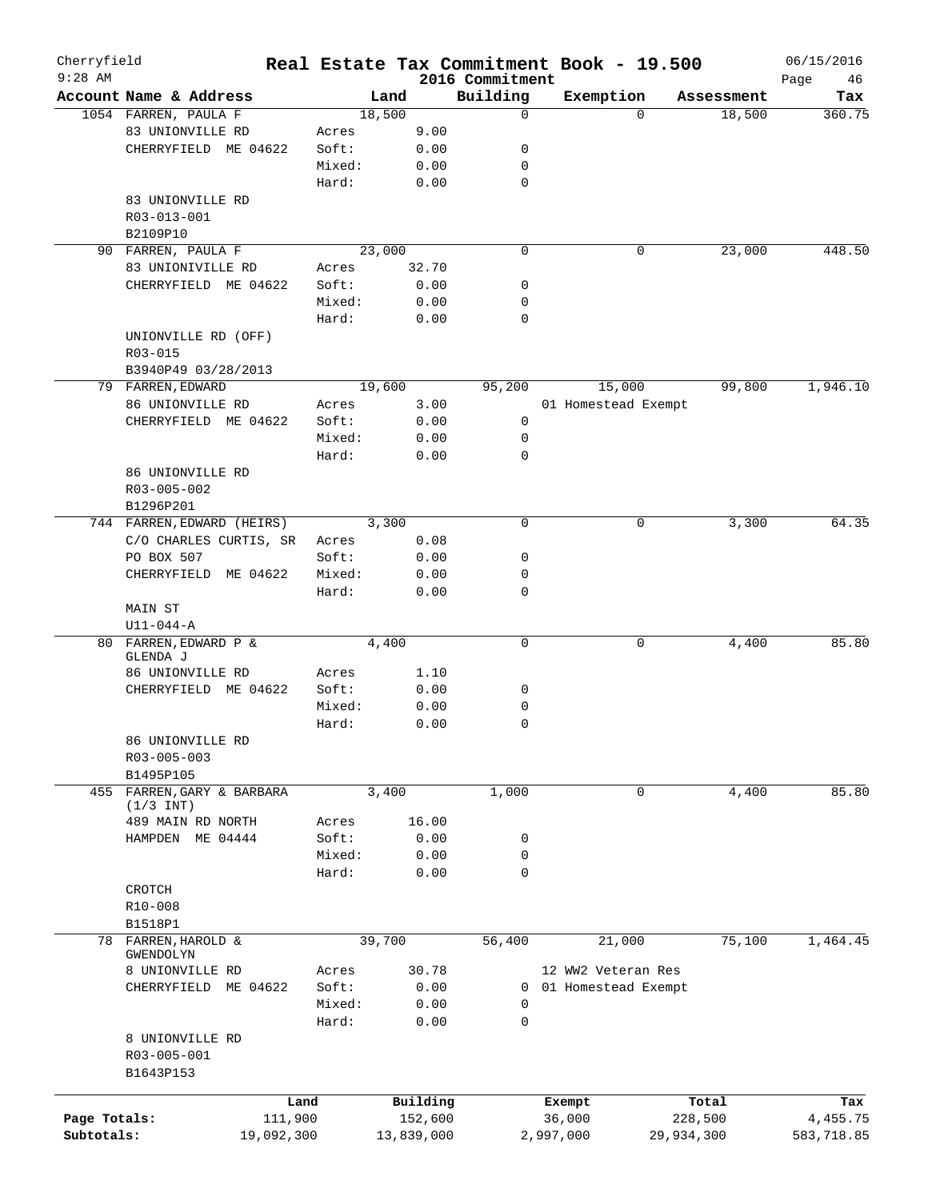Cherryfield
9:28 AM

# Real Estate Tax Commitment Book - 19.500

2016 Commitment

06/15/2016

| Account | Name & Address | | Land | Building | Exemption | Assessment | Tax |
|---|---|---|---|---|---|---|---|
| 1054 | FARREN, PAULA F | | 18,500 | 0 | 0 | 18,500 | 360.75 |
| | 83 UNIONVILLE RD | Acres | 9.00 | | | | |
| | CHERRYFIELD ME 04622 | Soft: | 0.00 | 0 | | | |
| | | Mixed: | 0.00 | 0 | | | |
| | | Hard: | 0.00 | 0 | | | |
| | 83 UNIONVILLE RD | | | | | | |
| | R03-013-001 | | | | | | |
| | B2109P10 | | | | | | |
| 90 | FARREN, PAULA F | | 23,000 | 0 | 0 | 23,000 | 448.50 |
| | 83 UNIONIVILLE RD | Acres | 32.70 | | | | |
| | CHERRYFIELD ME 04622 | Soft: | 0.00 | 0 | | | |
| | | Mixed: | 0.00 | 0 | | | |
| | | Hard: | 0.00 | 0 | | | |
| | UNIONVILLE RD (OFF) | | | | | | |
| | R03-015 | | | | | | |
| | B3940P49 03/28/2013 | | | | | | |
| 79 | FARREN,EDWARD | | 19,600 | 95,200 | 15,000 | 99,800 | 1,946.10 |
| | 86 UNIONVILLE RD | Acres | 3.00 | | 01 Homestead Exempt | | |
| | CHERRYFIELD ME 04622 | Soft: | 0.00 | 0 | | | |
| | | Mixed: | 0.00 | 0 | | | |
| | | Hard: | 0.00 | 0 | | | |
| | 86 UNIONVILLE RD | | | | | | |
| | R03-005-002 | | | | | | |
| | B1296P201 | | | | | | |
| 744 | FARREN,EDWARD (HEIRS) | | 3,300 | 0 | 0 | 3,300 | 64.35 |
| | C/O CHARLES CURTIS, SR | Acres | 0.08 | | | | |
| | PO BOX 507 | Soft: | 0.00 | 0 | | | |
| | CHERRYFIELD ME 04622 | Mixed: | 0.00 | 0 | | | |
| | | Hard: | 0.00 | 0 | | | |
| | MAIN ST | | | | | | |
| | U11-044-A | | | | | | |
| 80 | FARREN,EDWARD P & GLENDA J | | 4,400 | 0 | 0 | 4,400 | 85.80 |
| | 86 UNIONVILLE RD | Acres | 1.10 | | | | |
| | CHERRYFIELD ME 04622 | Soft: | 0.00 | 0 | | | |
| | | Mixed: | 0.00 | 0 | | | |
| | | Hard: | 0.00 | 0 | | | |
| | 86 UNIONVILLE RD | | | | | | |
| | R03-005-003 | | | | | | |
| | B1495P105 | | | | | | |
| 455 | FARREN,GARY & BARBARA (1/3 INT) | | 3,400 | 1,000 | 0 | 4,400 | 85.80 |
| | 489 MAIN RD NORTH | Acres | 16.00 | | | | |
| | HAMPDEN ME 04444 | Soft: | 0.00 | 0 | | | |
| | | Mixed: | 0.00 | 0 | | | |
| | | Hard: | 0.00 | 0 | | | |
| | CROTCH | | | | | | |
| | R10-008 | | | | | | |
| | B1518P1 | | | | | | |
| 78 | FARREN,HAROLD & GWENDOLYN | | 39,700 | 56,400 | 21,000 | 75,100 | 1,464.45 |
| | 8 UNIONVILLE RD | Acres | 30.78 | | 12 WW2 Veteran Res | | |
| | CHERRYFIELD ME 04622 | Soft: | 0.00 | 0 | 01 Homestead Exempt | | |
| | | Mixed: | 0.00 | 0 | | | |
| | | Hard: | 0.00 | 0 | | | |
| | 8 UNIONVILLE RD | | | | | | |
| | R03-005-001 | | | | | | |
| | B1643P153 | | | | | | |

| | Land | Building | Exempt | Total | Tax |
|---|---|---|---|---|---|
| Page Totals: | 111,900 | 152,600 | 36,000 | 228,500 | 4,455.75 |
| Subtotals: | 19,092,300 | 13,839,000 | 2,997,000 | 29,934,300 | 583,718.85 |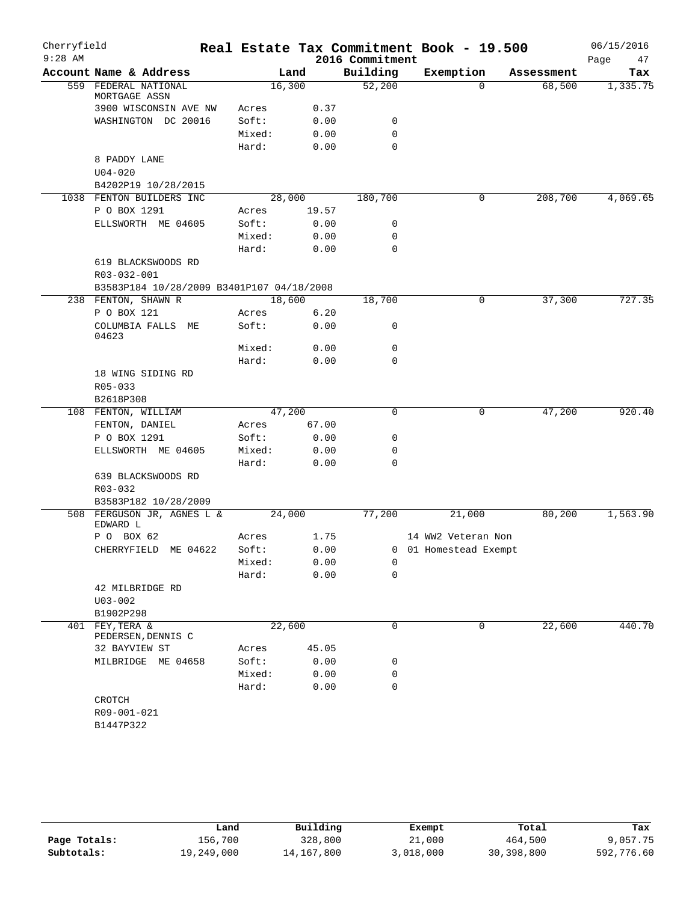# Real Estate Tax Commitment Book - 19.500

Cherryfield — 9:28 AM — 2016 Commitment — 06/15/2016

| Account Name & Address | | Land | Building | Exemption | Assessment | Tax |
|---|---|---|---|---|---|---|
| 559 FEDERAL NATIONAL MORTGAGE ASSN | | 16,300 | 52,200 | 0 | 68,500 | 1,335.75 |
| 3900 WISCONSIN AVE NW | Acres | 0.37 | | | | |
| WASHINGTON DC 20016 | Soft: | 0.00 | 0 | | | |
| | Mixed: | 0.00 | 0 | | | |
| | Hard: | 0.00 | 0 | | | |
| 8 PADDY LANE | | | | | | |
| U04-020 | | | | | | |
| B4202P19 10/28/2015 | | | | | | |
| 1038 FENTON BUILDERS INC | | 28,000 | 180,700 | 0 | 208,700 | 4,069.65 |
| P O BOX 1291 | Acres | 19.57 | | | | |
| ELLSWORTH ME 04605 | Soft: | 0.00 | 0 | | | |
| | Mixed: | 0.00 | 0 | | | |
| | Hard: | 0.00 | 0 | | | |
| 619 BLACKSWOODS RD | | | | | | |
| R03-032-001 | | | | | | |
| B3583P184 10/28/2009 B3401P107 04/18/2008 | | | | | | |
| 238 FENTON, SHAWN R | | 18,600 | 18,700 | 0 | 37,300 | 727.35 |
| P O BOX 121 | Acres | 6.20 | | | | |
| COLUMBIA FALLS ME 04623 | Soft: | 0.00 | 0 | | | |
| | Mixed: | 0.00 | 0 | | | |
| | Hard: | 0.00 | 0 | | | |
| 18 WING SIDING RD | | | | | | |
| R05-033 | | | | | | |
| B2618P308 | | | | | | |
| 108 FENTON, WILLIAM | | 47,200 | 0 | 0 | 47,200 | 920.40 |
| FENTON, DANIEL | Acres | 67.00 | | | | |
| P O BOX 1291 | Soft: | 0.00 | 0 | | | |
| ELLSWORTH ME 04605 | Mixed: | 0.00 | 0 | | | |
| | Hard: | 0.00 | 0 | | | |
| 639 BLACKSWOODS RD | | | | | | |
| R03-032 | | | | | | |
| B3583P182 10/28/2009 | | | | | | |
| 508 FERGUSON JR, AGNES L & EDWARD L | | 24,000 | 77,200 | 21,000 | 80,200 | 1,563.90 |
| P O BOX 62 | Acres | 1.75 | | 14 WW2 Veteran Non | | |
| CHERRYFIELD ME 04622 | Soft: | 0.00 | 0 | 01 Homestead Exempt | | |
| | Mixed: | 0.00 | 0 | | | |
| | Hard: | 0.00 | 0 | | | |
| 42 MILBRIDGE RD | | | | | | |
| U03-002 | | | | | | |
| B1902P298 | | | | | | |
| 401 FEY,TERA & PEDERSEN,DENNIS C | | 22,600 | 0 | 0 | 22,600 | 440.70 |
| 32 BAYVIEW ST | Acres | 45.05 | | | | |
| MILBRIDGE ME 04658 | Soft: | 0.00 | 0 | | | |
| | Mixed: | 0.00 | 0 | | | |
| | Hard: | 0.00 | 0 | | | |
| CROTCH | | | | | | |
| R09-001-021 | | | | | | |
| B1447P322 | | | | | | |

| | Land | Building | Exempt | Total | Tax |
|---|---|---|---|---|---|
| Page Totals: | 156,700 | 328,800 | 21,000 | 464,500 | 9,057.75 |
| Subtotals: | 19,249,000 | 14,167,800 | 3,018,000 | 30,398,800 | 592,776.60 |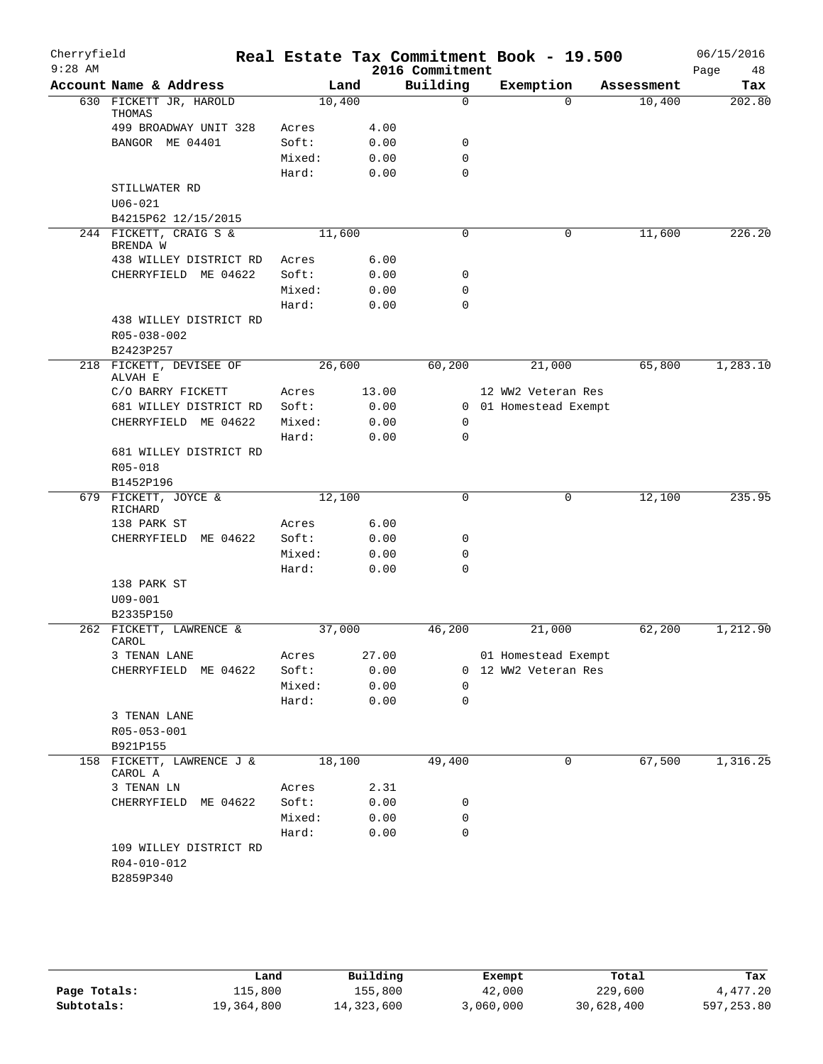Cherryfield 9:28 AM

# Real Estate Tax Commitment Book - 19.500

## 2016 Commitment

06/15/2016

| Account Name & Address | Land | | Building | Exemption | Assessment | Tax |
|---|---|---|---|---|---|---|
| 630 FICKETT JR, HAROLD THOMAS | 10,400 | | 0 | 0 | 10,400 | 202.80 |
| 499 BROADWAY UNIT 328 | Acres | 4.00 | | | | |
| BANGOR ME 04401 | Soft: | 0.00 | 0 | | | |
| | Mixed: | 0.00 | 0 | | | |
| | Hard: | 0.00 | 0 | | | |
| STILLWATER RD | | | | | | |
| U06-021 | | | | | | |
| B4215P62 12/15/2015 | | | | | | |
| 244 FICKETT, CRAIG S & BRENDA W | 11,600 | | 0 | 0 | 11,600 | 226.20 |
| 438 WILLEY DISTRICT RD | Acres | 6.00 | | | | |
| CHERRYFIELD ME 04622 | Soft: | 0.00 | 0 | | | |
| | Mixed: | 0.00 | 0 | | | |
| | Hard: | 0.00 | 0 | | | |
| 438 WILLEY DISTRICT RD | | | | | | |
| R05-038-002 | | | | | | |
| B2423P257 | | | | | | |
| 218 FICKETT, DEVISEE OF ALVAH E | 26,600 | | 60,200 | 21,000 | 65,800 | 1,283.10 |
| C/O BARRY FICKETT | Acres | 13.00 | | 12 WW2 Veteran Res | | |
| 681 WILLEY DISTRICT RD | Soft: | 0.00 | 0 | 01 Homestead Exempt | | |
| CHERRYFIELD ME 04622 | Mixed: | 0.00 | 0 | | | |
| | Hard: | 0.00 | 0 | | | |
| 681 WILLEY DISTRICT RD | | | | | | |
| R05-018 | | | | | | |
| B1452P196 | | | | | | |
| 679 FICKETT, JOYCE & RICHARD | 12,100 | | 0 | 0 | 12,100 | 235.95 |
| 138 PARK ST | Acres | 6.00 | | | | |
| CHERRYFIELD ME 04622 | Soft: | 0.00 | 0 | | | |
| | Mixed: | 0.00 | 0 | | | |
| | Hard: | 0.00 | 0 | | | |
| 138 PARK ST | | | | | | |
| U09-001 | | | | | | |
| B2335P150 | | | | | | |
| 262 FICKETT, LAWRENCE & CAROL | 37,000 | | 46,200 | 21,000 | 62,200 | 1,212.90 |
| 3 TENAN LANE | Acres | 27.00 | | 01 Homestead Exempt | | |
| CHERRYFIELD ME 04622 | Soft: | 0.00 | 0 | 12 WW2 Veteran Res | | |
| | Mixed: | 0.00 | 0 | | | |
| | Hard: | 0.00 | 0 | | | |
| 3 TENAN LANE | | | | | | |
| R05-053-001 | | | | | | |
| B921P155 | | | | | | |
| 158 FICKETT, LAWRENCE J & CAROL A | 18,100 | | 49,400 | 0 | 67,500 | 1,316.25 |
| 3 TENAN LN | Acres | 2.31 | | | | |
| CHERRYFIELD ME 04622 | Soft: | 0.00 | 0 | | | |
| | Mixed: | 0.00 | 0 | | | |
| | Hard: | 0.00 | 0 | | | |
| 109 WILLEY DISTRICT RD | | | | | | |
| R04-010-012 | | | | | | |
| B2859P340 | | | | | | |

| | Land | Building | Exempt | Total | Tax |
|---|---|---|---|---|---|
| Page Totals: | 115,800 | 155,800 | 42,000 | 229,600 | 4,477.20 |
| Subtotals: | 19,364,800 | 14,323,600 | 3,060,000 | 30,628,400 | 597,253.80 |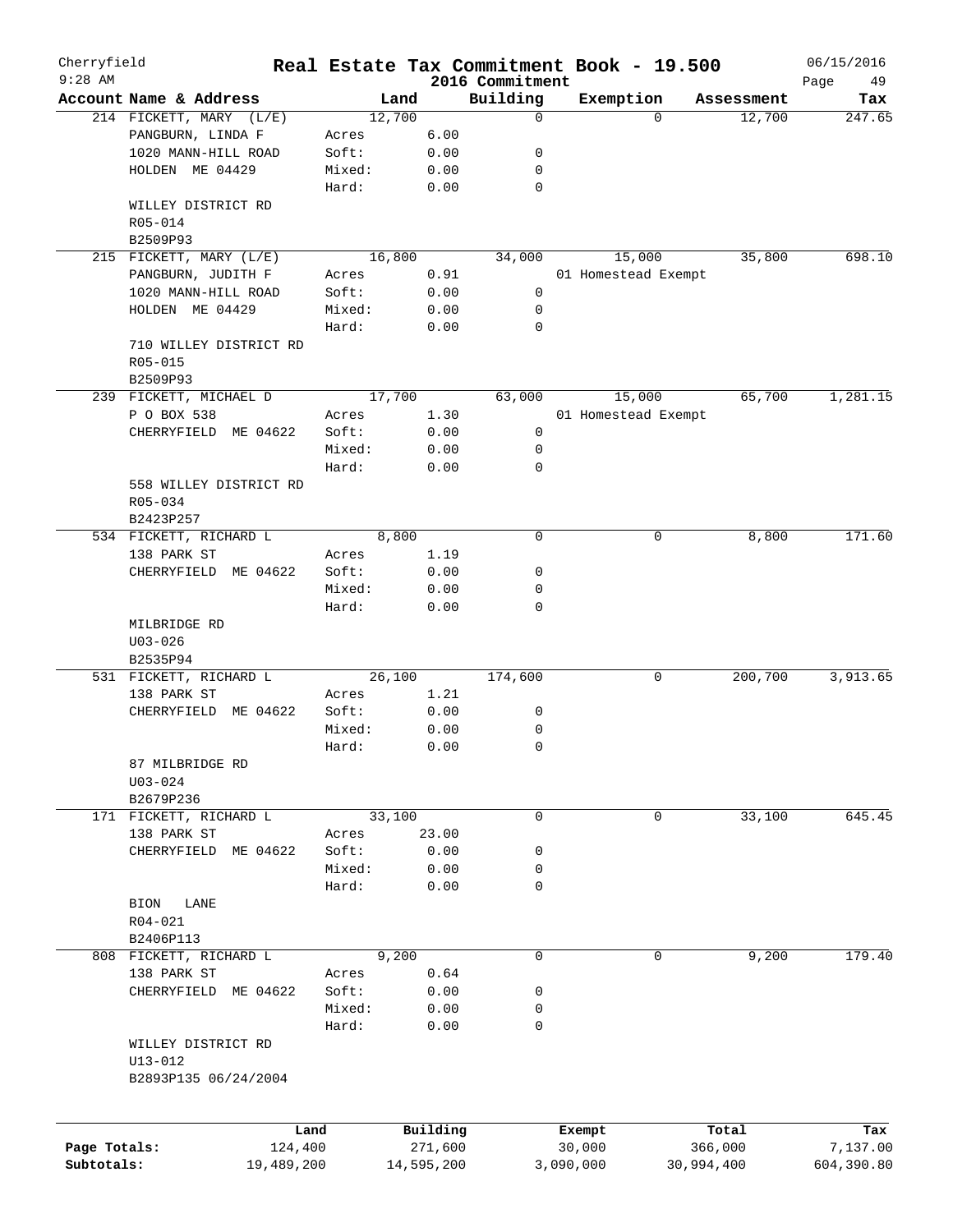Cherryfield 9:28 AM

# Real Estate Tax Commitment Book - 19.500

## 2016 Commitment

06/15/2016

| Account Name & Address | Land | | Building | Exemption | Assessment | Tax |
|---|---|---|---|---|---|---|
| 214 FICKETT, MARY (L/E) | 12,700 | | 0 | 0 | 12,700 | 247.65 |
| PANGBURN, LINDA F | Acres | 6.00 | | | | |
| 1020 MANN-HILL ROAD | Soft: | 0.00 | 0 | | | |
| HOLDEN ME 04429 | Mixed: | 0.00 | 0 | | | |
| | Hard: | 0.00 | 0 | | | |
| WILLEY DISTRICT RD | | | | | | |
| R05-014 | | | | | | |
| B2509P93 | | | | | | |
| 215 FICKETT, MARY (L/E) | 16,800 | | 34,000 | 15,000 | 35,800 | 698.10 |
| PANGBURN, JUDITH F | Acres | 0.91 | | 01 Homestead Exempt | | |
| 1020 MANN-HILL ROAD | Soft: | 0.00 | 0 | | | |
| HOLDEN ME 04429 | Mixed: | 0.00 | 0 | | | |
| | Hard: | 0.00 | 0 | | | |
| 710 WILLEY DISTRICT RD | | | | | | |
| R05-015 | | | | | | |
| B2509P93 | | | | | | |
| 239 FICKETT, MICHAEL D | 17,700 | | 63,000 | 15,000 | 65,700 | 1,281.15 |
| P O BOX 538 | Acres | 1.30 | | 01 Homestead Exempt | | |
| CHERRYFIELD ME 04622 | Soft: | 0.00 | 0 | | | |
| | Mixed: | 0.00 | 0 | | | |
| | Hard: | 0.00 | 0 | | | |
| 558 WILLEY DISTRICT RD | | | | | | |
| R05-034 | | | | | | |
| B2423P257 | | | | | | |
| 534 FICKETT, RICHARD L | 8,800 | | 0 | 0 | 8,800 | 171.60 |
| 138 PARK ST | Acres | 1.19 | | | | |
| CHERRYFIELD ME 04622 | Soft: | 0.00 | 0 | | | |
| | Mixed: | 0.00 | 0 | | | |
| | Hard: | 0.00 | 0 | | | |
| MILBRIDGE RD | | | | | | |
| U03-026 | | | | | | |
| B2535P94 | | | | | | |
| 531 FICKETT, RICHARD L | 26,100 | | 174,600 | 0 | 200,700 | 3,913.65 |
| 138 PARK ST | Acres | 1.21 | | | | |
| CHERRYFIELD ME 04622 | Soft: | 0.00 | 0 | | | |
| | Mixed: | 0.00 | 0 | | | |
| | Hard: | 0.00 | 0 | | | |
| 87 MILBRIDGE RD | | | | | | |
| U03-024 | | | | | | |
| B2679P236 | | | | | | |
| 171 FICKETT, RICHARD L | 33,100 | | 0 | 0 | 33,100 | 645.45 |
| 138 PARK ST | Acres | 23.00 | | | | |
| CHERRYFIELD ME 04622 | Soft: | 0.00 | 0 | | | |
| | Mixed: | 0.00 | 0 | | | |
| | Hard: | 0.00 | 0 | | | |
| BION LANE | | | | | | |
| R04-021 | | | | | | |
| B2406P113 | | | | | | |
| 808 FICKETT, RICHARD L | 9,200 | | 0 | 0 | 9,200 | 179.40 |
| 138 PARK ST | Acres | 0.64 | | | | |
| CHERRYFIELD ME 04622 | Soft: | 0.00 | 0 | | | |
| | Mixed: | 0.00 | 0 | | | |
| | Hard: | 0.00 | 0 | | | |
| WILLEY DISTRICT RD | | | | | | |
| U13-012 | | | | | | |
| B2893P135 06/24/2004 | | | | | | |

| | Land | Building | Exempt | Total | Tax |
|---|---|---|---|---|---|
| Page Totals: | 124,400 | 271,600 | 30,000 | 366,000 | 7,137.00 |
| Subtotals: | 19,489,200 | 14,595,200 | 3,090,000 | 30,994,400 | 604,390.80 |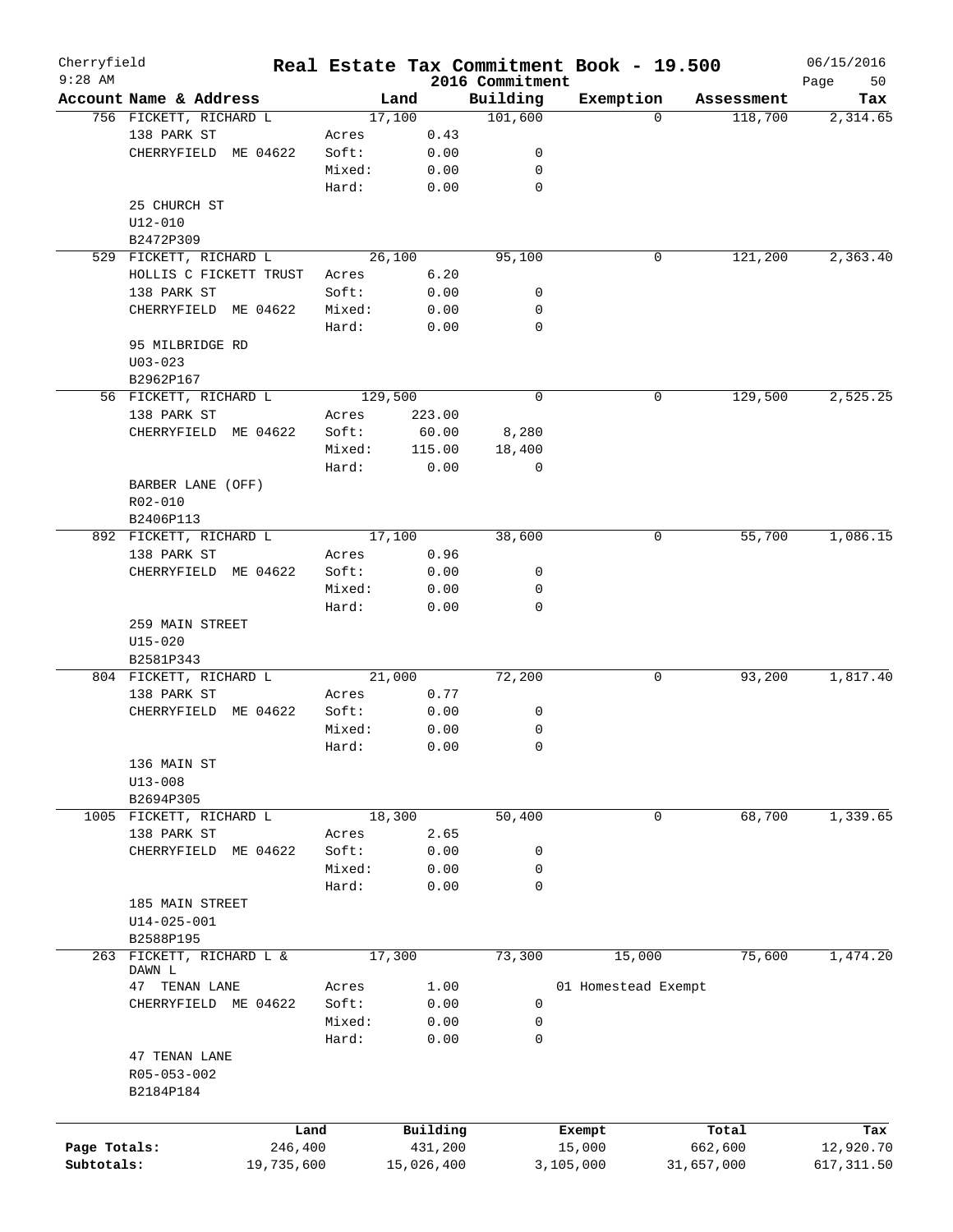Cherryfield

9:28 AM

# Real Estate Tax Commitment Book - 19.500

2016 Commitment

06/15/2016

| Account Name & Address | | Land | Building | Exemption | Assessment | Tax |
|---|---|---|---|---|---|---|
| 756 FICKETT, RICHARD L | | 17,100 | 101,600 | 0 | 118,700 | 2,314.65 |
| 138 PARK ST | Acres | 0.43 | | | | |
| CHERRYFIELD ME 04622 | Soft: | 0.00 | 0 | | | |
| | Mixed: | 0.00 | 0 | | | |
| | Hard: | 0.00 | 0 | | | |
| 25 CHURCH ST | | | | | | |
| U12-010 | | | | | | |
| B2472P309 | | | | | | |
| 529 FICKETT, RICHARD L | | 26,100 | 95,100 | 0 | 121,200 | 2,363.40 |
| HOLLIS C FICKETT TRUST | Acres | 6.20 | | | | |
| 138 PARK ST | Soft: | 0.00 | 0 | | | |
| CHERRYFIELD ME 04622 | Mixed: | 0.00 | 0 | | | |
| | Hard: | 0.00 | 0 | | | |
| 95 MILBRIDGE RD | | | | | | |
| U03-023 | | | | | | |
| B2962P167 | | | | | | |
| 56 FICKETT, RICHARD L | | 129,500 | 0 | 0 | 129,500 | 2,525.25 |
| 138 PARK ST | Acres | 223.00 | | | | |
| CHERRYFIELD ME 04622 | Soft: | 60.00 | 8,280 | | | |
| | Mixed: | 115.00 | 18,400 | | | |
| | Hard: | 0.00 | 0 | | | |
| BARBER LANE (OFF) | | | | | | |
| R02-010 | | | | | | |
| B2406P113 | | | | | | |
| 892 FICKETT, RICHARD L | | 17,100 | 38,600 | 0 | 55,700 | 1,086.15 |
| 138 PARK ST | Acres | 0.96 | | | | |
| CHERRYFIELD ME 04622 | Soft: | 0.00 | 0 | | | |
| | Mixed: | 0.00 | 0 | | | |
| | Hard: | 0.00 | 0 | | | |
| 259 MAIN STREET | | | | | | |
| U15-020 | | | | | | |
| B2581P343 | | | | | | |
| 804 FICKETT, RICHARD L | | 21,000 | 72,200 | 0 | 93,200 | 1,817.40 |
| 138 PARK ST | Acres | 0.77 | | | | |
| CHERRYFIELD ME 04622 | Soft: | 0.00 | 0 | | | |
| | Mixed: | 0.00 | 0 | | | |
| | Hard: | 0.00 | 0 | | | |
| 136 MAIN ST | | | | | | |
| U13-008 | | | | | | |
| B2694P305 | | | | | | |
| 1005 FICKETT, RICHARD L | | 18,300 | 50,400 | 0 | 68,700 | 1,339.65 |
| 138 PARK ST | Acres | 2.65 | | | | |
| CHERRYFIELD ME 04622 | Soft: | 0.00 | 0 | | | |
| | Mixed: | 0.00 | 0 | | | |
| | Hard: | 0.00 | 0 | | | |
| 185 MAIN STREET | | | | | | |
| U14-025-001 | | | | | | |
| B2588P195 | | | | | | |
| 263 FICKETT, RICHARD L & DAWN L | | 17,300 | 73,300 | 15,000 | 75,600 | 1,474.20 |
| 47 TENAN LANE | Acres | 1.00 | | 01 Homestead Exempt | | |
| CHERRYFIELD ME 04622 | Soft: | 0.00 | 0 | | | |
| | Mixed: | 0.00 | 0 | | | |
| | Hard: | 0.00 | 0 | | | |
| 47 TENAN LANE | | | | | | |
| R05-053-002 | | | | | | |
| B2184P184 | | | | | | |

| | Land | Building | Exempt | Total | Tax |
|---|---|---|---|---|---|
| Page Totals: | 246,400 | 431,200 | 15,000 | 662,600 | 12,920.70 |
| Subtotals: | 19,735,600 | 15,026,400 | 3,105,000 | 31,657,000 | 617,311.50 |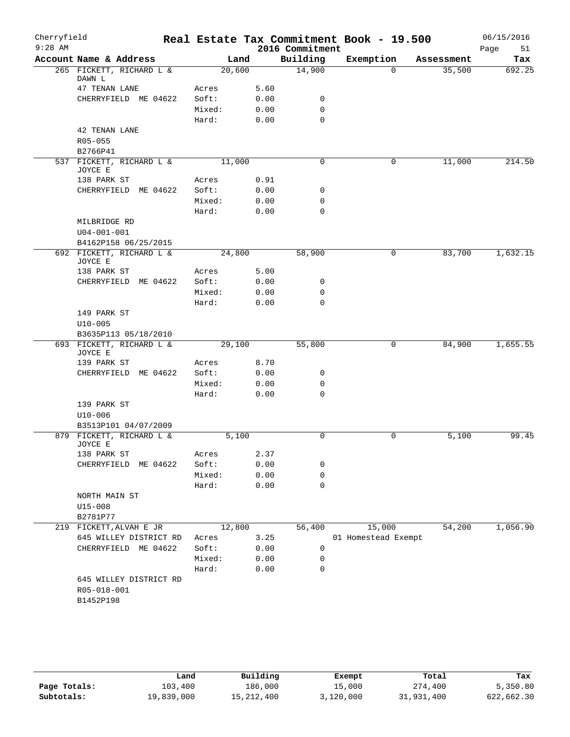Cherryfield 9:28 AM

# Real Estate Tax Commitment Book - 19.500

2016 Commitment

06/15/2016

| Account Name & Address | | Land | Building | Exemption | Assessment | Tax |
|---|---|---|---|---|---|---|
| 265 FICKETT, RICHARD L & DAWN L | | 20,600 | 14,900 | 0 | 35,500 | 692.25 |
| 47 TENAN LANE | Acres | 5.60 | | | | |
| CHERRYFIELD ME 04622 | Soft: | 0.00 | 0 | | | |
| | Mixed: | 0.00 | 0 | | | |
| | Hard: | 0.00 | 0 | | | |
| 42 TENAN LANE | | | | | | |
| R05-055 | | | | | | |
| B2766P41 | | | | | | |
| 537 FICKETT, RICHARD L & JOYCE E | | 11,000 | 0 | 0 | 11,000 | 214.50 |
| 138 PARK ST | Acres | 0.91 | | | | |
| CHERRYFIELD ME 04622 | Soft: | 0.00 | 0 | | | |
| | Mixed: | 0.00 | 0 | | | |
| | Hard: | 0.00 | 0 | | | |
| MILBRIDGE RD | | | | | | |
| U04-001-001 | | | | | | |
| B4162P158 06/25/2015 | | | | | | |
| 692 FICKETT, RICHARD L & JOYCE E | | 24,800 | 58,900 | 0 | 83,700 | 1,632.15 |
| 138 PARK ST | Acres | 5.00 | | | | |
| CHERRYFIELD ME 04622 | Soft: | 0.00 | 0 | | | |
| | Mixed: | 0.00 | 0 | | | |
| | Hard: | 0.00 | 0 | | | |
| 149 PARK ST | | | | | | |
| U10-005 | | | | | | |
| B3635P113 05/18/2010 | | | | | | |
| 693 FICKETT, RICHARD L & JOYCE E | | 29,100 | 55,800 | 0 | 84,900 | 1,655.55 |
| 139 PARK ST | Acres | 8.70 | | | | |
| CHERRYFIELD ME 04622 | Soft: | 0.00 | 0 | | | |
| | Mixed: | 0.00 | 0 | | | |
| | Hard: | 0.00 | 0 | | | |
| 139 PARK ST | | | | | | |
| U10-006 | | | | | | |
| B3513P101 04/07/2009 | | | | | | |
| 879 FICKETT, RICHARD L & JOYCE E | | 5,100 | 0 | 0 | 5,100 | 99.45 |
| 138 PARK ST | Acres | 2.37 | | | | |
| CHERRYFIELD ME 04622 | Soft: | 0.00 | 0 | | | |
| | Mixed: | 0.00 | 0 | | | |
| | Hard: | 0.00 | 0 | | | |
| NORTH MAIN ST | | | | | | |
| U15-008 | | | | | | |
| B2781P77 | | | | | | |
| 219 FICKETT,ALVAH E JR | | 12,800 | 56,400 | 15,000 | 54,200 | 1,056.90 |
| 645 WILLEY DISTRICT RD | Acres | 3.25 | | 01 Homestead Exempt | | |
| CHERRYFIELD ME 04622 | Soft: | 0.00 | 0 | | | |
| | Mixed: | 0.00 | 0 | | | |
| | Hard: | 0.00 | 0 | | | |
| 645 WILLEY DISTRICT RD | | | | | | |
| R05-018-001 | | | | | | |
| B1452P198 | | | | | | |

| | Land | Building | Exempt | Total | Tax |
|---|---|---|---|---|---|
| Page Totals: | 103,400 | 186,000 | 15,000 | 274,400 | 5,350.80 |
| Subtotals: | 19,839,000 | 15,212,400 | 3,120,000 | 31,931,400 | 622,662.30 |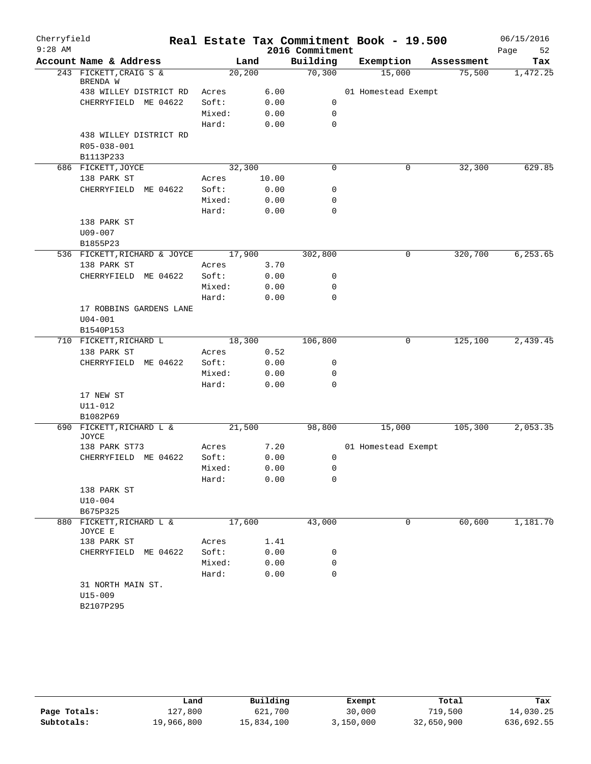# Real Estate Tax Commitment Book - 19.500

Cherryfield 9:28 AM — 2016 Commitment — 06/15/2016

| Account Name & Address | Land | | Building | Exemption | Assessment | Tax |
|---|---|---|---|---|---|---|
| 243 FICKETT,CRAIG S & BRENDA W | 20,200 | | 70,300 | 15,000 | 75,500 | 1,472.25 |
| 438 WILLEY DISTRICT RD | Acres | 6.00 | | 01 Homestead Exempt | | |
| CHERRYFIELD ME 04622 | Soft: | 0.00 | 0 | | | |
| | Mixed: | 0.00 | 0 | | | |
| | Hard: | 0.00 | 0 | | | |
| 438 WILLEY DISTRICT RD | | | | | | |
| R05-038-001 | | | | | | |
| B1113P233 | | | | | | |
| 686 FICKETT,JOYCE | 32,300 | | 0 | 0 | 32,300 | 629.85 |
| 138 PARK ST | Acres | 10.00 | | | | |
| CHERRYFIELD ME 04622 | Soft: | 0.00 | 0 | | | |
| | Mixed: | 0.00 | 0 | | | |
| | Hard: | 0.00 | 0 | | | |
| 138 PARK ST | | | | | | |
| U09-007 | | | | | | |
| B1855P23 | | | | | | |
| 536 FICKETT,RICHARD & JOYCE | 17,900 | | 302,800 | 0 | 320,700 | 6,253.65 |
| 138 PARK ST | Acres | 3.70 | | | | |
| CHERRYFIELD ME 04622 | Soft: | 0.00 | 0 | | | |
| | Mixed: | 0.00 | 0 | | | |
| | Hard: | 0.00 | 0 | | | |
| 17 ROBBINS GARDENS LANE | | | | | | |
| U04-001 | | | | | | |
| B1540P153 | | | | | | |
| 710 FICKETT,RICHARD L | 18,300 | | 106,800 | 0 | 125,100 | 2,439.45 |
| 138 PARK ST | Acres | 0.52 | | | | |
| CHERRYFIELD ME 04622 | Soft: | 0.00 | 0 | | | |
| | Mixed: | 0.00 | 0 | | | |
| | Hard: | 0.00 | 0 | | | |
| 17 NEW ST | | | | | | |
| U11-012 | | | | | | |
| B1082P69 | | | | | | |
| 690 FICKETT,RICHARD L & JOYCE | 21,500 | | 98,800 | 15,000 | 105,300 | 2,053.35 |
| 138 PARK ST73 | Acres | 7.20 | | 01 Homestead Exempt | | |
| CHERRYFIELD ME 04622 | Soft: | 0.00 | 0 | | | |
| | Mixed: | 0.00 | 0 | | | |
| | Hard: | 0.00 | 0 | | | |
| 138 PARK ST | | | | | | |
| U10-004 | | | | | | |
| B675P325 | | | | | | |
| 880 FICKETT,RICHARD L & JOYCE E | 17,600 | | 43,000 | 0 | 60,600 | 1,181.70 |
| 138 PARK ST | Acres | 1.41 | | | | |
| CHERRYFIELD ME 04622 | Soft: | 0.00 | 0 | | | |
| | Mixed: | 0.00 | 0 | | | |
| | Hard: | 0.00 | 0 | | | |
| 31 NORTH MAIN ST. | | | | | | |
| U15-009 | | | | | | |
| B2107P295 | | | | | | |

| | Land | Building | Exempt | Total | Tax |
|---|---|---|---|---|---|
| Page Totals: | 127,800 | 621,700 | 30,000 | 719,500 | 14,030.25 |
| Subtotals: | 19,966,800 | 15,834,100 | 3,150,000 | 32,650,900 | 636,692.55 |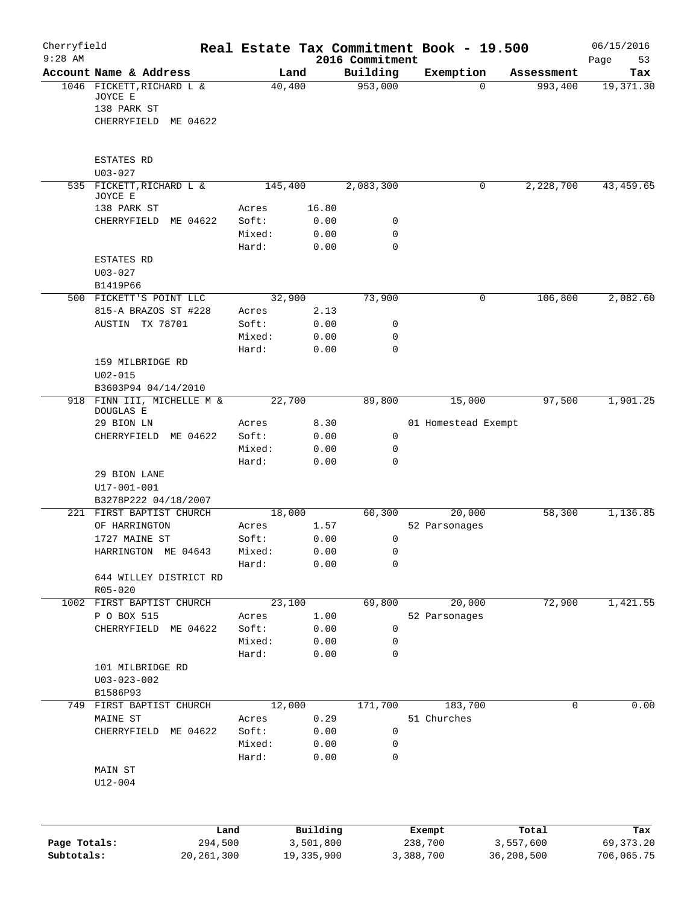# Real Estate Tax Commitment Book - 19.500

Cherryfield 9:28 AM | 2016 Commitment | 06/15/2016

| Account Name & Address | Land | Building | Exemption | Assessment | Tax |
|---|---|---|---|---|---|
| 1046 FICKETT, RICHARD L & JOYCE E<br>138 PARK ST<br>CHERRYFIELD ME 04622<br><br>ESTATES RD<br>U03-027 | 40,400 | 953,000 | 0 | 993,400 | 19,371.30 |
| 535 FICKETT, RICHARD L & JOYCE E<br>138 PARK ST<br>CHERRYFIELD ME 04622<br><br>ESTATES RD<br>U03-027<br>B1419P66 | 145,400<br>Acres 16.80<br>Soft: 0.00<br>Mixed: 0.00<br>Hard: 0.00 | 2,083,300<br><br>0<br>0<br>0 | 0 | 2,228,700 | 43,459.65 |
| 500 FICKETT'S POINT LLC<br>815-A BRAZOS ST #228<br>AUSTIN TX 78701<br><br>159 MILBRIDGE RD<br>U02-015<br>B3603P94 04/14/2010 | 32,900<br>Acres 2.13<br>Soft: 0.00<br>Mixed: 0.00<br>Hard: 0.00 | 73,900<br><br>0<br>0<br>0 | 0 | 106,800 | 2,082.60 |
| 918 FINN III, MICHELLE M & DOUGLAS E<br>29 BION LN<br>CHERRYFIELD ME 04622<br><br>29 BION LANE<br>U17-001-001<br>B3278P222 04/18/2007 | 22,700<br>Acres 8.30<br>Soft: 0.00<br>Mixed: 0.00<br>Hard: 0.00 | 89,800<br><br>0<br>0<br>0 | 15,000<br>01 Homestead Exempt | 97,500 | 1,901.25 |
| 221 FIRST BAPTIST CHURCH OF HARRINGTON<br>1727 MAINE ST<br>HARRINGTON ME 04643<br><br>644 WILLEY DISTRICT RD<br>R05-020 | 18,000<br>Acres 1.57<br>Soft: 0.00<br>Mixed: 0.00<br>Hard: 0.00 | 60,300<br><br>0<br>0<br>0 | 20,000<br>52 Parsonages | 58,300 | 1,136.85 |
| 1002 FIRST BAPTIST CHURCH<br>P O BOX 515<br>CHERRYFIELD ME 04622<br><br>101 MILBRIDGE RD<br>U03-023-002<br>B1586P93 | 23,100<br>Acres 1.00<br>Soft: 0.00<br>Mixed: 0.00<br>Hard: 0.00 | 69,800<br><br>0<br>0<br>0 | 20,000<br>52 Parsonages | 72,900 | 1,421.55 |
| 749 FIRST BAPTIST CHURCH<br>MAINE ST<br>CHERRYFIELD ME 04622<br><br>MAIN ST<br>U12-004 | 12,000<br>Acres 0.29<br>Soft: 0.00<br>Mixed: 0.00<br>Hard: 0.00 | 171,700<br><br>0<br>0<br>0 | 183,700<br>51 Churches | 0 | 0.00 |

| | Land | Building | Exempt | Total | Tax |
|---|---|---|---|---|---|
| Page Totals: | 294,500 | 3,501,800 | 238,700 | 3,557,600 | 69,373.20 |
| Subtotals: | 20,261,300 | 19,335,900 | 3,388,700 | 36,208,500 | 706,065.75 |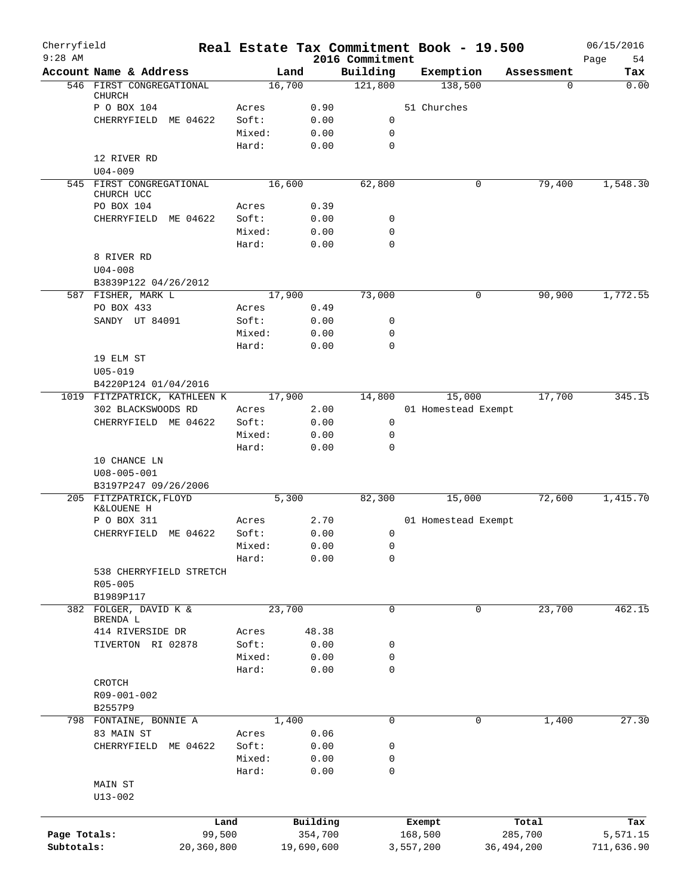Cherryfield 9:28 AM

# Real Estate Tax Commitment Book - 19.500

## 2016 Commitment

06/15/2016 Page 54

| Account Name & Address | | Land | Building | Exemption | Assessment | Tax |
|---|---|---|---|---|---|---|
| 546 FIRST CONGREGATIONAL CHURCH | | 16,700 | 121,800 | 138,500 | 0 | 0.00 |
| P O BOX 104 | Acres | 0.90 | | 51 Churches | | |
| CHERRYFIELD ME 04622 | Soft: | 0.00 | 0 | | | |
| | Mixed: | 0.00 | 0 | | | |
| | Hard: | 0.00 | 0 | | | |
| 12 RIVER RD | | | | | | |
| U04-009 | | | | | | |
| 545 FIRST CONGREGATIONAL CHURCH UCC | | 16,600 | 62,800 | 0 | 79,400 | 1,548.30 |
| PO BOX 104 | Acres | 0.39 | | | | |
| CHERRYFIELD ME 04622 | Soft: | 0.00 | 0 | | | |
| | Mixed: | 0.00 | 0 | | | |
| | Hard: | 0.00 | 0 | | | |
| 8 RIVER RD | | | | | | |
| U04-008 | | | | | | |
| B3839P122 04/26/2012 | | | | | | |
| 587 FISHER, MARK L | | 17,900 | 73,000 | 0 | 90,900 | 1,772.55 |
| PO BOX 433 | Acres | 0.49 | | | | |
| SANDY UT 84091 | Soft: | 0.00 | 0 | | | |
| | Mixed: | 0.00 | 0 | | | |
| | Hard: | 0.00 | 0 | | | |
| 19 ELM ST | | | | | | |
| U05-019 | | | | | | |
| B4220P124 01/04/2016 | | | | | | |
| 1019 FITZPATRICK, KATHLEEN K | | 17,900 | 14,800 | 15,000 | 17,700 | 345.15 |
| 302 BLACKSWOODS RD | Acres | 2.00 | | 01 Homestead Exempt | | |
| CHERRYFIELD ME 04622 | Soft: | 0.00 | 0 | | | |
| | Mixed: | 0.00 | 0 | | | |
| | Hard: | 0.00 | 0 | | | |
| 10 CHANCE LN | | | | | | |
| U08-005-001 | | | | | | |
| B3197P247 09/26/2006 | | | | | | |
| 205 FITZPATRICK, FLOYD K&LOUENE H | | 5,300 | 82,300 | 15,000 | 72,600 | 1,415.70 |
| P O BOX 311 | Acres | 2.70 | | 01 Homestead Exempt | | |
| CHERRYFIELD ME 04622 | Soft: | 0.00 | 0 | | | |
| | Mixed: | 0.00 | 0 | | | |
| | Hard: | 0.00 | 0 | | | |
| 538 CHERRYFIELD STRETCH | | | | | | |
| R05-005 | | | | | | |
| B1989P117 | | | | | | |
| 382 FOLGER, DAVID K & BRENDA L | | 23,700 | 0 | 0 | 23,700 | 462.15 |
| 414 RIVERSIDE DR | Acres | 48.38 | | | | |
| TIVERTON RI 02878 | Soft: | 0.00 | 0 | | | |
| | Mixed: | 0.00 | 0 | | | |
| | Hard: | 0.00 | 0 | | | |
| CROTCH | | | | | | |
| R09-001-002 | | | | | | |
| B2557P9 | | | | | | |
| 798 FONTAINE, BONNIE A | | 1,400 | 0 | 0 | 1,400 | 27.30 |
| 83 MAIN ST | Acres | 0.06 | | | | |
| CHERRYFIELD ME 04622 | Soft: | 0.00 | 0 | | | |
| | Mixed: | 0.00 | 0 | | | |
| | Hard: | 0.00 | 0 | | | |
| MAIN ST | | | | | | |
| U13-002 | | | | | | |

| | Land | Building | Exempt | Total | Tax |
|---|---|---|---|---|---|
| Page Totals: | 99,500 | 354,700 | 168,500 | 285,700 | 5,571.15 |
| Subtotals: | 20,360,800 | 19,690,600 | 3,557,200 | 36,494,200 | 711,636.90 |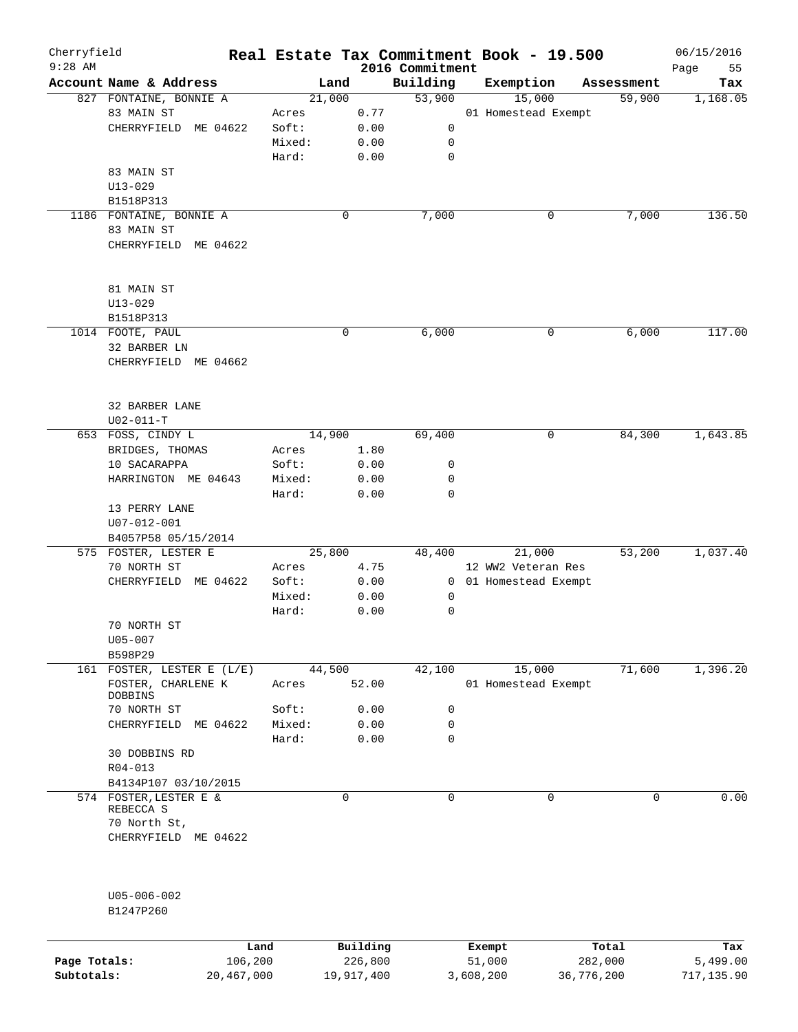# Real Estate Tax Commitment Book - 19.500

Cherryfield
9:28 AM

2016 Commitment

06/15/2016

| Account Name & Address | Land | | Building | Exemption | Assessment | Tax |
|---|---|---|---|---|---|---|
| 827 FONTAINE, BONNIE A | 21,000 | | 53,900 | 15,000 | 59,900 | 1,168.05 |
| 83 MAIN ST | Acres | 0.77 | | 01 Homestead Exempt | | |
| CHERRYFIELD ME 04622 | Soft: | 0.00 | 0 | | | |
| | Mixed: | 0.00 | 0 | | | |
| | Hard: | 0.00 | 0 | | | |
| 83 MAIN ST | | | | | | |
| U13-029 | | | | | | |
| B1518P313 | | | | | | |
| 1186 FONTAINE, BONNIE A | 0 | | 7,000 | 0 | 7,000 | 136.50 |
| 83 MAIN ST | | | | | | |
| CHERRYFIELD ME 04622 | | | | | | |
| 81 MAIN ST | | | | | | |
| U13-029 | | | | | | |
| B1518P313 | | | | | | |
| 1014 FOOTE, PAUL | 0 | | 6,000 | 0 | 6,000 | 117.00 |
| 32 BARBER LN | | | | | | |
| CHERRYFIELD ME 04662 | | | | | | |
| 32 BARBER LANE | | | | | | |
| U02-011-T | | | | | | |
| 653 FOSS, CINDY L | 14,900 | | 69,400 | 0 | 84,300 | 1,643.85 |
| BRIDGES, THOMAS | Acres | 1.80 | | | | |
| 10 SACARAPPA | Soft: | 0.00 | 0 | | | |
| HARRINGTON ME 04643 | Mixed: | 0.00 | 0 | | | |
| | Hard: | 0.00 | 0 | | | |
| 13 PERRY LANE | | | | | | |
| U07-012-001 | | | | | | |
| B4057P58 05/15/2014 | | | | | | |
| 575 FOSTER, LESTER E | 25,800 | | 48,400 | 21,000 | 53,200 | 1,037.40 |
| 70 NORTH ST | Acres | 4.75 | | 12 WW2 Veteran Res | | |
| CHERRYFIELD ME 04622 | Soft: | 0.00 | 0 | 01 Homestead Exempt | | |
| | Mixed: | 0.00 | 0 | | | |
| | Hard: | 0.00 | 0 | | | |
| 70 NORTH ST | | | | | | |
| U05-007 | | | | | | |
| B598P29 | | | | | | |
| 161 FOSTER, LESTER E (L/E) | 44,500 | | 42,100 | 15,000 | 71,600 | 1,396.20 |
| FOSTER, CHARLENE K DOBBINS | Acres | 52.00 | | 01 Homestead Exempt | | |
| 70 NORTH ST | Soft: | 0.00 | 0 | | | |
| CHERRYFIELD ME 04622 | Mixed: | 0.00 | 0 | | | |
| | Hard: | 0.00 | 0 | | | |
| 30 DOBBINS RD | | | | | | |
| R04-013 | | | | | | |
| B4134P107 03/10/2015 | | | | | | |
| 574 FOSTER, LESTER E & REBECCA S | 0 | | 0 | 0 | 0 | 0.00 |
| 70 North St, | | | | | | |
| CHERRYFIELD ME 04622 | | | | | | |
| U05-006-002 | | | | | | |
| B1247P260 | | | | | | |

| | Land | Building | Exempt | Total | Tax |
|---|---|---|---|---|---|
| Page Totals: | 106,200 | 226,800 | 51,000 | 282,000 | 5,499.00 |
| Subtotals: | 20,467,000 | 19,917,400 | 3,608,200 | 36,776,200 | 717,135.90 |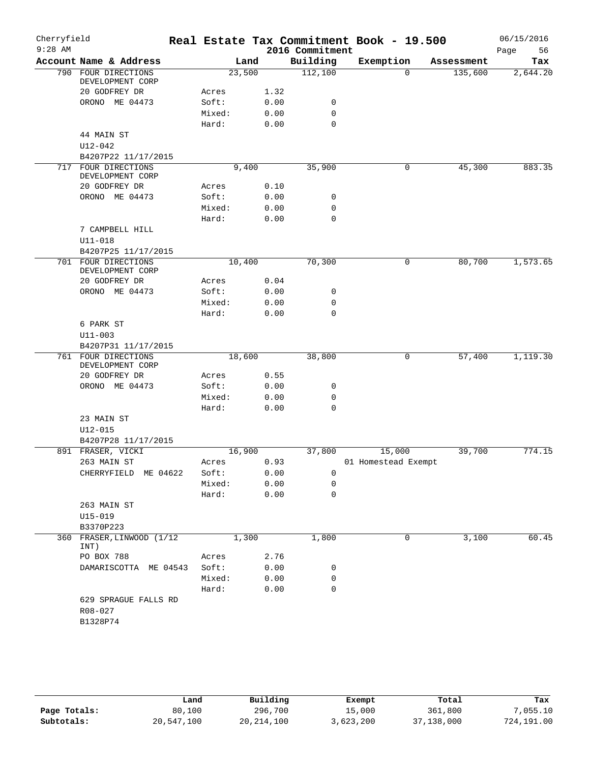Cherryfield
9:28 AM

# Real Estate Tax Commitment Book - 19.500
## 2016 Commitment

06/15/2016

| Account Name & Address | Land | | Building | Exemption | Assessment | Tax |
|---|---|---|---|---|---|---|
| 790 FOUR DIRECTIONS DEVELOPMENT CORP | 23,500 | | 112,100 | 0 | 135,600 | 2,644.20 |
| 20 GODFREY DR | Acres | 1.32 | | | | |
| ORONO ME 04473 | Soft: | 0.00 | 0 | | | |
| | Mixed: | 0.00 | 0 | | | |
| | Hard: | 0.00 | 0 | | | |
| 44 MAIN ST | | | | | | |
| U12-042 | | | | | | |
| B4207P22 11/17/2015 | | | | | | |
| 717 FOUR DIRECTIONS DEVELOPMENT CORP | 9,400 | | 35,900 | 0 | 45,300 | 883.35 |
| 20 GODFREY DR | Acres | 0.10 | | | | |
| ORONO ME 04473 | Soft: | 0.00 | 0 | | | |
| | Mixed: | 0.00 | 0 | | | |
| | Hard: | 0.00 | 0 | | | |
| 7 CAMPBELL HILL | | | | | | |
| U11-018 | | | | | | |
| B4207P25 11/17/2015 | | | | | | |
| 701 FOUR DIRECTIONS DEVELOPMENT CORP | 10,400 | | 70,300 | 0 | 80,700 | 1,573.65 |
| 20 GODFREY DR | Acres | 0.04 | | | | |
| ORONO ME 04473 | Soft: | 0.00 | 0 | | | |
| | Mixed: | 0.00 | 0 | | | |
| | Hard: | 0.00 | 0 | | | |
| 6 PARK ST | | | | | | |
| U11-003 | | | | | | |
| B4207P31 11/17/2015 | | | | | | |
| 761 FOUR DIRECTIONS DEVELOPMENT CORP | 18,600 | | 38,800 | 0 | 57,400 | 1,119.30 |
| 20 GODFREY DR | Acres | 0.55 | | | | |
| ORONO ME 04473 | Soft: | 0.00 | 0 | | | |
| | Mixed: | 0.00 | 0 | | | |
| | Hard: | 0.00 | 0 | | | |
| 23 MAIN ST | | | | | | |
| U12-015 | | | | | | |
| B4207P28 11/17/2015 | | | | | | |
| 891 FRASER, VICKI | 16,900 | | 37,800 | 15,000 | 39,700 | 774.15 |
| 263 MAIN ST | Acres | 0.93 | | 01 Homestead Exempt | | |
| CHERRYFIELD ME 04622 | Soft: | 0.00 | 0 | | | |
| | Mixed: | 0.00 | 0 | | | |
| | Hard: | 0.00 | 0 | | | |
| 263 MAIN ST | | | | | | |
| U15-019 | | | | | | |
| B3370P223 | | | | | | |
| 360 FRASER, LINWOOD (1/12 INT) | 1,300 | | 1,800 | 0 | 3,100 | 60.45 |
| PO BOX 788 | Acres | 2.76 | | | | |
| DAMARISCOTTA ME 04543 | Soft: | 0.00 | 0 | | | |
| | Mixed: | 0.00 | 0 | | | |
| | Hard: | 0.00 | 0 | | | |
| 629 SPRAGUE FALLS RD | | | | | | |
| R08-027 | | | | | | |
| B1328P74 | | | | | | |

| | Land | Building | Exempt | Total | Tax |
|---|---|---|---|---|---|
| Page Totals: | 80,100 | 296,700 | 15,000 | 361,800 | 7,055.10 |
| Subtotals: | 20,547,100 | 20,214,100 | 3,623,200 | 37,138,000 | 724,191.00 |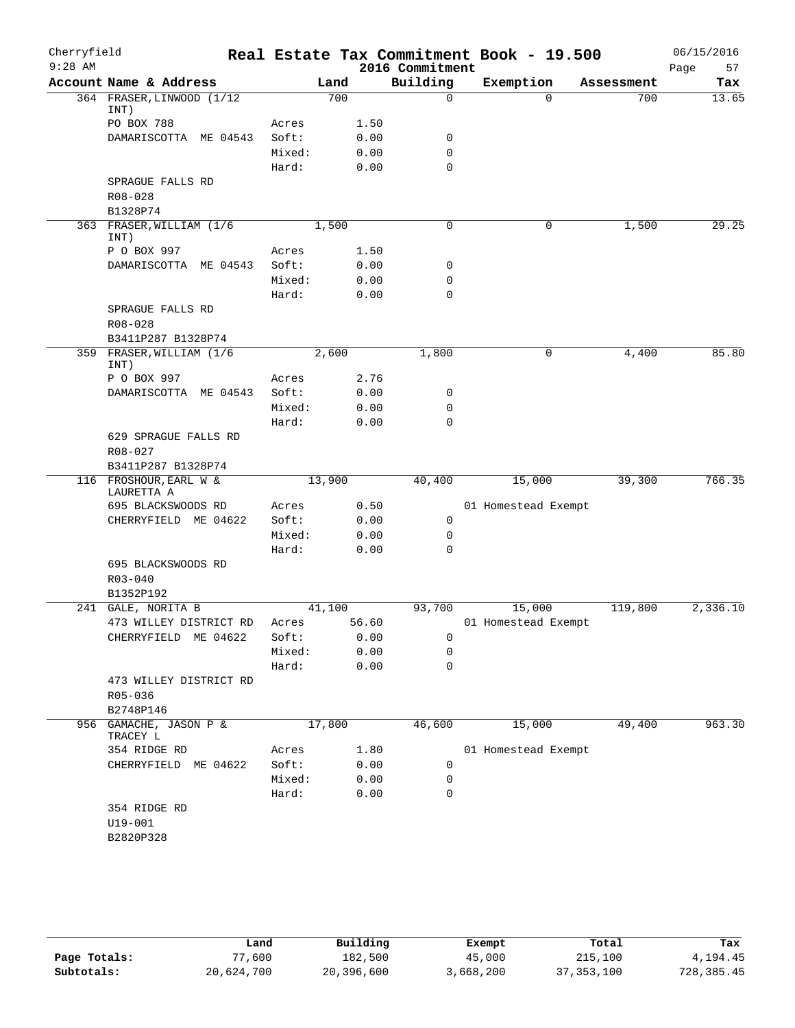# Real Estate Tax Commitment Book - 19.500

Cherryfield  
9:28 AM  
2016 Commitment  
06/15/2016  
Page 57

| Account Name & Address | | Land | Building | Exemption | Assessment | Tax |
|---|---|---|---|---|---|---|
| 364 FRASER, LINWOOD (1/12 INT) | | 700 | 0 | 0 | 700 | 13.65 |
| PO BOX 788 | Acres | 1.50 | | | | |
| DAMARISCOTTA ME 04543 | Soft: | 0.00 | 0 | | | |
| | Mixed: | 0.00 | 0 | | | |
| | Hard: | 0.00 | 0 | | | |
| SPRAGUE FALLS RD | | | | | | |
| R08-028 | | | | | | |
| B1328P74 | | | | | | |
| 363 FRASER, WILLIAM (1/6 INT) | | 1,500 | 0 | 0 | 1,500 | 29.25 |
| P O BOX 997 | Acres | 1.50 | | | | |
| DAMARISCOTTA ME 04543 | Soft: | 0.00 | 0 | | | |
| | Mixed: | 0.00 | 0 | | | |
| | Hard: | 0.00 | 0 | | | |
| SPRAGUE FALLS RD | | | | | | |
| R08-028 | | | | | | |
| B3411P287 B1328P74 | | | | | | |
| 359 FRASER, WILLIAM (1/6 INT) | | 2,600 | 1,800 | 0 | 4,400 | 85.80 |
| P O BOX 997 | Acres | 2.76 | | | | |
| DAMARISCOTTA ME 04543 | Soft: | 0.00 | 0 | | | |
| | Mixed: | 0.00 | 0 | | | |
| | Hard: | 0.00 | 0 | | | |
| 629 SPRAGUE FALLS RD | | | | | | |
| R08-027 | | | | | | |
| B3411P287 B1328P74 | | | | | | |
| 116 FROSHOUR, EARL W & LAURETTA A | | 13,900 | 40,400 | 15,000 | 39,300 | 766.35 |
| 695 BLACKSWOODS RD | Acres | 0.50 | | 01 Homestead Exempt | | |
| CHERRYFIELD ME 04622 | Soft: | 0.00 | 0 | | | |
| | Mixed: | 0.00 | 0 | | | |
| | Hard: | 0.00 | 0 | | | |
| 695 BLACKSWOODS RD | | | | | | |
| R03-040 | | | | | | |
| B1352P192 | | | | | | |
| 241 GALE, NORITA B | | 41,100 | 93,700 | 15,000 | 119,800 | 2,336.10 |
| 473 WILLEY DISTRICT RD | Acres | 56.60 | | 01 Homestead Exempt | | |
| CHERRYFIELD ME 04622 | Soft: | 0.00 | 0 | | | |
| | Mixed: | 0.00 | 0 | | | |
| | Hard: | 0.00 | 0 | | | |
| 473 WILLEY DISTRICT RD | | | | | | |
| R05-036 | | | | | | |
| B2748P146 | | | | | | |
| 956 GAMACHE, JASON P & TRACEY L | | 17,800 | 46,600 | 15,000 | 49,400 | 963.30 |
| 354 RIDGE RD | Acres | 1.80 | | 01 Homestead Exempt | | |
| CHERRYFIELD ME 04622 | Soft: | 0.00 | 0 | | | |
| | Mixed: | 0.00 | 0 | | | |
| | Hard: | 0.00 | 0 | | | |
| 354 RIDGE RD | | | | | | |
| U19-001 | | | | | | |
| B2820P328 | | | | | | |

| | Land | Building | Exempt | Total | Tax |
|---|---|---|---|---|---|
| Page Totals: | 77,600 | 182,500 | 45,000 | 215,100 | 4,194.45 |
| Subtotals: | 20,624,700 | 20,396,600 | 3,668,200 | 37,353,100 | 728,385.45 |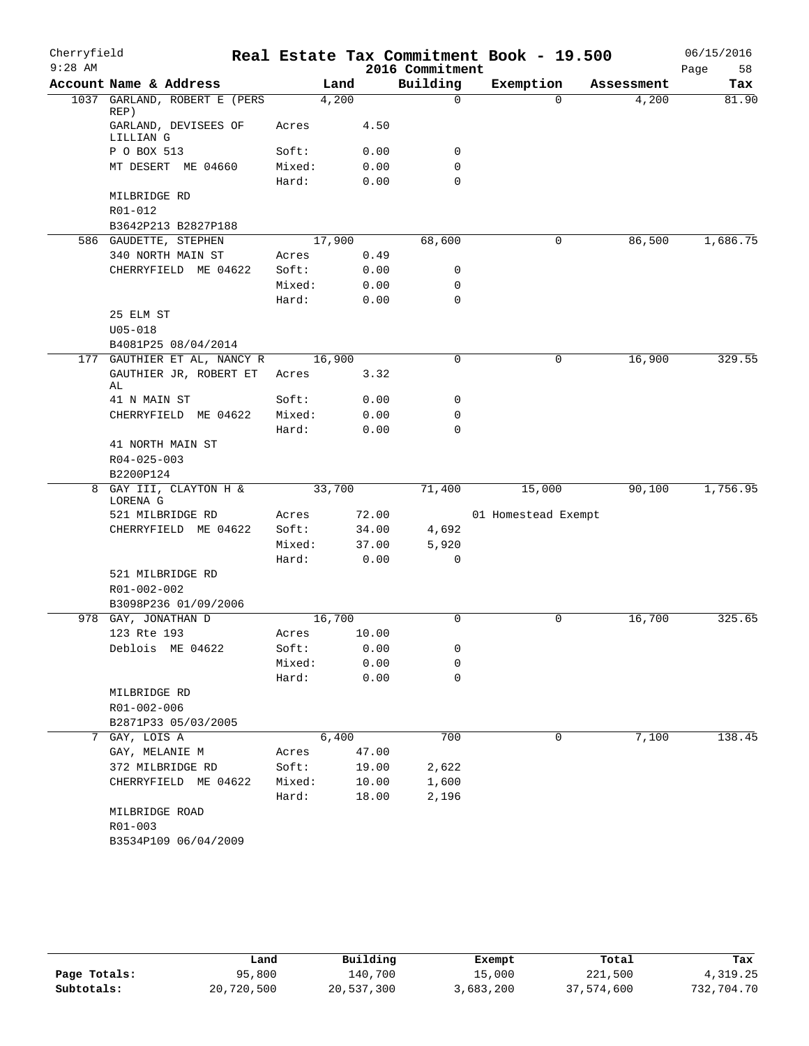Cherryfield 9:28 AM

# Real Estate Tax Commitment Book - 19.500

## 2016 Commitment

06/15/2016

| Account Name & Address | Land | | Building | Exemption | Assessment | Tax |
|---|---|---|---|---|---|---|
| 1037 GARLAND, ROBERT E (PERS REP) | 4,200 | | 0 | 0 | 4,200 | 81.90 |
| GARLAND, DEVISEES OF LILLIAN G | Acres | 4.50 | | | | |
| P O BOX 513 | Soft: | 0.00 | 0 | | | |
| MT DESERT ME 04660 | Mixed: | 0.00 | 0 | | | |
| | Hard: | 0.00 | 0 | | | |
| MILBRIDGE RD | | | | | | |
| R01-012 | | | | | | |
| B3642P213 B2827P188 | | | | | | |
| 586 GAUDETTE, STEPHEN | 17,900 | | 68,600 | 0 | 86,500 | 1,686.75 |
| 340 NORTH MAIN ST | Acres | 0.49 | | | | |
| CHERRYFIELD ME 04622 | Soft: | 0.00 | 0 | | | |
| | Mixed: | 0.00 | 0 | | | |
| | Hard: | 0.00 | 0 | | | |
| 25 ELM ST | | | | | | |
| U05-018 | | | | | | |
| B4081P25 08/04/2014 | | | | | | |
| 177 GAUTHIER ET AL, NANCY R | 16,900 | | 0 | 0 | 16,900 | 329.55 |
| GAUTHIER JR, ROBERT ET AL | Acres | 3.32 | | | | |
| 41 N MAIN ST | Soft: | 0.00 | 0 | | | |
| CHERRYFIELD ME 04622 | Mixed: | 0.00 | 0 | | | |
| | Hard: | 0.00 | 0 | | | |
| 41 NORTH MAIN ST | | | | | | |
| R04-025-003 | | | | | | |
| B2200P124 | | | | | | |
| 8 GAY III, CLAYTON H & LORENA G | 33,700 | | 71,400 | 15,000 | 90,100 | 1,756.95 |
| 521 MILBRIDGE RD | Acres | 72.00 | | 01 Homestead Exempt | | |
| CHERRYFIELD ME 04622 | Soft: | 34.00 | 4,692 | | | |
| | Mixed: | 37.00 | 5,920 | | | |
| | Hard: | 0.00 | 0 | | | |
| 521 MILBRIDGE RD | | | | | | |
| R01-002-002 | | | | | | |
| B3098P236 01/09/2006 | | | | | | |
| 978 GAY, JONATHAN D | 16,700 | | 0 | 0 | 16,700 | 325.65 |
| 123 Rte 193 | Acres | 10.00 | | | | |
| Deblois ME 04622 | Soft: | 0.00 | 0 | | | |
| | Mixed: | 0.00 | 0 | | | |
| | Hard: | 0.00 | 0 | | | |
| MILBRIDGE RD | | | | | | |
| R01-002-006 | | | | | | |
| B2871P33 05/03/2005 | | | | | | |
| 7 GAY, LOIS A | 6,400 | | 700 | 0 | 7,100 | 138.45 |
| GAY, MELANIE M | Acres | 47.00 | | | | |
| 372 MILBRIDGE RD | Soft: | 19.00 | 2,622 | | | |
| CHERRYFIELD ME 04622 | Mixed: | 10.00 | 1,600 | | | |
| | Hard: | 18.00 | 2,196 | | | |
| MILBRIDGE ROAD | | | | | | |
| R01-003 | | | | | | |
| B3534P109 06/04/2009 | | | | | | |

| | Land | Building | Exempt | Total | Tax |
|---|---|---|---|---|---|
| Page Totals: | 95,800 | 140,700 | 15,000 | 221,500 | 4,319.25 |
| Subtotals: | 20,720,500 | 20,537,300 | 3,683,200 | 37,574,600 | 732,704.70 |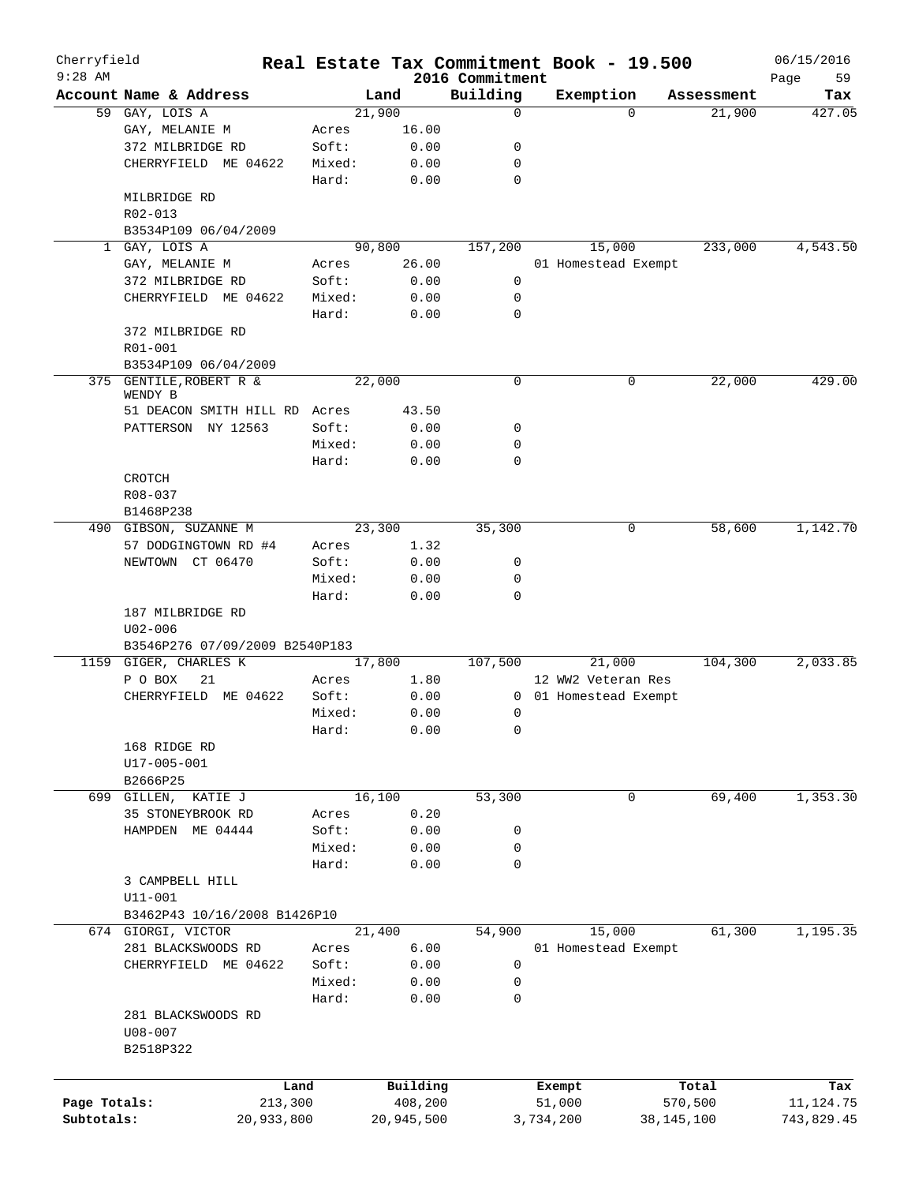# Cherryfield — Real Estate Tax Commitment Book - 19.500 — 2016 Commitment

06/15/2016 9:28 AM

| Account | Name & Address | | Land | Building | Exemption | Assessment | Tax |
|---|---|---|---|---|---|---|---|
| 59 | GAY, LOIS A | | 21,900 | 0 | 0 | 21,900 | 427.05 |
| | GAY, MELANIE M | Acres | 16.00 | | | | |
| | 372 MILBRIDGE RD | Soft: | 0.00 | 0 | | | |
| | CHERRYFIELD ME 04622 | Mixed: | 0.00 | 0 | | | |
| | | Hard: | 0.00 | 0 | | | |
| | MILBRIDGE RD | | | | | | |
| | R02-013 | | | | | | |
| | B3534P109 06/04/2009 | | | | | | |
| 1 | GAY, LOIS A | | 90,800 | 157,200 | 15,000 | 233,000 | 4,543.50 |
| | GAY, MELANIE M | Acres | 26.00 | | 01 Homestead Exempt | | |
| | 372 MILBRIDGE RD | Soft: | 0.00 | 0 | | | |
| | CHERRYFIELD ME 04622 | Mixed: | 0.00 | 0 | | | |
| | | Hard: | 0.00 | 0 | | | |
| | 372 MILBRIDGE RD | | | | | | |
| | R01-001 | | | | | | |
| | B3534P109 06/04/2009 | | | | | | |
| 375 | GENTILE,ROBERT R & WENDY B | | 22,000 | 0 | 0 | 22,000 | 429.00 |
| | 51 DEACON SMITH HILL RD | Acres | 43.50 | | | | |
| | PATTERSON NY 12563 | Soft: | 0.00 | 0 | | | |
| | | Mixed: | 0.00 | 0 | | | |
| | | Hard: | 0.00 | 0 | | | |
| | CROTCH | | | | | | |
| | R08-037 | | | | | | |
| | B1468P238 | | | | | | |
| 490 | GIBSON, SUZANNE M | | 23,300 | 35,300 | 0 | 58,600 | 1,142.70 |
| | 57 DODGINGTOWN RD #4 | Acres | 1.32 | | | | |
| | NEWTOWN CT 06470 | Soft: | 0.00 | 0 | | | |
| | | Mixed: | 0.00 | 0 | | | |
| | | Hard: | 0.00 | 0 | | | |
| | 187 MILBRIDGE RD | | | | | | |
| | U02-006 | | | | | | |
| | B3546P276 07/09/2009 B2540P183 | | | | | | |
| 1159 | GIGER, CHARLES K | | 17,800 | 107,500 | 21,000 | 104,300 | 2,033.85 |
| | P O BOX 21 | Acres | 1.80 | | 12 WW2 Veteran Res | | |
| | CHERRYFIELD ME 04622 | Soft: | 0.00 | 0 | 01 Homestead Exempt | | |
| | | Mixed: | 0.00 | 0 | | | |
| | | Hard: | 0.00 | 0 | | | |
| | 168 RIDGE RD | | | | | | |
| | U17-005-001 | | | | | | |
| | B2666P25 | | | | | | |
| 699 | GILLEN, KATIE J | | 16,100 | 53,300 | 0 | 69,400 | 1,353.30 |
| | 35 STONEYBROOK RD | Acres | 0.20 | | | | |
| | HAMPDEN ME 04444 | Soft: | 0.00 | 0 | | | |
| | | Mixed: | 0.00 | 0 | | | |
| | | Hard: | 0.00 | 0 | | | |
| | 3 CAMPBELL HILL | | | | | | |
| | U11-001 | | | | | | |
| | B3462P43 10/16/2008 B1426P10 | | | | | | |
| 674 | GIORGI, VICTOR | | 21,400 | 54,900 | 15,000 | 61,300 | 1,195.35 |
| | 281 BLACKSWOODS RD | Acres | 6.00 | | 01 Homestead Exempt | | |
| | CHERRYFIELD ME 04622 | Soft: | 0.00 | 0 | | | |
| | | Mixed: | 0.00 | 0 | | | |
| | | Hard: | 0.00 | 0 | | | |
| | 281 BLACKSWOODS RD | | | | | | |
| | U08-007 | | | | | | |
| | B2518P322 | | | | | | |

| | Land | Building | Exempt | Total | Tax |
|---|---|---|---|---|---|
| Page Totals: | 213,300 | 408,200 | 51,000 | 570,500 | 11,124.75 |
| Subtotals: | 20,933,800 | 20,945,500 | 3,734,200 | 38,145,100 | 743,829.45 |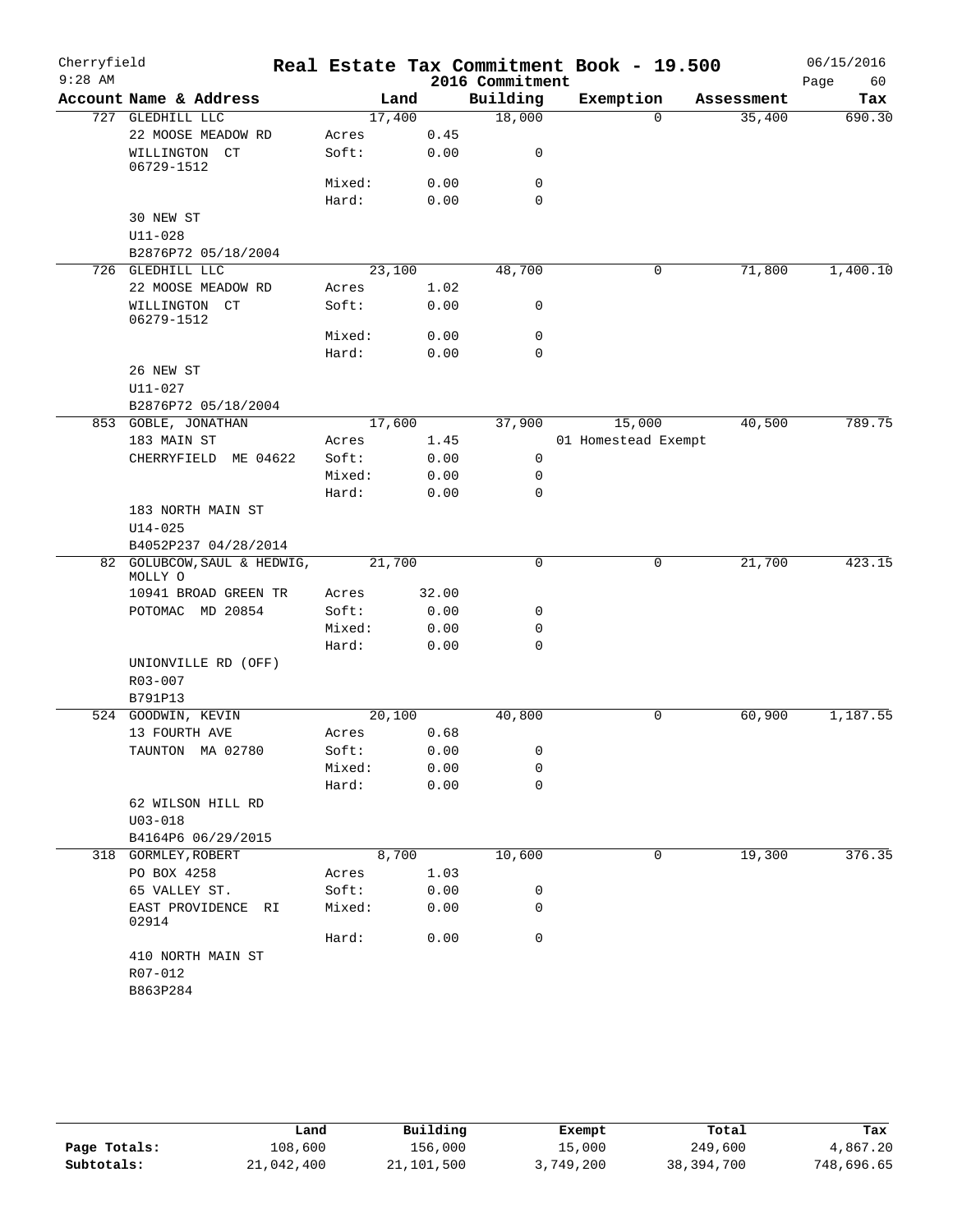Cherryfield
9:28 AM

# Real Estate Tax Commitment Book - 19.500

2016 Commitment

06/15/2016

| Account | Name & Address | | Land | Building | Exemption | Assessment | Tax |
|---|---|---|---|---|---|---|---|
| 727 | GLEDHILL LLC | | 17,400 | 18,000 | 0 | 35,400 | 690.30 |
| | 22 MOOSE MEADOW RD | Acres | 0.45 | | | | |
| | WILLINGTON CT 06729-1512 | Soft: | 0.00 | 0 | | | |
| | | Mixed: | 0.00 | 0 | | | |
| | | Hard: | 0.00 | 0 | | | |
| | 30 NEW ST | | | | | | |
| | U11-028 | | | | | | |
| | B2876P72 05/18/2004 | | | | | | |
| 726 | GLEDHILL LLC | | 23,100 | 48,700 | 0 | 71,800 | 1,400.10 |
| | 22 MOOSE MEADOW RD | Acres | 1.02 | | | | |
| | WILLINGTON CT 06279-1512 | Soft: | 0.00 | 0 | | | |
| | | Mixed: | 0.00 | 0 | | | |
| | | Hard: | 0.00 | 0 | | | |
| | 26 NEW ST | | | | | | |
| | U11-027 | | | | | | |
| | B2876P72 05/18/2004 | | | | | | |
| 853 | GOBLE, JONATHAN | | 17,600 | 37,900 | 15,000 | 40,500 | 789.75 |
| | 183 MAIN ST | Acres | 1.45 | | 01 Homestead Exempt | | |
| | CHERRYFIELD ME 04622 | Soft: | 0.00 | 0 | | | |
| | | Mixed: | 0.00 | 0 | | | |
| | | Hard: | 0.00 | 0 | | | |
| | 183 NORTH MAIN ST | | | | | | |
| | U14-025 | | | | | | |
| | B4052P237 04/28/2014 | | | | | | |
| 82 | GOLUBCOW, SAUL & HEDWIG, MOLLY O | | 21,700 | 0 | 0 | 21,700 | 423.15 |
| | 10941 BROAD GREEN TR | Acres | 32.00 | | | | |
| | POTOMAC MD 20854 | Soft: | 0.00 | 0 | | | |
| | | Mixed: | 0.00 | 0 | | | |
| | | Hard: | 0.00 | 0 | | | |
| | UNIONVILLE RD (OFF) | | | | | | |
| | R03-007 | | | | | | |
| | B791P13 | | | | | | |
| 524 | GOODWIN, KEVIN | | 20,100 | 40,800 | 0 | 60,900 | 1,187.55 |
| | 13 FOURTH AVE | Acres | 0.68 | | | | |
| | TAUNTON MA 02780 | Soft: | 0.00 | 0 | | | |
| | | Mixed: | 0.00 | 0 | | | |
| | | Hard: | 0.00 | 0 | | | |
| | 62 WILSON HILL RD | | | | | | |
| | U03-018 | | | | | | |
| | B4164P6 06/29/2015 | | | | | | |
| 318 | GORMLEY, ROBERT | | 8,700 | 10,600 | 0 | 19,300 | 376.35 |
| | PO BOX 4258 | Acres | 1.03 | | | | |
| | 65 VALLEY ST. | Soft: | 0.00 | 0 | | | |
| | EAST PROVIDENCE RI 02914 | Mixed: | 0.00 | 0 | | | |
| | | Hard: | 0.00 | 0 | | | |
| | 410 NORTH MAIN ST | | | | | | |
| | R07-012 | | | | | | |
| | B863P284 | | | | | | |

| | Land | Building | Exempt | Total | Tax |
|---|---|---|---|---|---|
| Page Totals: | 108,600 | 156,000 | 15,000 | 249,600 | 4,867.20 |
| Subtotals: | 21,042,400 | 21,101,500 | 3,749,200 | 38,394,700 | 748,696.65 |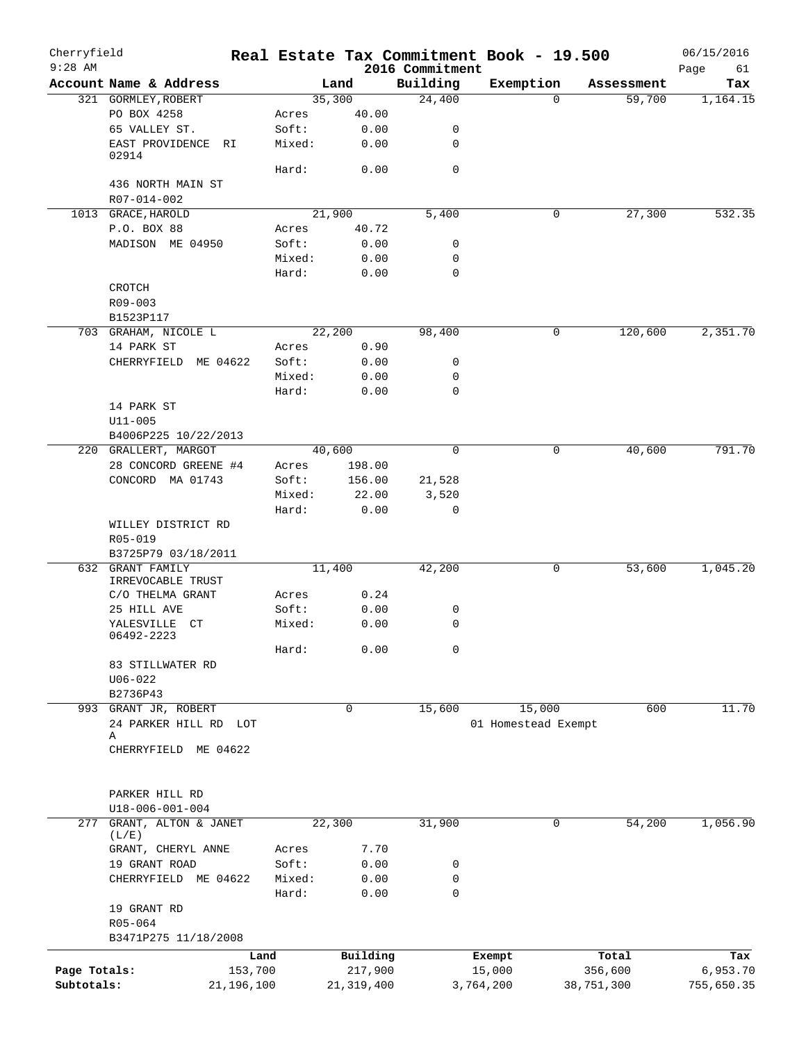Cherryfield
9:28 AM

# Real Estate Tax Commitment Book - 19.500

2016 Commitment

06/15/2016

| Account Name & Address | | Land | Building | Exemption | Assessment | Tax |
|---|---|---|---|---|---|---|
| 321 GORMLEY,ROBERT | | 35,300 | 24,400 | 0 | 59,700 | 1,164.15 |
| PO BOX 4258 | Acres | 40.00 | | | | |
| 65 VALLEY ST. | Soft: | 0.00 | 0 | | | |
| EAST PROVIDENCE RI 02914 | Mixed: | 0.00 | 0 | | | |
| | Hard: | 0.00 | 0 | | | |
| 436 NORTH MAIN ST | | | | | | |
| R07-014-002 | | | | | | |
| 1013 GRACE,HAROLD | | 21,900 | 5,400 | 0 | 27,300 | 532.35 |
| P.O. BOX 88 | Acres | 40.72 | | | | |
| MADISON ME 04950 | Soft: | 0.00 | 0 | | | |
| | Mixed: | 0.00 | 0 | | | |
| | Hard: | 0.00 | 0 | | | |
| CROTCH | | | | | | |
| R09-003 | | | | | | |
| B1523P117 | | | | | | |
| 703 GRAHAM, NICOLE L | | 22,200 | 98,400 | 0 | 120,600 | 2,351.70 |
| 14 PARK ST | Acres | 0.90 | | | | |
| CHERRYFIELD ME 04622 | Soft: | 0.00 | 0 | | | |
| | Mixed: | 0.00 | 0 | | | |
| | Hard: | 0.00 | 0 | | | |
| 14 PARK ST | | | | | | |
| U11-005 | | | | | | |
| B4006P225 10/22/2013 | | | | | | |
| 220 GRALLERT, MARGOT | | 40,600 | 0 | 0 | 40,600 | 791.70 |
| 28 CONCORD GREENE #4 | Acres | 198.00 | | | | |
| CONCORD MA 01743 | Soft: | 156.00 | 21,528 | | | |
| | Mixed: | 22.00 | 3,520 | | | |
| | Hard: | 0.00 | 0 | | | |
| WILLEY DISTRICT RD | | | | | | |
| R05-019 | | | | | | |
| B3725P79 03/18/2011 | | | | | | |
| 632 GRANT FAMILY IRREVOCABLE TRUST | | 11,400 | 42,200 | 0 | 53,600 | 1,045.20 |
| C/O THELMA GRANT | Acres | 0.24 | | | | |
| 25 HILL AVE | Soft: | 0.00 | 0 | | | |
| YALESVILLE CT 06492-2223 | Mixed: | 0.00 | 0 | | | |
| | Hard: | 0.00 | 0 | | | |
| 83 STILLWATER RD | | | | | | |
| U06-022 | | | | | | |
| B2736P43 | | | | | | |
| 993 GRANT JR, ROBERT | | 0 | 15,600 | 15,000 | 600 | 11.70 |
| 24 PARKER HILL RD LOT A | | | | 01 Homestead Exempt | | |
| CHERRYFIELD ME 04622 | | | | | | |
| PARKER HILL RD | | | | | | |
| U18-006-001-004 | | | | | | |
| 277 GRANT, ALTON & JANET (L/E) | | 22,300 | 31,900 | 0 | 54,200 | 1,056.90 |
| GRANT, CHERYL ANNE | Acres | 7.70 | | | | |
| 19 GRANT ROAD | Soft: | 0.00 | 0 | | | |
| CHERRYFIELD ME 04622 | Mixed: | 0.00 | 0 | | | |
| | Hard: | 0.00 | 0 | | | |
| 19 GRANT RD | | | | | | |
| R05-064 | | | | | | |
| B3471P275 11/18/2008 | | | | | | |

| | Land | Building | Exempt | Total | Tax |
|---|---|---|---|---|---|
| Page Totals: | 153,700 | 217,900 | 15,000 | 356,600 | 6,953.70 |
| Subtotals: | 21,196,100 | 21,319,400 | 3,764,200 | 38,751,300 | 755,650.35 |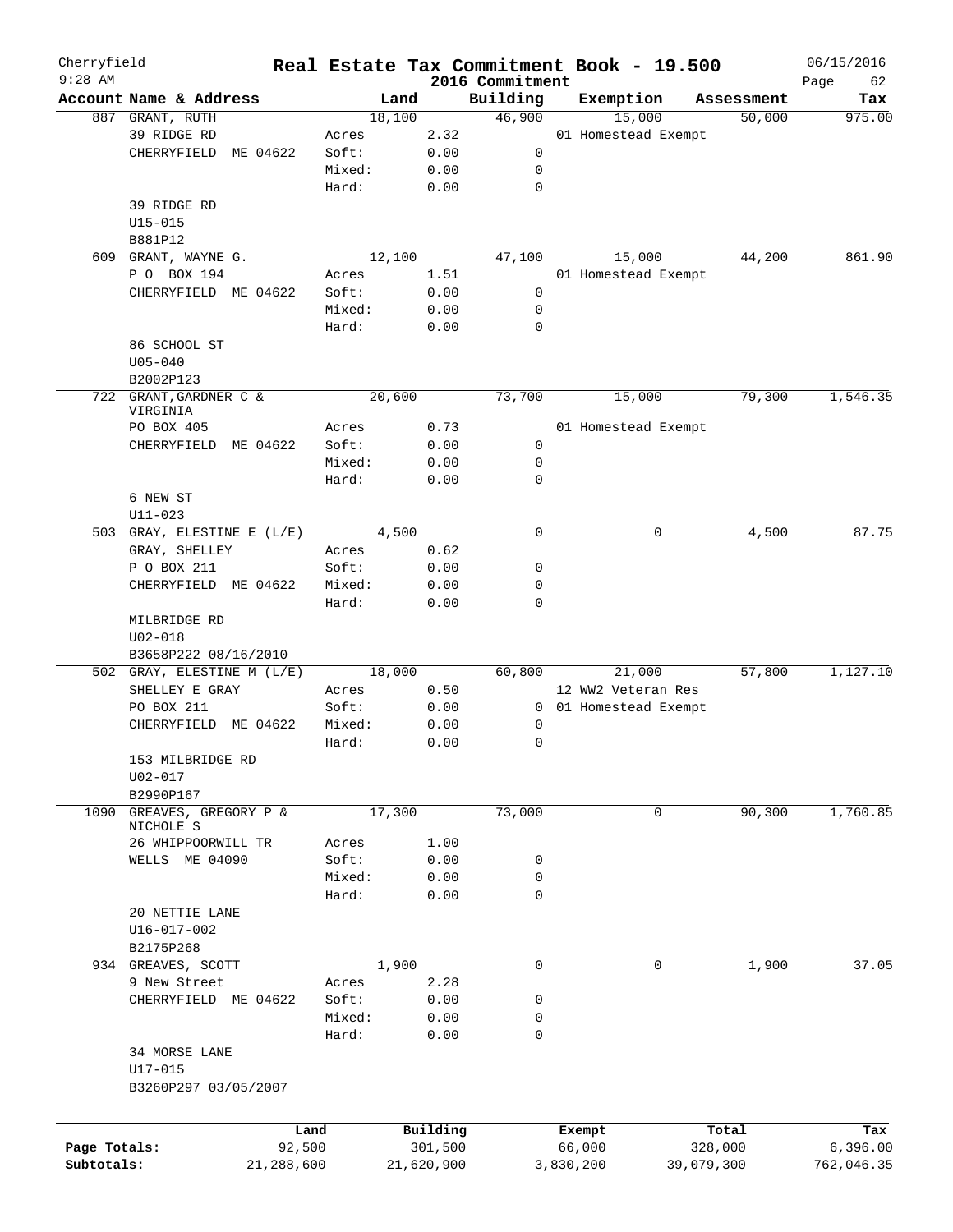# Real Estate Tax Commitment Book - 19.500

Cherryfield
9:28 AM
2016 Commitment
06/15/2016

| Account | Name & Address | Land | | Building | Exemption | Assessment | Tax |
|---|---|---|---|---|---|---|---|
| 887 | GRANT, RUTH | 18,100 | | 46,900 | 15,000 | 50,000 | 975.00 |
| | 39 RIDGE RD | Acres | 2.32 | | 01 Homestead Exempt | | |
| | CHERRYFIELD ME 04622 | Soft: | 0.00 | 0 | | | |
| | | Mixed: | 0.00 | 0 | | | |
| | | Hard: | 0.00 | 0 | | | |
| | 39 RIDGE RD | | | | | | |
| | U15-015 | | | | | | |
| | B881P12 | | | | | | |
| 609 | GRANT, WAYNE G. | 12,100 | | 47,100 | 15,000 | 44,200 | 861.90 |
| | P O BOX 194 | Acres | 1.51 | | 01 Homestead Exempt | | |
| | CHERRYFIELD ME 04622 | Soft: | 0.00 | 0 | | | |
| | | Mixed: | 0.00 | 0 | | | |
| | | Hard: | 0.00 | 0 | | | |
| | 86 SCHOOL ST | | | | | | |
| | U05-040 | | | | | | |
| | B2002P123 | | | | | | |
| 722 | GRANT, GARDNER C & VIRGINIA | 20,600 | | 73,700 | 15,000 | 79,300 | 1,546.35 |
| | PO BOX 405 | Acres | 0.73 | | 01 Homestead Exempt | | |
| | CHERRYFIELD ME 04622 | Soft: | 0.00 | 0 | | | |
| | | Mixed: | 0.00 | 0 | | | |
| | | Hard: | 0.00 | 0 | | | |
| | 6 NEW ST | | | | | | |
| | U11-023 | | | | | | |
| 503 | GRAY, ELESTINE E (L/E) | 4,500 | | 0 | 0 | 4,500 | 87.75 |
| | GRAY, SHELLEY | Acres | 0.62 | | | | |
| | P O BOX 211 | Soft: | 0.00 | 0 | | | |
| | CHERRYFIELD ME 04622 | Mixed: | 0.00 | 0 | | | |
| | | Hard: | 0.00 | 0 | | | |
| | MILBRIDGE RD | | | | | | |
| | U02-018 | | | | | | |
| | B3658P222 08/16/2010 | | | | | | |
| 502 | GRAY, ELESTINE M (L/E) | 18,000 | | 60,800 | 21,000 | 57,800 | 1,127.10 |
| | SHELLEY E GRAY | Acres | 0.50 | | 12 WW2 Veteran Res | | |
| | PO BOX 211 | Soft: | 0.00 | 0 | 01 Homestead Exempt | | |
| | CHERRYFIELD ME 04622 | Mixed: | 0.00 | 0 | | | |
| | | Hard: | 0.00 | 0 | | | |
| | 153 MILBRIDGE RD | | | | | | |
| | U02-017 | | | | | | |
| | B2990P167 | | | | | | |
| 1090 | GREAVES, GREGORY P & NICHOLE S | 17,300 | | 73,000 | 0 | 90,300 | 1,760.85 |
| | 26 WHIPPOORWILL TR | Acres | 1.00 | | | | |
| | WELLS ME 04090 | Soft: | 0.00 | 0 | | | |
| | | Mixed: | 0.00 | 0 | | | |
| | | Hard: | 0.00 | 0 | | | |
| | 20 NETTIE LANE | | | | | | |
| | U16-017-002 | | | | | | |
| | B2175P268 | | | | | | |
| 934 | GREAVES, SCOTT | 1,900 | | 0 | 0 | 1,900 | 37.05 |
| | 9 New Street | Acres | 2.28 | | | | |
| | CHERRYFIELD ME 04622 | Soft: | 0.00 | 0 | | | |
| | | Mixed: | 0.00 | 0 | | | |
| | | Hard: | 0.00 | 0 | | | |
| | 34 MORSE LANE | | | | | | |
| | U17-015 | | | | | | |
| | B3260P297 03/05/2007 | | | | | | |

| | Land | Building | Exempt | Total | Tax |
|---|---|---|---|---|---|
| Page Totals: | 92,500 | 301,500 | 66,000 | 328,000 | 6,396.00 |
| Subtotals: | 21,288,600 | 21,620,900 | 3,830,200 | 39,079,300 | 762,046.35 |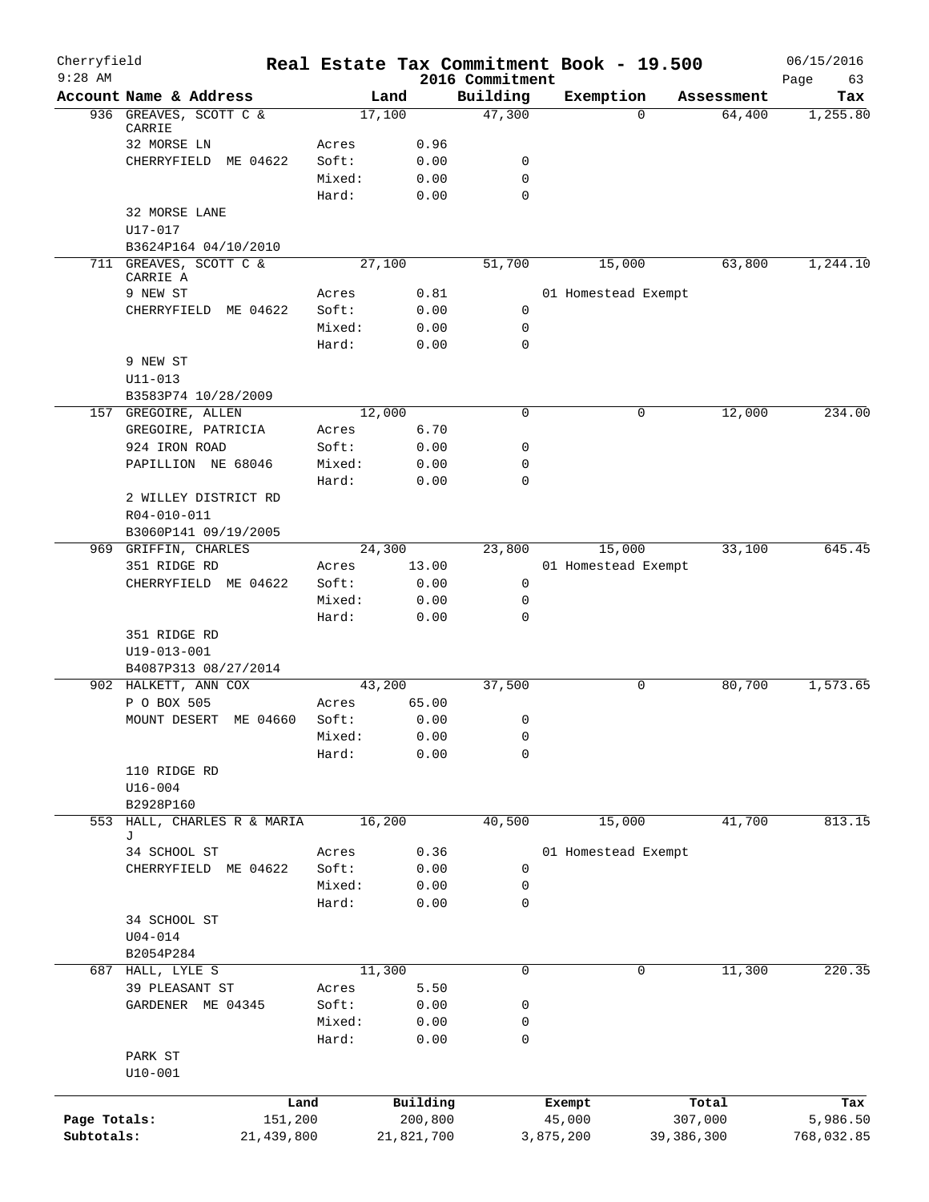Cherryfield 9:28 AM

**Real Estate Tax Commitment Book - 19.500**

2016 Commitment

06/15/2016

| Account | Name & Address | | Land | Building | Exemption | Assessment | Tax |
|---|---|---|---|---|---|---|---|
| 936 | GREAVES, SCOTT C & CARRIE | | 17,100 | 47,300 | 0 | 64,400 | 1,255.80 |
| | 32 MORSE LN | Acres | 0.96 | | | | |
| | CHERRYFIELD ME 04622 | Soft: | 0.00 | 0 | | | |
| | | Mixed: | 0.00 | 0 | | | |
| | | Hard: | 0.00 | 0 | | | |
| | 32 MORSE LANE | | | | | | |
| | U17-017 | | | | | | |
| | B3624P164 04/10/2010 | | | | | | |
| 711 | GREAVES, SCOTT C & CARRIE A | | 27,100 | 51,700 | 15,000 | 63,800 | 1,244.10 |
| | 9 NEW ST | Acres | 0.81 | | 01 Homestead Exempt | | |
| | CHERRYFIELD ME 04622 | Soft: | 0.00 | 0 | | | |
| | | Mixed: | 0.00 | 0 | | | |
| | | Hard: | 0.00 | 0 | | | |
| | 9 NEW ST | | | | | | |
| | U11-013 | | | | | | |
| | B3583P74 10/28/2009 | | | | | | |
| 157 | GREGOIRE, ALLEN | | 12,000 | 0 | 0 | 12,000 | 234.00 |
| | GREGOIRE, PATRICIA | Acres | 6.70 | | | | |
| | 924 IRON ROAD | Soft: | 0.00 | 0 | | | |
| | PAPILLION NE 68046 | Mixed: | 0.00 | 0 | | | |
| | | Hard: | 0.00 | 0 | | | |
| | 2 WILLEY DISTRICT RD | | | | | | |
| | R04-010-011 | | | | | | |
| | B3060P141 09/19/2005 | | | | | | |
| 969 | GRIFFIN, CHARLES | | 24,300 | 23,800 | 15,000 | 33,100 | 645.45 |
| | 351 RIDGE RD | Acres | 13.00 | | 01 Homestead Exempt | | |
| | CHERRYFIELD ME 04622 | Soft: | 0.00 | 0 | | | |
| | | Mixed: | 0.00 | 0 | | | |
| | | Hard: | 0.00 | 0 | | | |
| | 351 RIDGE RD | | | | | | |
| | U19-013-001 | | | | | | |
| | B4087P313 08/27/2014 | | | | | | |
| 902 | HALKETT, ANN COX | | 43,200 | 37,500 | 0 | 80,700 | 1,573.65 |
| | P O BOX 505 | Acres | 65.00 | | | | |
| | MOUNT DESERT ME 04660 | Soft: | 0.00 | 0 | | | |
| | | Mixed: | 0.00 | 0 | | | |
| | | Hard: | 0.00 | 0 | | | |
| | 110 RIDGE RD | | | | | | |
| | U16-004 | | | | | | |
| | B2928P160 | | | | | | |
| 553 | HALL, CHARLES R & MARIA J | | 16,200 | 40,500 | 15,000 | 41,700 | 813.15 |
| | 34 SCHOOL ST | Acres | 0.36 | | 01 Homestead Exempt | | |
| | CHERRYFIELD ME 04622 | Soft: | 0.00 | 0 | | | |
| | | Mixed: | 0.00 | 0 | | | |
| | | Hard: | 0.00 | 0 | | | |
| | 34 SCHOOL ST | | | | | | |
| | U04-014 | | | | | | |
| | B2054P284 | | | | | | |
| 687 | HALL, LYLE S | | 11,300 | 0 | 0 | 11,300 | 220.35 |
| | 39 PLEASANT ST | Acres | 5.50 | | | | |
| | GARDENER ME 04345 | Soft: | 0.00 | 0 | | | |
| | | Mixed: | 0.00 | 0 | | | |
| | | Hard: | 0.00 | 0 | | | |
| | PARK ST | | | | | | |
| | U10-001 | | | | | | |

| | Land | Building | Exempt | Total | Tax |
|---|---|---|---|---|---|
| Page Totals: | 151,200 | 200,800 | 45,000 | 307,000 | 5,986.50 |
| Subtotals: | 21,439,800 | 21,821,700 | 3,875,200 | 39,386,300 | 768,032.85 |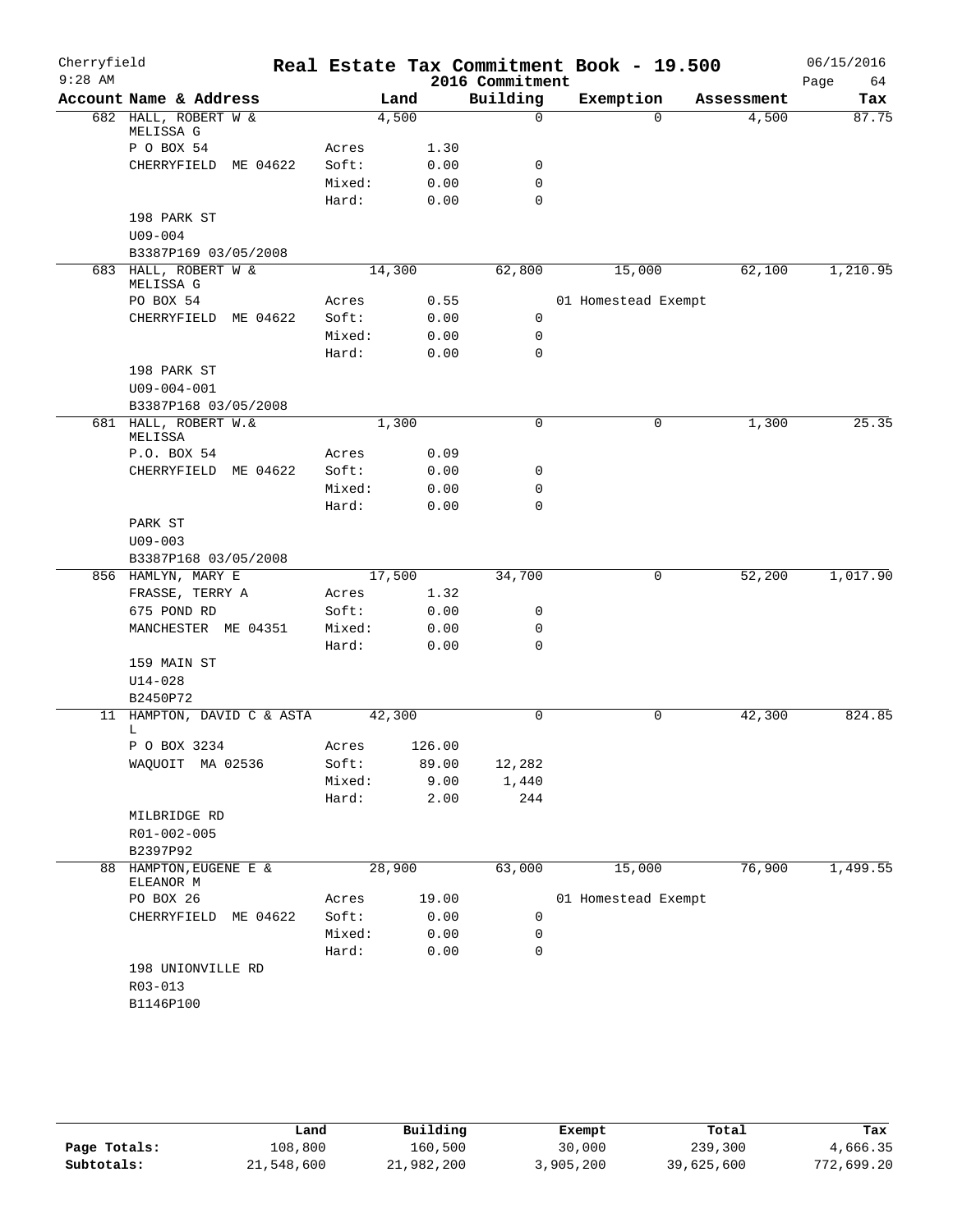Cherryfield 9:28 AM

# Real Estate Tax Commitment Book - 19.500

2016 Commitment

06/15/2016

| Account Name & Address | | Land | Building | Exemption | Assessment | Tax |
|---|---|---|---|---|---|---|
| 682 HALL, ROBERT W & MELISSA G | | 4,500 | 0 | 0 | 4,500 | 87.75 |
| P O BOX 54 | Acres | 1.30 | | | | |
| CHERRYFIELD ME 04622 | Soft: | 0.00 | 0 | | | |
| | Mixed: | 0.00 | 0 | | | |
| | Hard: | 0.00 | 0 | | | |
| 198 PARK ST | | | | | | |
| U09-004 | | | | | | |
| B3387P169 03/05/2008 | | | | | | |
| 683 HALL, ROBERT W & MELISSA G | | 14,300 | 62,800 | 15,000 | 62,100 | 1,210.95 |
| PO BOX 54 | Acres | 0.55 | | 01 Homestead Exempt | | |
| CHERRYFIELD ME 04622 | Soft: | 0.00 | 0 | | | |
| | Mixed: | 0.00 | 0 | | | |
| | Hard: | 0.00 | 0 | | | |
| 198 PARK ST | | | | | | |
| U09-004-001 | | | | | | |
| B3387P168 03/05/2008 | | | | | | |
| 681 HALL, ROBERT W.& MELISSA | | 1,300 | 0 | 0 | 1,300 | 25.35 |
| P.O. BOX 54 | Acres | 0.09 | | | | |
| CHERRYFIELD ME 04622 | Soft: | 0.00 | 0 | | | |
| | Mixed: | 0.00 | 0 | | | |
| | Hard: | 0.00 | 0 | | | |
| PARK ST | | | | | | |
| U09-003 | | | | | | |
| B3387P168 03/05/2008 | | | | | | |
| 856 HAMLYN, MARY E | | 17,500 | 34,700 | 0 | 52,200 | 1,017.90 |
| FRASSE, TERRY A | Acres | 1.32 | | | | |
| 675 POND RD | Soft: | 0.00 | 0 | | | |
| MANCHESTER ME 04351 | Mixed: | 0.00 | 0 | | | |
| | Hard: | 0.00 | 0 | | | |
| 159 MAIN ST | | | | | | |
| U14-028 | | | | | | |
| B2450P72 | | | | | | |
| 11 HAMPTON, DAVID C & ASTA L | | 42,300 | 0 | 0 | 42,300 | 824.85 |
| P O BOX 3234 | Acres | 126.00 | | | | |
| WAQUOIT MA 02536 | Soft: | 89.00 | 12,282 | | | |
| | Mixed: | 9.00 | 1,440 | | | |
| | Hard: | 2.00 | 244 | | | |
| MILBRIDGE RD | | | | | | |
| R01-002-005 | | | | | | |
| B2397P92 | | | | | | |
| 88 HAMPTON,EUGENE E & ELEANOR M | | 28,900 | 63,000 | 15,000 | 76,900 | 1,499.55 |
| PO BOX 26 | Acres | 19.00 | | 01 Homestead Exempt | | |
| CHERRYFIELD ME 04622 | Soft: | 0.00 | 0 | | | |
| | Mixed: | 0.00 | 0 | | | |
| | Hard: | 0.00 | 0 | | | |
| 198 UNIONVILLE RD | | | | | | |
| R03-013 | | | | | | |
| B1146P100 | | | | | | |

| | Land | Building | Exempt | Total | Tax |
|---|---|---|---|---|---|
| Page Totals: | 108,800 | 160,500 | 30,000 | 239,300 | 4,666.35 |
| Subtotals: | 21,548,600 | 21,982,200 | 3,905,200 | 39,625,600 | 772,699.20 |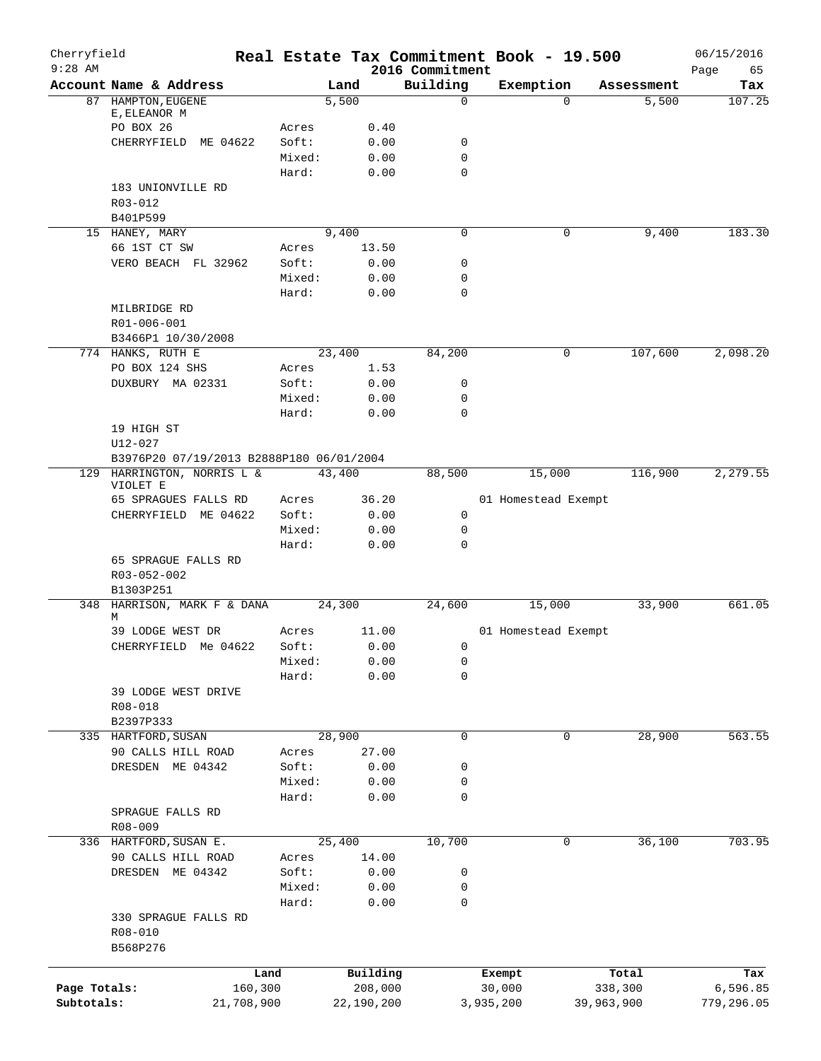Cherryfield 9:28 AM

# Real Estate Tax Commitment Book - 19.500

2016 Commitment

06/15/2016

| Account Name & Address | | Land | Building | Exemption | Assessment | Tax |
|---|---|---|---|---|---|---|
| 87 HAMPTON, EUGENE E, ELEANOR M | | 5,500 | 0 | 0 | 5,500 | 107.25 |
| PO BOX 26 | Acres | 0.40 | | | | |
| CHERRYFIELD ME 04622 | Soft: | 0.00 | 0 | | | |
| | Mixed: | 0.00 | 0 | | | |
| | Hard: | 0.00 | 0 | | | |
| 183 UNIONVILLE RD | | | | | | |
| R03-012 | | | | | | |
| B401P599 | | | | | | |
| 15 HANEY, MARY | | 9,400 | 0 | 0 | 9,400 | 183.30 |
| 66 1ST CT SW | Acres | 13.50 | | | | |
| VERO BEACH FL 32962 | Soft: | 0.00 | 0 | | | |
| | Mixed: | 0.00 | 0 | | | |
| | Hard: | 0.00 | 0 | | | |
| MILBRIDGE RD | | | | | | |
| R01-006-001 | | | | | | |
| B3466P1 10/30/2008 | | | | | | |
| 774 HANKS, RUTH E | | 23,400 | 84,200 | 0 | 107,600 | 2,098.20 |
| PO BOX 124 SHS | Acres | 1.53 | | | | |
| DUXBURY MA 02331 | Soft: | 0.00 | 0 | | | |
| | Mixed: | 0.00 | 0 | | | |
| | Hard: | 0.00 | 0 | | | |
| 19 HIGH ST | | | | | | |
| U12-027 | | | | | | |
| B3976P20 07/19/2013 B2888P180 06/01/2004 | | | | | | |
| 129 HARRINGTON, NORRIS L & VIOLET E | | 43,400 | 88,500 | 15,000 | 116,900 | 2,279.55 |
| 65 SPRAGUES FALLS RD | Acres | 36.20 | | 01 Homestead Exempt | | |
| CHERRYFIELD ME 04622 | Soft: | 0.00 | 0 | | | |
| | Mixed: | 0.00 | 0 | | | |
| | Hard: | 0.00 | 0 | | | |
| 65 SPRAGUE FALLS RD | | | | | | |
| R03-052-002 | | | | | | |
| B1303P251 | | | | | | |
| 348 HARRISON, MARK F & DANA M | | 24,300 | 24,600 | 15,000 | 33,900 | 661.05 |
| 39 LODGE WEST DR | Acres | 11.00 | | 01 Homestead Exempt | | |
| CHERRYFIELD Me 04622 | Soft: | 0.00 | 0 | | | |
| | Mixed: | 0.00 | 0 | | | |
| | Hard: | 0.00 | 0 | | | |
| 39 LODGE WEST DRIVE | | | | | | |
| R08-018 | | | | | | |
| B2397P333 | | | | | | |
| 335 HARTFORD, SUSAN | | 28,900 | 0 | 0 | 28,900 | 563.55 |
| 90 CALLS HILL ROAD | Acres | 27.00 | | | | |
| DRESDEN ME 04342 | Soft: | 0.00 | 0 | | | |
| | Mixed: | 0.00 | 0 | | | |
| | Hard: | 0.00 | 0 | | | |
| SPRAGUE FALLS RD | | | | | | |
| R08-009 | | | | | | |
| 336 HARTFORD, SUSAN E. | | 25,400 | 10,700 | 0 | 36,100 | 703.95 |
| 90 CALLS HILL ROAD | Acres | 14.00 | | | | |
| DRESDEN ME 04342 | Soft: | 0.00 | 0 | | | |
| | Mixed: | 0.00 | 0 | | | |
| | Hard: | 0.00 | 0 | | | |
| 330 SPRAGUE FALLS RD | | | | | | |
| R08-010 | | | | | | |
| B568P276 | | | | | | |

| | Land | Building | Exempt | Total | Tax |
|---|---|---|---|---|---|
| Page Totals: | 160,300 | 208,000 | 30,000 | 338,300 | 6,596.85 |
| Subtotals: | 21,708,900 | 22,190,200 | 3,935,200 | 39,963,900 | 779,296.05 |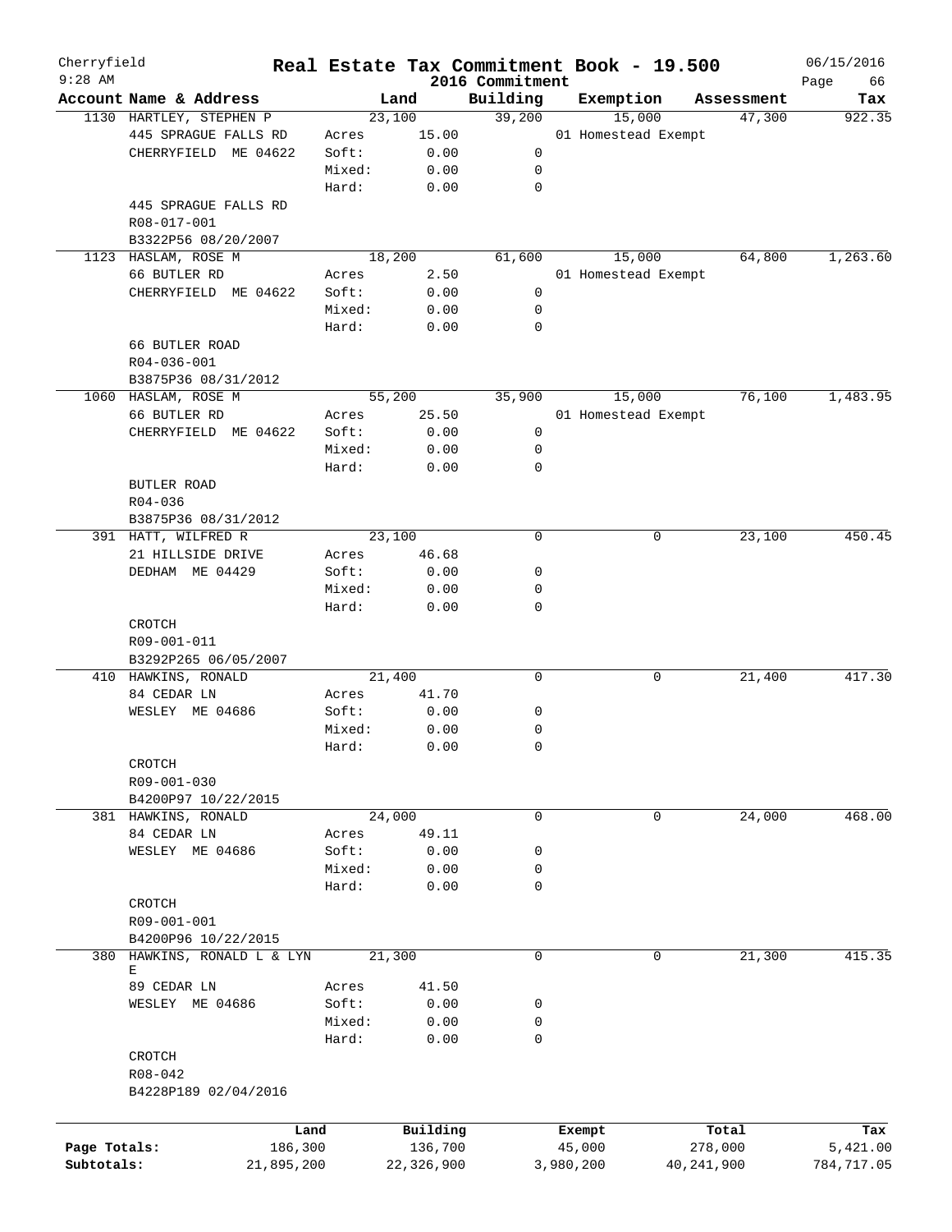Cherryfield
9:28 AM

# Real Estate Tax Commitment Book - 19.500
## 2016 Commitment

06/15/2016

| Account Name & Address | | Land | Building | Exemption | Assessment | Tax |
|---|---|---|---|---|---|---|
| 1130 HARTLEY, STEPHEN P | | 23,100 | 39,200 | 15,000 | 47,300 | 922.35 |
| 445 SPRAGUE FALLS RD | Acres | 15.00 | | 01 Homestead Exempt | | |
| CHERRYFIELD ME 04622 | Soft: | 0.00 | 0 | | | |
| | Mixed: | 0.00 | 0 | | | |
| | Hard: | 0.00 | 0 | | | |
| 445 SPRAGUE FALLS RD | | | | | | |
| R08-017-001 | | | | | | |
| B3322P56 08/20/2007 | | | | | | |
| 1123 HASLAM, ROSE M | | 18,200 | 61,600 | 15,000 | 64,800 | 1,263.60 |
| 66 BUTLER RD | Acres | 2.50 | | 01 Homestead Exempt | | |
| CHERRYFIELD ME 04622 | Soft: | 0.00 | 0 | | | |
| | Mixed: | 0.00 | 0 | | | |
| | Hard: | 0.00 | 0 | | | |
| 66 BUTLER ROAD | | | | | | |
| R04-036-001 | | | | | | |
| B3875P36 08/31/2012 | | | | | | |
| 1060 HASLAM, ROSE M | | 55,200 | 35,900 | 15,000 | 76,100 | 1,483.95 |
| 66 BUTLER RD | Acres | 25.50 | | 01 Homestead Exempt | | |
| CHERRYFIELD ME 04622 | Soft: | 0.00 | 0 | | | |
| | Mixed: | 0.00 | 0 | | | |
| | Hard: | 0.00 | 0 | | | |
| BUTLER ROAD | | | | | | |
| R04-036 | | | | | | |
| B3875P36 08/31/2012 | | | | | | |
| 391 HATT, WILFRED R | | 23,100 | 0 | 0 | 23,100 | 450.45 |
| 21 HILLSIDE DRIVE | Acres | 46.68 | | | | |
| DEDHAM ME 04429 | Soft: | 0.00 | 0 | | | |
| | Mixed: | 0.00 | 0 | | | |
| | Hard: | 0.00 | 0 | | | |
| CROTCH | | | | | | |
| R09-001-011 | | | | | | |
| B3292P265 06/05/2007 | | | | | | |
| 410 HAWKINS, RONALD | | 21,400 | 0 | 0 | 21,400 | 417.30 |
| 84 CEDAR LN | Acres | 41.70 | | | | |
| WESLEY ME 04686 | Soft: | 0.00 | 0 | | | |
| | Mixed: | 0.00 | 0 | | | |
| | Hard: | 0.00 | 0 | | | |
| CROTCH | | | | | | |
| R09-001-030 | | | | | | |
| B4200P97 10/22/2015 | | | | | | |
| 381 HAWKINS, RONALD | | 24,000 | 0 | 0 | 24,000 | 468.00 |
| 84 CEDAR LN | Acres | 49.11 | | | | |
| WESLEY ME 04686 | Soft: | 0.00 | 0 | | | |
| | Mixed: | 0.00 | 0 | | | |
| | Hard: | 0.00 | 0 | | | |
| CROTCH | | | | | | |
| R09-001-001 | | | | | | |
| B4200P96 10/22/2015 | | | | | | |
| 380 HAWKINS, RONALD L & LYNE | | 21,300 | 0 | 0 | 21,300 | 415.35 |
| 89 CEDAR LN | Acres | 41.50 | | | | |
| WESLEY ME 04686 | Soft: | 0.00 | 0 | | | |
| | Mixed: | 0.00 | 0 | | | |
| | Hard: | 0.00 | 0 | | | |
| CROTCH | | | | | | |
| R08-042 | | | | | | |
| B4228P189 02/04/2016 | | | | | | |

| | Land | Building | Exempt | Total | Tax |
|---|---|---|---|---|---|
| Page Totals: | 186,300 | 136,700 | 45,000 | 278,000 | 5,421.00 |
| Subtotals: | 21,895,200 | 22,326,900 | 3,980,200 | 40,241,900 | 784,717.05 |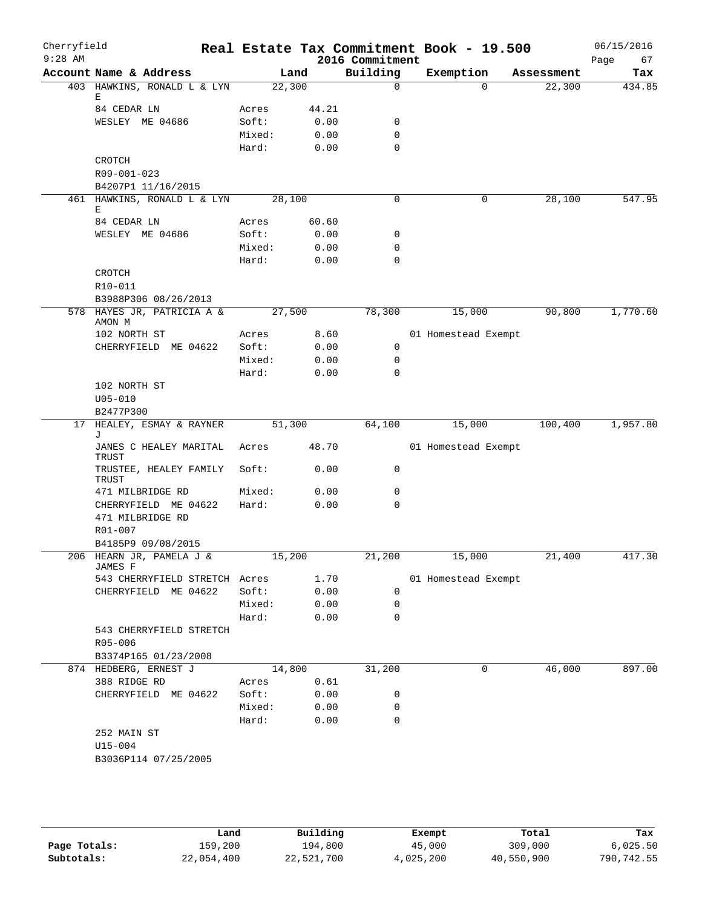Cherryfield 9:28 AM

# Real Estate Tax Commitment Book - 19.500

2016 Commitment

06/15/2016

| Account | Name & Address | | Land | Building | Exemption | Assessment | Tax |
|---|---|---|---|---|---|---|---|
| 403 | HAWKINS, RONALD L & LYN E | | 22,300 | 0 | 0 | 22,300 | 434.85 |
| | 84 CEDAR LN | Acres | 44.21 | | | | |
| | WESLEY ME 04686 | Soft: | 0.00 | 0 | | | |
| | | Mixed: | 0.00 | 0 | | | |
| | | Hard: | 0.00 | 0 | | | |
| | CROTCH | | | | | | |
| | R09-001-023 | | | | | | |
| | B4207P1 11/16/2015 | | | | | | |
| 461 | HAWKINS, RONALD L & LYN E | | 28,100 | 0 | 0 | 28,100 | 547.95 |
| | 84 CEDAR LN | Acres | 60.60 | | | | |
| | WESLEY ME 04686 | Soft: | 0.00 | 0 | | | |
| | | Mixed: | 0.00 | 0 | | | |
| | | Hard: | 0.00 | 0 | | | |
| | CROTCH | | | | | | |
| | R10-011 | | | | | | |
| | B3988P306 08/26/2013 | | | | | | |
| 578 | HAYES JR, PATRICIA A & AMON M | | 27,500 | 78,300 | 15,000 | 90,800 | 1,770.60 |
| | 102 NORTH ST | Acres | 8.60 | | 01 Homestead Exempt | | |
| | CHERRYFIELD ME 04622 | Soft: | 0.00 | 0 | | | |
| | | Mixed: | 0.00 | 0 | | | |
| | | Hard: | 0.00 | 0 | | | |
| | 102 NORTH ST | | | | | | |
| | U05-010 | | | | | | |
| | B2477P300 | | | | | | |
| 17 | HEALEY, ESMAY & RAYNER J | | 51,300 | 64,100 | 15,000 | 100,400 | 1,957.80 |
| | JANES C HEALEY MARITAL TRUST | Acres | 48.70 | | 01 Homestead Exempt | | |
| | TRUSTEE, HEALEY FAMILY TRUST | Soft: | 0.00 | 0 | | | |
| | 471 MILBRIDGE RD | Mixed: | 0.00 | 0 | | | |
| | CHERRYFIELD ME 04622 | Hard: | 0.00 | 0 | | | |
| | 471 MILBRIDGE RD | | | | | | |
| | R01-007 | | | | | | |
| | B4185P9 09/08/2015 | | | | | | |
| 206 | HEARN JR, PAMELA J & JAMES F | | 15,200 | 21,200 | 15,000 | 21,400 | 417.30 |
| | 543 CHERRYFIELD STRETCH | Acres | 1.70 | | 01 Homestead Exempt | | |
| | CHERRYFIELD ME 04622 | Soft: | 0.00 | 0 | | | |
| | | Mixed: | 0.00 | 0 | | | |
| | | Hard: | 0.00 | 0 | | | |
| | 543 CHERRYFIELD STRETCH | | | | | | |
| | R05-006 | | | | | | |
| | B3374P165 01/23/2008 | | | | | | |
| 874 | HEDBERG, ERNEST J | | 14,800 | 31,200 | 0 | 46,000 | 897.00 |
| | 388 RIDGE RD | Acres | 0.61 | | | | |
| | CHERRYFIELD ME 04622 | Soft: | 0.00 | 0 | | | |
| | | Mixed: | 0.00 | 0 | | | |
| | | Hard: | 0.00 | 0 | | | |
| | 252 MAIN ST | | | | | | |
| | U15-004 | | | | | | |
| | B3036P114 07/25/2005 | | | | | | |

| | Land | Building | Exempt | Total | Tax |
|---|---|---|---|---|---|
| Page Totals: | 159,200 | 194,800 | 45,000 | 309,000 | 6,025.50 |
| Subtotals: | 22,054,400 | 22,521,700 | 4,025,200 | 40,550,900 | 790,742.55 |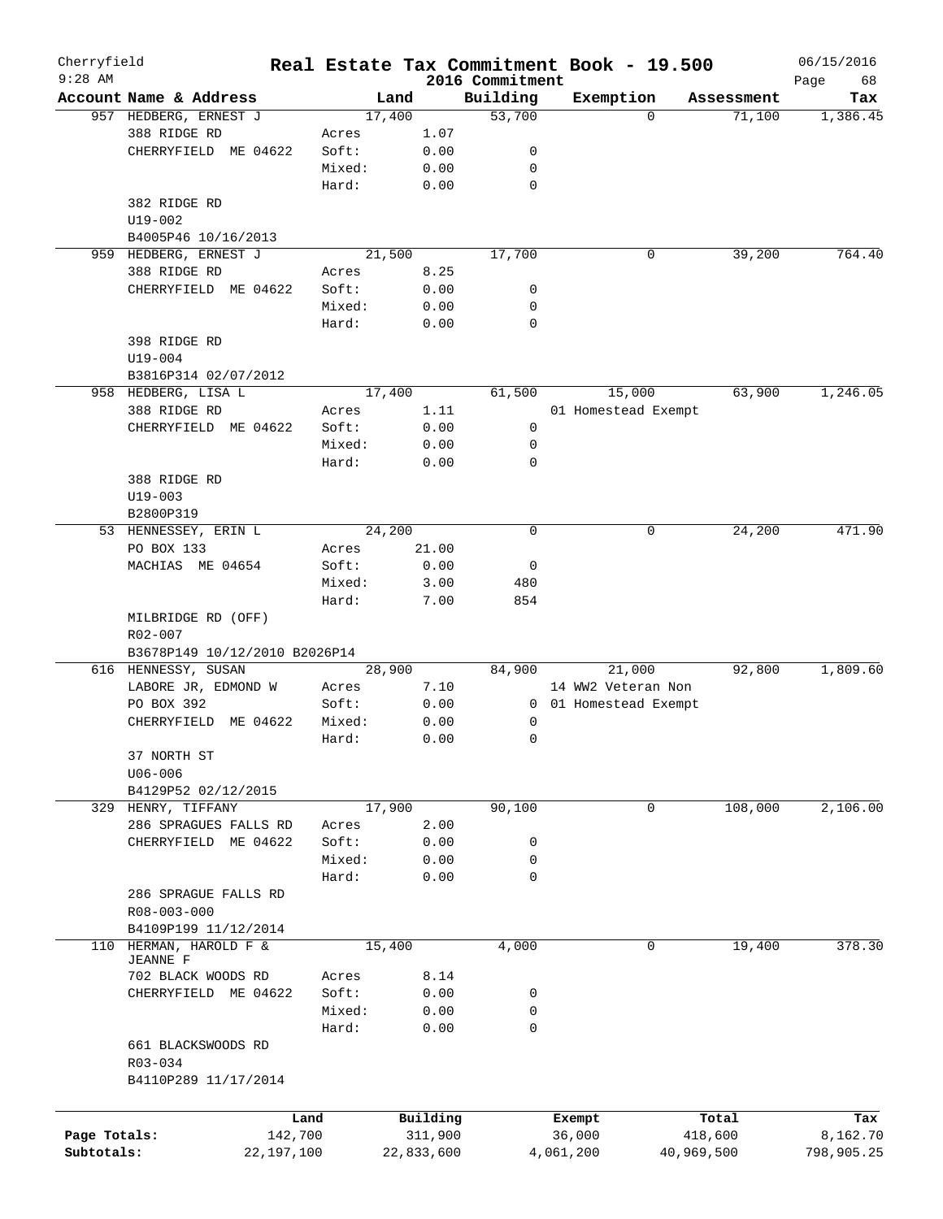# Real Estate Tax Commitment Book - 19.500

Cherryfield
9:28 AM

2016 Commitment

06/15/2016

| Account Name & Address | | Land | Building | Exemption | Assessment | Tax |
|---|---|---|---|---|---|---|
| 957 HEDBERG, ERNEST J | | 17,400 | 53,700 | 0 | 71,100 | 1,386.45 |
| 388 RIDGE RD | Acres | 1.07 | | | | |
| CHERRYFIELD ME 04622 | Soft: | 0.00 | 0 | | | |
| | Mixed: | 0.00 | 0 | | | |
| | Hard: | 0.00 | 0 | | | |
| 382 RIDGE RD | | | | | | |
| U19-002 | | | | | | |
| B4005P46 10/16/2013 | | | | | | |
| 959 HEDBERG, ERNEST J | | 21,500 | 17,700 | 0 | 39,200 | 764.40 |
| 388 RIDGE RD | Acres | 8.25 | | | | |
| CHERRYFIELD ME 04622 | Soft: | 0.00 | 0 | | | |
| | Mixed: | 0.00 | 0 | | | |
| | Hard: | 0.00 | 0 | | | |
| 398 RIDGE RD | | | | | | |
| U19-004 | | | | | | |
| B3816P314 02/07/2012 | | | | | | |
| 958 HEDBERG, LISA L | | 17,400 | 61,500 | 15,000 | 63,900 | 1,246.05 |
| 388 RIDGE RD | Acres | 1.11 | | 01 Homestead Exempt | | |
| CHERRYFIELD ME 04622 | Soft: | 0.00 | 0 | | | |
| | Mixed: | 0.00 | 0 | | | |
| | Hard: | 0.00 | 0 | | | |
| 388 RIDGE RD | | | | | | |
| U19-003 | | | | | | |
| B2800P319 | | | | | | |
| 53 HENNESSEY, ERIN L | | 24,200 | 0 | 0 | 24,200 | 471.90 |
| PO BOX 133 | Acres | 21.00 | | | | |
| MACHIAS ME 04654 | Soft: | 0.00 | 0 | | | |
| | Mixed: | 3.00 | 480 | | | |
| | Hard: | 7.00 | 854 | | | |
| MILBRIDGE RD (OFF) | | | | | | |
| R02-007 | | | | | | |
| B3678P149 10/12/2010 B2026P14 | | | | | | |
| 616 HENNESSY, SUSAN | | 28,900 | 84,900 | 21,000 | 92,800 | 1,809.60 |
| LABORE JR, EDMOND W | Acres | 7.10 | | 14 WW2 Veteran Non | | |
| PO BOX 392 | Soft: | 0.00 | 0 | 01 Homestead Exempt | | |
| CHERRYFIELD ME 04622 | Mixed: | 0.00 | 0 | | | |
| | Hard: | 0.00 | 0 | | | |
| 37 NORTH ST | | | | | | |
| U06-006 | | | | | | |
| B4129P52 02/12/2015 | | | | | | |
| 329 HENRY, TIFFANY | | 17,900 | 90,100 | 0 | 108,000 | 2,106.00 |
| 286 SPRAGUES FALLS RD | Acres | 2.00 | | | | |
| CHERRYFIELD ME 04622 | Soft: | 0.00 | 0 | | | |
| | Mixed: | 0.00 | 0 | | | |
| | Hard: | 0.00 | 0 | | | |
| 286 SPRAGUE FALLS RD | | | | | | |
| R08-003-000 | | | | | | |
| B4109P199 11/12/2014 | | | | | | |
| 110 HERMAN, HAROLD F & JEANNE F | | 15,400 | 4,000 | 0 | 19,400 | 378.30 |
| 702 BLACK WOODS RD | Acres | 8.14 | | | | |
| CHERRYFIELD ME 04622 | Soft: | 0.00 | 0 | | | |
| | Mixed: | 0.00 | 0 | | | |
| | Hard: | 0.00 | 0 | | | |
| 661 BLACKSWOODS RD | | | | | | |
| R03-034 | | | | | | |
| B4110P289 11/17/2014 | | | | | | |

| | Land | Building | Exempt | Total | Tax |
|---|---|---|---|---|---|
| Page Totals: | 142,700 | 311,900 | 36,000 | 418,600 | 8,162.70 |
| Subtotals: | 22,197,100 | 22,833,600 | 4,061,200 | 40,969,500 | 798,905.25 |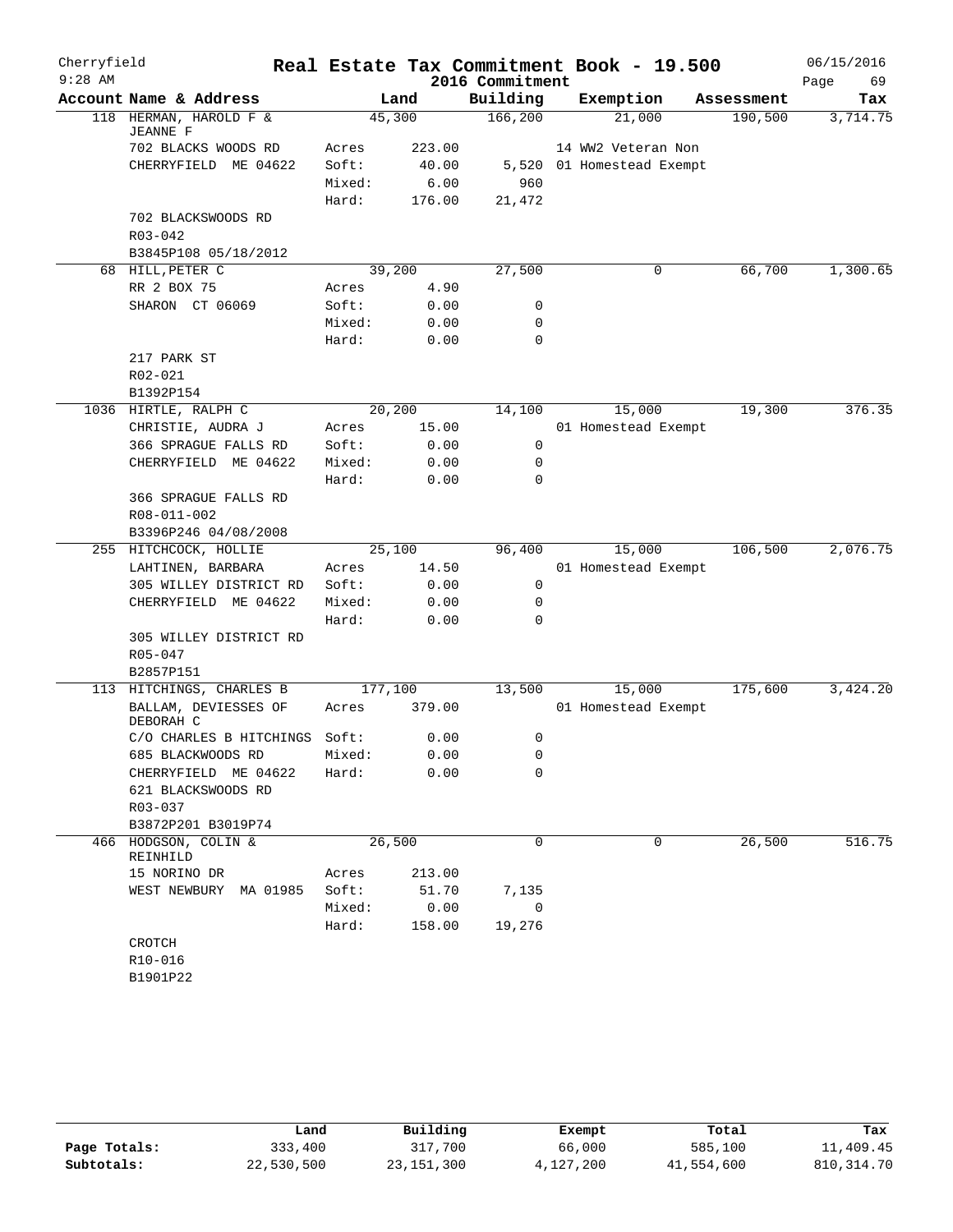# Real Estate Tax Commitment Book - 19.500

Cherryfield
9:28 AM

2016 Commitment

06/15/2016

| Account Name & Address | | Land | Building | Exemption | Assessment | Tax |
|---|---|---|---|---|---|---|
| 118 HERMAN, HAROLD F & JEANNE F | | 45,300 | 166,200 | 21,000 | 190,500 | 3,714.75 |
| 702 BLACKS WOODS RD | Acres | 223.00 | | 14 WW2 Veteran Non | | |
| CHERRYFIELD ME 04622 | Soft: | 40.00 | 5,520 | 01 Homestead Exempt | | |
| | Mixed: | 6.00 | 960 | | | |
| | Hard: | 176.00 | 21,472 | | | |
| 702 BLACKSWOODS RD | | | | | | |
| R03-042 | | | | | | |
| B3845P108 05/18/2012 | | | | | | |
| 68 HILL,PETER C | | 39,200 | 27,500 | 0 | 66,700 | 1,300.65 |
| RR 2 BOX 75 | Acres | 4.90 | | | | |
| SHARON CT 06069 | Soft: | 0.00 | 0 | | | |
| | Mixed: | 0.00 | 0 | | | |
| | Hard: | 0.00 | 0 | | | |
| 217 PARK ST | | | | | | |
| R02-021 | | | | | | |
| B1392P154 | | | | | | |
| 1036 HIRTLE, RALPH C | | 20,200 | 14,100 | 15,000 | 19,300 | 376.35 |
| CHRISTIE, AUDRA J | Acres | 15.00 | | 01 Homestead Exempt | | |
| 366 SPRAGUE FALLS RD | Soft: | 0.00 | 0 | | | |
| CHERRYFIELD ME 04622 | Mixed: | 0.00 | 0 | | | |
| | Hard: | 0.00 | 0 | | | |
| 366 SPRAGUE FALLS RD | | | | | | |
| R08-011-002 | | | | | | |
| B3396P246 04/08/2008 | | | | | | |
| 255 HITCHCOCK, HOLLIE | | 25,100 | 96,400 | 15,000 | 106,500 | 2,076.75 |
| LAHTINEN, BARBARA | Acres | 14.50 | | 01 Homestead Exempt | | |
| 305 WILLEY DISTRICT RD | Soft: | 0.00 | 0 | | | |
| CHERRYFIELD ME 04622 | Mixed: | 0.00 | 0 | | | |
| | Hard: | 0.00 | 0 | | | |
| 305 WILLEY DISTRICT RD | | | | | | |
| R05-047 | | | | | | |
| B2857P151 | | | | | | |
| 113 HITCHINGS, CHARLES B | | 177,100 | 13,500 | 15,000 | 175,600 | 3,424.20 |
| BALLAM, DEVIESSES OF DEBORAH C | Acres | 379.00 | | 01 Homestead Exempt | | |
| C/O CHARLES B HITCHINGS | Soft: | 0.00 | 0 | | | |
| 685 BLACKWOODS RD | Mixed: | 0.00 | 0 | | | |
| CHERRYFIELD ME 04622 | Hard: | 0.00 | 0 | | | |
| 621 BLACKSWOODS RD | | | | | | |
| R03-037 | | | | | | |
| B3872P201 B3019P74 | | | | | | |
| 466 HODGSON, COLIN & REINHILD | | 26,500 | 0 | 0 | 26,500 | 516.75 |
| 15 NORINO DR | Acres | 213.00 | | | | |
| WEST NEWBURY MA 01985 | Soft: | 51.70 | 7,135 | | | |
| | Mixed: | 0.00 | 0 | | | |
| | Hard: | 158.00 | 19,276 | | | |
| CROTCH | | | | | | |
| R10-016 | | | | | | |
| B1901P22 | | | | | | |

| | Land | Building | Exempt | Total | Tax |
|---|---|---|---|---|---|
| Page Totals: | 333,400 | 317,700 | 66,000 | 585,100 | 11,409.45 |
| Subtotals: | 22,530,500 | 23,151,300 | 4,127,200 | 41,554,600 | 810,314.70 |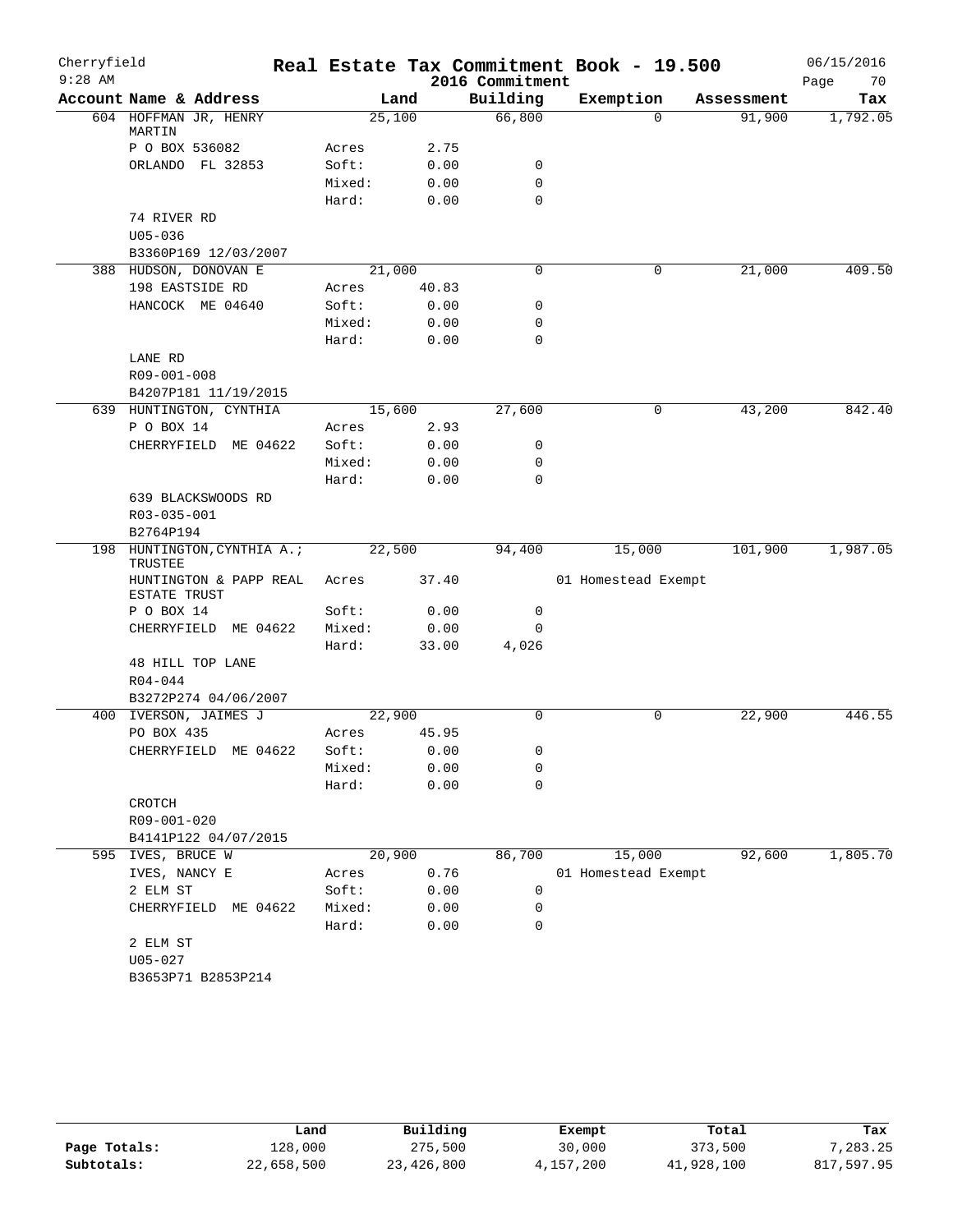Cherryfield 9:28 AM

# Real Estate Tax Commitment Book - 19.500

2016 Commitment

06/15/2016

| Account Name & Address | | Land | Building | Exemption | Assessment | Tax |
|---|---|---|---|---|---|---|
| 604 HOFFMAN JR, HENRY MARTIN | | 25,100 | 66,800 | 0 | 91,900 | 1,792.05 |
| P O BOX 536082 | Acres | 2.75 | | | | |
| ORLANDO FL 32853 | Soft: | 0.00 | 0 | | | |
| | Mixed: | 0.00 | 0 | | | |
| | Hard: | 0.00 | 0 | | | |
| 74 RIVER RD | | | | | | |
| U05-036 | | | | | | |
| B3360P169 12/03/2007 | | | | | | |
| 388 HUDSON, DONOVAN E | | 21,000 | 0 | 0 | 21,000 | 409.50 |
| 198 EASTSIDE RD | Acres | 40.83 | | | | |
| HANCOCK ME 04640 | Soft: | 0.00 | 0 | | | |
| | Mixed: | 0.00 | 0 | | | |
| | Hard: | 0.00 | 0 | | | |
| LANE RD | | | | | | |
| R09-001-008 | | | | | | |
| B4207P181 11/19/2015 | | | | | | |
| 639 HUNTINGTON, CYNTHIA | | 15,600 | 27,600 | 0 | 43,200 | 842.40 |
| P O BOX 14 | Acres | 2.93 | | | | |
| CHERRYFIELD ME 04622 | Soft: | 0.00 | 0 | | | |
| | Mixed: | 0.00 | 0 | | | |
| | Hard: | 0.00 | 0 | | | |
| 639 BLACKSWOODS RD | | | | | | |
| R03-035-001 | | | | | | |
| B2764P194 | | | | | | |
| 198 HUNTINGTON,CYNTHIA A.; TRUSTEE | | 22,500 | 94,400 | 15,000 | 101,900 | 1,987.05 |
| HUNTINGTON & PAPP REAL ESTATE TRUST | Acres | 37.40 | | 01 Homestead Exempt | | |
| P O BOX 14 | Soft: | 0.00 | 0 | | | |
| CHERRYFIELD ME 04622 | Mixed: | 0.00 | 0 | | | |
| | Hard: | 33.00 | 4,026 | | | |
| 48 HILL TOP LANE | | | | | | |
| R04-044 | | | | | | |
| B3272P274 04/06/2007 | | | | | | |
| 400 IVERSON, JAIMES J | | 22,900 | 0 | 0 | 22,900 | 446.55 |
| PO BOX 435 | Acres | 45.95 | | | | |
| CHERRYFIELD ME 04622 | Soft: | 0.00 | 0 | | | |
| | Mixed: | 0.00 | 0 | | | |
| | Hard: | 0.00 | 0 | | | |
| CROTCH | | | | | | |
| R09-001-020 | | | | | | |
| B4141P122 04/07/2015 | | | | | | |
| 595 IVES, BRUCE W | | 20,900 | 86,700 | 15,000 | 92,600 | 1,805.70 |
| IVES, NANCY E | Acres | 0.76 | | 01 Homestead Exempt | | |
| 2 ELM ST | Soft: | 0.00 | 0 | | | |
| CHERRYFIELD ME 04622 | Mixed: | 0.00 | 0 | | | |
| | Hard: | 0.00 | 0 | | | |
| 2 ELM ST | | | | | | |
| U05-027 | | | | | | |
| B3653P71 B2853P214 | | | | | | |

| | Land | Building | Exempt | Total | Tax |
|---|---|---|---|---|---|
| Page Totals: | 128,000 | 275,500 | 30,000 | 373,500 | 7,283.25 |
| Subtotals: | 22,658,500 | 23,426,800 | 4,157,200 | 41,928,100 | 817,597.95 |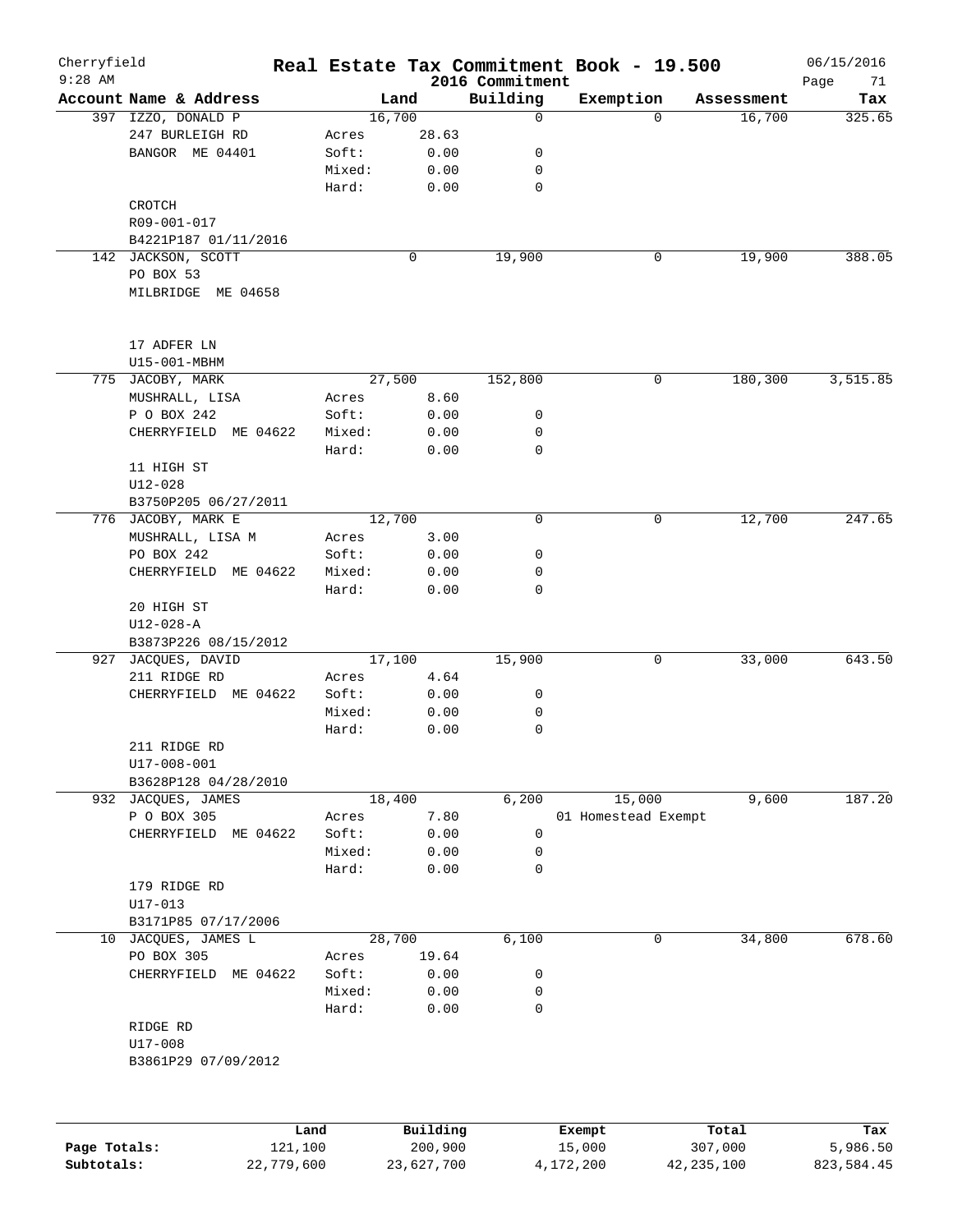# Real Estate Tax Commitment Book - 19.500

Cherryfield
9:28 AM

2016 Commitment

06/15/2016

| Account Name & Address | Land | | Building | Exemption | Assessment | Tax |
|---|---|---|---|---|---|---|
| 397 IZZO, DONALD P | 16,700 | | 0 | 0 | 16,700 | 325.65 |
| 247 BURLEIGH RD | Acres | 28.63 | | | | |
| BANGOR ME 04401 | Soft: | 0.00 | 0 | | | |
| | Mixed: | 0.00 | 0 | | | |
| | Hard: | 0.00 | 0 | | | |
| CROTCH | | | | | | |
| R09-001-017 | | | | | | |
| B4221P187 01/11/2016 | | | | | | |
| 142 JACKSON, SCOTT | 0 | | 19,900 | 0 | 19,900 | 388.05 |
| PO BOX 53 | | | | | | |
| MILBRIDGE ME 04658 | | | | | | |
| 17 ADFER LN | | | | | | |
| U15-001-MBHM | | | | | | |
| 775 JACOBY, MARK | 27,500 | | 152,800 | 0 | 180,300 | 3,515.85 |
| MUSHRALL, LISA | Acres | 8.60 | | | | |
| P O BOX 242 | Soft: | 0.00 | 0 | | | |
| CHERRYFIELD ME 04622 | Mixed: | 0.00 | 0 | | | |
| | Hard: | 0.00 | 0 | | | |
| 11 HIGH ST | | | | | | |
| U12-028 | | | | | | |
| B3750P205 06/27/2011 | | | | | | |
| 776 JACOBY, MARK E | 12,700 | | 0 | 0 | 12,700 | 247.65 |
| MUSHRALL, LISA M | Acres | 3.00 | | | | |
| PO BOX 242 | Soft: | 0.00 | 0 | | | |
| CHERRYFIELD ME 04622 | Mixed: | 0.00 | 0 | | | |
| | Hard: | 0.00 | 0 | | | |
| 20 HIGH ST | | | | | | |
| U12-028-A | | | | | | |
| B3873P226 08/15/2012 | | | | | | |
| 927 JACQUES, DAVID | 17,100 | | 15,900 | 0 | 33,000 | 643.50 |
| 211 RIDGE RD | Acres | 4.64 | | | | |
| CHERRYFIELD ME 04622 | Soft: | 0.00 | 0 | | | |
| | Mixed: | 0.00 | 0 | | | |
| | Hard: | 0.00 | 0 | | | |
| 211 RIDGE RD | | | | | | |
| U17-008-001 | | | | | | |
| B3628P128 04/28/2010 | | | | | | |
| 932 JACQUES, JAMES | 18,400 | | 6,200 | 15,000 | 9,600 | 187.20 |
| P O BOX 305 | Acres | 7.80 | | 01 Homestead Exempt | | |
| CHERRYFIELD ME 04622 | Soft: | 0.00 | 0 | | | |
| | Mixed: | 0.00 | 0 | | | |
| | Hard: | 0.00 | 0 | | | |
| 179 RIDGE RD | | | | | | |
| U17-013 | | | | | | |
| B3171P85 07/17/2006 | | | | | | |
| 10 JACQUES, JAMES L | 28,700 | | 6,100 | 0 | 34,800 | 678.60 |
| PO BOX 305 | Acres | 19.64 | | | | |
| CHERRYFIELD ME 04622 | Soft: | 0.00 | 0 | | | |
| | Mixed: | 0.00 | 0 | | | |
| | Hard: | 0.00 | 0 | | | |
| RIDGE RD | | | | | | |
| U17-008 | | | | | | |
| B3861P29 07/09/2012 | | | | | | |

| | Land | Building | Exempt | Total | Tax |
|---|---|---|---|---|---|
| Page Totals: | 121,100 | 200,900 | 15,000 | 307,000 | 5,986.50 |
| Subtotals: | 22,779,600 | 23,627,700 | 4,172,200 | 42,235,100 | 823,584.45 |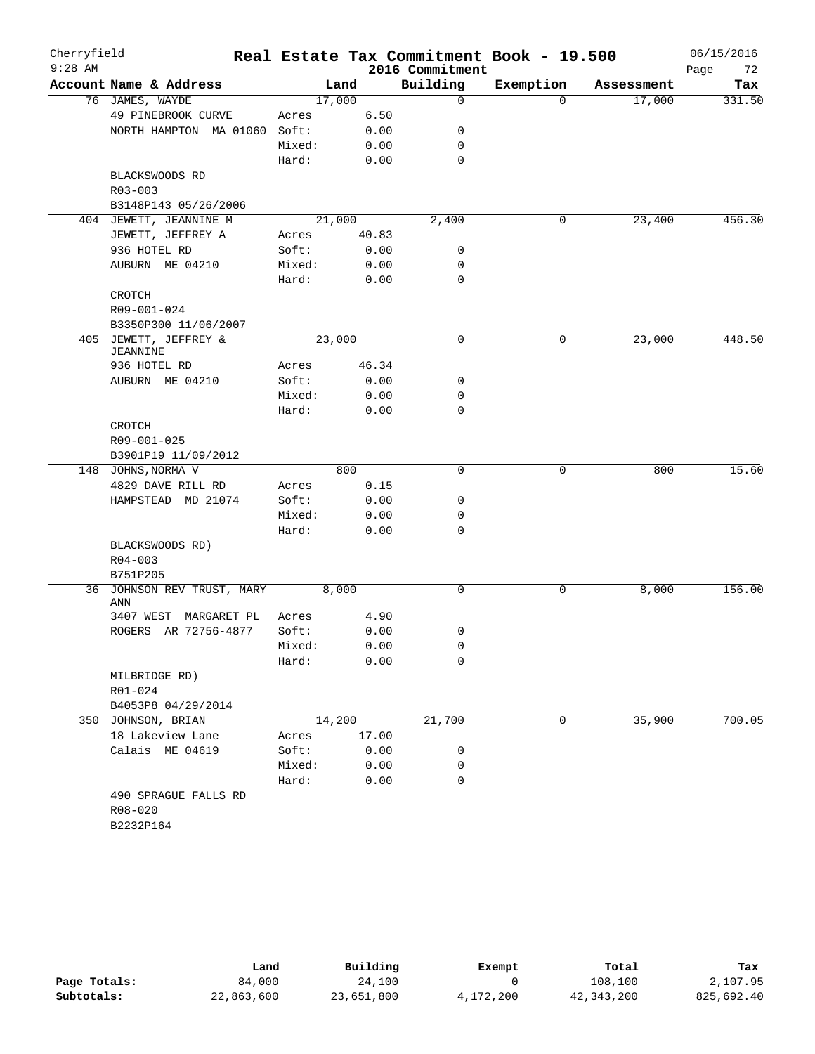Cherryfield 9:28 AM

# Real Estate Tax Commitment Book - 19.500

2016 Commitment

06/15/2016

| Account | Name & Address | | Land | Building | Exemption | Assessment | Tax |
|---|---|---|---|---|---|---|---|
| 76 | JAMES, WAYDE | | 17,000 | 0 | 0 | 17,000 | 331.50 |
| | 49 PINEBROOK CURVE | Acres | 6.50 | | | | |
| | NORTH HAMPTON MA 01060 | Soft: | 0.00 | 0 | | | |
| | | Mixed: | 0.00 | 0 | | | |
| | | Hard: | 0.00 | 0 | | | |
| | BLACKSWOODS RD | | | | | | |
| | R03-003 | | | | | | |
| | B3148P143 05/26/2006 | | | | | | |
| 404 | JEWETT, JEANNINE M | | 21,000 | 2,400 | 0 | 23,400 | 456.30 |
| | JEWETT, JEFFREY A | Acres | 40.83 | | | | |
| | 936 HOTEL RD | Soft: | 0.00 | 0 | | | |
| | AUBURN ME 04210 | Mixed: | 0.00 | 0 | | | |
| | | Hard: | 0.00 | 0 | | | |
| | CROTCH | | | | | | |
| | R09-001-024 | | | | | | |
| | B3350P300 11/06/2007 | | | | | | |
| 405 | JEWETT, JEFFREY & JEANNINE | | 23,000 | 0 | 0 | 23,000 | 448.50 |
| | 936 HOTEL RD | Acres | 46.34 | | | | |
| | AUBURN ME 04210 | Soft: | 0.00 | 0 | | | |
| | | Mixed: | 0.00 | 0 | | | |
| | | Hard: | 0.00 | 0 | | | |
| | CROTCH | | | | | | |
| | R09-001-025 | | | | | | |
| | B3901P19 11/09/2012 | | | | | | |
| 148 | JOHNS, NORMA V | | 800 | 0 | 0 | 800 | 15.60 |
| | 4829 DAVE RILL RD | Acres | 0.15 | | | | |
| | HAMPSTEAD MD 21074 | Soft: | 0.00 | 0 | | | |
| | | Mixed: | 0.00 | 0 | | | |
| | | Hard: | 0.00 | 0 | | | |
| | BLACKSWOODS RD) | | | | | | |
| | R04-003 | | | | | | |
| | B751P205 | | | | | | |
| 36 | JOHNSON REV TRUST, MARY ANN | | 8,000 | 0 | 0 | 8,000 | 156.00 |
| | 3407 WEST MARGARET PL | Acres | 4.90 | | | | |
| | ROGERS AR 72756-4877 | Soft: | 0.00 | 0 | | | |
| | | Mixed: | 0.00 | 0 | | | |
| | | Hard: | 0.00 | 0 | | | |
| | MILBRIDGE RD) | | | | | | |
| | R01-024 | | | | | | |
| | B4053P8 04/29/2014 | | | | | | |
| 350 | JOHNSON, BRIAN | | 14,200 | 21,700 | 0 | 35,900 | 700.05 |
| | 18 Lakeview Lane | Acres | 17.00 | | | | |
| | Calais ME 04619 | Soft: | 0.00 | 0 | | | |
| | | Mixed: | 0.00 | 0 | | | |
| | | Hard: | 0.00 | 0 | | | |
| | 490 SPRAGUE FALLS RD | | | | | | |
| | R08-020 | | | | | | |
| | B2232P164 | | | | | | |

| | Land | Building | Exempt | Total | Tax |
|---|---|---|---|---|---|
| Page Totals: | 84,000 | 24,100 | 0 | 108,100 | 2,107.95 |
| Subtotals: | 22,863,600 | 23,651,800 | 4,172,200 | 42,343,200 | 825,692.40 |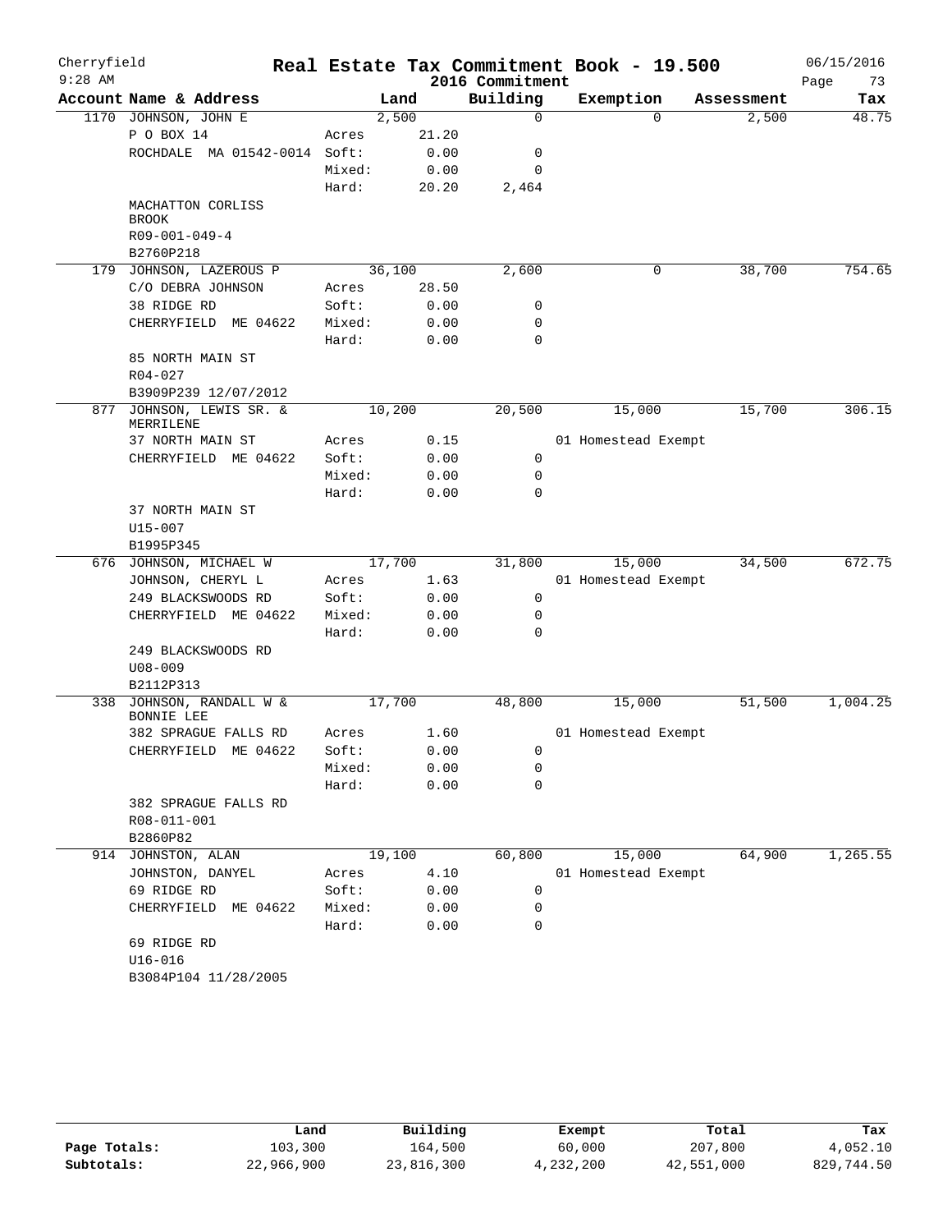# Real Estate Tax Commitment Book - 19.500

Cherryfield
9:28 AM

2016 Commitment

06/15/2016

| Account Name & Address | | Land | Building | Exemption | Assessment | Tax |
|---|---|---|---|---|---|---|
| 1170 JOHNSON, JOHN E | | 2,500 | 0 | 0 | 2,500 | 48.75 |
| P O BOX 14 | Acres | 21.20 | | | | |
| ROCHDALE MA 01542-0014 | Soft: | 0.00 | 0 | | | |
| | Mixed: | 0.00 | 0 | | | |
| | Hard: | 20.20 | 2,464 | | | |
| MACHATTON CORLISS BROOK | | | | | | |
| R09-001-049-4 | | | | | | |
| B2760P218 | | | | | | |
| 179 JOHNSON, LAZEROUS P | | 36,100 | 2,600 | 0 | 38,700 | 754.65 |
| C/O DEBRA JOHNSON | Acres | 28.50 | | | | |
| 38 RIDGE RD | Soft: | 0.00 | 0 | | | |
| CHERRYFIELD ME 04622 | Mixed: | 0.00 | 0 | | | |
| | Hard: | 0.00 | 0 | | | |
| 85 NORTH MAIN ST | | | | | | |
| R04-027 | | | | | | |
| B3909P239 12/07/2012 | | | | | | |
| 877 JOHNSON, LEWIS SR. & MERRILENE | | 10,200 | 20,500 | 15,000 | 15,700 | 306.15 |
| 37 NORTH MAIN ST | Acres | 0.15 | | 01 Homestead Exempt | | |
| CHERRYFIELD ME 04622 | Soft: | 0.00 | 0 | | | |
| | Mixed: | 0.00 | 0 | | | |
| | Hard: | 0.00 | 0 | | | |
| 37 NORTH MAIN ST | | | | | | |
| U15-007 | | | | | | |
| B1995P345 | | | | | | |
| 676 JOHNSON, MICHAEL W | | 17,700 | 31,800 | 15,000 | 34,500 | 672.75 |
| JOHNSON, CHERYL L | Acres | 1.63 | | 01 Homestead Exempt | | |
| 249 BLACKSWOODS RD | Soft: | 0.00 | 0 | | | |
| CHERRYFIELD ME 04622 | Mixed: | 0.00 | 0 | | | |
| | Hard: | 0.00 | 0 | | | |
| 249 BLACKSWOODS RD | | | | | | |
| U08-009 | | | | | | |
| B2112P313 | | | | | | |
| 338 JOHNSON, RANDALL W & BONNIE LEE | | 17,700 | 48,800 | 15,000 | 51,500 | 1,004.25 |
| 382 SPRAGUE FALLS RD | Acres | 1.60 | | 01 Homestead Exempt | | |
| CHERRYFIELD ME 04622 | Soft: | 0.00 | 0 | | | |
| | Mixed: | 0.00 | 0 | | | |
| | Hard: | 0.00 | 0 | | | |
| 382 SPRAGUE FALLS RD | | | | | | |
| R08-011-001 | | | | | | |
| B2860P82 | | | | | | |
| 914 JOHNSTON, ALAN | | 19,100 | 60,800 | 15,000 | 64,900 | 1,265.55 |
| JOHNSTON, DANYEL | Acres | 4.10 | | 01 Homestead Exempt | | |
| 69 RIDGE RD | Soft: | 0.00 | 0 | | | |
| CHERRYFIELD ME 04622 | Mixed: | 0.00 | 0 | | | |
| | Hard: | 0.00 | 0 | | | |
| 69 RIDGE RD | | | | | | |
| U16-016 | | | | | | |
| B3084P104 11/28/2005 | | | | | | |

| | Land | Building | Exempt | Total | Tax |
|---|---|---|---|---|---|
| Page Totals: | 103,300 | 164,500 | 60,000 | 207,800 | 4,052.10 |
| Subtotals: | 22,966,900 | 23,816,300 | 4,232,200 | 42,551,000 | 829,744.50 |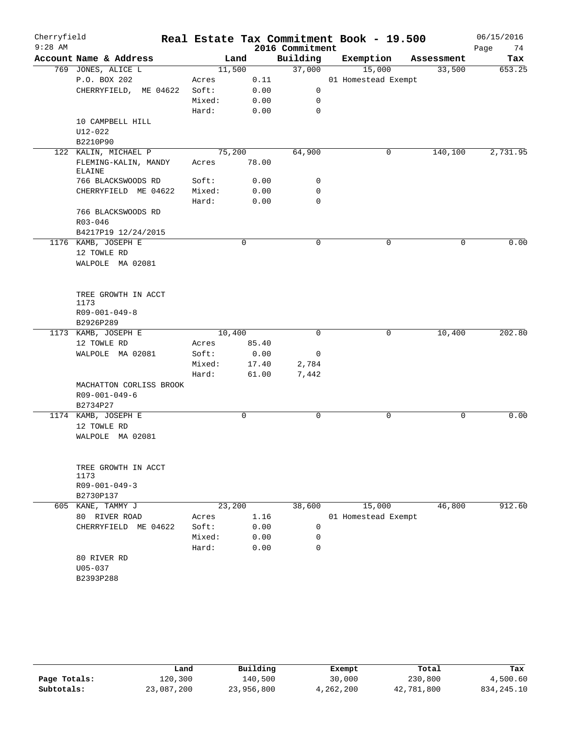Cherryfield | Real Estate Tax Commitment Book - 19.500 | 06/15/2016
9:28 AM | 2016 Commitment

| Account Name & Address | | Land | Building | Exemption | Assessment | Tax |
|---|---|---|---|---|---|---|
| 769 JONES, ALICE L | | 11,500 | 37,000 | 15,000 | 33,500 | 653.25 |
| P.O. BOX 202 | Acres | 0.11 | | 01 Homestead Exempt | | |
| CHERRYFIELD, ME 04622 | Soft: | 0.00 | 0 | | | |
| | Mixed: | 0.00 | 0 | | | |
| | Hard: | 0.00 | 0 | | | |
| 10 CAMPBELL HILL | | | | | | |
| U12-022 | | | | | | |
| B2210P90 | | | | | | |
| 122 KALIN, MICHAEL P | | 75,200 | 64,900 | 0 | 140,100 | 2,731.95 |
| FLEMING-KALIN, MANDY ELAINE | Acres | 78.00 | | | | |
| 766 BLACKSWOODS RD | Soft: | 0.00 | 0 | | | |
| CHERRYFIELD ME 04622 | Mixed: | 0.00 | 0 | | | |
| | Hard: | 0.00 | 0 | | | |
| 766 BLACKSWOODS RD | | | | | | |
| R03-046 | | | | | | |
| B4217P19 12/24/2015 | | | | | | |
| 1176 KAMB, JOSEPH E | | 0 | 0 | 0 | 0 | 0.00 |
| 12 TOWLE RD | | | | | | |
| WALPOLE MA 02081 | | | | | | |
| TREE GROWTH IN ACCT 1173 | | | | | | |
| R09-001-049-8 | | | | | | |
| B2926P289 | | | | | | |
| 1173 KAMB, JOSEPH E | | 10,400 | 0 | 0 | 10,400 | 202.80 |
| 12 TOWLE RD | Acres | 85.40 | | | | |
| WALPOLE MA 02081 | Soft: | 0.00 | 0 | | | |
| | Mixed: | 17.40 | 2,784 | | | |
| | Hard: | 61.00 | 7,442 | | | |
| MACHATTON CORLISS BROOK | | | | | | |
| R09-001-049-6 | | | | | | |
| B2734P27 | | | | | | |
| 1174 KAMB, JOSEPH E | | 0 | 0 | 0 | 0 | 0.00 |
| 12 TOWLE RD | | | | | | |
| WALPOLE MA 02081 | | | | | | |
| TREE GROWTH IN ACCT 1173 | | | | | | |
| R09-001-049-3 | | | | | | |
| B2730P137 | | | | | | |
| 605 KANE, TAMMY J | | 23,200 | 38,600 | 15,000 | 46,800 | 912.60 |
| 80 RIVER ROAD | Acres | 1.16 | | 01 Homestead Exempt | | |
| CHERRYFIELD ME 04622 | Soft: | 0.00 | 0 | | | |
| | Mixed: | 0.00 | 0 | | | |
| | Hard: | 0.00 | 0 | | | |
| 80 RIVER RD | | | | | | |
| U05-037 | | | | | | |
| B2393P288 | | | | | | |

| | Land | Building | Exempt | Total | Tax |
|---|---|---|---|---|---|
| Page Totals: | 120,300 | 140,500 | 30,000 | 230,800 | 4,500.60 |
| Subtotals: | 23,087,200 | 23,956,800 | 4,262,200 | 42,781,800 | 834,245.10 |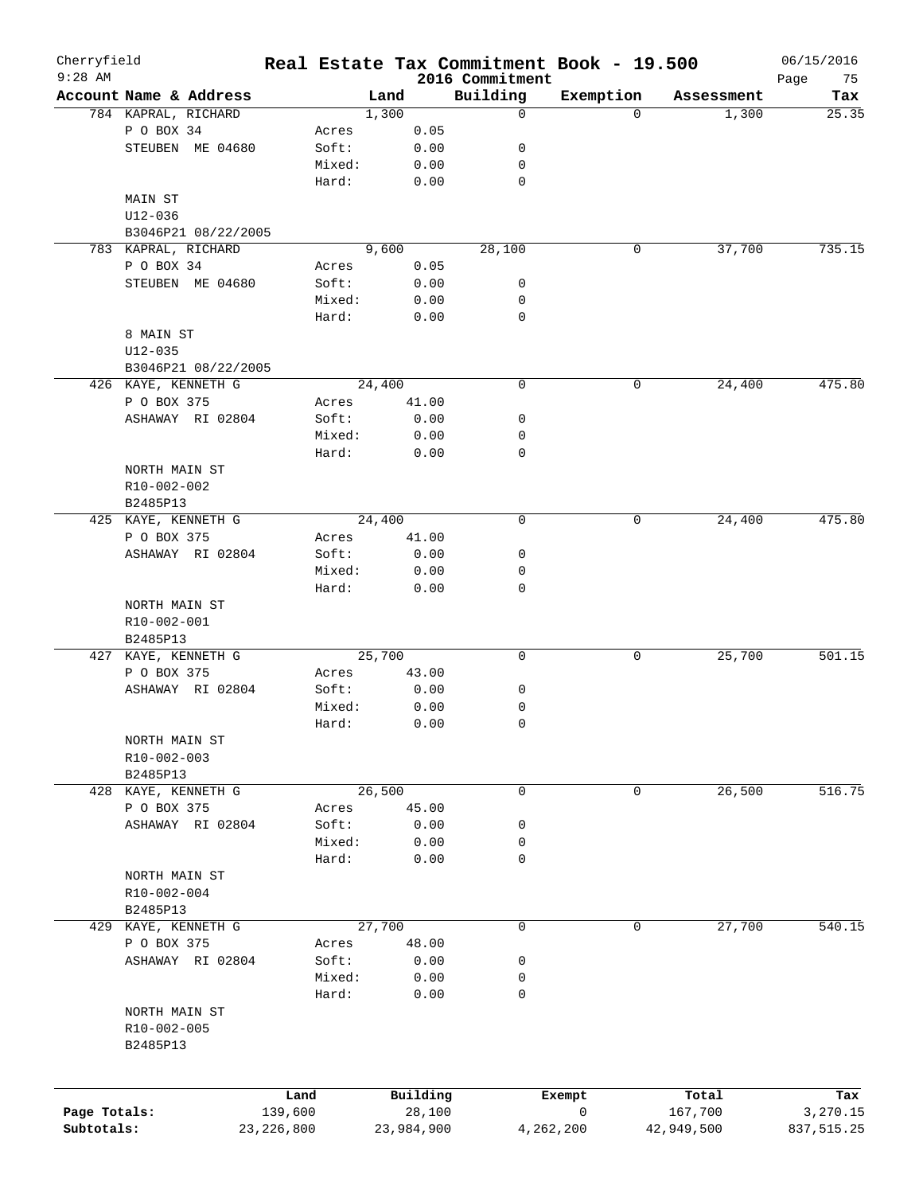Cherryfield
9:28 AM

# Real Estate Tax Commitment Book - 19.500

2016 Commitment

06/15/2016

| Account | Name & Address | | Land | Building | Exemption | Assessment | Tax |
|---|---|---|---|---|---|---|---|
| 784 | KAPRAL, RICHARD | | 1,300 | 0 | 0 | 1,300 | 25.35 |
| | P O BOX 34 | Acres | 0.05 | | | | |
| | STEUBEN ME 04680 | Soft: | 0.00 | 0 | | | |
| | | Mixed: | 0.00 | 0 | | | |
| | | Hard: | 0.00 | 0 | | | |
| | MAIN ST | | | | | | |
| | U12-036 | | | | | | |
| | B3046P21 08/22/2005 | | | | | | |
| 783 | KAPRAL, RICHARD | | 9,600 | 28,100 | 0 | 37,700 | 735.15 |
| | P O BOX 34 | Acres | 0.05 | | | | |
| | STEUBEN ME 04680 | Soft: | 0.00 | 0 | | | |
| | | Mixed: | 0.00 | 0 | | | |
| | | Hard: | 0.00 | 0 | | | |
| | 8 MAIN ST | | | | | | |
| | U12-035 | | | | | | |
| | B3046P21 08/22/2005 | | | | | | |
| 426 | KAYE, KENNETH G | | 24,400 | 0 | 0 | 24,400 | 475.80 |
| | P O BOX 375 | Acres | 41.00 | | | | |
| | ASHAWAY RI 02804 | Soft: | 0.00 | 0 | | | |
| | | Mixed: | 0.00 | 0 | | | |
| | | Hard: | 0.00 | 0 | | | |
| | NORTH MAIN ST | | | | | | |
| | R10-002-002 | | | | | | |
| | B2485P13 | | | | | | |
| 425 | KAYE, KENNETH G | | 24,400 | 0 | 0 | 24,400 | 475.80 |
| | P O BOX 375 | Acres | 41.00 | | | | |
| | ASHAWAY RI 02804 | Soft: | 0.00 | 0 | | | |
| | | Mixed: | 0.00 | 0 | | | |
| | | Hard: | 0.00 | 0 | | | |
| | NORTH MAIN ST | | | | | | |
| | R10-002-001 | | | | | | |
| | B2485P13 | | | | | | |
| 427 | KAYE, KENNETH G | | 25,700 | 0 | 0 | 25,700 | 501.15 |
| | P O BOX 375 | Acres | 43.00 | | | | |
| | ASHAWAY RI 02804 | Soft: | 0.00 | 0 | | | |
| | | Mixed: | 0.00 | 0 | | | |
| | | Hard: | 0.00 | 0 | | | |
| | NORTH MAIN ST | | | | | | |
| | R10-002-003 | | | | | | |
| | B2485P13 | | | | | | |
| 428 | KAYE, KENNETH G | | 26,500 | 0 | 0 | 26,500 | 516.75 |
| | P O BOX 375 | Acres | 45.00 | | | | |
| | ASHAWAY RI 02804 | Soft: | 0.00 | 0 | | | |
| | | Mixed: | 0.00 | 0 | | | |
| | | Hard: | 0.00 | 0 | | | |
| | NORTH MAIN ST | | | | | | |
| | R10-002-004 | | | | | | |
| | B2485P13 | | | | | | |
| 429 | KAYE, KENNETH G | | 27,700 | 0 | 0 | 27,700 | 540.15 |
| | P O BOX 375 | Acres | 48.00 | | | | |
| | ASHAWAY RI 02804 | Soft: | 0.00 | 0 | | | |
| | | Mixed: | 0.00 | 0 | | | |
| | | Hard: | 0.00 | 0 | | | |
| | NORTH MAIN ST | | | | | | |
| | R10-002-005 | | | | | | |
| | B2485P13 | | | | | | |

| | Land | Building | Exempt | Total | Tax |
|---|---|---|---|---|---|
| Page Totals: | 139,600 | 28,100 | 0 | 167,700 | 3,270.15 |
| Subtotals: | 23,226,800 | 23,984,900 | 4,262,200 | 42,949,500 | 837,515.25 |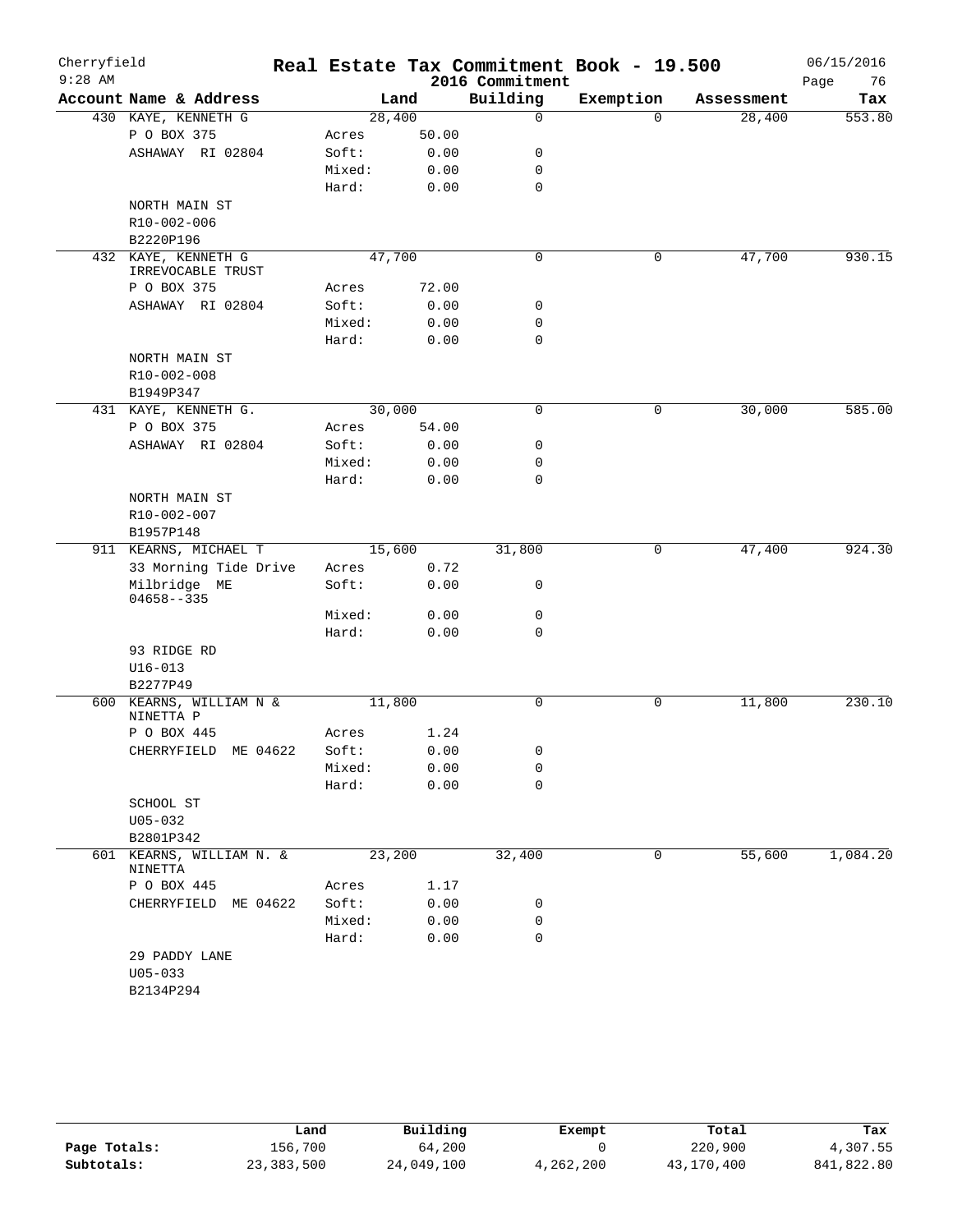# Real Estate Tax Commitment Book - 19.500

Cherryfield
9:28 AM

2016 Commitment

06/15/2016

| Account | Name & Address | | Land | Building | Exemption | Assessment | Tax |
|---|---|---|---|---|---|---|---|
| 430 | KAYE, KENNETH G | | 28,400 | 0 | 0 | 28,400 | 553.80 |
| | P O BOX 375 | Acres | 50.00 | | | | |
| | ASHAWAY RI 02804 | Soft: | 0.00 | 0 | | | |
| | | Mixed: | 0.00 | 0 | | | |
| | | Hard: | 0.00 | 0 | | | |
| | NORTH MAIN ST | | | | | | |
| | R10-002-006 | | | | | | |
| | B2220P196 | | | | | | |
| 432 | KAYE, KENNETH G IRREVOCABLE TRUST | | 47,700 | 0 | 0 | 47,700 | 930.15 |
| | P O BOX 375 | Acres | 72.00 | | | | |
| | ASHAWAY RI 02804 | Soft: | 0.00 | 0 | | | |
| | | Mixed: | 0.00 | 0 | | | |
| | | Hard: | 0.00 | 0 | | | |
| | NORTH MAIN ST | | | | | | |
| | R10-002-008 | | | | | | |
| | B1949P347 | | | | | | |
| 431 | KAYE, KENNETH G. | | 30,000 | 0 | 0 | 30,000 | 585.00 |
| | P O BOX 375 | Acres | 54.00 | | | | |
| | ASHAWAY RI 02804 | Soft: | 0.00 | 0 | | | |
| | | Mixed: | 0.00 | 0 | | | |
| | | Hard: | 0.00 | 0 | | | |
| | NORTH MAIN ST | | | | | | |
| | R10-002-007 | | | | | | |
| | B1957P148 | | | | | | |
| 911 | KEARNS, MICHAEL T | | 15,600 | 31,800 | 0 | 47,400 | 924.30 |
| | 33 Morning Tide Drive | Acres | 0.72 | | | | |
| | Milbridge ME 04658--335 | Soft: | 0.00 | 0 | | | |
| | | Mixed: | 0.00 | 0 | | | |
| | | Hard: | 0.00 | 0 | | | |
| | 93 RIDGE RD | | | | | | |
| | U16-013 | | | | | | |
| | B2277P49 | | | | | | |
| 600 | KEARNS, WILLIAM N & NINETTA P | | 11,800 | 0 | 0 | 11,800 | 230.10 |
| | P O BOX 445 | Acres | 1.24 | | | | |
| | CHERRYFIELD ME 04622 | Soft: | 0.00 | 0 | | | |
| | | Mixed: | 0.00 | 0 | | | |
| | | Hard: | 0.00 | 0 | | | |
| | SCHOOL ST | | | | | | |
| | U05-032 | | | | | | |
| | B2801P342 | | | | | | |
| 601 | KEARNS, WILLIAM N. & NINETTA | | 23,200 | 32,400 | 0 | 55,600 | 1,084.20 |
| | P O BOX 445 | Acres | 1.17 | | | | |
| | CHERRYFIELD ME 04622 | Soft: | 0.00 | 0 | | | |
| | | Mixed: | 0.00 | 0 | | | |
| | | Hard: | 0.00 | 0 | | | |
| | 29 PADDY LANE | | | | | | |
| | U05-033 | | | | | | |
| | B2134P294 | | | | | | |

| | Land | Building | Exempt | Total | Tax |
|---|---|---|---|---|---|
| Page Totals: | 156,700 | 64,200 | 0 | 220,900 | 4,307.55 |
| Subtotals: | 23,383,500 | 24,049,100 | 4,262,200 | 43,170,400 | 841,822.80 |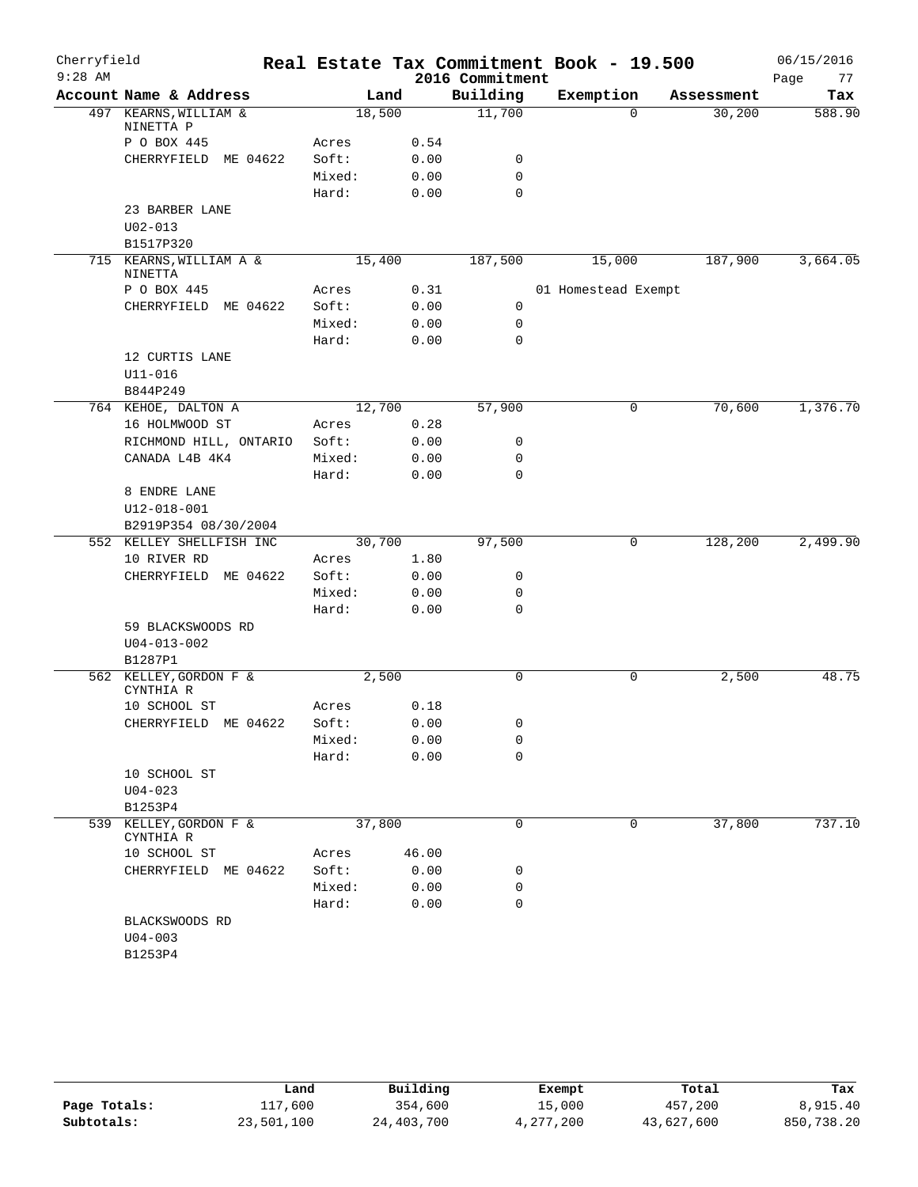Cherryfield 9:28 AM

# Real Estate Tax Commitment Book - 19.500

## 2016 Commitment

06/15/2016

| Account Name & Address | Land | | Building | Exemption | Assessment | Tax |
|---|---|---|---|---|---|---|
| 497 KEARNS, WILLIAM & NINETTA P | 18,500 | | 11,700 | 0 | 30,200 | 588.90 |
| P O BOX 445 | Acres | 0.54 | | | | |
| CHERRYFIELD ME 04622 | Soft: | 0.00 | 0 | | | |
| | Mixed: | 0.00 | 0 | | | |
| | Hard: | 0.00 | 0 | | | |
| 23 BARBER LANE | | | | | | |
| U02-013 | | | | | | |
| B1517P320 | | | | | | |
| 715 KEARNS, WILLIAM A & NINETTA | 15,400 | | 187,500 | 15,000 | 187,900 | 3,664.05 |
| P O BOX 445 | Acres | 0.31 | | 01 Homestead Exempt | | |
| CHERRYFIELD ME 04622 | Soft: | 0.00 | 0 | | | |
| | Mixed: | 0.00 | 0 | | | |
| | Hard: | 0.00 | 0 | | | |
| 12 CURTIS LANE | | | | | | |
| U11-016 | | | | | | |
| B844P249 | | | | | | |
| 764 KEHOE, DALTON A | 12,700 | | 57,900 | 0 | 70,600 | 1,376.70 |
| 16 HOLMWOOD ST | Acres | 0.28 | | | | |
| RICHMOND HILL, ONTARIO | Soft: | 0.00 | 0 | | | |
| CANADA L4B 4K4 | Mixed: | 0.00 | 0 | | | |
| | Hard: | 0.00 | 0 | | | |
| 8 ENDRE LANE | | | | | | |
| U12-018-001 | | | | | | |
| B2919P354 08/30/2004 | | | | | | |
| 552 KELLEY SHELLFISH INC | 30,700 | | 97,500 | 0 | 128,200 | 2,499.90 |
| 10 RIVER RD | Acres | 1.80 | | | | |
| CHERRYFIELD ME 04622 | Soft: | 0.00 | 0 | | | |
| | Mixed: | 0.00 | 0 | | | |
| | Hard: | 0.00 | 0 | | | |
| 59 BLACKSWOODS RD | | | | | | |
| U04-013-002 | | | | | | |
| B1287P1 | | | | | | |
| 562 KELLEY, GORDON F & CYNTHIA R | 2,500 | | 0 | 0 | 2,500 | 48.75 |
| 10 SCHOOL ST | Acres | 0.18 | | | | |
| CHERRYFIELD ME 04622 | Soft: | 0.00 | 0 | | | |
| | Mixed: | 0.00 | 0 | | | |
| | Hard: | 0.00 | 0 | | | |
| 10 SCHOOL ST | | | | | | |
| U04-023 | | | | | | |
| B1253P4 | | | | | | |
| 539 KELLEY, GORDON F & CYNTHIA R | 37,800 | | 0 | 0 | 37,800 | 737.10 |
| 10 SCHOOL ST | Acres | 46.00 | | | | |
| CHERRYFIELD ME 04622 | Soft: | 0.00 | 0 | | | |
| | Mixed: | 0.00 | 0 | | | |
| | Hard: | 0.00 | 0 | | | |
| BLACKSWOODS RD | | | | | | |
| U04-003 | | | | | | |
| B1253P4 | | | | | | |

| | Land | Building | Exempt | Total | Tax |
|---|---|---|---|---|---|
| Page Totals: | 117,600 | 354,600 | 15,000 | 457,200 | 8,915.40 |
| Subtotals: | 23,501,100 | 24,403,700 | 4,277,200 | 43,627,600 | 850,738.20 |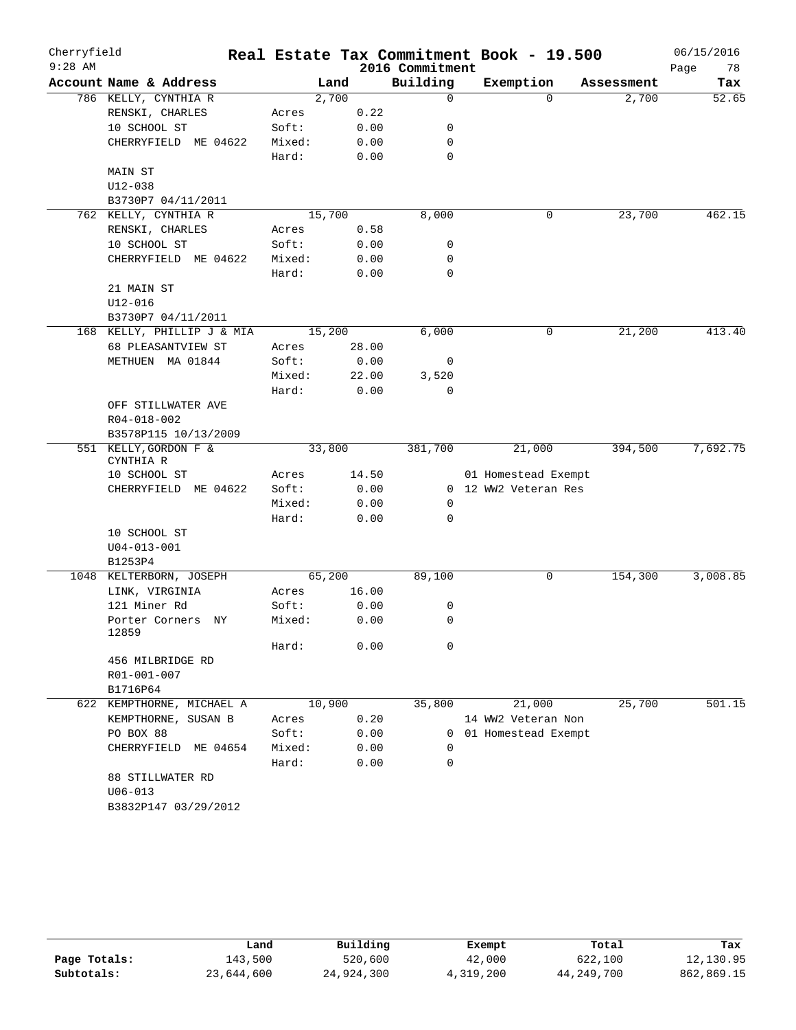# Real Estate Tax Commitment Book - 19.500

Cherryfield
9:28 AM
2016 Commitment
06/15/2016

| Account Name & Address | Land | | Building | Exemption | Assessment | Tax |
|---|---|---|---|---|---|---|
| 786 KELLY, CYNTHIA R | 2,700 | | 0 | 0 | 2,700 | 52.65 |
| RENSKI, CHARLES | Acres | 0.22 | | | | |
| 10 SCHOOL ST | Soft: | 0.00 | 0 | | | |
| CHERRYFIELD ME 04622 | Mixed: | 0.00 | 0 | | | |
| | Hard: | 0.00 | 0 | | | |
| MAIN ST | | | | | | |
| U12-038 | | | | | | |
| B3730P7 04/11/2011 | | | | | | |
| 762 KELLY, CYNTHIA R | 15,700 | | 8,000 | 0 | 23,700 | 462.15 |
| RENSKI, CHARLES | Acres | 0.58 | | | | |
| 10 SCHOOL ST | Soft: | 0.00 | 0 | | | |
| CHERRYFIELD ME 04622 | Mixed: | 0.00 | 0 | | | |
| | Hard: | 0.00 | 0 | | | |
| 21 MAIN ST | | | | | | |
| U12-016 | | | | | | |
| B3730P7 04/11/2011 | | | | | | |
| 168 KELLY, PHILLIP J & MIA | 15,200 | | 6,000 | 0 | 21,200 | 413.40 |
| 68 PLEASANTVIEW ST | Acres | 28.00 | | | | |
| METHUEN MA 01844 | Soft: | 0.00 | 0 | | | |
| | Mixed: | 22.00 | 3,520 | | | |
| | Hard: | 0.00 | 0 | | | |
| OFF STILLWATER AVE | | | | | | |
| R04-018-002 | | | | | | |
| B3578P115 10/13/2009 | | | | | | |
| 551 KELLY, GORDON F & CYNTHIA R | 33,800 | | 381,700 | 21,000 | 394,500 | 7,692.75 |
| 10 SCHOOL ST | Acres | 14.50 | | 01 Homestead Exempt | | |
| CHERRYFIELD ME 04622 | Soft: | 0.00 | 0 | 12 WW2 Veteran Res | | |
| | Mixed: | 0.00 | 0 | | | |
| | Hard: | 0.00 | 0 | | | |
| 10 SCHOOL ST | | | | | | |
| U04-013-001 | | | | | | |
| B1253P4 | | | | | | |
| 1048 KELTERBORN, JOSEPH | 65,200 | | 89,100 | 0 | 154,300 | 3,008.85 |
| LINK, VIRGINIA | Acres | 16.00 | | | | |
| 121 Miner Rd | Soft: | 0.00 | 0 | | | |
| Porter Corners NY 12859 | Mixed: | 0.00 | 0 | | | |
| | Hard: | 0.00 | 0 | | | |
| 456 MILBRIDGE RD | | | | | | |
| R01-001-007 | | | | | | |
| B1716P64 | | | | | | |
| 622 KEMPTHORNE, MICHAEL A | 10,900 | | 35,800 | 21,000 | 25,700 | 501.15 |
| KEMPTHORNE, SUSAN B | Acres | 0.20 | | 14 WW2 Veteran Non | | |
| PO BOX 88 | Soft: | 0.00 | 0 | 01 Homestead Exempt | | |
| CHERRYFIELD ME 04654 | Mixed: | 0.00 | 0 | | | |
| | Hard: | 0.00 | 0 | | | |
| 88 STILLWATER RD | | | | | | |
| U06-013 | | | | | | |
| B3832P147 03/29/2012 | | | | | | |

| | Land | Building | Exempt | Total | Tax |
|---|---|---|---|---|---|
| Page Totals: | 143,500 | 520,600 | 42,000 | 622,100 | 12,130.95 |
| Subtotals: | 23,644,600 | 24,924,300 | 4,319,200 | 44,249,700 | 862,869.15 |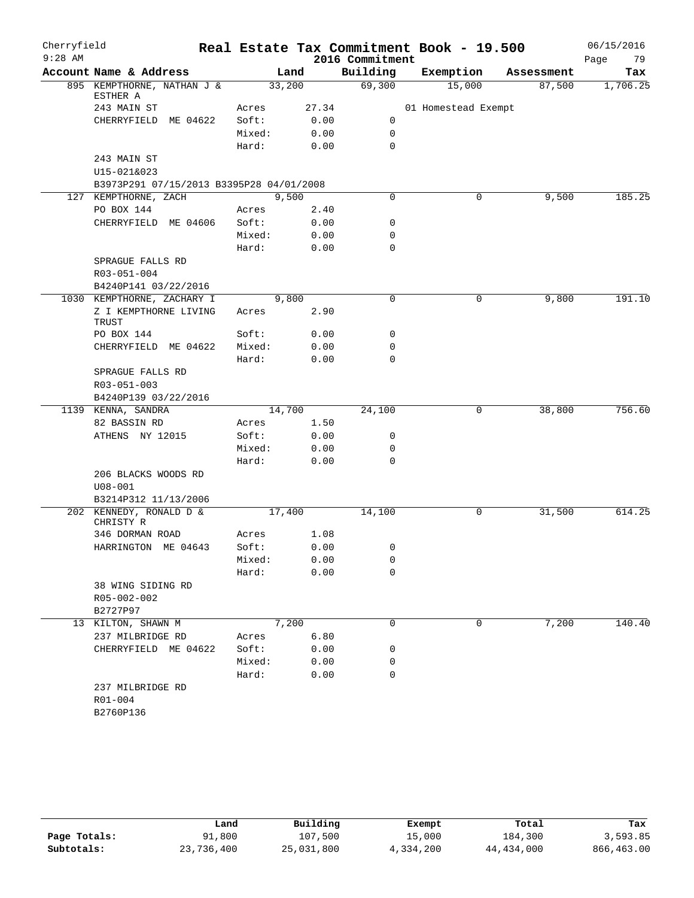# Real Estate Tax Commitment Book - 19.500

Cherryfield
9:28 AM

2016 Commitment

06/15/2016

| Account Name & Address | | Land | Building | Exemption | Assessment | Tax |
|---|---|---|---|---|---|---|
| 895 KEMPTHORNE, NATHAN J & ESTHER A | | 33,200 | 69,300 | 15,000 | 87,500 | 1,706.25 |
| 243 MAIN ST | Acres | 27.34 | | 01 Homestead Exempt | | |
| CHERRYFIELD ME 04622 | Soft: | 0.00 | 0 | | | |
| | Mixed: | 0.00 | 0 | | | |
| | Hard: | 0.00 | 0 | | | |
| 243 MAIN ST | | | | | | |
| U15-021&023 | | | | | | |
| B3973P291 07/15/2013 B3395P28 04/01/2008 | | | | | | |
| 127 KEMPTHORNE, ZACH | | 9,500 | 0 | 0 | 9,500 | 185.25 |
| PO BOX 144 | Acres | 2.40 | | | | |
| CHERRYFIELD ME 04606 | Soft: | 0.00 | 0 | | | |
| | Mixed: | 0.00 | 0 | | | |
| | Hard: | 0.00 | 0 | | | |
| SPRAGUE FALLS RD | | | | | | |
| R03-051-004 | | | | | | |
| B4240P141 03/22/2016 | | | | | | |
| 1030 KEMPTHORNE, ZACHARY I | | 9,800 | 0 | 0 | 9,800 | 191.10 |
| Z I KEMPTHORNE LIVING TRUST | Acres | 2.90 | | | | |
| PO BOX 144 | Soft: | 0.00 | 0 | | | |
| CHERRYFIELD ME 04622 | Mixed: | 0.00 | 0 | | | |
| | Hard: | 0.00 | 0 | | | |
| SPRAGUE FALLS RD | | | | | | |
| R03-051-003 | | | | | | |
| B4240P139 03/22/2016 | | | | | | |
| 1139 KENNA, SANDRA | | 14,700 | 24,100 | 0 | 38,800 | 756.60 |
| 82 BASSIN RD | Acres | 1.50 | | | | |
| ATHENS NY 12015 | Soft: | 0.00 | 0 | | | |
| | Mixed: | 0.00 | 0 | | | |
| | Hard: | 0.00 | 0 | | | |
| 206 BLACKS WOODS RD | | | | | | |
| U08-001 | | | | | | |
| B3214P312 11/13/2006 | | | | | | |
| 202 KENNEDY, RONALD D & CHRISTY R | | 17,400 | 14,100 | 0 | 31,500 | 614.25 |
| 346 DORMAN ROAD | Acres | 1.08 | | | | |
| HARRINGTON ME 04643 | Soft: | 0.00 | 0 | | | |
| | Mixed: | 0.00 | 0 | | | |
| | Hard: | 0.00 | 0 | | | |
| 38 WING SIDING RD | | | | | | |
| R05-002-002 | | | | | | |
| B2727P97 | | | | | | |
| 13 KILTON, SHAWN M | | 7,200 | 0 | 0 | 7,200 | 140.40 |
| 237 MILBRIDGE RD | Acres | 6.80 | | | | |
| CHERRYFIELD ME 04622 | Soft: | 0.00 | 0 | | | |
| | Mixed: | 0.00 | 0 | | | |
| | Hard: | 0.00 | 0 | | | |
| 237 MILBRIDGE RD | | | | | | |
| R01-004 | | | | | | |
| B2760P136 | | | | | | |

| | Land | Building | Exempt | Total | Tax |
|---|---|---|---|---|---|
| Page Totals: | 91,800 | 107,500 | 15,000 | 184,300 | 3,593.85 |
| Subtotals: | 23,736,400 | 25,031,800 | 4,334,200 | 44,434,000 | 866,463.00 |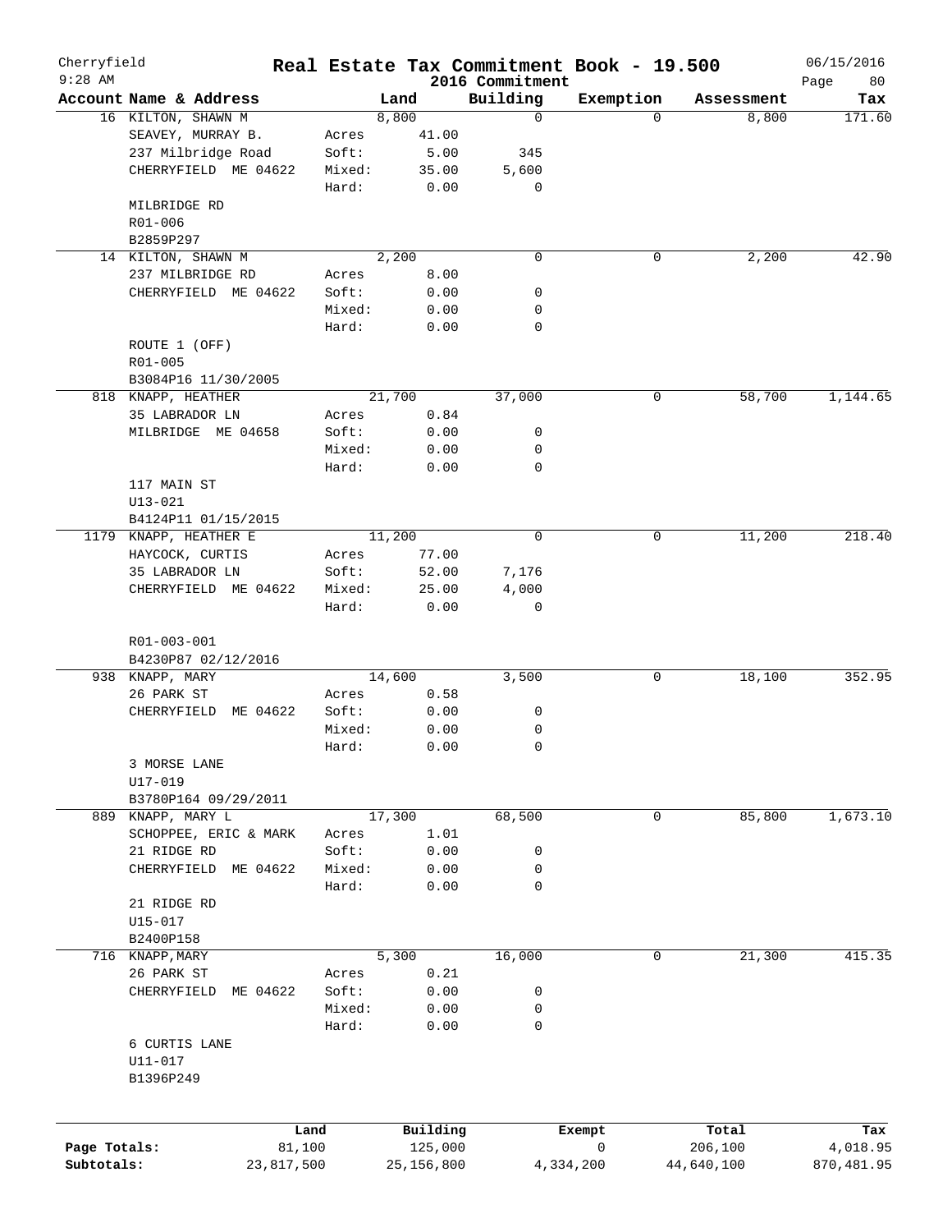Cherryfield
9:28 AM

# Real Estate Tax Commitment Book - 19.500

2016 Commitment

06/15/2016

| Account Name & Address | | Land | Building | Exemption | Assessment | Tax |
|---|---|---|---|---|---|---|
| 16 KILTON, SHAWN M | | 8,800 | 0 | 0 | 8,800 | 171.60 |
| SEAVEY, MURRAY B. | Acres | 41.00 | | | | |
| 237 Milbridge Road | Soft: | 5.00 | 345 | | | |
| CHERRYFIELD ME 04622 | Mixed: | 35.00 | 5,600 | | | |
| | Hard: | 0.00 | 0 | | | |
| MILBRIDGE RD | | | | | | |
| R01-006 | | | | | | |
| B2859P297 | | | | | | |
| 14 KILTON, SHAWN M | | 2,200 | 0 | 0 | 2,200 | 42.90 |
| 237 MILBRIDGE RD | Acres | 8.00 | | | | |
| CHERRYFIELD ME 04622 | Soft: | 0.00 | 0 | | | |
| | Mixed: | 0.00 | 0 | | | |
| | Hard: | 0.00 | 0 | | | |
| ROUTE 1 (OFF) | | | | | | |
| R01-005 | | | | | | |
| B3084P16 11/30/2005 | | | | | | |
| 818 KNAPP, HEATHER | | 21,700 | 37,000 | 0 | 58,700 | 1,144.65 |
| 35 LABRADOR LN | Acres | 0.84 | | | | |
| MILBRIDGE ME 04658 | Soft: | 0.00 | 0 | | | |
| | Mixed: | 0.00 | 0 | | | |
| | Hard: | 0.00 | 0 | | | |
| 117 MAIN ST | | | | | | |
| U13-021 | | | | | | |
| B4124P11 01/15/2015 | | | | | | |
| 1179 KNAPP, HEATHER E | | 11,200 | 0 | 0 | 11,200 | 218.40 |
| HAYCOCK, CURTIS | Acres | 77.00 | | | | |
| 35 LABRADOR LN | Soft: | 52.00 | 7,176 | | | |
| CHERRYFIELD ME 04622 | Mixed: | 25.00 | 4,000 | | | |
| | Hard: | 0.00 | 0 | | | |
| R01-003-001 | | | | | | |
| B4230P87 02/12/2016 | | | | | | |
| 938 KNAPP, MARY | | 14,600 | 3,500 | 0 | 18,100 | 352.95 |
| 26 PARK ST | Acres | 0.58 | | | | |
| CHERRYFIELD ME 04622 | Soft: | 0.00 | 0 | | | |
| | Mixed: | 0.00 | 0 | | | |
| | Hard: | 0.00 | 0 | | | |
| 3 MORSE LANE | | | | | | |
| U17-019 | | | | | | |
| B3780P164 09/29/2011 | | | | | | |
| 889 KNAPP, MARY L | | 17,300 | 68,500 | 0 | 85,800 | 1,673.10 |
| SCHOPPEE, ERIC & MARK | Acres | 1.01 | | | | |
| 21 RIDGE RD | Soft: | 0.00 | 0 | | | |
| CHERRYFIELD ME 04622 | Mixed: | 0.00 | 0 | | | |
| | Hard: | 0.00 | 0 | | | |
| 21 RIDGE RD | | | | | | |
| U15-017 | | | | | | |
| B2400P158 | | | | | | |
| 716 KNAPP,MARY | | 5,300 | 16,000 | 0 | 21,300 | 415.35 |
| 26 PARK ST | Acres | 0.21 | | | | |
| CHERRYFIELD ME 04622 | Soft: | 0.00 | 0 | | | |
| | Mixed: | 0.00 | 0 | | | |
| | Hard: | 0.00 | 0 | | | |
| 6 CURTIS LANE | | | | | | |
| U11-017 | | | | | | |
| B1396P249 | | | | | | |

| | Land | Building | Exempt | Total | Tax |
|---|---|---|---|---|---|
| Page Totals: | 81,100 | 125,000 | 0 | 206,100 | 4,018.95 |
| Subtotals: | 23,817,500 | 25,156,800 | 4,334,200 | 44,640,100 | 870,481.95 |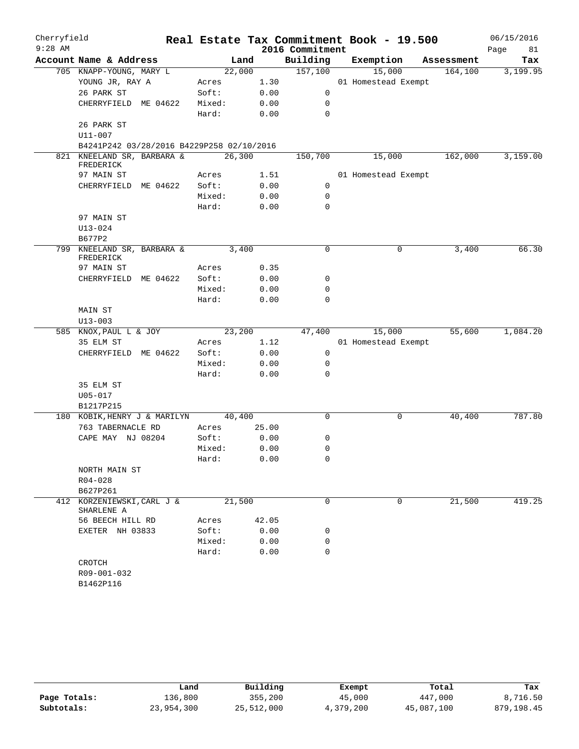Cherryfield 9:28 AM

# Real Estate Tax Commitment Book - 19.500

2016 Commitment

06/15/2016

| Account | Name & Address | | Land | Building | Exemption | Assessment | Tax |
|---|---|---|---|---|---|---|---|
| 705 | KNAPP-YOUNG, MARY L | | 22,000 | 157,100 | 15,000 | 164,100 | 3,199.95 |
| | YOUNG JR, RAY A | Acres | 1.30 | | 01 Homestead Exempt | | |
| | 26 PARK ST | Soft: | 0.00 | 0 | | | |
| | CHERRYFIELD ME 04622 | Mixed: | 0.00 | 0 | | | |
| | | Hard: | 0.00 | 0 | | | |
| | 26 PARK ST | | | | | | |
| | U11-007 | | | | | | |
| | B4241P242 03/28/2016 B4229P258 02/10/2016 | | | | | | |
| 821 | KNEELAND SR, BARBARA & FREDERICK | | 26,300 | 150,700 | 15,000 | 162,000 | 3,159.00 |
| | 97 MAIN ST | Acres | 1.51 | | 01 Homestead Exempt | | |
| | CHERRYFIELD ME 04622 | Soft: | 0.00 | 0 | | | |
| | | Mixed: | 0.00 | 0 | | | |
| | | Hard: | 0.00 | 0 | | | |
| | 97 MAIN ST | | | | | | |
| | U13-024 | | | | | | |
| | B677P2 | | | | | | |
| 799 | KNEELAND SR, BARBARA & FREDERICK | | 3,400 | 0 | 0 | 3,400 | 66.30 |
| | 97 MAIN ST | Acres | 0.35 | | | | |
| | CHERRYFIELD ME 04622 | Soft: | 0.00 | 0 | | | |
| | | Mixed: | 0.00 | 0 | | | |
| | | Hard: | 0.00 | 0 | | | |
| | MAIN ST | | | | | | |
| | U13-003 | | | | | | |
| 585 | KNOX, PAUL L & JOY | | 23,200 | 47,400 | 15,000 | 55,600 | 1,084.20 |
| | 35 ELM ST | Acres | 1.12 | | 01 Homestead Exempt | | |
| | CHERRYFIELD ME 04622 | Soft: | 0.00 | 0 | | | |
| | | Mixed: | 0.00 | 0 | | | |
| | | Hard: | 0.00 | 0 | | | |
| | 35 ELM ST | | | | | | |
| | U05-017 | | | | | | |
| | B1217P215 | | | | | | |
| 180 | KOBIK, HENRY J & MARILYN | | 40,400 | 0 | 0 | 40,400 | 787.80 |
| | 763 TABERNACLE RD | Acres | 25.00 | | | | |
| | CAPE MAY NJ 08204 | Soft: | 0.00 | 0 | | | |
| | | Mixed: | 0.00 | 0 | | | |
| | | Hard: | 0.00 | 0 | | | |
| | NORTH MAIN ST | | | | | | |
| | R04-028 | | | | | | |
| | B627P261 | | | | | | |
| 412 | KORZENIEWSKI, CARL J & SHARLENE A | | 21,500 | 0 | 0 | 21,500 | 419.25 |
| | 56 BEECH HILL RD | Acres | 42.05 | | | | |
| | EXETER NH 03833 | Soft: | 0.00 | 0 | | | |
| | | Mixed: | 0.00 | 0 | | | |
| | | Hard: | 0.00 | 0 | | | |
| | CROTCH | | | | | | |
| | R09-001-032 | | | | | | |
| | B1462P116 | | | | | | |

| | Land | Building | Exempt | Total | Tax |
|---|---|---|---|---|---|
| Page Totals: | 136,800 | 355,200 | 45,000 | 447,000 | 8,716.50 |
| Subtotals: | 23,954,300 | 25,512,000 | 4,379,200 | 45,087,100 | 879,198.45 |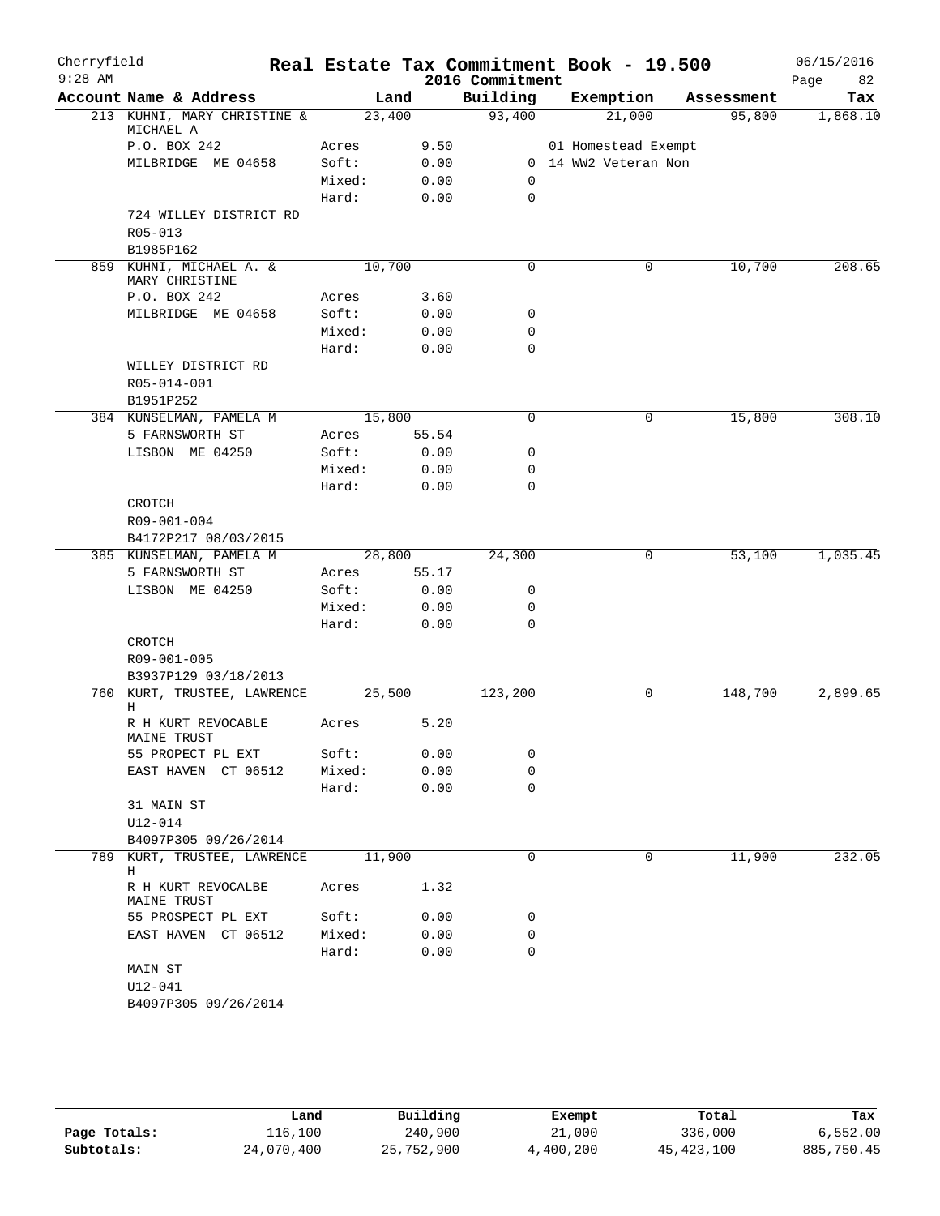Cherryfield 9:28 AM

# Real Estate Tax Commitment Book - 19.500

2016 Commitment

06/15/2016

| Account Name & Address | | Land | Building | Exemption | Assessment | Tax |
|---|---|---|---|---|---|---|
| 213 KUHNI, MARY CHRISTINE & MICHAEL A | | 23,400 | 93,400 | 21,000 | 95,800 | 1,868.10 |
| P.O. BOX 242 | Acres | 9.50 | | 01 Homestead Exempt | | |
| MILBRIDGE ME 04658 | Soft: | 0.00 | 0 | 14 WW2 Veteran Non | | |
| | Mixed: | 0.00 | 0 | | | |
| | Hard: | 0.00 | 0 | | | |
| 724 WILLEY DISTRICT RD | | | | | | |
| R05-013 | | | | | | |
| B1985P162 | | | | | | |
| 859 KUHNI, MICHAEL A. & MARY CHRISTINE | | 10,700 | 0 | 0 | 10,700 | 208.65 |
| P.O. BOX 242 | Acres | 3.60 | | | | |
| MILBRIDGE ME 04658 | Soft: | 0.00 | 0 | | | |
| | Mixed: | 0.00 | 0 | | | |
| | Hard: | 0.00 | 0 | | | |
| WILLEY DISTRICT RD | | | | | | |
| R05-014-001 | | | | | | |
| B1951P252 | | | | | | |
| 384 KUNSELMAN, PAMELA M | | 15,800 | 0 | 0 | 15,800 | 308.10 |
| 5 FARNSWORTH ST | Acres | 55.54 | | | | |
| LISBON ME 04250 | Soft: | 0.00 | 0 | | | |
| | Mixed: | 0.00 | 0 | | | |
| | Hard: | 0.00 | 0 | | | |
| CROTCH | | | | | | |
| R09-001-004 | | | | | | |
| B4172P217 08/03/2015 | | | | | | |
| 385 KUNSELMAN, PAMELA M | | 28,800 | 24,300 | 0 | 53,100 | 1,035.45 |
| 5 FARNSWORTH ST | Acres | 55.17 | | | | |
| LISBON ME 04250 | Soft: | 0.00 | 0 | | | |
| | Mixed: | 0.00 | 0 | | | |
| | Hard: | 0.00 | 0 | | | |
| CROTCH | | | | | | |
| R09-001-005 | | | | | | |
| B3937P129 03/18/2013 | | | | | | |
| 760 KURT, TRUSTEE, LAWRENCE H | | 25,500 | 123,200 | 0 | 148,700 | 2,899.65 |
| R H KURT REVOCABLE MAINE TRUST | Acres | 5.20 | | | | |
| 55 PROPECT PL EXT | Soft: | 0.00 | 0 | | | |
| EAST HAVEN CT 06512 | Mixed: | 0.00 | 0 | | | |
| | Hard: | 0.00 | 0 | | | |
| 31 MAIN ST | | | | | | |
| U12-014 | | | | | | |
| B4097P305 09/26/2014 | | | | | | |
| 789 KURT, TRUSTEE, LAWRENCE H | | 11,900 | 0 | 0 | 11,900 | 232.05 |
| R H KURT REVOCALBE MAINE TRUST | Acres | 1.32 | | | | |
| 55 PROSPECT PL EXT | Soft: | 0.00 | 0 | | | |
| EAST HAVEN CT 06512 | Mixed: | 0.00 | 0 | | | |
| | Hard: | 0.00 | 0 | | | |
| MAIN ST | | | | | | |
| U12-041 | | | | | | |
| B4097P305 09/26/2014 | | | | | | |

| | Land | Building | Exempt | Total | Tax |
|---|---|---|---|---|---|
| Page Totals: | 116,100 | 240,900 | 21,000 | 336,000 | 6,552.00 |
| Subtotals: | 24,070,400 | 25,752,900 | 4,400,200 | 45,423,100 | 885,750.45 |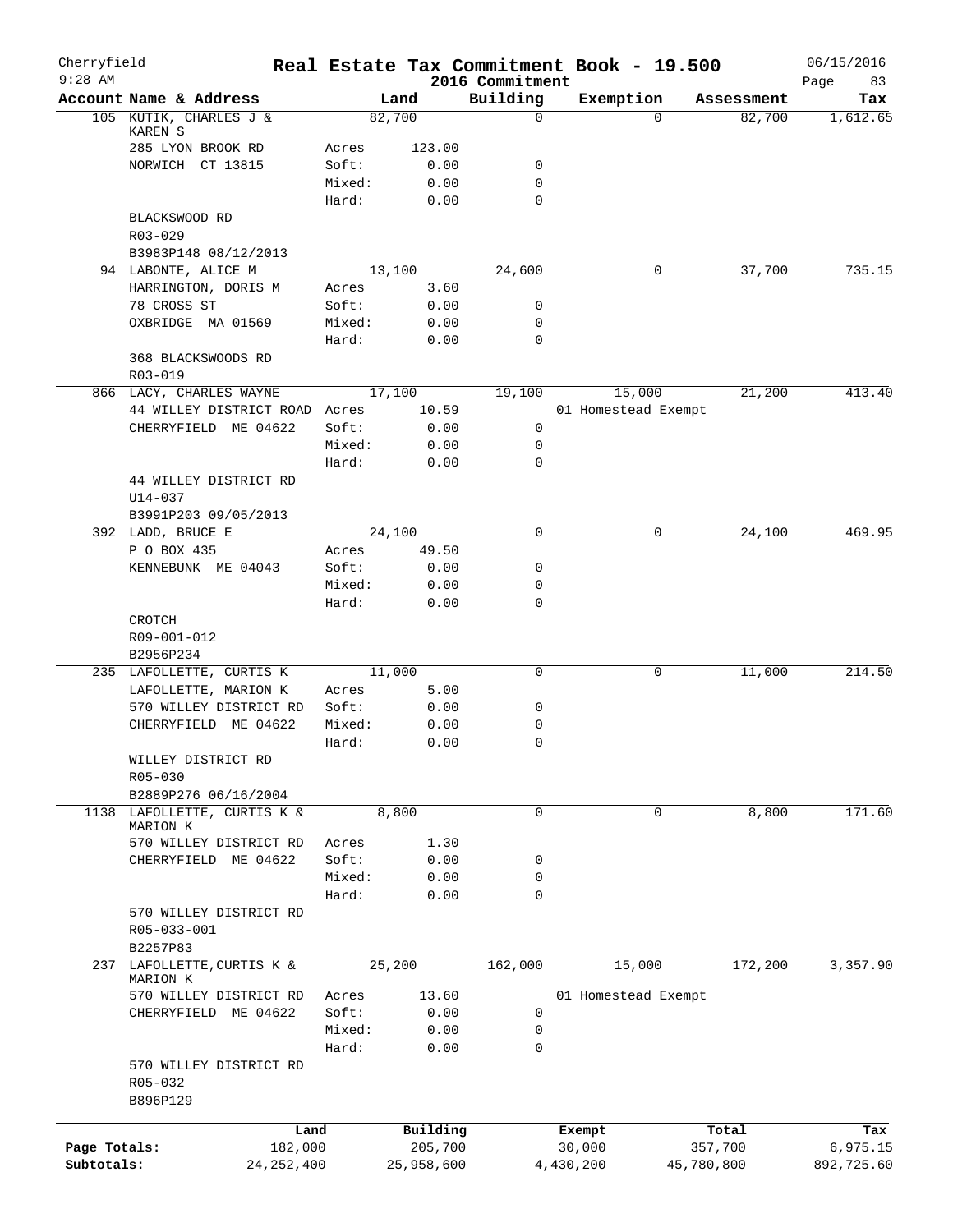Cherryfield
9:28 AM

# Real Estate Tax Commitment Book - 19.500

2016 Commitment

06/15/2016

| Account Name & Address | | Land | Building | Exemption | Assessment | Tax |
|---|---|---|---|---|---|---|
| 105 KUTIK, CHARLES J & KAREN S | | 82,700 | 0 | 0 | 82,700 | 1,612.65 |
| 285 LYON BROOK RD | Acres | 123.00 | | | | |
| NORWICH CT 13815 | Soft: | 0.00 | 0 | | | |
| | Mixed: | 0.00 | 0 | | | |
| | Hard: | 0.00 | 0 | | | |
| BLACKSWOOD RD | | | | | | |
| R03-029 | | | | | | |
| B3983P148 08/12/2013 | | | | | | |
| 94 LABONTE, ALICE M | | 13,100 | 24,600 | 0 | 37,700 | 735.15 |
| HARRINGTON, DORIS M | Acres | 3.60 | | | | |
| 78 CROSS ST | Soft: | 0.00 | 0 | | | |
| OXBRIDGE MA 01569 | Mixed: | 0.00 | 0 | | | |
| | Hard: | 0.00 | 0 | | | |
| 368 BLACKSWOODS RD | | | | | | |
| R03-019 | | | | | | |
| 866 LACY, CHARLES WAYNE | | 17,100 | 19,100 | 15,000 | 21,200 | 413.40 |
| 44 WILLEY DISTRICT ROAD | Acres | 10.59 | | 01 Homestead Exempt | | |
| CHERRYFIELD ME 04622 | Soft: | 0.00 | 0 | | | |
| | Mixed: | 0.00 | 0 | | | |
| | Hard: | 0.00 | 0 | | | |
| 44 WILLEY DISTRICT RD | | | | | | |
| U14-037 | | | | | | |
| B3991P203 09/05/2013 | | | | | | |
| 392 LADD, BRUCE E | | 24,100 | 0 | 0 | 24,100 | 469.95 |
| P O BOX 435 | Acres | 49.50 | | | | |
| KENNEBUNK ME 04043 | Soft: | 0.00 | 0 | | | |
| | Mixed: | 0.00 | 0 | | | |
| | Hard: | 0.00 | 0 | | | |
| CROTCH | | | | | | |
| R09-001-012 | | | | | | |
| B2956P234 | | | | | | |
| 235 LAFOLLETTE, CURTIS K | | 11,000 | 0 | 0 | 11,000 | 214.50 |
| LAFOLLETTE, MARION K | Acres | 5.00 | | | | |
| 570 WILLEY DISTRICT RD | Soft: | 0.00 | 0 | | | |
| CHERRYFIELD ME 04622 | Mixed: | 0.00 | 0 | | | |
| | Hard: | 0.00 | 0 | | | |
| WILLEY DISTRICT RD | | | | | | |
| R05-030 | | | | | | |
| B2889P276 06/16/2004 | | | | | | |
| 1138 LAFOLLETTE, CURTIS K & MARION K | | 8,800 | 0 | 0 | 8,800 | 171.60 |
| 570 WILLEY DISTRICT RD | Acres | 1.30 | | | | |
| CHERRYFIELD ME 04622 | Soft: | 0.00 | 0 | | | |
| | Mixed: | 0.00 | 0 | | | |
| | Hard: | 0.00 | 0 | | | |
| 570 WILLEY DISTRICT RD | | | | | | |
| R05-033-001 | | | | | | |
| B2257P83 | | | | | | |
| 237 LAFOLLETTE,CURTIS K & MARION K | | 25,200 | 162,000 | 15,000 | 172,200 | 3,357.90 |
| 570 WILLEY DISTRICT RD | Acres | 13.60 | | 01 Homestead Exempt | | |
| CHERRYFIELD ME 04622 | Soft: | 0.00 | 0 | | | |
| | Mixed: | 0.00 | 0 | | | |
| | Hard: | 0.00 | 0 | | | |
| 570 WILLEY DISTRICT RD | | | | | | |
| R05-032 | | | | | | |
| B896P129 | | | | | | |

| | Land | Building | Exempt | Total | Tax |
|---|---|---|---|---|---|
| Page Totals: | 182,000 | 205,700 | 30,000 | 357,700 | 6,975.15 |
| Subtotals: | 24,252,400 | 25,958,600 | 4,430,200 | 45,780,800 | 892,725.60 |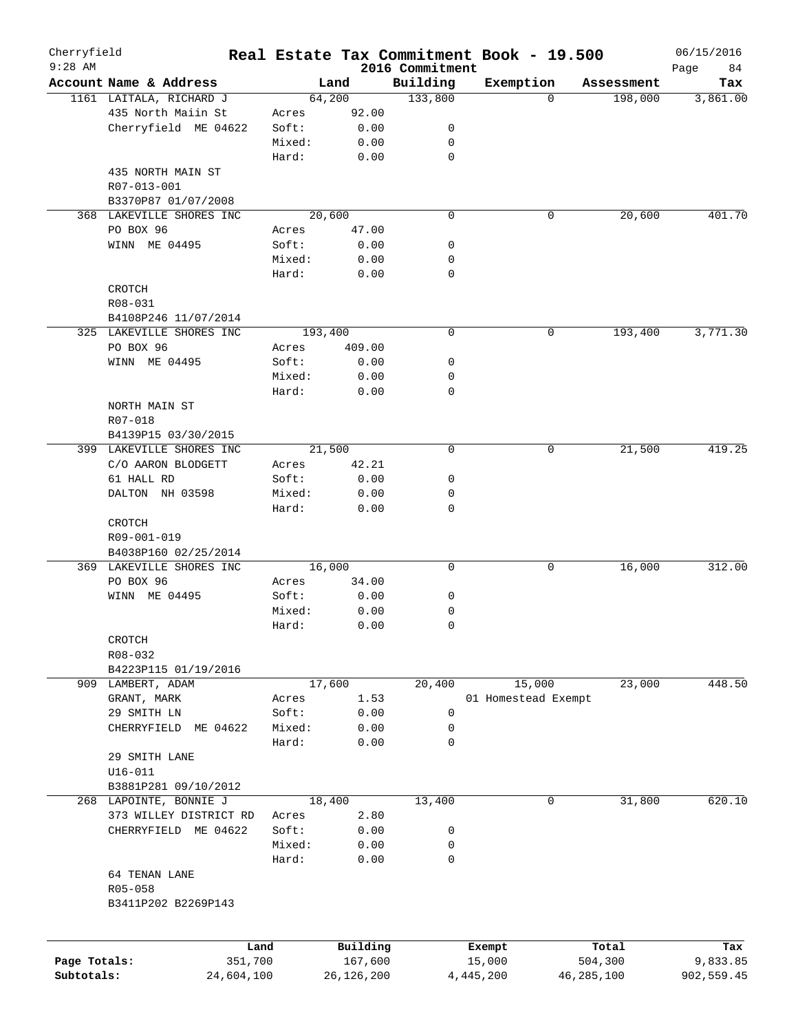# Real Estate Tax Commitment Book - 19.500

Cherryfield
9:28 AM

2016 Commitment

06/15/2016

| Account | Name & Address | | Land | Building | Exemption | Assessment | Tax |
|---|---|---|---|---|---|---|---|
| 1161 | LAITALA, RICHARD J | | 64,200 | 133,800 | 0 | 198,000 | 3,861.00 |
| | 435 North Maiin St | Acres | 92.00 | | | | |
| | Cherryfield ME 04622 | Soft: | 0.00 | 0 | | | |
| | | Mixed: | 0.00 | 0 | | | |
| | | Hard: | 0.00 | 0 | | | |
| | 435 NORTH MAIN ST | | | | | | |
| | R07-013-001 | | | | | | |
| | B3370P87 01/07/2008 | | | | | | |
| 368 | LAKEVILLE SHORES INC | | 20,600 | 0 | 0 | 20,600 | 401.70 |
| | PO BOX 96 | Acres | 47.00 | | | | |
| | WINN ME 04495 | Soft: | 0.00 | 0 | | | |
| | | Mixed: | 0.00 | 0 | | | |
| | | Hard: | 0.00 | 0 | | | |
| | CROTCH | | | | | | |
| | R08-031 | | | | | | |
| | B4108P246 11/07/2014 | | | | | | |
| 325 | LAKEVILLE SHORES INC | | 193,400 | 0 | 0 | 193,400 | 3,771.30 |
| | PO BOX 96 | Acres | 409.00 | | | | |
| | WINN ME 04495 | Soft: | 0.00 | 0 | | | |
| | | Mixed: | 0.00 | 0 | | | |
| | | Hard: | 0.00 | 0 | | | |
| | NORTH MAIN ST | | | | | | |
| | R07-018 | | | | | | |
| | B4139P15 03/30/2015 | | | | | | |
| 399 | LAKEVILLE SHORES INC | | 21,500 | 0 | 0 | 21,500 | 419.25 |
| | C/O AARON BLODGETT | Acres | 42.21 | | | | |
| | 61 HALL RD | Soft: | 0.00 | 0 | | | |
| | DALTON NH 03598 | Mixed: | 0.00 | 0 | | | |
| | | Hard: | 0.00 | 0 | | | |
| | CROTCH | | | | | | |
| | R09-001-019 | | | | | | |
| | B4038P160 02/25/2014 | | | | | | |
| 369 | LAKEVILLE SHORES INC | | 16,000 | 0 | 0 | 16,000 | 312.00 |
| | PO BOX 96 | Acres | 34.00 | | | | |
| | WINN ME 04495 | Soft: | 0.00 | 0 | | | |
| | | Mixed: | 0.00 | 0 | | | |
| | | Hard: | 0.00 | 0 | | | |
| | CROTCH | | | | | | |
| | R08-032 | | | | | | |
| | B4223P115 01/19/2016 | | | | | | |
| 909 | LAMBERT, ADAM | | 17,600 | 20,400 | 15,000 | 23,000 | 448.50 |
| | GRANT, MARK | Acres | 1.53 | | 01 Homestead Exempt | | |
| | 29 SMITH LN | Soft: | 0.00 | 0 | | | |
| | CHERRYFIELD ME 04622 | Mixed: | 0.00 | 0 | | | |
| | | Hard: | 0.00 | 0 | | | |
| | 29 SMITH LANE | | | | | | |
| | U16-011 | | | | | | |
| | B3881P281 09/10/2012 | | | | | | |
| 268 | LAPOINTE, BONNIE J | | 18,400 | 13,400 | 0 | 31,800 | 620.10 |
| | 373 WILLEY DISTRICT RD | Acres | 2.80 | | | | |
| | CHERRYFIELD ME 04622 | Soft: | 0.00 | 0 | | | |
| | | Mixed: | 0.00 | 0 | | | |
| | | Hard: | 0.00 | 0 | | | |
| | 64 TENAN LANE | | | | | | |
| | R05-058 | | | | | | |
| | B3411P202 B2269P143 | | | | | | |

| | Land | Building | Exempt | Total | Tax |
|---|---|---|---|---|---|
| Page Totals: | 351,700 | 167,600 | 15,000 | 504,300 | 9,833.85 |
| Subtotals: | 24,604,100 | 26,126,200 | 4,445,200 | 46,285,100 | 902,559.45 |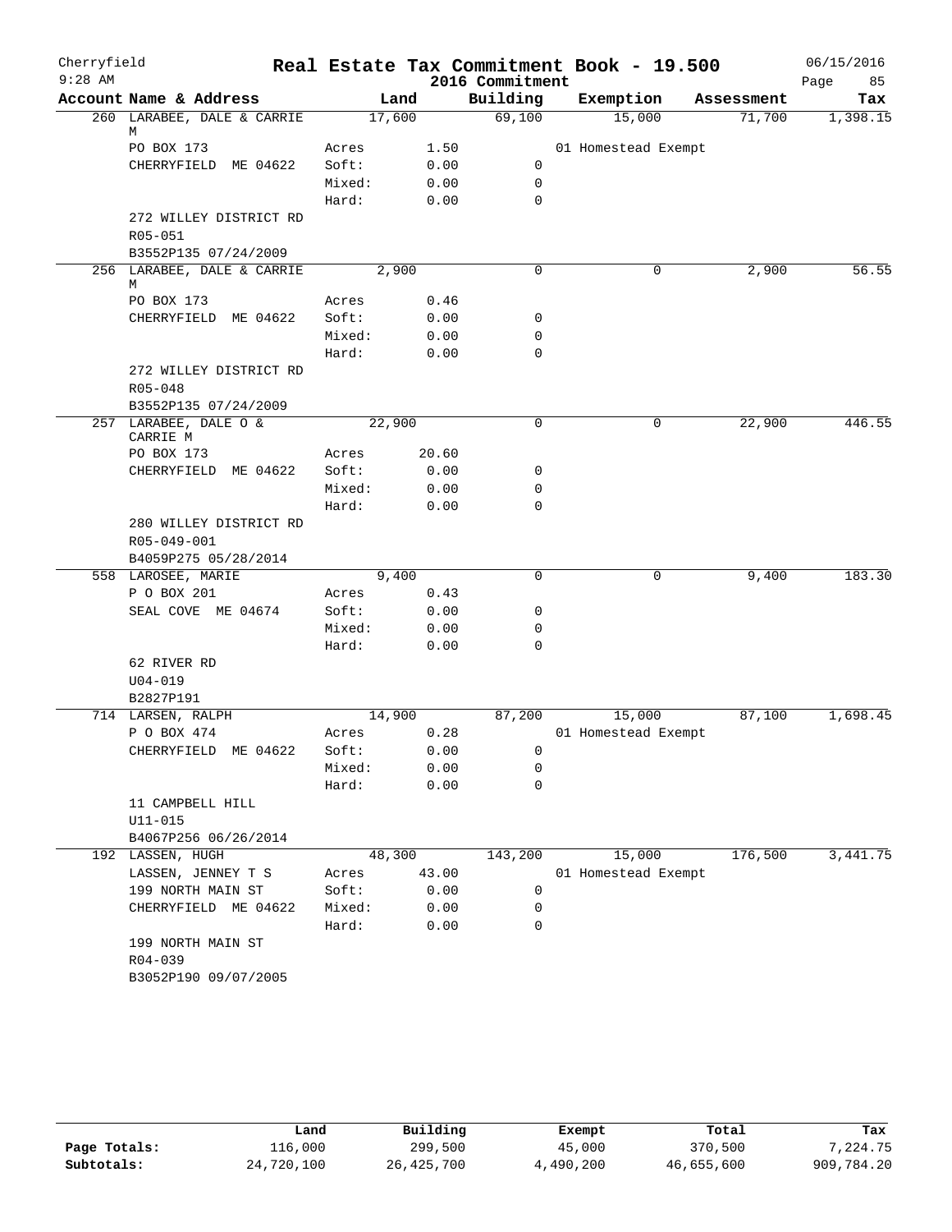# Real Estate Tax Commitment Book - 19.500

Cherryfield
9:28 AM

2016 Commitment

06/15/2016

| Account Name & Address | Land | | Building | Exemption | Assessment | Tax |
|---|---|---|---|---|---|---|
| 260 LARABEE, DALE & CARRIE M | 17,600 | | 69,100 | 15,000 | 71,700 | 1,398.15 |
| PO BOX 173 | Acres | 1.50 | | 01 Homestead Exempt | | |
| CHERRYFIELD ME 04622 | Soft: | 0.00 | 0 | | | |
| | Mixed: | 0.00 | 0 | | | |
| | Hard: | 0.00 | 0 | | | |
| 272 WILLEY DISTRICT RD | | | | | | |
| R05-051 | | | | | | |
| B3552P135 07/24/2009 | | | | | | |
| 256 LARABEE, DALE & CARRIE M | 2,900 | | 0 | 0 | 2,900 | 56.55 |
| PO BOX 173 | Acres | 0.46 | | | | |
| CHERRYFIELD ME 04622 | Soft: | 0.00 | 0 | | | |
| | Mixed: | 0.00 | 0 | | | |
| | Hard: | 0.00 | 0 | | | |
| 272 WILLEY DISTRICT RD | | | | | | |
| R05-048 | | | | | | |
| B3552P135 07/24/2009 | | | | | | |
| 257 LARABEE, DALE O & CARRIE M | 22,900 | | 0 | 0 | 22,900 | 446.55 |
| PO BOX 173 | Acres | 20.60 | | | | |
| CHERRYFIELD ME 04622 | Soft: | 0.00 | 0 | | | |
| | Mixed: | 0.00 | 0 | | | |
| | Hard: | 0.00 | 0 | | | |
| 280 WILLEY DISTRICT RD | | | | | | |
| R05-049-001 | | | | | | |
| B4059P275 05/28/2014 | | | | | | |
| 558 LAROSEE, MARIE | 9,400 | | 0 | 0 | 9,400 | 183.30 |
| P O BOX 201 | Acres | 0.43 | | | | |
| SEAL COVE ME 04674 | Soft: | 0.00 | 0 | | | |
| | Mixed: | 0.00 | 0 | | | |
| | Hard: | 0.00 | 0 | | | |
| 62 RIVER RD | | | | | | |
| U04-019 | | | | | | |
| B2827P191 | | | | | | |
| 714 LARSEN, RALPH | 14,900 | | 87,200 | 15,000 | 87,100 | 1,698.45 |
| P O BOX 474 | Acres | 0.28 | | 01 Homestead Exempt | | |
| CHERRYFIELD ME 04622 | Soft: | 0.00 | 0 | | | |
| | Mixed: | 0.00 | 0 | | | |
| | Hard: | 0.00 | 0 | | | |
| 11 CAMPBELL HILL | | | | | | |
| U11-015 | | | | | | |
| B4067P256 06/26/2014 | | | | | | |
| 192 LASSEN, HUGH | 48,300 | | 143,200 | 15,000 | 176,500 | 3,441.75 |
| LASSEN, JENNEY T S | Acres | 43.00 | | 01 Homestead Exempt | | |
| 199 NORTH MAIN ST | Soft: | 0.00 | 0 | | | |
| CHERRYFIELD ME 04622 | Mixed: | 0.00 | 0 | | | |
| | Hard: | 0.00 | 0 | | | |
| 199 NORTH MAIN ST | | | | | | |
| R04-039 | | | | | | |
| B3052P190 09/07/2005 | | | | | | |

| | Land | Building | Exempt | Total | Tax |
|---|---|---|---|---|---|
| Page Totals: | 116,000 | 299,500 | 45,000 | 370,500 | 7,224.75 |
| Subtotals: | 24,720,100 | 26,425,700 | 4,490,200 | 46,655,600 | 909,784.20 |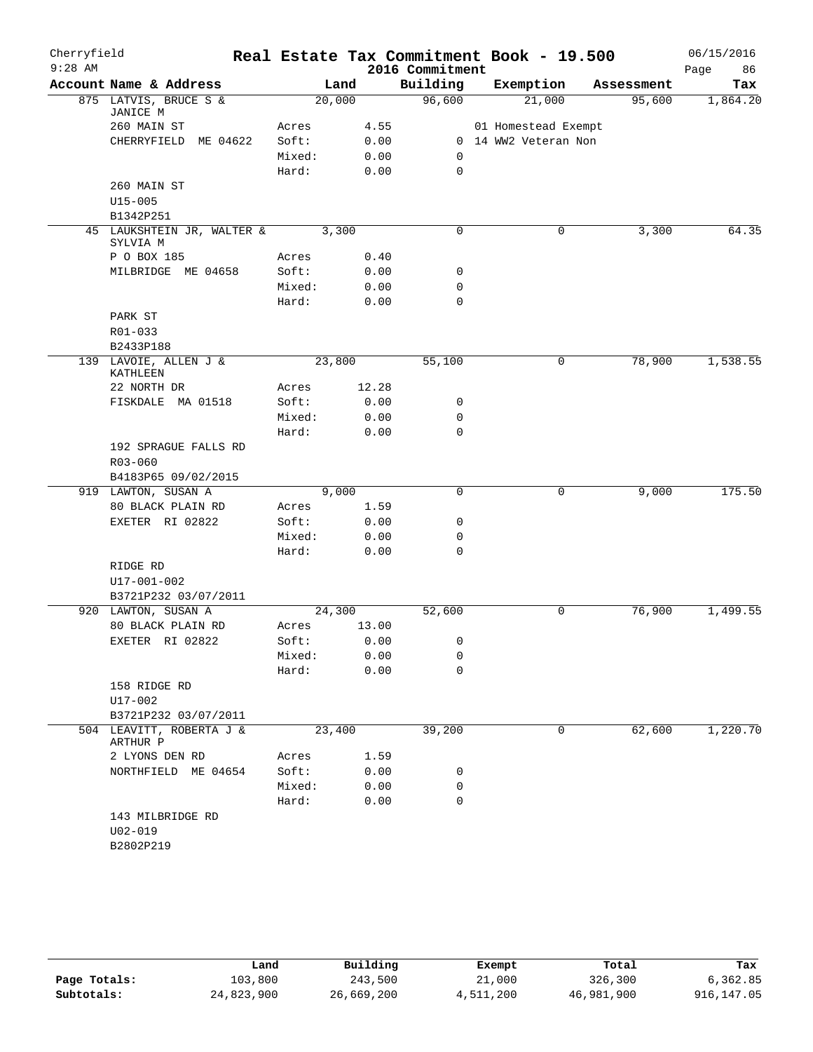Cherryfield 9:28 AM

# Real Estate Tax Commitment Book - 19.500

## 2016 Commitment

06/15/2016

| Account Name & Address | | Land | Building | Exemption | Assessment | Tax |
|---|---|---|---|---|---|---|
| 875 LATVIS, BRUCE S & JANICE M | | 20,000 | 96,600 | 21,000 | 95,600 | 1,864.20 |
| 260 MAIN ST | Acres | 4.55 | | 01 Homestead Exempt | | |
| CHERRYFIELD ME 04622 | Soft: | 0.00 | 0 | 14 WW2 Veteran Non | | |
| | Mixed: | 0.00 | 0 | | | |
| | Hard: | 0.00 | 0 | | | |
| 260 MAIN ST | | | | | | |
| U15-005 | | | | | | |
| B1342P251 | | | | | | |
| 45 LAUKSHTEIN JR, WALTER & SYLVIA M | | 3,300 | 0 | 0 | 3,300 | 64.35 |
| P O BOX 185 | Acres | 0.40 | | | | |
| MILBRIDGE ME 04658 | Soft: | 0.00 | 0 | | | |
| | Mixed: | 0.00 | 0 | | | |
| | Hard: | 0.00 | 0 | | | |
| PARK ST | | | | | | |
| R01-033 | | | | | | |
| B2433P188 | | | | | | |
| 139 LAVOIE, ALLEN J & KATHLEEN | | 23,800 | 55,100 | 0 | 78,900 | 1,538.55 |
| 22 NORTH DR | Acres | 12.28 | | | | |
| FISKDALE MA 01518 | Soft: | 0.00 | 0 | | | |
| | Mixed: | 0.00 | 0 | | | |
| | Hard: | 0.00 | 0 | | | |
| 192 SPRAGUE FALLS RD | | | | | | |
| R03-060 | | | | | | |
| B4183P65 09/02/2015 | | | | | | |
| 919 LAWTON, SUSAN A | | 9,000 | 0 | 0 | 9,000 | 175.50 |
| 80 BLACK PLAIN RD | Acres | 1.59 | | | | |
| EXETER RI 02822 | Soft: | 0.00 | 0 | | | |
| | Mixed: | 0.00 | 0 | | | |
| | Hard: | 0.00 | 0 | | | |
| RIDGE RD | | | | | | |
| U17-001-002 | | | | | | |
| B3721P232 03/07/2011 | | | | | | |
| 920 LAWTON, SUSAN A | | 24,300 | 52,600 | 0 | 76,900 | 1,499.55 |
| 80 BLACK PLAIN RD | Acres | 13.00 | | | | |
| EXETER RI 02822 | Soft: | 0.00 | 0 | | | |
| | Mixed: | 0.00 | 0 | | | |
| | Hard: | 0.00 | 0 | | | |
| 158 RIDGE RD | | | | | | |
| U17-002 | | | | | | |
| B3721P232 03/07/2011 | | | | | | |
| 504 LEAVITT, ROBERTA J & ARTHUR P | | 23,400 | 39,200 | 0 | 62,600 | 1,220.70 |
| 2 LYONS DEN RD | Acres | 1.59 | | | | |
| NORTHFIELD ME 04654 | Soft: | 0.00 | 0 | | | |
| | Mixed: | 0.00 | 0 | | | |
| | Hard: | 0.00 | 0 | | | |
| 143 MILBRIDGE RD | | | | | | |
| U02-019 | | | | | | |
| B2802P219 | | | | | | |

| | Land | Building | Exempt | Total | Tax |
|---|---|---|---|---|---|
| Page Totals: | 103,800 | 243,500 | 21,000 | 326,300 | 6,362.85 |
| Subtotals: | 24,823,900 | 26,669,200 | 4,511,200 | 46,981,900 | 916,147.05 |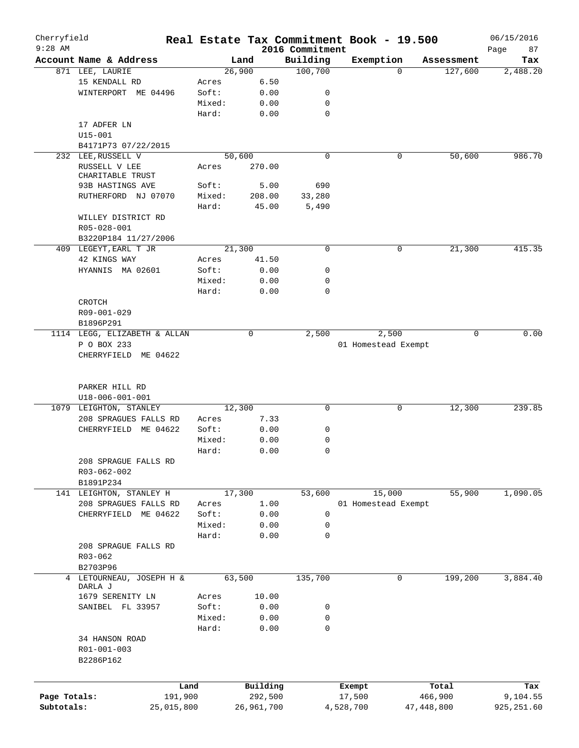# Real Estate Tax Commitment Book - 19.500

Cherryfield 9:28 AM — 2016 Commitment — 06/15/2016

| Account | Name & Address | | Land | Building | Exemption | Assessment | Tax |
|---|---|---|---|---|---|---|---|
| 871 | LEE, LAURIE | | 26,900 | 100,700 | 0 | 127,600 | 2,488.20 |
| | 15 KENDALL RD | Acres | 6.50 | | | | |
| | WINTERPORT ME 04496 | Soft: | 0.00 | 0 | | | |
| | | Mixed: | 0.00 | 0 | | | |
| | | Hard: | 0.00 | 0 | | | |
| | 17 ADFER LN | | | | | | |
| | U15-001 | | | | | | |
| | B4171P73 07/22/2015 | | | | | | |
| 232 | LEE,RUSSELL V | | 50,600 | 0 | 0 | 50,600 | 986.70 |
| | RUSSELL V LEE CHARITABLE TRUST | Acres | 270.00 | | | | |
| | 93B HASTINGS AVE | Soft: | 5.00 | 690 | | | |
| | RUTHERFORD NJ 07070 | Mixed: | 208.00 | 33,280 | | | |
| | | Hard: | 45.00 | 5,490 | | | |
| | WILLEY DISTRICT RD | | | | | | |
| | R05-028-001 | | | | | | |
| | B3220P184 11/27/2006 | | | | | | |
| 409 | LEGEYT,EARL T JR | | 21,300 | 0 | 0 | 21,300 | 415.35 |
| | 42 KINGS WAY | Acres | 41.50 | | | | |
| | HYANNIS MA 02601 | Soft: | 0.00 | 0 | | | |
| | | Mixed: | 0.00 | 0 | | | |
| | | Hard: | 0.00 | 0 | | | |
| | CROTCH | | | | | | |
| | R09-001-029 | | | | | | |
| | B1896P291 | | | | | | |
| 1114 | LEGG, ELIZABETH & ALLAN | | 0 | 2,500 | 2,500 | 0 | 0.00 |
| | P O BOX 233 | | | | 01 Homestead Exempt | | |
| | CHERRYFIELD ME 04622 | | | | | | |
| | PARKER HILL RD | | | | | | |
| | U18-006-001-001 | | | | | | |
| 1079 | LEIGHTON, STANLEY | | 12,300 | 0 | 0 | 12,300 | 239.85 |
| | 208 SPRAGUES FALLS RD | Acres | 7.33 | | | | |
| | CHERRYFIELD ME 04622 | Soft: | 0.00 | 0 | | | |
| | | Mixed: | 0.00 | 0 | | | |
| | | Hard: | 0.00 | 0 | | | |
| | 208 SPRAGUE FALLS RD | | | | | | |
| | R03-062-002 | | | | | | |
| | B1891P234 | | | | | | |
| 141 | LEIGHTON, STANLEY H | | 17,300 | 53,600 | 15,000 | 55,900 | 1,090.05 |
| | 208 SPRAGUES FALLS RD | Acres | 1.00 | | 01 Homestead Exempt | | |
| | CHERRYFIELD ME 04622 | Soft: | 0.00 | 0 | | | |
| | | Mixed: | 0.00 | 0 | | | |
| | | Hard: | 0.00 | 0 | | | |
| | 208 SPRAGUE FALLS RD | | | | | | |
| | R03-062 | | | | | | |
| | B2703P96 | | | | | | |
| 4 | LETOURNEAU, JOSEPH H & DARLA J | | 63,500 | 135,700 | 0 | 199,200 | 3,884.40 |
| | 1679 SERENITY LN | Acres | 10.00 | | | | |
| | SANIBEL FL 33957 | Soft: | 0.00 | 0 | | | |
| | | Mixed: | 0.00 | 0 | | | |
| | | Hard: | 0.00 | 0 | | | |
| | 34 HANSON ROAD | | | | | | |
| | R01-001-003 | | | | | | |
| | B2286P162 | | | | | | |

| | Land | Building | Exempt | Total | Tax |
|---|---|---|---|---|---|
| Page Totals: | 191,900 | 292,500 | 17,500 | 466,900 | 9,104.55 |
| Subtotals: | 25,015,800 | 26,961,700 | 4,528,700 | 47,448,800 | 925,251.60 |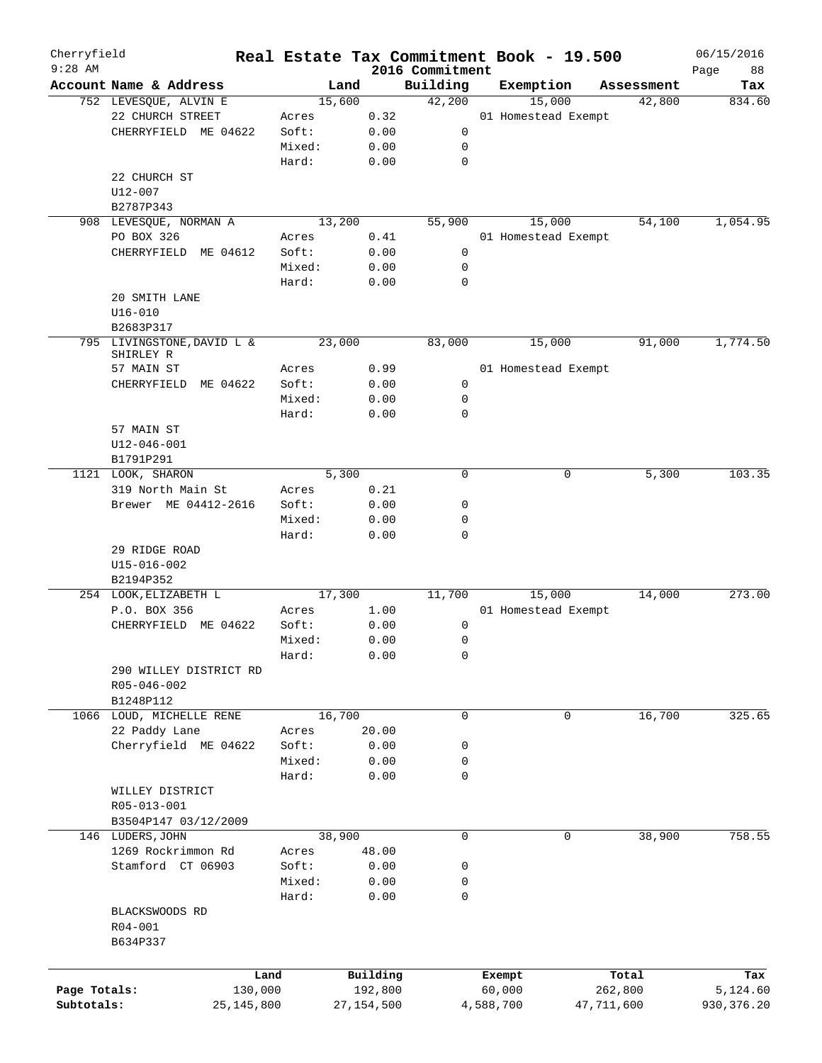Cherryfield
9:28 AM

# Real Estate Tax Commitment Book - 19.500
## 2016 Commitment

06/15/2016

| Account Name & Address | | Land | Building | Exemption | Assessment | Tax |
|---|---|---|---|---|---|---|
| 752 LEVESQUE, ALVIN E | | 15,600 | 42,200 | 15,000 | 42,800 | 834.60 |
| 22 CHURCH STREET | Acres | 0.32 | | 01 Homestead Exempt | | |
| CHERRYFIELD ME 04622 | Soft: | 0.00 | 0 | | | |
| | Mixed: | 0.00 | 0 | | | |
| | Hard: | 0.00 | 0 | | | |
| 22 CHURCH ST | | | | | | |
| U12-007 | | | | | | |
| B2787P343 | | | | | | |
| 908 LEVESQUE, NORMAN A | | 13,200 | 55,900 | 15,000 | 54,100 | 1,054.95 |
| PO BOX 326 | Acres | 0.41 | | 01 Homestead Exempt | | |
| CHERRYFIELD ME 04612 | Soft: | 0.00 | 0 | | | |
| | Mixed: | 0.00 | 0 | | | |
| | Hard: | 0.00 | 0 | | | |
| 20 SMITH LANE | | | | | | |
| U16-010 | | | | | | |
| B2683P317 | | | | | | |
| 795 LIVINGSTONE, DAVID L & SHIRLEY R | | 23,000 | 83,000 | 15,000 | 91,000 | 1,774.50 |
| 57 MAIN ST | Acres | 0.99 | | 01 Homestead Exempt | | |
| CHERRYFIELD ME 04622 | Soft: | 0.00 | 0 | | | |
| | Mixed: | 0.00 | 0 | | | |
| | Hard: | 0.00 | 0 | | | |
| 57 MAIN ST | | | | | | |
| U12-046-001 | | | | | | |
| B1791P291 | | | | | | |
| 1121 LOOK, SHARON | | 5,300 | 0 | 0 | 5,300 | 103.35 |
| 319 North Main St | Acres | 0.21 | | | | |
| Brewer ME 04412-2616 | Soft: | 0.00 | 0 | | | |
| | Mixed: | 0.00 | 0 | | | |
| | Hard: | 0.00 | 0 | | | |
| 29 RIDGE ROAD | | | | | | |
| U15-016-002 | | | | | | |
| B2194P352 | | | | | | |
| 254 LOOK, ELIZABETH L | | 17,300 | 11,700 | 15,000 | 14,000 | 273.00 |
| P.O. BOX 356 | Acres | 1.00 | | 01 Homestead Exempt | | |
| CHERRYFIELD ME 04622 | Soft: | 0.00 | 0 | | | |
| | Mixed: | 0.00 | 0 | | | |
| | Hard: | 0.00 | 0 | | | |
| 290 WILLEY DISTRICT RD | | | | | | |
| R05-046-002 | | | | | | |
| B1248P112 | | | | | | |
| 1066 LOUD, MICHELLE RENE | | 16,700 | 0 | 0 | 16,700 | 325.65 |
| 22 Paddy Lane | Acres | 20.00 | | | | |
| Cherryfield ME 04622 | Soft: | 0.00 | 0 | | | |
| | Mixed: | 0.00 | 0 | | | |
| | Hard: | 0.00 | 0 | | | |
| WILLEY DISTRICT | | | | | | |
| R05-013-001 | | | | | | |
| B3504P147 03/12/2009 | | | | | | |
| 146 LUDERS, JOHN | | 38,900 | 0 | 0 | 38,900 | 758.55 |
| 1269 Rockrimmon Rd | Acres | 48.00 | | | | |
| Stamford CT 06903 | Soft: | 0.00 | 0 | | | |
| | Mixed: | 0.00 | 0 | | | |
| | Hard: | 0.00 | 0 | | | |
| BLACKSWOODS RD | | | | | | |
| R04-001 | | | | | | |
| B634P337 | | | | | | |

| | Land | Building | Exempt | Total | Tax |
|---|---|---|---|---|---|
| Page Totals: | 130,000 | 192,800 | 60,000 | 262,800 | 5,124.60 |
| Subtotals: | 25,145,800 | 27,154,500 | 4,588,700 | 47,711,600 | 930,376.20 |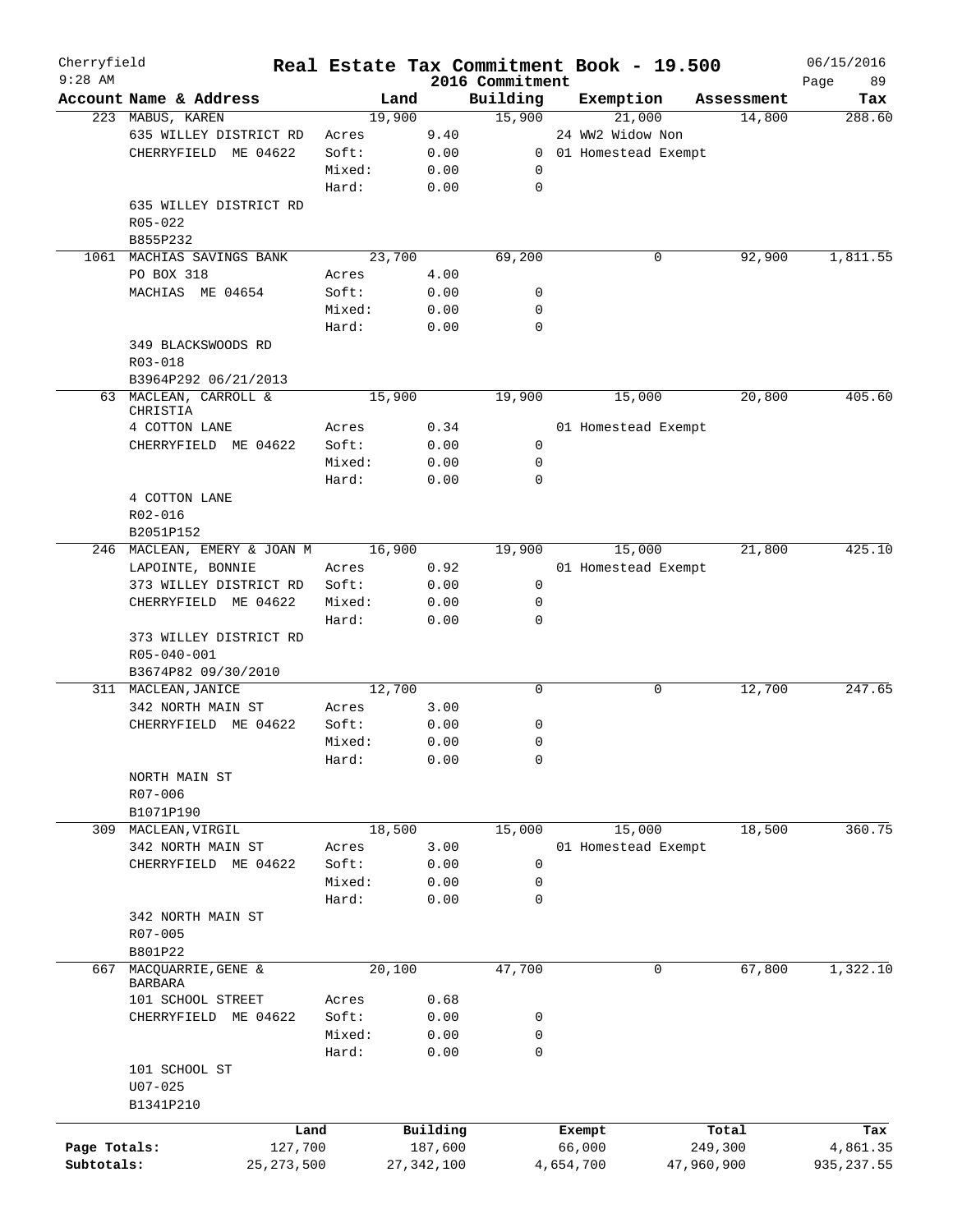Cherryfield 9:28 AM

# Real Estate Tax Commitment Book - 19.500
## 2016 Commitment

06/15/2016

| Account | Name & Address | | Land | Building | Exemption | Assessment | Tax |
|---|---|---|---|---|---|---|---|
| 223 | MABUS, KAREN | | 19,900 | 15,900 | 21,000 | 14,800 | 288.60 |
| | 635 WILLEY DISTRICT RD | Acres | 9.40 | | 24 WW2 Widow Non | | |
| | CHERRYFIELD ME 04622 | Soft: | 0.00 | 0 | 01 Homestead Exempt | | |
| | | Mixed: | 0.00 | 0 | | | |
| | | Hard: | 0.00 | 0 | | | |
| | 635 WILLEY DISTRICT RD | | | | | | |
| | R05-022 | | | | | | |
| | B855P232 | | | | | | |
| 1061 | MACHIAS SAVINGS BANK | | 23,700 | 69,200 | 0 | 92,900 | 1,811.55 |
| | PO BOX 318 | Acres | 4.00 | | | | |
| | MACHIAS ME 04654 | Soft: | 0.00 | 0 | | | |
| | | Mixed: | 0.00 | 0 | | | |
| | | Hard: | 0.00 | 0 | | | |
| | 349 BLACKSWOODS RD | | | | | | |
| | R03-018 | | | | | | |
| | B3964P292 06/21/2013 | | | | | | |
| 63 | MACLEAN, CARROLL & CHRISTIA | | 15,900 | 19,900 | 15,000 | 20,800 | 405.60 |
| | 4 COTTON LANE | Acres | 0.34 | | 01 Homestead Exempt | | |
| | CHERRYFIELD ME 04622 | Soft: | 0.00 | 0 | | | |
| | | Mixed: | 0.00 | 0 | | | |
| | | Hard: | 0.00 | 0 | | | |
| | 4 COTTON LANE | | | | | | |
| | R02-016 | | | | | | |
| | B2051P152 | | | | | | |
| 246 | MACLEAN, EMERY & JOAN M | | 16,900 | 19,900 | 15,000 | 21,800 | 425.10 |
| | LAPOINTE, BONNIE | Acres | 0.92 | | 01 Homestead Exempt | | |
| | 373 WILLEY DISTRICT RD | Soft: | 0.00 | 0 | | | |
| | CHERRYFIELD ME 04622 | Mixed: | 0.00 | 0 | | | |
| | | Hard: | 0.00 | 0 | | | |
| | 373 WILLEY DISTRICT RD | | | | | | |
| | R05-040-001 | | | | | | |
| | B3674P82 09/30/2010 | | | | | | |
| 311 | MACLEAN,JANICE | | 12,700 | 0 | 0 | 12,700 | 247.65 |
| | 342 NORTH MAIN ST | Acres | 3.00 | | | | |
| | CHERRYFIELD ME 04622 | Soft: | 0.00 | 0 | | | |
| | | Mixed: | 0.00 | 0 | | | |
| | | Hard: | 0.00 | 0 | | | |
| | NORTH MAIN ST | | | | | | |
| | R07-006 | | | | | | |
| | B1071P190 | | | | | | |
| 309 | MACLEAN,VIRGIL | | 18,500 | 15,000 | 15,000 | 18,500 | 360.75 |
| | 342 NORTH MAIN ST | Acres | 3.00 | | 01 Homestead Exempt | | |
| | CHERRYFIELD ME 04622 | Soft: | 0.00 | 0 | | | |
| | | Mixed: | 0.00 | 0 | | | |
| | | Hard: | 0.00 | 0 | | | |
| | 342 NORTH MAIN ST | | | | | | |
| | R07-005 | | | | | | |
| | B801P22 | | | | | | |
| 667 | MACQUARRIE,GENE & BARBARA | | 20,100 | 47,700 | 0 | 67,800 | 1,322.10 |
| | 101 SCHOOL STREET | Acres | 0.68 | | | | |
| | CHERRYFIELD ME 04622 | Soft: | 0.00 | 0 | | | |
| | | Mixed: | 0.00 | 0 | | | |
| | | Hard: | 0.00 | 0 | | | |
| | 101 SCHOOL ST | | | | | | |
| | U07-025 | | | | | | |
| | B1341P210 | | | | | | |

| | Land | Building | Exempt | Total | Tax |
|---|---|---|---|---|---|
| Page Totals: | 127,700 | 187,600 | 66,000 | 249,300 | 4,861.35 |
| Subtotals: | 25,273,500 | 27,342,100 | 4,654,700 | 47,960,900 | 935,237.55 |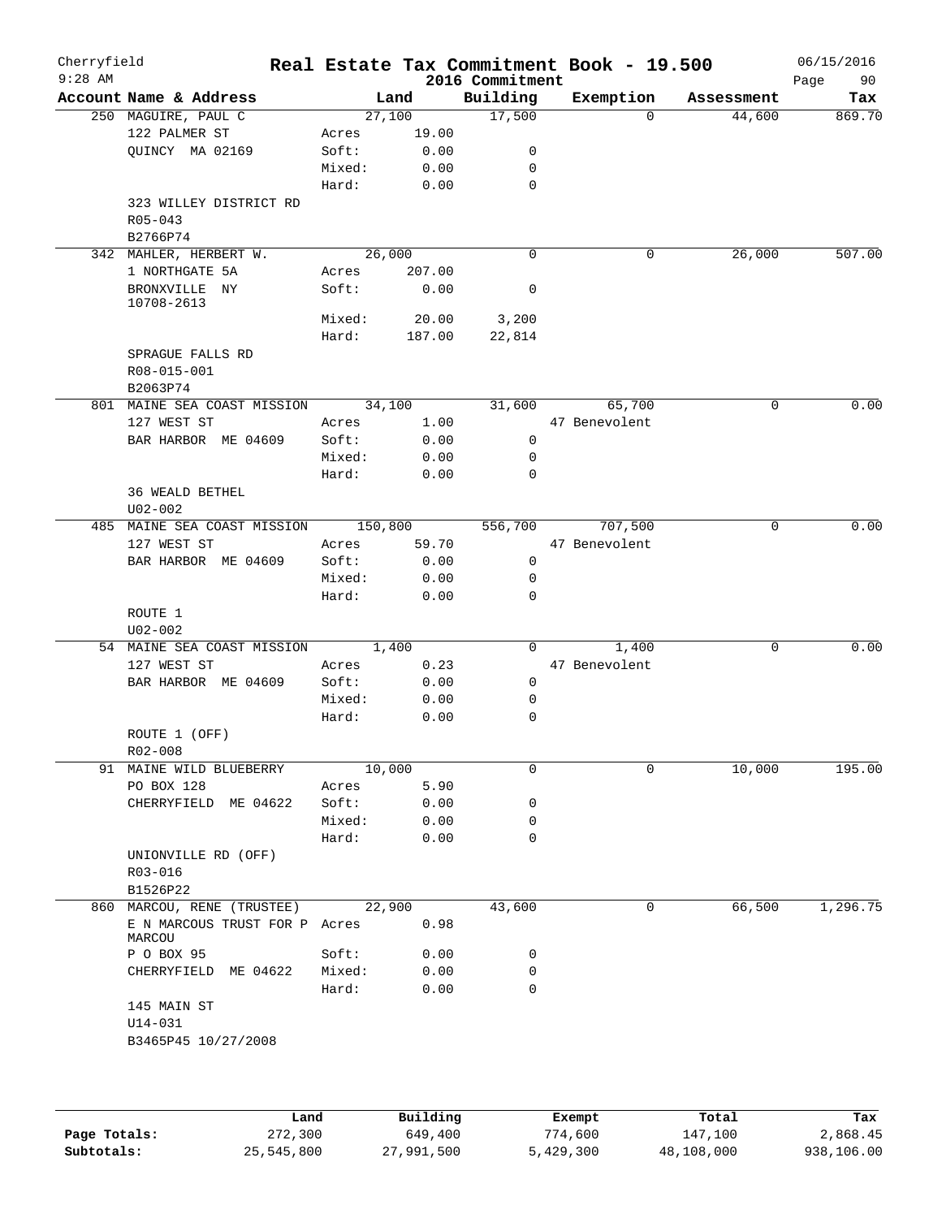# Real Estate Tax Commitment Book - 19.500

Cherryfield
9:28 AM

2016 Commitment

06/15/2016

| Account Name & Address | | Land | Building | Exemption | Assessment | Tax |
|---|---|---|---|---|---|---|
| 250 MAGUIRE, PAUL C | | 27,100 | 17,500 | 0 | 44,600 | 869.70 |
| 122 PALMER ST | Acres | 19.00 | | | | |
| QUINCY MA 02169 | Soft: | 0.00 | 0 | | | |
| | Mixed: | 0.00 | 0 | | | |
| | Hard: | 0.00 | 0 | | | |
| 323 WILLEY DISTRICT RD | | | | | | |
| R05-043 | | | | | | |
| B2766P74 | | | | | | |
| 342 MAHLER, HERBERT W. | | 26,000 | 0 | 0 | 26,000 | 507.00 |
| 1 NORTHGATE 5A | Acres | 207.00 | | | | |
| BRONXVILLE NY 10708-2613 | Soft: | 0.00 | 0 | | | |
| | Mixed: | 20.00 | 3,200 | | | |
| | Hard: | 187.00 | 22,814 | | | |
| SPRAGUE FALLS RD | | | | | | |
| R08-015-001 | | | | | | |
| B2063P74 | | | | | | |
| 801 MAINE SEA COAST MISSION | | 34,100 | 31,600 | 65,700 | 0 | 0.00 |
| 127 WEST ST | Acres | 1.00 | | 47 Benevolent | | |
| BAR HARBOR ME 04609 | Soft: | 0.00 | 0 | | | |
| | Mixed: | 0.00 | 0 | | | |
| | Hard: | 0.00 | 0 | | | |
| 36 WEALD BETHEL | | | | | | |
| U02-002 | | | | | | |
| 485 MAINE SEA COAST MISSION | | 150,800 | 556,700 | 707,500 | 0 | 0.00 |
| 127 WEST ST | Acres | 59.70 | | 47 Benevolent | | |
| BAR HARBOR ME 04609 | Soft: | 0.00 | 0 | | | |
| | Mixed: | 0.00 | 0 | | | |
| | Hard: | 0.00 | 0 | | | |
| ROUTE 1 | | | | | | |
| U02-002 | | | | | | |
| 54 MAINE SEA COAST MISSION | | 1,400 | 0 | 1,400 | 0 | 0.00 |
| 127 WEST ST | Acres | 0.23 | | 47 Benevolent | | |
| BAR HARBOR ME 04609 | Soft: | 0.00 | 0 | | | |
| | Mixed: | 0.00 | 0 | | | |
| | Hard: | 0.00 | 0 | | | |
| ROUTE 1 (OFF) | | | | | | |
| R02-008 | | | | | | |
| 91 MAINE WILD BLUEBERRY | | 10,000 | 0 | 0 | 10,000 | 195.00 |
| PO BOX 128 | Acres | 5.90 | | | | |
| CHERRYFIELD ME 04622 | Soft: | 0.00 | 0 | | | |
| | Mixed: | 0.00 | 0 | | | |
| | Hard: | 0.00 | 0 | | | |
| UNIONVILLE RD (OFF) | | | | | | |
| R03-016 | | | | | | |
| B1526P22 | | | | | | |
| 860 MARCOU, RENE (TRUSTEE) | | 22,900 | 43,600 | 0 | 66,500 | 1,296.75 |
| E N MARCOUS TRUST FOR P MARCOU | Acres | 0.98 | | | | |
| P O BOX 95 | Soft: | 0.00 | 0 | | | |
| CHERRYFIELD ME 04622 | Mixed: | 0.00 | 0 | | | |
| | Hard: | 0.00 | 0 | | | |
| 145 MAIN ST | | | | | | |
| U14-031 | | | | | | |
| B3465P45 10/27/2008 | | | | | | |

| | Land | Building | Exempt | Total | Tax |
|---|---|---|---|---|---|
| Page Totals: | 272,300 | 649,400 | 774,600 | 147,100 | 2,868.45 |
| Subtotals: | 25,545,800 | 27,991,500 | 5,429,300 | 48,108,000 | 938,106.00 |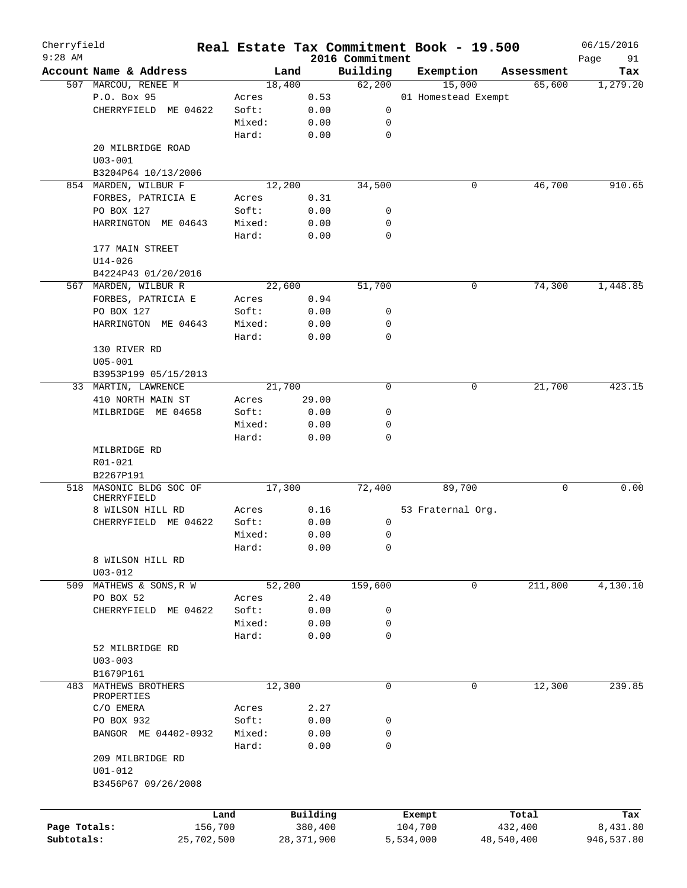# Real Estate Tax Commitment Book - 19.500

Cherryfield — 2016 Commitment — 06/15/2016 — 9:28 AM

| Account Name & Address | | Land | Building | Exemption | Assessment | Tax |
|---|---|---|---|---|---|---|
| 507 MARCOU, RENEE M | | 18,400 | 62,200 | 15,000 | 65,600 | 1,279.20 |
| P.O. Box 95 | Acres | 0.53 | | 01 Homestead Exempt | | |
| CHERRYFIELD ME 04622 | Soft: | 0.00 | 0 | | | |
| | Mixed: | 0.00 | 0 | | | |
| | Hard: | 0.00 | 0 | | | |
| 20 MILBRIDGE ROAD | | | | | | |
| U03-001 | | | | | | |
| B3204P64 10/13/2006 | | | | | | |
| 854 MARDEN, WILBUR F | | 12,200 | 34,500 | 0 | 46,700 | 910.65 |
| FORBES, PATRICIA E | Acres | 0.31 | | | | |
| PO BOX 127 | Soft: | 0.00 | 0 | | | |
| HARRINGTON ME 04643 | Mixed: | 0.00 | 0 | | | |
| | Hard: | 0.00 | 0 | | | |
| 177 MAIN STREET | | | | | | |
| U14-026 | | | | | | |
| B4224P43 01/20/2016 | | | | | | |
| 567 MARDEN, WILBUR R | | 22,600 | 51,700 | 0 | 74,300 | 1,448.85 |
| FORBES, PATRICIA E | Acres | 0.94 | | | | |
| PO BOX 127 | Soft: | 0.00 | 0 | | | |
| HARRINGTON ME 04643 | Mixed: | 0.00 | 0 | | | |
| | Hard: | 0.00 | 0 | | | |
| 130 RIVER RD | | | | | | |
| U05-001 | | | | | | |
| B3953P199 05/15/2013 | | | | | | |
| 33 MARTIN, LAWRENCE | | 21,700 | 0 | 0 | 21,700 | 423.15 |
| 410 NORTH MAIN ST | Acres | 29.00 | | | | |
| MILBRIDGE ME 04658 | Soft: | 0.00 | 0 | | | |
| | Mixed: | 0.00 | 0 | | | |
| | Hard: | 0.00 | 0 | | | |
| MILBRIDGE RD | | | | | | |
| R01-021 | | | | | | |
| B2267P191 | | | | | | |
| 518 MASONIC BLDG SOC OF CHERRYFIELD | | 17,300 | 72,400 | 89,700 | 0 | 0.00 |
| 8 WILSON HILL RD | Acres | 0.16 | | 53 Fraternal Org. | | |
| CHERRYFIELD ME 04622 | Soft: | 0.00 | 0 | | | |
| | Mixed: | 0.00 | 0 | | | |
| | Hard: | 0.00 | 0 | | | |
| 8 WILSON HILL RD | | | | | | |
| U03-012 | | | | | | |
| 509 MATHEWS & SONS,R W | | 52,200 | 159,600 | 0 | 211,800 | 4,130.10 |
| PO BOX 52 | Acres | 2.40 | | | | |
| CHERRYFIELD ME 04622 | Soft: | 0.00 | 0 | | | |
| | Mixed: | 0.00 | 0 | | | |
| | Hard: | 0.00 | 0 | | | |
| 52 MILBRIDGE RD | | | | | | |
| U03-003 | | | | | | |
| B1679P161 | | | | | | |
| 483 MATHEWS BROTHERS PROPERTIES | | 12,300 | 0 | 0 | 12,300 | 239.85 |
| C/O EMERA | Acres | 2.27 | | | | |
| PO BOX 932 | Soft: | 0.00 | 0 | | | |
| BANGOR ME 04402-0932 | Mixed: | 0.00 | 0 | | | |
| | Hard: | 0.00 | 0 | | | |
| 209 MILBRIDGE RD | | | | | | |
| U01-012 | | | | | | |
| B3456P67 09/26/2008 | | | | | | |

| | Land | Building | Exempt | Total | Tax |
|---|---|---|---|---|---|
| Page Totals: | 156,700 | 380,400 | 104,700 | 432,400 | 8,431.80 |
| Subtotals: | 25,702,500 | 28,371,900 | 5,534,000 | 48,540,400 | 946,537.80 |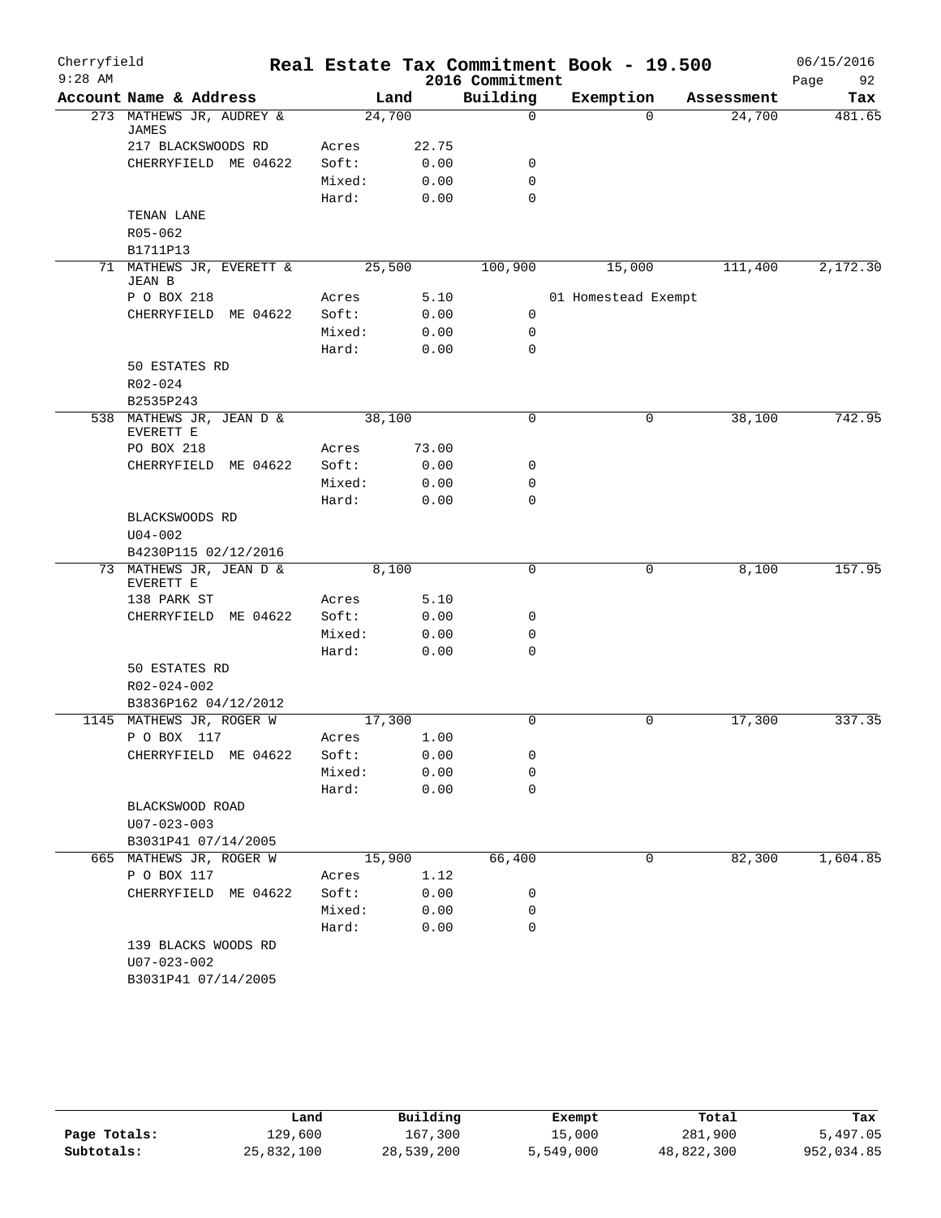# Real Estate Tax Commitment Book - 19.500

Cherryfield
9:28 AM

2016 Commitment

06/15/2016

| Account Name & Address | | Land | Building | Exemption | Assessment | Tax |
|---|---|---|---|---|---|---|
| 273 MATHEWS JR, AUDREY & JAMES | | 24,700 | 0 | 0 | 24,700 | 481.65 |
| 217 BLACKSWOODS RD | Acres | 22.75 | | | | |
| CHERRYFIELD ME 04622 | Soft: | 0.00 | 0 | | | |
| | Mixed: | 0.00 | 0 | | | |
| | Hard: | 0.00 | 0 | | | |
| TENAN LANE | | | | | | |
| R05-062 | | | | | | |
| B1711P13 | | | | | | |
| 71 MATHEWS JR, EVERETT & JEAN B | | 25,500 | 100,900 | 15,000 | 111,400 | 2,172.30 |
| P O BOX 218 | Acres | 5.10 | | 01 Homestead Exempt | | |
| CHERRYFIELD ME 04622 | Soft: | 0.00 | 0 | | | |
| | Mixed: | 0.00 | 0 | | | |
| | Hard: | 0.00 | 0 | | | |
| 50 ESTATES RD | | | | | | |
| R02-024 | | | | | | |
| B2535P243 | | | | | | |
| 538 MATHEWS JR, JEAN D & EVERETT E | | 38,100 | 0 | 0 | 38,100 | 742.95 |
| PO BOX 218 | Acres | 73.00 | | | | |
| CHERRYFIELD ME 04622 | Soft: | 0.00 | 0 | | | |
| | Mixed: | 0.00 | 0 | | | |
| | Hard: | 0.00 | 0 | | | |
| BLACKSWOODS RD | | | | | | |
| U04-002 | | | | | | |
| B4230P115 02/12/2016 | | | | | | |
| 73 MATHEWS JR, JEAN D & EVERETT E | | 8,100 | 0 | 0 | 8,100 | 157.95 |
| 138 PARK ST | Acres | 5.10 | | | | |
| CHERRYFIELD ME 04622 | Soft: | 0.00 | 0 | | | |
| | Mixed: | 0.00 | 0 | | | |
| | Hard: | 0.00 | 0 | | | |
| 50 ESTATES RD | | | | | | |
| R02-024-002 | | | | | | |
| B3836P162 04/12/2012 | | | | | | |
| 1145 MATHEWS JR, ROGER W | | 17,300 | 0 | 0 | 17,300 | 337.35 |
| P O BOX 117 | Acres | 1.00 | | | | |
| CHERRYFIELD ME 04622 | Soft: | 0.00 | 0 | | | |
| | Mixed: | 0.00 | 0 | | | |
| | Hard: | 0.00 | 0 | | | |
| BLACKSWOOD ROAD | | | | | | |
| U07-023-003 | | | | | | |
| B3031P41 07/14/2005 | | | | | | |
| 665 MATHEWS JR, ROGER W | | 15,900 | 66,400 | 0 | 82,300 | 1,604.85 |
| P O BOX 117 | Acres | 1.12 | | | | |
| CHERRYFIELD ME 04622 | Soft: | 0.00 | 0 | | | |
| | Mixed: | 0.00 | 0 | | | |
| | Hard: | 0.00 | 0 | | | |
| 139 BLACKS WOODS RD | | | | | | |
| U07-023-002 | | | | | | |
| B3031P41 07/14/2005 | | | | | | |

| | Land | Building | Exempt | Total | Tax |
|---|---|---|---|---|---|
| Page Totals: | 129,600 | 167,300 | 15,000 | 281,900 | 5,497.05 |
| Subtotals: | 25,832,100 | 28,539,200 | 5,549,000 | 48,822,300 | 952,034.85 |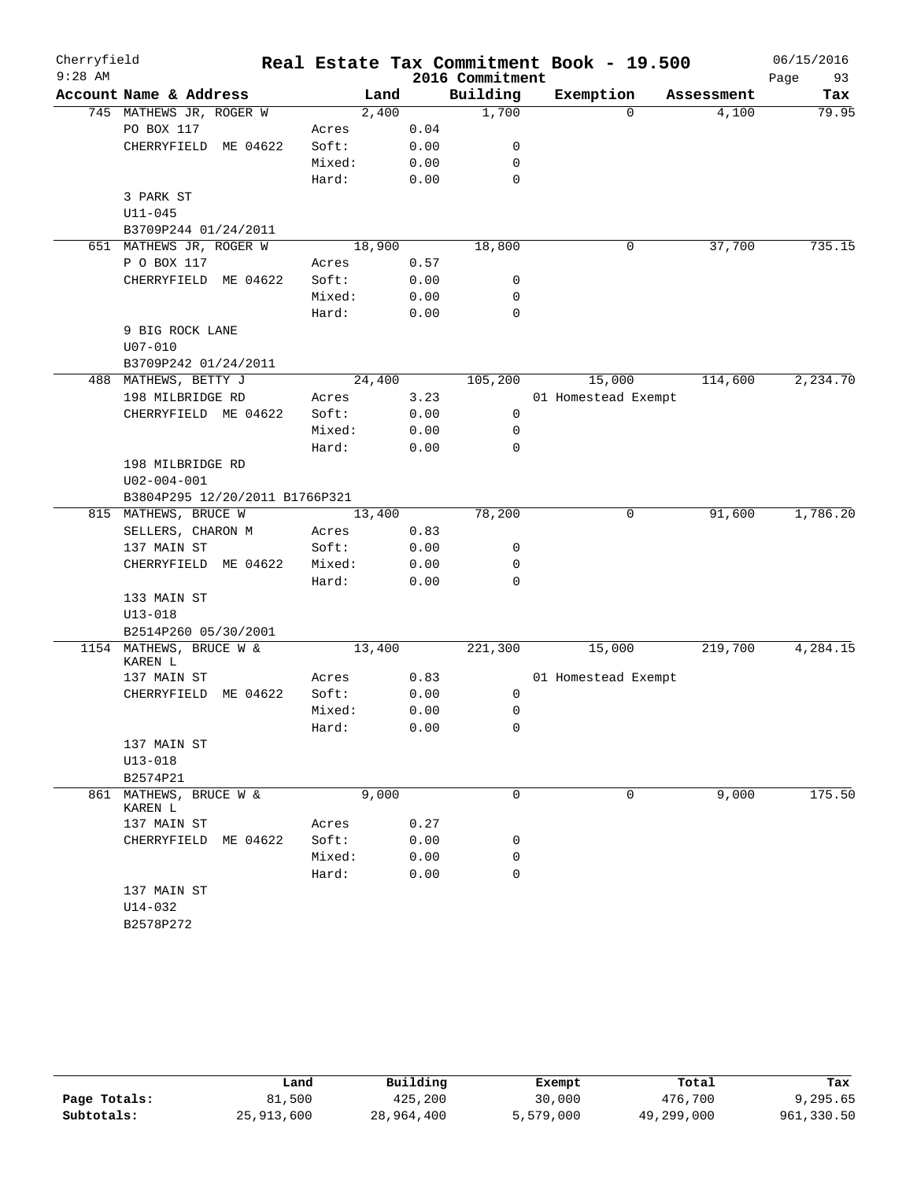Cherryfield 9:28 AM

# Real Estate Tax Commitment Book - 19.500

## 2016 Commitment

06/15/2016

| Account Name & Address | | Land | Building | Exemption | Assessment | Tax |
|---|---|---|---|---|---|---|
| 745 MATHEWS JR, ROGER W | | 2,400 | 1,700 | 0 | 4,100 | 79.95 |
| PO BOX 117 | Acres | 0.04 | | | | |
| CHERRYFIELD ME 04622 | Soft: | 0.00 | 0 | | | |
| | Mixed: | 0.00 | 0 | | | |
| | Hard: | 0.00 | 0 | | | |
| 3 PARK ST | | | | | | |
| U11-045 | | | | | | |
| B3709P244 01/24/2011 | | | | | | |
| 651 MATHEWS JR, ROGER W | | 18,900 | 18,800 | 0 | 37,700 | 735.15 |
| P O BOX 117 | Acres | 0.57 | | | | |
| CHERRYFIELD ME 04622 | Soft: | 0.00 | 0 | | | |
| | Mixed: | 0.00 | 0 | | | |
| | Hard: | 0.00 | 0 | | | |
| 9 BIG ROCK LANE | | | | | | |
| U07-010 | | | | | | |
| B3709P242 01/24/2011 | | | | | | |
| 488 MATHEWS, BETTY J | | 24,400 | 105,200 | 15,000 | 114,600 | 2,234.70 |
| 198 MILBRIDGE RD | Acres | 3.23 | | 01 Homestead Exempt | | |
| CHERRYFIELD ME 04622 | Soft: | 0.00 | 0 | | | |
| | Mixed: | 0.00 | 0 | | | |
| | Hard: | 0.00 | 0 | | | |
| 198 MILBRIDGE RD | | | | | | |
| U02-004-001 | | | | | | |
| B3804P295 12/20/2011 B1766P321 | | | | | | |
| 815 MATHEWS, BRUCE W | | 13,400 | 78,200 | 0 | 91,600 | 1,786.20 |
| SELLERS, CHARON M | Acres | 0.83 | | | | |
| 137 MAIN ST | Soft: | 0.00 | 0 | | | |
| CHERRYFIELD ME 04622 | Mixed: | 0.00 | 0 | | | |
| | Hard: | 0.00 | 0 | | | |
| 133 MAIN ST | | | | | | |
| U13-018 | | | | | | |
| B2514P260 05/30/2001 | | | | | | |
| 1154 MATHEWS, BRUCE W & KAREN L | | 13,400 | 221,300 | 15,000 | 219,700 | 4,284.15 |
| 137 MAIN ST | Acres | 0.83 | | 01 Homestead Exempt | | |
| CHERRYFIELD ME 04622 | Soft: | 0.00 | 0 | | | |
| | Mixed: | 0.00 | 0 | | | |
| | Hard: | 0.00 | 0 | | | |
| 137 MAIN ST | | | | | | |
| U13-018 | | | | | | |
| B2574P21 | | | | | | |
| 861 MATHEWS, BRUCE W & KAREN L | | 9,000 | 0 | 0 | 9,000 | 175.50 |
| 137 MAIN ST | Acres | 0.27 | | | | |
| CHERRYFIELD ME 04622 | Soft: | 0.00 | 0 | | | |
| | Mixed: | 0.00 | 0 | | | |
| | Hard: | 0.00 | 0 | | | |
| 137 MAIN ST | | | | | | |
| U14-032 | | | | | | |
| B2578P272 | | | | | | |

| | Land | Building | Exempt | Total | Tax |
|---|---|---|---|---|---|
| Page Totals: | 81,500 | 425,200 | 30,000 | 476,700 | 9,295.65 |
| Subtotals: | 25,913,600 | 28,964,400 | 5,579,000 | 49,299,000 | 961,330.50 |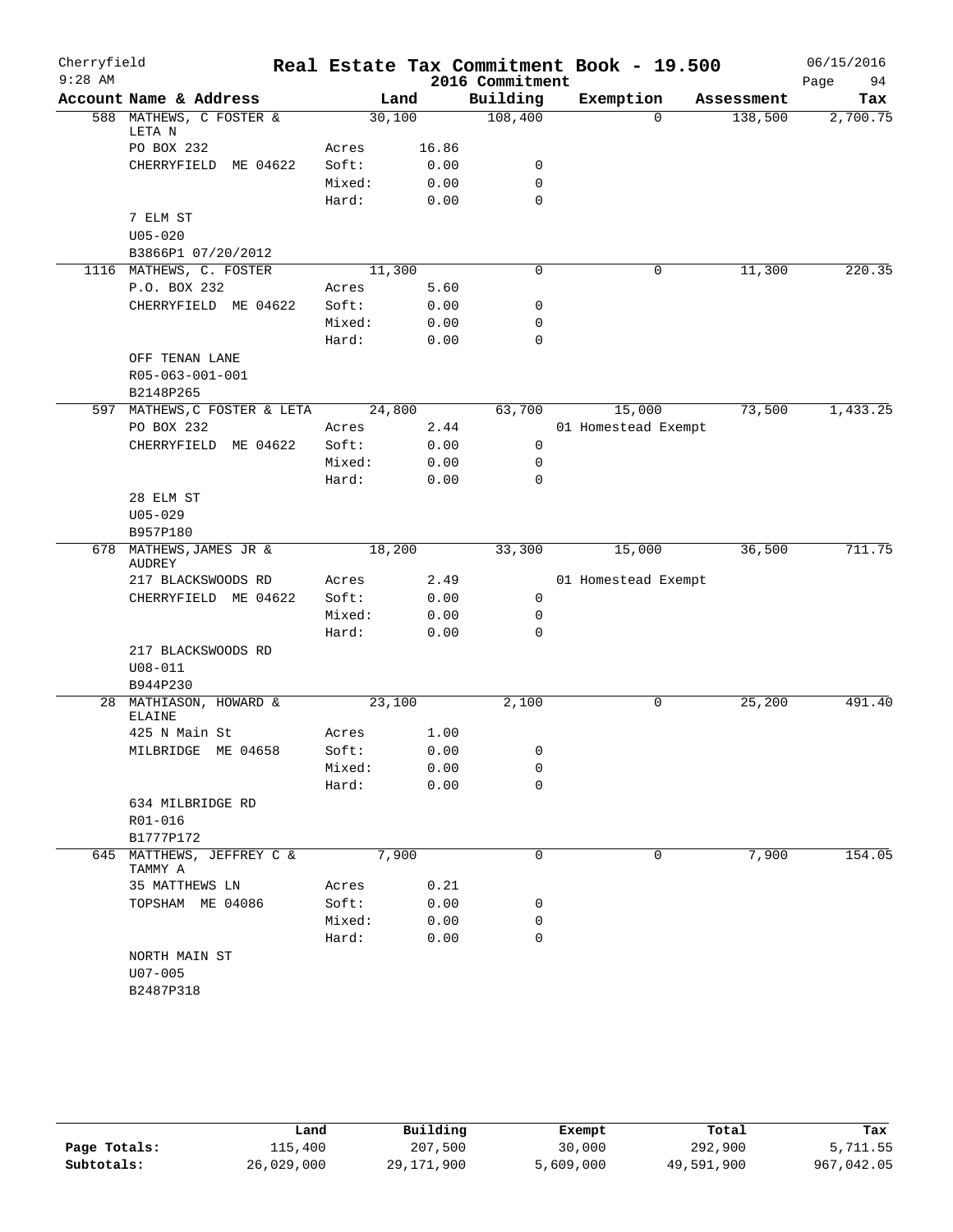# Real Estate Tax Commitment Book - 19.500

Cherryfield
9:28 AM

2016 Commitment

06/15/2016

| Account Name & Address | Land | | Building | Exemption | Assessment | Tax |
|---|---|---|---|---|---|---|
| 588 MATHEWS, C FOSTER & LETA N | 30,100 | | 108,400 | 0 | 138,500 | 2,700.75 |
| PO BOX 232 | Acres | 16.86 | | | | |
| CHERRYFIELD ME 04622 | Soft: | 0.00 | 0 | | | |
| | Mixed: | 0.00 | 0 | | | |
| | Hard: | 0.00 | 0 | | | |
| 7 ELM ST | | | | | | |
| U05-020 | | | | | | |
| B3866P1 07/20/2012 | | | | | | |
| 1116 MATHEWS, C. FOSTER | 11,300 | | 0 | 0 | 11,300 | 220.35 |
| P.O. BOX 232 | Acres | 5.60 | | | | |
| CHERRYFIELD ME 04622 | Soft: | 0.00 | 0 | | | |
| | Mixed: | 0.00 | 0 | | | |
| | Hard: | 0.00 | 0 | | | |
| OFF TENAN LANE | | | | | | |
| R05-063-001-001 | | | | | | |
| B2148P265 | | | | | | |
| 597 MATHEWS,C FOSTER & LETA | 24,800 | | 63,700 | 15,000 | 73,500 | 1,433.25 |
| PO BOX 232 | Acres | 2.44 | | 01 Homestead Exempt | | |
| CHERRYFIELD ME 04622 | Soft: | 0.00 | 0 | | | |
| | Mixed: | 0.00 | 0 | | | |
| | Hard: | 0.00 | 0 | | | |
| 28 ELM ST | | | | | | |
| U05-029 | | | | | | |
| B957P180 | | | | | | |
| 678 MATHEWS,JAMES JR & AUDREY | 18,200 | | 33,300 | 15,000 | 36,500 | 711.75 |
| 217 BLACKSWOODS RD | Acres | 2.49 | | 01 Homestead Exempt | | |
| CHERRYFIELD ME 04622 | Soft: | 0.00 | 0 | | | |
| | Mixed: | 0.00 | 0 | | | |
| | Hard: | 0.00 | 0 | | | |
| 217 BLACKSWOODS RD | | | | | | |
| U08-011 | | | | | | |
| B944P230 | | | | | | |
| 28 MATHIASON, HOWARD & ELAINE | 23,100 | | 2,100 | 0 | 25,200 | 491.40 |
| 425 N Main St | Acres | 1.00 | | | | |
| MILBRIDGE ME 04658 | Soft: | 0.00 | 0 | | | |
| | Mixed: | 0.00 | 0 | | | |
| | Hard: | 0.00 | 0 | | | |
| 634 MILBRIDGE RD | | | | | | |
| R01-016 | | | | | | |
| B1777P172 | | | | | | |
| 645 MATTHEWS, JEFFREY C & TAMMY A | 7,900 | | 0 | 0 | 7,900 | 154.05 |
| 35 MATTHEWS LN | Acres | 0.21 | | | | |
| TOPSHAM ME 04086 | Soft: | 0.00 | 0 | | | |
| | Mixed: | 0.00 | 0 | | | |
| | Hard: | 0.00 | 0 | | | |
| NORTH MAIN ST | | | | | | |
| U07-005 | | | | | | |
| B2487P318 | | | | | | |

| | Land | Building | Exempt | Total | Tax |
|---|---|---|---|---|---|
| Page Totals: | 115,400 | 207,500 | 30,000 | 292,900 | 5,711.55 |
| Subtotals: | 26,029,000 | 29,171,900 | 5,609,000 | 49,591,900 | 967,042.05 |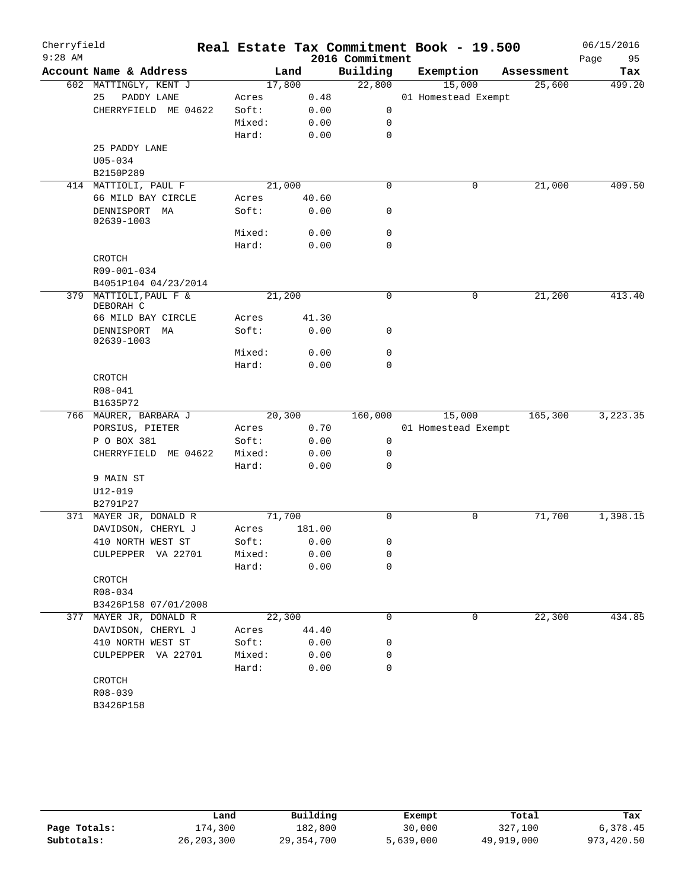# Real Estate Tax Commitment Book - 19.500

Cherryfield
9:28 AM

2016 Commitment

06/15/2016

| Account Name & Address | Land | | Building | Exemption | Assessment | Tax |
|---|---|---|---|---|---|---|
| 602 MATTINGLY, KENT J | 17,800 | | 22,800 | 15,000 | 25,600 | 499.20 |
| 25 PADDY LANE | Acres | 0.48 | | 01 Homestead Exempt | | |
| CHERRYFIELD ME 04622 | Soft: | 0.00 | 0 | | | |
| | Mixed: | 0.00 | 0 | | | |
| | Hard: | 0.00 | 0 | | | |
| 25 PADDY LANE | | | | | | |
| U05-034 | | | | | | |
| B2150P289 | | | | | | |
| 414 MATTIOLI, PAUL F | 21,000 | | 0 | 0 | 21,000 | 409.50 |
| 66 MILD BAY CIRCLE | Acres | 40.60 | | | | |
| DENNISPORT MA 02639-1003 | Soft: | 0.00 | 0 | | | |
| | Mixed: | 0.00 | 0 | | | |
| | Hard: | 0.00 | 0 | | | |
| CROTCH | | | | | | |
| R09-001-034 | | | | | | |
| B4051P104 04/23/2014 | | | | | | |
| 379 MATTIOLI,PAUL F & DEBORAH C | 21,200 | | 0 | 0 | 21,200 | 413.40 |
| 66 MILD BAY CIRCLE | Acres | 41.30 | | | | |
| DENNISPORT MA 02639-1003 | Soft: | 0.00 | 0 | | | |
| | Mixed: | 0.00 | 0 | | | |
| | Hard: | 0.00 | 0 | | | |
| CROTCH | | | | | | |
| R08-041 | | | | | | |
| B1635P72 | | | | | | |
| 766 MAURER, BARBARA J | 20,300 | | 160,000 | 15,000 | 165,300 | 3,223.35 |
| PORSIUS, PIETER | Acres | 0.70 | | 01 Homestead Exempt | | |
| P O BOX 381 | Soft: | 0.00 | 0 | | | |
| CHERRYFIELD ME 04622 | Mixed: | 0.00 | 0 | | | |
| | Hard: | 0.00 | 0 | | | |
| 9 MAIN ST | | | | | | |
| U12-019 | | | | | | |
| B2791P27 | | | | | | |
| 371 MAYER JR, DONALD R | 71,700 | | 0 | 0 | 71,700 | 1,398.15 |
| DAVIDSON, CHERYL J | Acres | 181.00 | | | | |
| 410 NORTH WEST ST | Soft: | 0.00 | 0 | | | |
| CULPEPPER VA 22701 | Mixed: | 0.00 | 0 | | | |
| | Hard: | 0.00 | 0 | | | |
| CROTCH | | | | | | |
| R08-034 | | | | | | |
| B3426P158 07/01/2008 | | | | | | |
| 377 MAYER JR, DONALD R | 22,300 | | 0 | 0 | 22,300 | 434.85 |
| DAVIDSON, CHERYL J | Acres | 44.40 | | | | |
| 410 NORTH WEST ST | Soft: | 0.00 | 0 | | | |
| CULPEPPER VA 22701 | Mixed: | 0.00 | 0 | | | |
| | Hard: | 0.00 | 0 | | | |
| CROTCH | | | | | | |
| R08-039 | | | | | | |
| B3426P158 | | | | | | |

| | Land | Building | Exempt | Total | Tax |
|---|---|---|---|---|---|
| Page Totals: | 174,300 | 182,800 | 30,000 | 327,100 | 6,378.45 |
| Subtotals: | 26,203,300 | 29,354,700 | 5,639,000 | 49,919,000 | 973,420.50 |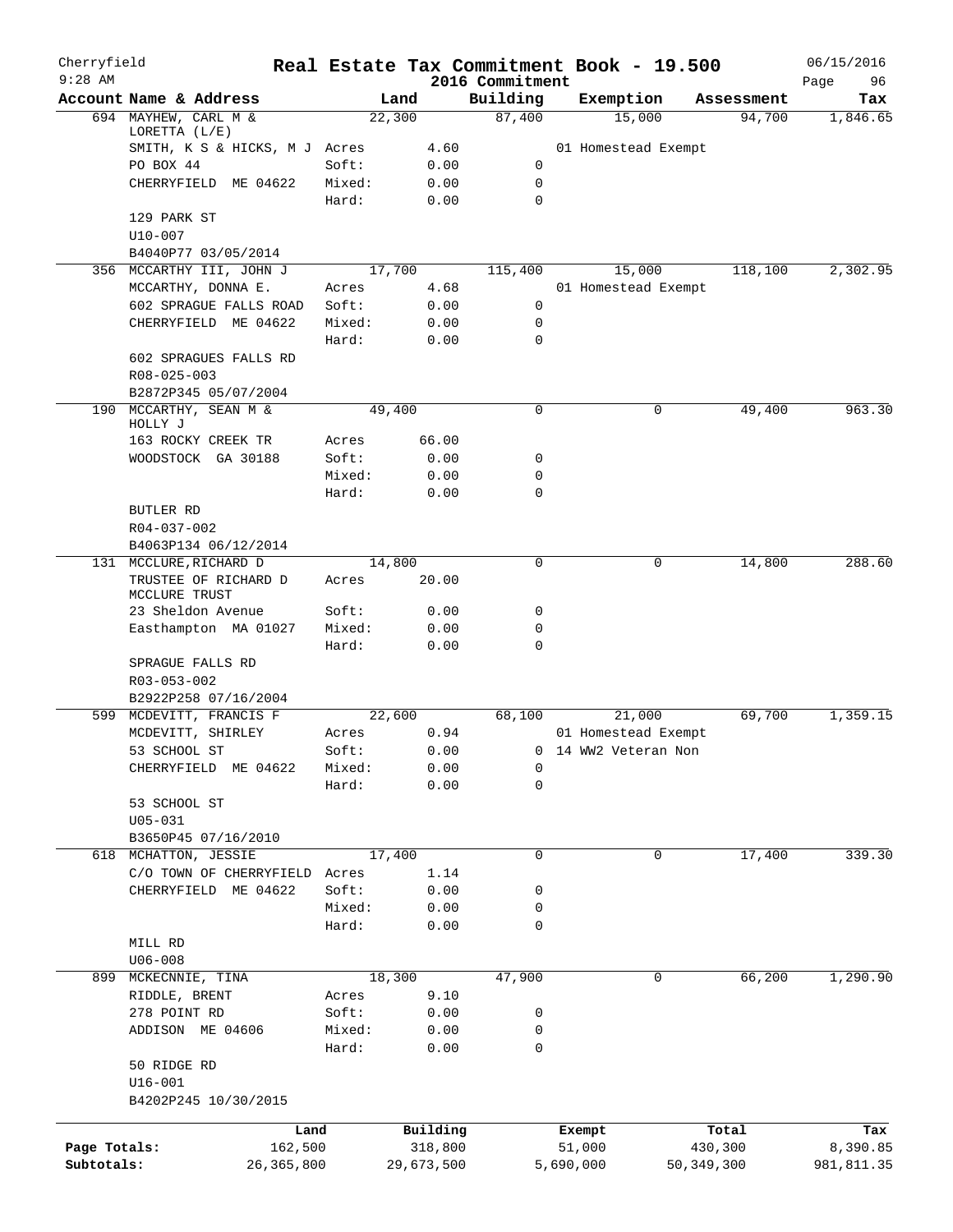Cherryfield 9:28 AM

**Real Estate Tax Commitment Book - 19.500**

2016 Commitment

06/15/2016

| Account Name & Address | Land | | Building | Exemption | Assessment | Tax |
|---|---|---|---|---|---|---|
| 694 MAYHEW, CARL M & LORETTA (L/E) | 22,300 | | 87,400 | 15,000 | 94,700 | 1,846.65 |
| SMITH, K S & HICKS, M J | Acres | 4.60 | | 01 Homestead Exempt | | |
| PO BOX 44 | Soft: | 0.00 | 0 | | | |
| CHERRYFIELD ME 04622 | Mixed: | 0.00 | 0 | | | |
| | Hard: | 0.00 | 0 | | | |
| 129 PARK ST | | | | | | |
| U10-007 | | | | | | |
| B4040P77 03/05/2014 | | | | | | |
| 356 MCCARTHY III, JOHN J | 17,700 | | 115,400 | 15,000 | 118,100 | 2,302.95 |
| MCCARTHY, DONNA E. | Acres | 4.68 | | 01 Homestead Exempt | | |
| 602 SPRAGUE FALLS ROAD | Soft: | 0.00 | 0 | | | |
| CHERRYFIELD ME 04622 | Mixed: | 0.00 | 0 | | | |
| | Hard: | 0.00 | 0 | | | |
| 602 SPRAGUES FALLS RD | | | | | | |
| R08-025-003 | | | | | | |
| B2872P345 05/07/2004 | | | | | | |
| 190 MCCARTHY, SEAN M & HOLLY J | 49,400 | | 0 | 0 | 49,400 | 963.30 |
| 163 ROCKY CREEK TR | Acres | 66.00 | | | | |
| WOODSTOCK GA 30188 | Soft: | 0.00 | 0 | | | |
| | Mixed: | 0.00 | 0 | | | |
| | Hard: | 0.00 | 0 | | | |
| BUTLER RD | | | | | | |
| R04-037-002 | | | | | | |
| B4063P134 06/12/2014 | | | | | | |
| 131 MCCLURE,RICHARD D | 14,800 | | 0 | 0 | 14,800 | 288.60 |
| TRUSTEE OF RICHARD D MCCLURE TRUST | Acres | 20.00 | | | | |
| 23 Sheldon Avenue | Soft: | 0.00 | 0 | | | |
| Easthampton MA 01027 | Mixed: | 0.00 | 0 | | | |
| | Hard: | 0.00 | 0 | | | |
| SPRAGUE FALLS RD | | | | | | |
| R03-053-002 | | | | | | |
| B2922P258 07/16/2004 | | | | | | |
| 599 MCDEVITT, FRANCIS F | 22,600 | | 68,100 | 21,000 | 69,700 | 1,359.15 |
| MCDEVITT, SHIRLEY | Acres | 0.94 | | 01 Homestead Exempt | | |
| 53 SCHOOL ST | Soft: | 0.00 | 0 | 14 WW2 Veteran Non | | |
| CHERRYFIELD ME 04622 | Mixed: | 0.00 | 0 | | | |
| | Hard: | 0.00 | 0 | | | |
| 53 SCHOOL ST | | | | | | |
| U05-031 | | | | | | |
| B3650P45 07/16/2010 | | | | | | |
| 618 MCHATTON, JESSIE | 17,400 | | 0 | 0 | 17,400 | 339.30 |
| C/O TOWN OF CHERRYFIELD | Acres | 1.14 | | | | |
| CHERRYFIELD ME 04622 | Soft: | 0.00 | 0 | | | |
| | Mixed: | 0.00 | 0 | | | |
| | Hard: | 0.00 | 0 | | | |
| MILL RD | | | | | | |
| U06-008 | | | | | | |
| 899 MCKECNNIE, TINA | 18,300 | | 47,900 | 0 | 66,200 | 1,290.90 |
| RIDDLE, BRENT | Acres | 9.10 | | | | |
| 278 POINT RD | Soft: | 0.00 | 0 | | | |
| ADDISON ME 04606 | Mixed: | 0.00 | 0 | | | |
| | Hard: | 0.00 | 0 | | | |
| 50 RIDGE RD | | | | | | |
| U16-001 | | | | | | |
| B4202P245 10/30/2015 | | | | | | |

| | Land | Building | Exempt | Total | Tax |
|---|---|---|---|---|---|
| Page Totals: | 162,500 | 318,800 | 51,000 | 430,300 | 8,390.85 |
| Subtotals: | 26,365,800 | 29,673,500 | 5,690,000 | 50,349,300 | 981,811.35 |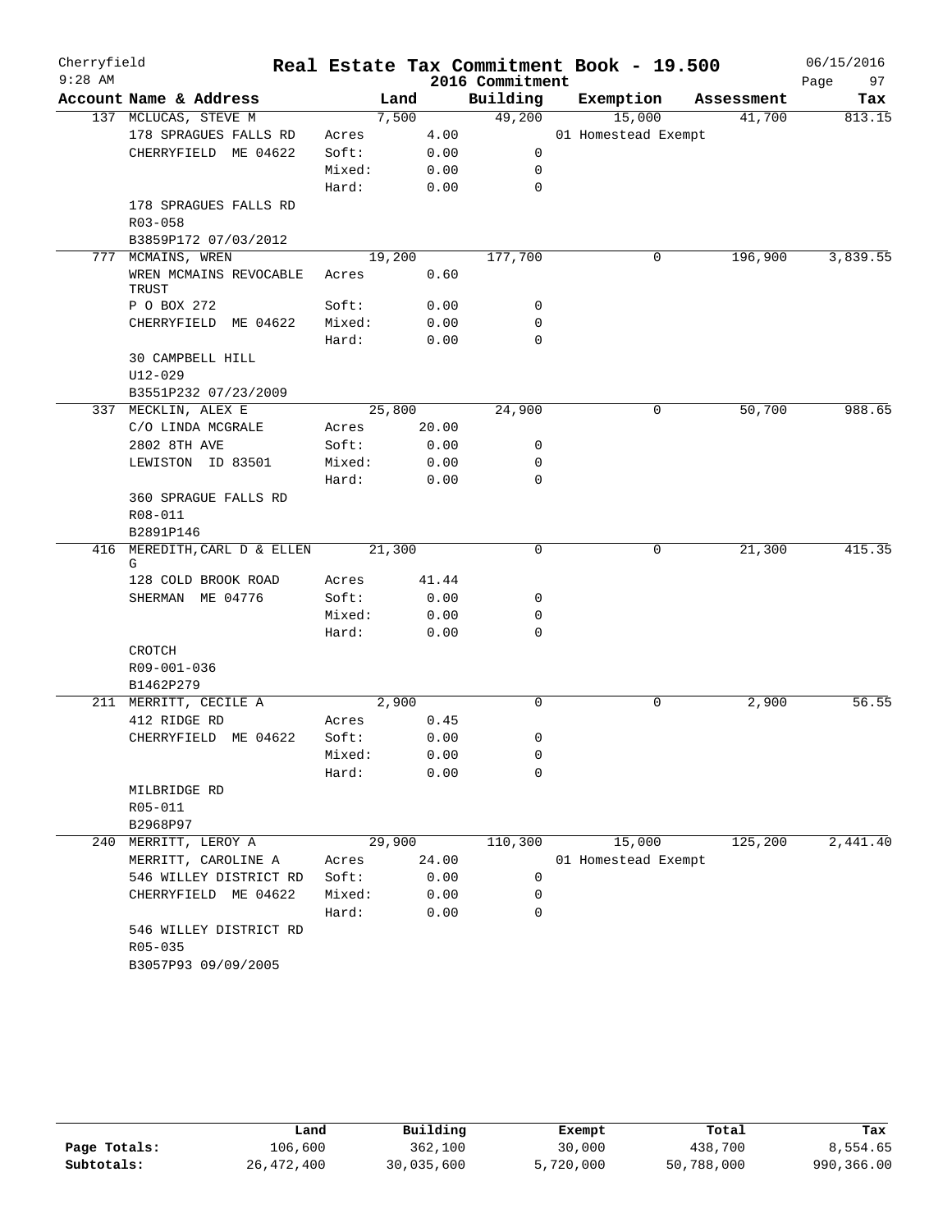# Cherryfield — Real Estate Tax Commitment Book - 19.500

9:28 AM — 2016 Commitment — 06/15/2016

| Account | Name & Address | | Land | Building | Exemption | Assessment | Tax |
|---|---|---|---|---|---|---|---|
| 137 | MCLUCAS, STEVE M | | 7,500 | 49,200 | 15,000 | 41,700 | 813.15 |
| | 178 SPRAGUES FALLS RD | Acres | 4.00 | | 01 Homestead Exempt | | |
| | CHERRYFIELD ME 04622 | Soft: | 0.00 | 0 | | | |
| | | Mixed: | 0.00 | 0 | | | |
| | | Hard: | 0.00 | 0 | | | |
| | 178 SPRAGUES FALLS RD | | | | | | |
| | R03-058 | | | | | | |
| | B3859P172 07/03/2012 | | | | | | |
| 777 | MCMAINS, WREN | | 19,200 | 177,700 | 0 | 196,900 | 3,839.55 |
| | WREN MCMAINS REVOCABLE TRUST | Acres | 0.60 | | | | |
| | P O BOX 272 | Soft: | 0.00 | 0 | | | |
| | CHERRYFIELD ME 04622 | Mixed: | 0.00 | 0 | | | |
| | | Hard: | 0.00 | 0 | | | |
| | 30 CAMPBELL HILL | | | | | | |
| | U12-029 | | | | | | |
| | B3551P232 07/23/2009 | | | | | | |
| 337 | MECKLIN, ALEX E | | 25,800 | 24,900 | 0 | 50,700 | 988.65 |
| | C/O LINDA MCGRALE | Acres | 20.00 | | | | |
| | 2802 8TH AVE | Soft: | 0.00 | 0 | | | |
| | LEWISTON ID 83501 | Mixed: | 0.00 | 0 | | | |
| | | Hard: | 0.00 | 0 | | | |
| | 360 SPRAGUE FALLS RD | | | | | | |
| | R08-011 | | | | | | |
| | B2891P146 | | | | | | |
| 416 | MEREDITH, CARL D & ELLEN G | | 21,300 | 0 | 0 | 21,300 | 415.35 |
| | 128 COLD BROOK ROAD | Acres | 41.44 | | | | |
| | SHERMAN ME 04776 | Soft: | 0.00 | 0 | | | |
| | | Mixed: | 0.00 | 0 | | | |
| | | Hard: | 0.00 | 0 | | | |
| | CROTCH | | | | | | |
| | R09-001-036 | | | | | | |
| | B1462P279 | | | | | | |
| 211 | MERRITT, CECILE A | | 2,900 | 0 | 0 | 2,900 | 56.55 |
| | 412 RIDGE RD | Acres | 0.45 | | | | |
| | CHERRYFIELD ME 04622 | Soft: | 0.00 | 0 | | | |
| | | Mixed: | 0.00 | 0 | | | |
| | | Hard: | 0.00 | 0 | | | |
| | MILBRIDGE RD | | | | | | |
| | R05-011 | | | | | | |
| | B2968P97 | | | | | | |
| 240 | MERRITT, LEROY A | | 29,900 | 110,300 | 15,000 | 125,200 | 2,441.40 |
| | MERRITT, CAROLINE A | Acres | 24.00 | | 01 Homestead Exempt | | |
| | 546 WILLEY DISTRICT RD | Soft: | 0.00 | 0 | | | |
| | CHERRYFIELD ME 04622 | Mixed: | 0.00 | 0 | | | |
| | | Hard: | 0.00 | 0 | | | |
| | 546 WILLEY DISTRICT RD | | | | | | |
| | R05-035 | | | | | | |
| | B3057P93 09/09/2005 | | | | | | |

| | Land | Building | Exempt | Total | Tax |
|---|---|---|---|---|---|
| Page Totals: | 106,600 | 362,100 | 30,000 | 438,700 | 8,554.65 |
| Subtotals: | 26,472,400 | 30,035,600 | 5,720,000 | 50,788,000 | 990,366.00 |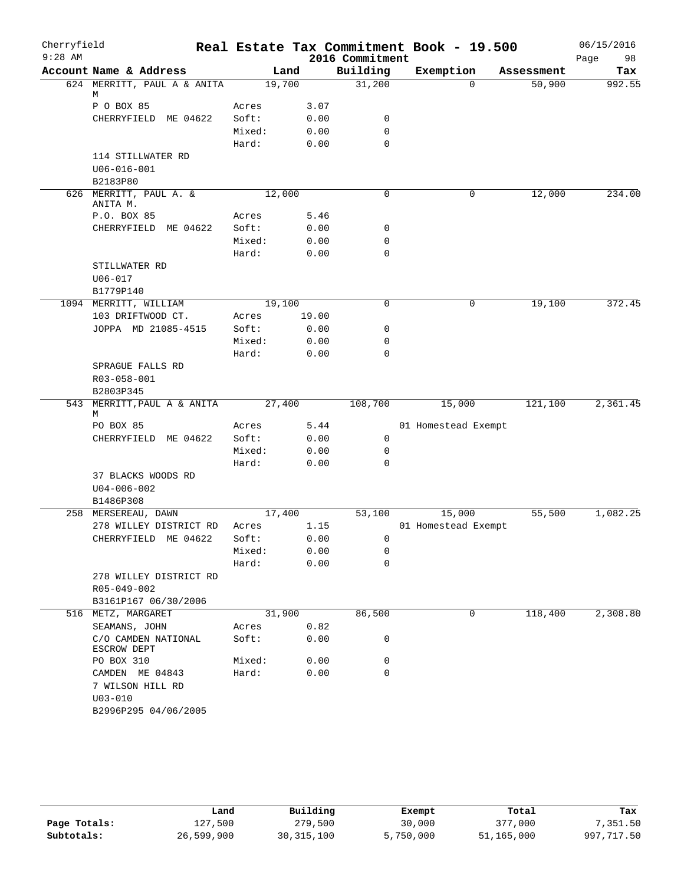# Real Estate Tax Commitment Book - 19.500

Cherryfield
9:28 AM
2016 Commitment
06/15/2016

| Account | Name & Address | Land | | Building | Exemption | Assessment | Tax |
|---|---|---|---|---|---|---|---|
| 624 | MERRITT, PAUL A & ANITA M | 19,700 | | 31,200 | 0 | 50,900 | 992.55 |
| | P O BOX 85 | Acres | 3.07 | | | | |
| | CHERRYFIELD ME 04622 | Soft: | 0.00 | 0 | | | |
| | | Mixed: | 0.00 | 0 | | | |
| | | Hard: | 0.00 | 0 | | | |
| | 114 STILLWATER RD | | | | | | |
| | U06-016-001 | | | | | | |
| | B2183P80 | | | | | | |
| 626 | MERRITT, PAUL A. & ANITA M. | 12,000 | | 0 | 0 | 12,000 | 234.00 |
| | P.O. BOX 85 | Acres | 5.46 | | | | |
| | CHERRYFIELD ME 04622 | Soft: | 0.00 | 0 | | | |
| | | Mixed: | 0.00 | 0 | | | |
| | | Hard: | 0.00 | 0 | | | |
| | STILLWATER RD | | | | | | |
| | U06-017 | | | | | | |
| | B1779P140 | | | | | | |
| 1094 | MERRITT, WILLIAM | 19,100 | | 0 | 0 | 19,100 | 372.45 |
| | 103 DRIFTWOOD CT. | Acres | 19.00 | | | | |
| | JOPPA MD 21085-4515 | Soft: | 0.00 | 0 | | | |
| | | Mixed: | 0.00 | 0 | | | |
| | | Hard: | 0.00 | 0 | | | |
| | SPRAGUE FALLS RD | | | | | | |
| | R03-058-001 | | | | | | |
| | B2803P345 | | | | | | |
| 543 | MERRITT,PAUL A & ANITA M | 27,400 | | 108,700 | 15,000 | 121,100 | 2,361.45 |
| | PO BOX 85 | Acres | 5.44 | | 01 Homestead Exempt | | |
| | CHERRYFIELD ME 04622 | Soft: | 0.00 | 0 | | | |
| | | Mixed: | 0.00 | 0 | | | |
| | | Hard: | 0.00 | 0 | | | |
| | 37 BLACKS WOODS RD | | | | | | |
| | U04-006-002 | | | | | | |
| | B1486P308 | | | | | | |
| 258 | MERSEREAU, DAWN | 17,400 | | 53,100 | 15,000 | 55,500 | 1,082.25 |
| | 278 WILLEY DISTRICT RD | Acres | 1.15 | | 01 Homestead Exempt | | |
| | CHERRYFIELD ME 04622 | Soft: | 0.00 | 0 | | | |
| | | Mixed: | 0.00 | 0 | | | |
| | | Hard: | 0.00 | 0 | | | |
| | 278 WILLEY DISTRICT RD | | | | | | |
| | R05-049-002 | | | | | | |
| | B3161P167 06/30/2006 | | | | | | |
| 516 | METZ, MARGARET | 31,900 | | 86,500 | 0 | 118,400 | 2,308.80 |
| | SEAMANS, JOHN | Acres | 0.82 | | | | |
| | C/O CAMDEN NATIONAL ESCROW DEPT | Soft: | 0.00 | 0 | | | |
| | PO BOX 310 | Mixed: | 0.00 | 0 | | | |
| | CAMDEN ME 04843 | Hard: | 0.00 | 0 | | | |
| | 7 WILSON HILL RD | | | | | | |
| | U03-010 | | | | | | |
| | B2996P295 04/06/2005 | | | | | | |

| | Land | Building | Exempt | Total | Tax |
|---|---|---|---|---|---|
| Page Totals: | 127,500 | 279,500 | 30,000 | 377,000 | 7,351.50 |
| Subtotals: | 26,599,900 | 30,315,100 | 5,750,000 | 51,165,000 | 997,717.50 |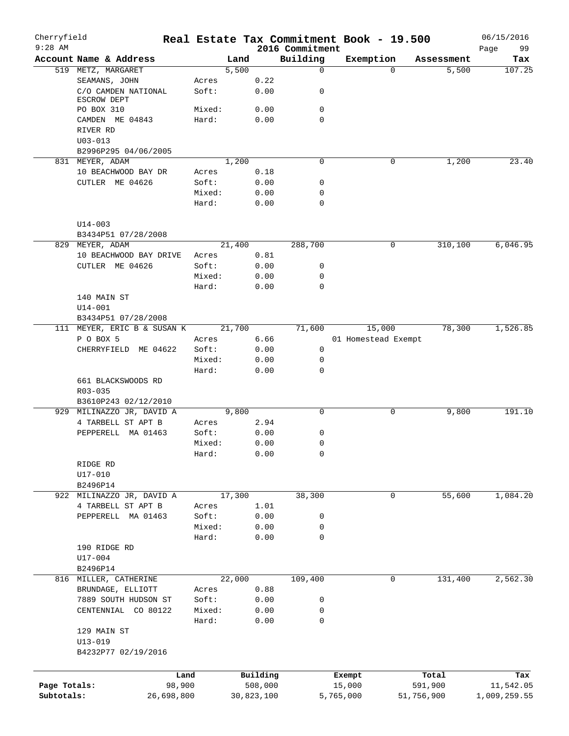Cherryfield
9:28 AM

# Real Estate Tax Commitment Book - 19.500

## 2016 Commitment

06/15/2016

| Account Name & Address | | Land | Building | Exemption | Assessment | Tax |
|---|---|---|---|---|---|---|
| 519 METZ, MARGARET | | 5,500 | 0 | 0 | 5,500 | 107.25 |
| SEAMANS, JOHN | Acres | 0.22 | | | | |
| C/O CAMDEN NATIONAL ESCROW DEPT | Soft: | 0.00 | 0 | | | |
| PO BOX 310 | Mixed: | 0.00 | 0 | | | |
| CAMDEN ME 04843 | Hard: | 0.00 | 0 | | | |
| RIVER RD | | | | | | |
| U03-013 | | | | | | |
| B2996P295 04/06/2005 | | | | | | |
| 831 MEYER, ADAM | | 1,200 | 0 | 0 | 1,200 | 23.40 |
| 10 BEACHWOOD BAY DR | Acres | 0.18 | | | | |
| CUTLER ME 04626 | Soft: | 0.00 | 0 | | | |
| | Mixed: | 0.00 | 0 | | | |
| | Hard: | 0.00 | 0 | | | |
| U14-003 | | | | | | |
| B3434P51 07/28/2008 | | | | | | |
| 829 MEYER, ADAM | | 21,400 | 288,700 | 0 | 310,100 | 6,046.95 |
| 10 BEACHWOOD BAY DRIVE | Acres | 0.81 | | | | |
| CUTLER ME 04626 | Soft: | 0.00 | 0 | | | |
| | Mixed: | 0.00 | 0 | | | |
| | Hard: | 0.00 | 0 | | | |
| 140 MAIN ST | | | | | | |
| U14-001 | | | | | | |
| B3434P51 07/28/2008 | | | | | | |
| 111 MEYER, ERIC B & SUSAN K | | 21,700 | 71,600 | 15,000 | 78,300 | 1,526.85 |
| P O BOX 5 | Acres | 6.66 | | 01 Homestead Exempt | | |
| CHERRYFIELD ME 04622 | Soft: | 0.00 | 0 | | | |
| | Mixed: | 0.00 | 0 | | | |
| | Hard: | 0.00 | 0 | | | |
| 661 BLACKSWOODS RD | | | | | | |
| R03-035 | | | | | | |
| B3610P243 02/12/2010 | | | | | | |
| 929 MILINAZZO JR, DAVID A | | 9,800 | 0 | 0 | 9,800 | 191.10 |
| 4 TARBELL ST APT B | Acres | 2.94 | | | | |
| PEPPERELL MA 01463 | Soft: | 0.00 | 0 | | | |
| | Mixed: | 0.00 | 0 | | | |
| | Hard: | 0.00 | 0 | | | |
| RIDGE RD | | | | | | |
| U17-010 | | | | | | |
| B2496P14 | | | | | | |
| 922 MILINAZZO JR, DAVID A | | 17,300 | 38,300 | 0 | 55,600 | 1,084.20 |
| 4 TARBELL ST APT B | Acres | 1.01 | | | | |
| PEPPERELL MA 01463 | Soft: | 0.00 | 0 | | | |
| | Mixed: | 0.00 | 0 | | | |
| | Hard: | 0.00 | 0 | | | |
| 190 RIDGE RD | | | | | | |
| U17-004 | | | | | | |
| B2496P14 | | | | | | |
| 816 MILLER, CATHERINE | | 22,000 | 109,400 | 0 | 131,400 | 2,562.30 |
| BRUNDAGE, ELLIOTT | Acres | 0.88 | | | | |
| 7889 SOUTH HUDSON ST | Soft: | 0.00 | 0 | | | |
| CENTENNIAL CO 80122 | Mixed: | 0.00 | 0 | | | |
| | Hard: | 0.00 | 0 | | | |
| 129 MAIN ST | | | | | | |
| U13-019 | | | | | | |
| B4232P77 02/19/2016 | | | | | | |

| | Land | Building | Exempt | Total | Tax |
|---|---|---|---|---|---|
| Page Totals: | 98,900 | 508,000 | 15,000 | 591,900 | 11,542.05 |
| Subtotals: | 26,698,800 | 30,823,100 | 5,765,000 | 51,756,900 | 1,009,259.55 |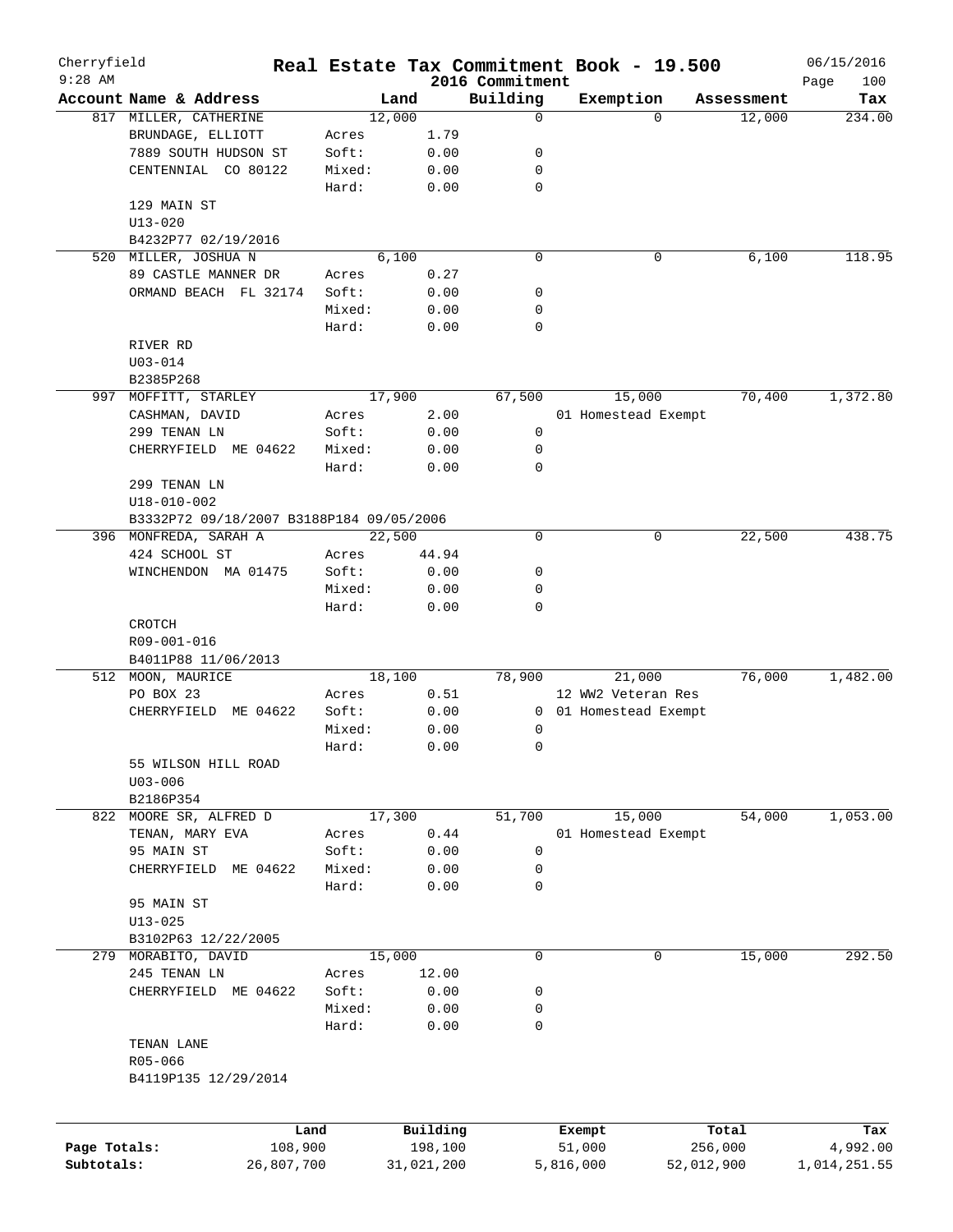# Cherryfield — Real Estate Tax Commitment Book - 19.500

2016 Commitment — 06/15/2016 9:28 AM

| Account Name & Address | | Land | Building | Exemption | Assessment | Tax |
|---|---|---|---|---|---|---|
| 817 MILLER, CATHERINE | | 12,000 | 0 | 0 | 12,000 | 234.00 |
| BRUNDAGE, ELLIOTT | Acres | 1.79 | | | | |
| 7889 SOUTH HUDSON ST | Soft: | 0.00 | 0 | | | |
| CENTENNIAL CO 80122 | Mixed: | 0.00 | 0 | | | |
| | Hard: | 0.00 | 0 | | | |
| 129 MAIN ST | | | | | | |
| U13-020 | | | | | | |
| B4232P77 02/19/2016 | | | | | | |
| 520 MILLER, JOSHUA N | | 6,100 | 0 | 0 | 6,100 | 118.95 |
| 89 CASTLE MANNER DR | Acres | 0.27 | | | | |
| ORMAND BEACH FL 32174 | Soft: | 0.00 | 0 | | | |
| | Mixed: | 0.00 | 0 | | | |
| | Hard: | 0.00 | 0 | | | |
| RIVER RD | | | | | | |
| U03-014 | | | | | | |
| B2385P268 | | | | | | |
| 997 MOFFITT, STARLEY | | 17,900 | 67,500 | 15,000 | 70,400 | 1,372.80 |
| CASHMAN, DAVID | Acres | 2.00 | | 01 Homestead Exempt | | |
| 299 TENAN LN | Soft: | 0.00 | 0 | | | |
| CHERRYFIELD ME 04622 | Mixed: | 0.00 | 0 | | | |
| | Hard: | 0.00 | 0 | | | |
| 299 TENAN LN | | | | | | |
| U18-010-002 | | | | | | |
| B3332P72 09/18/2007 B3188P184 09/05/2006 | | | | | | |
| 396 MONFREDA, SARAH A | | 22,500 | 0 | 0 | 22,500 | 438.75 |
| 424 SCHOOL ST | Acres | 44.94 | | | | |
| WINCHENDON MA 01475 | Soft: | 0.00 | 0 | | | |
| | Mixed: | 0.00 | 0 | | | |
| | Hard: | 0.00 | 0 | | | |
| CROTCH | | | | | | |
| R09-001-016 | | | | | | |
| B4011P88 11/06/2013 | | | | | | |
| 512 MOON, MAURICE | | 18,100 | 78,900 | 21,000 | 76,000 | 1,482.00 |
| PO BOX 23 | Acres | 0.51 | | 12 WW2 Veteran Res | | |
| CHERRYFIELD ME 04622 | Soft: | 0.00 | 0 | 01 Homestead Exempt | | |
| | Mixed: | 0.00 | 0 | | | |
| | Hard: | 0.00 | 0 | | | |
| 55 WILSON HILL ROAD | | | | | | |
| U03-006 | | | | | | |
| B2186P354 | | | | | | |
| 822 MOORE SR, ALFRED D | | 17,300 | 51,700 | 15,000 | 54,000 | 1,053.00 |
| TENAN, MARY EVA | Acres | 0.44 | | 01 Homestead Exempt | | |
| 95 MAIN ST | Soft: | 0.00 | 0 | | | |
| CHERRYFIELD ME 04622 | Mixed: | 0.00 | 0 | | | |
| | Hard: | 0.00 | 0 | | | |
| 95 MAIN ST | | | | | | |
| U13-025 | | | | | | |
| B3102P63 12/22/2005 | | | | | | |
| 279 MORABITO, DAVID | | 15,000 | 0 | 0 | 15,000 | 292.50 |
| 245 TENAN LN | Acres | 12.00 | | | | |
| CHERRYFIELD ME 04622 | Soft: | 0.00 | 0 | | | |
| | Mixed: | 0.00 | 0 | | | |
| | Hard: | 0.00 | 0 | | | |
| TENAN LANE | | | | | | |
| R05-066 | | | | | | |
| B4119P135 12/29/2014 | | | | | | |

| | Land | Building | Exempt | Total | Tax |
|---|---|---|---|---|---|
| Page Totals: | 108,900 | 198,100 | 51,000 | 256,000 | 4,992.00 |
| Subtotals: | 26,807,700 | 31,021,200 | 5,816,000 | 52,012,900 | 1,014,251.55 |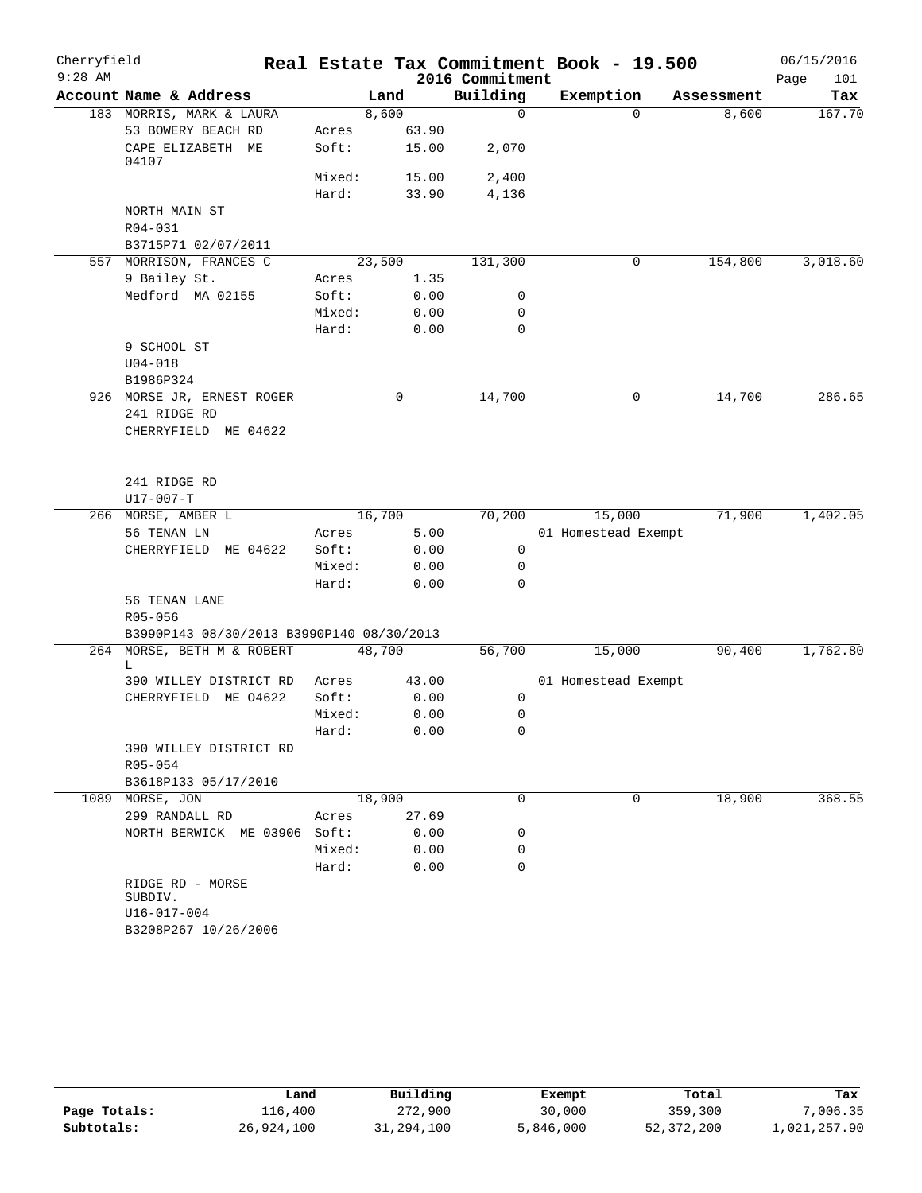# Real Estate Tax Commitment Book - 19.500

Cherryfield
9:28 AM
2016 Commitment
06/15/2016

| Account | Name & Address | | Land | Building | Exemption | Assessment | Tax |
|---|---|---|---|---|---|---|---|
| 183 | MORRIS, MARK & LAURA | | 8,600 | 0 | 0 | 8,600 | 167.70 |
| | 53 BOWERY BEACH RD | Acres | 63.90 | | | | |
| | CAPE ELIZABETH ME 04107 | Soft: | 15.00 | 2,070 | | | |
| | | Mixed: | 15.00 | 2,400 | | | |
| | | Hard: | 33.90 | 4,136 | | | |
| | NORTH MAIN ST | | | | | | |
| | R04-031 | | | | | | |
| | B3715P71 02/07/2011 | | | | | | |
| 557 | MORRISON, FRANCES C | | 23,500 | 131,300 | 0 | 154,800 | 3,018.60 |
| | 9 Bailey St. | Acres | 1.35 | | | | |
| | Medford MA 02155 | Soft: | 0.00 | 0 | | | |
| | | Mixed: | 0.00 | 0 | | | |
| | | Hard: | 0.00 | 0 | | | |
| | 9 SCHOOL ST | | | | | | |
| | U04-018 | | | | | | |
| | B1986P324 | | | | | | |
| 926 | MORSE JR, ERNEST ROGER | | 0 | 14,700 | 0 | 14,700 | 286.65 |
| | 241 RIDGE RD | | | | | | |
| | CHERRYFIELD ME 04622 | | | | | | |
| | 241 RIDGE RD | | | | | | |
| | U17-007-T | | | | | | |
| 266 | MORSE, AMBER L | | 16,700 | 70,200 | 15,000 | 71,900 | 1,402.05 |
| | 56 TENAN LN | Acres | 5.00 | | 01 Homestead Exempt | | |
| | CHERRYFIELD ME 04622 | Soft: | 0.00 | 0 | | | |
| | | Mixed: | 0.00 | 0 | | | |
| | | Hard: | 0.00 | 0 | | | |
| | 56 TENAN LANE | | | | | | |
| | R05-056 | | | | | | |
| | B3990P143 08/30/2013 B3990P140 08/30/2013 | | | | | | |
| 264 | MORSE, BETH M & ROBERT L | | 48,700 | 56,700 | 15,000 | 90,400 | 1,762.80 |
| | 390 WILLEY DISTRICT RD | Acres | 43.00 | | 01 Homestead Exempt | | |
| | CHERRYFIELD ME 04622 | Soft: | 0.00 | 0 | | | |
| | | Mixed: | 0.00 | 0 | | | |
| | | Hard: | 0.00 | 0 | | | |
| | 390 WILLEY DISTRICT RD | | | | | | |
| | R05-054 | | | | | | |
| | B3618P133 05/17/2010 | | | | | | |
| 1089 | MORSE, JON | | 18,900 | 0 | 0 | 18,900 | 368.55 |
| | 299 RANDALL RD | Acres | 27.69 | | | | |
| | NORTH BERWICK ME 03906 | Soft: | 0.00 | 0 | | | |
| | | Mixed: | 0.00 | 0 | | | |
| | | Hard: | 0.00 | 0 | | | |
| | RIDGE RD - MORSE SUBDIV. | | | | | | |
| | U16-017-004 | | | | | | |
| | B3208P267 10/26/2006 | | | | | | |

| | Land | Building | Exempt | Total | Tax |
|---|---|---|---|---|---|
| Page Totals: | 116,400 | 272,900 | 30,000 | 359,300 | 7,006.35 |
| Subtotals: | 26,924,100 | 31,294,100 | 5,846,000 | 52,372,200 | 1,021,257.90 |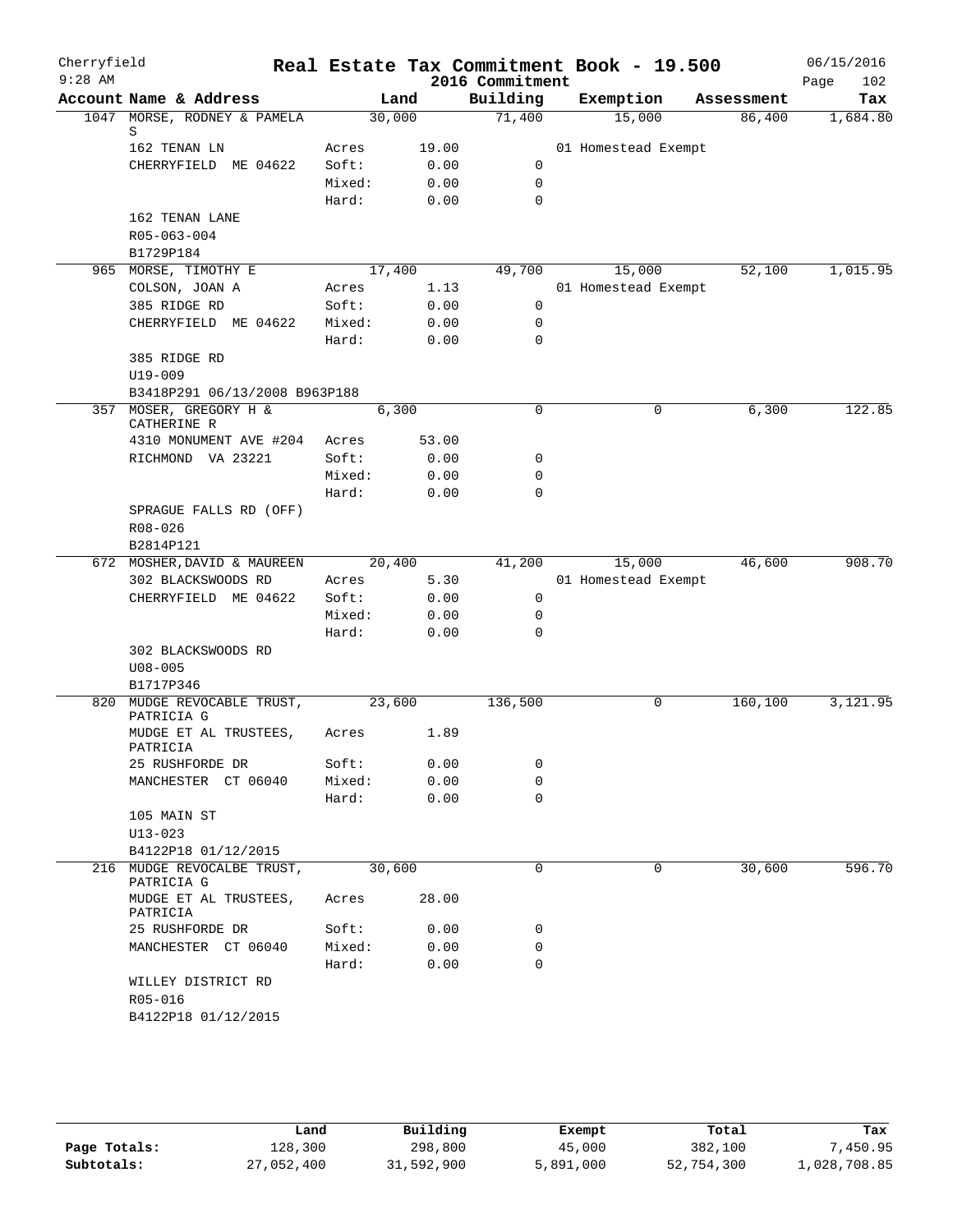# Real Estate Tax Commitment Book - 19.500

Cherryfield
9:28 AM

2016 Commitment

06/15/2016

| Account | Name & Address | | Land | Building | Exemption | Assessment | Tax |
|---|---|---|---|---|---|---|---|
| 1047 | MORSE, RODNEY & PAMELA S | | 30,000 | 71,400 | 15,000 | 86,400 | 1,684.80 |
| | 162 TENAN LN | Acres | 19.00 | | 01 Homestead Exempt | | |
| | CHERRYFIELD ME 04622 | Soft: | 0.00 | 0 | | | |
| | | Mixed: | 0.00 | 0 | | | |
| | | Hard: | 0.00 | 0 | | | |
| | 162 TENAN LANE | | | | | | |
| | R05-063-004 | | | | | | |
| | B1729P184 | | | | | | |
| 965 | MORSE, TIMOTHY E | | 17,400 | 49,700 | 15,000 | 52,100 | 1,015.95 |
| | COLSON, JOAN A | Acres | 1.13 | | 01 Homestead Exempt | | |
| | 385 RIDGE RD | Soft: | 0.00 | 0 | | | |
| | CHERRYFIELD ME 04622 | Mixed: | 0.00 | 0 | | | |
| | | Hard: | 0.00 | 0 | | | |
| | 385 RIDGE RD | | | | | | |
| | U19-009 | | | | | | |
| | B3418P291 06/13/2008 B963P188 | | | | | | |
| 357 | MOSER, GREGORY H & CATHERINE R | | 6,300 | 0 | 0 | 6,300 | 122.85 |
| | 4310 MONUMENT AVE #204 | Acres | 53.00 | | | | |
| | RICHMOND VA 23221 | Soft: | 0.00 | 0 | | | |
| | | Mixed: | 0.00 | 0 | | | |
| | | Hard: | 0.00 | 0 | | | |
| | SPRAGUE FALLS RD (OFF) | | | | | | |
| | R08-026 | | | | | | |
| | B2814P121 | | | | | | |
| 672 | MOSHER, DAVID & MAUREEN | | 20,400 | 41,200 | 15,000 | 46,600 | 908.70 |
| | 302 BLACKSWOODS RD | Acres | 5.30 | | 01 Homestead Exempt | | |
| | CHERRYFIELD ME 04622 | Soft: | 0.00 | 0 | | | |
| | | Mixed: | 0.00 | 0 | | | |
| | | Hard: | 0.00 | 0 | | | |
| | 302 BLACKSWOODS RD | | | | | | |
| | U08-005 | | | | | | |
| | B1717P346 | | | | | | |
| 820 | MUDGE REVOCABLE TRUST, PATRICIA G | | 23,600 | 136,500 | 0 | 160,100 | 3,121.95 |
| | MUDGE ET AL TRUSTEES, PATRICIA | Acres | 1.89 | | | | |
| | 25 RUSHFORDE DR | Soft: | 0.00 | 0 | | | |
| | MANCHESTER CT 06040 | Mixed: | 0.00 | 0 | | | |
| | | Hard: | 0.00 | 0 | | | |
| | 105 MAIN ST | | | | | | |
| | U13-023 | | | | | | |
| | B4122P18 01/12/2015 | | | | | | |
| 216 | MUDGE REVOCALBE TRUST, PATRICIA G | | 30,600 | 0 | 0 | 30,600 | 596.70 |
| | MUDGE ET AL TRUSTEES, PATRICIA | Acres | 28.00 | | | | |
| | 25 RUSHFORDE DR | Soft: | 0.00 | 0 | | | |
| | MANCHESTER CT 06040 | Mixed: | 0.00 | 0 | | | |
| | | Hard: | 0.00 | 0 | | | |
| | WILLEY DISTRICT RD | | | | | | |
| | R05-016 | | | | | | |
| | B4122P18 01/12/2015 | | | | | | |

| | Land | Building | Exempt | Total | Tax |
|---|---|---|---|---|---|
| Page Totals: | 128,300 | 298,800 | 45,000 | 382,100 | 7,450.95 |
| Subtotals: | 27,052,400 | 31,592,900 | 5,891,000 | 52,754,300 | 1,028,708.85 |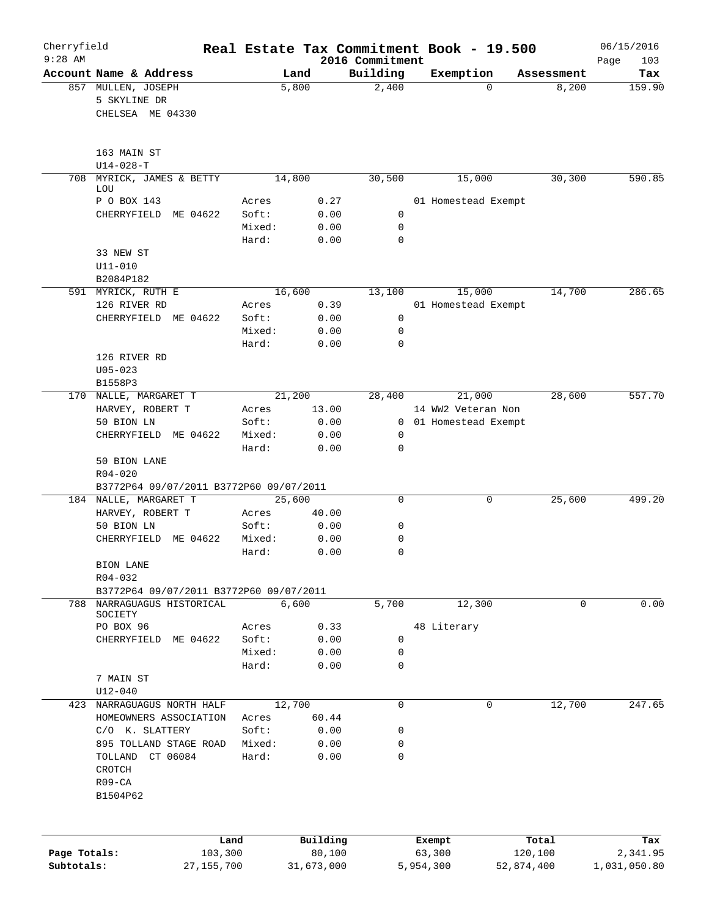# Real Estate Tax Commitment Book - 19.500

Cherryfield 9:28 AM — 2016 Commitment — 06/15/2016

| Account Name & Address | | Land | Building | Exemption | Assessment | Tax |
|---|---|---|---|---|---|---|
| 857 MULLEN, JOSEPH | | 5,800 | 2,400 | 0 | 8,200 | 159.90 |
| 5 SKYLINE DR | | | | | | |
| CHELSEA ME 04330 | | | | | | |
| 163 MAIN ST | | | | | | |
| U14-028-T | | | | | | |
| 708 MYRICK, JAMES & BETTY LOU | | 14,800 | 30,500 | 15,000 | 30,300 | 590.85 |
| P O BOX 143 | Acres | 0.27 | | 01 Homestead Exempt | | |
| CHERRYFIELD ME 04622 | Soft: | 0.00 | 0 | | | |
| | Mixed: | 0.00 | 0 | | | |
| | Hard: | 0.00 | 0 | | | |
| 33 NEW ST | | | | | | |
| U11-010 | | | | | | |
| B2084P182 | | | | | | |
| 591 MYRICK, RUTH E | | 16,600 | 13,100 | 15,000 | 14,700 | 286.65 |
| 126 RIVER RD | Acres | 0.39 | | 01 Homestead Exempt | | |
| CHERRYFIELD ME 04622 | Soft: | 0.00 | 0 | | | |
| | Mixed: | 0.00 | 0 | | | |
| | Hard: | 0.00 | 0 | | | |
| 126 RIVER RD | | | | | | |
| U05-023 | | | | | | |
| B1558P3 | | | | | | |
| 170 NALLE, MARGARET T | | 21,200 | 28,400 | 21,000 | 28,600 | 557.70 |
| HARVEY, ROBERT T | Acres | 13.00 | | 14 WW2 Veteran Non | | |
| 50 BION LN | Soft: | 0.00 | 0 | 01 Homestead Exempt | | |
| CHERRYFIELD ME 04622 | Mixed: | 0.00 | 0 | | | |
| | Hard: | 0.00 | 0 | | | |
| 50 BION LANE | | | | | | |
| R04-020 | | | | | | |
| B3772P64 09/07/2011 B3772P60 09/07/2011 | | | | | | |
| 184 NALLE, MARGARET T | | 25,600 | 0 | 0 | 25,600 | 499.20 |
| HARVEY, ROBERT T | Acres | 40.00 | | | | |
| 50 BION LN | Soft: | 0.00 | 0 | | | |
| CHERRYFIELD ME 04622 | Mixed: | 0.00 | 0 | | | |
| | Hard: | 0.00 | 0 | | | |
| BION LANE | | | | | | |
| R04-032 | | | | | | |
| B3772P64 09/07/2011 B3772P60 09/07/2011 | | | | | | |
| 788 NARRAGUAGUS HISTORICAL SOCIETY | | 6,600 | 5,700 | 12,300 | 0 | 0.00 |
| PO BOX 96 | Acres | 0.33 | | 48 Literary | | |
| CHERRYFIELD ME 04622 | Soft: | 0.00 | 0 | | | |
| | Mixed: | 0.00 | 0 | | | |
| | Hard: | 0.00 | 0 | | | |
| 7 MAIN ST | | | | | | |
| U12-040 | | | | | | |
| 423 NARRAGUAGUS NORTH HALF | | 12,700 | 0 | 0 | 12,700 | 247.65 |
| HOMEOWNERS ASSOCIATION | Acres | 60.44 | | | | |
| C/O K. SLATTERY | Soft: | 0.00 | 0 | | | |
| 895 TOLLAND STAGE ROAD | Mixed: | 0.00 | 0 | | | |
| TOLLAND CT 06084 | Hard: | 0.00 | 0 | | | |
| CROTCH | | | | | | |
| R09-CA | | | | | | |
| B1504P62 | | | | | | |

| | Land | Building | Exempt | Total | Tax |
|---|---|---|---|---|---|
| Page Totals: | 103,300 | 80,100 | 63,300 | 120,100 | 2,341.95 |
| Subtotals: | 27,155,700 | 31,673,000 | 5,954,300 | 52,874,400 | 1,031,050.80 |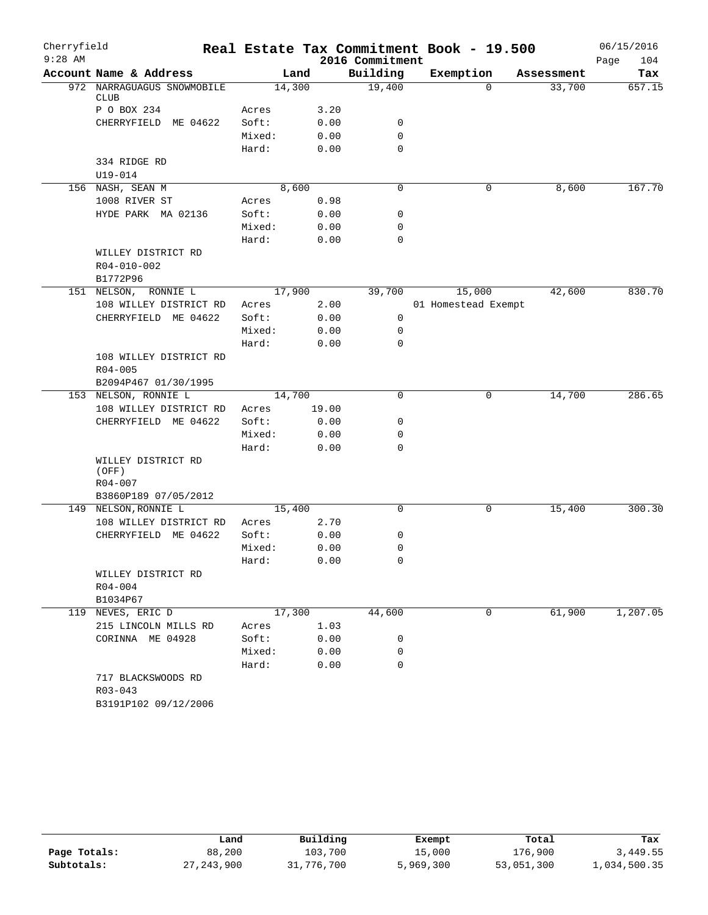# Cherryfield — Real Estate Tax Commitment Book - 19.500

9:28 AM — 2016 Commitment — 06/15/2016

| Account Name & Address | Land | | Building | Exemption | Assessment | Tax |
|---|---|---|---|---|---|---|
| 972 NARRAGUAGUS SNOWMOBILE CLUB | 14,300 | | 19,400 | 0 | 33,700 | 657.15 |
| P O BOX 234 | Acres | 3.20 | | | | |
| CHERRYFIELD ME 04622 | Soft: | 0.00 | 0 | | | |
| | Mixed: | 0.00 | 0 | | | |
| | Hard: | 0.00 | 0 | | | |
| 334 RIDGE RD | | | | | | |
| U19-014 | | | | | | |
| 156 NASH, SEAN M | 8,600 | | 0 | 0 | 8,600 | 167.70 |
| 1008 RIVER ST | Acres | 0.98 | | | | |
| HYDE PARK MA 02136 | Soft: | 0.00 | 0 | | | |
| | Mixed: | 0.00 | 0 | | | |
| | Hard: | 0.00 | 0 | | | |
| WILLEY DISTRICT RD | | | | | | |
| R04-010-002 | | | | | | |
| B1772P96 | | | | | | |
| 151 NELSON, RONNIE L | 17,900 | | 39,700 | 15,000 | 42,600 | 830.70 |
| 108 WILLEY DISTRICT RD | Acres | 2.00 | | 01 Homestead Exempt | | |
| CHERRYFIELD ME 04622 | Soft: | 0.00 | 0 | | | |
| | Mixed: | 0.00 | 0 | | | |
| | Hard: | 0.00 | 0 | | | |
| 108 WILLEY DISTRICT RD | | | | | | |
| R04-005 | | | | | | |
| B2094P467 01/30/1995 | | | | | | |
| 153 NELSON, RONNIE L | 14,700 | | 0 | 0 | 14,700 | 286.65 |
| 108 WILLEY DISTRICT RD | Acres | 19.00 | | | | |
| CHERRYFIELD ME 04622 | Soft: | 0.00 | 0 | | | |
| | Mixed: | 0.00 | 0 | | | |
| | Hard: | 0.00 | 0 | | | |
| WILLEY DISTRICT RD (OFF) | | | | | | |
| R04-007 | | | | | | |
| B3860P189 07/05/2012 | | | | | | |
| 149 NELSON,RONNIE L | 15,400 | | 0 | 0 | 15,400 | 300.30 |
| 108 WILLEY DISTRICT RD | Acres | 2.70 | | | | |
| CHERRYFIELD ME 04622 | Soft: | 0.00 | 0 | | | |
| | Mixed: | 0.00 | 0 | | | |
| | Hard: | 0.00 | 0 | | | |
| WILLEY DISTRICT RD | | | | | | |
| R04-004 | | | | | | |
| B1034P67 | | | | | | |
| 119 NEVES, ERIC D | 17,300 | | 44,600 | 0 | 61,900 | 1,207.05 |
| 215 LINCOLN MILLS RD | Acres | 1.03 | | | | |
| CORINNA ME 04928 | Soft: | 0.00 | 0 | | | |
| | Mixed: | 0.00 | 0 | | | |
| | Hard: | 0.00 | 0 | | | |
| 717 BLACKSWOODS RD | | | | | | |
| R03-043 | | | | | | |
| B3191P102 09/12/2006 | | | | | | |

| | Land | Building | Exempt | Total | Tax |
|---|---|---|---|---|---|
| Page Totals: | 88,200 | 103,700 | 15,000 | 176,900 | 3,449.55 |
| Subtotals: | 27,243,900 | 31,776,700 | 5,969,300 | 53,051,300 | 1,034,500.35 |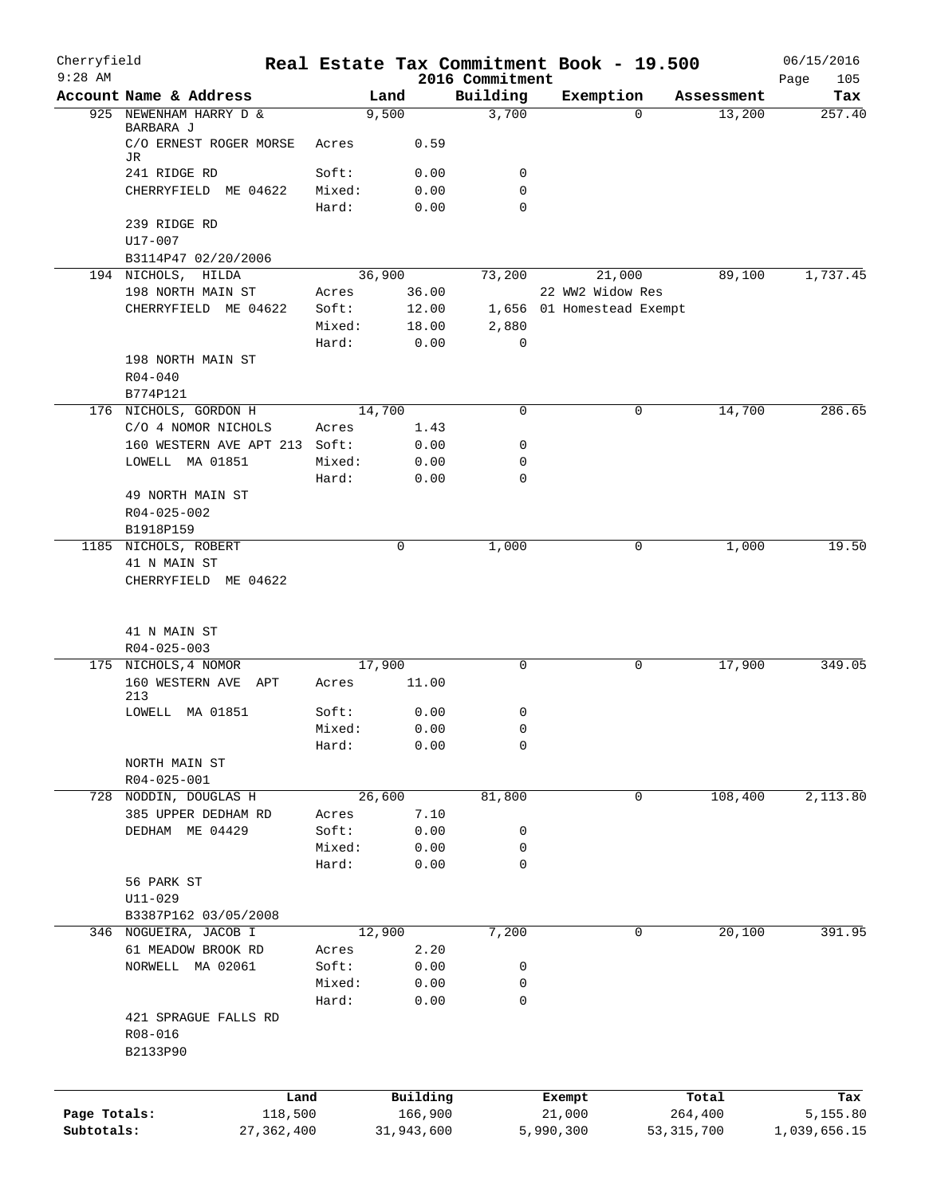Cherryfield 9:28 AM

# Real Estate Tax Commitment Book - 19.500

## 2016 Commitment

06/15/2016

| Account Name & Address | | Land | Building | Exemption | Assessment | Tax |
|---|---|---|---|---|---|---|
| 925 NEWENHAM HARRY D & BARBARA J | | 9,500 | 3,700 | 0 | 13,200 | 257.40 |
| C/O ERNEST ROGER MORSE JR | Acres | 0.59 | | | | |
| 241 RIDGE RD | Soft: | 0.00 | 0 | | | |
| CHERRYFIELD ME 04622 | Mixed: | 0.00 | 0 | | | |
| | Hard: | 0.00 | 0 | | | |
| 239 RIDGE RD | | | | | | |
| U17-007 | | | | | | |
| B3114P47 02/20/2006 | | | | | | |
| 194 NICHOLS, HILDA | | 36,900 | 73,200 | 21,000 | 89,100 | 1,737.45 |
| 198 NORTH MAIN ST | Acres | 36.00 | | 22 WW2 Widow Res | | |
| CHERRYFIELD ME 04622 | Soft: | 12.00 | 1,656 | 01 Homestead Exempt | | |
| | Mixed: | 18.00 | 2,880 | | | |
| | Hard: | 0.00 | 0 | | | |
| 198 NORTH MAIN ST | | | | | | |
| R04-040 | | | | | | |
| B774P121 | | | | | | |
| 176 NICHOLS, GORDON H | | 14,700 | 0 | 0 | 14,700 | 286.65 |
| C/O 4 NOMOR NICHOLS | Acres | 1.43 | | | | |
| 160 WESTERN AVE APT 213 | Soft: | 0.00 | 0 | | | |
| LOWELL MA 01851 | Mixed: | 0.00 | 0 | | | |
| | Hard: | 0.00 | 0 | | | |
| 49 NORTH MAIN ST | | | | | | |
| R04-025-002 | | | | | | |
| B1918P159 | | | | | | |
| 1185 NICHOLS, ROBERT | | 0 | 1,000 | 0 | 1,000 | 19.50 |
| 41 N MAIN ST | | | | | | |
| CHERRYFIELD ME 04622 | | | | | | |
| 41 N MAIN ST | | | | | | |
| R04-025-003 | | | | | | |
| 175 NICHOLS,4 NOMOR | | 17,900 | 0 | 0 | 17,900 | 349.05 |
| 160 WESTERN AVE APT 213 | Acres | 11.00 | | | | |
| LOWELL MA 01851 | Soft: | 0.00 | 0 | | | |
| | Mixed: | 0.00 | 0 | | | |
| | Hard: | 0.00 | 0 | | | |
| NORTH MAIN ST | | | | | | |
| R04-025-001 | | | | | | |
| 728 NODDIN, DOUGLAS H | | 26,600 | 81,800 | 0 | 108,400 | 2,113.80 |
| 385 UPPER DEDHAM RD | Acres | 7.10 | | | | |
| DEDHAM ME 04429 | Soft: | 0.00 | 0 | | | |
| | Mixed: | 0.00 | 0 | | | |
| | Hard: | 0.00 | 0 | | | |
| 56 PARK ST | | | | | | |
| U11-029 | | | | | | |
| B3387P162 03/05/2008 | | | | | | |
| 346 NOGUEIRA, JACOB I | | 12,900 | 7,200 | 0 | 20,100 | 391.95 |
| 61 MEADOW BROOK RD | Acres | 2.20 | | | | |
| NORWELL MA 02061 | Soft: | 0.00 | 0 | | | |
| | Mixed: | 0.00 | 0 | | | |
| | Hard: | 0.00 | 0 | | | |
| 421 SPRAGUE FALLS RD | | | | | | |
| R08-016 | | | | | | |
| B2133P90 | | | | | | |

| | Land | Building | Exempt | Total | Tax |
|---|---|---|---|---|---|
| Page Totals: | 118,500 | 166,900 | 21,000 | 264,400 | 5,155.80 |
| Subtotals: | 27,362,400 | 31,943,600 | 5,990,300 | 53,315,700 | 1,039,656.15 |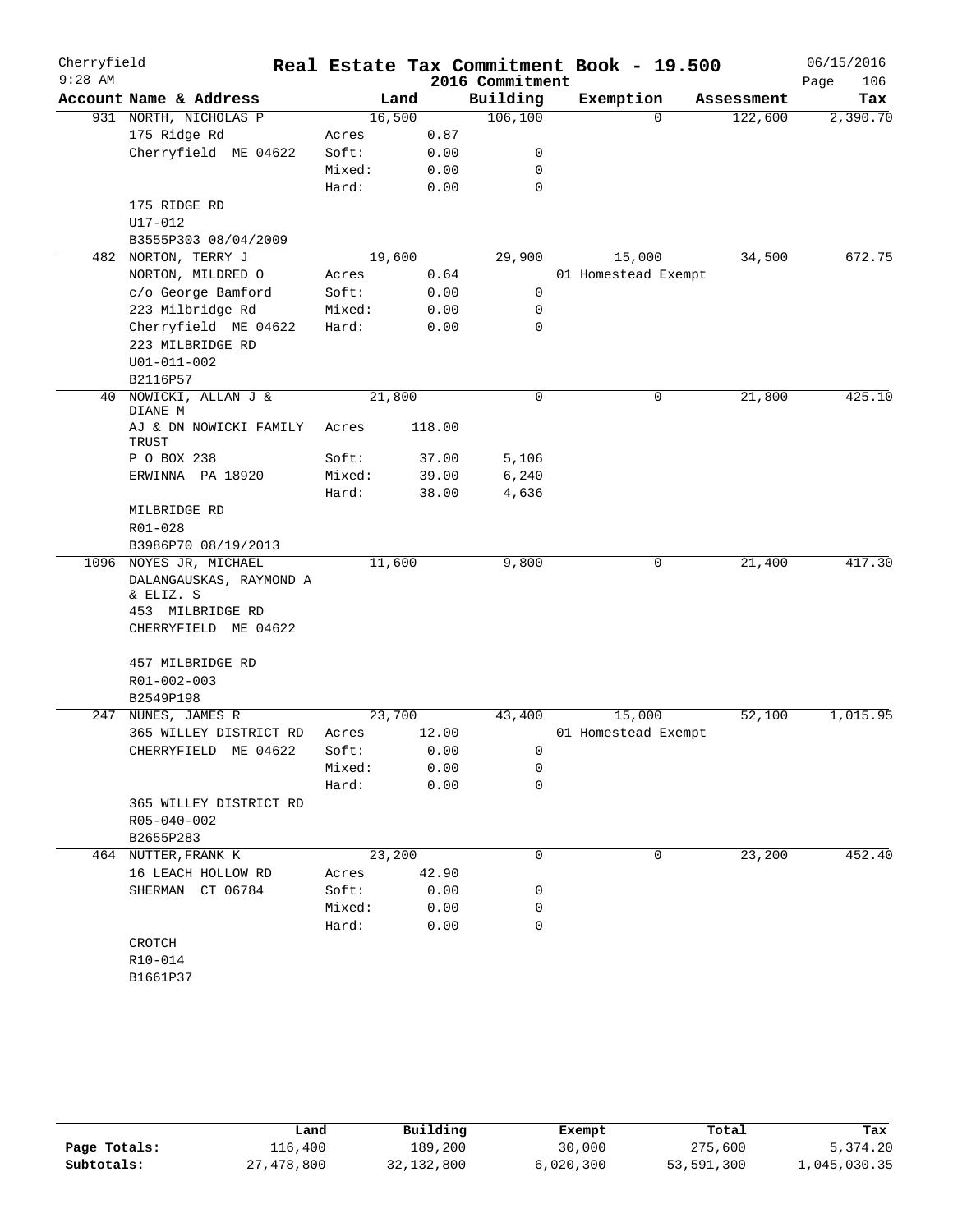# Cherryfield — Real Estate Tax Commitment Book - 19.500

9:28 AM — 2016 Commitment — 06/15/2016

| Account Name & Address | | Land | Building | Exemption | Assessment | Tax |
|---|---|---|---|---|---|---|
| 931 NORTH, NICHOLAS P | | 16,500 | 106,100 | 0 | 122,600 | 2,390.70 |
| 175 Ridge Rd | Acres | 0.87 | | | | |
| Cherryfield ME 04622 | Soft: | 0.00 | 0 | | | |
| | Mixed: | 0.00 | 0 | | | |
| | Hard: | 0.00 | 0 | | | |
| 175 RIDGE RD | | | | | | |
| U17-012 | | | | | | |
| B3555P303 08/04/2009 | | | | | | |
| 482 NORTON, TERRY J | | 19,600 | 29,900 | 15,000 | 34,500 | 672.75 |
| NORTON, MILDRED O | Acres | 0.64 | | 01 Homestead Exempt | | |
| c/o George Bamford | Soft: | 0.00 | 0 | | | |
| 223 Milbridge Rd | Mixed: | 0.00 | 0 | | | |
| Cherryfield ME 04622 | Hard: | 0.00 | 0 | | | |
| 223 MILBRIDGE RD | | | | | | |
| U01-011-002 | | | | | | |
| B2116P57 | | | | | | |
| 40 NOWICKI, ALLAN J & DIANE M | | 21,800 | 0 | 0 | 21,800 | 425.10 |
| AJ & DN NOWICKI FAMILY TRUST | Acres | 118.00 | | | | |
| P O BOX 238 | Soft: | 37.00 | 5,106 | | | |
| ERWINNA PA 18920 | Mixed: | 39.00 | 6,240 | | | |
| | Hard: | 38.00 | 4,636 | | | |
| MILBRIDGE RD | | | | | | |
| R01-028 | | | | | | |
| B3986P70 08/19/2013 | | | | | | |
| 1096 NOYES JR, MICHAEL | | 11,600 | 9,800 | 0 | 21,400 | 417.30 |
| DALANGAUSKAS, RAYMOND A & ELIZ. S | | | | | | |
| 453 MILBRIDGE RD | | | | | | |
| CHERRYFIELD ME 04622 | | | | | | |
| 457 MILBRIDGE RD | | | | | | |
| R01-002-003 | | | | | | |
| B2549P198 | | | | | | |
| 247 NUNES, JAMES R | | 23,700 | 43,400 | 15,000 | 52,100 | 1,015.95 |
| 365 WILLEY DISTRICT RD | Acres | 12.00 | | 01 Homestead Exempt | | |
| CHERRYFIELD ME 04622 | Soft: | 0.00 | 0 | | | |
| | Mixed: | 0.00 | 0 | | | |
| | Hard: | 0.00 | 0 | | | |
| 365 WILLEY DISTRICT RD | | | | | | |
| R05-040-002 | | | | | | |
| B2655P283 | | | | | | |
| 464 NUTTER, FRANK K | | 23,200 | 0 | 0 | 23,200 | 452.40 |
| 16 LEACH HOLLOW RD | Acres | 42.90 | | | | |
| SHERMAN CT 06784 | Soft: | 0.00 | 0 | | | |
| | Mixed: | 0.00 | 0 | | | |
| | Hard: | 0.00 | 0 | | | |
| CROTCH | | | | | | |
| R10-014 | | | | | | |
| B1661P37 | | | | | | |

| | Land | Building | Exempt | Total | Tax |
|---|---|---|---|---|---|
| Page Totals: | 116,400 | 189,200 | 30,000 | 275,600 | 5,374.20 |
| Subtotals: | 27,478,800 | 32,132,800 | 6,020,300 | 53,591,300 | 1,045,030.35 |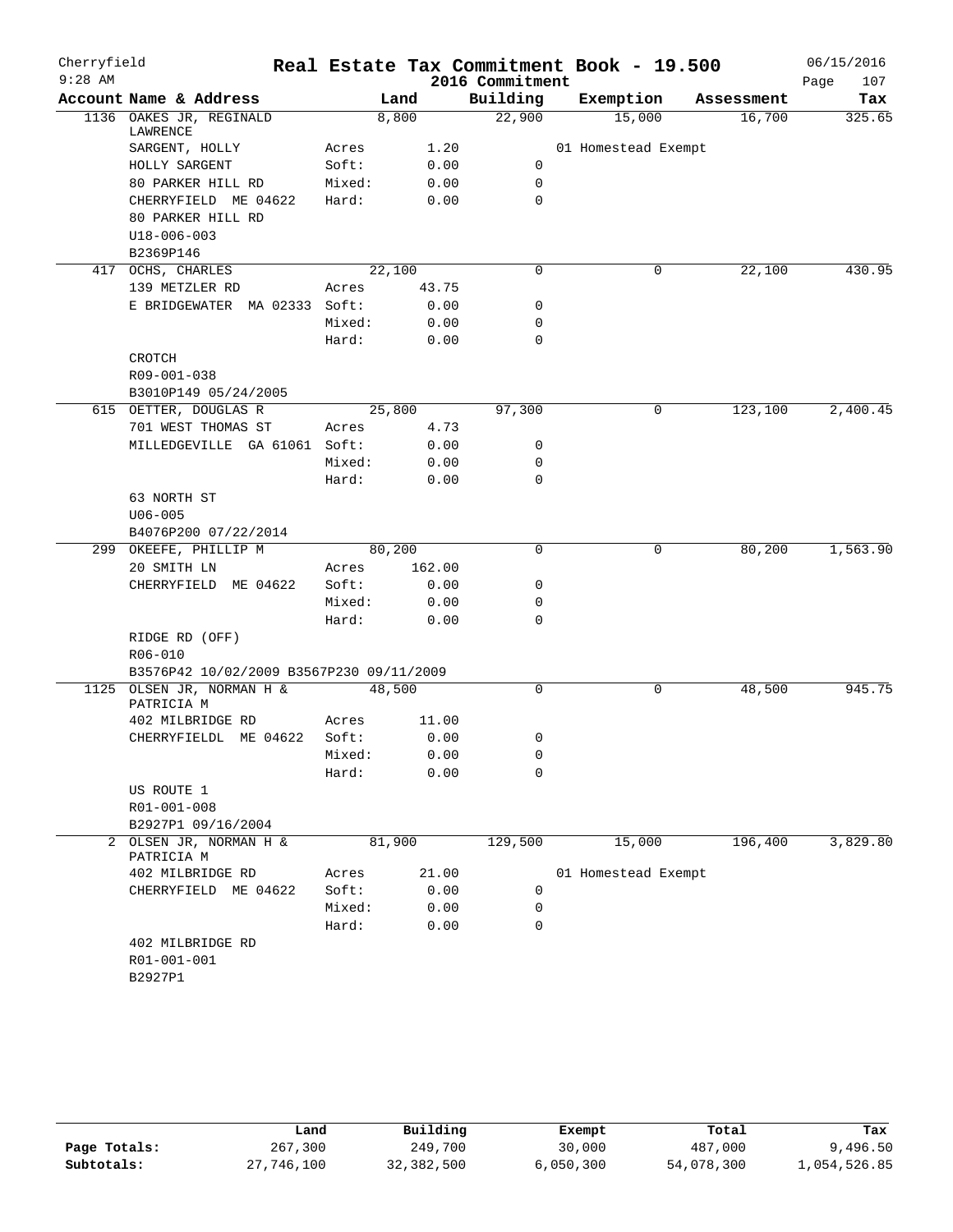# Real Estate Tax Commitment Book - 19.500

Cherryfield
9:28 AM
2016 Commitment
06/15/2016

| Account Name & Address | | Land | Building | Exemption | Assessment | Tax |
|---|---|---|---|---|---|---|
| 1136 OAKES JR, REGINALD LAWRENCE | | 8,800 | 22,900 | 15,000 | 16,700 | 325.65 |
| SARGENT, HOLLY | Acres | 1.20 | | 01 Homestead Exempt | | |
| HOLLY SARGENT | Soft: | 0.00 | 0 | | | |
| 80 PARKER HILL RD | Mixed: | 0.00 | 0 | | | |
| CHERRYFIELD ME 04622 | Hard: | 0.00 | 0 | | | |
| 80 PARKER HILL RD | | | | | | |
| U18-006-003 | | | | | | |
| B2369P146 | | | | | | |
| 417 OCHS, CHARLES | | 22,100 | 0 | 0 | 22,100 | 430.95 |
| 139 METZLER RD | Acres | 43.75 | | | | |
| E BRIDGEWATER MA 02333 | Soft: | 0.00 | 0 | | | |
| | Mixed: | 0.00 | 0 | | | |
| | Hard: | 0.00 | 0 | | | |
| CROTCH | | | | | | |
| R09-001-038 | | | | | | |
| B3010P149 05/24/2005 | | | | | | |
| 615 OETTER, DOUGLAS R | | 25,800 | 97,300 | 0 | 123,100 | 2,400.45 |
| 701 WEST THOMAS ST | Acres | 4.73 | | | | |
| MILLEDGEVILLE GA 61061 | Soft: | 0.00 | 0 | | | |
| | Mixed: | 0.00 | 0 | | | |
| | Hard: | 0.00 | 0 | | | |
| 63 NORTH ST | | | | | | |
| U06-005 | | | | | | |
| B4076P200 07/22/2014 | | | | | | |
| 299 OKEEFE, PHILLIP M | | 80,200 | 0 | 0 | 80,200 | 1,563.90 |
| 20 SMITH LN | Acres | 162.00 | | | | |
| CHERRYFIELD ME 04622 | Soft: | 0.00 | 0 | | | |
| | Mixed: | 0.00 | 0 | | | |
| | Hard: | 0.00 | 0 | | | |
| RIDGE RD (OFF) | | | | | | |
| R06-010 | | | | | | |
| B3576P42 10/02/2009 B3567P230 09/11/2009 | | | | | | |
| 1125 OLSEN JR, NORMAN H & PATRICIA M | | 48,500 | 0 | 0 | 48,500 | 945.75 |
| 402 MILBRIDGE RD | Acres | 11.00 | | | | |
| CHERRYFIELDL ME 04622 | Soft: | 0.00 | 0 | | | |
| | Mixed: | 0.00 | 0 | | | |
| | Hard: | 0.00 | 0 | | | |
| US ROUTE 1 | | | | | | |
| R01-001-008 | | | | | | |
| B2927P1 09/16/2004 | | | | | | |
| 2 OLSEN JR, NORMAN H & PATRICIA M | | 81,900 | 129,500 | 15,000 | 196,400 | 3,829.80 |
| 402 MILBRIDGE RD | Acres | 21.00 | | 01 Homestead Exempt | | |
| CHERRYFIELD ME 04622 | Soft: | 0.00 | 0 | | | |
| | Mixed: | 0.00 | 0 | | | |
| | Hard: | 0.00 | 0 | | | |
| 402 MILBRIDGE RD | | | | | | |
| R01-001-001 | | | | | | |
| B2927P1 | | | | | | |

| | Land | Building | Exempt | Total | Tax |
|---|---|---|---|---|---|
| Page Totals: | 267,300 | 249,700 | 30,000 | 487,000 | 9,496.50 |
| Subtotals: | 27,746,100 | 32,382,500 | 6,050,300 | 54,078,300 | 1,054,526.85 |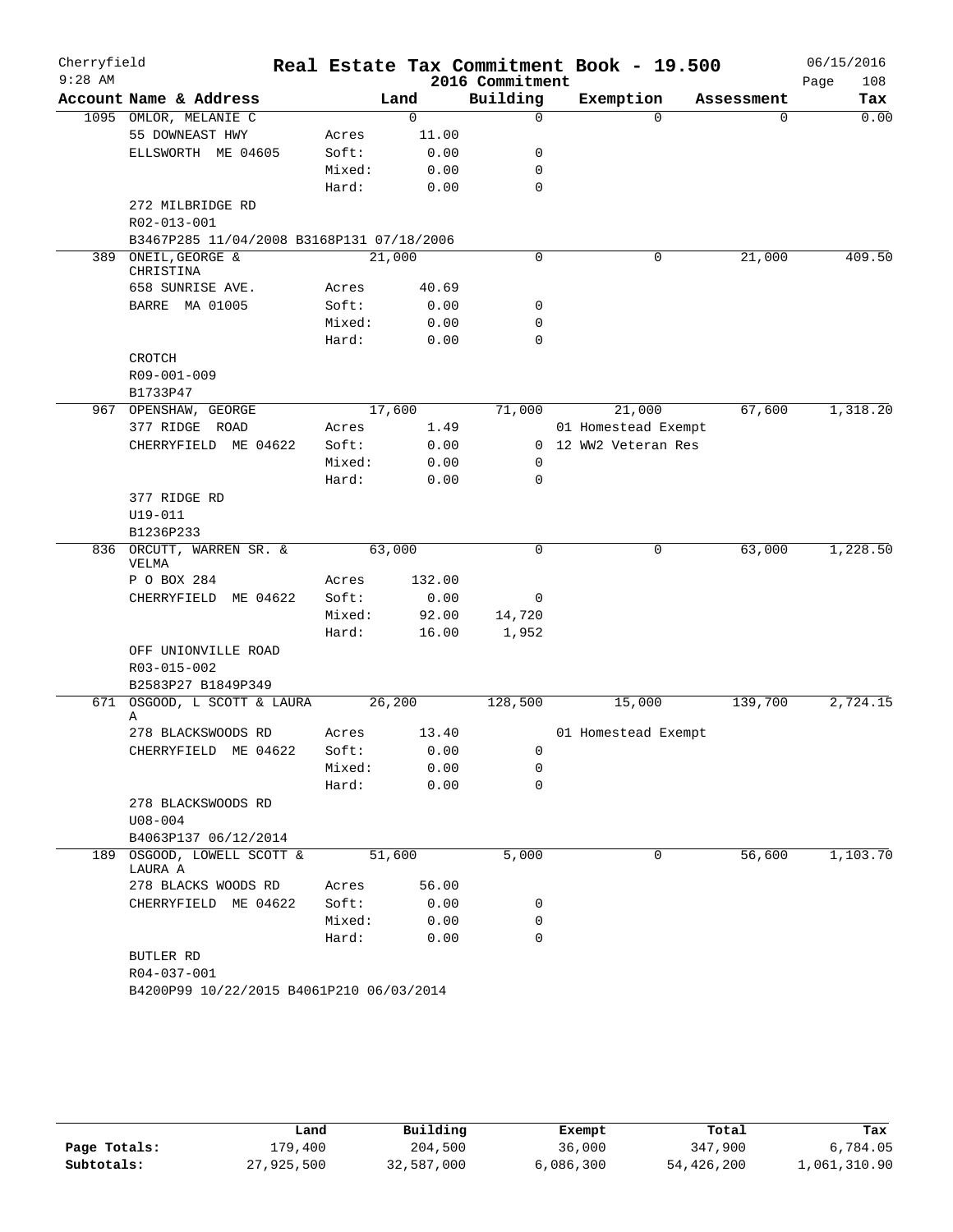# Real Estate Tax Commitment Book - 19.500

Cherryfield
9:28 AM

2016 Commitment

06/15/2016

| Account Name & Address | | Land | Building | Exemption | Assessment | Tax |
|---|---|---|---|---|---|---|
| 1095 OMLOR, MELANIE C | | 0 | 0 | 0 | 0 | 0.00 |
| 55 DOWNEAST HWY | Acres | 11.00 | | | | |
| ELLSWORTH ME 04605 | Soft: | 0.00 | 0 | | | |
| | Mixed: | 0.00 | 0 | | | |
| | Hard: | 0.00 | 0 | | | |
| 272 MILBRIDGE RD | | | | | | |
| R02-013-001 | | | | | | |
| B3467P285 11/04/2008 B3168P131 07/18/2006 | | | | | | |
| 389 ONEIL,GEORGE & CHRISTINA | | 21,000 | 0 | 0 | 21,000 | 409.50 |
| 658 SUNRISE AVE. | Acres | 40.69 | | | | |
| BARRE MA 01005 | Soft: | 0.00 | 0 | | | |
| | Mixed: | 0.00 | 0 | | | |
| | Hard: | 0.00 | 0 | | | |
| CROTCH | | | | | | |
| R09-001-009 | | | | | | |
| B1733P47 | | | | | | |
| 967 OPENSHAW, GEORGE | | 17,600 | 71,000 | 21,000 | 67,600 | 1,318.20 |
| 377 RIDGE ROAD | Acres | 1.49 | | 01 Homestead Exempt | | |
| CHERRYFIELD ME 04622 | Soft: | 0.00 | 0 | 12 WW2 Veteran Res | | |
| | Mixed: | 0.00 | 0 | | | |
| | Hard: | 0.00 | 0 | | | |
| 377 RIDGE RD | | | | | | |
| U19-011 | | | | | | |
| B1236P233 | | | | | | |
| 836 ORCUTT, WARREN SR. & VELMA | | 63,000 | 0 | 0 | 63,000 | 1,228.50 |
| P O BOX 284 | Acres | 132.00 | | | | |
| CHERRYFIELD ME 04622 | Soft: | 0.00 | 0 | | | |
| | Mixed: | 92.00 | 14,720 | | | |
| | Hard: | 16.00 | 1,952 | | | |
| OFF UNIONVILLE ROAD | | | | | | |
| R03-015-002 | | | | | | |
| B2583P27 B1849P349 | | | | | | |
| 671 OSGOOD, L SCOTT & LAURA A | | 26,200 | 128,500 | 15,000 | 139,700 | 2,724.15 |
| 278 BLACKSWOODS RD | Acres | 13.40 | | 01 Homestead Exempt | | |
| CHERRYFIELD ME 04622 | Soft: | 0.00 | 0 | | | |
| | Mixed: | 0.00 | 0 | | | |
| | Hard: | 0.00 | 0 | | | |
| 278 BLACKSWOODS RD | | | | | | |
| U08-004 | | | | | | |
| B4063P137 06/12/2014 | | | | | | |
| 189 OSGOOD, LOWELL SCOTT & LAURA A | | 51,600 | 5,000 | 0 | 56,600 | 1,103.70 |
| 278 BLACKS WOODS RD | Acres | 56.00 | | | | |
| CHERRYFIELD ME 04622 | Soft: | 0.00 | 0 | | | |
| | Mixed: | 0.00 | 0 | | | |
| | Hard: | 0.00 | 0 | | | |
| BUTLER RD | | | | | | |
| R04-037-001 | | | | | | |
| B4200P99 10/22/2015 B4061P210 06/03/2014 | | | | | | |

| | Land | Building | Exempt | Total | Tax |
|---|---|---|---|---|---|
| Page Totals: | 179,400 | 204,500 | 36,000 | 347,900 | 6,784.05 |
| Subtotals: | 27,925,500 | 32,587,000 | 6,086,300 | 54,426,200 | 1,061,310.90 |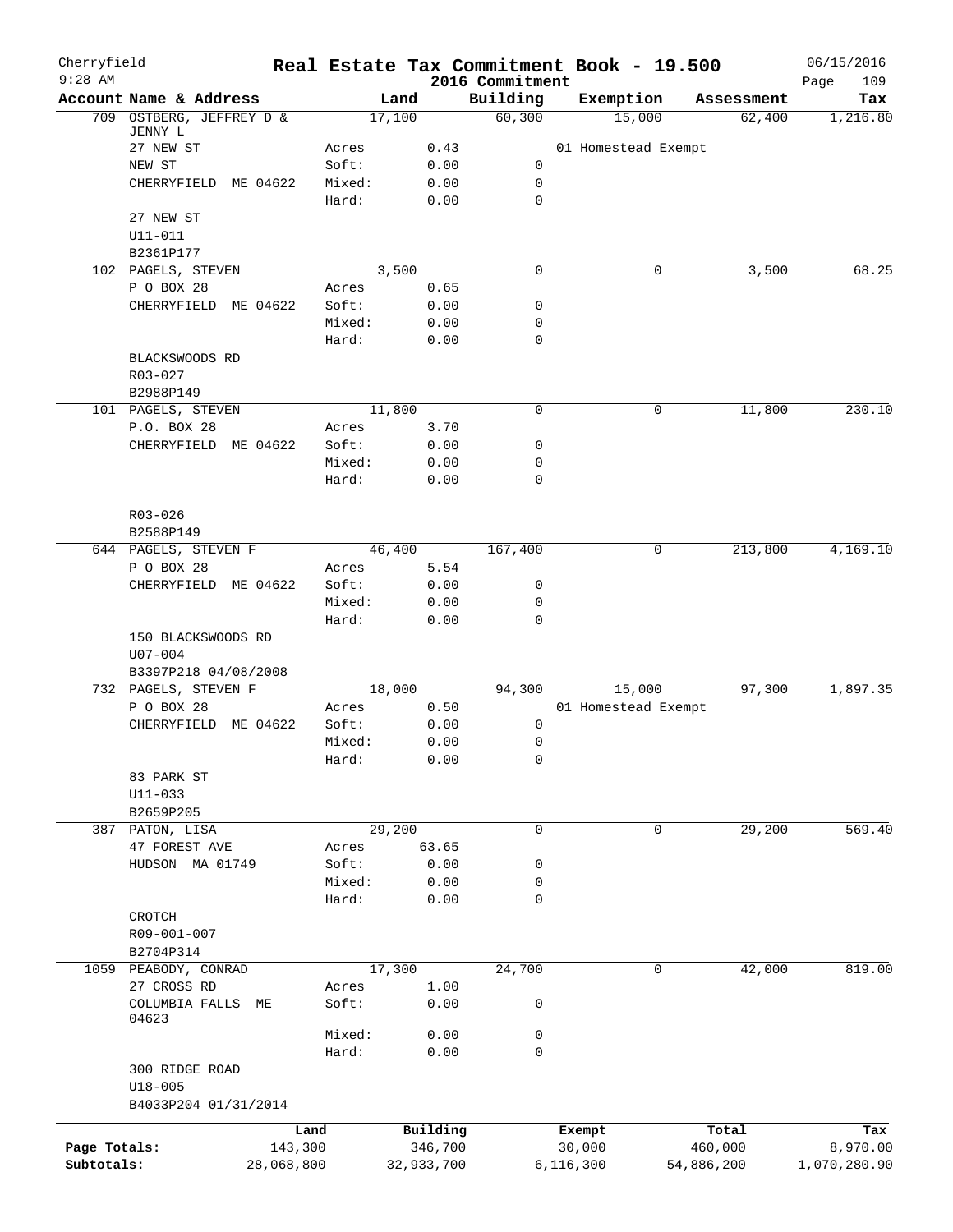Cherryfield — Real Estate Tax Commitment Book - 19.500 — 2016 Commitment

06/15/2016 9:28 AM

| Account Name & Address | | Land | Building | Exemption | Assessment | Tax |
|---|---|---|---|---|---|---|
| 709 OSTBERG, JEFFREY D & JENNY L | | 17,100 | 60,300 | 15,000 | 62,400 | 1,216.80 |
| 27 NEW ST | Acres | 0.43 | | 01 Homestead Exempt | | |
| NEW ST | Soft: | 0.00 | 0 | | | |
| CHERRYFIELD ME 04622 | Mixed: | 0.00 | 0 | | | |
| | Hard: | 0.00 | 0 | | | |
| 27 NEW ST | | | | | | |
| U11-011 | | | | | | |
| B2361P177 | | | | | | |
| 102 PAGELS, STEVEN | | 3,500 | 0 | 0 | 3,500 | 68.25 |
| P O BOX 28 | Acres | 0.65 | | | | |
| CHERRYFIELD ME 04622 | Soft: | 0.00 | 0 | | | |
| | Mixed: | 0.00 | 0 | | | |
| | Hard: | 0.00 | 0 | | | |
| BLACKSWOODS RD | | | | | | |
| R03-027 | | | | | | |
| B2988P149 | | | | | | |
| 101 PAGELS, STEVEN | | 11,800 | 0 | 0 | 11,800 | 230.10 |
| P.O. BOX 28 | Acres | 3.70 | | | | |
| CHERRYFIELD ME 04622 | Soft: | 0.00 | 0 | | | |
| | Mixed: | 0.00 | 0 | | | |
| | Hard: | 0.00 | 0 | | | |
| R03-026 | | | | | | |
| B2588P149 | | | | | | |
| 644 PAGELS, STEVEN F | | 46,400 | 167,400 | 0 | 213,800 | 4,169.10 |
| P O BOX 28 | Acres | 5.54 | | | | |
| CHERRYFIELD ME 04622 | Soft: | 0.00 | 0 | | | |
| | Mixed: | 0.00 | 0 | | | |
| | Hard: | 0.00 | 0 | | | |
| 150 BLACKSWOODS RD | | | | | | |
| U07-004 | | | | | | |
| B3397P218 04/08/2008 | | | | | | |
| 732 PAGELS, STEVEN F | | 18,000 | 94,300 | 15,000 | 97,300 | 1,897.35 |
| P O BOX 28 | Acres | 0.50 | | 01 Homestead Exempt | | |
| CHERRYFIELD ME 04622 | Soft: | 0.00 | 0 | | | |
| | Mixed: | 0.00 | 0 | | | |
| | Hard: | 0.00 | 0 | | | |
| 83 PARK ST | | | | | | |
| U11-033 | | | | | | |
| B2659P205 | | | | | | |
| 387 PATON, LISA | | 29,200 | 0 | 0 | 29,200 | 569.40 |
| 47 FOREST AVE | Acres | 63.65 | | | | |
| HUDSON MA 01749 | Soft: | 0.00 | 0 | | | |
| | Mixed: | 0.00 | 0 | | | |
| | Hard: | 0.00 | 0 | | | |
| CROTCH | | | | | | |
| R09-001-007 | | | | | | |
| B2704P314 | | | | | | |
| 1059 PEABODY, CONRAD | | 17,300 | 24,700 | 0 | 42,000 | 819.00 |
| 27 CROSS RD | Acres | 1.00 | | | | |
| COLUMBIA FALLS ME 04623 | Soft: | 0.00 | 0 | | | |
| | Mixed: | 0.00 | 0 | | | |
| | Hard: | 0.00 | 0 | | | |
| 300 RIDGE ROAD | | | | | | |
| U18-005 | | | | | | |
| B4033P204 01/31/2014 | | | | | | |

| | Land | Building | Exempt | Total | Tax |
|---|---|---|---|---|---|
| Page Totals: | 143,300 | 346,700 | 30,000 | 460,000 | 8,970.00 |
| Subtotals: | 28,068,800 | 32,933,700 | 6,116,300 | 54,886,200 | 1,070,280.90 |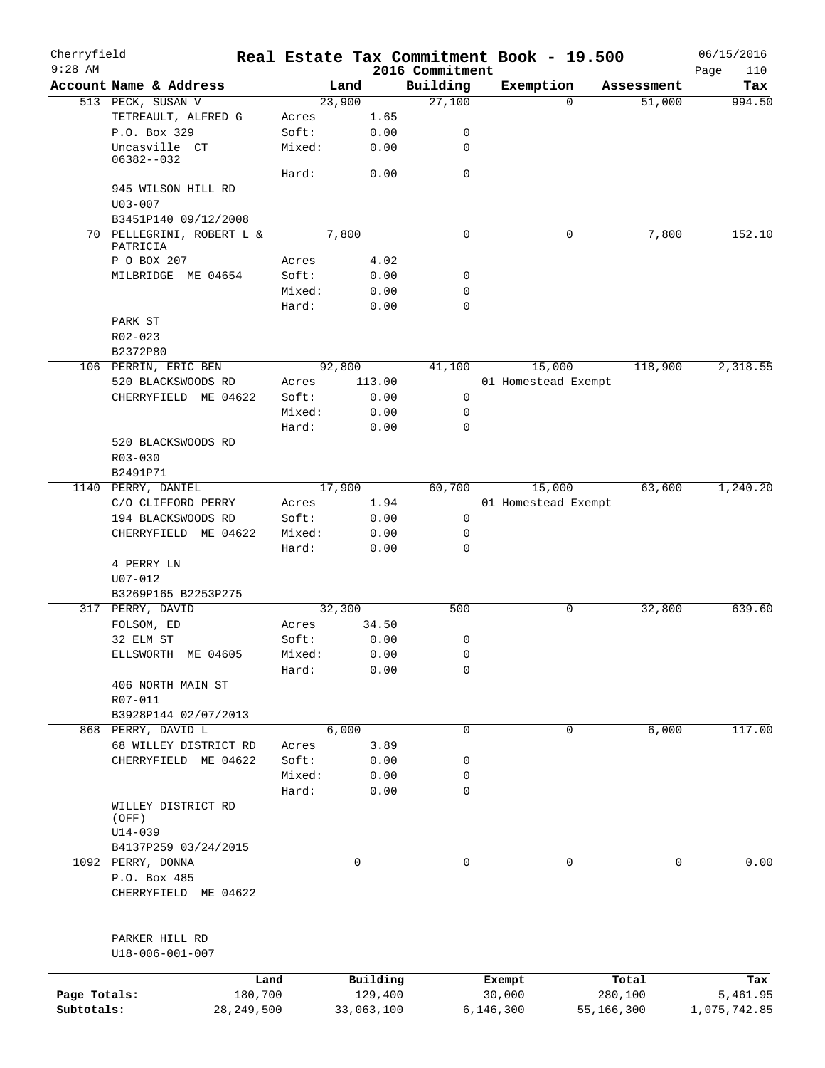# Real Estate Tax Commitment Book - 19.500

Cherryfield
9:28 AM

2016 Commitment

06/15/2016

| Account Name & Address | | Land | Building | Exemption | Assessment | Tax |
|---|---|---|---|---|---|---|
| 513 PECK, SUSAN V | | 23,900 | 27,100 | 0 | 51,000 | 994.50 |
| TETREAULT, ALFRED G | Acres | 1.65 | | | | |
| P.O. Box 329 | Soft: | 0.00 | 0 | | | |
| Uncasville CT 06382--032 | Mixed: | 0.00 | 0 | | | |
| | Hard: | 0.00 | 0 | | | |
| 945 WILSON HILL RD | | | | | | |
| U03-007 | | | | | | |
| B3451P140 09/12/2008 | | | | | | |
| 70 PELLEGRINI, ROBERT L & PATRICIA | | 7,800 | 0 | 0 | 7,800 | 152.10 |
| P O BOX 207 | Acres | 4.02 | | | | |
| MILBRIDGE ME 04654 | Soft: | 0.00 | 0 | | | |
| | Mixed: | 0.00 | 0 | | | |
| | Hard: | 0.00 | 0 | | | |
| PARK ST | | | | | | |
| R02-023 | | | | | | |
| B2372P80 | | | | | | |
| 106 PERRIN, ERIC BEN | | 92,800 | 41,100 | 15,000 | 118,900 | 2,318.55 |
| 520 BLACKSWOODS RD | Acres | 113.00 | | 01 Homestead Exempt | | |
| CHERRYFIELD ME 04622 | Soft: | 0.00 | 0 | | | |
| | Mixed: | 0.00 | 0 | | | |
| | Hard: | 0.00 | 0 | | | |
| 520 BLACKSWOODS RD | | | | | | |
| R03-030 | | | | | | |
| B2491P71 | | | | | | |
| 1140 PERRY, DANIEL | | 17,900 | 60,700 | 15,000 | 63,600 | 1,240.20 |
| C/O CLIFFORD PERRY | Acres | 1.94 | | 01 Homestead Exempt | | |
| 194 BLACKSWOODS RD | Soft: | 0.00 | 0 | | | |
| CHERRYFIELD ME 04622 | Mixed: | 0.00 | 0 | | | |
| | Hard: | 0.00 | 0 | | | |
| 4 PERRY LN | | | | | | |
| U07-012 | | | | | | |
| B3269P165 B2253P275 | | | | | | |
| 317 PERRY, DAVID | | 32,300 | 500 | 0 | 32,800 | 639.60 |
| FOLSOM, ED | Acres | 34.50 | | | | |
| 32 ELM ST | Soft: | 0.00 | 0 | | | |
| ELLSWORTH ME 04605 | Mixed: | 0.00 | 0 | | | |
| | Hard: | 0.00 | 0 | | | |
| 406 NORTH MAIN ST | | | | | | |
| R07-011 | | | | | | |
| B3928P144 02/07/2013 | | | | | | |
| 868 PERRY, DAVID L | | 6,000 | 0 | 0 | 6,000 | 117.00 |
| 68 WILLEY DISTRICT RD | Acres | 3.89 | | | | |
| CHERRYFIELD ME 04622 | Soft: | 0.00 | 0 | | | |
| | Mixed: | 0.00 | 0 | | | |
| | Hard: | 0.00 | 0 | | | |
| WILLEY DISTRICT RD (OFF) | | | | | | |
| U14-039 | | | | | | |
| B4137P259 03/24/2015 | | | | | | |
| 1092 PERRY, DONNA | | 0 | 0 | 0 | 0 | 0.00 |
| P.O. Box 485 | | | | | | |
| CHERRYFIELD ME 04622 | | | | | | |
| PARKER HILL RD | | | | | | |
| U18-006-001-007 | | | | | | |

| | Land | Building | Exempt | Total | Tax |
|---|---|---|---|---|---|
| Page Totals: | 180,700 | 129,400 | 30,000 | 280,100 | 5,461.95 |
| Subtotals: | 28,249,500 | 33,063,100 | 6,146,300 | 55,166,300 | 1,075,742.85 |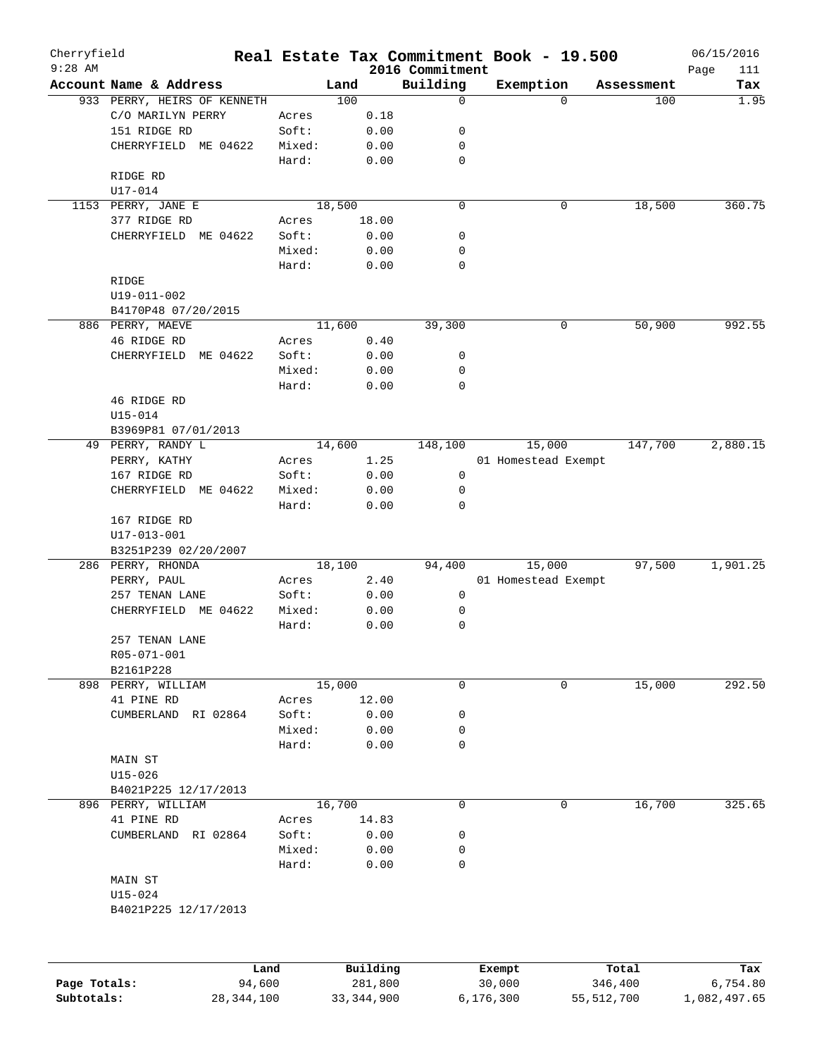# Cherryfield — Real Estate Tax Commitment Book - 19.500

9:28 AM — 2016 Commitment — 06/15/2016

| Account Name & Address | | Land | Building | Exemption | Assessment | Tax |
|---|---|---|---|---|---|---|
| 933 PERRY, HEIRS OF KENNETH | | 100 | 0 | 0 | 100 | 1.95 |
| C/O MARILYN PERRY | Acres | 0.18 | | | | |
| 151 RIDGE RD | Soft: | 0.00 | 0 | | | |
| CHERRYFIELD ME 04622 | Mixed: | 0.00 | 0 | | | |
| | Hard: | 0.00 | 0 | | | |
| RIDGE RD | | | | | | |
| U17-014 | | | | | | |
| 1153 PERRY, JANE E | | 18,500 | 0 | 0 | 18,500 | 360.75 |
| 377 RIDGE RD | Acres | 18.00 | | | | |
| CHERRYFIELD ME 04622 | Soft: | 0.00 | 0 | | | |
| | Mixed: | 0.00 | 0 | | | |
| | Hard: | 0.00 | 0 | | | |
| RIDGE | | | | | | |
| U19-011-002 | | | | | | |
| B4170P48 07/20/2015 | | | | | | |
| 886 PERRY, MAEVE | | 11,600 | 39,300 | 0 | 50,900 | 992.55 |
| 46 RIDGE RD | Acres | 0.40 | | | | |
| CHERRYFIELD ME 04622 | Soft: | 0.00 | 0 | | | |
| | Mixed: | 0.00 | 0 | | | |
| | Hard: | 0.00 | 0 | | | |
| 46 RIDGE RD | | | | | | |
| U15-014 | | | | | | |
| B3969P81 07/01/2013 | | | | | | |
| 49 PERRY, RANDY L | | 14,600 | 148,100 | 15,000 | 147,700 | 2,880.15 |
| PERRY, KATHY | Acres | 1.25 | | 01 Homestead Exempt | | |
| 167 RIDGE RD | Soft: | 0.00 | 0 | | | |
| CHERRYFIELD ME 04622 | Mixed: | 0.00 | 0 | | | |
| | Hard: | 0.00 | 0 | | | |
| 167 RIDGE RD | | | | | | |
| U17-013-001 | | | | | | |
| B3251P239 02/20/2007 | | | | | | |
| 286 PERRY, RHONDA | | 18,100 | 94,400 | 15,000 | 97,500 | 1,901.25 |
| PERRY, PAUL | Acres | 2.40 | | 01 Homestead Exempt | | |
| 257 TENAN LANE | Soft: | 0.00 | 0 | | | |
| CHERRYFIELD ME 04622 | Mixed: | 0.00 | 0 | | | |
| | Hard: | 0.00 | 0 | | | |
| 257 TENAN LANE | | | | | | |
| R05-071-001 | | | | | | |
| B2161P228 | | | | | | |
| 898 PERRY, WILLIAM | | 15,000 | 0 | 0 | 15,000 | 292.50 |
| 41 PINE RD | Acres | 12.00 | | | | |
| CUMBERLAND RI 02864 | Soft: | 0.00 | 0 | | | |
| | Mixed: | 0.00 | 0 | | | |
| | Hard: | 0.00 | 0 | | | |
| MAIN ST | | | | | | |
| U15-026 | | | | | | |
| B4021P225 12/17/2013 | | | | | | |
| 896 PERRY, WILLIAM | | 16,700 | 0 | 0 | 16,700 | 325.65 |
| 41 PINE RD | Acres | 14.83 | | | | |
| CUMBERLAND RI 02864 | Soft: | 0.00 | 0 | | | |
| | Mixed: | 0.00 | 0 | | | |
| | Hard: | 0.00 | 0 | | | |
| MAIN ST | | | | | | |
| U15-024 | | | | | | |
| B4021P225 12/17/2013 | | | | | | |

| | Land | Building | Exempt | Total | Tax |
|---|---|---|---|---|---|
| Page Totals: | 94,600 | 281,800 | 30,000 | 346,400 | 6,754.80 |
| Subtotals: | 28,344,100 | 33,344,900 | 6,176,300 | 55,512,700 | 1,082,497.65 |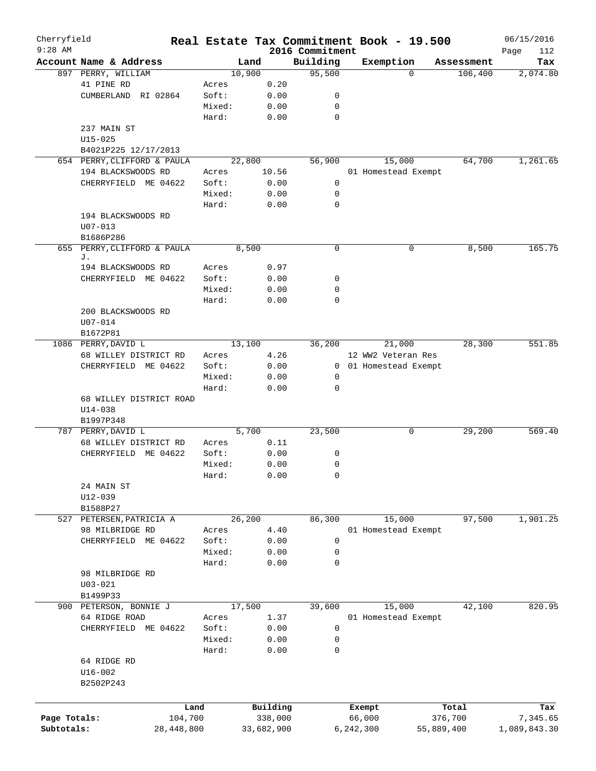Cherryfield 9:28 AM

# Real Estate Tax Commitment Book - 19.500

2016 Commitment

06/15/2016 Page 112

| Account Name & Address | | Land | Building | Exemption | Assessment | Tax |
|---|---|---|---|---|---|---|
| 897 PERRY, WILLIAM | | 10,900 | 95,500 | 0 | 106,400 | 2,074.80 |
| 41 PINE RD | Acres | 0.20 | | | | |
| CUMBERLAND RI 02864 | Soft: | 0.00 | 0 | | | |
| | Mixed: | 0.00 | 0 | | | |
| | Hard: | 0.00 | 0 | | | |
| 237 MAIN ST | | | | | | |
| U15-025 | | | | | | |
| B4021P225 12/17/2013 | | | | | | |
| 654 PERRY,CLIFFORD & PAULA | | 22,800 | 56,900 | 15,000 | 64,700 | 1,261.65 |
| 194 BLACKSWOODS RD | Acres | 10.56 | | 01 Homestead Exempt | | |
| CHERRYFIELD ME 04622 | Soft: | 0.00 | 0 | | | |
| | Mixed: | 0.00 | 0 | | | |
| | Hard: | 0.00 | 0 | | | |
| 194 BLACKSWOODS RD | | | | | | |
| U07-013 | | | | | | |
| B1686P286 | | | | | | |
| 655 PERRY,CLIFFORD & PAULA J. | | 8,500 | 0 | 0 | 8,500 | 165.75 |
| 194 BLACKSWOODS RD | Acres | 0.97 | | | | |
| CHERRYFIELD ME 04622 | Soft: | 0.00 | 0 | | | |
| | Mixed: | 0.00 | 0 | | | |
| | Hard: | 0.00 | 0 | | | |
| 200 BLACKSWOODS RD | | | | | | |
| U07-014 | | | | | | |
| B1672P81 | | | | | | |
| 1086 PERRY,DAVID L | | 13,100 | 36,200 | 21,000 | 28,300 | 551.85 |
| 68 WILLEY DISTRICT RD | Acres | 4.26 | | 12 WW2 Veteran Res | | |
| CHERRYFIELD ME 04622 | Soft: | 0.00 | 0 | 01 Homestead Exempt | | |
| | Mixed: | 0.00 | 0 | | | |
| | Hard: | 0.00 | 0 | | | |
| 68 WILLEY DISTRICT ROAD | | | | | | |
| U14-038 | | | | | | |
| B1997P348 | | | | | | |
| 787 PERRY,DAVID L | | 5,700 | 23,500 | 0 | 29,200 | 569.40 |
| 68 WILLEY DISTRICT RD | Acres | 0.11 | | | | |
| CHERRYFIELD ME 04622 | Soft: | 0.00 | 0 | | | |
| | Mixed: | 0.00 | 0 | | | |
| | Hard: | 0.00 | 0 | | | |
| 24 MAIN ST | | | | | | |
| U12-039 | | | | | | |
| B1588P27 | | | | | | |
| 527 PETERSEN,PATRICIA A | | 26,200 | 86,300 | 15,000 | 97,500 | 1,901.25 |
| 98 MILBRIDGE RD | Acres | 4.40 | | 01 Homestead Exempt | | |
| CHERRYFIELD ME 04622 | Soft: | 0.00 | 0 | | | |
| | Mixed: | 0.00 | 0 | | | |
| | Hard: | 0.00 | 0 | | | |
| 98 MILBRIDGE RD | | | | | | |
| U03-021 | | | | | | |
| B1499P33 | | | | | | |
| 900 PETERSON, BONNIE J | | 17,500 | 39,600 | 15,000 | 42,100 | 820.95 |
| 64 RIDGE ROAD | Acres | 1.37 | | 01 Homestead Exempt | | |
| CHERRYFIELD ME 04622 | Soft: | 0.00 | 0 | | | |
| | Mixed: | 0.00 | 0 | | | |
| | Hard: | 0.00 | 0 | | | |
| 64 RIDGE RD | | | | | | |
| U16-002 | | | | | | |
| B2502P243 | | | | | | |

| | Land | Building | Exempt | Total | Tax |
|---|---|---|---|---|---|
| Page Totals: | 104,700 | 338,000 | 66,000 | 376,700 | 7,345.65 |
| Subtotals: | 28,448,800 | 33,682,900 | 6,242,300 | 55,889,400 | 1,089,843.30 |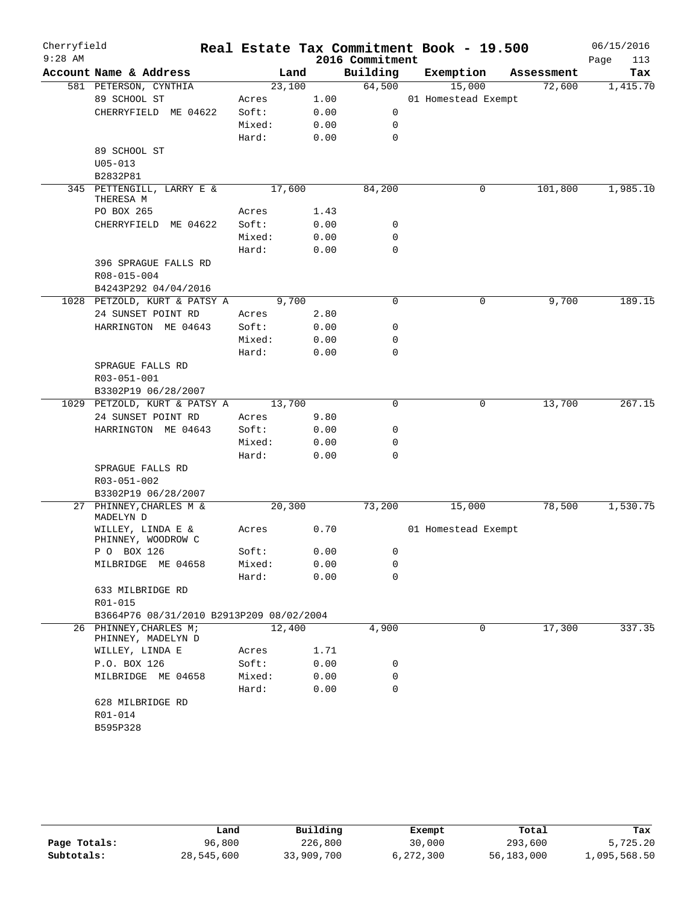Cherryfield 9:28 AM

# Real Estate Tax Commitment Book - 19.500

## 2016 Commitment

06/15/2016

| Account Name & Address | Land | | Building | Exemption | Assessment | Tax |
|---|---|---|---|---|---|---|
| 581 PETERSON, CYNTHIA | 23,100 | | 64,500 | 15,000 | 72,600 | 1,415.70 |
| 89 SCHOOL ST | Acres | 1.00 | | 01 Homestead Exempt | | |
| CHERRYFIELD ME 04622 | Soft: | 0.00 | 0 | | | |
| | Mixed: | 0.00 | 0 | | | |
| | Hard: | 0.00 | 0 | | | |
| 89 SCHOOL ST | | | | | | |
| U05-013 | | | | | | |
| B2832P81 | | | | | | |
| 345 PETTENGILL, LARRY E & THERESA M | 17,600 | | 84,200 | 0 | 101,800 | 1,985.10 |
| PO BOX 265 | Acres | 1.43 | | | | |
| CHERRYFIELD ME 04622 | Soft: | 0.00 | 0 | | | |
| | Mixed: | 0.00 | 0 | | | |
| | Hard: | 0.00 | 0 | | | |
| 396 SPRAGUE FALLS RD | | | | | | |
| R08-015-004 | | | | | | |
| B4243P292 04/04/2016 | | | | | | |
| 1028 PETZOLD, KURT & PATSY A | 9,700 | | 0 | 0 | 9,700 | 189.15 |
| 24 SUNSET POINT RD | Acres | 2.80 | | | | |
| HARRINGTON ME 04643 | Soft: | 0.00 | 0 | | | |
| | Mixed: | 0.00 | 0 | | | |
| | Hard: | 0.00 | 0 | | | |
| SPRAGUE FALLS RD | | | | | | |
| R03-051-001 | | | | | | |
| B3302P19 06/28/2007 | | | | | | |
| 1029 PETZOLD, KURT & PATSY A | 13,700 | | 0 | 0 | 13,700 | 267.15 |
| 24 SUNSET POINT RD | Acres | 9.80 | | | | |
| HARRINGTON ME 04643 | Soft: | 0.00 | 0 | | | |
| | Mixed: | 0.00 | 0 | | | |
| | Hard: | 0.00 | 0 | | | |
| SPRAGUE FALLS RD | | | | | | |
| R03-051-002 | | | | | | |
| B3302P19 06/28/2007 | | | | | | |
| 27 PHINNEY, CHARLES M & MADELYN D | 20,300 | | 73,200 | 15,000 | 78,500 | 1,530.75 |
| WILLEY, LINDA E & PHINNEY, WOODROW C | Acres | 0.70 | | 01 Homestead Exempt | | |
| P O BOX 126 | Soft: | 0.00 | 0 | | | |
| MILBRIDGE ME 04658 | Mixed: | 0.00 | 0 | | | |
| | Hard: | 0.00 | 0 | | | |
| 633 MILBRIDGE RD | | | | | | |
| R01-015 | | | | | | |
| B3664P76 08/31/2010 B2913P209 08/02/2004 | | | | | | |
| 26 PHINNEY, CHARLES M; PHINNEY, MADELYN D | 12,400 | | 4,900 | 0 | 17,300 | 337.35 |
| WILLEY, LINDA E | Acres | 1.71 | | | | |
| P.O. BOX 126 | Soft: | 0.00 | 0 | | | |
| MILBRIDGE ME 04658 | Mixed: | 0.00 | 0 | | | |
| | Hard: | 0.00 | 0 | | | |
| 628 MILBRIDGE RD | | | | | | |
| R01-014 | | | | | | |
| B595P328 | | | | | | |

| | Land | Building | Exempt | Total | Tax |
|---|---|---|---|---|---|
| Page Totals: | 96,800 | 226,800 | 30,000 | 293,600 | 5,725.20 |
| Subtotals: | 28,545,600 | 33,909,700 | 6,272,300 | 56,183,000 | 1,095,568.50 |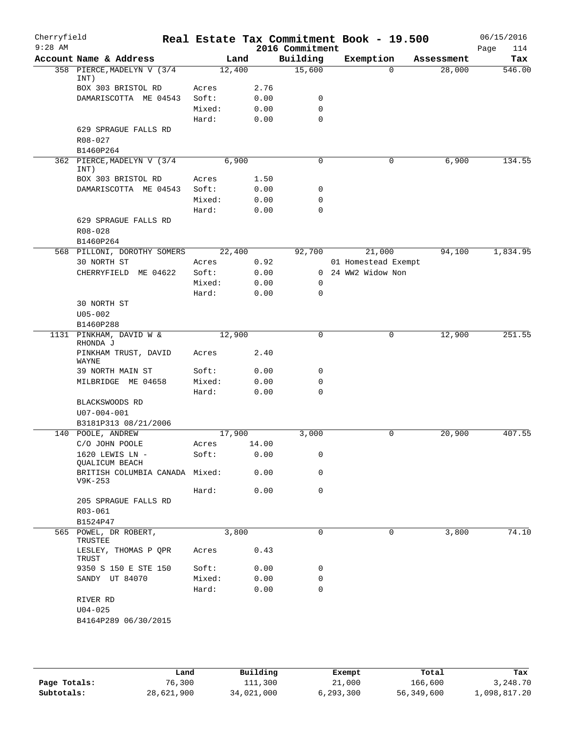# Real Estate Tax Commitment Book - 19.500

Cherryfield
9:28 AM

2016 Commitment

06/15/2016

| Account | Name & Address | Land | | Building | Exemption | Assessment | Tax |
|---|---|---|---|---|---|---|---|
| 358 | PIERCE, MADELYN V (3/4 INT) | 12,400 | | 15,600 | 0 | 28,000 | 546.00 |
| | BOX 303 BRISTOL RD | Acres | 2.76 | | | | |
| | DAMARISCOTTA ME 04543 | Soft: | 0.00 | 0 | | | |
| | | Mixed: | 0.00 | 0 | | | |
| | | Hard: | 0.00 | 0 | | | |
| | 629 SPRAGUE FALLS RD | | | | | | |
| | R08-027 | | | | | | |
| | B1460P264 | | | | | | |
| 362 | PIERCE, MADELYN V (3/4 INT) | 6,900 | | 0 | 0 | 6,900 | 134.55 |
| | BOX 303 BRISTOL RD | Acres | 1.50 | | | | |
| | DAMARISCOTTA ME 04543 | Soft: | 0.00 | 0 | | | |
| | | Mixed: | 0.00 | 0 | | | |
| | | Hard: | 0.00 | 0 | | | |
| | 629 SPRAGUE FALLS RD | | | | | | |
| | R08-028 | | | | | | |
| | B1460P264 | | | | | | |
| 568 | PILLONI, DOROTHY SOMERS | 22,400 | | 92,700 | 21,000 | 94,100 | 1,834.95 |
| | 30 NORTH ST | Acres | 0.92 | | 01 Homestead Exempt | | |
| | CHERRYFIELD ME 04622 | Soft: | 0.00 | 0 | 24 WW2 Widow Non | | |
| | | Mixed: | 0.00 | 0 | | | |
| | | Hard: | 0.00 | 0 | | | |
| | 30 NORTH ST | | | | | | |
| | U05-002 | | | | | | |
| | B1460P288 | | | | | | |
| 1131 | PINKHAM, DAVID W & RHONDA J | 12,900 | | 0 | 0 | 12,900 | 251.55 |
| | PINKHAM TRUST, DAVID WAYNE | Acres | 2.40 | | | | |
| | 39 NORTH MAIN ST | Soft: | 0.00 | 0 | | | |
| | MILBRIDGE ME 04658 | Mixed: | 0.00 | 0 | | | |
| | | Hard: | 0.00 | 0 | | | |
| | BLACKSWOODS RD | | | | | | |
| | U07-004-001 | | | | | | |
| | B3181P313 08/21/2006 | | | | | | |
| 140 | POOLE, ANDREW | 17,900 | | 3,000 | 0 | 20,900 | 407.55 |
| | C/O JOHN POOLE | Acres | 14.00 | | | | |
| | 1620 LEWIS LN - QUALICUM BEACH | Soft: | 0.00 | 0 | | | |
| | BRITISH COLUMBIA CANADA V9K-253 | Mixed: | 0.00 | 0 | | | |
| | | Hard: | 0.00 | 0 | | | |
| | 205 SPRAGUE FALLS RD | | | | | | |
| | R03-061 | | | | | | |
| | B1524P47 | | | | | | |
| 565 | POWEL, DR ROBERT, TRUSTEE | 3,800 | | 0 | 0 | 3,800 | 74.10 |
| | LESLEY, THOMAS P QPR TRUST | Acres | 0.43 | | | | |
| | 9350 S 150 E STE 150 | Soft: | 0.00 | 0 | | | |
| | SANDY UT 84070 | Mixed: | 0.00 | 0 | | | |
| | | Hard: | 0.00 | 0 | | | |
| | RIVER RD | | | | | | |
| | U04-025 | | | | | | |
| | B4164P289 06/30/2015 | | | | | | |

| | Land | Building | Exempt | Total | Tax |
|---|---|---|---|---|---|
| Page Totals: | 76,300 | 111,300 | 21,000 | 166,600 | 3,248.70 |
| Subtotals: | 28,621,900 | 34,021,000 | 6,293,300 | 56,349,600 | 1,098,817.20 |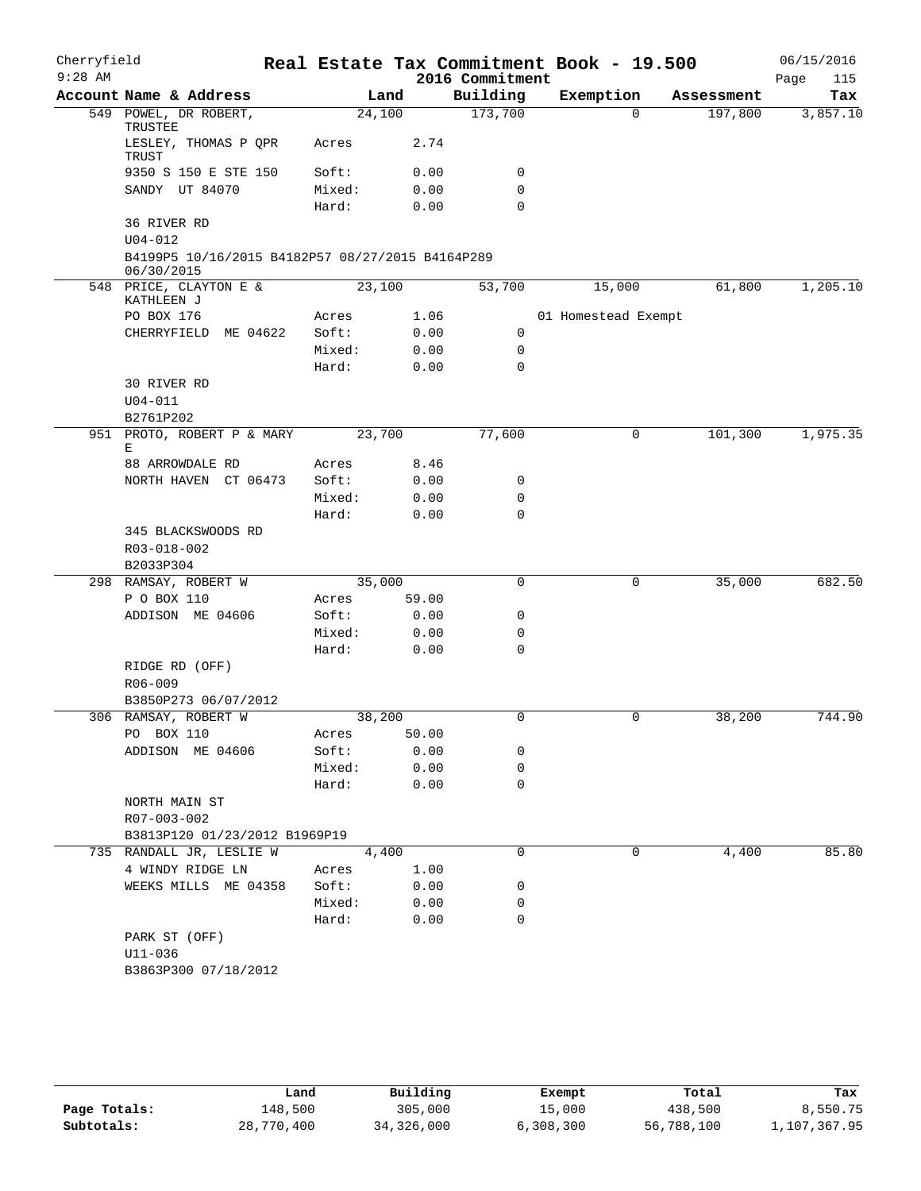Cherryfield 9:28 AM

# Real Estate Tax Commitment Book - 19.500

## 2016 Commitment

06/15/2016

| Account Name & Address | Land | | Building | Exemption | Assessment | Tax |
|---|---|---|---|---|---|---|
| 549 POWEL, DR ROBERT, TRUSTEE | 24,100 | | 173,700 | 0 | 197,800 | 3,857.10 |
| LESLEY, THOMAS P QPR TRUST | Acres | 2.74 | | | | |
| 9350 S 150 E STE 150 | Soft: | 0.00 | 0 | | | |
| SANDY UT 84070 | Mixed: | 0.00 | 0 | | | |
| | Hard: | 0.00 | 0 | | | |
| 36 RIVER RD | | | | | | |
| U04-012 | | | | | | |
| B4199P5 10/16/2015 B4182P57 08/27/2015 B4164P289 06/30/2015 | | | | | | |
| 548 PRICE, CLAYTON E & KATHLEEN J | 23,100 | | 53,700 | 15,000 | 61,800 | 1,205.10 |
| PO BOX 176 | Acres | 1.06 | | 01 Homestead Exempt | | |
| CHERRYFIELD ME 04622 | Soft: | 0.00 | 0 | | | |
| | Mixed: | 0.00 | 0 | | | |
| | Hard: | 0.00 | 0 | | | |
| 30 RIVER RD | | | | | | |
| U04-011 | | | | | | |
| B2761P202 | | | | | | |
| 951 PROTO, ROBERT P & MARY E | 23,700 | | 77,600 | 0 | 101,300 | 1,975.35 |
| 88 ARROWDALE RD | Acres | 8.46 | | | | |
| NORTH HAVEN CT 06473 | Soft: | 0.00 | 0 | | | |
| | Mixed: | 0.00 | 0 | | | |
| | Hard: | 0.00 | 0 | | | |
| 345 BLACKSWOODS RD | | | | | | |
| R03-018-002 | | | | | | |
| B2033P304 | | | | | | |
| 298 RAMSAY, ROBERT W | 35,000 | | 0 | 0 | 35,000 | 682.50 |
| P O BOX 110 | Acres | 59.00 | | | | |
| ADDISON ME 04606 | Soft: | 0.00 | 0 | | | |
| | Mixed: | 0.00 | 0 | | | |
| | Hard: | 0.00 | 0 | | | |
| RIDGE RD (OFF) | | | | | | |
| R06-009 | | | | | | |
| B3850P273 06/07/2012 | | | | | | |
| 306 RAMSAY, ROBERT W | 38,200 | | 0 | 0 | 38,200 | 744.90 |
| PO BOX 110 | Acres | 50.00 | | | | |
| ADDISON ME 04606 | Soft: | 0.00 | 0 | | | |
| | Mixed: | 0.00 | 0 | | | |
| | Hard: | 0.00 | 0 | | | |
| NORTH MAIN ST | | | | | | |
| R07-003-002 | | | | | | |
| B3813P120 01/23/2012 B1969P19 | | | | | | |
| 735 RANDALL JR, LESLIE W | 4,400 | | 0 | 0 | 4,400 | 85.80 |
| 4 WINDY RIDGE LN | Acres | 1.00 | | | | |
| WEEKS MILLS ME 04358 | Soft: | 0.00 | 0 | | | |
| | Mixed: | 0.00 | 0 | | | |
| | Hard: | 0.00 | 0 | | | |
| PARK ST (OFF) | | | | | | |
| U11-036 | | | | | | |
| B3863P300 07/18/2012 | | | | | | |

| | Land | Building | Exempt | Total | Tax |
|---|---|---|---|---|---|
| Page Totals: | 148,500 | 305,000 | 15,000 | 438,500 | 8,550.75 |
| Subtotals: | 28,770,400 | 34,326,000 | 6,308,300 | 56,788,100 | 1,107,367.95 |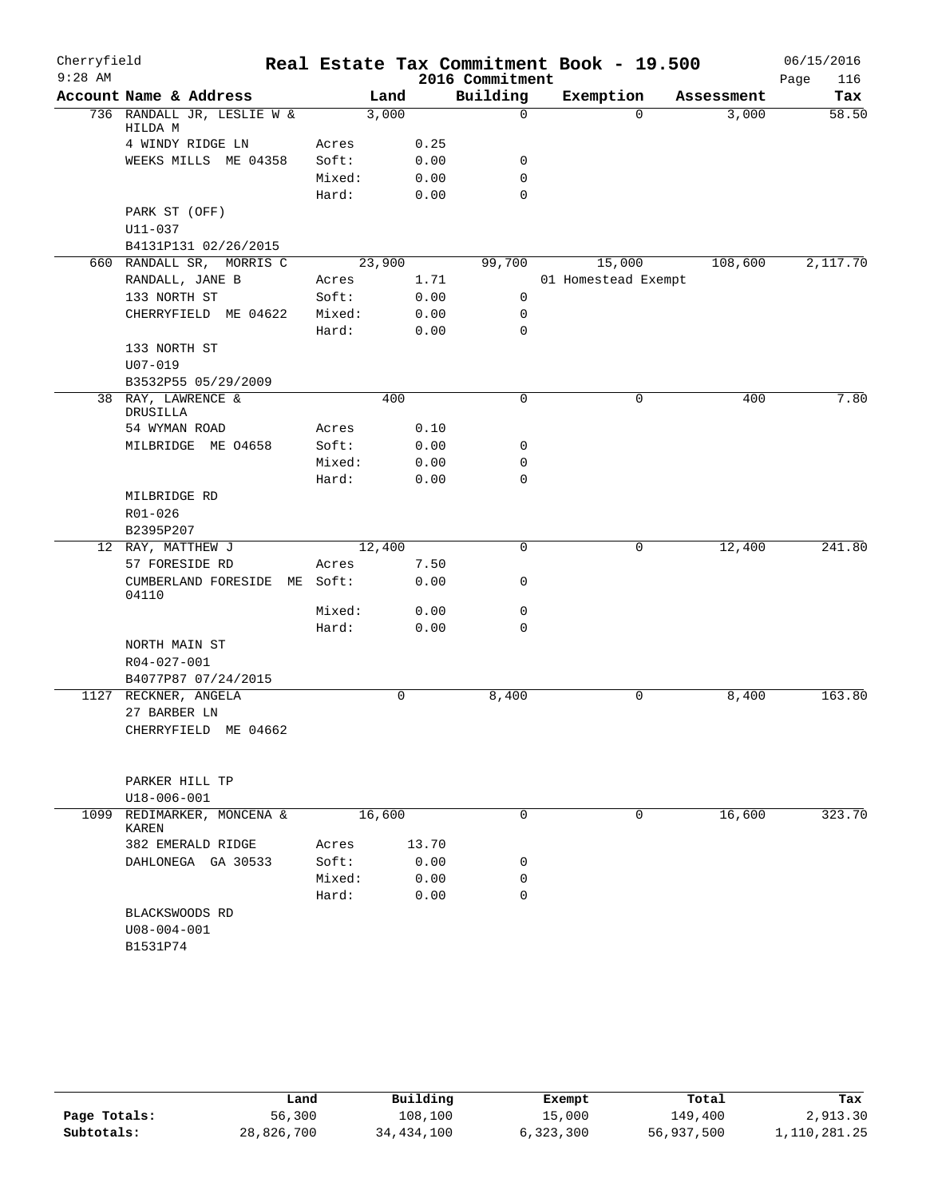Cherryfield 9:28 AM

# Real Estate Tax Commitment Book - 19.500
## 2016 Commitment

06/15/2016

| Account | Name & Address | | Land | Building | Exemption | Assessment | Tax |
|---|---|---|---|---|---|---|---|
| 736 | RANDALL JR, LESLIE W & HILDA M | | 3,000 | 0 | 0 | 3,000 | 58.50 |
| | 4 WINDY RIDGE LN | Acres | 0.25 | | | | |
| | WEEKS MILLS ME 04358 | Soft: | 0.00 | 0 | | | |
| | | Mixed: | 0.00 | 0 | | | |
| | | Hard: | 0.00 | 0 | | | |
| | PARK ST (OFF) | | | | | | |
| | U11-037 | | | | | | |
| | B4131P131 02/26/2015 | | | | | | |
| 660 | RANDALL SR, MORRIS C | | 23,900 | 99,700 | 15,000 | 108,600 | 2,117.70 |
| | RANDALL, JANE B | Acres | 1.71 | | 01 Homestead Exempt | | |
| | 133 NORTH ST | Soft: | 0.00 | 0 | | | |
| | CHERRYFIELD ME 04622 | Mixed: | 0.00 | 0 | | | |
| | | Hard: | 0.00 | 0 | | | |
| | 133 NORTH ST | | | | | | |
| | U07-019 | | | | | | |
| | B3532P55 05/29/2009 | | | | | | |
| 38 | RAY, LAWRENCE & DRUSILLA | | 400 | 0 | 0 | 400 | 7.80 |
| | 54 WYMAN ROAD | Acres | 0.10 | | | | |
| | MILBRIDGE ME O4658 | Soft: | 0.00 | 0 | | | |
| | | Mixed: | 0.00 | 0 | | | |
| | | Hard: | 0.00 | 0 | | | |
| | MILBRIDGE RD | | | | | | |
| | R01-026 | | | | | | |
| | B2395P207 | | | | | | |
| 12 | RAY, MATTHEW J | | 12,400 | 0 | 0 | 12,400 | 241.80 |
| | 57 FORESIDE RD | Acres | 7.50 | | | | |
| | CUMBERLAND FORESIDE ME 04110 | Soft: | 0.00 | 0 | | | |
| | | Mixed: | 0.00 | 0 | | | |
| | | Hard: | 0.00 | 0 | | | |
| | NORTH MAIN ST | | | | | | |
| | R04-027-001 | | | | | | |
| | B4077P87 07/24/2015 | | | | | | |
| 1127 | RECKNER, ANGELA | | 0 | 8,400 | 0 | 8,400 | 163.80 |
| | 27 BARBER LN | | | | | | |
| | CHERRYFIELD ME 04662 | | | | | | |
| | PARKER HILL TP | | | | | | |
| | U18-006-001 | | | | | | |
| 1099 | REDIMARKER, MONCENA & KAREN | | 16,600 | 0 | 0 | 16,600 | 323.70 |
| | 382 EMERALD RIDGE | Acres | 13.70 | | | | |
| | DAHLONEGA GA 30533 | Soft: | 0.00 | 0 | | | |
| | | Mixed: | 0.00 | 0 | | | |
| | | Hard: | 0.00 | 0 | | | |
| | BLACKSWOODS RD | | | | | | |
| | U08-004-001 | | | | | | |
| | B1531P74 | | | | | | |

| | Land | Building | Exempt | Total | Tax |
|---|---|---|---|---|---|
| Page Totals: | 56,300 | 108,100 | 15,000 | 149,400 | 2,913.30 |
| Subtotals: | 28,826,700 | 34,434,100 | 6,323,300 | 56,937,500 | 1,110,281.25 |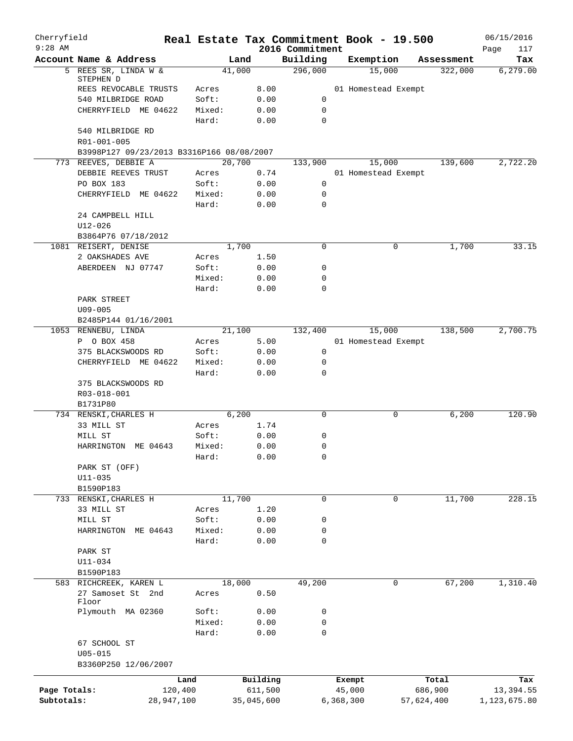Cherryfield 9:28 AM

# Real Estate Tax Commitment Book - 19.500

2016 Commitment

06/15/2016

| Account Name & Address | | Land | Building | Exemption | Assessment | Tax |
|---|---|---|---|---|---|---|
| 5 REES SR, LINDA W & STEPHEN D | | 41,000 | 296,000 | 15,000 | 322,000 | 6,279.00 |
| REES REVOCABLE TRUSTS | Acres | 8.00 | | 01 Homestead Exempt | | |
| 540 MILBRIDGE ROAD | Soft: | 0.00 | 0 | | | |
| CHERRYFIELD ME 04622 | Mixed: | 0.00 | 0 | | | |
| | Hard: | 0.00 | 0 | | | |
| 540 MILBRIDGE RD | | | | | | |
| R01-001-005 | | | | | | |
| B3998P127 09/23/2013 B3316P166 08/08/2007 | | | | | | |
| 773 REEVES, DEBBIE A | | 20,700 | 133,900 | 15,000 | 139,600 | 2,722.20 |
| DEBBIE REEVES TRUST | Acres | 0.74 | | 01 Homestead Exempt | | |
| PO BOX 183 | Soft: | 0.00 | 0 | | | |
| CHERRYFIELD ME 04622 | Mixed: | 0.00 | 0 | | | |
| | Hard: | 0.00 | 0 | | | |
| 24 CAMPBELL HILL | | | | | | |
| U12-026 | | | | | | |
| B3864P76 07/18/2012 | | | | | | |
| 1081 REISERT, DENISE | | 1,700 | 0 | 0 | 1,700 | 33.15 |
| 2 OAKSHADES AVE | Acres | 1.50 | | | | |
| ABERDEEN NJ 07747 | Soft: | 0.00 | 0 | | | |
| | Mixed: | 0.00 | 0 | | | |
| | Hard: | 0.00 | 0 | | | |
| PARK STREET | | | | | | |
| U09-005 | | | | | | |
| B2485P144 01/16/2001 | | | | | | |
| 1053 RENNEBU, LINDA | | 21,100 | 132,400 | 15,000 | 138,500 | 2,700.75 |
| P O BOX 458 | Acres | 5.00 | | 01 Homestead Exempt | | |
| 375 BLACKSWOODS RD | Soft: | 0.00 | 0 | | | |
| CHERRYFIELD ME 04622 | Mixed: | 0.00 | 0 | | | |
| | Hard: | 0.00 | 0 | | | |
| 375 BLACKSWOODS RD | | | | | | |
| R03-018-001 | | | | | | |
| B1731P80 | | | | | | |
| 734 RENSKI, CHARLES H | | 6,200 | 0 | 0 | 6,200 | 120.90 |
| 33 MILL ST | Acres | 1.74 | | | | |
| MILL ST | Soft: | 0.00 | 0 | | | |
| HARRINGTON ME 04643 | Mixed: | 0.00 | 0 | | | |
| | Hard: | 0.00 | 0 | | | |
| PARK ST (OFF) | | | | | | |
| U11-035 | | | | | | |
| B1590P183 | | | | | | |
| 733 RENSKI, CHARLES H | | 11,700 | 0 | 0 | 11,700 | 228.15 |
| 33 MILL ST | Acres | 1.20 | | | | |
| MILL ST | Soft: | 0.00 | 0 | | | |
| HARRINGTON ME 04643 | Mixed: | 0.00 | 0 | | | |
| | Hard: | 0.00 | 0 | | | |
| PARK ST | | | | | | |
| U11-034 | | | | | | |
| B1590P183 | | | | | | |
| 583 RICHCREEK, KAREN L | | 18,000 | 49,200 | 0 | 67,200 | 1,310.40 |
| 27 Samoset St 2nd Floor | Acres | 0.50 | | | | |
| Plymouth MA 02360 | Soft: | 0.00 | 0 | | | |
| | Mixed: | 0.00 | 0 | | | |
| | Hard: | 0.00 | 0 | | | |
| 67 SCHOOL ST | | | | | | |
| U05-015 | | | | | | |
| B3360P250 12/06/2007 | | | | | | |

| | Land | Building | Exempt | Total | Tax |
|---|---|---|---|---|---|
| Page Totals: | 120,400 | 611,500 | 45,000 | 686,900 | 13,394.55 |
| Subtotals: | 28,947,100 | 35,045,600 | 6,368,300 | 57,624,400 | 1,123,675.80 |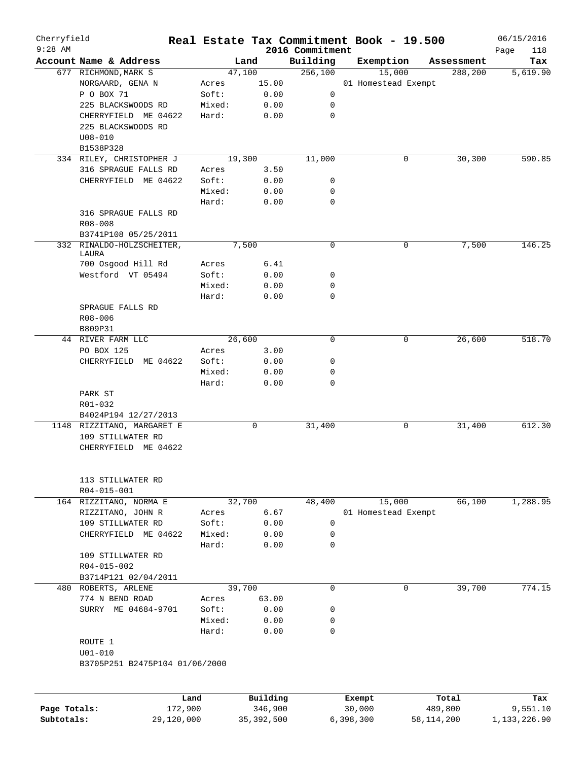# Cherryfield — Real Estate Tax Commitment Book - 19.500

9:28 AM — 2016 Commitment — 06/15/2016

| Account Name & Address | Land | | Building | Exemption | Assessment | Tax |
|---|---|---|---|---|---|---|
| 677 RICHMOND, MARK S | 47,100 | | 256,100 | 15,000 | 288,200 | 5,619.90 |
| NORGAARD, GENA N | Acres | 15.00 | | 01 Homestead Exempt | | |
| P O BOX 71 | Soft: | 0.00 | 0 | | | |
| 225 BLACKSWOODS RD | Mixed: | 0.00 | 0 | | | |
| CHERRYFIELD ME 04622 | Hard: | 0.00 | 0 | | | |
| 225 BLACKSWOODS RD | | | | | | |
| U08-010 | | | | | | |
| B1538P328 | | | | | | |
| 334 RILEY, CHRISTOPHER J | 19,300 | | 11,000 | 0 | 30,300 | 590.85 |
| 316 SPRAGUE FALLS RD | Acres | 3.50 | | | | |
| CHERRYFIELD ME 04622 | Soft: | 0.00 | 0 | | | |
| | Mixed: | 0.00 | 0 | | | |
| | Hard: | 0.00 | 0 | | | |
| 316 SPRAGUE FALLS RD | | | | | | |
| R08-008 | | | | | | |
| B3741P108 05/25/2011 | | | | | | |
| 332 RINALDO-HOLZSCHEITER, LAURA | 7,500 | | 0 | 0 | 7,500 | 146.25 |
| 700 Osgood Hill Rd | Acres | 6.41 | | | | |
| Westford VT 05494 | Soft: | 0.00 | 0 | | | |
| | Mixed: | 0.00 | 0 | | | |
| | Hard: | 0.00 | 0 | | | |
| SPRAGUE FALLS RD | | | | | | |
| R08-006 | | | | | | |
| B809P31 | | | | | | |
| 44 RIVER FARM LLC | 26,600 | | 0 | 0 | 26,600 | 518.70 |
| PO BOX 125 | Acres | 3.00 | | | | |
| CHERRYFIELD ME 04622 | Soft: | 0.00 | 0 | | | |
| | Mixed: | 0.00 | 0 | | | |
| | Hard: | 0.00 | 0 | | | |
| PARK ST | | | | | | |
| R01-032 | | | | | | |
| B4024P194 12/27/2013 | | | | | | |
| 1148 RIZZITANO, MARGARET E | 0 | | 31,400 | 0 | 31,400 | 612.30 |
| 109 STILLWATER RD | | | | | | |
| CHERRYFIELD ME 04622 | | | | | | |
| 113 STILLWATER RD | | | | | | |
| R04-015-001 | | | | | | |
| 164 RIZZITANO, NORMA E | 32,700 | | 48,400 | 15,000 | 66,100 | 1,288.95 |
| RIZZITANO, JOHN R | Acres | 6.67 | | 01 Homestead Exempt | | |
| 109 STILLWATER RD | Soft: | 0.00 | 0 | | | |
| CHERRYFIELD ME 04622 | Mixed: | 0.00 | 0 | | | |
| | Hard: | 0.00 | 0 | | | |
| 109 STILLWATER RD | | | | | | |
| R04-015-002 | | | | | | |
| B3714P121 02/04/2011 | | | | | | |
| 480 ROBERTS, ARLENE | 39,700 | | 0 | 0 | 39,700 | 774.15 |
| 774 N BEND ROAD | Acres | 63.00 | | | | |
| SURRY ME 04684-9701 | Soft: | 0.00 | 0 | | | |
| | Mixed: | 0.00 | 0 | | | |
| | Hard: | 0.00 | 0 | | | |
| ROUTE 1 | | | | | | |
| U01-010 | | | | | | |
| B3705P251 B2475P104 01/06/2000 | | | | | | |

| | Land | Building | Exempt | Total | Tax |
|---|---|---|---|---|---|
| Page Totals: | 172,900 | 346,900 | 30,000 | 489,800 | 9,551.10 |
| Subtotals: | 29,120,000 | 35,392,500 | 6,398,300 | 58,114,200 | 1,133,226.90 |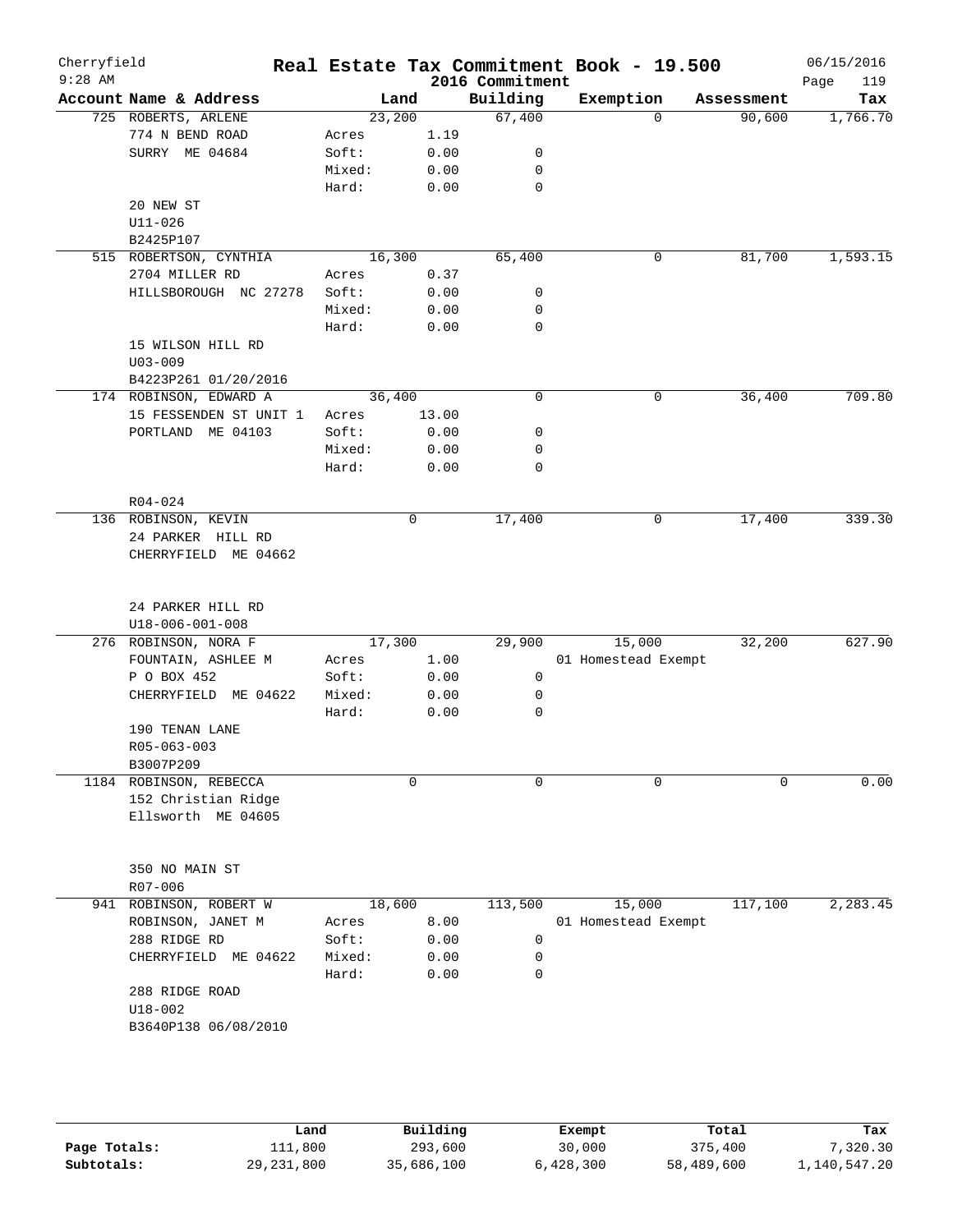# Cherryfield — Real Estate Tax Commitment Book - 19.500

9:28 AM — 2016 Commitment — 06/15/2016

| Account Name & Address | Land | | Building | Exemption | Assessment | Tax |
|---|---|---|---|---|---|---|
| 725 ROBERTS, ARLENE | 23,200 | | 67,400 | 0 | 90,600 | 1,766.70 |
| 774 N BEND ROAD | Acres | 1.19 | | | | |
| SURRY ME 04684 | Soft: | 0.00 | 0 | | | |
| | Mixed: | 0.00 | 0 | | | |
| | Hard: | 0.00 | 0 | | | |
| 20 NEW ST | | | | | | |
| U11-026 | | | | | | |
| B2425P107 | | | | | | |
| 515 ROBERTSON, CYNTHIA | 16,300 | | 65,400 | 0 | 81,700 | 1,593.15 |
| 2704 MILLER RD | Acres | 0.37 | | | | |
| HILLSBOROUGH NC 27278 | Soft: | 0.00 | 0 | | | |
| | Mixed: | 0.00 | 0 | | | |
| | Hard: | 0.00 | 0 | | | |
| 15 WILSON HILL RD | | | | | | |
| U03-009 | | | | | | |
| B4223P261 01/20/2016 | | | | | | |
| 174 ROBINSON, EDWARD A | 36,400 | | 0 | 0 | 36,400 | 709.80 |
| 15 FESSENDEN ST UNIT 1 | Acres | 13.00 | | | | |
| PORTLAND ME 04103 | Soft: | 0.00 | 0 | | | |
| | Mixed: | 0.00 | 0 | | | |
| | Hard: | 0.00 | 0 | | | |
| R04-024 | | | | | | |
| 136 ROBINSON, KEVIN | 0 | | 17,400 | 0 | 17,400 | 339.30 |
| 24 PARKER HILL RD | | | | | | |
| CHERRYFIELD ME 04662 | | | | | | |
| 24 PARKER HILL RD | | | | | | |
| U18-006-001-008 | | | | | | |
| 276 ROBINSON, NORA F | 17,300 | | 29,900 | 15,000 | 32,200 | 627.90 |
| FOUNTAIN, ASHLEE M | Acres | 1.00 | | 01 Homestead Exempt | | |
| P O BOX 452 | Soft: | 0.00 | 0 | | | |
| CHERRYFIELD ME 04622 | Mixed: | 0.00 | 0 | | | |
| | Hard: | 0.00 | 0 | | | |
| 190 TENAN LANE | | | | | | |
| R05-063-003 | | | | | | |
| B3007P209 | | | | | | |
| 1184 ROBINSON, REBECCA | 0 | | 0 | 0 | 0 | 0.00 |
| 152 Christian Ridge | | | | | | |
| Ellsworth ME 04605 | | | | | | |
| 350 NO MAIN ST | | | | | | |
| R07-006 | | | | | | |
| 941 ROBINSON, ROBERT W | 18,600 | | 113,500 | 15,000 | 117,100 | 2,283.45 |
| ROBINSON, JANET M | Acres | 8.00 | | 01 Homestead Exempt | | |
| 288 RIDGE RD | Soft: | 0.00 | 0 | | | |
| CHERRYFIELD ME 04622 | Mixed: | 0.00 | 0 | | | |
| | Hard: | 0.00 | 0 | | | |
| 288 RIDGE ROAD | | | | | | |
| U18-002 | | | | | | |
| B3640P138 06/08/2010 | | | | | | |

| | Land | Building | Exempt | Total | Tax |
|---|---|---|---|---|---|
| Page Totals: | 111,800 | 293,600 | 30,000 | 375,400 | 7,320.30 |
| Subtotals: | 29,231,800 | 35,686,100 | 6,428,300 | 58,489,600 | 1,140,547.20 |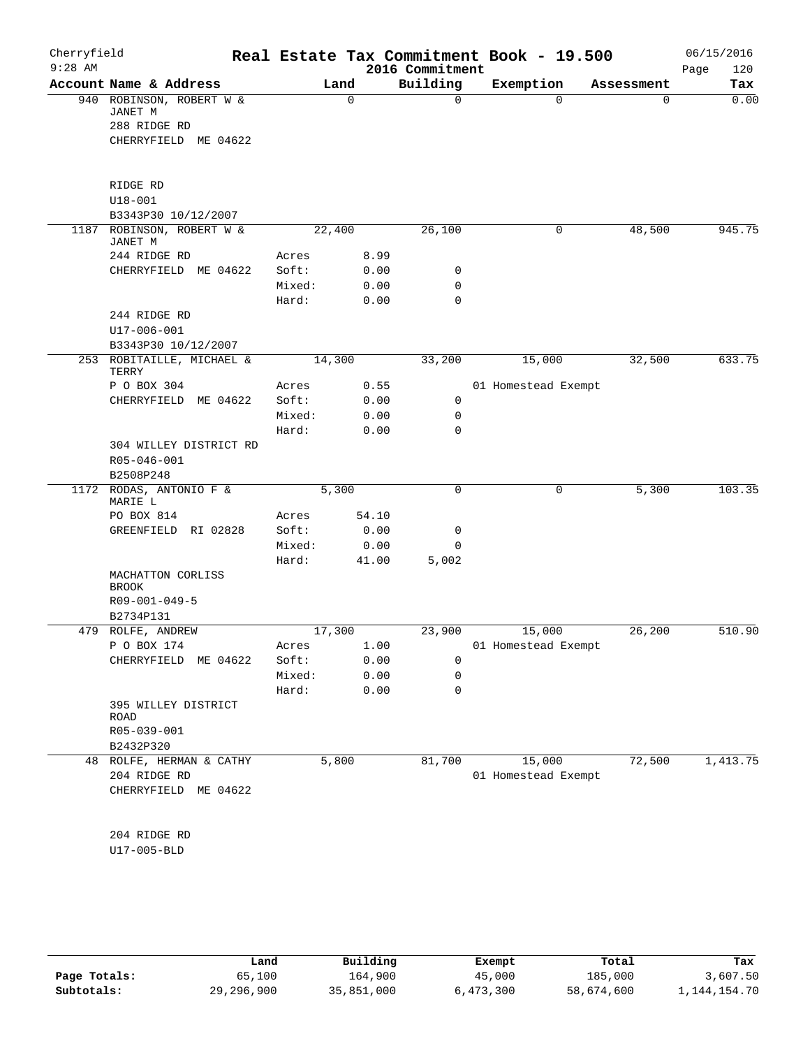# Cherryfield — Real Estate Tax Commitment Book - 19.500

9:28 AM — 2016 Commitment — 06/15/2016

| Account | Name & Address | | Land | Building | Exemption | Assessment | Tax |
|---|---|---|---|---|---|---|---|
| 940 | ROBINSON, ROBERT W & JANET M | | 0 | 0 | 0 | 0 | 0.00 |
| | 288 RIDGE RD | | | | | | |
| | CHERRYFIELD ME 04622 | | | | | | |
| | RIDGE RD | | | | | | |
| | U18-001 | | | | | | |
| | B3343P30 10/12/2007 | | | | | | |
| 1187 | ROBINSON, ROBERT W & JANET M | | 22,400 | 26,100 | 0 | 48,500 | 945.75 |
| | 244 RIDGE RD | Acres | 8.99 | | | | |
| | CHERRYFIELD ME 04622 | Soft: | 0.00 | 0 | | | |
| | | Mixed: | 0.00 | 0 | | | |
| | | Hard: | 0.00 | 0 | | | |
| | 244 RIDGE RD | | | | | | |
| | U17-006-001 | | | | | | |
| | B3343P30 10/12/2007 | | | | | | |
| 253 | ROBITAILLE, MICHAEL & TERRY | | 14,300 | 33,200 | 15,000 | 32,500 | 633.75 |
| | P O BOX 304 | Acres | 0.55 | | 01 Homestead Exempt | | |
| | CHERRYFIELD ME 04622 | Soft: | 0.00 | 0 | | | |
| | | Mixed: | 0.00 | 0 | | | |
| | | Hard: | 0.00 | 0 | | | |
| | 304 WILLEY DISTRICT RD | | | | | | |
| | R05-046-001 | | | | | | |
| | B2508P248 | | | | | | |
| 1172 | RODAS, ANTONIO F & MARIE L | | 5,300 | 0 | 0 | 5,300 | 103.35 |
| | PO BOX 814 | Acres | 54.10 | | | | |
| | GREENFIELD RI 02828 | Soft: | 0.00 | 0 | | | |
| | | Mixed: | 0.00 | 0 | | | |
| | | Hard: | 41.00 | 5,002 | | | |
| | MACHATTON CORLISS BROOK | | | | | | |
| | R09-001-049-5 | | | | | | |
| | B2734P131 | | | | | | |
| 479 | ROLFE, ANDREW | | 17,300 | 23,900 | 15,000 | 26,200 | 510.90 |
| | P O BOX 174 | Acres | 1.00 | | 01 Homestead Exempt | | |
| | CHERRYFIELD ME 04622 | Soft: | 0.00 | 0 | | | |
| | | Mixed: | 0.00 | 0 | | | |
| | | Hard: | 0.00 | 0 | | | |
| | 395 WILLEY DISTRICT ROAD | | | | | | |
| | R05-039-001 | | | | | | |
| | B2432P320 | | | | | | |
| 48 | ROLFE, HERMAN & CATHY | | 5,800 | 81,700 | 15,000 | 72,500 | 1,413.75 |
| | 204 RIDGE RD | | | | 01 Homestead Exempt | | |
| | CHERRYFIELD ME 04622 | | | | | | |
| | 204 RIDGE RD | | | | | | |
| | U17-005-BLD | | | | | | |

| | Land | Building | Exempt | Total | Tax |
|---|---|---|---|---|---|
| Page Totals: | 65,100 | 164,900 | 45,000 | 185,000 | 3,607.50 |
| Subtotals: | 29,296,900 | 35,851,000 | 6,473,300 | 58,674,600 | 1,144,154.70 |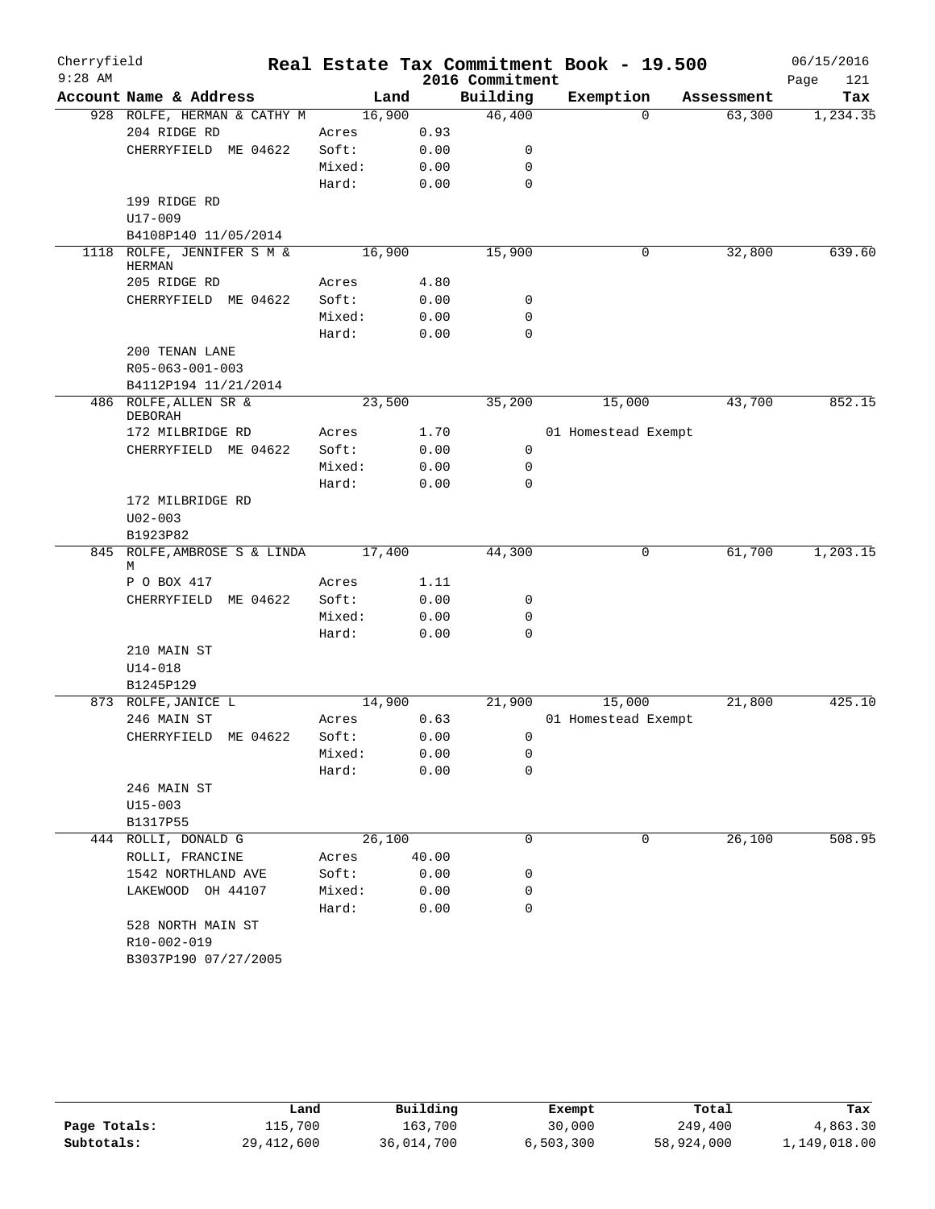Cherryfield 9:28 AM

# Real Estate Tax Commitment Book - 19.500

## 2016 Commitment

06/15/2016

| Account Name & Address | Land | | Building | Exemption | Assessment | Tax |
|---|---|---|---|---|---|---|
| 928 ROLFE, HERMAN & CATHY M | 16,900 | | 46,400 | 0 | 63,300 | 1,234.35 |
| 204 RIDGE RD | Acres | 0.93 | | | | |
| CHERRYFIELD ME 04622 | Soft: | 0.00 | 0 | | | |
| | Mixed: | 0.00 | 0 | | | |
| | Hard: | 0.00 | 0 | | | |
| 199 RIDGE RD | | | | | | |
| U17-009 | | | | | | |
| B4108P140 11/05/2014 | | | | | | |
| 1118 ROLFE, JENNIFER S M & HERMAN | 16,900 | | 15,900 | 0 | 32,800 | 639.60 |
| 205 RIDGE RD | Acres | 4.80 | | | | |
| CHERRYFIELD ME 04622 | Soft: | 0.00 | 0 | | | |
| | Mixed: | 0.00 | 0 | | | |
| | Hard: | 0.00 | 0 | | | |
| 200 TENAN LANE | | | | | | |
| R05-063-001-003 | | | | | | |
| B4112P194 11/21/2014 | | | | | | |
| 486 ROLFE, ALLEN SR & DEBORAH | 23,500 | | 35,200 | 15,000 | 43,700 | 852.15 |
| 172 MILBRIDGE RD | Acres | 1.70 | | 01 Homestead Exempt | | |
| CHERRYFIELD ME 04622 | Soft: | 0.00 | 0 | | | |
| | Mixed: | 0.00 | 0 | | | |
| | Hard: | 0.00 | 0 | | | |
| 172 MILBRIDGE RD | | | | | | |
| U02-003 | | | | | | |
| B1923P82 | | | | | | |
| 845 ROLFE, AMBROSE S & LINDA M | 17,400 | | 44,300 | 0 | 61,700 | 1,203.15 |
| P O BOX 417 | Acres | 1.11 | | | | |
| CHERRYFIELD ME 04622 | Soft: | 0.00 | 0 | | | |
| | Mixed: | 0.00 | 0 | | | |
| | Hard: | 0.00 | 0 | | | |
| 210 MAIN ST | | | | | | |
| U14-018 | | | | | | |
| B1245P129 | | | | | | |
| 873 ROLFE, JANICE L | 14,900 | | 21,900 | 15,000 | 21,800 | 425.10 |
| 246 MAIN ST | Acres | 0.63 | | 01 Homestead Exempt | | |
| CHERRYFIELD ME 04622 | Soft: | 0.00 | 0 | | | |
| | Mixed: | 0.00 | 0 | | | |
| | Hard: | 0.00 | 0 | | | |
| 246 MAIN ST | | | | | | |
| U15-003 | | | | | | |
| B1317P55 | | | | | | |
| 444 ROLLI, DONALD G | 26,100 | | 0 | 0 | 26,100 | 508.95 |
| ROLLI, FRANCINE | Acres | 40.00 | | | | |
| 1542 NORTHLAND AVE | Soft: | 0.00 | 0 | | | |
| LAKEWOOD OH 44107 | Mixed: | 0.00 | 0 | | | |
| | Hard: | 0.00 | 0 | | | |
| 528 NORTH MAIN ST | | | | | | |
| R10-002-019 | | | | | | |
| B3037P190 07/27/2005 | | | | | | |

| | Land | Building | Exempt | Total | Tax |
|---|---|---|---|---|---|
| Page Totals: | 115,700 | 163,700 | 30,000 | 249,400 | 4,863.30 |
| Subtotals: | 29,412,600 | 36,014,700 | 6,503,300 | 58,924,000 | 1,149,018.00 |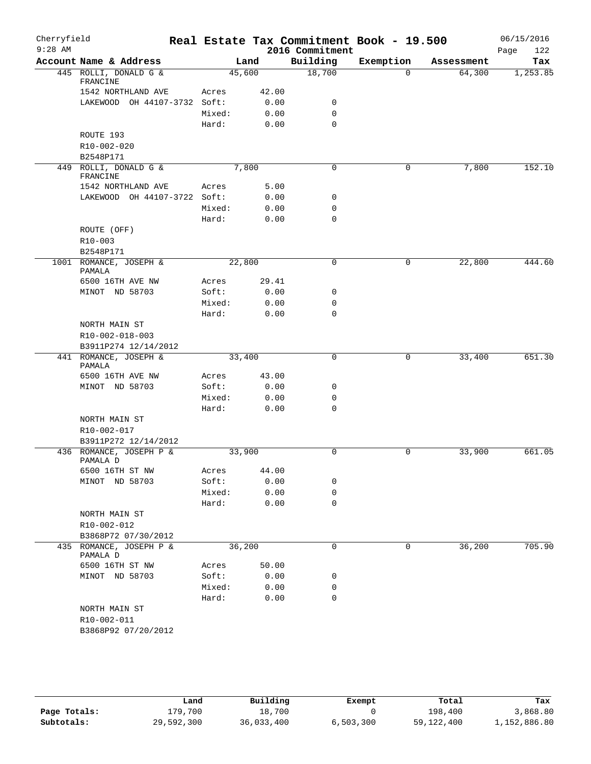Cherryfield 9:28 AM

# Real Estate Tax Commitment Book - 19.500

2016 Commitment

06/15/2016

| Account Name & Address | Land | | Building | Exemption | Assessment | Tax |
|---|---|---|---|---|---|---|
| 445 ROLLI, DONALD G & FRANCINE | 45,600 | | 18,700 | 0 | 64,300 | 1,253.85 |
| 1542 NORTHLAND AVE | Acres | 42.00 | | | | |
| LAKEWOOD OH 44107-3732 | Soft: | 0.00 | 0 | | | |
| | Mixed: | 0.00 | 0 | | | |
| | Hard: | 0.00 | 0 | | | |
| ROUTE 193 | | | | | | |
| R10-002-020 | | | | | | |
| B2548P171 | | | | | | |
| 449 ROLLI, DONALD G & FRANCINE | 7,800 | | 0 | 0 | 7,800 | 152.10 |
| 1542 NORTHLAND AVE | Acres | 5.00 | | | | |
| LAKEWOOD OH 44107-3722 | Soft: | 0.00 | 0 | | | |
| | Mixed: | 0.00 | 0 | | | |
| | Hard: | 0.00 | 0 | | | |
| ROUTE (OFF) | | | | | | |
| R10-003 | | | | | | |
| B2548P171 | | | | | | |
| 1001 ROMANCE, JOSEPH & PAMALA | 22,800 | | 0 | 0 | 22,800 | 444.60 |
| 6500 16TH AVE NW | Acres | 29.41 | | | | |
| MINOT ND 58703 | Soft: | 0.00 | 0 | | | |
| | Mixed: | 0.00 | 0 | | | |
| | Hard: | 0.00 | 0 | | | |
| NORTH MAIN ST | | | | | | |
| R10-002-018-003 | | | | | | |
| B3911P274 12/14/2012 | | | | | | |
| 441 ROMANCE, JOSEPH & PAMALA | 33,400 | | 0 | 0 | 33,400 | 651.30 |
| 6500 16TH AVE NW | Acres | 43.00 | | | | |
| MINOT ND 58703 | Soft: | 0.00 | 0 | | | |
| | Mixed: | 0.00 | 0 | | | |
| | Hard: | 0.00 | 0 | | | |
| NORTH MAIN ST | | | | | | |
| R10-002-017 | | | | | | |
| B3911P272 12/14/2012 | | | | | | |
| 436 ROMANCE, JOSEPH P & PAMALA D | 33,900 | | 0 | 0 | 33,900 | 661.05 |
| 6500 16TH ST NW | Acres | 44.00 | | | | |
| MINOT ND 58703 | Soft: | 0.00 | 0 | | | |
| | Mixed: | 0.00 | 0 | | | |
| | Hard: | 0.00 | 0 | | | |
| NORTH MAIN ST | | | | | | |
| R10-002-012 | | | | | | |
| B3868P72 07/30/2012 | | | | | | |
| 435 ROMANCE, JOSEPH P & PAMALA D | 36,200 | | 0 | 0 | 36,200 | 705.90 |
| 6500 16TH ST NW | Acres | 50.00 | | | | |
| MINOT ND 58703 | Soft: | 0.00 | 0 | | | |
| | Mixed: | 0.00 | 0 | | | |
| | Hard: | 0.00 | 0 | | | |
| NORTH MAIN ST | | | | | | |
| R10-002-011 | | | | | | |
| B3868P92 07/20/2012 | | | | | | |

| | Land | Building | Exempt | Total | Tax |
|---|---|---|---|---|---|
| Page Totals: | 179,700 | 18,700 | 0 | 198,400 | 3,868.80 |
| Subtotals: | 29,592,300 | 36,033,400 | 6,503,300 | 59,122,400 | 1,152,886.80 |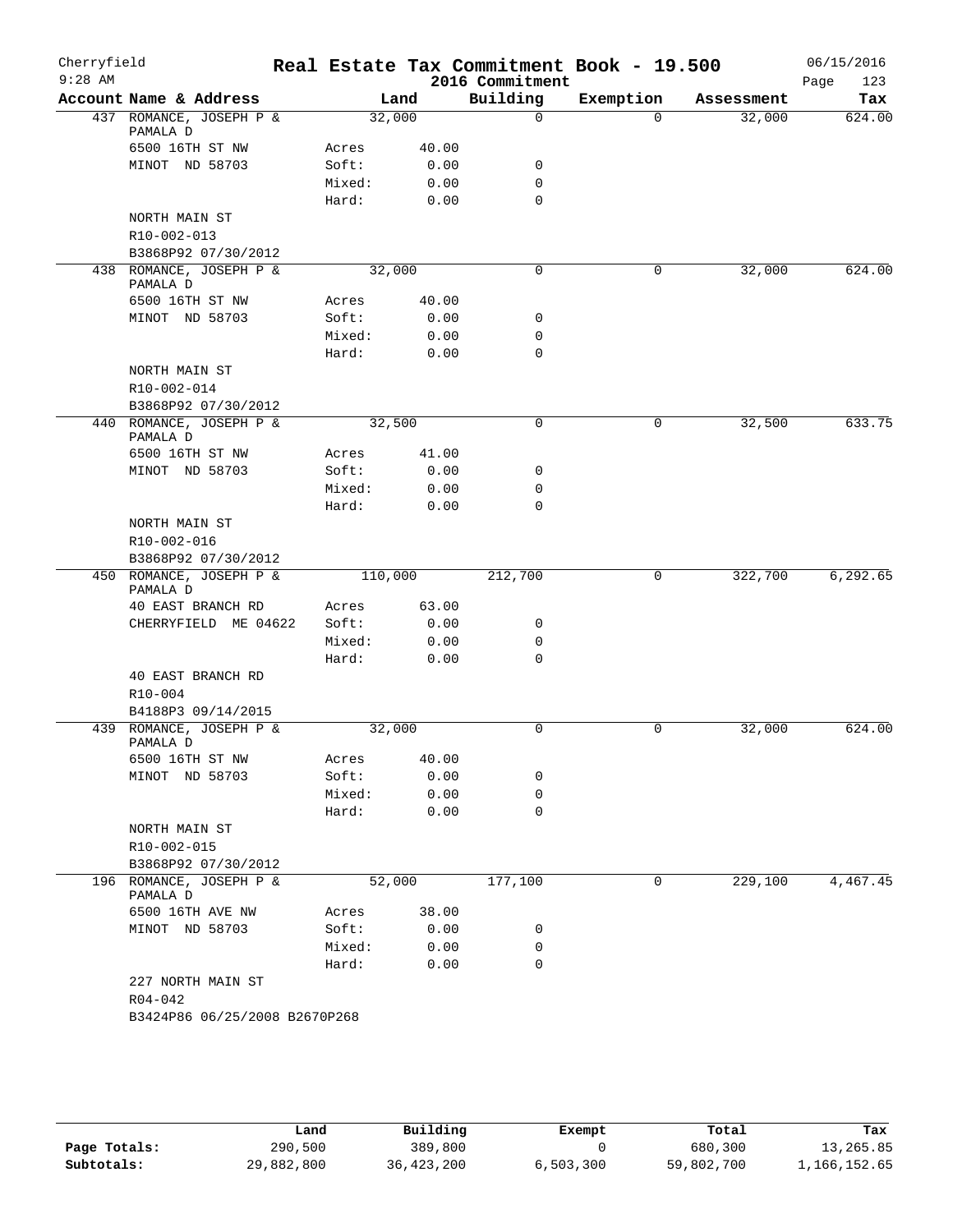Cherryfield  
9:28 AM

# Real Estate Tax Commitment Book - 19.500

## 2016 Commitment

06/15/2016

| Account Name & Address | | Land | Building | Exemption | Assessment | Tax |
|---|---|---|---|---|---|---|
| 437 ROMANCE, JOSEPH P & PAMALA D | | 32,000 | 0 | 0 | 32,000 | 624.00 |
| 6500 16TH ST NW | Acres | 40.00 | | | | |
| MINOT ND 58703 | Soft: | 0.00 | 0 | | | |
| | Mixed: | 0.00 | 0 | | | |
| | Hard: | 0.00 | 0 | | | |
| NORTH MAIN ST | | | | | | |
| R10-002-013 | | | | | | |
| B3868P92 07/30/2012 | | | | | | |
| 438 ROMANCE, JOSEPH P & PAMALA D | | 32,000 | 0 | 0 | 32,000 | 624.00 |
| 6500 16TH ST NW | Acres | 40.00 | | | | |
| MINOT ND 58703 | Soft: | 0.00 | 0 | | | |
| | Mixed: | 0.00 | 0 | | | |
| | Hard: | 0.00 | 0 | | | |
| NORTH MAIN ST | | | | | | |
| R10-002-014 | | | | | | |
| B3868P92 07/30/2012 | | | | | | |
| 440 ROMANCE, JOSEPH P & PAMALA D | | 32,500 | 0 | 0 | 32,500 | 633.75 |
| 6500 16TH ST NW | Acres | 41.00 | | | | |
| MINOT ND 58703 | Soft: | 0.00 | 0 | | | |
| | Mixed: | 0.00 | 0 | | | |
| | Hard: | 0.00 | 0 | | | |
| NORTH MAIN ST | | | | | | |
| R10-002-016 | | | | | | |
| B3868P92 07/30/2012 | | | | | | |
| 450 ROMANCE, JOSEPH P & PAMALA D | | 110,000 | 212,700 | 0 | 322,700 | 6,292.65 |
| 40 EAST BRANCH RD | Acres | 63.00 | | | | |
| CHERRYFIELD ME 04622 | Soft: | 0.00 | 0 | | | |
| | Mixed: | 0.00 | 0 | | | |
| | Hard: | 0.00 | 0 | | | |
| 40 EAST BRANCH RD | | | | | | |
| R10-004 | | | | | | |
| B4188P3 09/14/2015 | | | | | | |
| 439 ROMANCE, JOSEPH P & PAMALA D | | 32,000 | 0 | 0 | 32,000 | 624.00 |
| 6500 16TH ST NW | Acres | 40.00 | | | | |
| MINOT ND 58703 | Soft: | 0.00 | 0 | | | |
| | Mixed: | 0.00 | 0 | | | |
| | Hard: | 0.00 | 0 | | | |
| NORTH MAIN ST | | | | | | |
| R10-002-015 | | | | | | |
| B3868P92 07/30/2012 | | | | | | |
| 196 ROMANCE, JOSEPH P & PAMALA D | | 52,000 | 177,100 | 0 | 229,100 | 4,467.45 |
| 6500 16TH AVE NW | Acres | 38.00 | | | | |
| MINOT ND 58703 | Soft: | 0.00 | 0 | | | |
| | Mixed: | 0.00 | 0 | | | |
| | Hard: | 0.00 | 0 | | | |
| 227 NORTH MAIN ST | | | | | | |
| R04-042 | | | | | | |
| B3424P86 06/25/2008 B2670P268 | | | | | | |

| | Land | Building | Exempt | Total | Tax |
|---|---|---|---|---|---|
| Page Totals: | 290,500 | 389,800 | 0 | 680,300 | 13,265.85 |
| Subtotals: | 29,882,800 | 36,423,200 | 6,503,300 | 59,802,700 | 1,166,152.65 |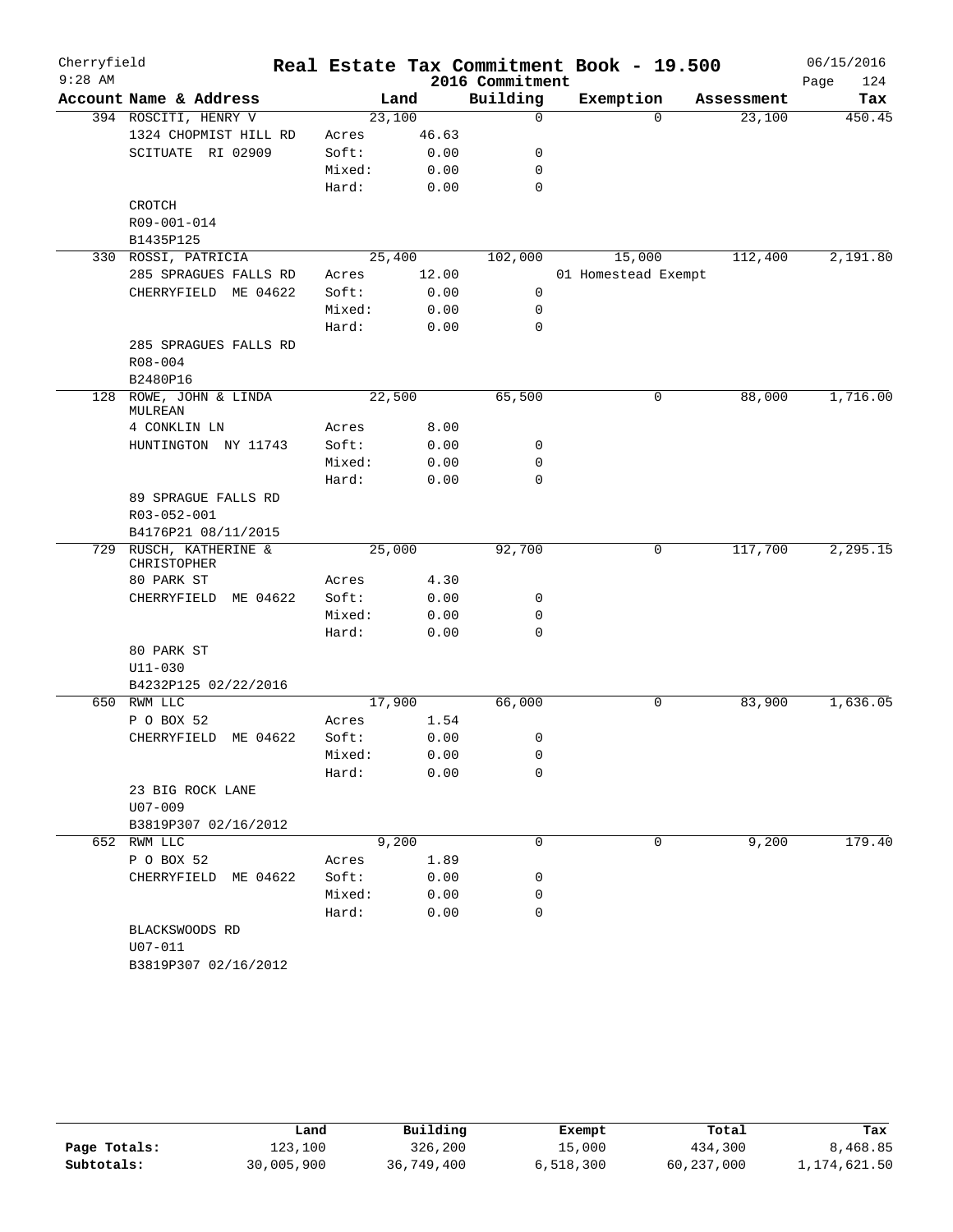# Cherryfield — Real Estate Tax Commitment Book - 19.500

9:28 AM — 2016 Commitment — 06/15/2016

| Account Name & Address | | Land | Building | Exemption | Assessment | Tax |
|---|---|---|---|---|---|---|
| 394 ROSCITI, HENRY V | | 23,100 | 0 | 0 | 23,100 | 450.45 |
| 1324 CHOPMIST HILL RD | Acres | 46.63 | | | | |
| SCITUATE RI 02909 | Soft: | 0.00 | 0 | | | |
| | Mixed: | 0.00 | 0 | | | |
| | Hard: | 0.00 | 0 | | | |
| CROTCH | | | | | | |
| R09-001-014 | | | | | | |
| B1435P125 | | | | | | |
| 330 ROSSI, PATRICIA | | 25,400 | 102,000 | 15,000 | 112,400 | 2,191.80 |
| 285 SPRAGUES FALLS RD | Acres | 12.00 | | 01 Homestead Exempt | | |
| CHERRYFIELD ME 04622 | Soft: | 0.00 | 0 | | | |
| | Mixed: | 0.00 | 0 | | | |
| | Hard: | 0.00 | 0 | | | |
| 285 SPRAGUES FALLS RD | | | | | | |
| R08-004 | | | | | | |
| B2480P16 | | | | | | |
| 128 ROWE, JOHN & LINDA MULREAN | | 22,500 | 65,500 | 0 | 88,000 | 1,716.00 |
| 4 CONKLIN LN | Acres | 8.00 | | | | |
| HUNTINGTON NY 11743 | Soft: | 0.00 | 0 | | | |
| | Mixed: | 0.00 | 0 | | | |
| | Hard: | 0.00 | 0 | | | |
| 89 SPRAGUE FALLS RD | | | | | | |
| R03-052-001 | | | | | | |
| B4176P21 08/11/2015 | | | | | | |
| 729 RUSCH, KATHERINE & CHRISTOPHER | | 25,000 | 92,700 | 0 | 117,700 | 2,295.15 |
| 80 PARK ST | Acres | 4.30 | | | | |
| CHERRYFIELD ME 04622 | Soft: | 0.00 | 0 | | | |
| | Mixed: | 0.00 | 0 | | | |
| | Hard: | 0.00 | 0 | | | |
| 80 PARK ST | | | | | | |
| U11-030 | | | | | | |
| B4232P125 02/22/2016 | | | | | | |
| 650 RWM LLC | | 17,900 | 66,000 | 0 | 83,900 | 1,636.05 |
| P O BOX 52 | Acres | 1.54 | | | | |
| CHERRYFIELD ME 04622 | Soft: | 0.00 | 0 | | | |
| | Mixed: | 0.00 | 0 | | | |
| | Hard: | 0.00 | 0 | | | |
| 23 BIG ROCK LANE | | | | | | |
| U07-009 | | | | | | |
| B3819P307 02/16/2012 | | | | | | |
| 652 RWM LLC | | 9,200 | 0 | 0 | 9,200 | 179.40 |
| P O BOX 52 | Acres | 1.89 | | | | |
| CHERRYFIELD ME 04622 | Soft: | 0.00 | 0 | | | |
| | Mixed: | 0.00 | 0 | | | |
| | Hard: | 0.00 | 0 | | | |
| BLACKSWOODS RD | | | | | | |
| U07-011 | | | | | | |
| B3819P307 02/16/2012 | | | | | | |

| | Land | Building | Exempt | Total | Tax |
|---|---|---|---|---|---|
| Page Totals: | 123,100 | 326,200 | 15,000 | 434,300 | 8,468.85 |
| Subtotals: | 30,005,900 | 36,749,400 | 6,518,300 | 60,237,000 | 1,174,621.50 |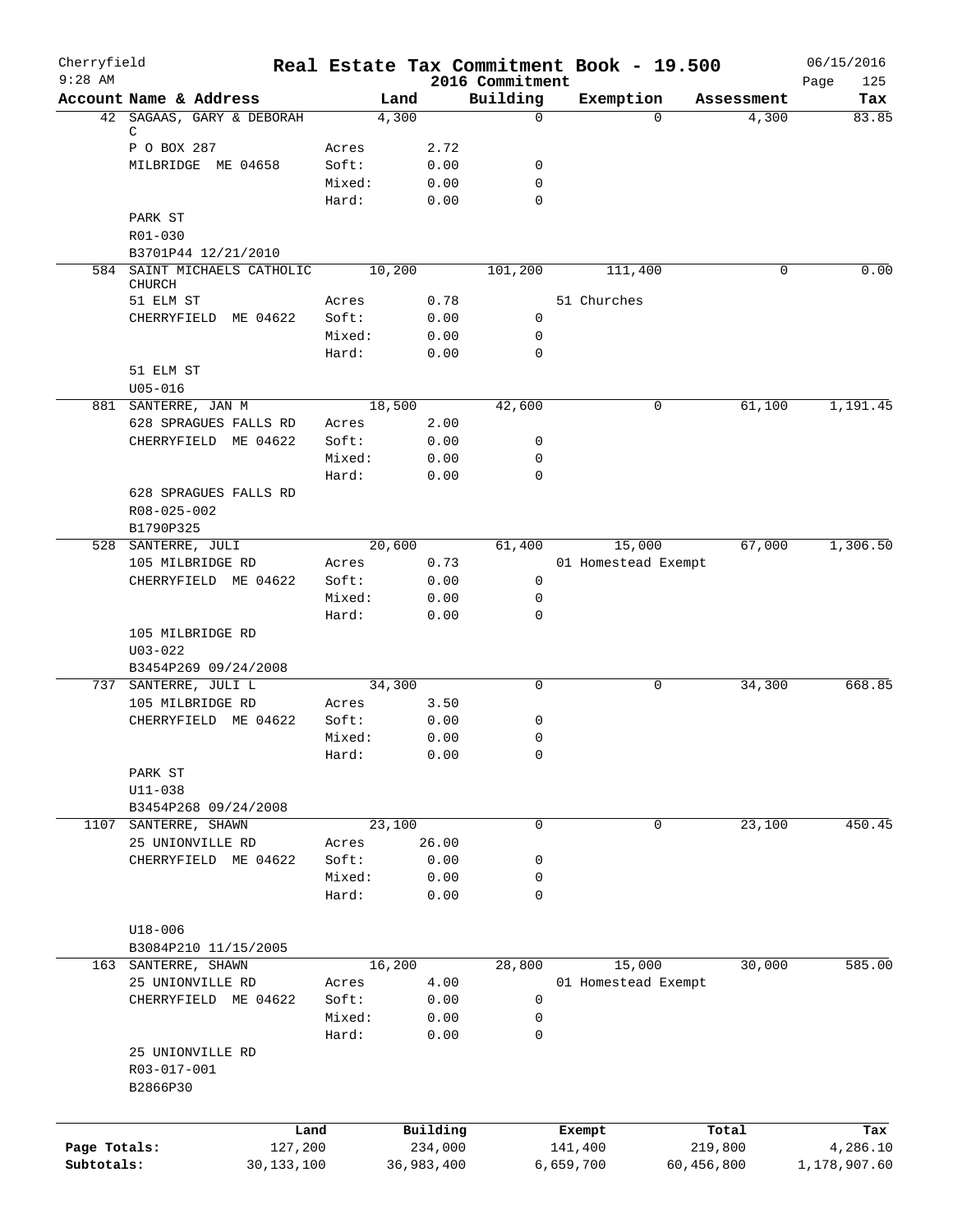# Real Estate Tax Commitment Book - 19.500

Cherryfield
9:28 AM

2016 Commitment

06/15/2016

| Account | Name & Address | | Land | Building | Exemption | Assessment | Tax |
|---|---|---|---|---|---|---|---|
| 42 | SAGAAS, GARY & DEBORAH C | | 4,300 | 0 | 0 | 4,300 | 83.85 |
| | P O BOX 287 | Acres | 2.72 | | | | |
| | MILBRIDGE ME 04658 | Soft: | 0.00 | 0 | | | |
| | | Mixed: | 0.00 | 0 | | | |
| | | Hard: | 0.00 | 0 | | | |
| | PARK ST | | | | | | |
| | R01-030 | | | | | | |
| | B3701P44 12/21/2010 | | | | | | |
| 584 | SAINT MICHAELS CATHOLIC CHURCH | | 10,200 | 101,200 | 111,400 | 0 | 0.00 |
| | 51 ELM ST | Acres | 0.78 | | 51 Churches | | |
| | CHERRYFIELD ME 04622 | Soft: | 0.00 | 0 | | | |
| | | Mixed: | 0.00 | 0 | | | |
| | | Hard: | 0.00 | 0 | | | |
| | 51 ELM ST | | | | | | |
| | U05-016 | | | | | | |
| 881 | SANTERRE, JAN M | | 18,500 | 42,600 | 0 | 61,100 | 1,191.45 |
| | 628 SPRAGUES FALLS RD | Acres | 2.00 | | | | |
| | CHERRYFIELD ME 04622 | Soft: | 0.00 | 0 | | | |
| | | Mixed: | 0.00 | 0 | | | |
| | | Hard: | 0.00 | 0 | | | |
| | 628 SPRAGUES FALLS RD | | | | | | |
| | R08-025-002 | | | | | | |
| | B1790P325 | | | | | | |
| 528 | SANTERRE, JULI | | 20,600 | 61,400 | 15,000 | 67,000 | 1,306.50 |
| | 105 MILBRIDGE RD | Acres | 0.73 | | 01 Homestead Exempt | | |
| | CHERRYFIELD ME 04622 | Soft: | 0.00 | 0 | | | |
| | | Mixed: | 0.00 | 0 | | | |
| | | Hard: | 0.00 | 0 | | | |
| | 105 MILBRIDGE RD | | | | | | |
| | U03-022 | | | | | | |
| | B3454P269 09/24/2008 | | | | | | |
| 737 | SANTERRE, JULI L | | 34,300 | 0 | 0 | 34,300 | 668.85 |
| | 105 MILBRIDGE RD | Acres | 3.50 | | | | |
| | CHERRYFIELD ME 04622 | Soft: | 0.00 | 0 | | | |
| | | Mixed: | 0.00 | 0 | | | |
| | | Hard: | 0.00 | 0 | | | |
| | PARK ST | | | | | | |
| | U11-038 | | | | | | |
| | B3454P268 09/24/2008 | | | | | | |
| 1107 | SANTERRE, SHAWN | | 23,100 | 0 | 0 | 23,100 | 450.45 |
| | 25 UNIONVILLE RD | Acres | 26.00 | | | | |
| | CHERRYFIELD ME 04622 | Soft: | 0.00 | 0 | | | |
| | | Mixed: | 0.00 | 0 | | | |
| | | Hard: | 0.00 | 0 | | | |
| | U18-006 | | | | | | |
| | B3084P210 11/15/2005 | | | | | | |
| 163 | SANTERRE, SHAWN | | 16,200 | 28,800 | 15,000 | 30,000 | 585.00 |
| | 25 UNIONVILLE RD | Acres | 4.00 | | 01 Homestead Exempt | | |
| | CHERRYFIELD ME 04622 | Soft: | 0.00 | 0 | | | |
| | | Mixed: | 0.00 | 0 | | | |
| | | Hard: | 0.00 | 0 | | | |
| | 25 UNIONVILLE RD | | | | | | |
| | R03-017-001 | | | | | | |
| | B2866P30 | | | | | | |

| | Land | Building | Exempt | Total | Tax |
|---|---|---|---|---|---|
| Page Totals: | 127,200 | 234,000 | 141,400 | 219,800 | 4,286.10 |
| Subtotals: | 30,133,100 | 36,983,400 | 6,659,700 | 60,456,800 | 1,178,907.60 |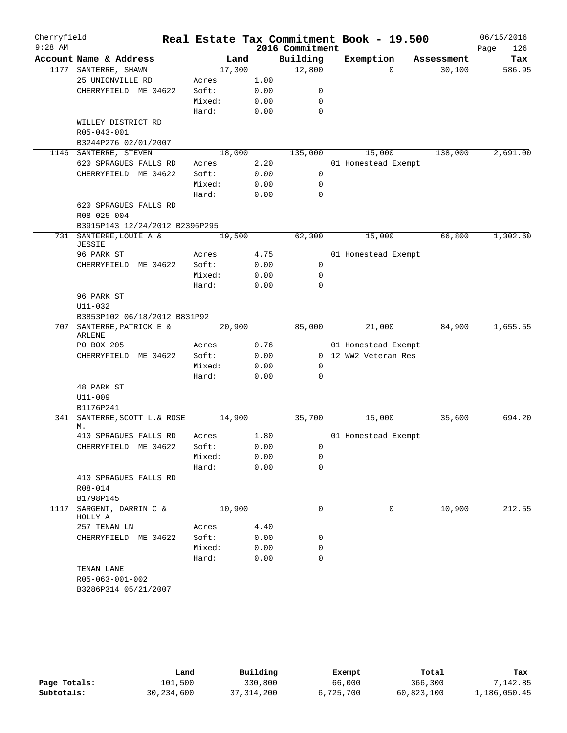# Real Estate Tax Commitment Book - 19.500

Cherryfield
9:28 AM

2016 Commitment

06/15/2016

| Account | Name & Address | Land | | Building | Exemption | Assessment | Tax |
|---|---|---|---|---|---|---|---|
| 1177 | SANTERRE, SHAWN | 17,300 | | 12,800 | 0 | 30,100 | 586.95 |
| | 25 UNIONVILLE RD | Acres | 1.00 | | | | |
| | CHERRYFIELD ME 04622 | Soft: | 0.00 | 0 | | | |
| | | Mixed: | 0.00 | 0 | | | |
| | | Hard: | 0.00 | 0 | | | |
| | WILLEY DISTRICT RD | | | | | | |
| | R05-043-001 | | | | | | |
| | B3244P276 02/01/2007 | | | | | | |
| 1146 | SANTERRE, STEVEN | 18,000 | | 135,000 | 15,000 | 138,000 | 2,691.00 |
| | 620 SPRAGUES FALLS RD | Acres | 2.20 | | 01 Homestead Exempt | | |
| | CHERRYFIELD ME 04622 | Soft: | 0.00 | 0 | | | |
| | | Mixed: | 0.00 | 0 | | | |
| | | Hard: | 0.00 | 0 | | | |
| | 620 SPRAGUES FALLS RD | | | | | | |
| | R08-025-004 | | | | | | |
| | B3915P143 12/24/2012 B2396P295 | | | | | | |
| 731 | SANTERRE, LOUIE A & JESSIE | 19,500 | | 62,300 | 15,000 | 66,800 | 1,302.60 |
| | 96 PARK ST | Acres | 4.75 | | 01 Homestead Exempt | | |
| | CHERRYFIELD ME 04622 | Soft: | 0.00 | 0 | | | |
| | | Mixed: | 0.00 | 0 | | | |
| | | Hard: | 0.00 | 0 | | | |
| | 96 PARK ST | | | | | | |
| | U11-032 | | | | | | |
| | B3853P102 06/18/2012 B831P92 | | | | | | |
| 707 | SANTERRE, PATRICK E & ARLENE | 20,900 | | 85,000 | 21,000 | 84,900 | 1,655.55 |
| | PO BOX 205 | Acres | 0.76 | | 01 Homestead Exempt | | |
| | CHERRYFIELD ME 04622 | Soft: | 0.00 | 0 | 12 WW2 Veteran Res | | |
| | | Mixed: | 0.00 | 0 | | | |
| | | Hard: | 0.00 | 0 | | | |
| | 48 PARK ST | | | | | | |
| | U11-009 | | | | | | |
| | B1176P241 | | | | | | |
| 341 | SANTERRE, SCOTT L.& ROSE M. | 14,900 | | 35,700 | 15,000 | 35,600 | 694.20 |
| | 410 SPRAGUES FALLS RD | Acres | 1.80 | | 01 Homestead Exempt | | |
| | CHERRYFIELD ME 04622 | Soft: | 0.00 | 0 | | | |
| | | Mixed: | 0.00 | 0 | | | |
| | | Hard: | 0.00 | 0 | | | |
| | 410 SPRAGUES FALLS RD | | | | | | |
| | R08-014 | | | | | | |
| | B1798P145 | | | | | | |
| 1117 | SARGENT, DARRIN C & HOLLY A | 10,900 | | 0 | 0 | 10,900 | 212.55 |
| | 257 TENAN LN | Acres | 4.40 | | | | |
| | CHERRYFIELD ME 04622 | Soft: | 0.00 | 0 | | | |
| | | Mixed: | 0.00 | 0 | | | |
| | | Hard: | 0.00 | 0 | | | |
| | TENAN LANE | | | | | | |
| | R05-063-001-002 | | | | | | |
| | B3286P314 05/21/2007 | | | | | | |

| | Land | Building | Exempt | Total | Tax |
|---|---|---|---|---|---|
| Page Totals: | 101,500 | 330,800 | 66,000 | 366,300 | 7,142.85 |
| Subtotals: | 30,234,600 | 37,314,200 | 6,725,700 | 60,823,100 | 1,186,050.45 |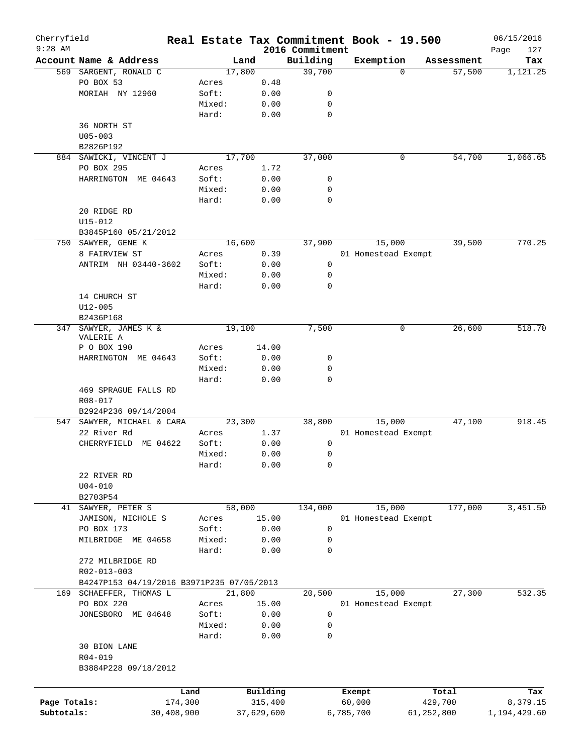# Cherryfield — Real Estate Tax Commitment Book - 19.500 — 2016 Commitment

06/15/2016 9:28 AM

| Account Name & Address | | Land | Building | Exemption | Assessment | Tax |
|---|---|---|---|---|---|---|
| 569 SARGENT, RONALD C | | 17,800 | 39,700 | 0 | 57,500 | 1,121.25 |
| PO BOX 53 | Acres | 0.48 | | | | |
| MORIAH NY 12960 | Soft: | 0.00 | 0 | | | |
| | Mixed: | 0.00 | 0 | | | |
| | Hard: | 0.00 | 0 | | | |
| 36 NORTH ST | | | | | | |
| U05-003 | | | | | | |
| B2826P192 | | | | | | |
| 884 SAWICKI, VINCENT J | | 17,700 | 37,000 | 0 | 54,700 | 1,066.65 |
| PO BOX 295 | Acres | 1.72 | | | | |
| HARRINGTON ME 04643 | Soft: | 0.00 | 0 | | | |
| | Mixed: | 0.00 | 0 | | | |
| | Hard: | 0.00 | 0 | | | |
| 20 RIDGE RD | | | | | | |
| U15-012 | | | | | | |
| B3845P160 05/21/2012 | | | | | | |
| 750 SAWYER, GENE K | | 16,600 | 37,900 | 15,000 | 39,500 | 770.25 |
| 8 FAIRVIEW ST | Acres | 0.39 | | 01 Homestead Exempt | | |
| ANTRIM NH 03440-3602 | Soft: | 0.00 | 0 | | | |
| | Mixed: | 0.00 | 0 | | | |
| | Hard: | 0.00 | 0 | | | |
| 14 CHURCH ST | | | | | | |
| U12-005 | | | | | | |
| B2436P168 | | | | | | |
| 347 SAWYER, JAMES K & VALERIE A | | 19,100 | 7,500 | 0 | 26,600 | 518.70 |
| P O BOX 190 | Acres | 14.00 | | | | |
| HARRINGTON ME 04643 | Soft: | 0.00 | 0 | | | |
| | Mixed: | 0.00 | 0 | | | |
| | Hard: | 0.00 | 0 | | | |
| 469 SPRAGUE FALLS RD | | | | | | |
| R08-017 | | | | | | |
| B2924P236 09/14/2004 | | | | | | |
| 547 SAWYER, MICHAEL & CARA | | 23,300 | 38,800 | 15,000 | 47,100 | 918.45 |
| 22 River Rd | Acres | 1.37 | | 01 Homestead Exempt | | |
| CHERRYFIELD ME 04622 | Soft: | 0.00 | 0 | | | |
| | Mixed: | 0.00 | 0 | | | |
| | Hard: | 0.00 | 0 | | | |
| 22 RIVER RD | | | | | | |
| U04-010 | | | | | | |
| B2703P54 | | | | | | |
| 41 SAWYER, PETER S | | 58,000 | 134,000 | 15,000 | 177,000 | 3,451.50 |
| JAMISON, NICHOLE S | Acres | 15.00 | | 01 Homestead Exempt | | |
| PO BOX 173 | Soft: | 0.00 | 0 | | | |
| MILBRIDGE ME 04658 | Mixed: | 0.00 | 0 | | | |
| | Hard: | 0.00 | 0 | | | |
| 272 MILBRIDGE RD | | | | | | |
| R02-013-003 | | | | | | |
| B4247P153 04/19/2016 B3971P235 07/05/2013 | | | | | | |
| 169 SCHAEFFER, THOMAS L | | 21,800 | 20,500 | 15,000 | 27,300 | 532.35 |
| PO BOX 220 | Acres | 15.00 | | 01 Homestead Exempt | | |
| JONESBORO ME 04648 | Soft: | 0.00 | 0 | | | |
| | Mixed: | 0.00 | 0 | | | |
| | Hard: | 0.00 | 0 | | | |
| 30 BION LANE | | | | | | |
| R04-019 | | | | | | |
| B3884P228 09/18/2012 | | | | | | |

| | Land | Building | Exempt | Total | Tax |
|---|---|---|---|---|---|
| Page Totals: | 174,300 | 315,400 | 60,000 | 429,700 | 8,379.15 |
| Subtotals: | 30,408,900 | 37,629,600 | 6,785,700 | 61,252,800 | 1,194,429.60 |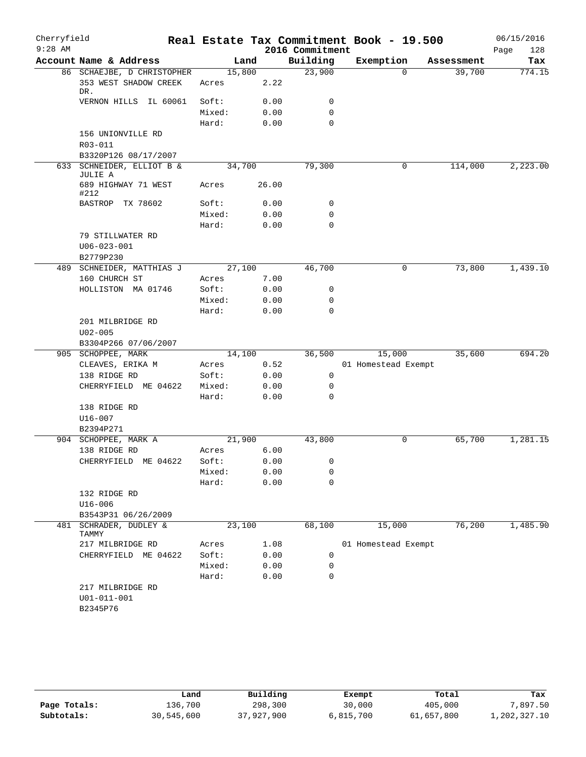# Real Estate Tax Commitment Book - 19.500

Cherryfield
9:28 AM

2016 Commitment

06/15/2016

| Account Name & Address | Land | | Building | Exemption | Assessment | Tax |
|---|---|---|---|---|---|---|
| 86 SCHAEJBE, D CHRISTOPHER | 15,800 | | 23,900 | 0 | 39,700 | 774.15 |
| 353 WEST SHADOW CREEK DR. | Acres | 2.22 | | | | |
| VERNON HILLS IL 60061 | Soft: | 0.00 | 0 | | | |
| | Mixed: | 0.00 | 0 | | | |
| | Hard: | 0.00 | 0 | | | |
| 156 UNIONVILLE RD | | | | | | |
| R03-011 | | | | | | |
| B3320P126 08/17/2007 | | | | | | |
| 633 SCHNEIDER, ELLIOT B & JULIE A | 34,700 | | 79,300 | 0 | 114,000 | 2,223.00 |
| 689 HIGHWAY 71 WEST #212 | Acres | 26.00 | | | | |
| BASTROP TX 78602 | Soft: | 0.00 | 0 | | | |
| | Mixed: | 0.00 | 0 | | | |
| | Hard: | 0.00 | 0 | | | |
| 79 STILLWATER RD | | | | | | |
| U06-023-001 | | | | | | |
| B2779P230 | | | | | | |
| 489 SCHNEIDER, MATTHIAS J | 27,100 | | 46,700 | 0 | 73,800 | 1,439.10 |
| 160 CHURCH ST | Acres | 7.00 | | | | |
| HOLLISTON MA 01746 | Soft: | 0.00 | 0 | | | |
| | Mixed: | 0.00 | 0 | | | |
| | Hard: | 0.00 | 0 | | | |
| 201 MILBRIDGE RD | | | | | | |
| U02-005 | | | | | | |
| B3304P266 07/06/2007 | | | | | | |
| 905 SCHOPPEE, MARK | 14,100 | | 36,500 | 15,000 | 35,600 | 694.20 |
| CLEAVES, ERIKA M | Acres | 0.52 | | 01 Homestead Exempt | | |
| 138 RIDGE RD | Soft: | 0.00 | 0 | | | |
| CHERRYFIELD ME 04622 | Mixed: | 0.00 | 0 | | | |
| | Hard: | 0.00 | 0 | | | |
| 138 RIDGE RD | | | | | | |
| U16-007 | | | | | | |
| B2394P271 | | | | | | |
| 904 SCHOPPEE, MARK A | 21,900 | | 43,800 | 0 | 65,700 | 1,281.15 |
| 138 RIDGE RD | Acres | 6.00 | | | | |
| CHERRYFIELD ME 04622 | Soft: | 0.00 | 0 | | | |
| | Mixed: | 0.00 | 0 | | | |
| | Hard: | 0.00 | 0 | | | |
| 132 RIDGE RD | | | | | | |
| U16-006 | | | | | | |
| B3543P31 06/26/2009 | | | | | | |
| 481 SCHRADER, DUDLEY & TAMMY | 23,100 | | 68,100 | 15,000 | 76,200 | 1,485.90 |
| 217 MILBRIDGE RD | Acres | 1.08 | | 01 Homestead Exempt | | |
| CHERRYFIELD ME 04622 | Soft: | 0.00 | 0 | | | |
| | Mixed: | 0.00 | 0 | | | |
| | Hard: | 0.00 | 0 | | | |
| 217 MILBRIDGE RD | | | | | | |
| U01-011-001 | | | | | | |
| B2345P76 | | | | | | |

| | Land | Building | Exempt | Total | Tax |
|---|---|---|---|---|---|
| Page Totals: | 136,700 | 298,300 | 30,000 | 405,000 | 7,897.50 |
| Subtotals: | 30,545,600 | 37,927,900 | 6,815,700 | 61,657,800 | 1,202,327.10 |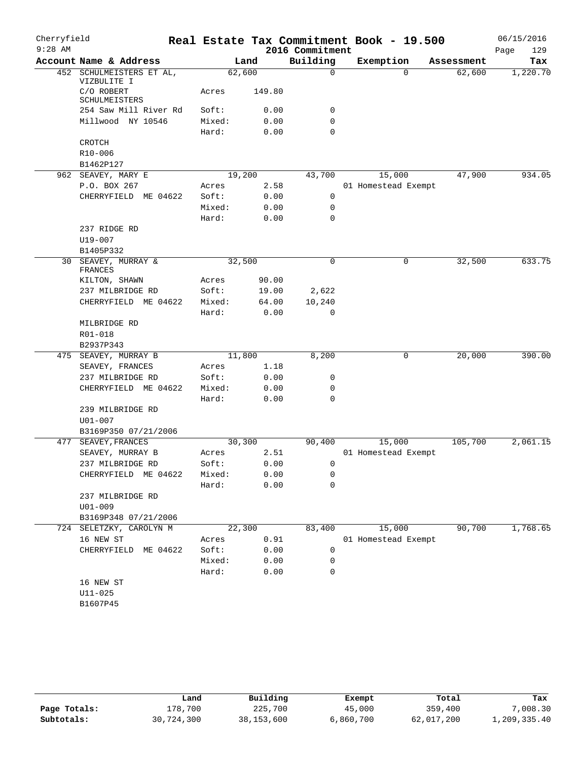Cherryfield 9:28 AM

# Real Estate Tax Commitment Book - 19.500

## 2016 Commitment

06/15/2016

| Account Name & Address | | Land | Building | Exemption | Assessment | Tax |
|---|---|---|---|---|---|---|
| 452 SCHULMEISTERS ET AL, VIZBULITE I | | 62,600 | 0 | 0 | 62,600 | 1,220.70 |
| C/O ROBERT SCHULMEISTERS | Acres | 149.80 | | | | |
| 254 Saw Mill River Rd | Soft: | 0.00 | 0 | | | |
| Millwood NY 10546 | Mixed: | 0.00 | 0 | | | |
| | Hard: | 0.00 | 0 | | | |
| CROTCH | | | | | | |
| R10-006 | | | | | | |
| B1462P127 | | | | | | |
| 962 SEAVEY, MARY E | | 19,200 | 43,700 | 15,000 | 47,900 | 934.05 |
| P.O. BOX 267 | Acres | 2.58 | | 01 Homestead Exempt | | |
| CHERRYFIELD ME 04622 | Soft: | 0.00 | 0 | | | |
| | Mixed: | 0.00 | 0 | | | |
| | Hard: | 0.00 | 0 | | | |
| 237 RIDGE RD | | | | | | |
| U19-007 | | | | | | |
| B1405P332 | | | | | | |
| 30 SEAVEY, MURRAY & FRANCES | | 32,500 | 0 | 0 | 32,500 | 633.75 |
| KILTON, SHAWN | Acres | 90.00 | | | | |
| 237 MILBRIDGE RD | Soft: | 19.00 | 2,622 | | | |
| CHERRYFIELD ME 04622 | Mixed: | 64.00 | 10,240 | | | |
| | Hard: | 0.00 | 0 | | | |
| MILBRIDGE RD | | | | | | |
| R01-018 | | | | | | |
| B2937P343 | | | | | | |
| 475 SEAVEY, MURRAY B | | 11,800 | 8,200 | 0 | 20,000 | 390.00 |
| SEAVEY, FRANCES | Acres | 1.18 | | | | |
| 237 MILBRIDGE RD | Soft: | 0.00 | 0 | | | |
| CHERRYFIELD ME 04622 | Mixed: | 0.00 | 0 | | | |
| | Hard: | 0.00 | 0 | | | |
| 239 MILBRIDGE RD | | | | | | |
| U01-007 | | | | | | |
| B3169P350 07/21/2006 | | | | | | |
| 477 SEAVEY, FRANCES | | 30,300 | 90,400 | 15,000 | 105,700 | 2,061.15 |
| SEAVEY, MURRAY B | Acres | 2.51 | | 01 Homestead Exempt | | |
| 237 MILBRIDGE RD | Soft: | 0.00 | 0 | | | |
| CHERRYFIELD ME 04622 | Mixed: | 0.00 | 0 | | | |
| | Hard: | 0.00 | 0 | | | |
| 237 MILBRIDGE RD | | | | | | |
| U01-009 | | | | | | |
| B3169P348 07/21/2006 | | | | | | |
| 724 SELETZKY, CAROLYN M | | 22,300 | 83,400 | 15,000 | 90,700 | 1,768.65 |
| 16 NEW ST | Acres | 0.91 | | 01 Homestead Exempt | | |
| CHERRYFIELD ME 04622 | Soft: | 0.00 | 0 | | | |
| | Mixed: | 0.00 | 0 | | | |
| | Hard: | 0.00 | 0 | | | |
| 16 NEW ST | | | | | | |
| U11-025 | | | | | | |
| B1607P45 | | | | | | |

| | Land | Building | Exempt | Total | Tax |
|---|---|---|---|---|---|
| Page Totals: | 178,700 | 225,700 | 45,000 | 359,400 | 7,008.30 |
| Subtotals: | 30,724,300 | 38,153,600 | 6,860,700 | 62,017,200 | 1,209,335.40 |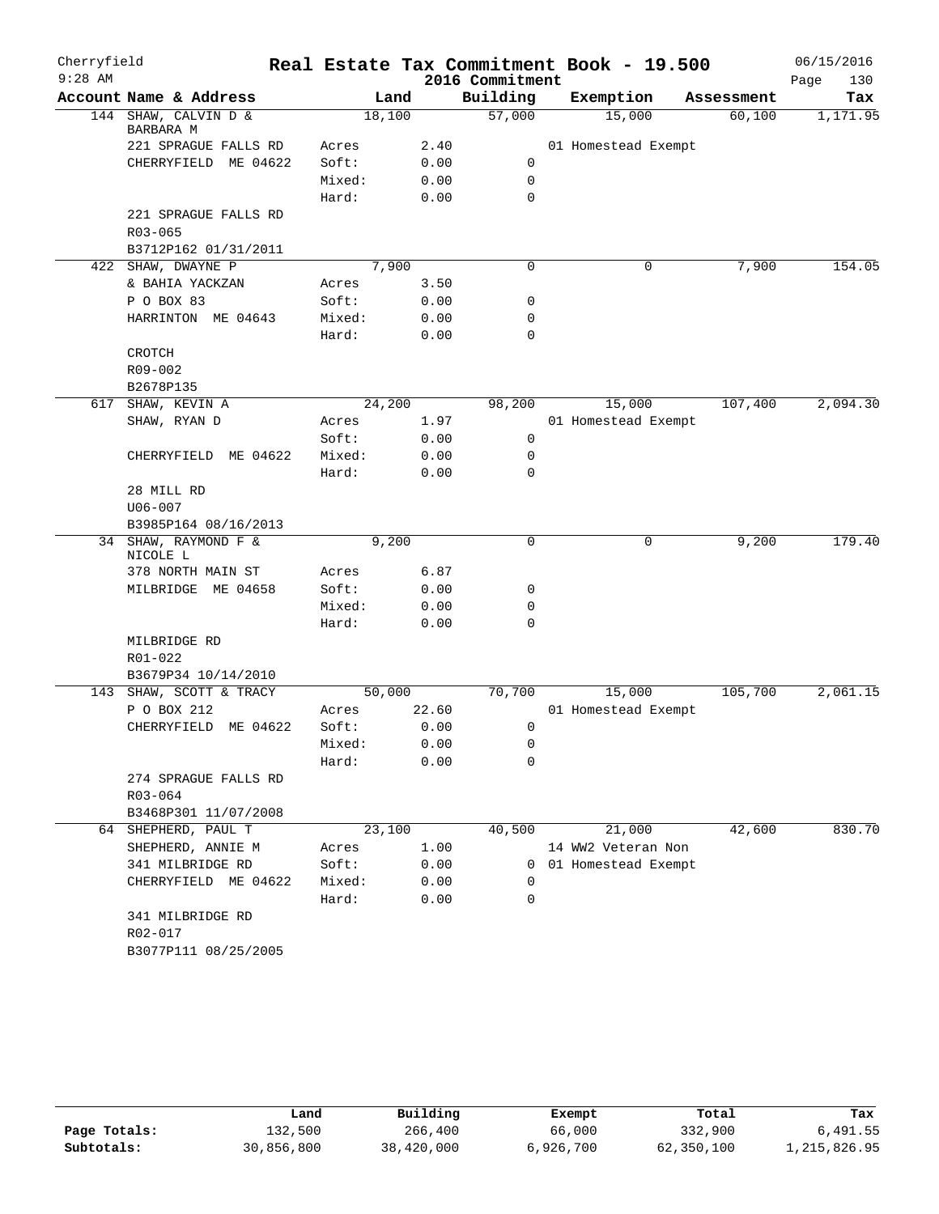# Real Estate Tax Commitment Book - 19.500

Cherryfield
9:28 AM

2016 Commitment

06/15/2016

| Account | Name & Address | Land | | Building | Exemption | Assessment | Tax |
|---|---|---|---|---|---|---|---|
| 144 | SHAW, CALVIN D & BARBARA M | 18,100 | | 57,000 | 15,000 | 60,100 | 1,171.95 |
| | 221 SPRAGUE FALLS RD | Acres | 2.40 | | 01 Homestead Exempt | | |
| | CHERRYFIELD ME 04622 | Soft: | 0.00 | 0 | | | |
| | | Mixed: | 0.00 | 0 | | | |
| | | Hard: | 0.00 | 0 | | | |
| | 221 SPRAGUE FALLS RD | | | | | | |
| | R03-065 | | | | | | |
| | B3712P162 01/31/2011 | | | | | | |
| 422 | SHAW, DWAYNE P | 7,900 | | 0 | 0 | 7,900 | 154.05 |
| | & BAHIA YACKZAN | Acres | 3.50 | | | | |
| | P O BOX 83 | Soft: | 0.00 | 0 | | | |
| | HARRINTON ME 04643 | Mixed: | 0.00 | 0 | | | |
| | | Hard: | 0.00 | 0 | | | |
| | CROTCH | | | | | | |
| | R09-002 | | | | | | |
| | B2678P135 | | | | | | |
| 617 | SHAW, KEVIN A | 24,200 | | 98,200 | 15,000 | 107,400 | 2,094.30 |
| | SHAW, RYAN D | Acres | 1.97 | | 01 Homestead Exempt | | |
| | | Soft: | 0.00 | 0 | | | |
| | CHERRYFIELD ME 04622 | Mixed: | 0.00 | 0 | | | |
| | | Hard: | 0.00 | 0 | | | |
| | 28 MILL RD | | | | | | |
| | U06-007 | | | | | | |
| | B3985P164 08/16/2013 | | | | | | |
| 34 | SHAW, RAYMOND F & NICOLE L | 9,200 | | 0 | 0 | 9,200 | 179.40 |
| | 378 NORTH MAIN ST | Acres | 6.87 | | | | |
| | MILBRIDGE ME 04658 | Soft: | 0.00 | 0 | | | |
| | | Mixed: | 0.00 | 0 | | | |
| | | Hard: | 0.00 | 0 | | | |
| | MILBRIDGE RD | | | | | | |
| | R01-022 | | | | | | |
| | B3679P34 10/14/2010 | | | | | | |
| 143 | SHAW, SCOTT & TRACY | 50,000 | | 70,700 | 15,000 | 105,700 | 2,061.15 |
| | P O BOX 212 | Acres | 22.60 | | 01 Homestead Exempt | | |
| | CHERRYFIELD ME 04622 | Soft: | 0.00 | 0 | | | |
| | | Mixed: | 0.00 | 0 | | | |
| | | Hard: | 0.00 | 0 | | | |
| | 274 SPRAGUE FALLS RD | | | | | | |
| | R03-064 | | | | | | |
| | B3468P301 11/07/2008 | | | | | | |
| 64 | SHEPHERD, PAUL T | 23,100 | | 40,500 | 21,000 | 42,600 | 830.70 |
| | SHEPHERD, ANNIE M | Acres | 1.00 | | 14 WW2 Veteran Non | | |
| | 341 MILBRIDGE RD | Soft: | 0.00 | 0 | 01 Homestead Exempt | | |
| | CHERRYFIELD ME 04622 | Mixed: | 0.00 | 0 | | | |
| | | Hard: | 0.00 | 0 | | | |
| | 341 MILBRIDGE RD | | | | | | |
| | R02-017 | | | | | | |
| | B3077P111 08/25/2005 | | | | | | |

| | Land | Building | Exempt | Total | Tax |
|---|---|---|---|---|---|
| Page Totals: | 132,500 | 266,400 | 66,000 | 332,900 | 6,491.55 |
| Subtotals: | 30,856,800 | 38,420,000 | 6,926,700 | 62,350,100 | 1,215,826.95 |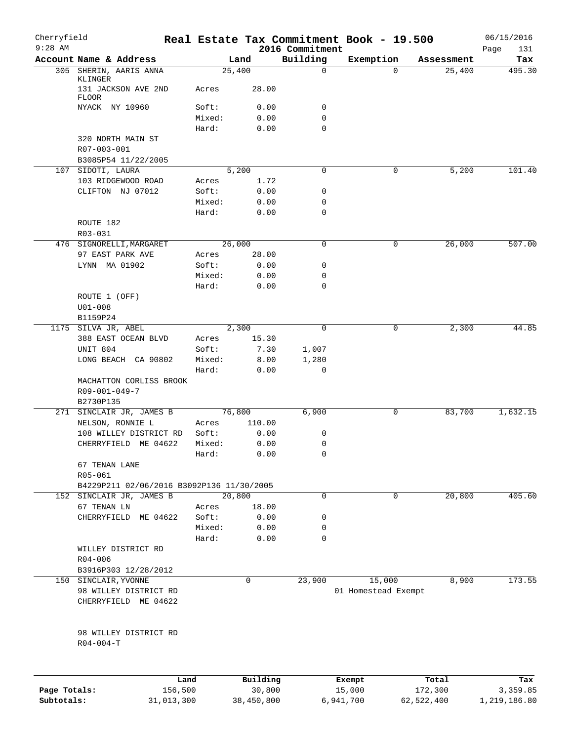# Real Estate Tax Commitment Book - 19.500

Cherryfield
9:28 AM
2016 Commitment
06/15/2016

| Account Name & Address | | Land | Building | Exemption | Assessment | Tax |
|---|---|---|---|---|---|---|
| 305 SHERIN, AARIS ANNA KLINGER | | 25,400 | 0 | 0 | 25,400 | 495.30 |
| 131 JACKSON AVE 2ND FLOOR | Acres | 28.00 | | | | |
| NYACK NY 10960 | Soft: | 0.00 | 0 | | | |
| | Mixed: | 0.00 | 0 | | | |
| | Hard: | 0.00 | 0 | | | |
| 320 NORTH MAIN ST | | | | | | |
| R07-003-001 | | | | | | |
| B3085P54 11/22/2005 | | | | | | |
| 107 SIDOTI, LAURA | | 5,200 | 0 | 0 | 5,200 | 101.40 |
| 103 RIDGEWOOD ROAD | Acres | 1.72 | | | | |
| CLIFTON NJ 07012 | Soft: | 0.00 | 0 | | | |
| | Mixed: | 0.00 | 0 | | | |
| | Hard: | 0.00 | 0 | | | |
| ROUTE 182 | | | | | | |
| R03-031 | | | | | | |
| 476 SIGNORELLI, MARGARET | | 26,000 | 0 | 0 | 26,000 | 507.00 |
| 97 EAST PARK AVE | Acres | 28.00 | | | | |
| LYNN MA 01902 | Soft: | 0.00 | 0 | | | |
| | Mixed: | 0.00 | 0 | | | |
| | Hard: | 0.00 | 0 | | | |
| ROUTE 1 (OFF) | | | | | | |
| U01-008 | | | | | | |
| B1159P24 | | | | | | |
| 1175 SILVA JR, ABEL | | 2,300 | 0 | 0 | 2,300 | 44.85 |
| 388 EAST OCEAN BLVD | Acres | 15.30 | | | | |
| UNIT 804 | Soft: | 7.30 | 1,007 | | | |
| LONG BEACH CA 90802 | Mixed: | 8.00 | 1,280 | | | |
| | Hard: | 0.00 | 0 | | | |
| MACHATTON CORLISS BROOK | | | | | | |
| R09-001-049-7 | | | | | | |
| B2730P135 | | | | | | |
| 271 SINCLAIR JR, JAMES B | | 76,800 | 6,900 | 0 | 83,700 | 1,632.15 |
| NELSON, RONNIE L | Acres | 110.00 | | | | |
| 108 WILLEY DISTRICT RD | Soft: | 0.00 | 0 | | | |
| CHERRYFIELD ME 04622 | Mixed: | 0.00 | 0 | | | |
| | Hard: | 0.00 | 0 | | | |
| 67 TENAN LANE | | | | | | |
| R05-061 | | | | | | |
| B4229P211 02/06/2016 B3092P136 11/30/2005 | | | | | | |
| 152 SINCLAIR JR, JAMES B | | 20,800 | 0 | 0 | 20,800 | 405.60 |
| 67 TENAN LN | Acres | 18.00 | | | | |
| CHERRYFIELD ME 04622 | Soft: | 0.00 | 0 | | | |
| | Mixed: | 0.00 | 0 | | | |
| | Hard: | 0.00 | 0 | | | |
| WILLEY DISTRICT RD | | | | | | |
| R04-006 | | | | | | |
| B3916P303 12/28/2012 | | | | | | |
| 150 SINCLAIR, YVONNE | | 0 | 23,900 | 15,000 | 8,900 | 173.55 |
| 98 WILLEY DISTRICT RD | | | | 01 Homestead Exempt | | |
| CHERRYFIELD ME 04622 | | | | | | |
| 98 WILLEY DISTRICT RD | | | | | | |
| R04-004-T | | | | | | |

| | Land | Building | Exempt | Total | Tax |
|---|---|---|---|---|---|
| Page Totals: | 156,500 | 30,800 | 15,000 | 172,300 | 3,359.85 |
| Subtotals: | 31,013,300 | 38,450,800 | 6,941,700 | 62,522,400 | 1,219,186.80 |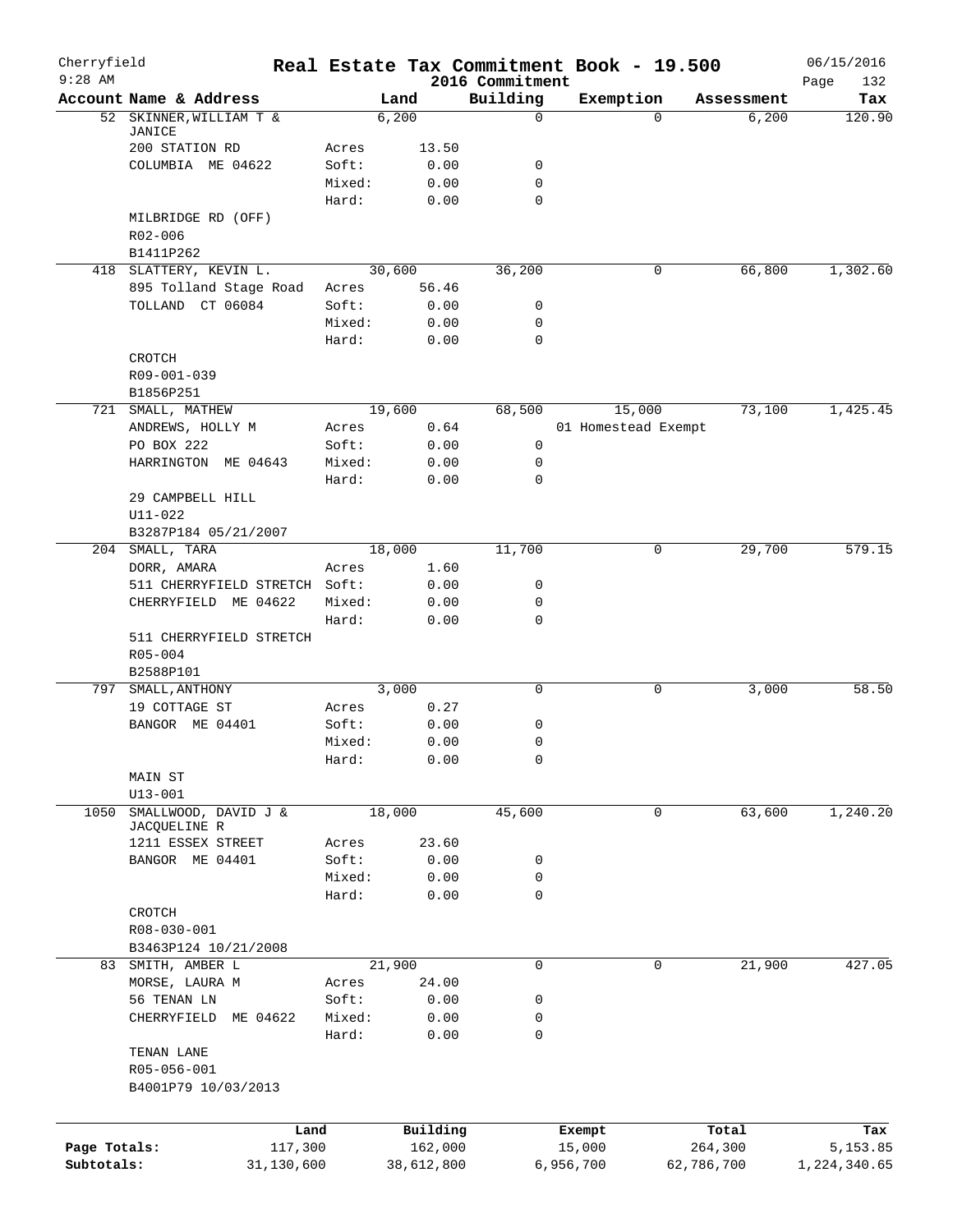Cherryfield
9:28 AM

# Real Estate Tax Commitment Book - 19.500
## 2016 Commitment

06/15/2016

| Account | Name & Address | | Land | Building | Exemption | Assessment | Tax |
|---|---|---|---|---|---|---|---|
| 52 | SKINNER,WILLIAM T & JANICE | | 6,200 | 0 | 0 | 6,200 | 120.90 |
| | 200 STATION RD | Acres | 13.50 | | | | |
| | COLUMBIA ME 04622 | Soft: | 0.00 | 0 | | | |
| | | Mixed: | 0.00 | 0 | | | |
| | | Hard: | 0.00 | 0 | | | |
| | MILBRIDGE RD (OFF) | | | | | | |
| | R02-006 | | | | | | |
| | B1411P262 | | | | | | |
| 418 | SLATTERY, KEVIN L. | | 30,600 | 36,200 | 0 | 66,800 | 1,302.60 |
| | 895 Tolland Stage Road | Acres | 56.46 | | | | |
| | TOLLAND CT 06084 | Soft: | 0.00 | 0 | | | |
| | | Mixed: | 0.00 | 0 | | | |
| | | Hard: | 0.00 | 0 | | | |
| | CROTCH | | | | | | |
| | R09-001-039 | | | | | | |
| | B1856P251 | | | | | | |
| 721 | SMALL, MATHEW | | 19,600 | 68,500 | 15,000 | 73,100 | 1,425.45 |
| | ANDREWS, HOLLY M | Acres | 0.64 | | 01 Homestead Exempt | | |
| | PO BOX 222 | Soft: | 0.00 | 0 | | | |
| | HARRINGTON ME 04643 | Mixed: | 0.00 | 0 | | | |
| | | Hard: | 0.00 | 0 | | | |
| | 29 CAMPBELL HILL | | | | | | |
| | U11-022 | | | | | | |
| | B3287P184 05/21/2007 | | | | | | |
| 204 | SMALL, TARA | | 18,000 | 11,700 | 0 | 29,700 | 579.15 |
| | DORR, AMARA | Acres | 1.60 | | | | |
| | 511 CHERRYFIELD STRETCH | Soft: | 0.00 | 0 | | | |
| | CHERRYFIELD ME 04622 | Mixed: | 0.00 | 0 | | | |
| | | Hard: | 0.00 | 0 | | | |
| | 511 CHERRYFIELD STRETCH | | | | | | |
| | R05-004 | | | | | | |
| | B2588P101 | | | | | | |
| 797 | SMALL,ANTHONY | | 3,000 | 0 | 0 | 3,000 | 58.50 |
| | 19 COTTAGE ST | Acres | 0.27 | | | | |
| | BANGOR ME 04401 | Soft: | 0.00 | 0 | | | |
| | | Mixed: | 0.00 | 0 | | | |
| | | Hard: | 0.00 | 0 | | | |
| | MAIN ST | | | | | | |
| | U13-001 | | | | | | |
| 1050 | SMALLWOOD, DAVID J & JACQUELINE R | | 18,000 | 45,600 | 0 | 63,600 | 1,240.20 |
| | 1211 ESSEX STREET | Acres | 23.60 | | | | |
| | BANGOR ME 04401 | Soft: | 0.00 | 0 | | | |
| | | Mixed: | 0.00 | 0 | | | |
| | | Hard: | 0.00 | 0 | | | |
| | CROTCH | | | | | | |
| | R08-030-001 | | | | | | |
| | B3463P124 10/21/2008 | | | | | | |
| 83 | SMITH, AMBER L | | 21,900 | 0 | 0 | 21,900 | 427.05 |
| | MORSE, LAURA M | Acres | 24.00 | | | | |
| | 56 TENAN LN | Soft: | 0.00 | 0 | | | |
| | CHERRYFIELD ME 04622 | Mixed: | 0.00 | 0 | | | |
| | | Hard: | 0.00 | 0 | | | |
| | TENAN LANE | | | | | | |
| | R05-056-001 | | | | | | |
| | B4001P79 10/03/2013 | | | | | | |

| | Land | Building | Exempt | Total | Tax |
|---|---|---|---|---|---|
| Page Totals: | 117,300 | 162,000 | 15,000 | 264,300 | 5,153.85 |
| Subtotals: | 31,130,600 | 38,612,800 | 6,956,700 | 62,786,700 | 1,224,340.65 |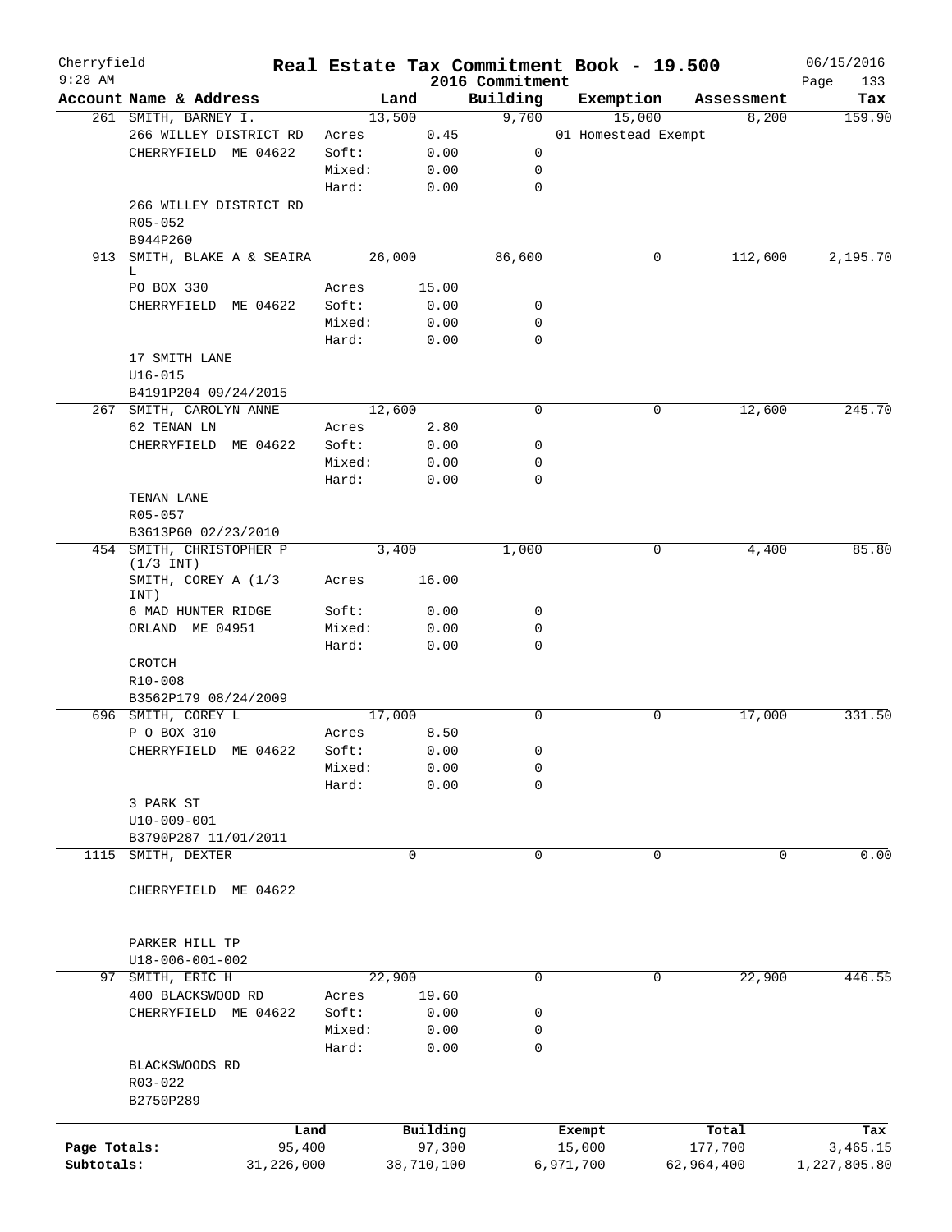# Real Estate Tax Commitment Book - 19.500

Cherryfield
9:28 AM

2016 Commitment

06/15/2016

| Account Name & Address | | Land | Building | Exemption | Assessment | Tax |
|---|---|---|---|---|---|---|
| 261 SMITH, BARNEY I. | | 13,500 | 9,700 | 15,000 | 8,200 | 159.90 |
| 266 WILLEY DISTRICT RD | Acres | 0.45 | | 01 Homestead Exempt | | |
| CHERRYFIELD ME 04622 | Soft: | 0.00 | 0 | | | |
| | Mixed: | 0.00 | 0 | | | |
| | Hard: | 0.00 | 0 | | | |
| 266 WILLEY DISTRICT RD | | | | | | |
| R05-052 | | | | | | |
| B944P260 | | | | | | |
| 913 SMITH, BLAKE A & SEAIRA L | | 26,000 | 86,600 | 0 | 112,600 | 2,195.70 |
| PO BOX 330 | Acres | 15.00 | | | | |
| CHERRYFIELD ME 04622 | Soft: | 0.00 | 0 | | | |
| | Mixed: | 0.00 | 0 | | | |
| | Hard: | 0.00 | 0 | | | |
| 17 SMITH LANE | | | | | | |
| U16-015 | | | | | | |
| B4191P204 09/24/2015 | | | | | | |
| 267 SMITH, CAROLYN ANNE | | 12,600 | 0 | 0 | 12,600 | 245.70 |
| 62 TENAN LN | Acres | 2.80 | | | | |
| CHERRYFIELD ME 04622 | Soft: | 0.00 | 0 | | | |
| | Mixed: | 0.00 | 0 | | | |
| | Hard: | 0.00 | 0 | | | |
| TENAN LANE | | | | | | |
| R05-057 | | | | | | |
| B3613P60 02/23/2010 | | | | | | |
| 454 SMITH, CHRISTOPHER P (1/3 INT) | | 3,400 | 1,000 | 0 | 4,400 | 85.80 |
| SMITH, COREY A (1/3 INT) | Acres | 16.00 | | | | |
| 6 MAD HUNTER RIDGE | Soft: | 0.00 | 0 | | | |
| ORLAND ME 04951 | Mixed: | 0.00 | 0 | | | |
| | Hard: | 0.00 | 0 | | | |
| CROTCH | | | | | | |
| R10-008 | | | | | | |
| B3562P179 08/24/2009 | | | | | | |
| 696 SMITH, COREY L | | 17,000 | 0 | 0 | 17,000 | 331.50 |
| P O BOX 310 | Acres | 8.50 | | | | |
| CHERRYFIELD ME 04622 | Soft: | 0.00 | 0 | | | |
| | Mixed: | 0.00 | 0 | | | |
| | Hard: | 0.00 | 0 | | | |
| 3 PARK ST | | | | | | |
| U10-009-001 | | | | | | |
| B3790P287 11/01/2011 | | | | | | |
| 1115 SMITH, DEXTER | | 0 | 0 | 0 | 0 | 0.00 |
| CHERRYFIELD ME 04622 | | | | | | |
| PARKER HILL TP | | | | | | |
| U18-006-001-002 | | | | | | |
| 97 SMITH, ERIC H | | 22,900 | 0 | 0 | 22,900 | 446.55 |
| 400 BLACKSWOOD RD | Acres | 19.60 | | | | |
| CHERRYFIELD ME 04622 | Soft: | 0.00 | 0 | | | |
| | Mixed: | 0.00 | 0 | | | |
| | Hard: | 0.00 | 0 | | | |
| BLACKSWOODS RD | | | | | | |
| R03-022 | | | | | | |
| B2750P289 | | | | | | |

| | Land | Building | Exempt | Total | Tax |
|---|---|---|---|---|---|
| Page Totals: | 95,400 | 97,300 | 15,000 | 177,700 | 3,465.15 |
| Subtotals: | 31,226,000 | 38,710,100 | 6,971,700 | 62,964,400 | 1,227,805.80 |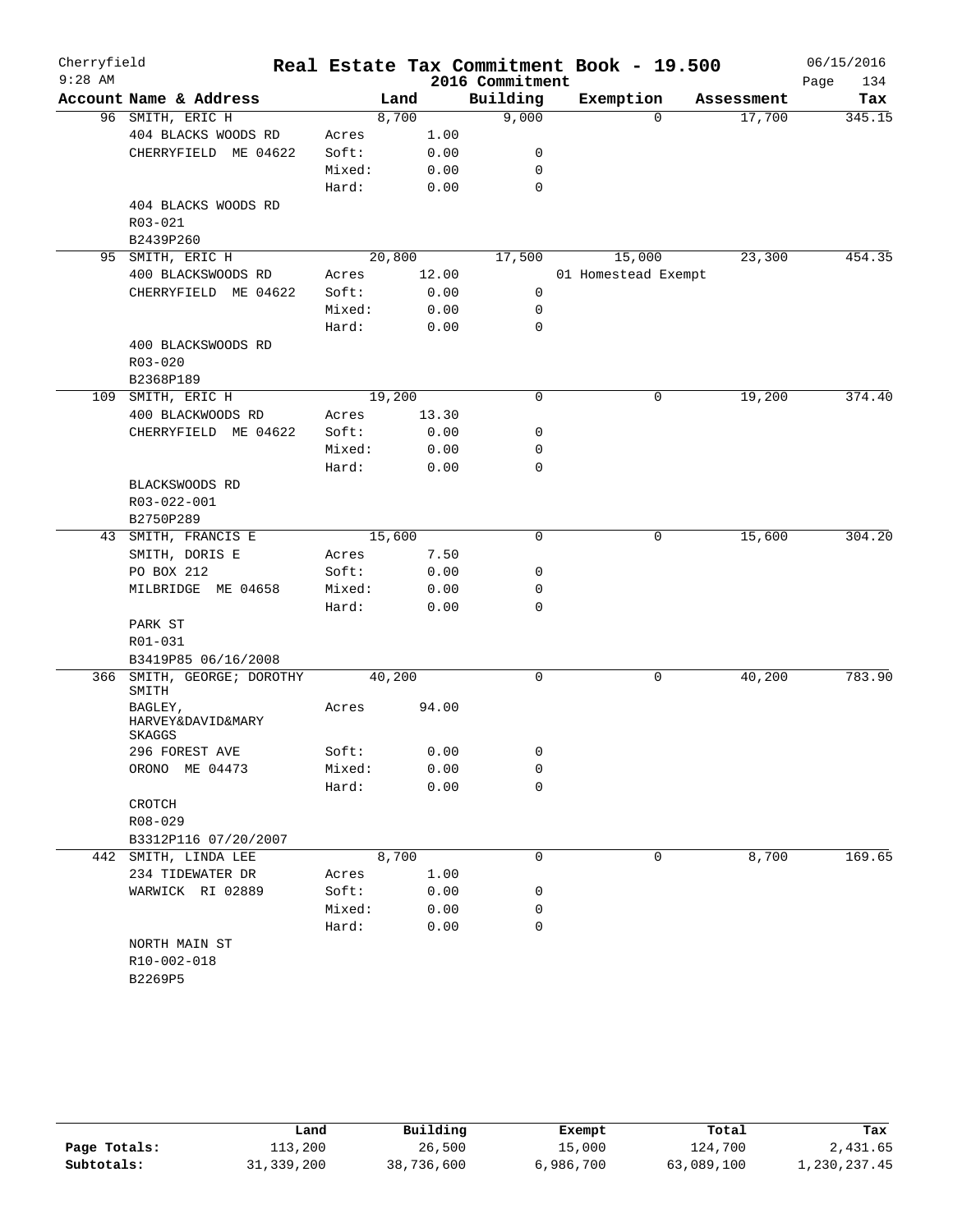Cherryfield
9:28 AM

# Real Estate Tax Commitment Book - 19.500
## 2016 Commitment

06/15/2016

| Account | Name & Address | | Land | Building | Exemption | Assessment | Tax |
|---|---|---|---|---|---|---|---|
| 96 | SMITH, ERIC H | | 8,700 | 9,000 | 0 | 17,700 | 345.15 |
| | 404 BLACKS WOODS RD | Acres | 1.00 | | | | |
| | CHERRYFIELD ME 04622 | Soft: | 0.00 | 0 | | | |
| | | Mixed: | 0.00 | 0 | | | |
| | | Hard: | 0.00 | 0 | | | |
| | 404 BLACKS WOODS RD | | | | | | |
| | R03-021 | | | | | | |
| | B2439P260 | | | | | | |
| 95 | SMITH, ERIC H | | 20,800 | 17,500 | 15,000 | 23,300 | 454.35 |
| | 400 BLACKSWOODS RD | Acres | 12.00 | | 01 Homestead Exempt | | |
| | CHERRYFIELD ME 04622 | Soft: | 0.00 | 0 | | | |
| | | Mixed: | 0.00 | 0 | | | |
| | | Hard: | 0.00 | 0 | | | |
| | 400 BLACKSWOODS RD | | | | | | |
| | R03-020 | | | | | | |
| | B2368P189 | | | | | | |
| 109 | SMITH, ERIC H | | 19,200 | 0 | 0 | 19,200 | 374.40 |
| | 400 BLACKWOODS RD | Acres | 13.30 | | | | |
| | CHERRYFIELD ME 04622 | Soft: | 0.00 | 0 | | | |
| | | Mixed: | 0.00 | 0 | | | |
| | | Hard: | 0.00 | 0 | | | |
| | BLACKSWOODS RD | | | | | | |
| | R03-022-001 | | | | | | |
| | B2750P289 | | | | | | |
| 43 | SMITH, FRANCIS E | | 15,600 | 0 | 0 | 15,600 | 304.20 |
| | SMITH, DORIS E | Acres | 7.50 | | | | |
| | PO BOX 212 | Soft: | 0.00 | 0 | | | |
| | MILBRIDGE ME 04658 | Mixed: | 0.00 | 0 | | | |
| | | Hard: | 0.00 | 0 | | | |
| | PARK ST | | | | | | |
| | R01-031 | | | | | | |
| | B3419P85 06/16/2008 | | | | | | |
| 366 | SMITH, GEORGE; DOROTHY SMITH | | 40,200 | 0 | 0 | 40,200 | 783.90 |
| | BAGLEY, HARVEY&DAVID&MARY SKAGGS | Acres | 94.00 | | | | |
| | 296 FOREST AVE | Soft: | 0.00 | 0 | | | |
| | ORONO ME 04473 | Mixed: | 0.00 | 0 | | | |
| | | Hard: | 0.00 | 0 | | | |
| | CROTCH | | | | | | |
| | R08-029 | | | | | | |
| | B3312P116 07/20/2007 | | | | | | |
| 442 | SMITH, LINDA LEE | | 8,700 | 0 | 0 | 8,700 | 169.65 |
| | 234 TIDEWATER DR | Acres | 1.00 | | | | |
| | WARWICK RI 02889 | Soft: | 0.00 | 0 | | | |
| | | Mixed: | 0.00 | 0 | | | |
| | | Hard: | 0.00 | 0 | | | |
| | NORTH MAIN ST | | | | | | |
| | R10-002-018 | | | | | | |
| | B2269P5 | | | | | | |

| | Land | Building | Exempt | Total | Tax |
|---|---|---|---|---|---|
| Page Totals: | 113,200 | 26,500 | 15,000 | 124,700 | 2,431.65 |
| Subtotals: | 31,339,200 | 38,736,600 | 6,986,700 | 63,089,100 | 1,230,237.45 |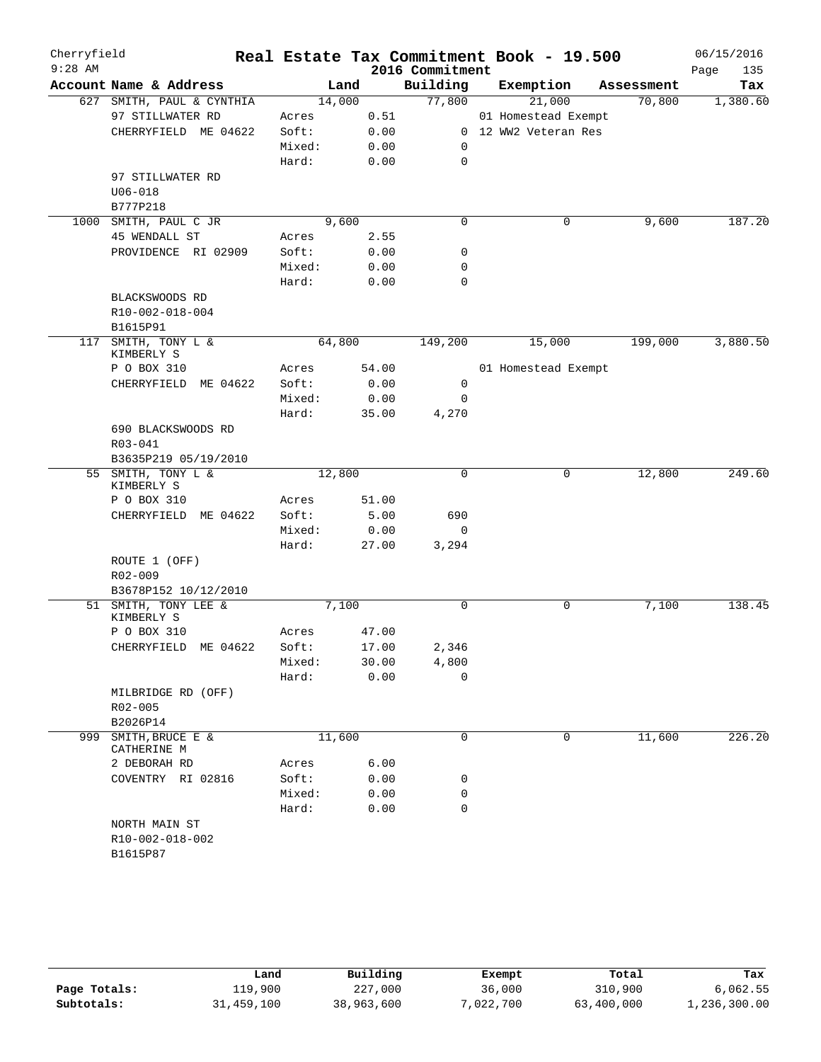Cherryfield 9:28 AM

# Real Estate Tax Commitment Book - 19.500

## 2016 Commitment

06/15/2016

| Account | Name & Address | Land | | Building | Exemption | Assessment | Tax |
|---|---|---|---|---|---|---|---|
| 627 | SMITH, PAUL & CYNTHIA | 14,000 | | 77,800 | 21,000 | 70,800 | 1,380.60 |
| | 97 STILLWATER RD | Acres | 0.51 | | 01 Homestead Exempt | | |
| | CHERRYFIELD ME 04622 | Soft: | 0.00 | 0 | 12 WW2 Veteran Res | | |
| | | Mixed: | 0.00 | 0 | | | |
| | | Hard: | 0.00 | 0 | | | |
| | 97 STILLWATER RD | | | | | | |
| | U06-018 | | | | | | |
| | B777P218 | | | | | | |
| 1000 | SMITH, PAUL C JR | 9,600 | | 0 | 0 | 9,600 | 187.20 |
| | 45 WENDALL ST | Acres | 2.55 | | | | |
| | PROVIDENCE RI 02909 | Soft: | 0.00 | 0 | | | |
| | | Mixed: | 0.00 | 0 | | | |
| | | Hard: | 0.00 | 0 | | | |
| | BLACKSWOODS RD | | | | | | |
| | R10-002-018-004 | | | | | | |
| | B1615P91 | | | | | | |
| 117 | SMITH, TONY L & KIMBERLY S | 64,800 | | 149,200 | 15,000 | 199,000 | 3,880.50 |
| | P O BOX 310 | Acres | 54.00 | | 01 Homestead Exempt | | |
| | CHERRYFIELD ME 04622 | Soft: | 0.00 | 0 | | | |
| | | Mixed: | 0.00 | 0 | | | |
| | | Hard: | 35.00 | 4,270 | | | |
| | 690 BLACKSWOODS RD | | | | | | |
| | R03-041 | | | | | | |
| | B3635P219 05/19/2010 | | | | | | |
| 55 | SMITH, TONY L & KIMBERLY S | 12,800 | | 0 | 0 | 12,800 | 249.60 |
| | P O BOX 310 | Acres | 51.00 | | | | |
| | CHERRYFIELD ME 04622 | Soft: | 5.00 | 690 | | | |
| | | Mixed: | 0.00 | 0 | | | |
| | | Hard: | 27.00 | 3,294 | | | |
| | ROUTE 1 (OFF) | | | | | | |
| | R02-009 | | | | | | |
| | B3678P152 10/12/2010 | | | | | | |
| 51 | SMITH, TONY LEE & KIMBERLY S | 7,100 | | 0 | 0 | 7,100 | 138.45 |
| | P O BOX 310 | Acres | 47.00 | | | | |
| | CHERRYFIELD ME 04622 | Soft: | 17.00 | 2,346 | | | |
| | | Mixed: | 30.00 | 4,800 | | | |
| | | Hard: | 0.00 | 0 | | | |
| | MILBRIDGE RD (OFF) | | | | | | |
| | R02-005 | | | | | | |
| | B2026P14 | | | | | | |
| 999 | SMITH, BRUCE E & CATHERINE M | 11,600 | | 0 | 0 | 11,600 | 226.20 |
| | 2 DEBORAH RD | Acres | 6.00 | | | | |
| | COVENTRY RI 02816 | Soft: | 0.00 | 0 | | | |
| | | Mixed: | 0.00 | 0 | | | |
| | | Hard: | 0.00 | 0 | | | |
| | NORTH MAIN ST | | | | | | |
| | R10-002-018-002 | | | | | | |
| | B1615P87 | | | | | | |

| | Land | Building | Exempt | Total | Tax |
|---|---|---|---|---|---|
| Page Totals: | 119,900 | 227,000 | 36,000 | 310,900 | 6,062.55 |
| Subtotals: | 31,459,100 | 38,963,600 | 7,022,700 | 63,400,000 | 1,236,300.00 |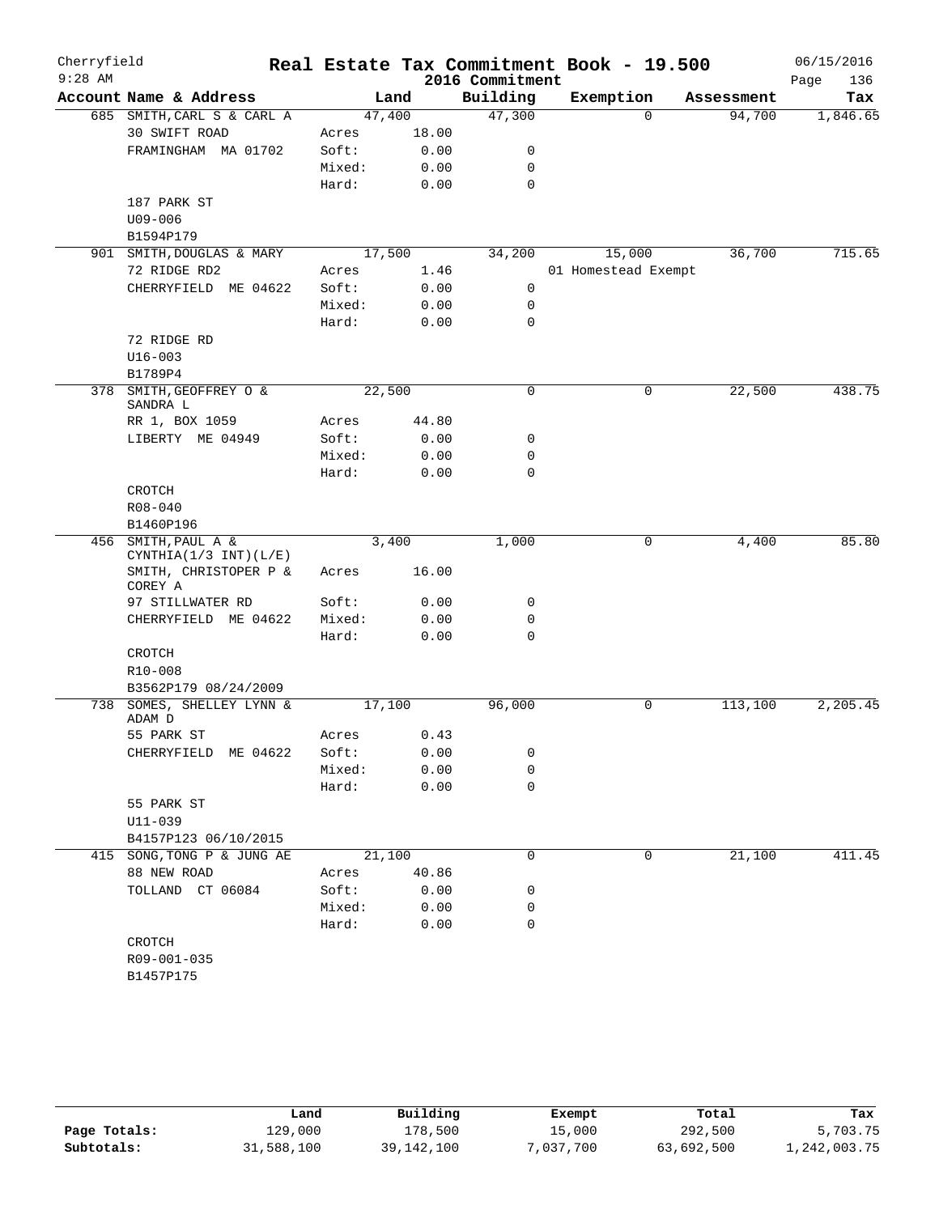# Real Estate Tax Commitment Book - 19.500

Cherryfield 9:28 AM — 2016 Commitment — 06/15/2016

| Account Name & Address | | Land | Building | Exemption | Assessment | Tax |
|---|---|---|---|---|---|---|
| 685 SMITH, CARL S & CARL A | | 47,400 | 47,300 | 0 | 94,700 | 1,846.65 |
| 30 SWIFT ROAD | Acres | 18.00 | | | | |
| FRAMINGHAM MA 01702 | Soft: | 0.00 | 0 | | | |
| | Mixed: | 0.00 | 0 | | | |
| | Hard: | 0.00 | 0 | | | |
| 187 PARK ST | | | | | | |
| U09-006 | | | | | | |
| B1594P179 | | | | | | |
| 901 SMITH, DOUGLAS & MARY | | 17,500 | 34,200 | 15,000 | 36,700 | 715.65 |
| 72 RIDGE RD2 | Acres | 1.46 | | 01 Homestead Exempt | | |
| CHERRYFIELD ME 04622 | Soft: | 0.00 | 0 | | | |
| | Mixed: | 0.00 | 0 | | | |
| | Hard: | 0.00 | 0 | | | |
| 72 RIDGE RD | | | | | | |
| U16-003 | | | | | | |
| B1789P4 | | | | | | |
| 378 SMITH, GEOFFREY O & SANDRA L | | 22,500 | 0 | 0 | 22,500 | 438.75 |
| RR 1, BOX 1059 | Acres | 44.80 | | | | |
| LIBERTY ME 04949 | Soft: | 0.00 | 0 | | | |
| | Mixed: | 0.00 | 0 | | | |
| | Hard: | 0.00 | 0 | | | |
| CROTCH | | | | | | |
| R08-040 | | | | | | |
| B1460P196 | | | | | | |
| 456 SMITH, PAUL A & CYNTHIA(1/3 INT)(L/E) | | 3,400 | 1,000 | 0 | 4,400 | 85.80 |
| SMITH, CHRISTOPER P & COREY A | Acres | 16.00 | | | | |
| 97 STILLWATER RD | Soft: | 0.00 | 0 | | | |
| CHERRYFIELD ME 04622 | Mixed: | 0.00 | 0 | | | |
| | Hard: | 0.00 | 0 | | | |
| CROTCH | | | | | | |
| R10-008 | | | | | | |
| B3562P179 08/24/2009 | | | | | | |
| 738 SOMES, SHELLEY LYNN & ADAM D | | 17,100 | 96,000 | 0 | 113,100 | 2,205.45 |
| 55 PARK ST | Acres | 0.43 | | | | |
| CHERRYFIELD ME 04622 | Soft: | 0.00 | 0 | | | |
| | Mixed: | 0.00 | 0 | | | |
| | Hard: | 0.00 | 0 | | | |
| 55 PARK ST | | | | | | |
| U11-039 | | | | | | |
| B4157P123 06/10/2015 | | | | | | |
| 415 SONG, TONG P & JUNG AE | | 21,100 | 0 | 0 | 21,100 | 411.45 |
| 88 NEW ROAD | Acres | 40.86 | | | | |
| TOLLAND CT 06084 | Soft: | 0.00 | 0 | | | |
| | Mixed: | 0.00 | 0 | | | |
| | Hard: | 0.00 | 0 | | | |
| CROTCH | | | | | | |
| R09-001-035 | | | | | | |
| B1457P175 | | | | | | |

| | Land | Building | Exempt | Total | Tax |
|---|---|---|---|---|---|
| Page Totals: | 129,000 | 178,500 | 15,000 | 292,500 | 5,703.75 |
| Subtotals: | 31,588,100 | 39,142,100 | 7,037,700 | 63,692,500 | 1,242,003.75 |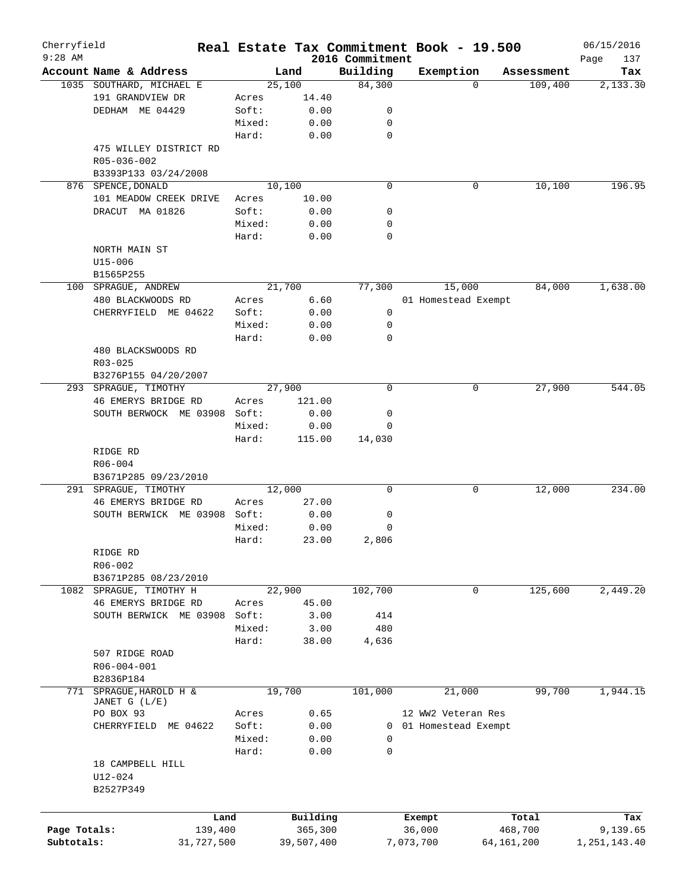Cherryfield 9:28 AM

# Real Estate Tax Commitment Book - 19.500

2016 Commitment

06/15/2016

| Account Name & Address | | Land | Building | Exemption | Assessment | Tax |
|---|---|---|---|---|---|---|
| 1035 SOUTHARD, MICHAEL E | | 25,100 | 84,300 | 0 | 109,400 | 2,133.30 |
| 191 GRANDVIEW DR | Acres | 14.40 | | | | |
| DEDHAM ME 04429 | Soft: | 0.00 | 0 | | | |
| | Mixed: | 0.00 | 0 | | | |
| | Hard: | 0.00 | 0 | | | |
| 475 WILLEY DISTRICT RD | | | | | | |
| R05-036-002 | | | | | | |
| B3393P133 03/24/2008 | | | | | | |
| 876 SPENCE,DONALD | | 10,100 | 0 | 0 | 10,100 | 196.95 |
| 101 MEADOW CREEK DRIVE | Acres | 10.00 | | | | |
| DRACUT MA 01826 | Soft: | 0.00 | 0 | | | |
| | Mixed: | 0.00 | 0 | | | |
| | Hard: | 0.00 | 0 | | | |
| NORTH MAIN ST | | | | | | |
| U15-006 | | | | | | |
| B1565P255 | | | | | | |
| 100 SPRAGUE, ANDREW | | 21,700 | 77,300 | 15,000 | 84,000 | 1,638.00 |
| 480 BLACKWOODS RD | Acres | 6.60 | | 01 Homestead Exempt | | |
| CHERRYFIELD ME 04622 | Soft: | 0.00 | 0 | | | |
| | Mixed: | 0.00 | 0 | | | |
| | Hard: | 0.00 | 0 | | | |
| 480 BLACKSWOODS RD | | | | | | |
| R03-025 | | | | | | |
| B3276P155 04/20/2007 | | | | | | |
| 293 SPRAGUE, TIMOTHY | | 27,900 | 0 | 0 | 27,900 | 544.05 |
| 46 EMERYS BRIDGE RD | Acres | 121.00 | | | | |
| SOUTH BERWOCK ME 03908 | Soft: | 0.00 | 0 | | | |
| | Mixed: | 0.00 | 0 | | | |
| | Hard: | 115.00 | 14,030 | | | |
| RIDGE RD | | | | | | |
| R06-004 | | | | | | |
| B3671P285 09/23/2010 | | | | | | |
| 291 SPRAGUE, TIMOTHY | | 12,000 | 0 | 0 | 12,000 | 234.00 |
| 46 EMERYS BRIDGE RD | Acres | 27.00 | | | | |
| SOUTH BERWICK ME 03908 | Soft: | 0.00 | 0 | | | |
| | Mixed: | 0.00 | 0 | | | |
| | Hard: | 23.00 | 2,806 | | | |
| RIDGE RD | | | | | | |
| R06-002 | | | | | | |
| B3671P285 08/23/2010 | | | | | | |
| 1082 SPRAGUE, TIMOTHY H | | 22,900 | 102,700 | 0 | 125,600 | 2,449.20 |
| 46 EMERYS BRIDGE RD | Acres | 45.00 | | | | |
| SOUTH BERWICK ME 03908 | Soft: | 3.00 | 414 | | | |
| | Mixed: | 3.00 | 480 | | | |
| | Hard: | 38.00 | 4,636 | | | |
| 507 RIDGE ROAD | | | | | | |
| R06-004-001 | | | | | | |
| B2836P184 | | | | | | |
| 771 SPRAGUE,HAROLD H & JANET G (L/E) | | 19,700 | 101,000 | 21,000 | 99,700 | 1,944.15 |
| PO BOX 93 | Acres | 0.65 | | 12 WW2 Veteran Res | | |
| CHERRYFIELD ME 04622 | Soft: | 0.00 | 0 | 01 Homestead Exempt | | |
| | Mixed: | 0.00 | 0 | | | |
| | Hard: | 0.00 | 0 | | | |
| 18 CAMPBELL HILL | | | | | | |
| U12-024 | | | | | | |
| B2527P349 | | | | | | |

| | Land | Building | Exempt | Total | Tax |
|---|---|---|---|---|---|
| Page Totals: | 139,400 | 365,300 | 36,000 | 468,700 | 9,139.65 |
| Subtotals: | 31,727,500 | 39,507,400 | 7,073,700 | 64,161,200 | 1,251,143.40 |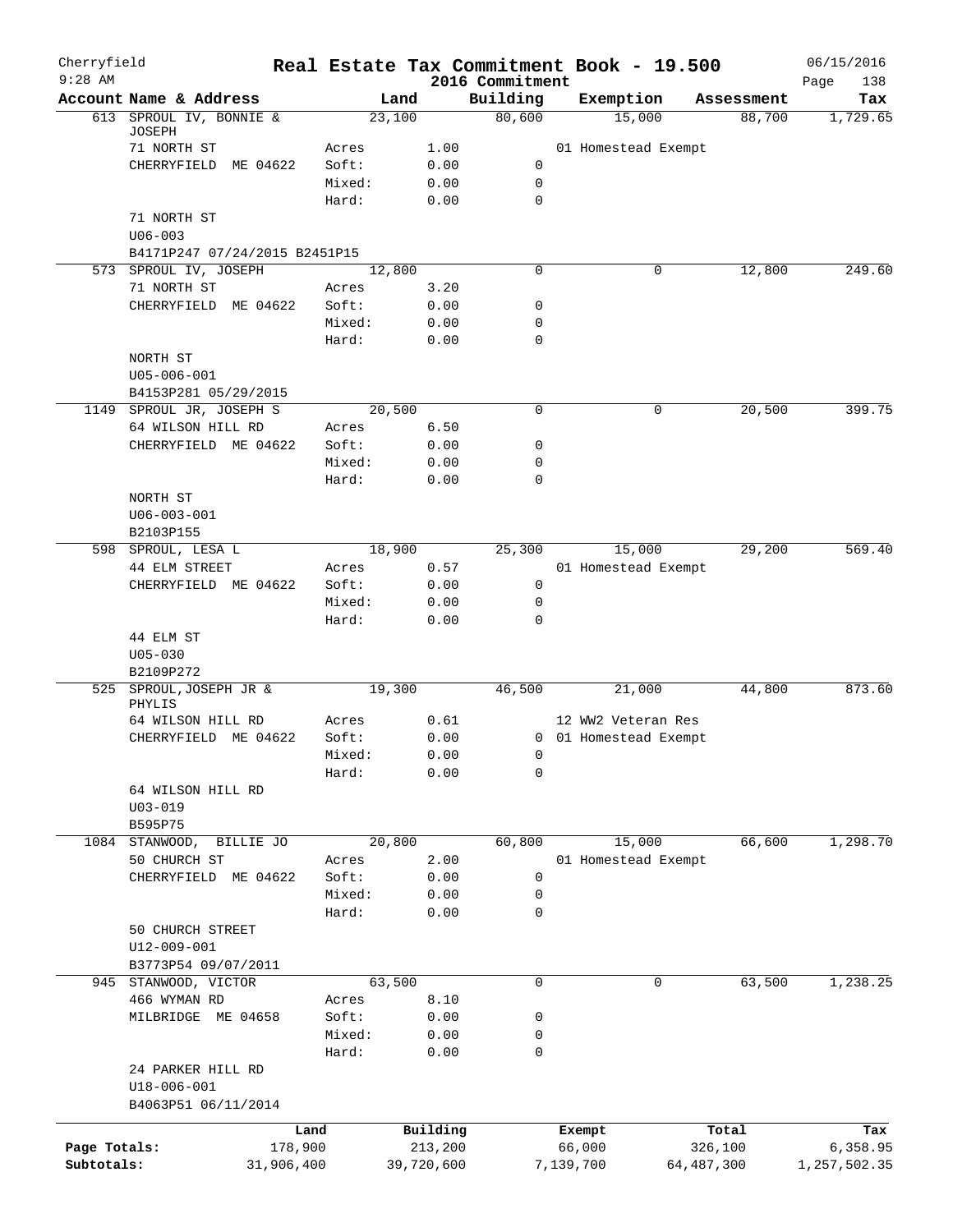# Real Estate Tax Commitment Book - 19.500

Cherryfield
9:28 AM

2016 Commitment

06/15/2016

| Account Name & Address | | Land | Building | Exemption | Assessment | Tax |
|---|---|---|---|---|---|---|
| 613 SPROUL IV, BONNIE & JOSEPH | | 23,100 | 80,600 | 15,000 | 88,700 | 1,729.65 |
| 71 NORTH ST | Acres | 1.00 | | 01 Homestead Exempt | | |
| CHERRYFIELD ME 04622 | Soft: | 0.00 | 0 | | | |
| | Mixed: | 0.00 | 0 | | | |
| | Hard: | 0.00 | 0 | | | |
| 71 NORTH ST | | | | | | |
| U06-003 | | | | | | |
| B4171P247 07/24/2015 B2451P15 | | | | | | |
| 573 SPROUL IV, JOSEPH | | 12,800 | 0 | 0 | 12,800 | 249.60 |
| 71 NORTH ST | Acres | 3.20 | | | | |
| CHERRYFIELD ME 04622 | Soft: | 0.00 | 0 | | | |
| | Mixed: | 0.00 | 0 | | | |
| | Hard: | 0.00 | 0 | | | |
| NORTH ST | | | | | | |
| U05-006-001 | | | | | | |
| B4153P281 05/29/2015 | | | | | | |
| 1149 SPROUL JR, JOSEPH S | | 20,500 | 0 | 0 | 20,500 | 399.75 |
| 64 WILSON HILL RD | Acres | 6.50 | | | | |
| CHERRYFIELD ME 04622 | Soft: | 0.00 | 0 | | | |
| | Mixed: | 0.00 | 0 | | | |
| | Hard: | 0.00 | 0 | | | |
| NORTH ST | | | | | | |
| U06-003-001 | | | | | | |
| B2103P155 | | | | | | |
| 598 SPROUL, LESA L | | 18,900 | 25,300 | 15,000 | 29,200 | 569.40 |
| 44 ELM STREET | Acres | 0.57 | | 01 Homestead Exempt | | |
| CHERRYFIELD ME 04622 | Soft: | 0.00 | 0 | | | |
| | Mixed: | 0.00 | 0 | | | |
| | Hard: | 0.00 | 0 | | | |
| 44 ELM ST | | | | | | |
| U05-030 | | | | | | |
| B2109P272 | | | | | | |
| 525 SPROUL,JOSEPH JR & PHYLIS | | 19,300 | 46,500 | 21,000 | 44,800 | 873.60 |
| 64 WILSON HILL RD | Acres | 0.61 | | 12 WW2 Veteran Res | | |
| CHERRYFIELD ME 04622 | Soft: | 0.00 | 0 | 01 Homestead Exempt | | |
| | Mixed: | 0.00 | 0 | | | |
| | Hard: | 0.00 | 0 | | | |
| 64 WILSON HILL RD | | | | | | |
| U03-019 | | | | | | |
| B595P75 | | | | | | |
| 1084 STANWOOD, BILLIE JO | | 20,800 | 60,800 | 15,000 | 66,600 | 1,298.70 |
| 50 CHURCH ST | Acres | 2.00 | | 01 Homestead Exempt | | |
| CHERRYFIELD ME 04622 | Soft: | 0.00 | 0 | | | |
| | Mixed: | 0.00 | 0 | | | |
| | Hard: | 0.00 | 0 | | | |
| 50 CHURCH STREET | | | | | | |
| U12-009-001 | | | | | | |
| B3773P54 09/07/2011 | | | | | | |
| 945 STANWOOD, VICTOR | | 63,500 | 0 | 0 | 63,500 | 1,238.25 |
| 466 WYMAN RD | Acres | 8.10 | | | | |
| MILBRIDGE ME 04658 | Soft: | 0.00 | 0 | | | |
| | Mixed: | 0.00 | 0 | | | |
| | Hard: | 0.00 | 0 | | | |
| 24 PARKER HILL RD | | | | | | |
| U18-006-001 | | | | | | |
| B4063P51 06/11/2014 | | | | | | |

| | Land | Building | Exempt | Total | Tax |
|---|---|---|---|---|---|
| Page Totals: | 178,900 | 213,200 | 66,000 | 326,100 | 6,358.95 |
| Subtotals: | 31,906,400 | 39,720,600 | 7,139,700 | 64,487,300 | 1,257,502.35 |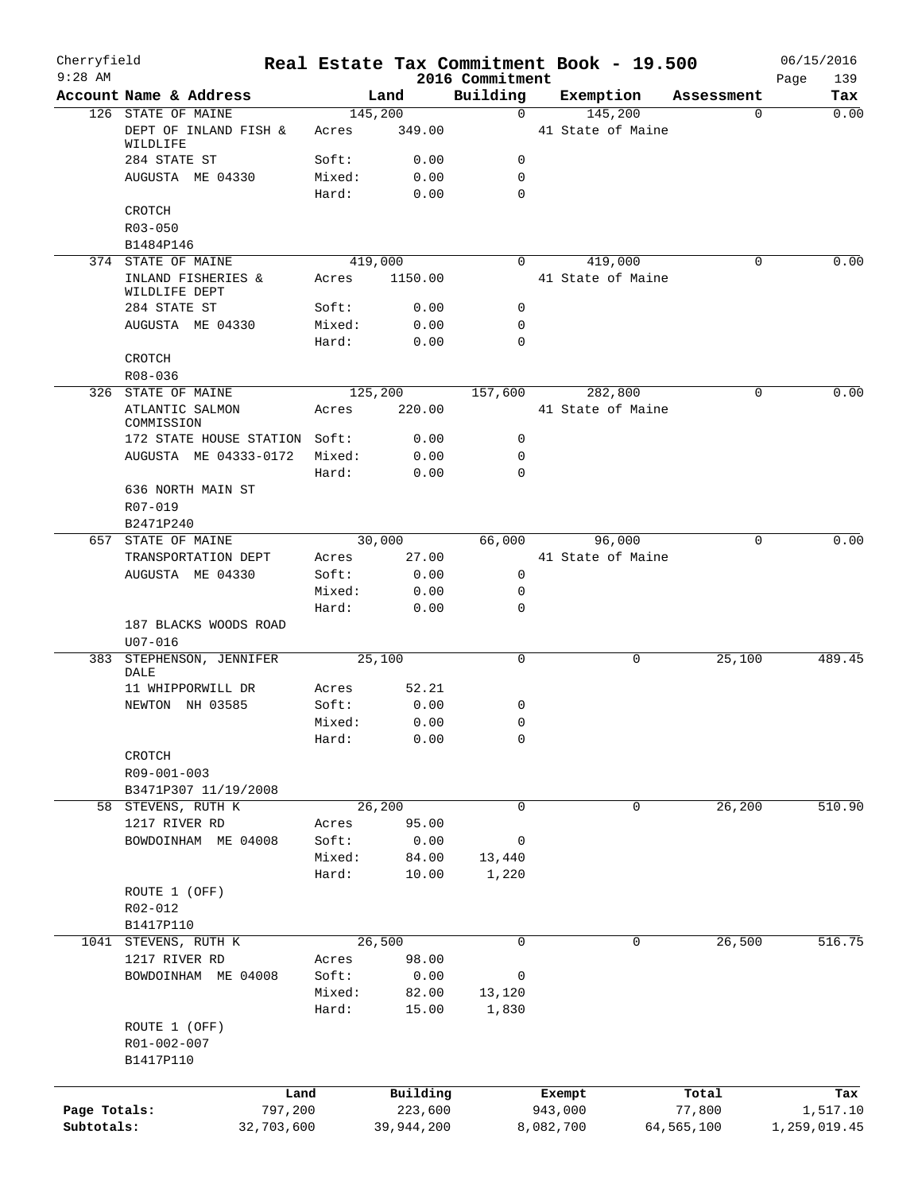# Cherryfield — Real Estate Tax Commitment Book - 19.500

9:28 AM — 2016 Commitment — 06/15/2016

| Account | Name & Address | | Land | Building | Exemption | Assessment | Tax |
|---|---|---|---|---|---|---|---|
| 126 | STATE OF MAINE | | 145,200 | 0 | 145,200 | 0 | 0.00 |
| | DEPT OF INLAND FISH & WILDLIFE | Acres | 349.00 | | 41 State of Maine | | |
| | 284 STATE ST | Soft: | 0.00 | 0 | | | |
| | AUGUSTA ME 04330 | Mixed: | 0.00 | 0 | | | |
| | | Hard: | 0.00 | 0 | | | |
| | CROTCH | | | | | | |
| | R03-050 | | | | | | |
| | B1484P146 | | | | | | |
| 374 | STATE OF MAINE | | 419,000 | 0 | 419,000 | 0 | 0.00 |
| | INLAND FISHERIES & WILDLIFE DEPT | Acres | 1150.00 | | 41 State of Maine | | |
| | 284 STATE ST | Soft: | 0.00 | 0 | | | |
| | AUGUSTA ME 04330 | Mixed: | 0.00 | 0 | | | |
| | | Hard: | 0.00 | 0 | | | |
| | CROTCH | | | | | | |
| | R08-036 | | | | | | |
| 326 | STATE OF MAINE | | 125,200 | 157,600 | 282,800 | 0 | 0.00 |
| | ATLANTIC SALMON COMMISSION | Acres | 220.00 | | 41 State of Maine | | |
| | 172 STATE HOUSE STATION | Soft: | 0.00 | 0 | | | |
| | AUGUSTA ME 04333-0172 | Mixed: | 0.00 | 0 | | | |
| | | Hard: | 0.00 | 0 | | | |
| | 636 NORTH MAIN ST | | | | | | |
| | R07-019 | | | | | | |
| | B2471P240 | | | | | | |
| 657 | STATE OF MAINE | | 30,000 | 66,000 | 96,000 | 0 | 0.00 |
| | TRANSPORTATION DEPT | Acres | 27.00 | | 41 State of Maine | | |
| | AUGUSTA ME 04330 | Soft: | 0.00 | 0 | | | |
| | | Mixed: | 0.00 | 0 | | | |
| | | Hard: | 0.00 | 0 | | | |
| | 187 BLACKS WOODS ROAD | | | | | | |
| | U07-016 | | | | | | |
| 383 | STEPHENSON, JENNIFER DALE | | 25,100 | 0 | 0 | 25,100 | 489.45 |
| | 11 WHIPPORWILL DR | Acres | 52.21 | | | | |
| | NEWTON NH 03585 | Soft: | 0.00 | 0 | | | |
| | | Mixed: | 0.00 | 0 | | | |
| | | Hard: | 0.00 | 0 | | | |
| | CROTCH | | | | | | |
| | R09-001-003 | | | | | | |
| | B3471P307 11/19/2008 | | | | | | |
| 58 | STEVENS, RUTH K | | 26,200 | 0 | 0 | 26,200 | 510.90 |
| | 1217 RIVER RD | Acres | 95.00 | | | | |
| | BOWDOINHAM ME 04008 | Soft: | 0.00 | 0 | | | |
| | | Mixed: | 84.00 | 13,440 | | | |
| | | Hard: | 10.00 | 1,220 | | | |
| | ROUTE 1 (OFF) | | | | | | |
| | R02-012 | | | | | | |
| | B1417P110 | | | | | | |
| 1041 | STEVENS, RUTH K | | 26,500 | 0 | 0 | 26,500 | 516.75 |
| | 1217 RIVER RD | Acres | 98.00 | | | | |
| | BOWDOINHAM ME 04008 | Soft: | 0.00 | 0 | | | |
| | | Mixed: | 82.00 | 13,120 | | | |
| | | Hard: | 15.00 | 1,830 | | | |
| | ROUTE 1 (OFF) | | | | | | |
| | R01-002-007 | | | | | | |
| | B1417P110 | | | | | | |

| | Land | Building | Exempt | Total | Tax |
|---|---|---|---|---|---|
| Page Totals: | 797,200 | 223,600 | 943,000 | 77,800 | 1,517.10 |
| Subtotals: | 32,703,600 | 39,944,200 | 8,082,700 | 64,565,100 | 1,259,019.45 |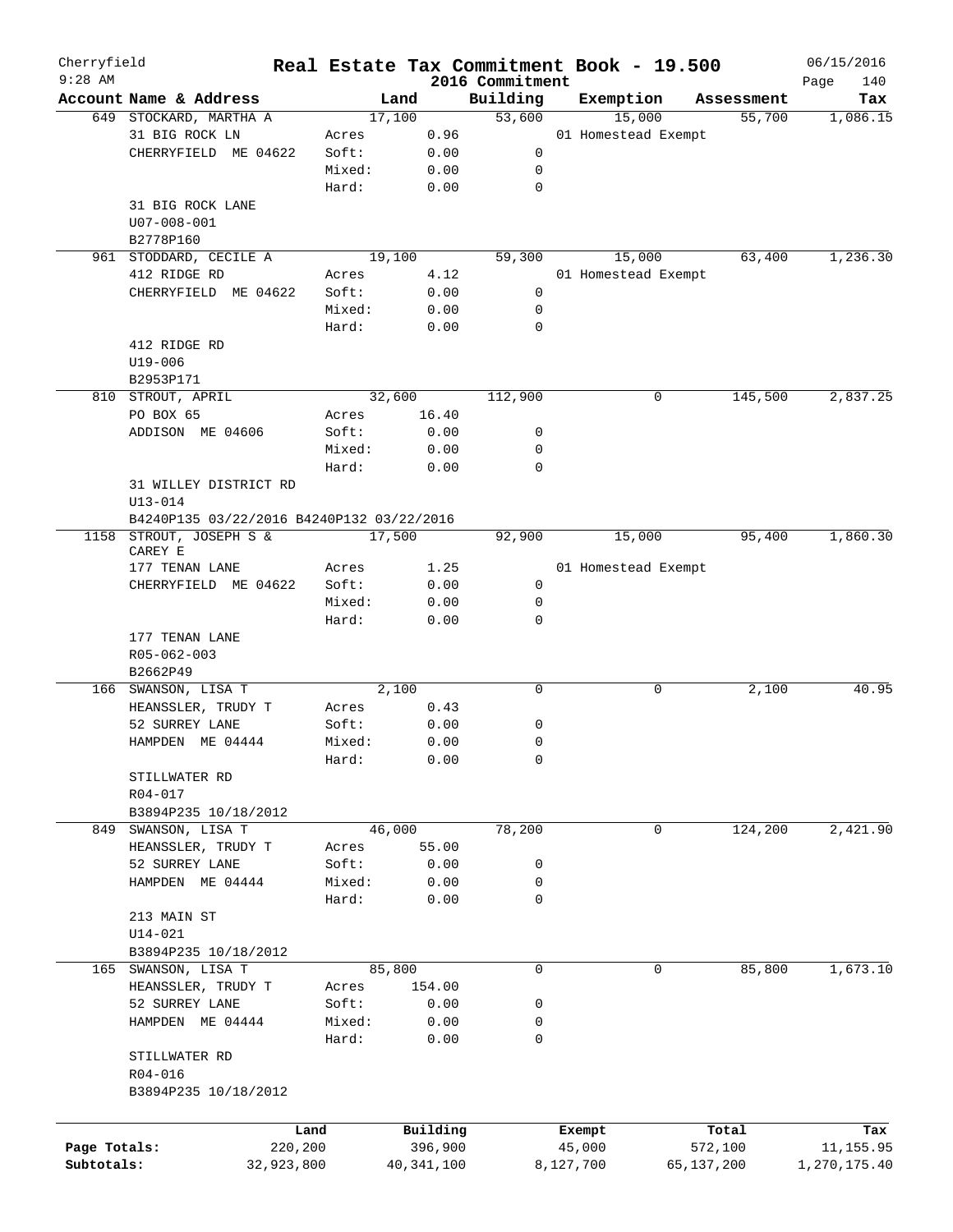Cherryfield 9:28 AM

# Real Estate Tax Commitment Book - 19.500

2016 Commitment

06/15/2016

| Account Name & Address | | Land | Building | Exemption | Assessment | Tax |
|---|---|---|---|---|---|---|
| 649 STOCKARD, MARTHA A | | 17,100 | 53,600 | 15,000 | 55,700 | 1,086.15 |
| 31 BIG ROCK LN | Acres | 0.96 | | 01 Homestead Exempt | | |
| CHERRYFIELD ME 04622 | Soft: | 0.00 | 0 | | | |
| | Mixed: | 0.00 | 0 | | | |
| | Hard: | 0.00 | 0 | | | |
| 31 BIG ROCK LANE | | | | | | |
| U07-008-001 | | | | | | |
| B2778P160 | | | | | | |
| 961 STODDARD, CECILE A | | 19,100 | 59,300 | 15,000 | 63,400 | 1,236.30 |
| 412 RIDGE RD | Acres | 4.12 | | 01 Homestead Exempt | | |
| CHERRYFIELD ME 04622 | Soft: | 0.00 | 0 | | | |
| | Mixed: | 0.00 | 0 | | | |
| | Hard: | 0.00 | 0 | | | |
| 412 RIDGE RD | | | | | | |
| U19-006 | | | | | | |
| B2953P171 | | | | | | |
| 810 STROUT, APRIL | | 32,600 | 112,900 | 0 | 145,500 | 2,837.25 |
| PO BOX 65 | Acres | 16.40 | | | | |
| ADDISON ME 04606 | Soft: | 0.00 | 0 | | | |
| | Mixed: | 0.00 | 0 | | | |
| | Hard: | 0.00 | 0 | | | |
| 31 WILLEY DISTRICT RD | | | | | | |
| U13-014 | | | | | | |
| B4240P135 03/22/2016 B4240P132 03/22/2016 | | | | | | |
| 1158 STROUT, JOSEPH S & CAREY E | | 17,500 | 92,900 | 15,000 | 95,400 | 1,860.30 |
| 177 TENAN LANE | Acres | 1.25 | | 01 Homestead Exempt | | |
| CHERRYFIELD ME 04622 | Soft: | 0.00 | 0 | | | |
| | Mixed: | 0.00 | 0 | | | |
| | Hard: | 0.00 | 0 | | | |
| 177 TENAN LANE | | | | | | |
| R05-062-003 | | | | | | |
| B2662P49 | | | | | | |
| 166 SWANSON, LISA T | | 2,100 | 0 | 0 | 2,100 | 40.95 |
| HEANSSLER, TRUDY T | Acres | 0.43 | | | | |
| 52 SURREY LANE | Soft: | 0.00 | 0 | | | |
| HAMPDEN ME 04444 | Mixed: | 0.00 | 0 | | | |
| | Hard: | 0.00 | 0 | | | |
| STILLWATER RD | | | | | | |
| R04-017 | | | | | | |
| B3894P235 10/18/2012 | | | | | | |
| 849 SWANSON, LISA T | | 46,000 | 78,200 | 0 | 124,200 | 2,421.90 |
| HEANSSLER, TRUDY T | Acres | 55.00 | | | | |
| 52 SURREY LANE | Soft: | 0.00 | 0 | | | |
| HAMPDEN ME 04444 | Mixed: | 0.00 | 0 | | | |
| | Hard: | 0.00 | 0 | | | |
| 213 MAIN ST | | | | | | |
| U14-021 | | | | | | |
| B3894P235 10/18/2012 | | | | | | |
| 165 SWANSON, LISA T | | 85,800 | 0 | 0 | 85,800 | 1,673.10 |
| HEANSSLER, TRUDY T | Acres | 154.00 | | | | |
| 52 SURREY LANE | Soft: | 0.00 | 0 | | | |
| HAMPDEN ME 04444 | Mixed: | 0.00 | 0 | | | |
| | Hard: | 0.00 | 0 | | | |
| STILLWATER RD | | | | | | |
| R04-016 | | | | | | |
| B3894P235 10/18/2012 | | | | | | |

| | Land | Building | Exempt | Total | Tax |
|---|---|---|---|---|---|
| Page Totals: | 220,200 | 396,900 | 45,000 | 572,100 | 11,155.95 |
| Subtotals: | 32,923,800 | 40,341,100 | 8,127,700 | 65,137,200 | 1,270,175.40 |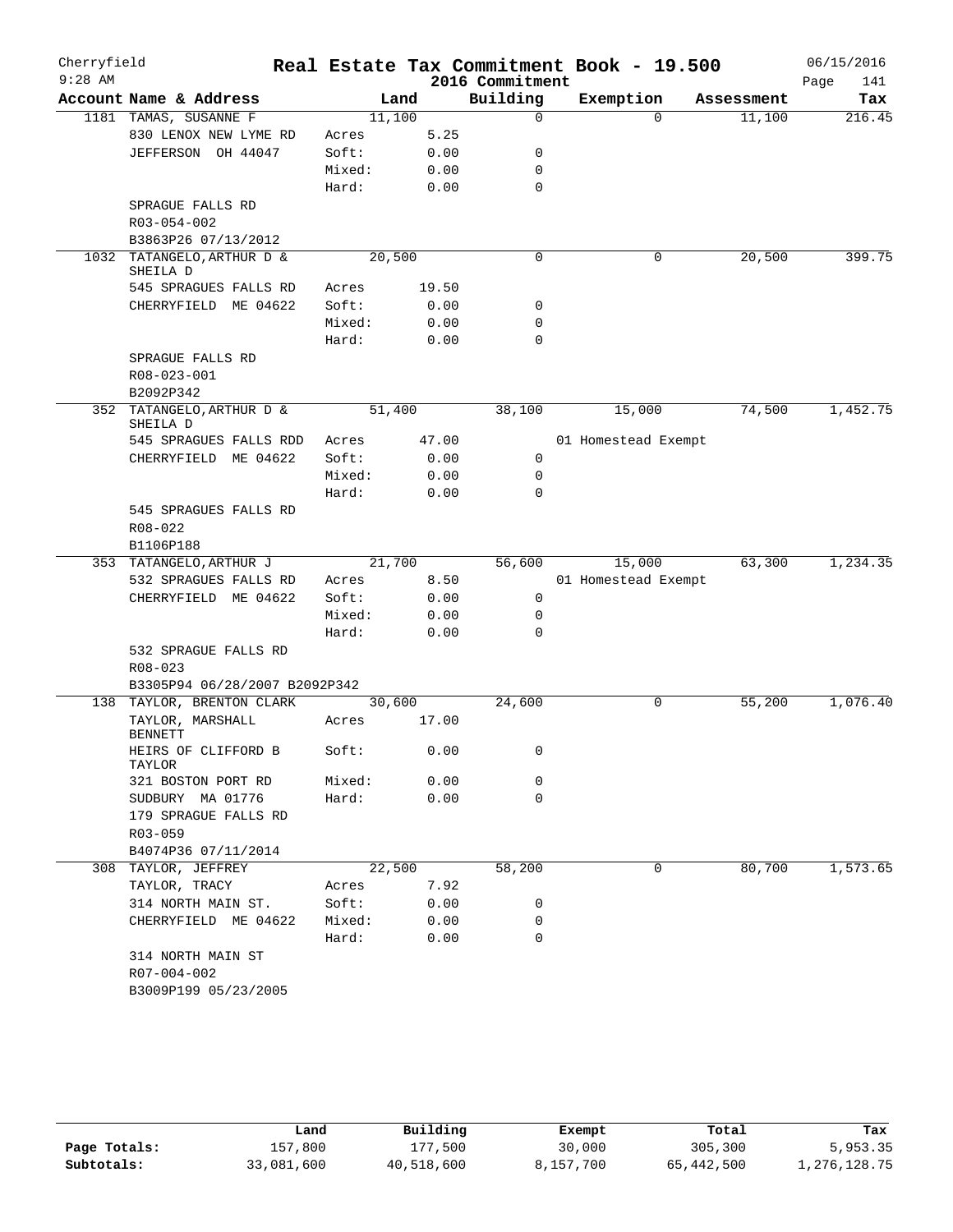Cherryfield
9:28 AM

# Real Estate Tax Commitment Book - 19.500
## 2016 Commitment

06/15/2016

| Account | Name & Address | | Land | Building | Exemption | Assessment | Tax |
|---|---|---|---|---|---|---|---|
| 1181 | TAMAS, SUSANNE F | | 11,100 | 0 | 0 | 11,100 | 216.45 |
| | 830 LENOX NEW LYME RD | Acres | 5.25 | | | | |
| | JEFFERSON OH 44047 | Soft: | 0.00 | 0 | | | |
| | | Mixed: | 0.00 | 0 | | | |
| | | Hard: | 0.00 | 0 | | | |
| | SPRAGUE FALLS RD | | | | | | |
| | R03-054-002 | | | | | | |
| | B3863P26 07/13/2012 | | | | | | |
| 1032 | TATANGELO,ARTHUR D & SHEILA D | | 20,500 | 0 | 0 | 20,500 | 399.75 |
| | 545 SPRAGUES FALLS RD | Acres | 19.50 | | | | |
| | CHERRYFIELD ME 04622 | Soft: | 0.00 | 0 | | | |
| | | Mixed: | 0.00 | 0 | | | |
| | | Hard: | 0.00 | 0 | | | |
| | SPRAGUE FALLS RD | | | | | | |
| | R08-023-001 | | | | | | |
| | B2092P342 | | | | | | |
| 352 | TATANGELO,ARTHUR D & SHEILA D | | 51,400 | 38,100 | 15,000 | 74,500 | 1,452.75 |
| | 545 SPRAGUES FALLS RDD | Acres | 47.00 | | 01 Homestead Exempt | | |
| | CHERRYFIELD ME 04622 | Soft: | 0.00 | 0 | | | |
| | | Mixed: | 0.00 | 0 | | | |
| | | Hard: | 0.00 | 0 | | | |
| | 545 SPRAGUES FALLS RD | | | | | | |
| | R08-022 | | | | | | |
| | B1106P188 | | | | | | |
| 353 | TATANGELO,ARTHUR J | | 21,700 | 56,600 | 15,000 | 63,300 | 1,234.35 |
| | 532 SPRAGUES FALLS RD | Acres | 8.50 | | 01 Homestead Exempt | | |
| | CHERRYFIELD ME 04622 | Soft: | 0.00 | 0 | | | |
| | | Mixed: | 0.00 | 0 | | | |
| | | Hard: | 0.00 | 0 | | | |
| | 532 SPRAGUE FALLS RD | | | | | | |
| | R08-023 | | | | | | |
| | B3305P94 06/28/2007 B2092P342 | | | | | | |
| 138 | TAYLOR, BRENTON CLARK | | 30,600 | 24,600 | 0 | 55,200 | 1,076.40 |
| | TAYLOR, MARSHALL BENNETT | Acres | 17.00 | | | | |
| | HEIRS OF CLIFFORD B TAYLOR | Soft: | 0.00 | 0 | | | |
| | 321 BOSTON PORT RD | Mixed: | 0.00 | 0 | | | |
| | SUDBURY MA 01776 | Hard: | 0.00 | 0 | | | |
| | 179 SPRAGUE FALLS RD | | | | | | |
| | R03-059 | | | | | | |
| | B4074P36 07/11/2014 | | | | | | |
| 308 | TAYLOR, JEFFREY | | 22,500 | 58,200 | 0 | 80,700 | 1,573.65 |
| | TAYLOR, TRACY | Acres | 7.92 | | | | |
| | 314 NORTH MAIN ST. | Soft: | 0.00 | 0 | | | |
| | CHERRYFIELD ME 04622 | Mixed: | 0.00 | 0 | | | |
| | | Hard: | 0.00 | 0 | | | |
| | 314 NORTH MAIN ST | | | | | | |
| | R07-004-002 | | | | | | |
| | B3009P199 05/23/2005 | | | | | | |

| | Land | Building | Exempt | Total | Tax |
|---|---|---|---|---|---|
| Page Totals: | 157,800 | 177,500 | 30,000 | 305,300 | 5,953.35 |
| Subtotals: | 33,081,600 | 40,518,600 | 8,157,700 | 65,442,500 | 1,276,128.75 |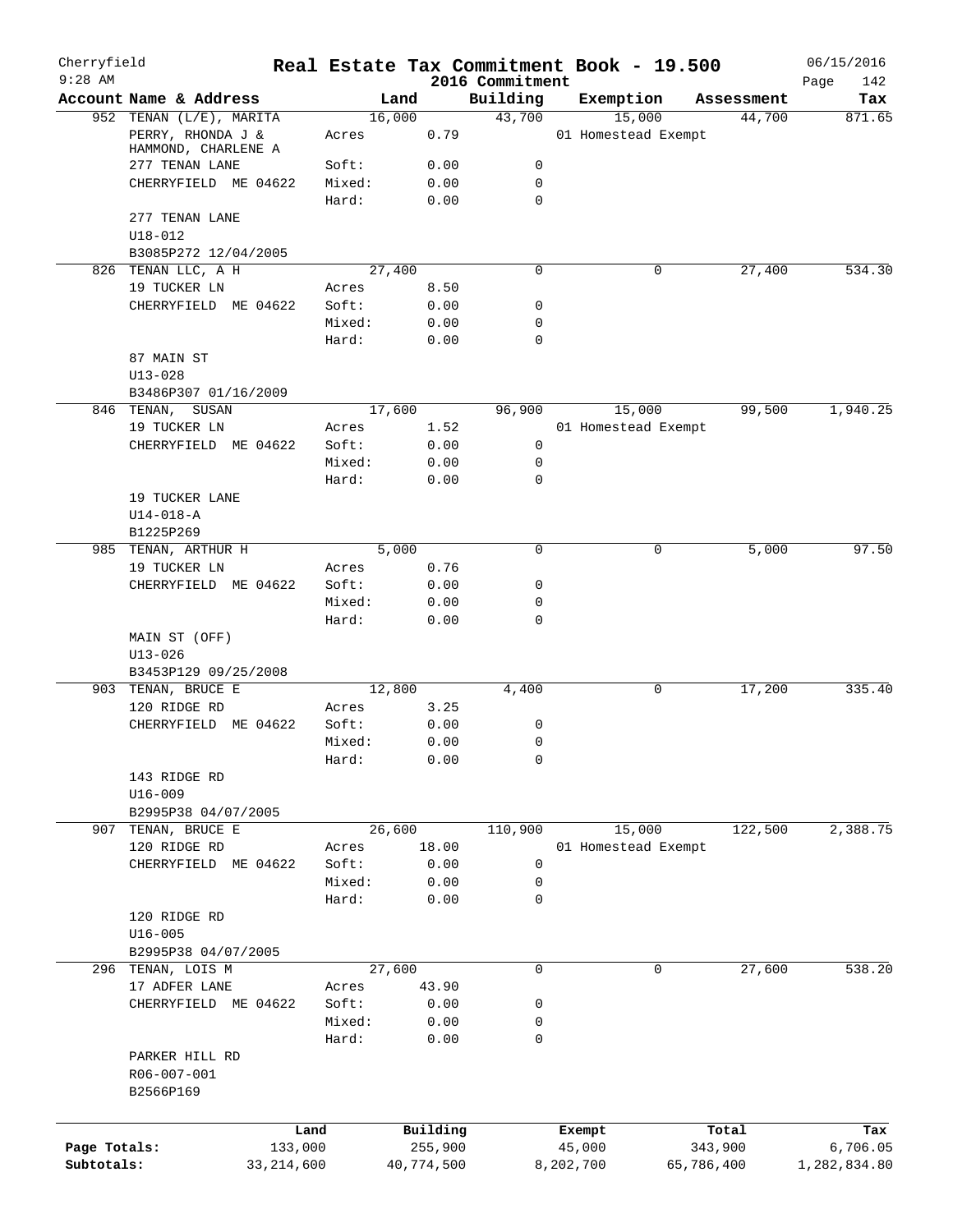# Real Estate Tax Commitment Book - 19.500

Cherryfield
9:28 AM

2016 Commitment

06/15/2016

| Account Name & Address | Land | | Building | Exemption | Assessment | Tax |
|---|---|---|---|---|---|---|
| 952 TENAN (L/E), MARITA | 16,000 | | 43,700 | 15,000 | 44,700 | 871.65 |
| PERRY, RHONDA J & HAMMOND, CHARLENE A | Acres | 0.79 | | 01 Homestead Exempt | | |
| 277 TENAN LANE | Soft: | 0.00 | 0 | | | |
| CHERRYFIELD ME 04622 | Mixed: | 0.00 | 0 | | | |
| | Hard: | 0.00 | 0 | | | |
| 277 TENAN LANE | | | | | | |
| U18-012 | | | | | | |
| B3085P272 12/04/2005 | | | | | | |
| 826 TENAN LLC, A H | 27,400 | | 0 | 0 | 27,400 | 534.30 |
| 19 TUCKER LN | Acres | 8.50 | | | | |
| CHERRYFIELD ME 04622 | Soft: | 0.00 | 0 | | | |
| | Mixed: | 0.00 | 0 | | | |
| | Hard: | 0.00 | 0 | | | |
| 87 MAIN ST | | | | | | |
| U13-028 | | | | | | |
| B3486P307 01/16/2009 | | | | | | |
| 846 TENAN, SUSAN | 17,600 | | 96,900 | 15,000 | 99,500 | 1,940.25 |
| 19 TUCKER LN | Acres | 1.52 | | 01 Homestead Exempt | | |
| CHERRYFIELD ME 04622 | Soft: | 0.00 | 0 | | | |
| | Mixed: | 0.00 | 0 | | | |
| | Hard: | 0.00 | 0 | | | |
| 19 TUCKER LANE | | | | | | |
| U14-018-A | | | | | | |
| B1225P269 | | | | | | |
| 985 TENAN, ARTHUR H | 5,000 | | 0 | 0 | 5,000 | 97.50 |
| 19 TUCKER LN | Acres | 0.76 | | | | |
| CHERRYFIELD ME 04622 | Soft: | 0.00 | 0 | | | |
| | Mixed: | 0.00 | 0 | | | |
| | Hard: | 0.00 | 0 | | | |
| MAIN ST (OFF) | | | | | | |
| U13-026 | | | | | | |
| B3453P129 09/25/2008 | | | | | | |
| 903 TENAN, BRUCE E | 12,800 | | 4,400 | 0 | 17,200 | 335.40 |
| 120 RIDGE RD | Acres | 3.25 | | | | |
| CHERRYFIELD ME 04622 | Soft: | 0.00 | 0 | | | |
| | Mixed: | 0.00 | 0 | | | |
| | Hard: | 0.00 | 0 | | | |
| 143 RIDGE RD | | | | | | |
| U16-009 | | | | | | |
| B2995P38 04/07/2005 | | | | | | |
| 907 TENAN, BRUCE E | 26,600 | | 110,900 | 15,000 | 122,500 | 2,388.75 |
| 120 RIDGE RD | Acres | 18.00 | | 01 Homestead Exempt | | |
| CHERRYFIELD ME 04622 | Soft: | 0.00 | 0 | | | |
| | Mixed: | 0.00 | 0 | | | |
| | Hard: | 0.00 | 0 | | | |
| 120 RIDGE RD | | | | | | |
| U16-005 | | | | | | |
| B2995P38 04/07/2005 | | | | | | |
| 296 TENAN, LOIS M | 27,600 | | 0 | 0 | 27,600 | 538.20 |
| 17 ADFER LANE | Acres | 43.90 | | | | |
| CHERRYFIELD ME 04622 | Soft: | 0.00 | 0 | | | |
| | Mixed: | 0.00 | 0 | | | |
| | Hard: | 0.00 | 0 | | | |
| PARKER HILL RD | | | | | | |
| R06-007-001 | | | | | | |
| B2566P169 | | | | | | |

| | Land | Building | Exempt | Total | Tax |
|---|---|---|---|---|---|
| Page Totals: | 133,000 | 255,900 | 45,000 | 343,900 | 6,706.05 |
| Subtotals: | 33,214,600 | 40,774,500 | 8,202,700 | 65,786,400 | 1,282,834.80 |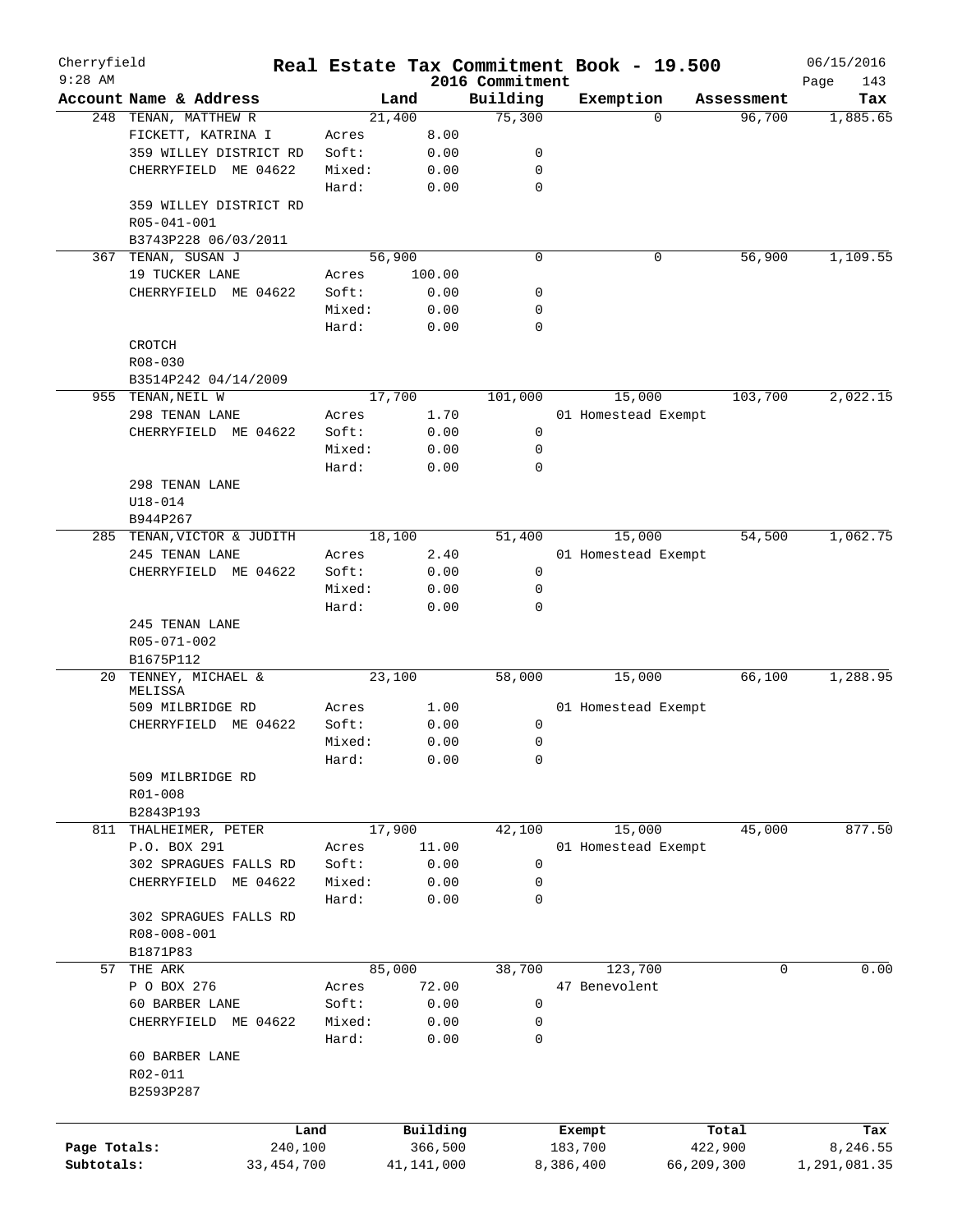# Real Estate Tax Commitment Book - 19.500

Cherryfield — 9:28 AM — 2016 Commitment — 06/15/2016

| Account Name & Address | | Land | Building | Exemption | Assessment | Tax |
|---|---|---|---|---|---|---|
| 248 TENAN, MATTHEW R | | 21,400 | 75,300 | 0 | 96,700 | 1,885.65 |
| FICKETT, KATRINA I | Acres | 8.00 | | | | |
| 359 WILLEY DISTRICT RD | Soft: | 0.00 | 0 | | | |
| CHERRYFIELD ME 04622 | Mixed: | 0.00 | 0 | | | |
| | Hard: | 0.00 | 0 | | | |
| 359 WILLEY DISTRICT RD | | | | | | |
| R05-041-001 | | | | | | |
| B3743P228 06/03/2011 | | | | | | |
| 367 TENAN, SUSAN J | | 56,900 | 0 | 0 | 56,900 | 1,109.55 |
| 19 TUCKER LANE | Acres | 100.00 | | | | |
| CHERRYFIELD ME 04622 | Soft: | 0.00 | 0 | | | |
| | Mixed: | 0.00 | 0 | | | |
| | Hard: | 0.00 | 0 | | | |
| CROTCH | | | | | | |
| R08-030 | | | | | | |
| B3514P242 04/14/2009 | | | | | | |
| 955 TENAN, NEIL W | | 17,700 | 101,000 | 15,000 | 103,700 | 2,022.15 |
| 298 TENAN LANE | Acres | 1.70 | | 01 Homestead Exempt | | |
| CHERRYFIELD ME 04622 | Soft: | 0.00 | 0 | | | |
| | Mixed: | 0.00 | 0 | | | |
| | Hard: | 0.00 | 0 | | | |
| 298 TENAN LANE | | | | | | |
| U18-014 | | | | | | |
| B944P267 | | | | | | |
| 285 TENAN, VICTOR & JUDITH | | 18,100 | 51,400 | 15,000 | 54,500 | 1,062.75 |
| 245 TENAN LANE | Acres | 2.40 | | 01 Homestead Exempt | | |
| CHERRYFIELD ME 04622 | Soft: | 0.00 | 0 | | | |
| | Mixed: | 0.00 | 0 | | | |
| | Hard: | 0.00 | 0 | | | |
| 245 TENAN LANE | | | | | | |
| R05-071-002 | | | | | | |
| B1675P112 | | | | | | |
| 20 TENNEY, MICHAEL & MELISSA | | 23,100 | 58,000 | 15,000 | 66,100 | 1,288.95 |
| 509 MILBRIDGE RD | Acres | 1.00 | | 01 Homestead Exempt | | |
| CHERRYFIELD ME 04622 | Soft: | 0.00 | 0 | | | |
| | Mixed: | 0.00 | 0 | | | |
| | Hard: | 0.00 | 0 | | | |
| 509 MILBRIDGE RD | | | | | | |
| R01-008 | | | | | | |
| B2843P193 | | | | | | |
| 811 THALHEIMER, PETER | | 17,900 | 42,100 | 15,000 | 45,000 | 877.50 |
| P.O. BOX 291 | Acres | 11.00 | | 01 Homestead Exempt | | |
| 302 SPRAGUES FALLS RD | Soft: | 0.00 | 0 | | | |
| CHERRYFIELD ME 04622 | Mixed: | 0.00 | 0 | | | |
| | Hard: | 0.00 | 0 | | | |
| 302 SPRAGUES FALLS RD | | | | | | |
| R08-008-001 | | | | | | |
| B1871P83 | | | | | | |
| 57 THE ARK | | 85,000 | 38,700 | 123,700 | 0 | 0.00 |
| P O BOX 276 | Acres | 72.00 | | 47 Benevolent | | |
| 60 BARBER LANE | Soft: | 0.00 | 0 | | | |
| CHERRYFIELD ME 04622 | Mixed: | 0.00 | 0 | | | |
| | Hard: | 0.00 | 0 | | | |
| 60 BARBER LANE | | | | | | |
| R02-011 | | | | | | |
| B2593P287 | | | | | | |

| | Land | Building | Exempt | Total | Tax |
|---|---|---|---|---|---|
| Page Totals: | 240,100 | 366,500 | 183,700 | 422,900 | 8,246.55 |
| Subtotals: | 33,454,700 | 41,141,000 | 8,386,400 | 66,209,300 | 1,291,081.35 |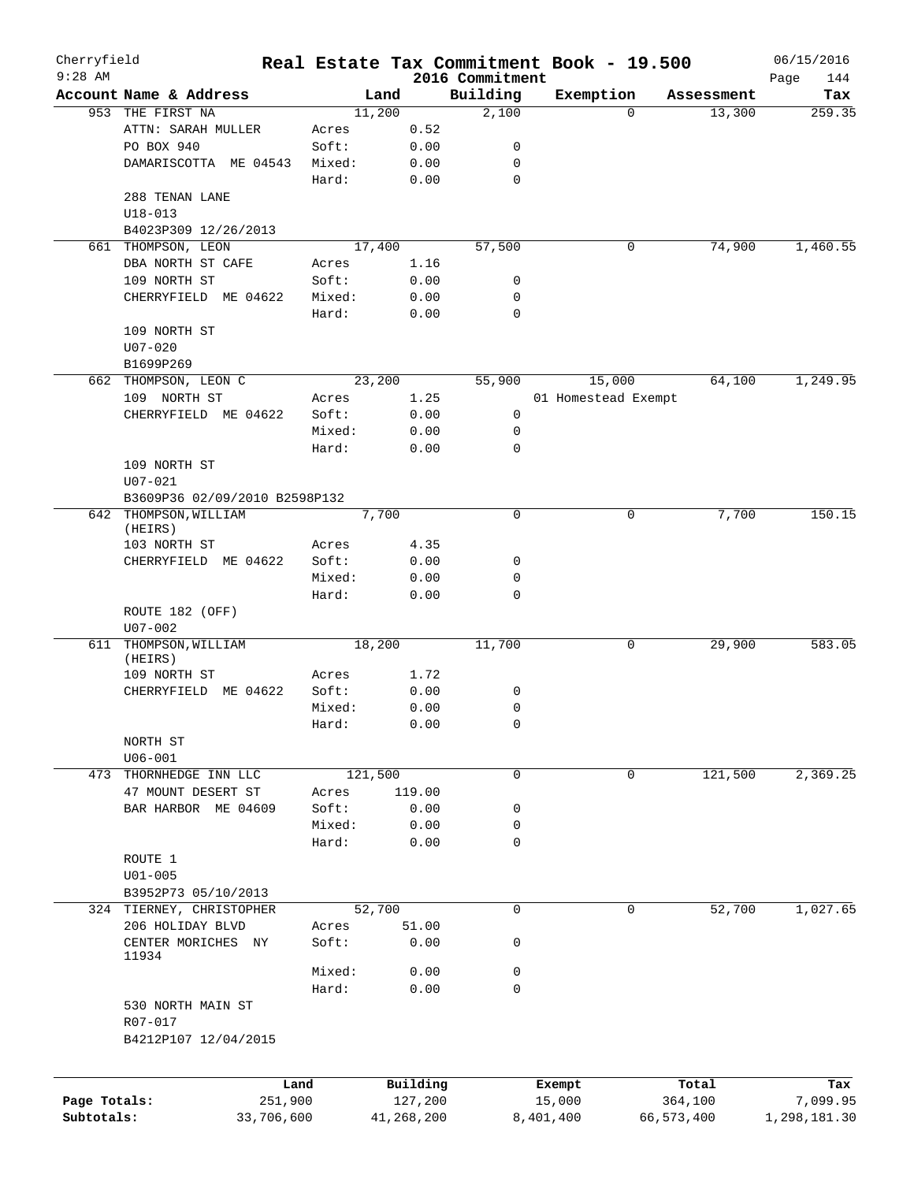# Cherryfield — Real Estate Tax Commitment Book - 19.500

9:28 AM — 2016 Commitment — 06/15/2016

| Account | Name & Address | Land | | Building | Exemption | Assessment | Tax |
|---|---|---|---|---|---|---|---|
| 953 | THE FIRST NA | | 11,200 | 2,100 | 0 | 13,300 | 259.35 |
| | ATTN: SARAH MULLER | Acres | 0.52 | | | | |
| | PO BOX 940 | Soft: | 0.00 | 0 | | | |
| | DAMARISCOTTA ME 04543 | Mixed: | 0.00 | 0 | | | |
| | | Hard: | 0.00 | 0 | | | |
| | 288 TENAN LANE | | | | | | |
| | U18-013 | | | | | | |
| | B4023P309 12/26/2013 | | | | | | |
| 661 | THOMPSON, LEON | | 17,400 | 57,500 | 0 | 74,900 | 1,460.55 |
| | DBA NORTH ST CAFE | Acres | 1.16 | | | | |
| | 109 NORTH ST | Soft: | 0.00 | 0 | | | |
| | CHERRYFIELD ME 04622 | Mixed: | 0.00 | 0 | | | |
| | | Hard: | 0.00 | 0 | | | |
| | 109 NORTH ST | | | | | | |
| | U07-020 | | | | | | |
| | B1699P269 | | | | | | |
| 662 | THOMPSON, LEON C | | 23,200 | 55,900 | 15,000 | 64,100 | 1,249.95 |
| | 109 NORTH ST | Acres | 1.25 | | 01 Homestead Exempt | | |
| | CHERRYFIELD ME 04622 | Soft: | 0.00 | 0 | | | |
| | | Mixed: | 0.00 | 0 | | | |
| | | Hard: | 0.00 | 0 | | | |
| | 109 NORTH ST | | | | | | |
| | U07-021 | | | | | | |
| | B3609P36 02/09/2010 B2598P132 | | | | | | |
| 642 | THOMPSON, WILLIAM (HEIRS) | | 7,700 | 0 | 0 | 7,700 | 150.15 |
| | 103 NORTH ST | Acres | 4.35 | | | | |
| | CHERRYFIELD ME 04622 | Soft: | 0.00 | 0 | | | |
| | | Mixed: | 0.00 | 0 | | | |
| | | Hard: | 0.00 | 0 | | | |
| | ROUTE 182 (OFF) | | | | | | |
| | U07-002 | | | | | | |
| 611 | THOMPSON, WILLIAM (HEIRS) | | 18,200 | 11,700 | 0 | 29,900 | 583.05 |
| | 109 NORTH ST | Acres | 1.72 | | | | |
| | CHERRYFIELD ME 04622 | Soft: | 0.00 | 0 | | | |
| | | Mixed: | 0.00 | 0 | | | |
| | | Hard: | 0.00 | 0 | | | |
| | NORTH ST | | | | | | |
| | U06-001 | | | | | | |
| 473 | THORNHEDGE INN LLC | | 121,500 | 0 | 0 | 121,500 | 2,369.25 |
| | 47 MOUNT DESERT ST | Acres | 119.00 | | | | |
| | BAR HARBOR ME 04609 | Soft: | 0.00 | 0 | | | |
| | | Mixed: | 0.00 | 0 | | | |
| | | Hard: | 0.00 | 0 | | | |
| | ROUTE 1 | | | | | | |
| | U01-005 | | | | | | |
| | B3952P73 05/10/2013 | | | | | | |
| 324 | TIERNEY, CHRISTOPHER | | 52,700 | 0 | 0 | 52,700 | 1,027.65 |
| | 206 HOLIDAY BLVD | Acres | 51.00 | | | | |
| | CENTER MORICHES NY 11934 | Soft: | 0.00 | 0 | | | |
| | | Mixed: | 0.00 | 0 | | | |
| | | Hard: | 0.00 | 0 | | | |
| | 530 NORTH MAIN ST | | | | | | |
| | R07-017 | | | | | | |
| | B4212P107 12/04/2015 | | | | | | |

| | Land | Building | Exempt | Total | Tax |
|---|---|---|---|---|---|
| Page Totals: | 251,900 | 127,200 | 15,000 | 364,100 | 7,099.95 |
| Subtotals: | 33,706,600 | 41,268,200 | 8,401,400 | 66,573,400 | 1,298,181.30 |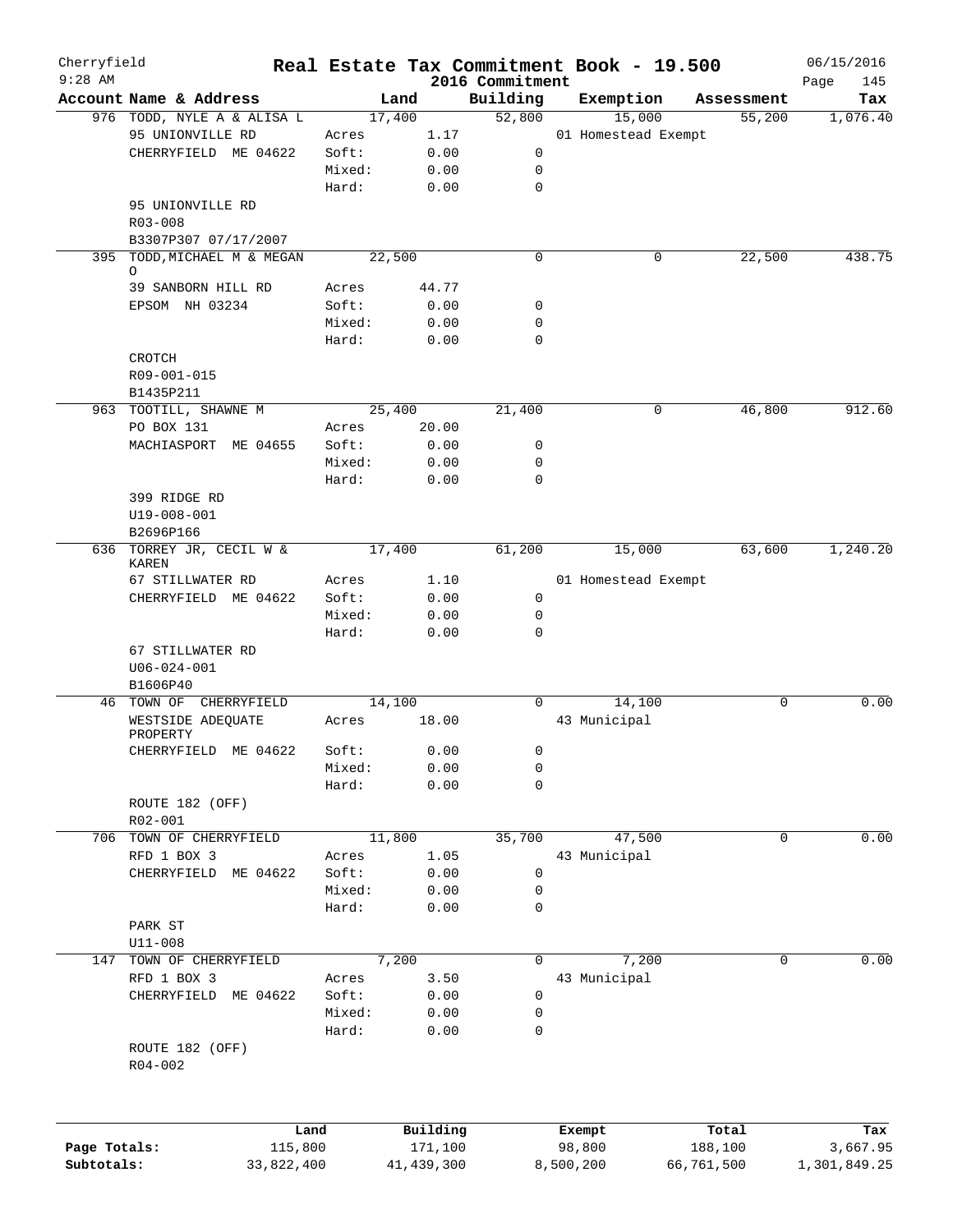Cherryfield
9:28 AM

# Real Estate Tax Commitment Book - 19.500
## 2016 Commitment

06/15/2016

| Account | Name & Address | | Land | Building | Exemption | Assessment | Tax |
|---|---|---|---|---|---|---|---|
| 976 | TODD, NYLE A & ALISA L | | 17,400 | 52,800 | 15,000 | 55,200 | 1,076.40 |
| | 95 UNIONVILLE RD | Acres | 1.17 | | 01 Homestead Exempt | | |
| | CHERRYFIELD ME 04622 | Soft: | 0.00 | 0 | | | |
| | | Mixed: | 0.00 | 0 | | | |
| | | Hard: | 0.00 | 0 | | | |
| | 95 UNIONVILLE RD | | | | | | |
| | R03-008 | | | | | | |
| | B3307P307 07/17/2007 | | | | | | |
| 395 | TODD, MICHAEL M & MEGAN O | | 22,500 | 0 | 0 | 22,500 | 438.75 |
| | 39 SANBORN HILL RD | Acres | 44.77 | | | | |
| | EPSOM NH 03234 | Soft: | 0.00 | 0 | | | |
| | | Mixed: | 0.00 | 0 | | | |
| | | Hard: | 0.00 | 0 | | | |
| | CROTCH | | | | | | |
| | R09-001-015 | | | | | | |
| | B1435P211 | | | | | | |
| 963 | TOOTILL, SHAWNE M | | 25,400 | 21,400 | 0 | 46,800 | 912.60 |
| | PO BOX 131 | Acres | 20.00 | | | | |
| | MACHIASPORT ME 04655 | Soft: | 0.00 | 0 | | | |
| | | Mixed: | 0.00 | 0 | | | |
| | | Hard: | 0.00 | 0 | | | |
| | 399 RIDGE RD | | | | | | |
| | U19-008-001 | | | | | | |
| | B2696P166 | | | | | | |
| 636 | TORREY JR, CECIL W & KAREN | | 17,400 | 61,200 | 15,000 | 63,600 | 1,240.20 |
| | 67 STILLWATER RD | Acres | 1.10 | | 01 Homestead Exempt | | |
| | CHERRYFIELD ME 04622 | Soft: | 0.00 | 0 | | | |
| | | Mixed: | 0.00 | 0 | | | |
| | | Hard: | 0.00 | 0 | | | |
| | 67 STILLWATER RD | | | | | | |
| | U06-024-001 | | | | | | |
| | B1606P40 | | | | | | |
| 46 | TOWN OF CHERRYFIELD | | 14,100 | 0 | 14,100 | 0 | 0.00 |
| | WESTSIDE ADEQUATE PROPERTY | Acres | 18.00 | | 43 Municipal | | |
| | CHERRYFIELD ME 04622 | Soft: | 0.00 | 0 | | | |
| | | Mixed: | 0.00 | 0 | | | |
| | | Hard: | 0.00 | 0 | | | |
| | ROUTE 182 (OFF) | | | | | | |
| | R02-001 | | | | | | |
| 706 | TOWN OF CHERRYFIELD | | 11,800 | 35,700 | 47,500 | 0 | 0.00 |
| | RFD 1 BOX 3 | Acres | 1.05 | | 43 Municipal | | |
| | CHERRYFIELD ME 04622 | Soft: | 0.00 | 0 | | | |
| | | Mixed: | 0.00 | 0 | | | |
| | | Hard: | 0.00 | 0 | | | |
| | PARK ST | | | | | | |
| | U11-008 | | | | | | |
| 147 | TOWN OF CHERRYFIELD | | 7,200 | 0 | 7,200 | 0 | 0.00 |
| | RFD 1 BOX 3 | Acres | 3.50 | | 43 Municipal | | |
| | CHERRYFIELD ME 04622 | Soft: | 0.00 | 0 | | | |
| | | Mixed: | 0.00 | 0 | | | |
| | | Hard: | 0.00 | 0 | | | |
| | ROUTE 182 (OFF) | | | | | | |
| | R04-002 | | | | | | |

| | Land | Building | Exempt | Total | Tax |
|---|---|---|---|---|---|
| Page Totals: | 115,800 | 171,100 | 98,800 | 188,100 | 3,667.95 |
| Subtotals: | 33,822,400 | 41,439,300 | 8,500,200 | 66,761,500 | 1,301,849.25 |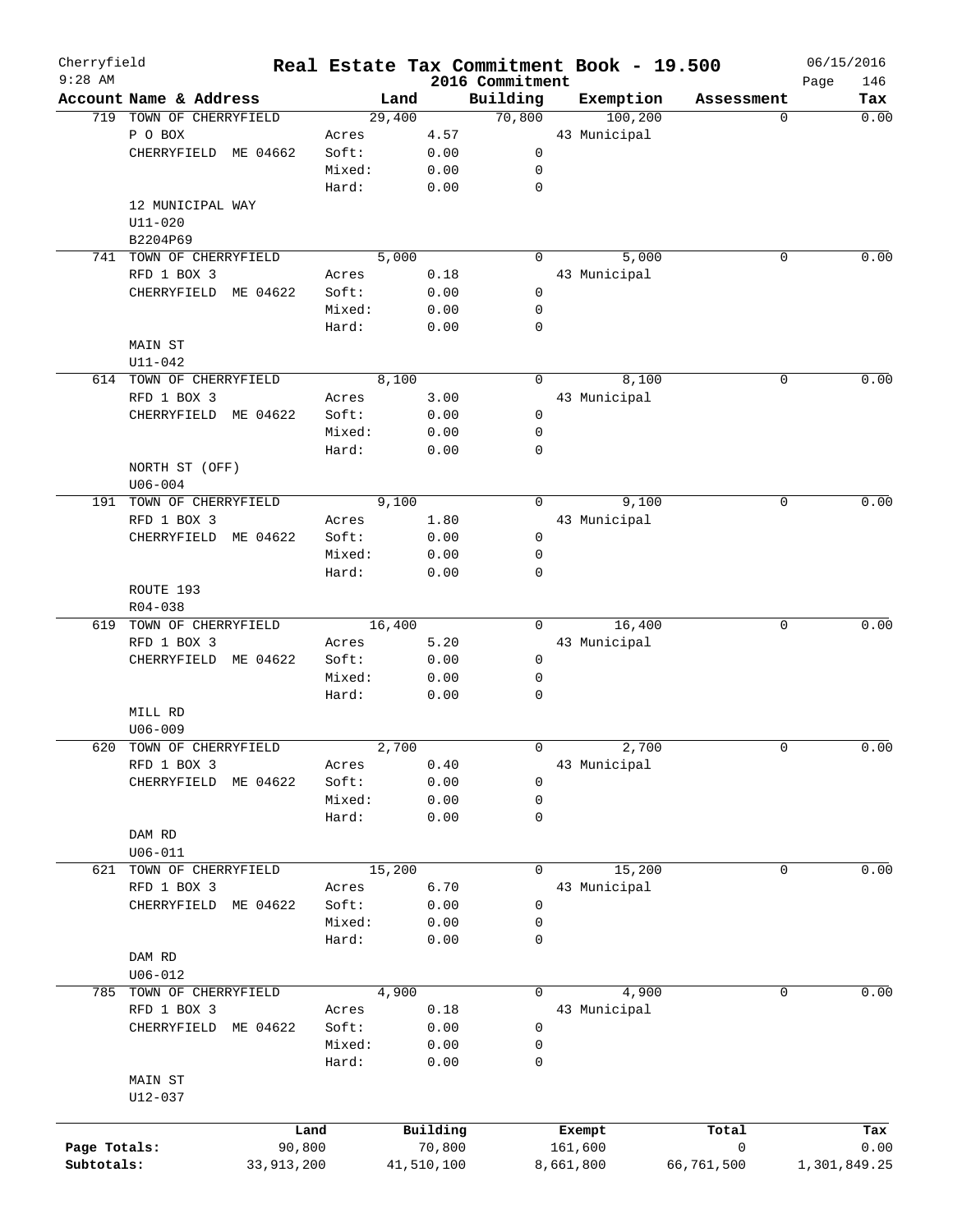Cherryfield 9:28 AM

# Real Estate Tax Commitment Book - 19.500
## 2016 Commitment

06/15/2016

| Account | Name & Address | | Land | Building | Exemption | Assessment | Tax |
|---|---|---|---|---|---|---|---|
| 719 | TOWN OF CHERRYFIELD | | 29,400 | 70,800 | 100,200 | 0 | 0.00 |
| | P O BOX | Acres | 4.57 | | 43 Municipal | | |
| | CHERRYFIELD ME 04662 | Soft: | 0.00 | 0 | | | |
| | | Mixed: | 0.00 | 0 | | | |
| | | Hard: | 0.00 | 0 | | | |
| | 12 MUNICIPAL WAY | | | | | | |
| | U11-020 | | | | | | |
| | B2204P69 | | | | | | |
| 741 | TOWN OF CHERRYFIELD | | 5,000 | 0 | 5,000 | 0 | 0.00 |
| | RFD 1 BOX 3 | Acres | 0.18 | | 43 Municipal | | |
| | CHERRYFIELD ME 04622 | Soft: | 0.00 | 0 | | | |
| | | Mixed: | 0.00 | 0 | | | |
| | | Hard: | 0.00 | 0 | | | |
| | MAIN ST | | | | | | |
| | U11-042 | | | | | | |
| 614 | TOWN OF CHERRYFIELD | | 8,100 | 0 | 8,100 | 0 | 0.00 |
| | RFD 1 BOX 3 | Acres | 3.00 | | 43 Municipal | | |
| | CHERRYFIELD ME 04622 | Soft: | 0.00 | 0 | | | |
| | | Mixed: | 0.00 | 0 | | | |
| | | Hard: | 0.00 | 0 | | | |
| | NORTH ST (OFF) | | | | | | |
| | U06-004 | | | | | | |
| 191 | TOWN OF CHERRYFIELD | | 9,100 | 0 | 9,100 | 0 | 0.00 |
| | RFD 1 BOX 3 | Acres | 1.80 | | 43 Municipal | | |
| | CHERRYFIELD ME 04622 | Soft: | 0.00 | 0 | | | |
| | | Mixed: | 0.00 | 0 | | | |
| | | Hard: | 0.00 | 0 | | | |
| | ROUTE 193 | | | | | | |
| | R04-038 | | | | | | |
| 619 | TOWN OF CHERRYFIELD | | 16,400 | 0 | 16,400 | 0 | 0.00 |
| | RFD 1 BOX 3 | Acres | 5.20 | | 43 Municipal | | |
| | CHERRYFIELD ME 04622 | Soft: | 0.00 | 0 | | | |
| | | Mixed: | 0.00 | 0 | | | |
| | | Hard: | 0.00 | 0 | | | |
| | MILL RD | | | | | | |
| | U06-009 | | | | | | |
| 620 | TOWN OF CHERRYFIELD | | 2,700 | 0 | 2,700 | 0 | 0.00 |
| | RFD 1 BOX 3 | Acres | 0.40 | | 43 Municipal | | |
| | CHERRYFIELD ME 04622 | Soft: | 0.00 | 0 | | | |
| | | Mixed: | 0.00 | 0 | | | |
| | | Hard: | 0.00 | 0 | | | |
| | DAM RD | | | | | | |
| | U06-011 | | | | | | |
| 621 | TOWN OF CHERRYFIELD | | 15,200 | 0 | 15,200 | 0 | 0.00 |
| | RFD 1 BOX 3 | Acres | 6.70 | | 43 Municipal | | |
| | CHERRYFIELD ME 04622 | Soft: | 0.00 | 0 | | | |
| | | Mixed: | 0.00 | 0 | | | |
| | | Hard: | 0.00 | 0 | | | |
| | DAM RD | | | | | | |
| | U06-012 | | | | | | |
| 785 | TOWN OF CHERRYFIELD | | 4,900 | 0 | 4,900 | 0 | 0.00 |
| | RFD 1 BOX 3 | Acres | 0.18 | | 43 Municipal | | |
| | CHERRYFIELD ME 04622 | Soft: | 0.00 | 0 | | | |
| | | Mixed: | 0.00 | 0 | | | |
| | | Hard: | 0.00 | 0 | | | |
| | MAIN ST | | | | | | |
| | U12-037 | | | | | | |

| | Land | Building | Exempt | Total | Tax |
|---|---|---|---|---|---|
| Page Totals: | 90,800 | 70,800 | 161,600 | 0 | 0.00 |
| Subtotals: | 33,913,200 | 41,510,100 | 8,661,800 | 66,761,500 | 1,301,849.25 |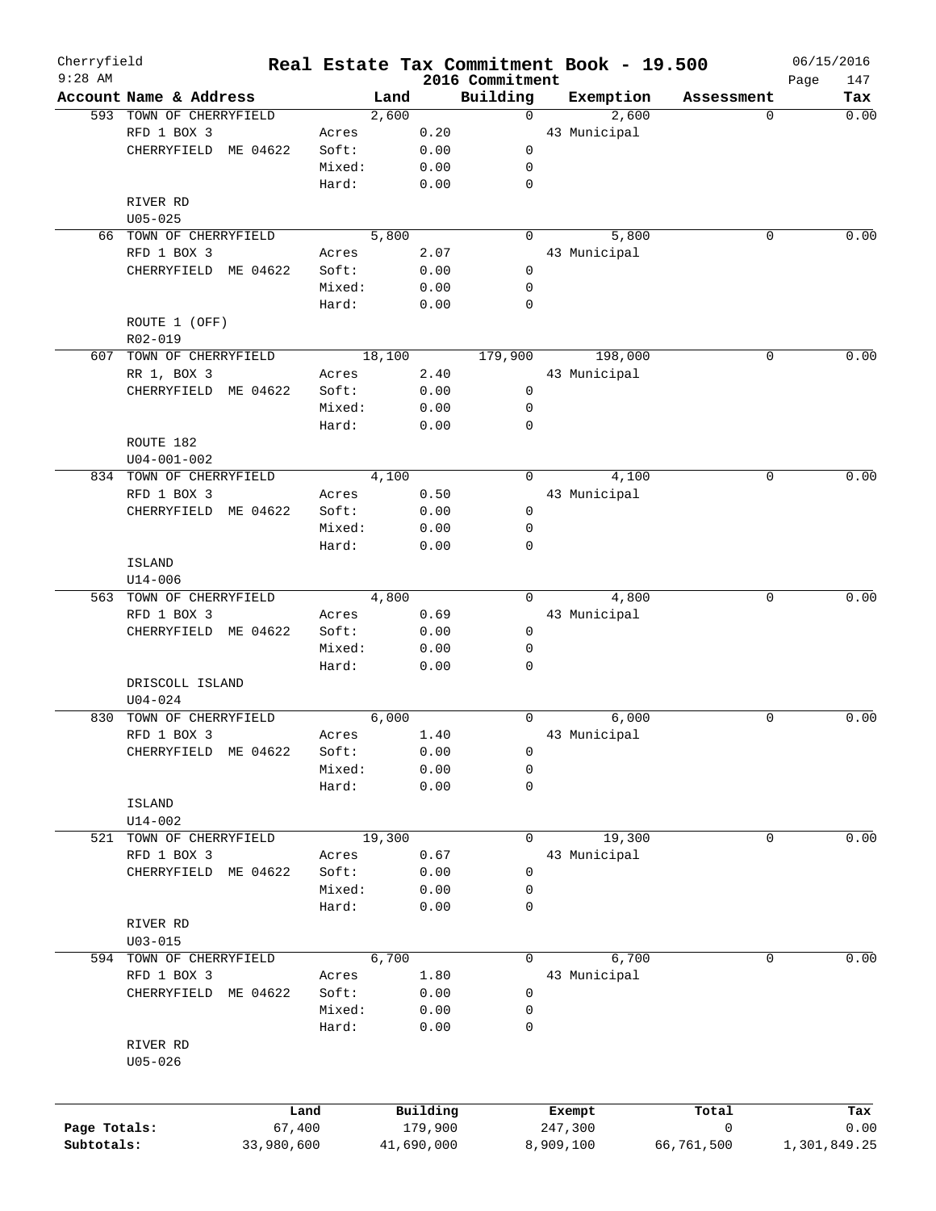Cherryfield
9:28 AM

# Real Estate Tax Commitment Book - 19.500
## 2016 Commitment

06/15/2016

| Account Name & Address | | Land | Building | Exemption | Assessment | Tax |
|---|---|---|---|---|---|---|
| 593 TOWN OF CHERRYFIELD | | 2,600 | 0 | 2,600 | 0 | 0.00 |
| RFD 1 BOX 3 | Acres | 0.20 | | 43 Municipal | | |
| CHERRYFIELD ME 04622 | Soft: | 0.00 | 0 | | | |
| | Mixed: | 0.00 | 0 | | | |
| | Hard: | 0.00 | 0 | | | |
| RIVER RD | | | | | | |
| U05-025 | | | | | | |
| 66 TOWN OF CHERRYFIELD | | 5,800 | 0 | 5,800 | 0 | 0.00 |
| RFD 1 BOX 3 | Acres | 2.07 | | 43 Municipal | | |
| CHERRYFIELD ME 04622 | Soft: | 0.00 | 0 | | | |
| | Mixed: | 0.00 | 0 | | | |
| | Hard: | 0.00 | 0 | | | |
| ROUTE 1 (OFF) | | | | | | |
| R02-019 | | | | | | |
| 607 TOWN OF CHERRYFIELD | | 18,100 | 179,900 | 198,000 | 0 | 0.00 |
| RR 1, BOX 3 | Acres | 2.40 | | 43 Municipal | | |
| CHERRYFIELD ME 04622 | Soft: | 0.00 | 0 | | | |
| | Mixed: | 0.00 | 0 | | | |
| | Hard: | 0.00 | 0 | | | |
| ROUTE 182 | | | | | | |
| U04-001-002 | | | | | | |
| 834 TOWN OF CHERRYFIELD | | 4,100 | 0 | 4,100 | 0 | 0.00 |
| RFD 1 BOX 3 | Acres | 0.50 | | 43 Municipal | | |
| CHERRYFIELD ME 04622 | Soft: | 0.00 | 0 | | | |
| | Mixed: | 0.00 | 0 | | | |
| | Hard: | 0.00 | 0 | | | |
| ISLAND | | | | | | |
| U14-006 | | | | | | |
| 563 TOWN OF CHERRYFIELD | | 4,800 | 0 | 4,800 | 0 | 0.00 |
| RFD 1 BOX 3 | Acres | 0.69 | | 43 Municipal | | |
| CHERRYFIELD ME 04622 | Soft: | 0.00 | 0 | | | |
| | Mixed: | 0.00 | 0 | | | |
| | Hard: | 0.00 | 0 | | | |
| DRISCOLL ISLAND | | | | | | |
| U04-024 | | | | | | |
| 830 TOWN OF CHERRYFIELD | | 6,000 | 0 | 6,000 | 0 | 0.00 |
| RFD 1 BOX 3 | Acres | 1.40 | | 43 Municipal | | |
| CHERRYFIELD ME 04622 | Soft: | 0.00 | 0 | | | |
| | Mixed: | 0.00 | 0 | | | |
| | Hard: | 0.00 | 0 | | | |
| ISLAND | | | | | | |
| U14-002 | | | | | | |
| 521 TOWN OF CHERRYFIELD | | 19,300 | 0 | 19,300 | 0 | 0.00 |
| RFD 1 BOX 3 | Acres | 0.67 | | 43 Municipal | | |
| CHERRYFIELD ME 04622 | Soft: | 0.00 | 0 | | | |
| | Mixed: | 0.00 | 0 | | | |
| | Hard: | 0.00 | 0 | | | |
| RIVER RD | | | | | | |
| U03-015 | | | | | | |
| 594 TOWN OF CHERRYFIELD | | 6,700 | 0 | 6,700 | 0 | 0.00 |
| RFD 1 BOX 3 | Acres | 1.80 | | 43 Municipal | | |
| CHERRYFIELD ME 04622 | Soft: | 0.00 | 0 | | | |
| | Mixed: | 0.00 | 0 | | | |
| | Hard: | 0.00 | 0 | | | |
| RIVER RD | | | | | | |
| U05-026 | | | | | | |

| | Land | Building | Exempt | Total | Tax |
|---|---|---|---|---|---|
| Page Totals: | 67,400 | 179,900 | 247,300 | 0 | 0.00 |
| Subtotals: | 33,980,600 | 41,690,000 | 8,909,100 | 66,761,500 | 1,301,849.25 |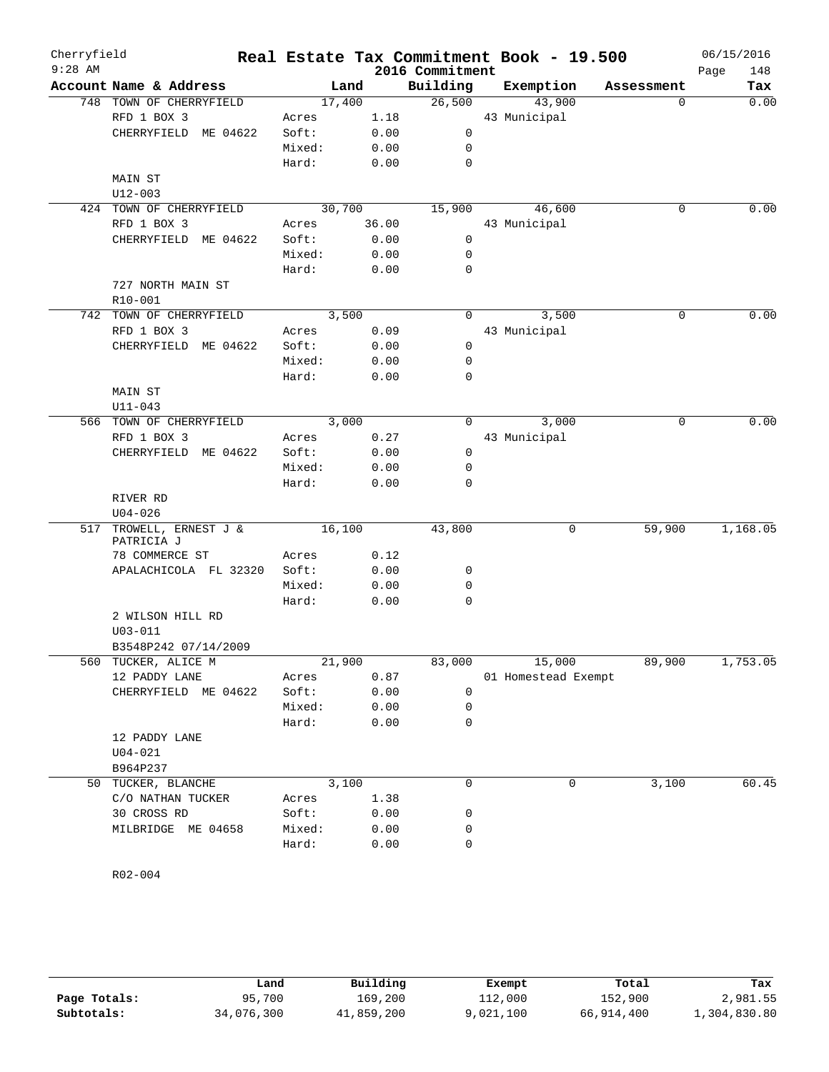# Real Estate Tax Commitment Book - 19.500

Cherryfield 9:28 AM — 2016 Commitment — 06/15/2016

| Account | Name & Address | Land | | Building | Exemption | Assessment | Tax |
|---|---|---|---|---|---|---|---|
| 748 | TOWN OF CHERRYFIELD | 17,400 | | 26,500 | 43,900 | 0 | 0.00 |
| | RFD 1 BOX 3 | Acres | 1.18 | | 43 Municipal | | |
| | CHERRYFIELD ME 04622 | Soft: | 0.00 | 0 | | | |
| | | Mixed: | 0.00 | 0 | | | |
| | | Hard: | 0.00 | 0 | | | |
| | MAIN ST | | | | | | |
| | U12-003 | | | | | | |
| 424 | TOWN OF CHERRYFIELD | 30,700 | | 15,900 | 46,600 | 0 | 0.00 |
| | RFD 1 BOX 3 | Acres | 36.00 | | 43 Municipal | | |
| | CHERRYFIELD ME 04622 | Soft: | 0.00 | 0 | | | |
| | | Mixed: | 0.00 | 0 | | | |
| | | Hard: | 0.00 | 0 | | | |
| | 727 NORTH MAIN ST | | | | | | |
| | R10-001 | | | | | | |
| 742 | TOWN OF CHERRYFIELD | 3,500 | | 0 | 3,500 | 0 | 0.00 |
| | RFD 1 BOX 3 | Acres | 0.09 | | 43 Municipal | | |
| | CHERRYFIELD ME 04622 | Soft: | 0.00 | 0 | | | |
| | | Mixed: | 0.00 | 0 | | | |
| | | Hard: | 0.00 | 0 | | | |
| | MAIN ST | | | | | | |
| | U11-043 | | | | | | |
| 566 | TOWN OF CHERRYFIELD | 3,000 | | 0 | 3,000 | 0 | 0.00 |
| | RFD 1 BOX 3 | Acres | 0.27 | | 43 Municipal | | |
| | CHERRYFIELD ME 04622 | Soft: | 0.00 | 0 | | | |
| | | Mixed: | 0.00 | 0 | | | |
| | | Hard: | 0.00 | 0 | | | |
| | RIVER RD | | | | | | |
| | U04-026 | | | | | | |
| 517 | TROWELL, ERNEST J & PATRICIA J | 16,100 | | 43,800 | 0 | 59,900 | 1,168.05 |
| | 78 COMMERCE ST | Acres | 0.12 | | | | |
| | APALACHICOLA FL 32320 | Soft: | 0.00 | 0 | | | |
| | | Mixed: | 0.00 | 0 | | | |
| | | Hard: | 0.00 | 0 | | | |
| | 2 WILSON HILL RD | | | | | | |
| | U03-011 | | | | | | |
| | B3548P242 07/14/2009 | | | | | | |
| 560 | TUCKER, ALICE M | 21,900 | | 83,000 | 15,000 | 89,900 | 1,753.05 |
| | 12 PADDY LANE | Acres | 0.87 | | 01 Homestead Exempt | | |
| | CHERRYFIELD ME 04622 | Soft: | 0.00 | 0 | | | |
| | | Mixed: | 0.00 | 0 | | | |
| | | Hard: | 0.00 | 0 | | | |
| | 12 PADDY LANE | | | | | | |
| | U04-021 | | | | | | |
| | B964P237 | | | | | | |
| 50 | TUCKER, BLANCHE | 3,100 | | 0 | 0 | 3,100 | 60.45 |
| | C/O NATHAN TUCKER | Acres | 1.38 | | | | |
| | 30 CROSS RD | Soft: | 0.00 | 0 | | | |
| | MILBRIDGE ME 04658 | Mixed: | 0.00 | 0 | | | |
| | | Hard: | 0.00 | 0 | | | |
| | R02-004 | | | | | | |

| | Land | Building | Exempt | Total | Tax |
|---|---|---|---|---|---|
| Page Totals: | 95,700 | 169,200 | 112,000 | 152,900 | 2,981.55 |
| Subtotals: | 34,076,300 | 41,859,200 | 9,021,100 | 66,914,400 | 1,304,830.80 |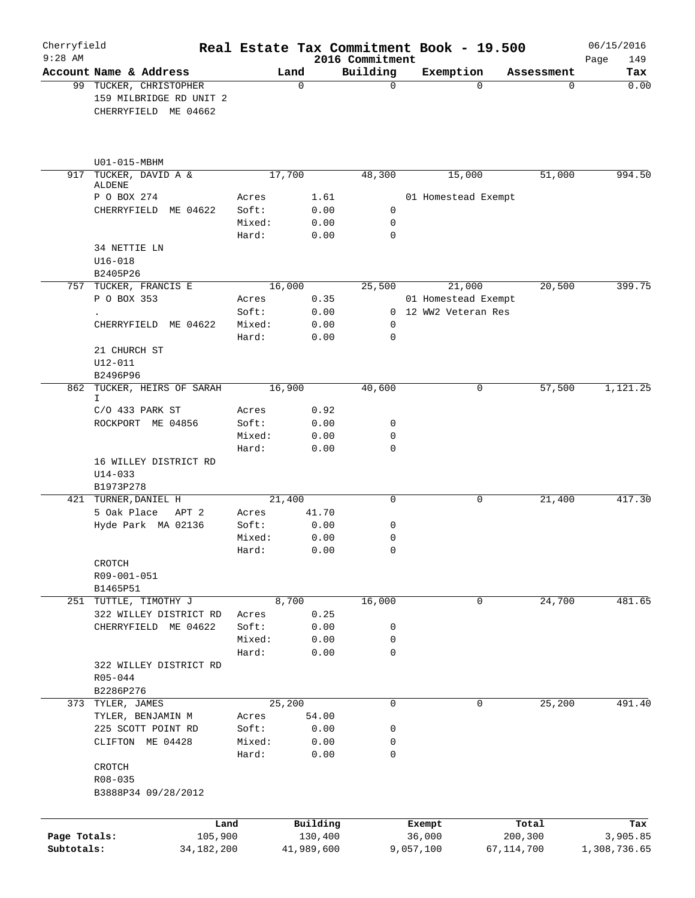# Real Estate Tax Commitment Book - 19.500

Cherryfield — 2016 Commitment — 06/15/2016

| Account | Name & Address | | Land | Building | Exemption | Assessment | Tax |
|---|---|---|---|---|---|---|---|
| 99 | TUCKER, CHRISTOPHER | | 0 | 0 | 0 | 0 | 0.00 |
| | 159 MILBRIDGE RD UNIT 2 | | | | | | |
| | CHERRYFIELD ME 04662 | | | | | | |
| | U01-015-MBHM | | | | | | |
| 917 | TUCKER, DAVID A & ALDENE | | 17,700 | 48,300 | 15,000 | 51,000 | 994.50 |
| | P O BOX 274 | Acres | 1.61 | | 01 Homestead Exempt | | |
| | CHERRYFIELD ME 04622 | Soft: | 0.00 | 0 | | | |
| | | Mixed: | 0.00 | 0 | | | |
| | | Hard: | 0.00 | 0 | | | |
| | 34 NETTIE LN | | | | | | |
| | U16-018 | | | | | | |
| | B2405P26 | | | | | | |
| 757 | TUCKER, FRANCIS E | | 16,000 | 25,500 | 21,000 | 20,500 | 399.75 |
| | P O BOX 353 | Acres | 0.35 | | 01 Homestead Exempt | | |
| | . | Soft: | 0.00 | 0 | 12 WW2 Veteran Res | | |
| | CHERRYFIELD ME 04622 | Mixed: | 0.00 | 0 | | | |
| | | Hard: | 0.00 | 0 | | | |
| | 21 CHURCH ST | | | | | | |
| | U12-011 | | | | | | |
| | B2496P96 | | | | | | |
| 862 | TUCKER, HEIRS OF SARAH I | | 16,900 | 40,600 | 0 | 57,500 | 1,121.25 |
| | C/O 433 PARK ST | Acres | 0.92 | | | | |
| | ROCKPORT ME 04856 | Soft: | 0.00 | 0 | | | |
| | | Mixed: | 0.00 | 0 | | | |
| | | Hard: | 0.00 | 0 | | | |
| | 16 WILLEY DISTRICT RD | | | | | | |
| | U14-033 | | | | | | |
| | B1973P278 | | | | | | |
| 421 | TURNER,DANIEL H | | 21,400 | 0 | 0 | 21,400 | 417.30 |
| | 5 Oak Place APT 2 | Acres | 41.70 | | | | |
| | Hyde Park MA 02136 | Soft: | 0.00 | 0 | | | |
| | | Mixed: | 0.00 | 0 | | | |
| | | Hard: | 0.00 | 0 | | | |
| | CROTCH | | | | | | |
| | R09-001-051 | | | | | | |
| | B1465P51 | | | | | | |
| 251 | TUTTLE, TIMOTHY J | | 8,700 | 16,000 | 0 | 24,700 | 481.65 |
| | 322 WILLEY DISTRICT RD | Acres | 0.25 | | | | |
| | CHERRYFIELD ME 04622 | Soft: | 0.00 | 0 | | | |
| | | Mixed: | 0.00 | 0 | | | |
| | | Hard: | 0.00 | 0 | | | |
| | 322 WILLEY DISTRICT RD | | | | | | |
| | R05-044 | | | | | | |
| | B2286P276 | | | | | | |
| 373 | TYLER, JAMES | | 25,200 | 0 | 0 | 25,200 | 491.40 |
| | TYLER, BENJAMIN M | Acres | 54.00 | | | | |
| | 225 SCOTT POINT RD | Soft: | 0.00 | 0 | | | |
| | CLIFTON ME 04428 | Mixed: | 0.00 | 0 | | | |
| | | Hard: | 0.00 | 0 | | | |
| | CROTCH | | | | | | |
| | R08-035 | | | | | | |
| | B3888P34 09/28/2012 | | | | | | |

| | Land | Building | Exempt | Total | Tax |
|---|---|---|---|---|---|
| Page Totals: | 105,900 | 130,400 | 36,000 | 200,300 | 3,905.85 |
| Subtotals: | 34,182,200 | 41,989,600 | 9,057,100 | 67,114,700 | 1,308,736.65 |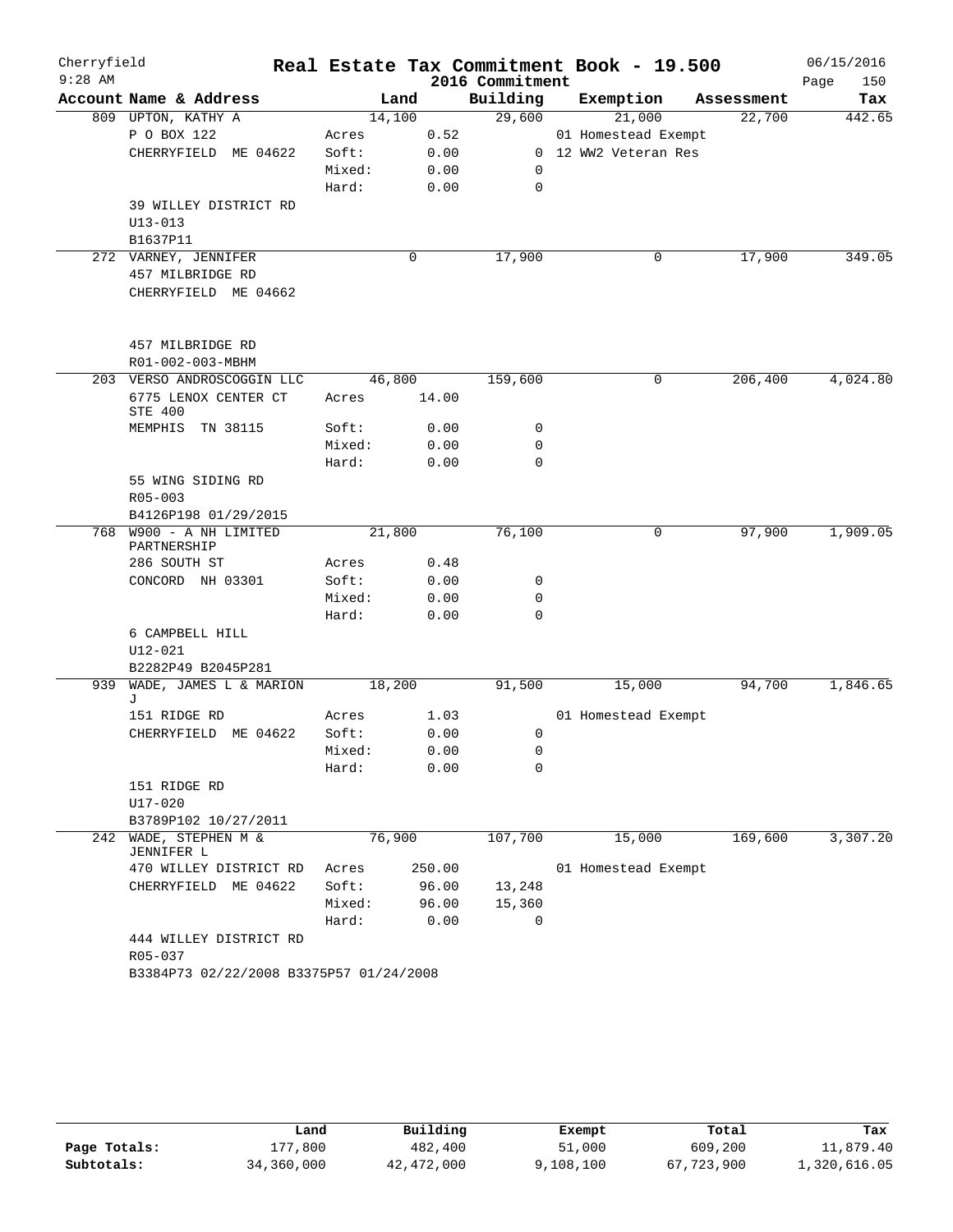# Real Estate Tax Commitment Book - 19.500

Cherryfield
9:28 AM
2016 Commitment
06/15/2016

| Account Name & Address | Land | | Building | Exemption | Assessment | Tax |
|---|---|---|---|---|---|---|
| 809 UPTON, KATHY A | 14,100 | | 29,600 | 21,000 | 22,700 | 442.65 |
| P O BOX 122 | Acres | 0.52 | | 01 Homestead Exempt | | |
| CHERRYFIELD ME 04622 | Soft: | 0.00 | 0 | 12 WW2 Veteran Res | | |
| | Mixed: | 0.00 | 0 | | | |
| | Hard: | 0.00 | 0 | | | |
| 39 WILLEY DISTRICT RD | | | | | | |
| U13-013 | | | | | | |
| B1637P11 | | | | | | |
| 272 VARNEY, JENNIFER | 0 | | 17,900 | 0 | 17,900 | 349.05 |
| 457 MILBRIDGE RD | | | | | | |
| CHERRYFIELD ME 04662 | | | | | | |
| 457 MILBRIDGE RD | | | | | | |
| R01-002-003-MBHM | | | | | | |
| 203 VERSO ANDROSCOGGIN LLC | 46,800 | | 159,600 | 0 | 206,400 | 4,024.80 |
| 6775 LENOX CENTER CT STE 400 | Acres | 14.00 | | | | |
| MEMPHIS TN 38115 | Soft: | 0.00 | 0 | | | |
| | Mixed: | 0.00 | 0 | | | |
| | Hard: | 0.00 | 0 | | | |
| 55 WING SIDING RD | | | | | | |
| R05-003 | | | | | | |
| B4126P198 01/29/2015 | | | | | | |
| 768 W900 - A NH LIMITED PARTNERSHIP | 21,800 | | 76,100 | 0 | 97,900 | 1,909.05 |
| 286 SOUTH ST | Acres | 0.48 | | | | |
| CONCORD NH 03301 | Soft: | 0.00 | 0 | | | |
| | Mixed: | 0.00 | 0 | | | |
| | Hard: | 0.00 | 0 | | | |
| 6 CAMPBELL HILL | | | | | | |
| U12-021 | | | | | | |
| B2282P49 B2045P281 | | | | | | |
| 939 WADE, JAMES L & MARION J | 18,200 | | 91,500 | 15,000 | 94,700 | 1,846.65 |
| 151 RIDGE RD | Acres | 1.03 | | 01 Homestead Exempt | | |
| CHERRYFIELD ME 04622 | Soft: | 0.00 | 0 | | | |
| | Mixed: | 0.00 | 0 | | | |
| | Hard: | 0.00 | 0 | | | |
| 151 RIDGE RD | | | | | | |
| U17-020 | | | | | | |
| B3789P102 10/27/2011 | | | | | | |
| 242 WADE, STEPHEN M & JENNIFER L | 76,900 | | 107,700 | 15,000 | 169,600 | 3,307.20 |
| 470 WILLEY DISTRICT RD | Acres | 250.00 | | 01 Homestead Exempt | | |
| CHERRYFIELD ME 04622 | Soft: | 96.00 | 13,248 | | | |
| | Mixed: | 96.00 | 15,360 | | | |
| | Hard: | 0.00 | 0 | | | |
| 444 WILLEY DISTRICT RD | | | | | | |
| R05-037 | | | | | | |
| B3384P73 02/22/2008 B3375P57 01/24/2008 | | | | | | |

| | Land | Building | Exempt | Total | Tax |
|---|---|---|---|---|---|
| Page Totals: | 177,800 | 482,400 | 51,000 | 609,200 | 11,879.40 |
| Subtotals: | 34,360,000 | 42,472,000 | 9,108,100 | 67,723,900 | 1,320,616.05 |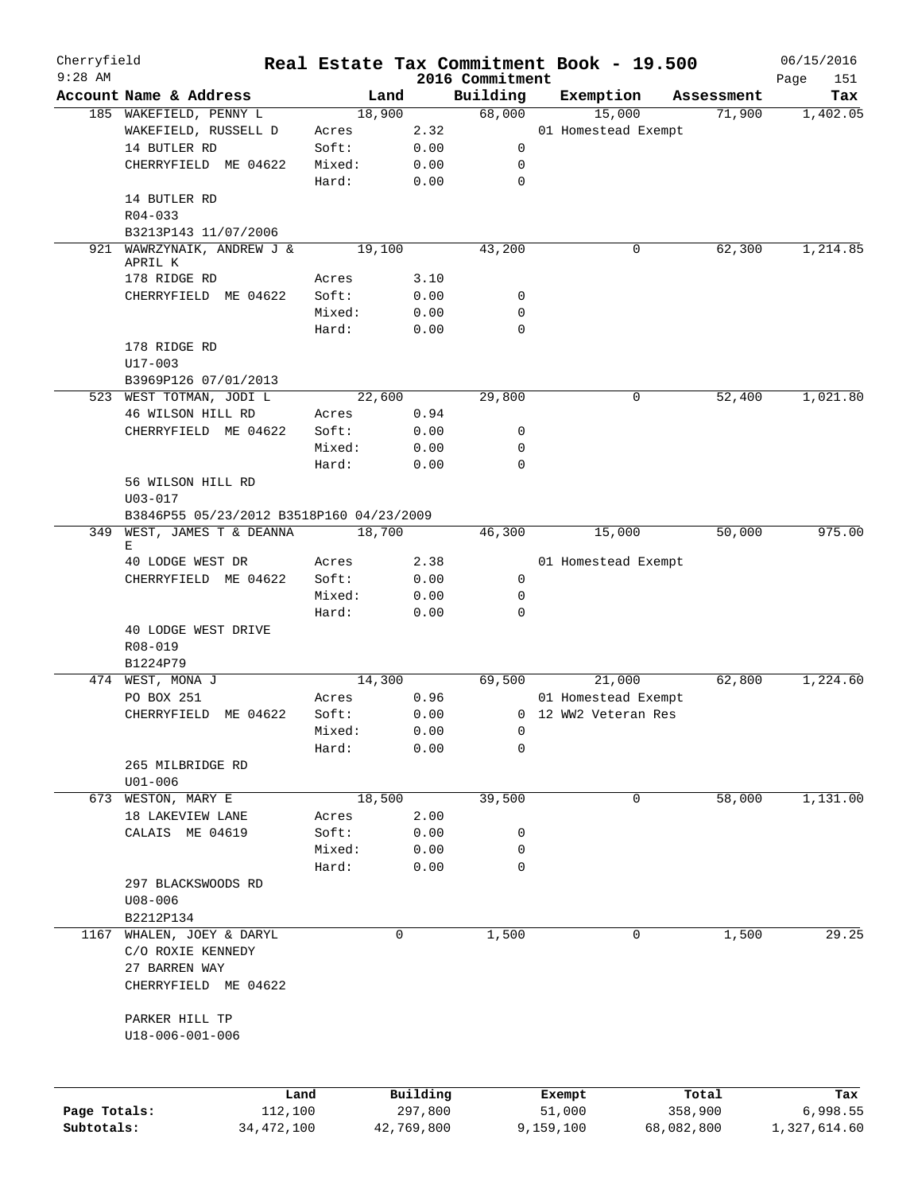Cherryfield 9:28 AM

# Real Estate Tax Commitment Book - 19.500

## 2016 Commitment

06/15/2016

| Account Name & Address | Land | | Building | Exemption | Assessment | Tax |
|---|---|---|---|---|---|---|
| 185 WAKEFIELD, PENNY L | 18,900 | | 68,000 | 15,000 | 71,900 | 1,402.05 |
| WAKEFIELD, RUSSELL D | Acres | 2.32 | | 01 Homestead Exempt | | |
| 14 BUTLER RD | Soft: | 0.00 | 0 | | | |
| CHERRYFIELD ME 04622 | Mixed: | 0.00 | 0 | | | |
| | Hard: | 0.00 | 0 | | | |
| 14 BUTLER RD | | | | | | |
| R04-033 | | | | | | |
| B3213P143 11/07/2006 | | | | | | |
| 921 WAWRZYNAIK, ANDREW J & APRIL K | 19,100 | | 43,200 | 0 | 62,300 | 1,214.85 |
| 178 RIDGE RD | Acres | 3.10 | | | | |
| CHERRYFIELD ME 04622 | Soft: | 0.00 | 0 | | | |
| | Mixed: | 0.00 | 0 | | | |
| | Hard: | 0.00 | 0 | | | |
| 178 RIDGE RD | | | | | | |
| U17-003 | | | | | | |
| B3969P126 07/01/2013 | | | | | | |
| 523 WEST TOTMAN, JODI L | 22,600 | | 29,800 | 0 | 52,400 | 1,021.80 |
| 46 WILSON HILL RD | Acres | 0.94 | | | | |
| CHERRYFIELD ME 04622 | Soft: | 0.00 | 0 | | | |
| | Mixed: | 0.00 | 0 | | | |
| | Hard: | 0.00 | 0 | | | |
| 56 WILSON HILL RD | | | | | | |
| U03-017 | | | | | | |
| B3846P55 05/23/2012 B3518P160 04/23/2009 | | | | | | |
| 349 WEST, JAMES T & DEANNA E | 18,700 | | 46,300 | 15,000 | 50,000 | 975.00 |
| 40 LODGE WEST DR | Acres | 2.38 | | 01 Homestead Exempt | | |
| CHERRYFIELD ME 04622 | Soft: | 0.00 | 0 | | | |
| | Mixed: | 0.00 | 0 | | | |
| | Hard: | 0.00 | 0 | | | |
| 40 LODGE WEST DRIVE | | | | | | |
| R08-019 | | | | | | |
| B1224P79 | | | | | | |
| 474 WEST, MONA J | 14,300 | | 69,500 | 21,000 | 62,800 | 1,224.60 |
| PO BOX 251 | Acres | 0.96 | | 01 Homestead Exempt | | |
| CHERRYFIELD ME 04622 | Soft: | 0.00 | 0 | 12 WW2 Veteran Res | | |
| | Mixed: | 0.00 | 0 | | | |
| | Hard: | 0.00 | 0 | | | |
| 265 MILBRIDGE RD | | | | | | |
| U01-006 | | | | | | |
| 673 WESTON, MARY E | 18,500 | | 39,500 | 0 | 58,000 | 1,131.00 |
| 18 LAKEVIEW LANE | Acres | 2.00 | | | | |
| CALAIS ME 04619 | Soft: | 0.00 | 0 | | | |
| | Mixed: | 0.00 | 0 | | | |
| | Hard: | 0.00 | 0 | | | |
| 297 BLACKSWOODS RD | | | | | | |
| U08-006 | | | | | | |
| B2212P134 | | | | | | |
| 1167 WHALEN, JOEY & DARYL | 0 | | 1,500 | 0 | 1,500 | 29.25 |
| C/O ROXIE KENNEDY | | | | | | |
| 27 BARREN WAY | | | | | | |
| CHERRYFIELD ME 04622 | | | | | | |
| PARKER HILL TP | | | | | | |
| U18-006-001-006 | | | | | | |

| | Land | Building | Exempt | Total | Tax |
|---|---|---|---|---|---|
| Page Totals: | 112,100 | 297,800 | 51,000 | 358,900 | 6,998.55 |
| Subtotals: | 34,472,100 | 42,769,800 | 9,159,100 | 68,082,800 | 1,327,614.60 |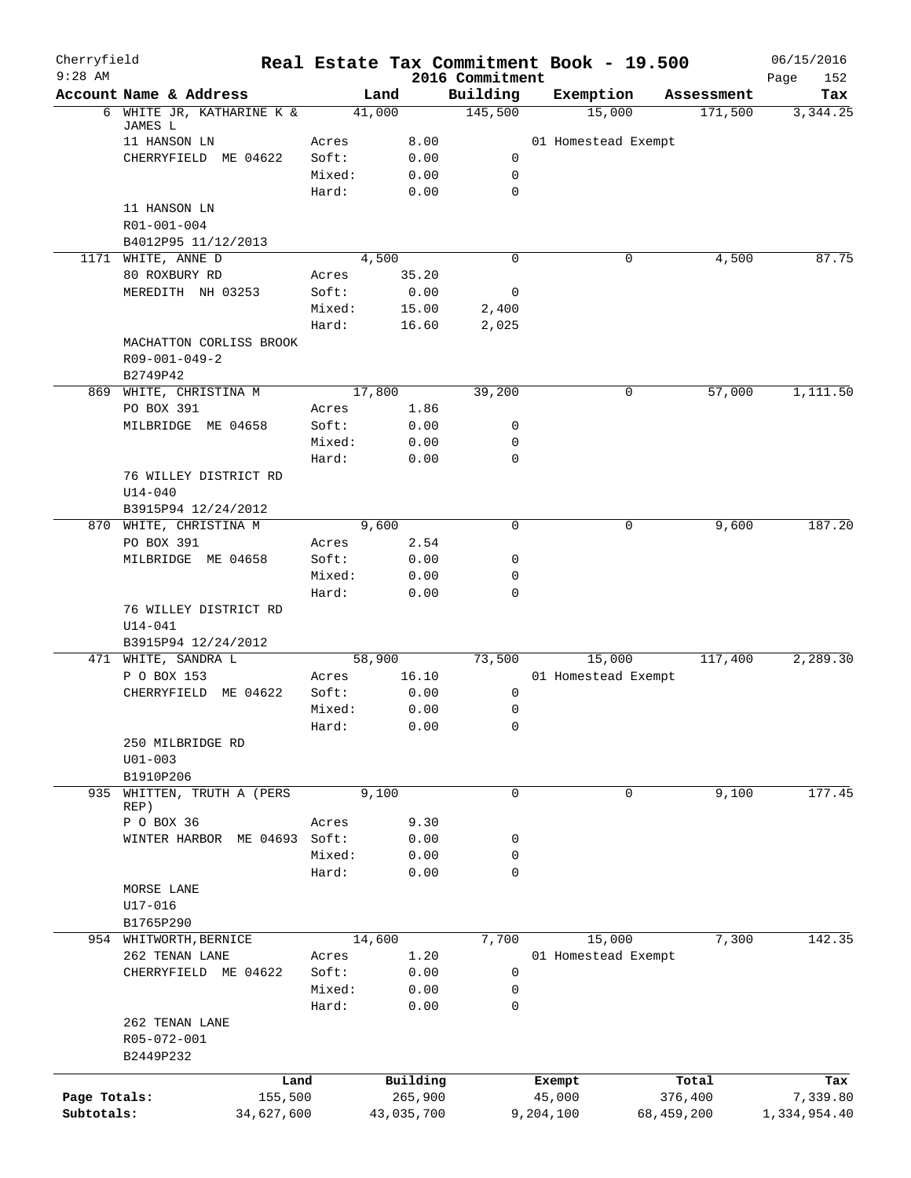Cherryfield 9:28 AM

# Real Estate Tax Commitment Book - 19.500

## 2016 Commitment

06/15/2016

| Account | Name & Address | | Land | Building | Exemption | Assessment | Tax |
|---|---|---|---|---|---|---|---|
| 6 | WHITE JR, KATHARINE K & JAMES L | | 41,000 | 145,500 | 15,000 | 171,500 | 3,344.25 |
| | 11 HANSON LN | Acres | 8.00 | | 01 Homestead Exempt | | |
| | CHERRYFIELD ME 04622 | Soft: | 0.00 | 0 | | | |
| | | Mixed: | 0.00 | 0 | | | |
| | | Hard: | 0.00 | 0 | | | |
| | 11 HANSON LN | | | | | | |
| | R01-001-004 | | | | | | |
| | B4012P95 11/12/2013 | | | | | | |
| 1171 | WHITE, ANNE D | | 4,500 | 0 | 0 | 4,500 | 87.75 |
| | 80 ROXBURY RD | Acres | 35.20 | | | | |
| | MEREDITH NH 03253 | Soft: | 0.00 | 0 | | | |
| | | Mixed: | 15.00 | 2,400 | | | |
| | | Hard: | 16.60 | 2,025 | | | |
| | MACHATTON CORLISS BROOK | | | | | | |
| | R09-001-049-2 | | | | | | |
| | B2749P42 | | | | | | |
| 869 | WHITE, CHRISTINA M | | 17,800 | 39,200 | 0 | 57,000 | 1,111.50 |
| | PO BOX 391 | Acres | 1.86 | | | | |
| | MILBRIDGE ME 04658 | Soft: | 0.00 | 0 | | | |
| | | Mixed: | 0.00 | 0 | | | |
| | | Hard: | 0.00 | 0 | | | |
| | 76 WILLEY DISTRICT RD | | | | | | |
| | U14-040 | | | | | | |
| | B3915P94 12/24/2012 | | | | | | |
| 870 | WHITE, CHRISTINA M | | 9,600 | 0 | 0 | 9,600 | 187.20 |
| | PO BOX 391 | Acres | 2.54 | | | | |
| | MILBRIDGE ME 04658 | Soft: | 0.00 | 0 | | | |
| | | Mixed: | 0.00 | 0 | | | |
| | | Hard: | 0.00 | 0 | | | |
| | 76 WILLEY DISTRICT RD | | | | | | |
| | U14-041 | | | | | | |
| | B3915P94 12/24/2012 | | | | | | |
| 471 | WHITE, SANDRA L | | 58,900 | 73,500 | 15,000 | 117,400 | 2,289.30 |
| | P O BOX 153 | Acres | 16.10 | | 01 Homestead Exempt | | |
| | CHERRYFIELD ME 04622 | Soft: | 0.00 | 0 | | | |
| | | Mixed: | 0.00 | 0 | | | |
| | | Hard: | 0.00 | 0 | | | |
| | 250 MILBRIDGE RD | | | | | | |
| | U01-003 | | | | | | |
| | B1910P206 | | | | | | |
| 935 | WHITTEN, TRUTH A (PERS REP) | | 9,100 | 0 | 0 | 9,100 | 177.45 |
| | P O BOX 36 | Acres | 9.30 | | | | |
| | WINTER HARBOR ME 04693 | Soft: | 0.00 | 0 | | | |
| | | Mixed: | 0.00 | 0 | | | |
| | | Hard: | 0.00 | 0 | | | |
| | MORSE LANE | | | | | | |
| | U17-016 | | | | | | |
| | B1765P290 | | | | | | |
| 954 | WHITWORTH, BERNICE | | 14,600 | 7,700 | 15,000 | 7,300 | 142.35 |
| | 262 TENAN LANE | Acres | 1.20 | | 01 Homestead Exempt | | |
| | CHERRYFIELD ME 04622 | Soft: | 0.00 | 0 | | | |
| | | Mixed: | 0.00 | 0 | | | |
| | | Hard: | 0.00 | 0 | | | |
| | 262 TENAN LANE | | | | | | |
| | R05-072-001 | | | | | | |
| | B2449P232 | | | | | | |

| | Land | Building | Exempt | Total | Tax |
|---|---|---|---|---|---|
| Page Totals: | 155,500 | 265,900 | 45,000 | 376,400 | 7,339.80 |
| Subtotals: | 34,627,600 | 43,035,700 | 9,204,100 | 68,459,200 | 1,334,954.40 |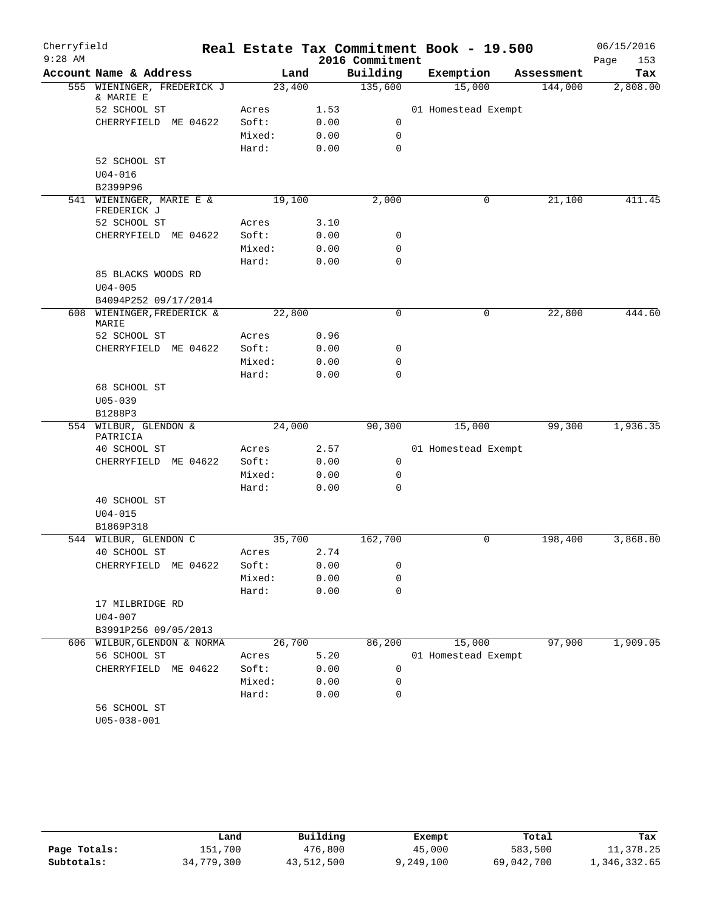# Real Estate Tax Commitment Book - 19.500

Cherryfield
9:28 AM

2016 Commitment

06/15/2016

| Account Name & Address | | Land | Building | Exemption | Assessment | Tax |
|---|---|---|---|---|---|---|
| 555 WIENINGER, FREDERICK J & MARIE E | | 23,400 | 135,600 | 15,000 | 144,000 | 2,808.00 |
| 52 SCHOOL ST | Acres | 1.53 | | 01 Homestead Exempt | | |
| CHERRYFIELD ME 04622 | Soft: | 0.00 | 0 | | | |
| | Mixed: | 0.00 | 0 | | | |
| | Hard: | 0.00 | 0 | | | |
| 52 SCHOOL ST | | | | | | |
| U04-016 | | | | | | |
| B2399P96 | | | | | | |
| 541 WIENINGER, MARIE E & FREDERICK J | | 19,100 | 2,000 | 0 | 21,100 | 411.45 |
| 52 SCHOOL ST | Acres | 3.10 | | | | |
| CHERRYFIELD ME 04622 | Soft: | 0.00 | 0 | | | |
| | Mixed: | 0.00 | 0 | | | |
| | Hard: | 0.00 | 0 | | | |
| 85 BLACKS WOODS RD | | | | | | |
| U04-005 | | | | | | |
| B4094P252 09/17/2014 | | | | | | |
| 608 WIENINGER,FREDERICK & MARIE | | 22,800 | 0 | 0 | 22,800 | 444.60 |
| 52 SCHOOL ST | Acres | 0.96 | | | | |
| CHERRYFIELD ME 04622 | Soft: | 0.00 | 0 | | | |
| | Mixed: | 0.00 | 0 | | | |
| | Hard: | 0.00 | 0 | | | |
| 68 SCHOOL ST | | | | | | |
| U05-039 | | | | | | |
| B1288P3 | | | | | | |
| 554 WILBUR, GLENDON & PATRICIA | | 24,000 | 90,300 | 15,000 | 99,300 | 1,936.35 |
| 40 SCHOOL ST | Acres | 2.57 | | 01 Homestead Exempt | | |
| CHERRYFIELD ME 04622 | Soft: | 0.00 | 0 | | | |
| | Mixed: | 0.00 | 0 | | | |
| | Hard: | 0.00 | 0 | | | |
| 40 SCHOOL ST | | | | | | |
| U04-015 | | | | | | |
| B1869P318 | | | | | | |
| 544 WILBUR, GLENDON C | | 35,700 | 162,700 | 0 | 198,400 | 3,868.80 |
| 40 SCHOOL ST | Acres | 2.74 | | | | |
| CHERRYFIELD ME 04622 | Soft: | 0.00 | 0 | | | |
| | Mixed: | 0.00 | 0 | | | |
| | Hard: | 0.00 | 0 | | | |
| 17 MILBRIDGE RD | | | | | | |
| U04-007 | | | | | | |
| B3991P256 09/05/2013 | | | | | | |
| 606 WILBUR,GLENDON & NORMA | | 26,700 | 86,200 | 15,000 | 97,900 | 1,909.05 |
| 56 SCHOOL ST | Acres | 5.20 | | 01 Homestead Exempt | | |
| CHERRYFIELD ME 04622 | Soft: | 0.00 | 0 | | | |
| | Mixed: | 0.00 | 0 | | | |
| | Hard: | 0.00 | 0 | | | |
| 56 SCHOOL ST | | | | | | |
| U05-038-001 | | | | | | |

| | Land | Building | Exempt | Total | Tax |
|---|---|---|---|---|---|
| Page Totals: | 151,700 | 476,800 | 45,000 | 583,500 | 11,378.25 |
| Subtotals: | 34,779,300 | 43,512,500 | 9,249,100 | 69,042,700 | 1,346,332.65 |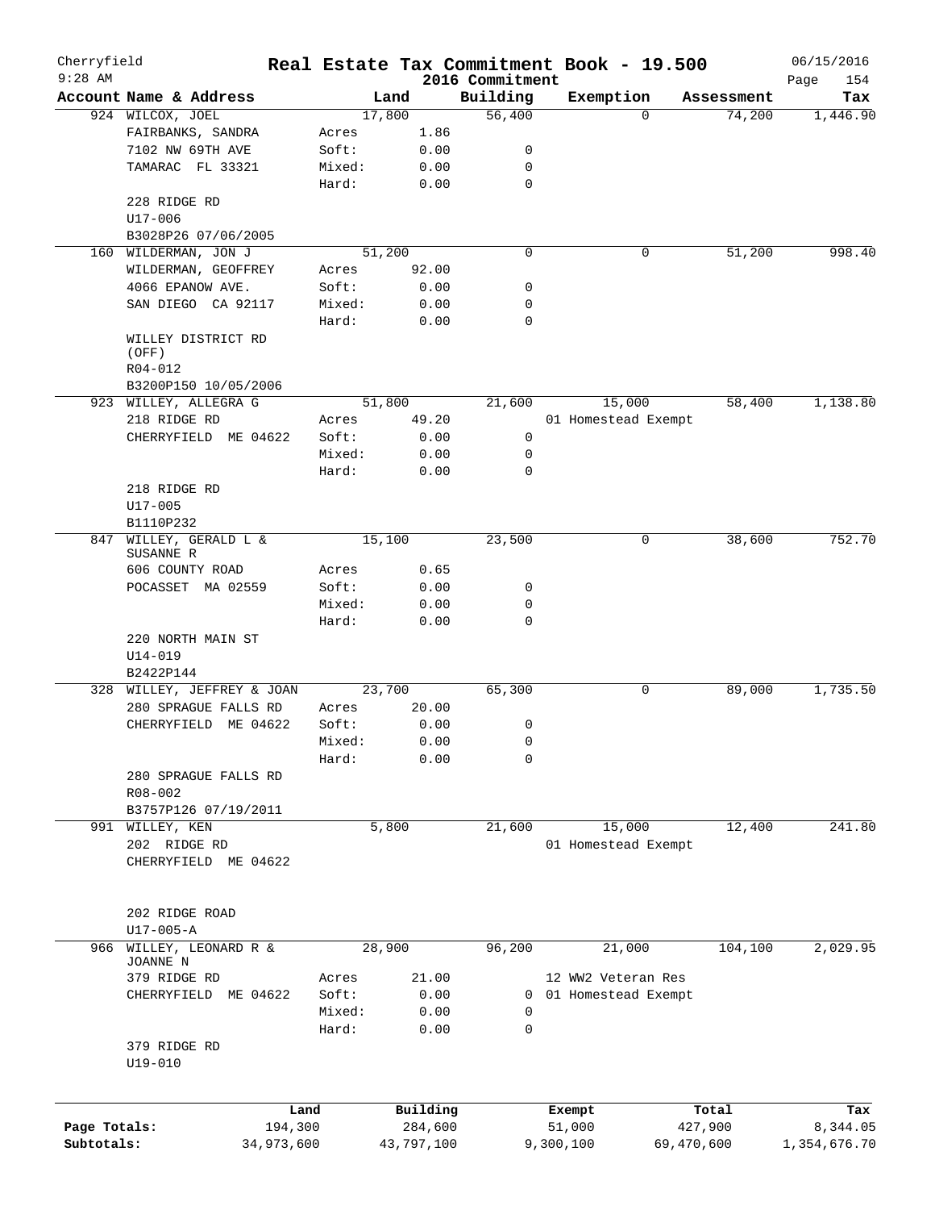Cherryfield 9:28 AM

# Real Estate Tax Commitment Book - 19.500

2016 Commitment

06/15/2016

| Account Name & Address | | Land | Building | Exemption | Assessment | Tax |
|---|---|---|---|---|---|---|
| 924 WILCOX, JOEL | | 17,800 | 56,400 | 0 | 74,200 | 1,446.90 |
| FAIRBANKS, SANDRA | Acres | 1.86 | | | | |
| 7102 NW 69TH AVE | Soft: | 0.00 | 0 | | | |
| TAMARAC FL 33321 | Mixed: | 0.00 | 0 | | | |
| | Hard: | 0.00 | 0 | | | |
| 228 RIDGE RD | | | | | | |
| U17-006 | | | | | | |
| B3028P26 07/06/2005 | | | | | | |
| 160 WILDERMAN, JON J | | 51,200 | 0 | 0 | 51,200 | 998.40 |
| WILDERMAN, GEOFFREY | Acres | 92.00 | | | | |
| 4066 EPANOW AVE. | Soft: | 0.00 | 0 | | | |
| SAN DIEGO CA 92117 | Mixed: | 0.00 | 0 | | | |
| | Hard: | 0.00 | 0 | | | |
| WILLEY DISTRICT RD (OFF) | | | | | | |
| R04-012 | | | | | | |
| B3200P150 10/05/2006 | | | | | | |
| 923 WILLEY, ALLEGRA G | | 51,800 | 21,600 | 15,000 | 58,400 | 1,138.80 |
| 218 RIDGE RD | Acres | 49.20 | | 01 Homestead Exempt | | |
| CHERRYFIELD ME 04622 | Soft: | 0.00 | 0 | | | |
| | Mixed: | 0.00 | 0 | | | |
| | Hard: | 0.00 | 0 | | | |
| 218 RIDGE RD | | | | | | |
| U17-005 | | | | | | |
| B1110P232 | | | | | | |
| 847 WILLEY, GERALD L & SUSANNE R | | 15,100 | 23,500 | 0 | 38,600 | 752.70 |
| 606 COUNTY ROAD | Acres | 0.65 | | | | |
| POCASSET MA 02559 | Soft: | 0.00 | 0 | | | |
| | Mixed: | 0.00 | 0 | | | |
| | Hard: | 0.00 | 0 | | | |
| 220 NORTH MAIN ST | | | | | | |
| U14-019 | | | | | | |
| B2422P144 | | | | | | |
| 328 WILLEY, JEFFREY & JOAN | | 23,700 | 65,300 | 0 | 89,000 | 1,735.50 |
| 280 SPRAGUE FALLS RD | Acres | 20.00 | | | | |
| CHERRYFIELD ME 04622 | Soft: | 0.00 | 0 | | | |
| | Mixed: | 0.00 | 0 | | | |
| | Hard: | 0.00 | 0 | | | |
| 280 SPRAGUE FALLS RD | | | | | | |
| R08-002 | | | | | | |
| B3757P126 07/19/2011 | | | | | | |
| 991 WILLEY, KEN | | 5,800 | 21,600 | 15,000 | 12,400 | 241.80 |
| 202 RIDGE RD | | | | 01 Homestead Exempt | | |
| CHERRYFIELD ME 04622 | | | | | | |
| 202 RIDGE ROAD | | | | | | |
| U17-005-A | | | | | | |
| 966 WILLEY, LEONARD R & JOANNE N | | 28,900 | 96,200 | 21,000 | 104,100 | 2,029.95 |
| 379 RIDGE RD | Acres | 21.00 | | 12 WW2 Veteran Res | | |
| CHERRYFIELD ME 04622 | Soft: | 0.00 | 0 | 01 Homestead Exempt | | |
| | Mixed: | 0.00 | 0 | | | |
| | Hard: | 0.00 | 0 | | | |
| 379 RIDGE RD | | | | | | |
| U19-010 | | | | | | |

| | Land | Building | Exempt | Total | Tax |
|---|---|---|---|---|---|
| Page Totals: | 194,300 | 284,600 | 51,000 | 427,900 | 8,344.05 |
| Subtotals: | 34,973,600 | 43,797,100 | 9,300,100 | 69,470,600 | 1,354,676.70 |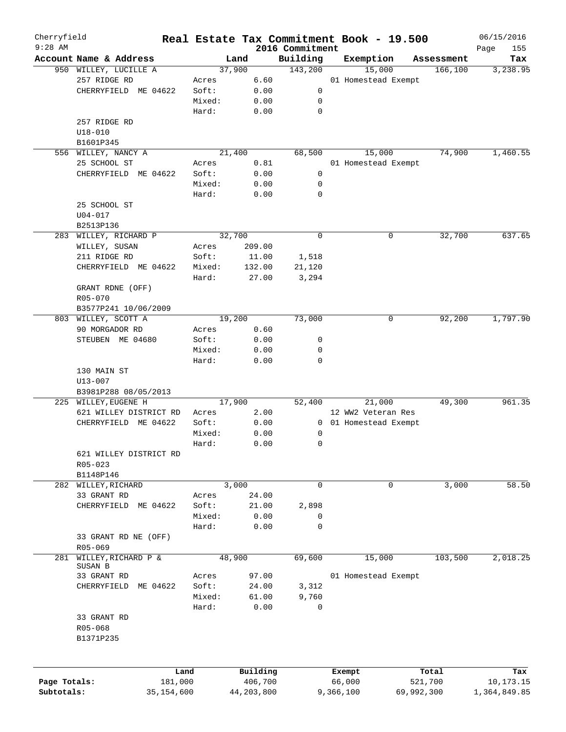Cherryfield 9:28 AM

# Real Estate Tax Commitment Book - 19.500

## 2016 Commitment

06/15/2016

| Account Name & Address | | Land | Building | Exemption | Assessment | Tax |
|---|---|---|---|---|---|---|
| 950 WILLEY, LUCILLE A | | 37,900 | 143,200 | 15,000 | 166,100 | 3,238.95 |
| 257 RIDGE RD | Acres | 6.60 | | 01 Homestead Exempt | | |
| CHERRYFIELD ME 04622 | Soft: | 0.00 | 0 | | | |
| | Mixed: | 0.00 | 0 | | | |
| | Hard: | 0.00 | 0 | | | |
| 257 RIDGE RD | | | | | | |
| U18-010 | | | | | | |
| B1601P345 | | | | | | |
| 556 WILLEY, NANCY A | | 21,400 | 68,500 | 15,000 | 74,900 | 1,460.55 |
| 25 SCHOOL ST | Acres | 0.81 | | 01 Homestead Exempt | | |
| CHERRYFIELD ME 04622 | Soft: | 0.00 | 0 | | | |
| | Mixed: | 0.00 | 0 | | | |
| | Hard: | 0.00 | 0 | | | |
| 25 SCHOOL ST | | | | | | |
| U04-017 | | | | | | |
| B2513P136 | | | | | | |
| 283 WILLEY, RICHARD P | | 32,700 | 0 | 0 | 32,700 | 637.65 |
| WILLEY, SUSAN | Acres | 209.00 | | | | |
| 211 RIDGE RD | Soft: | 11.00 | 1,518 | | | |
| CHERRYFIELD ME 04622 | Mixed: | 132.00 | 21,120 | | | |
| | Hard: | 27.00 | 3,294 | | | |
| GRANT RDNE (OFF) | | | | | | |
| R05-070 | | | | | | |
| B3577P241 10/06/2009 | | | | | | |
| 803 WILLEY, SCOTT A | | 19,200 | 73,000 | 0 | 92,200 | 1,797.90 |
| 90 MORGADOR RD | Acres | 0.60 | | | | |
| STEUBEN ME 04680 | Soft: | 0.00 | 0 | | | |
| | Mixed: | 0.00 | 0 | | | |
| | Hard: | 0.00 | 0 | | | |
| 130 MAIN ST | | | | | | |
| U13-007 | | | | | | |
| B3981P288 08/05/2013 | | | | | | |
| 225 WILLEY,EUGENE H | | 17,900 | 52,400 | 21,000 | 49,300 | 961.35 |
| 621 WILLEY DISTRICT RD | Acres | 2.00 | | 12 WW2 Veteran Res | | |
| CHERRYFIELD ME 04622 | Soft: | 0.00 | 0 | 01 Homestead Exempt | | |
| | Mixed: | 0.00 | 0 | | | |
| | Hard: | 0.00 | 0 | | | |
| 621 WILLEY DISTRICT RD | | | | | | |
| R05-023 | | | | | | |
| B1148P146 | | | | | | |
| 282 WILLEY,RICHARD | | 3,000 | 0 | 0 | 3,000 | 58.50 |
| 33 GRANT RD | Acres | 24.00 | | | | |
| CHERRYFIELD ME 04622 | Soft: | 21.00 | 2,898 | | | |
| | Mixed: | 0.00 | 0 | | | |
| | Hard: | 0.00 | 0 | | | |
| 33 GRANT RD NE (OFF) | | | | | | |
| R05-069 | | | | | | |
| 281 WILLEY,RICHARD P & SUSAN B | | 48,900 | 69,600 | 15,000 | 103,500 | 2,018.25 |
| 33 GRANT RD | Acres | 97.00 | | 01 Homestead Exempt | | |
| CHERRYFIELD ME 04622 | Soft: | 24.00 | 3,312 | | | |
| | Mixed: | 61.00 | 9,760 | | | |
| | Hard: | 0.00 | 0 | | | |
| 33 GRANT RD | | | | | | |
| R05-068 | | | | | | |
| B1371P235 | | | | | | |

| | Land | Building | Exempt | Total | Tax |
|---|---|---|---|---|---|
| Page Totals: | 181,000 | 406,700 | 66,000 | 521,700 | 10,173.15 |
| Subtotals: | 35,154,600 | 44,203,800 | 9,366,100 | 69,992,300 | 1,364,849.85 |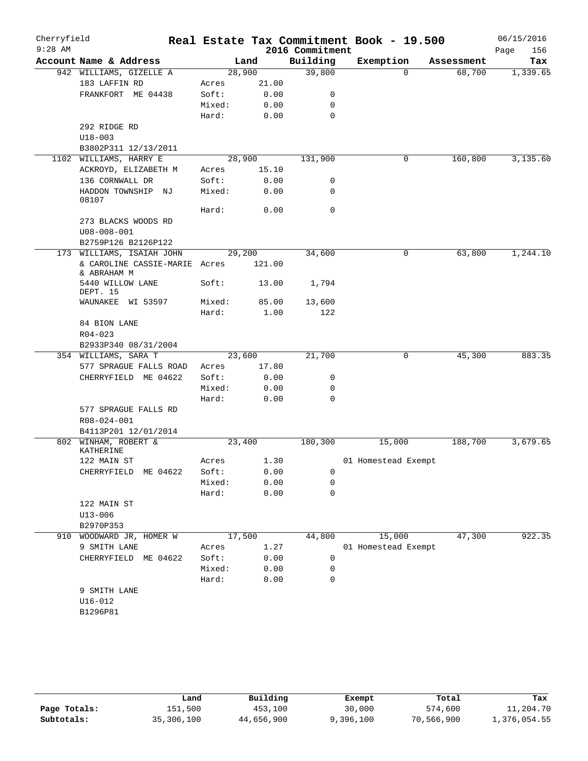Cherryfield
9:28 AM

# Real Estate Tax Commitment Book - 19.500

2016 Commitment

06/15/2016

| Account Name & Address | | Land | Building | Exemption | Assessment | Tax |
|---|---|---|---|---|---|---|
| 942 WILLIAMS, GIZELLE A | | 28,900 | 39,800 | 0 | 68,700 | 1,339.65 |
| 183 LAFFIN RD | Acres | 21.00 | | | | |
| FRANKFORT ME 04438 | Soft: | 0.00 | 0 | | | |
| | Mixed: | 0.00 | 0 | | | |
| | Hard: | 0.00 | 0 | | | |
| 292 RIDGE RD | | | | | | |
| U18-003 | | | | | | |
| B3802P311 12/13/2011 | | | | | | |
| 1102 WILLIAMS, HARRY E | | 28,900 | 131,900 | 0 | 160,800 | 3,135.60 |
| ACKROYD, ELIZABETH M | Acres | 15.10 | | | | |
| 136 CORNWALL DR | Soft: | 0.00 | 0 | | | |
| HADDON TOWNSHIP NJ 08107 | Mixed: | 0.00 | 0 | | | |
| | Hard: | 0.00 | 0 | | | |
| 273 BLACKS WOODS RD | | | | | | |
| U08-008-001 | | | | | | |
| B2759P126 B2126P122 | | | | | | |
| 173 WILLIAMS, ISAIAH JOHN | | 29,200 | 34,600 | 0 | 63,800 | 1,244.10 |
| & CAROLINE CASSIE-MARIE & ABRAHAM M | Acres | 121.00 | | | | |
| 5440 WILLOW LANE DEPT. 15 | Soft: | 13.00 | 1,794 | | | |
| WAUNAKEE WI 53597 | Mixed: | 85.00 | 13,600 | | | |
| | Hard: | 1.00 | 122 | | | |
| 84 BION LANE | | | | | | |
| R04-023 | | | | | | |
| B2933P340 08/31/2004 | | | | | | |
| 354 WILLIAMS, SARA T | | 23,600 | 21,700 | 0 | 45,300 | 883.35 |
| 577 SPRAGUE FALLS ROAD | Acres | 17.80 | | | | |
| CHERRYFIELD ME 04622 | Soft: | 0.00 | 0 | | | |
| | Mixed: | 0.00 | 0 | | | |
| | Hard: | 0.00 | 0 | | | |
| 577 SPRAGUE FALLS RD | | | | | | |
| R08-024-001 | | | | | | |
| B4113P201 12/01/2014 | | | | | | |
| 802 WINHAM, ROBERT & KATHERINE | | 23,400 | 180,300 | 15,000 | 188,700 | 3,679.65 |
| 122 MAIN ST | Acres | 1.30 | | 01 Homestead Exempt | | |
| CHERRYFIELD ME 04622 | Soft: | 0.00 | 0 | | | |
| | Mixed: | 0.00 | 0 | | | |
| | Hard: | 0.00 | 0 | | | |
| 122 MAIN ST | | | | | | |
| U13-006 | | | | | | |
| B2970P353 | | | | | | |
| 910 WOODWARD JR, HOMER W | | 17,500 | 44,800 | 15,000 | 47,300 | 922.35 |
| 9 SMITH LANE | Acres | 1.27 | | 01 Homestead Exempt | | |
| CHERRYFIELD ME 04622 | Soft: | 0.00 | 0 | | | |
| | Mixed: | 0.00 | 0 | | | |
| | Hard: | 0.00 | 0 | | | |
| 9 SMITH LANE | | | | | | |
| U16-012 | | | | | | |
| B1296P81 | | | | | | |

| | Land | Building | Exempt | Total | Tax |
|---|---|---|---|---|---|
| Page Totals: | 151,500 | 453,100 | 30,000 | 574,600 | 11,204.70 |
| Subtotals: | 35,306,100 | 44,656,900 | 9,396,100 | 70,566,900 | 1,376,054.55 |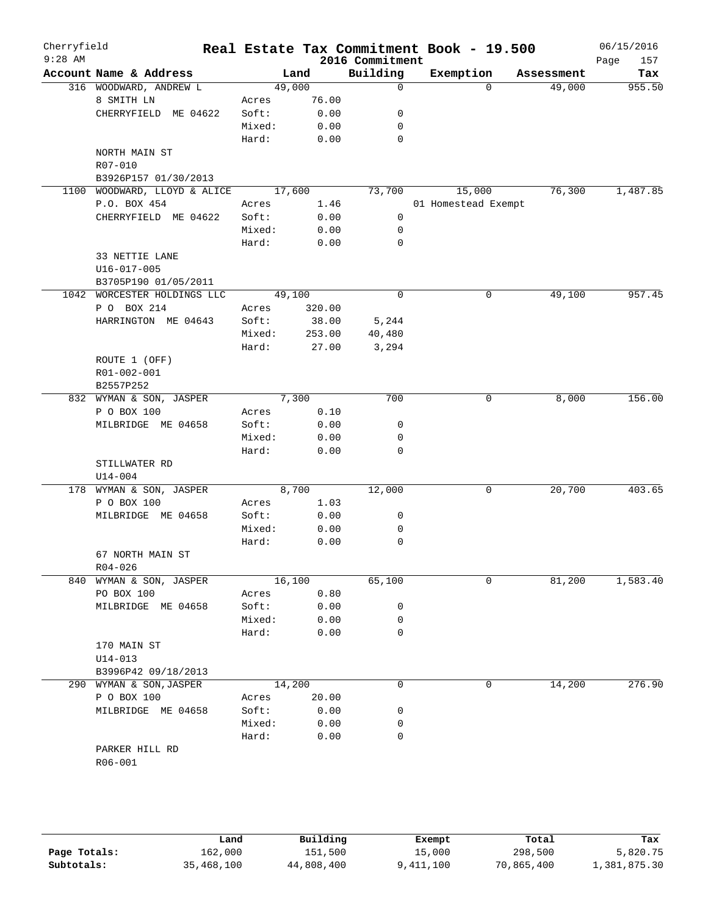Cherryfield 9:28 AM

# Real Estate Tax Commitment Book - 19.500

2016 Commitment

06/15/2016

| Account Name & Address | | Land | Building | Exemption | Assessment | Tax |
|---|---|---|---|---|---|---|
| 316 WOODWARD, ANDREW L | | 49,000 | 0 | 0 | 49,000 | 955.50 |
| 8 SMITH LN | Acres | 76.00 | | | | |
| CHERRYFIELD ME 04622 | Soft: | 0.00 | 0 | | | |
| | Mixed: | 0.00 | 0 | | | |
| | Hard: | 0.00 | 0 | | | |
| NORTH MAIN ST | | | | | | |
| R07-010 | | | | | | |
| B3926P157 01/30/2013 | | | | | | |
| 1100 WOODWARD, LLOYD & ALICE | | 17,600 | 73,700 | 15,000 | 76,300 | 1,487.85 |
| P.O. BOX 454 | Acres | 1.46 | | 01 Homestead Exempt | | |
| CHERRYFIELD ME 04622 | Soft: | 0.00 | 0 | | | |
| | Mixed: | 0.00 | 0 | | | |
| | Hard: | 0.00 | 0 | | | |
| 33 NETTIE LANE | | | | | | |
| U16-017-005 | | | | | | |
| B3705P190 01/05/2011 | | | | | | |
| 1042 WORCESTER HOLDINGS LLC | | 49,100 | 0 | 0 | 49,100 | 957.45 |
| P O BOX 214 | Acres | 320.00 | | | | |
| HARRINGTON ME 04643 | Soft: | 38.00 | 5,244 | | | |
| | Mixed: | 253.00 | 40,480 | | | |
| | Hard: | 27.00 | 3,294 | | | |
| ROUTE 1 (OFF) | | | | | | |
| R01-002-001 | | | | | | |
| B2557P252 | | | | | | |
| 832 WYMAN & SON, JASPER | | 7,300 | 700 | 0 | 8,000 | 156.00 |
| P O BOX 100 | Acres | 0.10 | | | | |
| MILBRIDGE ME 04658 | Soft: | 0.00 | 0 | | | |
| | Mixed: | 0.00 | 0 | | | |
| | Hard: | 0.00 | 0 | | | |
| STILLWATER RD | | | | | | |
| U14-004 | | | | | | |
| 178 WYMAN & SON, JASPER | | 8,700 | 12,000 | 0 | 20,700 | 403.65 |
| P O BOX 100 | Acres | 1.03 | | | | |
| MILBRIDGE ME 04658 | Soft: | 0.00 | 0 | | | |
| | Mixed: | 0.00 | 0 | | | |
| | Hard: | 0.00 | 0 | | | |
| 67 NORTH MAIN ST | | | | | | |
| R04-026 | | | | | | |
| 840 WYMAN & SON, JASPER | | 16,100 | 65,100 | 0 | 81,200 | 1,583.40 |
| PO BOX 100 | Acres | 0.80 | | | | |
| MILBRIDGE ME 04658 | Soft: | 0.00 | 0 | | | |
| | Mixed: | 0.00 | 0 | | | |
| | Hard: | 0.00 | 0 | | | |
| 170 MAIN ST | | | | | | |
| U14-013 | | | | | | |
| B3996P42 09/18/2013 | | | | | | |
| 290 WYMAN & SON,JASPER | | 14,200 | 0 | 0 | 14,200 | 276.90 |
| P O BOX 100 | Acres | 20.00 | | | | |
| MILBRIDGE ME 04658 | Soft: | 0.00 | 0 | | | |
| | Mixed: | 0.00 | 0 | | | |
| | Hard: | 0.00 | 0 | | | |
| PARKER HILL RD | | | | | | |
| R06-001 | | | | | | |

| | Land | Building | Exempt | Total | Tax |
|---|---|---|---|---|---|
| Page Totals: | 162,000 | 151,500 | 15,000 | 298,500 | 5,820.75 |
| Subtotals: | 35,468,100 | 44,808,400 | 9,411,100 | 70,865,400 | 1,381,875.30 |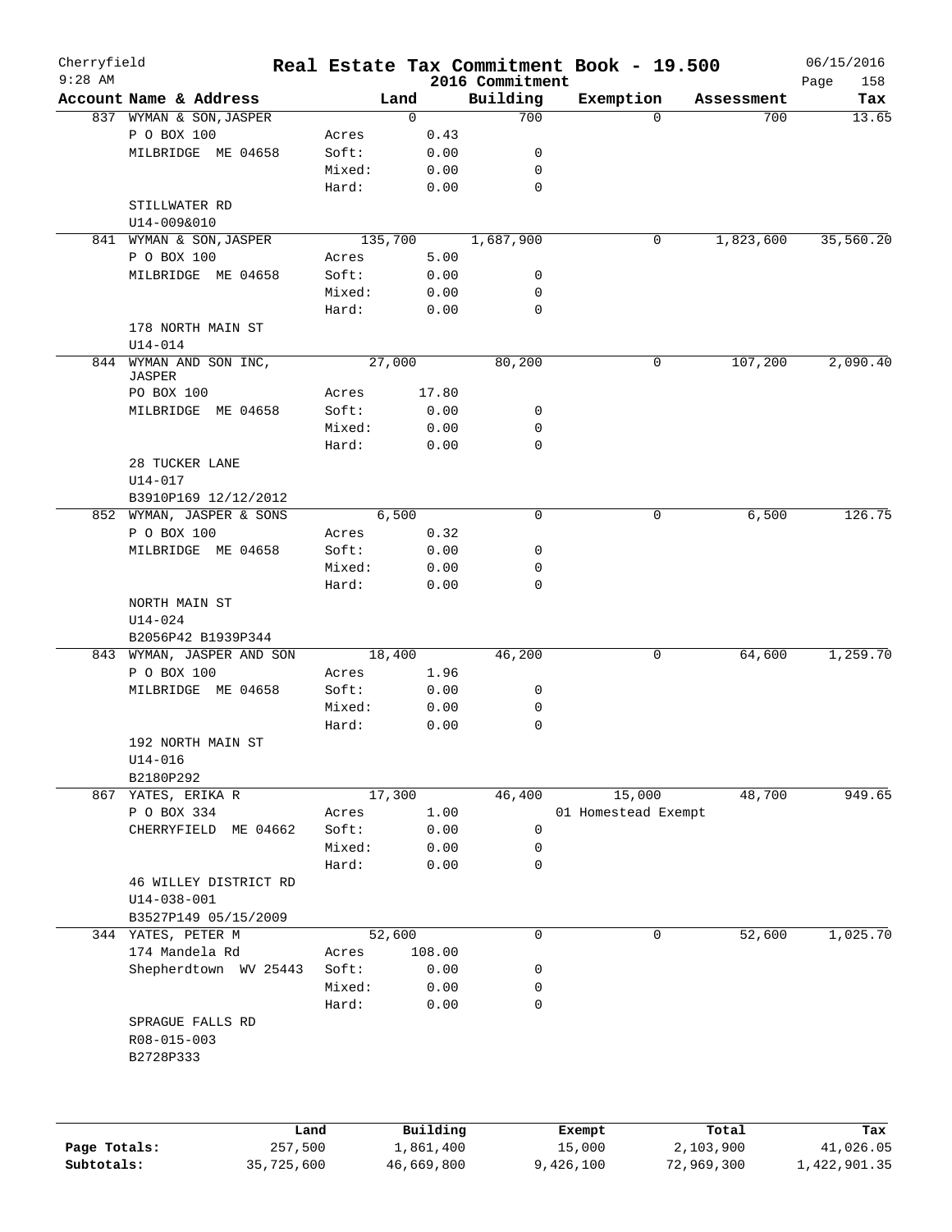Cherryfield 9:28 AM

# Real Estate Tax Commitment Book - 19.500

## 2016 Commitment

06/15/2016 Page 158

| Account Name & Address | | Land | Building | Exemption | Assessment | Tax |
|---|---|---|---|---|---|---|
| 837 WYMAN & SON,JASPER | | 0 | 700 | 0 | 700 | 13.65 |
| P O BOX 100 | Acres | 0.43 | | | | |
| MILBRIDGE ME 04658 | Soft: | 0.00 | 0 | | | |
| | Mixed: | 0.00 | 0 | | | |
| | Hard: | 0.00 | 0 | | | |
| STILLWATER RD | | | | | | |
| U14-009&010 | | | | | | |
| 841 WYMAN & SON,JASPER | | 135,700 | 1,687,900 | 0 | 1,823,600 | 35,560.20 |
| P O BOX 100 | Acres | 5.00 | | | | |
| MILBRIDGE ME 04658 | Soft: | 0.00 | 0 | | | |
| | Mixed: | 0.00 | 0 | | | |
| | Hard: | 0.00 | 0 | | | |
| 178 NORTH MAIN ST | | | | | | |
| U14-014 | | | | | | |
| 844 WYMAN AND SON INC, JASPER | | 27,000 | 80,200 | 0 | 107,200 | 2,090.40 |
| PO BOX 100 | Acres | 17.80 | | | | |
| MILBRIDGE ME 04658 | Soft: | 0.00 | 0 | | | |
| | Mixed: | 0.00 | 0 | | | |
| | Hard: | 0.00 | 0 | | | |
| 28 TUCKER LANE | | | | | | |
| U14-017 | | | | | | |
| B3910P169 12/12/2012 | | | | | | |
| 852 WYMAN, JASPER & SONS | | 6,500 | 0 | 0 | 6,500 | 126.75 |
| P O BOX 100 | Acres | 0.32 | | | | |
| MILBRIDGE ME 04658 | Soft: | 0.00 | 0 | | | |
| | Mixed: | 0.00 | 0 | | | |
| | Hard: | 0.00 | 0 | | | |
| NORTH MAIN ST | | | | | | |
| U14-024 | | | | | | |
| B2056P42 B1939P344 | | | | | | |
| 843 WYMAN, JASPER AND SON | | 18,400 | 46,200 | 0 | 64,600 | 1,259.70 |
| P O BOX 100 | Acres | 1.96 | | | | |
| MILBRIDGE ME 04658 | Soft: | 0.00 | 0 | | | |
| | Mixed: | 0.00 | 0 | | | |
| | Hard: | 0.00 | 0 | | | |
| 192 NORTH MAIN ST | | | | | | |
| U14-016 | | | | | | |
| B2180P292 | | | | | | |
| 867 YATES, ERIKA R | | 17,300 | 46,400 | 15,000 | 48,700 | 949.65 |
| P O BOX 334 | Acres | 1.00 | | 01 Homestead Exempt | | |
| CHERRYFIELD ME 04662 | Soft: | 0.00 | 0 | | | |
| | Mixed: | 0.00 | 0 | | | |
| | Hard: | 0.00 | 0 | | | |
| 46 WILLEY DISTRICT RD | | | | | | |
| U14-038-001 | | | | | | |
| B3527P149 05/15/2009 | | | | | | |
| 344 YATES, PETER M | | 52,600 | 0 | 0 | 52,600 | 1,025.70 |
| 174 Mandela Rd | Acres | 108.00 | | | | |
| Shepherdtown WV 25443 | Soft: | 0.00 | 0 | | | |
| | Mixed: | 0.00 | 0 | | | |
| | Hard: | 0.00 | 0 | | | |
| SPRAGUE FALLS RD | | | | | | |
| R08-015-003 | | | | | | |
| B2728P333 | | | | | | |

| | Land | Building | Exempt | Total | Tax |
|---|---|---|---|---|---|
| Page Totals: | 257,500 | 1,861,400 | 15,000 | 2,103,900 | 41,026.05 |
| Subtotals: | 35,725,600 | 46,669,800 | 9,426,100 | 72,969,300 | 1,422,901.35 |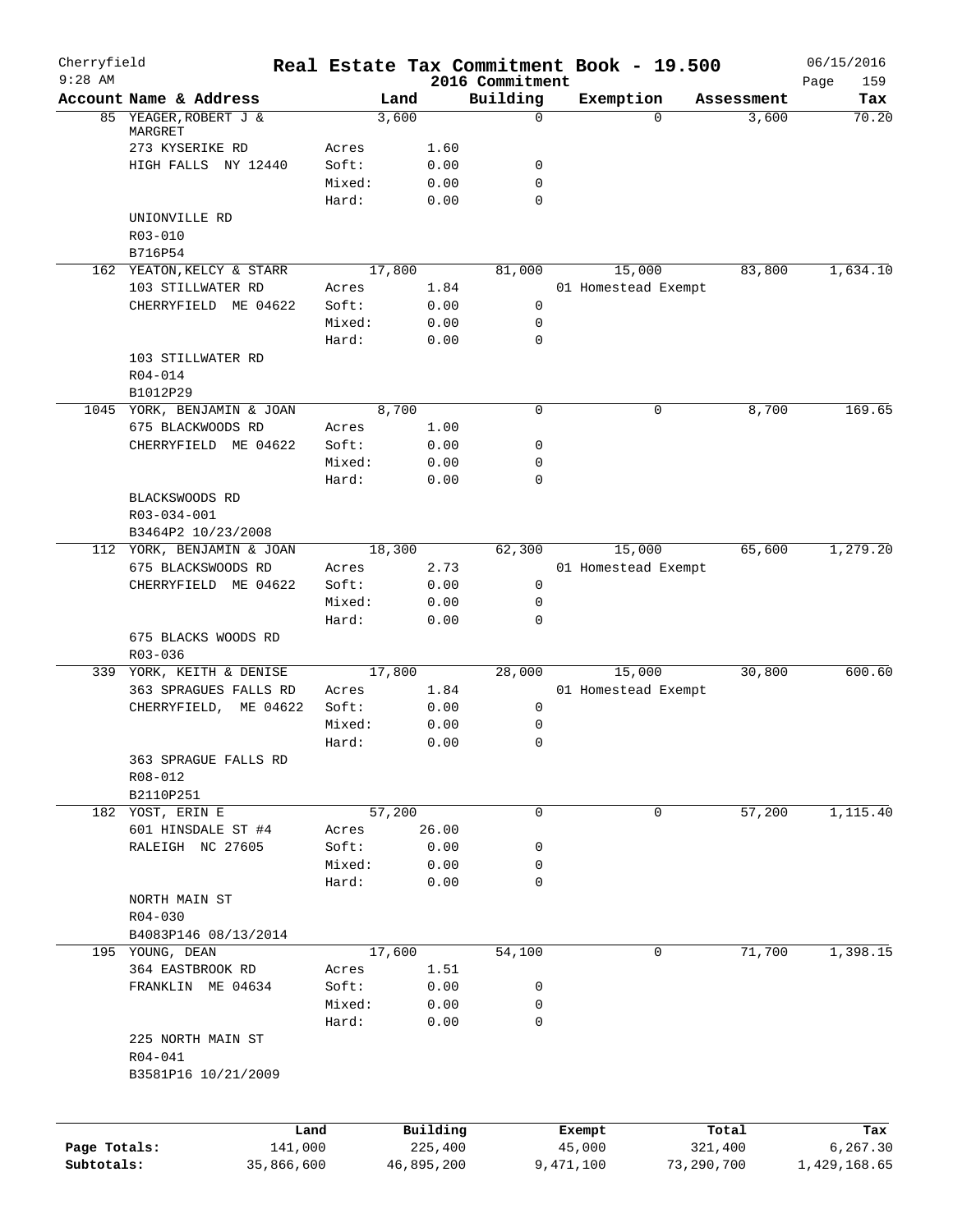Cherryfield
9:28 AM

# Real Estate Tax Commitment Book - 19.500

2016 Commitment

06/15/2016

| Account | Name & Address | | Land | Building | Exemption | Assessment | Tax |
|---|---|---|---|---|---|---|---|
| 85 | YEAGER, ROBERT J & MARGRET | | 3,600 | 0 | 0 | 3,600 | 70.20 |
| | 273 KYSERIKE RD | Acres | 1.60 | | | | |
| | HIGH FALLS NY 12440 | Soft: | 0.00 | 0 | | | |
| | | Mixed: | 0.00 | 0 | | | |
| | | Hard: | 0.00 | 0 | | | |
| | UNIONVILLE RD | | | | | | |
| | R03-010 | | | | | | |
| | B716P54 | | | | | | |
| 162 | YEATON, KELCY & STARR | | 17,800 | 81,000 | 15,000 | 83,800 | 1,634.10 |
| | 103 STILLWATER RD | Acres | 1.84 | | 01 Homestead Exempt | | |
| | CHERRYFIELD ME 04622 | Soft: | 0.00 | 0 | | | |
| | | Mixed: | 0.00 | 0 | | | |
| | | Hard: | 0.00 | 0 | | | |
| | 103 STILLWATER RD | | | | | | |
| | R04-014 | | | | | | |
| | B1012P29 | | | | | | |
| 1045 | YORK, BENJAMIN & JOAN | | 8,700 | 0 | 0 | 8,700 | 169.65 |
| | 675 BLACKWOODS RD | Acres | 1.00 | | | | |
| | CHERRYFIELD ME 04622 | Soft: | 0.00 | 0 | | | |
| | | Mixed: | 0.00 | 0 | | | |
| | | Hard: | 0.00 | 0 | | | |
| | BLACKSWOODS RD | | | | | | |
| | R03-034-001 | | | | | | |
| | B3464P2 10/23/2008 | | | | | | |
| 112 | YORK, BENJAMIN & JOAN | | 18,300 | 62,300 | 15,000 | 65,600 | 1,279.20 |
| | 675 BLACKSWOODS RD | Acres | 2.73 | | 01 Homestead Exempt | | |
| | CHERRYFIELD ME 04622 | Soft: | 0.00 | 0 | | | |
| | | Mixed: | 0.00 | 0 | | | |
| | | Hard: | 0.00 | 0 | | | |
| | 675 BLACKS WOODS RD | | | | | | |
| | R03-036 | | | | | | |
| 339 | YORK, KEITH & DENISE | | 17,800 | 28,000 | 15,000 | 30,800 | 600.60 |
| | 363 SPRAGUES FALLS RD | Acres | 1.84 | | 01 Homestead Exempt | | |
| | CHERRYFIELD, ME 04622 | Soft: | 0.00 | 0 | | | |
| | | Mixed: | 0.00 | 0 | | | |
| | | Hard: | 0.00 | 0 | | | |
| | 363 SPRAGUE FALLS RD | | | | | | |
| | R08-012 | | | | | | |
| | B2110P251 | | | | | | |
| 182 | YOST, ERIN E | | 57,200 | 0 | 0 | 57,200 | 1,115.40 |
| | 601 HINSDALE ST #4 | Acres | 26.00 | | | | |
| | RALEIGH NC 27605 | Soft: | 0.00 | 0 | | | |
| | | Mixed: | 0.00 | 0 | | | |
| | | Hard: | 0.00 | 0 | | | |
| | NORTH MAIN ST | | | | | | |
| | R04-030 | | | | | | |
| | B4083P146 08/13/2014 | | | | | | |
| 195 | YOUNG, DEAN | | 17,600 | 54,100 | 0 | 71,700 | 1,398.15 |
| | 364 EASTBROOK RD | Acres | 1.51 | | | | |
| | FRANKLIN ME 04634 | Soft: | 0.00 | 0 | | | |
| | | Mixed: | 0.00 | 0 | | | |
| | | Hard: | 0.00 | 0 | | | |
| | 225 NORTH MAIN ST | | | | | | |
| | R04-041 | | | | | | |
| | B3581P16 10/21/2009 | | | | | | |

| | Land | Building | Exempt | Total | Tax |
|---|---|---|---|---|---|
| Page Totals: | 141,000 | 225,400 | 45,000 | 321,400 | 6,267.30 |
| Subtotals: | 35,866,600 | 46,895,200 | 9,471,100 | 73,290,700 | 1,429,168.65 |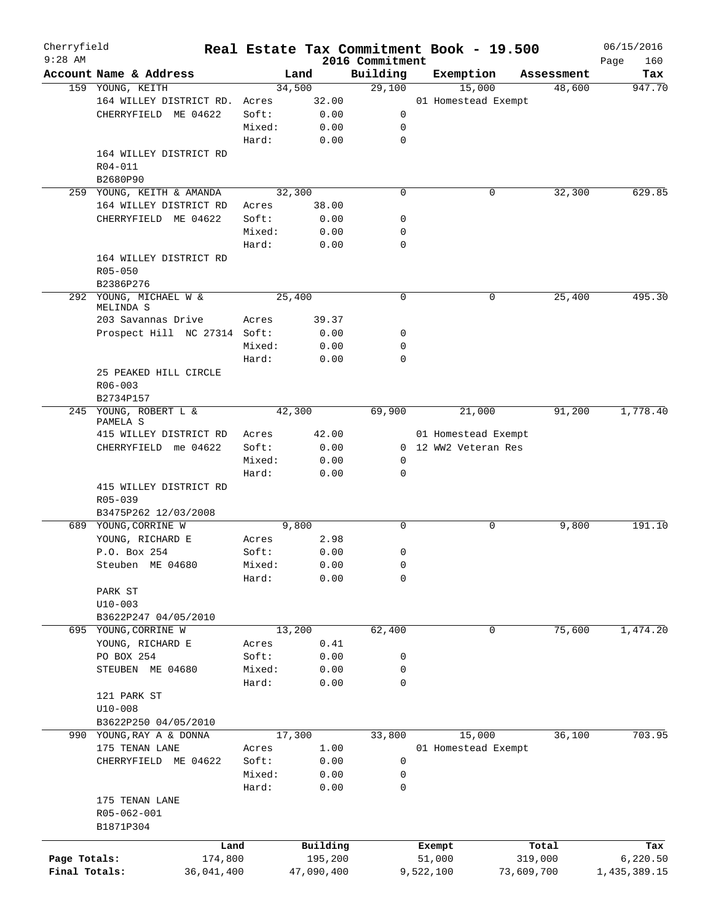# Real Estate Tax Commitment Book - 19.500

Cherryfield 9:28 AM — 2016 Commitment — 06/15/2016

| Account | Name & Address | | Land | Building | Exemption | Assessment | Tax |
|---|---|---|---|---|---|---|---|
| 159 | YOUNG, KEITH | | 34,500 | 29,100 | 15,000 | 48,600 | 947.70 |
| | 164 WILLEY DISTRICT RD. | Acres | 32.00 | | 01 Homestead Exempt | | |
| | CHERRYFIELD ME 04622 | Soft: | 0.00 | 0 | | | |
| | | Mixed: | 0.00 | 0 | | | |
| | | Hard: | 0.00 | 0 | | | |
| | 164 WILLEY DISTRICT RD | | | | | | |
| | R04-011 | | | | | | |
| | B2680P90 | | | | | | |
| 259 | YOUNG, KEITH & AMANDA | | 32,300 | 0 | 0 | 32,300 | 629.85 |
| | 164 WILLEY DISTRICT RD | Acres | 38.00 | | | | |
| | CHERRYFIELD ME 04622 | Soft: | 0.00 | 0 | | | |
| | | Mixed: | 0.00 | 0 | | | |
| | | Hard: | 0.00 | 0 | | | |
| | 164 WILLEY DISTRICT RD | | | | | | |
| | R05-050 | | | | | | |
| | B2386P276 | | | | | | |
| 292 | YOUNG, MICHAEL W & MELINDA S | | 25,400 | 0 | 0 | 25,400 | 495.30 |
| | 203 Savannas Drive | Acres | 39.37 | | | | |
| | Prospect Hill NC 27314 | Soft: | 0.00 | 0 | | | |
| | | Mixed: | 0.00 | 0 | | | |
| | | Hard: | 0.00 | 0 | | | |
| | 25 PEAKED HILL CIRCLE | | | | | | |
| | R06-003 | | | | | | |
| | B2734P157 | | | | | | |
| 245 | YOUNG, ROBERT L & PAMELA S | | 42,300 | 69,900 | 21,000 | 91,200 | 1,778.40 |
| | 415 WILLEY DISTRICT RD | Acres | 42.00 | | 01 Homestead Exempt | | |
| | CHERRYFIELD me 04622 | Soft: | 0.00 | 0 | 12 WW2 Veteran Res | | |
| | | Mixed: | 0.00 | 0 | | | |
| | | Hard: | 0.00 | 0 | | | |
| | 415 WILLEY DISTRICT RD | | | | | | |
| | R05-039 | | | | | | |
| | B3475P262 12/03/2008 | | | | | | |
| 689 | YOUNG,CORRINE W | | 9,800 | 0 | 0 | 9,800 | 191.10 |
| | YOUNG, RICHARD E | Acres | 2.98 | | | | |
| | P.O. Box 254 | Soft: | 0.00 | 0 | | | |
| | Steuben ME 04680 | Mixed: | 0.00 | 0 | | | |
| | | Hard: | 0.00 | 0 | | | |
| | PARK ST | | | | | | |
| | U10-003 | | | | | | |
| | B3622P247 04/05/2010 | | | | | | |
| 695 | YOUNG,CORRINE W | | 13,200 | 62,400 | 0 | 75,600 | 1,474.20 |
| | YOUNG, RICHARD E | Acres | 0.41 | | | | |
| | PO BOX 254 | Soft: | 0.00 | 0 | | | |
| | STEUBEN ME 04680 | Mixed: | 0.00 | 0 | | | |
| | | Hard: | 0.00 | 0 | | | |
| | 121 PARK ST | | | | | | |
| | U10-008 | | | | | | |
| | B3622P250 04/05/2010 | | | | | | |
| 990 | YOUNG,RAY A & DONNA | | 17,300 | 33,800 | 15,000 | 36,100 | 703.95 |
| | 175 TENAN LANE | Acres | 1.00 | | 01 Homestead Exempt | | |
| | CHERRYFIELD ME 04622 | Soft: | 0.00 | 0 | | | |
| | | Mixed: | 0.00 | 0 | | | |
| | | Hard: | 0.00 | 0 | | | |
| | 175 TENAN LANE | | | | | | |
| | R05-062-001 | | | | | | |
| | B1871P304 | | | | | | |

| | Land | Building | Exempt | Total | Tax |
|---|---|---|---|---|---|
| Page Totals: | 174,800 | 195,200 | 51,000 | 319,000 | 6,220.50 |
| Final Totals: | 36,041,400 | 47,090,400 | 9,522,100 | 73,609,700 | 1,435,389.15 |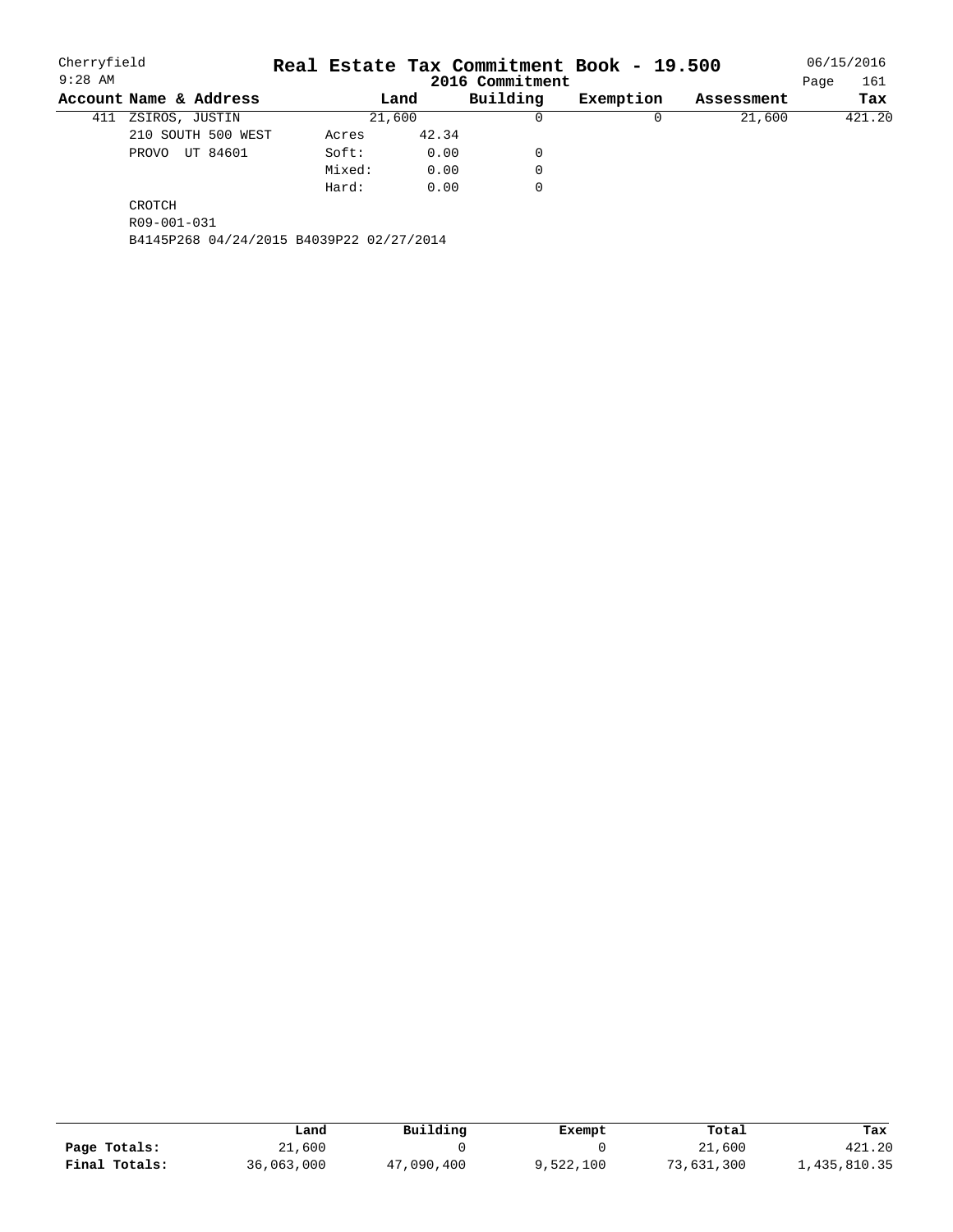# Real Estate Tax Commitment Book - 19.500

Cherryfield
9:28 AM
2016 Commitment
06/15/2016

| Account Name & Address | | Land | Building | Exemption | Assessment | Tax |
|---|---|---|---|---|---|---|
| 411 ZSIROS, JUSTIN | | 21,600 | 0 | 0 | 21,600 | 421.20 |
| 210 SOUTH 500 WEST | Acres | 42.34 | | | | |
| PROVO UT 84601 | Soft: | 0.00 | 0 | | | |
| | Mixed: | 0.00 | 0 | | | |
| | Hard: | 0.00 | 0 | | | |
| CROTCH | | | | | | |
| R09-001-031 | | | | | | |
| B4145P268 04/24/2015 B4039P22 02/27/2014 | | | | | | |

| | Land | Building | Exempt | Total | Tax |
|---|---|---|---|---|---|
| **Page Totals:** | 21,600 | 0 | 0 | 21,600 | 421.20 |
| **Final Totals:** | 36,063,000 | 47,090,400 | 9,522,100 | 73,631,300 | 1,435,810.35 |